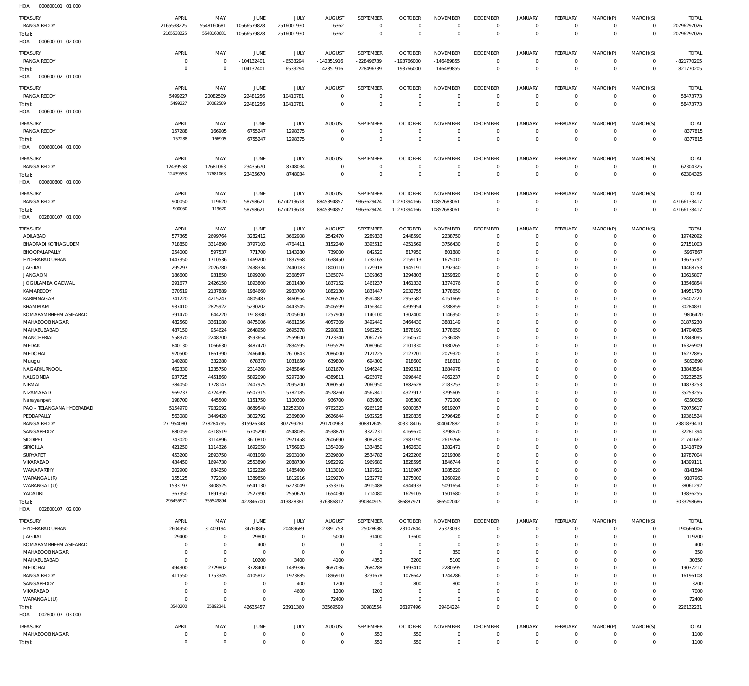HOA 000600101 01 000

| TREASURY | APRIL | MAY | JUNE | JULY | AUGUST | SEPTEMBER | OCTOBER | NOVEMBER | DECEMBER | JANUARY | FEBRUARY | MARCH(P) | MARCH(S) | TOTAL |
|---|---|---|---|---|---|---|---|---|---|---|---|---|---|---|
| RANGA REDDY | 2165538225 | 5548160681 | 10566579828 | 2516001930 | 16362 | 0 | 0 | 0 | 0 | 0 | 0 | 0 | 0 | 20796297026 |
| Total: | 2165538225 | 5548160681 | 10566579828 | 2516001930 | 16362 | 0 | 0 | 0 | 0 | 0 | 0 | 0 | 0 | 20796297026 |

HOA 000600101 02 000

| TREASURY | APRIL | MAY | JUNE | JULY | AUGUST | SEPTEMBER | OCTOBER | NOVEMBER | DECEMBER | JANUARY | FEBRUARY | MARCH(P) | MARCH(S) | TOTAL |
|---|---|---|---|---|---|---|---|---|---|---|---|---|---|---|
| RANGA REDDY | 0 | 0 | -104132401 | -6533294 | -142351916 | -228496739 | -193766000 | -146489855 | 0 | 0 | 0 | 0 | 0 | -821770205 |
| Total: | 0 | 0 | -104132401 | -6533294 | -142351916 | -228496739 | -193766000 | -146489855 | 0 | 0 | 0 | 0 | 0 | -821770205 |

HOA 000600102 01 000

| TREASURY | APRIL | MAY | JUNE | JULY | AUGUST | SEPTEMBER | OCTOBER | NOVEMBER | DECEMBER | JANUARY | FEBRUARY | MARCH(P) | MARCH(S) | TOTAL |
|---|---|---|---|---|---|---|---|---|---|---|---|---|---|---|
| RANGA REDDY | 5499227 | 20082509 | 22481256 | 10410781 | 0 | 0 | 0 | 0 | 0 | 0 | 0 | 0 | 0 | 58473773 |
| Total: | 5499227 | 20082509 | 22481256 | 10410781 | 0 | 0 | 0 | 0 | 0 | 0 | 0 | 0 | 0 | 58473773 |

HOA 000600103 01 000

| TREASURY | APRIL | MAY | JUNE | JULY | AUGUST | SEPTEMBER | OCTOBER | NOVEMBER | DECEMBER | JANUARY | FEBRUARY | MARCH(P) | MARCH(S) | TOTAL |
|---|---|---|---|---|---|---|---|---|---|---|---|---|---|---|
| RANGA REDDY | 157288 | 166905 | 6755247 | 1298375 | 0 | 0 | 0 | 0 | 0 | 0 | 0 | 0 | 0 | 8377815 |
| Total: | 157288 | 166905 | 6755247 | 1298375 | 0 | 0 | 0 | 0 | 0 | 0 | 0 | 0 | 0 | 8377815 |

HOA 000600104 01 000

| TREASURY | APRIL | MAY | JUNE | JULY | AUGUST | SEPTEMBER | OCTOBER | NOVEMBER | DECEMBER | JANUARY | FEBRUARY | MARCH(P) | MARCH(S) | TOTAL |
|---|---|---|---|---|---|---|---|---|---|---|---|---|---|---|
| RANGA REDDY | 12439558 | 17681063 | 23435670 | 8748034 | 0 | 0 | 0 | 0 | 0 | 0 | 0 | 0 | 0 | 62304325 |
| Total: | 12439558 | 17681063 | 23435670 | 8748034 | 0 | 0 | 0 | 0 | 0 | 0 | 0 | 0 | 0 | 62304325 |

HOA 000600800 01 000

| TREASURY | APRIL | MAY | JUNE | JULY | AUGUST | SEPTEMBER | OCTOBER | NOVEMBER | DECEMBER | JANUARY | FEBRUARY | MARCH(P) | MARCH(S) | TOTAL |
|---|---|---|---|---|---|---|---|---|---|---|---|---|---|---|
| RANGA REDDY | 900050 | 119620 | 58798621 | 6774213618 | 8845394857 | 9363629424 | 11270394166 | 10852683061 | 0 | 0 | 0 | 0 | 0 | 47166133417 |
| Total: | 900050 | 119620 | 58798621 | 6774213618 | 8845394857 | 9363629424 | 11270394166 | 10852683061 | 0 | 0 | 0 | 0 | 0 | 47166133417 |

HOA 002800107 01 000

| TREASURY | APRIL | MAY | JUNE | JULY | AUGUST | SEPTEMBER | OCTOBER | NOVEMBER | DECEMBER | JANUARY | FEBRUARY | MARCH(P) | MARCH(S) | TOTAL |
|---|---|---|---|---|---|---|---|---|---|---|---|---|---|---|
| ADILABAD | 577365 | 2699764 | 3282412 | 3662908 | 2542470 | 2289833 | 2448590 | 2238750 | 0 | 0 | 0 | 0 | 0 | 19742092 |
| BHADRADI KOTHAGUDEM | 718850 | 3314890 | 3797103 | 4764411 | 3152240 | 3395510 | 4251569 | 3756430 | 0 | 0 | 0 | 0 | 0 | 27151003 |
| BHOOPALAPALLY | 254000 | 597537 | 771700 | 1143280 | 739000 | 842520 | 817950 | 801880 | 0 | 0 | 0 | 0 | 0 | 5967867 |
| HYDERABAD URBAN | 1447350 | 1710536 | 1469200 | 1837968 | 1638450 | 1738165 | 2159113 | 1675010 | 0 | 0 | 0 | 0 | 0 | 13675792 |
| JAGTIAL | 295297 | 2026780 | 2438334 | 2440183 | 1800110 | 1729918 | 1945191 | 1792940 | 0 | 0 | 0 | 0 | 0 | 14468753 |
| JANGAON | 186600 | 931850 | 1899200 | 2368597 | 1365074 | 1309863 | 1294803 | 1259820 | 0 | 0 | 0 | 0 | 0 | 10615807 |
| JOGULAMBA GADWAL | 291677 | 2426150 | 1893800 | 2801430 | 1837152 | 1461237 | 1461332 | 1374076 | 0 | 0 | 0 | 0 | 0 | 13546854 |
| KAMAREDDY | 370519 | 2137889 | 1984660 | 2933700 | 1882130 | 1831447 | 2032755 | 1778650 | 0 | 0 | 0 | 0 | 0 | 14951750 |
| KARIMNAGAR | 741220 | 4215247 | 4805487 | 3460954 | 2486570 | 3592487 | 2953587 | 4151669 | 0 | 0 | 0 | 0 | 0 | 26407221 |
| KHAMMAM | 937410 | 2825922 | 5230202 | 4443545 | 4506599 | 4156340 | 4395954 | 3788859 | 0 | 0 | 0 | 0 | 0 | 30284831 |
| KOMARAMBHEEM ASIFABAD | 391470 | 644220 | 1918380 | 2005600 | 1257900 | 1140100 | 1302400 | 1146350 | 0 | 0 | 0 | 0 | 0 | 9806420 |
| MAHABOOBNAGAR | 482560 | 3361080 | 8475006 | 4661256 | 4057309 | 3492440 | 3464430 | 3881149 | 0 | 0 | 0 | 0 | 0 | 31875230 |
| MAHABUBABAD | 487150 | 954624 | 2648950 | 2695278 | 2298931 | 1962251 | 1878191 | 1778650 | 0 | 0 | 0 | 0 | 0 | 14704025 |
| MANCHERIAL | 558370 | 2248700 | 3593654 | 2559600 | 2123340 | 2062776 | 2160570 | 2536085 | 0 | 0 | 0 | 0 | 0 | 17843095 |
| MEDAK | 840130 | 1066630 | 3487470 | 2834595 | 1935529 | 2080960 | 2101330 | 1980265 | 0 | 0 | 0 | 0 | 0 | 16326909 |
| MEDCHAL | 920500 | 1861390 | 2466406 | 2610843 | 2086000 | 2121225 | 2127201 | 2079320 | 0 | 0 | 0 | 0 | 0 | 16272885 |
| Mulugu | 140280 | 332280 | 678370 | 1031650 | 639800 | 694300 | 918600 | 618610 | 0 | 0 | 0 | 0 | 0 | 5053890 |
| NAGARKURNOOL | 462330 | 1235750 | 2314260 | 2485846 | 1821670 | 1946240 | 1892510 | 1684978 | 0 | 0 | 0 | 0 | 0 | 13843584 |
| NALGONDA | 937725 | 4451860 | 5892090 | 5297280 | 4389811 | 4205076 | 3996446 | 4062237 | 0 | 0 | 0 | 0 | 0 | 33232525 |
| NIRMAL | 384050 | 1778147 | 2407975 | 2095200 | 2080550 | 2060950 | 1882628 | 2183753 | 0 | 0 | 0 | 0 | 0 | 14873253 |
| NIZAMABAD | 969737 | 4724395 | 6507315 | 5782185 | 4578260 | 4567841 | 4327917 | 3795605 | 0 | 0 | 0 | 0 | 0 | 35253255 |
| Narayanpet | 198700 | 445500 | 1151750 | 1100300 | 936700 | 839800 | 905300 | 772000 | 0 | 0 | 0 | 0 | 0 | 6350050 |
| PAO - TELANGANA HYDERABAD | 5154970 | 7932092 | 8689540 | 12252300 | 9762323 | 9265128 | 9200057 | 9819207 | 0 | 0 | 0 | 0 | 0 | 72075617 |
| PEDDAPALLY | 563080 | 3449420 | 3802792 | 2369800 | 2626644 | 1932525 | 1820835 | 2796428 | 0 | 0 | 0 | 0 | 0 | 19361524 |
| RANGA REDDY | 271954080 | 278284795 | 315926348 | 307799281 | 291700963 | 308812645 | 303318416 | 304042882 | 0 | 0 | 0 | 0 | 0 | 2381839410 |
| SANGAREDDY | 880059 | 4318519 | 6705290 | 4548085 | 4538870 | 3322231 | 4169670 | 3798670 | 0 | 0 | 0 | 0 | 0 | 32281394 |
| SIDDIPET | 743020 | 3114896 | 3610810 | 2971458 | 2606690 | 3087830 | 2987190 | 2619768 | 0 | 0 | 0 | 0 | 0 | 21741662 |
| SIRICILLA | 421250 | 1114326 | 1692050 | 1756983 | 1354209 | 1334850 | 1462630 | 1282471 | 0 | 0 | 0 | 0 | 0 | 10418769 |
| SURYAPET | 453200 | 2893750 | 4031060 | 2903100 | 2329600 | 2534782 | 2422206 | 2219306 | 0 | 0 | 0 | 0 | 0 | 19787004 |
| VIKARABAD | 434450 | 1694730 | 2553890 | 2088730 | 1982292 | 1969680 | 1828595 | 1846744 | 0 | 0 | 0 | 0 | 0 | 14399111 |
| WANAPARTHY | 202900 | 684250 | 1262226 | 1485400 | 1113010 | 1197621 | 1110967 | 1085220 | 0 | 0 | 0 | 0 | 0 | 8141594 |
| WARANGAL (R) | 155125 | 772100 | 1389850 | 1812916 | 1209270 | 1232776 | 1275000 | 1260926 | 0 | 0 | 0 | 0 | 0 | 9107963 |
| WARANGAL (U) | 1533197 | 3408525 | 6541130 | 6273049 | 5353316 | 4915488 | 4944933 | 5091654 | 0 | 0 | 0 | 0 | 0 | 38061292 |
| YADADRI | 367350 | 1891350 | 2527990 | 2550670 | 1654030 | 1714080 | 1629105 | 1501680 | 0 | 0 | 0 | 0 | 0 | 13836255 |
| Total: | 295455971 | 355549894 | 427846700 | 413828381 | 376386812 | 390840915 | 386887971 | 386502042 | 0 | 0 | 0 | 0 | 0 | 3033298686 |

HOA 002800107 02 000

| TREASURY | APRIL | MAY | JUNE | JULY | AUGUST | SEPTEMBER | OCTOBER | NOVEMBER | DECEMBER | JANUARY | FEBRUARY | MARCH(P) | MARCH(S) | TOTAL |
|---|---|---|---|---|---|---|---|---|---|---|---|---|---|---|
| HYDERABAD URBAN | 2604950 | 31409194 | 34760845 | 20489689 | 27891753 | 25028638 | 23107844 | 25373093 | 0 | 0 | 0 | 0 | 0 | 190666006 |
| JAGTIAL | 29400 | 0 | 29800 | 0 | 15000 | 31400 | 13600 | 0 | 0 | 0 | 0 | 0 | 0 | 119200 |
| KOMARAMBHEEM ASIFABAD | 0 | 0 | 400 | 0 | 0 | 0 | 0 | 0 | 0 | 0 | 0 | 0 | 0 | 400 |
| MAHABOOBNAGAR | 0 | 0 | 0 | 0 | 0 | 0 | 0 | 350 | 0 | 0 | 0 | 0 | 0 | 350 |
| MAHABUBABAD | 0 | 0 | 10200 | 3400 | 4100 | 4350 | 3200 | 5100 | 0 | 0 | 0 | 0 | 0 | 30350 |
| MEDCHAL | 494300 | 2729802 | 3728400 | 1439386 | 3687036 | 2684288 | 1993410 | 2280595 | 0 | 0 | 0 | 0 | 0 | 19037217 |
| RANGA REDDY | 411550 | 1753345 | 4105812 | 1973885 | 1896910 | 3231678 | 1078642 | 1744286 | 0 | 0 | 0 | 0 | 0 | 16196108 |
| SANGAREDDY | 0 | 0 | 0 | 400 | 1200 | 0 | 800 | 800 | 0 | 0 | 0 | 0 | 0 | 3200 |
| VIKARABAD | 0 | 0 | 0 | 4600 | 1200 | 1200 | 0 | 0 | 0 | 0 | 0 | 0 | 0 | 7000 |
| WARANGAL (U) | 0 | 0 | 0 | 0 | 72400 | 0 | 0 | 0 | 0 | 0 | 0 | 0 | 0 | 72400 |
| Total: | 3540200 | 35892341 | 42635457 | 23911360 | 33569599 | 30981554 | 26197496 | 29404224 | 0 | 0 | 0 | 0 | 0 | 226132231 |

HOA 002800107 03 000

| TREASURY | APRIL | MAY | JUNE | JULY | AUGUST | SEPTEMBER | OCTOBER | NOVEMBER | DECEMBER | JANUARY | FEBRUARY | MARCH(P) | MARCH(S) | TOTAL |
|---|---|---|---|---|---|---|---|---|---|---|---|---|---|---|
| MAHABOOBNAGAR | 0 | 0 | 0 | 0 | 0 | 550 | 550 | 0 | 0 | 0 | 0 | 0 | 0 | 1100 |
| Total: | 0 | 0 | 0 | 0 | 0 | 550 | 550 | 0 | 0 | 0 | 0 | 0 | 0 | 1100 |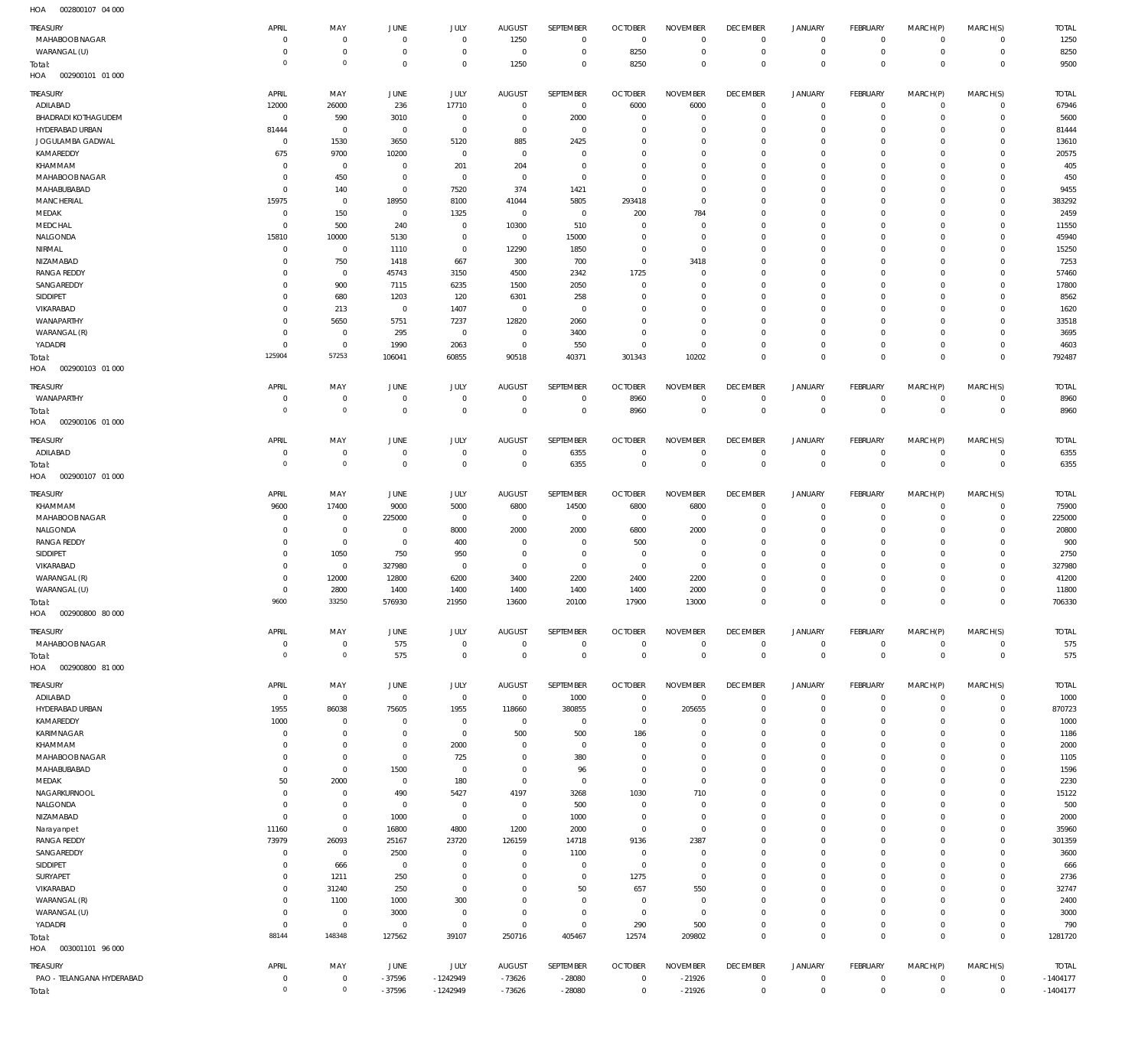HOA 002800107 04 000

| TREASURY | APRIL | MAY | JUNE | JULY | AUGUST | SEPTEMBER | OCTOBER | NOVEMBER | DECEMBER | JANUARY | FEBRUARY | MARCH(P) | MARCH(S) | TOTAL |
|---|---|---|---|---|---|---|---|---|---|---|---|---|---|---|
| MAHABOOB NAGAR | 0 | 0 | 0 | 0 | 1250 | 0 | 0 | 0 | 0 | 0 | 0 | 0 | 0 | 1250 |
| WARANGAL (U) | 0 | 0 | 0 | 0 | 0 | 0 | 8250 | 0 | 0 | 0 | 0 | 0 | 0 | 8250 |
| Total: | 0 | 0 | 0 | 0 | 1250 | 0 | 8250 | 0 | 0 | 0 | 0 | 0 | 0 | 9500 |

HOA 002900101 01 000

| TREASURY | APRIL | MAY | JUNE | JULY | AUGUST | SEPTEMBER | OCTOBER | NOVEMBER | DECEMBER | JANUARY | FEBRUARY | MARCH(P) | MARCH(S) | TOTAL |
|---|---|---|---|---|---|---|---|---|---|---|---|---|---|---|
| ADILABAD | 12000 | 26000 | 236 | 17710 | 0 | 0 | 6000 | 6000 | 0 | 0 | 0 | 0 | 0 | 67946 |
| BHADRADI KOTHAGUDEM | 0 | 590 | 3010 | 0 | 0 | 2000 | 0 | 0 | 0 | 0 | 0 | 0 | 0 | 5600 |
| HYDERABAD URBAN | 81444 | 0 | 0 | 0 | 0 | 0 | 0 | 0 | 0 | 0 | 0 | 0 | 0 | 81444 |
| JOGULAMBA GADWAL | 0 | 1530 | 3650 | 5120 | 885 | 2425 | 0 | 0 | 0 | 0 | 0 | 0 | 0 | 13610 |
| KAMAREDDY | 675 | 9700 | 10200 | 0 | 0 | 0 | 0 | 0 | 0 | 0 | 0 | 0 | 0 | 20575 |
| KHAMMAM | 0 | 0 | 0 | 201 | 204 | 0 | 0 | 0 | 0 | 0 | 0 | 0 | 0 | 405 |
| MAHABOOB NAGAR | 0 | 450 | 0 | 0 | 0 | 0 | 0 | 0 | 0 | 0 | 0 | 0 | 0 | 450 |
| MAHABUBABAD | 0 | 140 | 0 | 7520 | 374 | 1421 | 0 | 0 | 0 | 0 | 0 | 0 | 0 | 9455 |
| MANCHERIAL | 15975 | 0 | 18950 | 8100 | 41044 | 5805 | 293418 | 0 | 0 | 0 | 0 | 0 | 0 | 383292 |
| MEDAK | 0 | 150 | 0 | 1325 | 0 | 0 | 200 | 784 | 0 | 0 | 0 | 0 | 0 | 2459 |
| MEDCHAL | 0 | 500 | 240 | 0 | 10300 | 510 | 0 | 0 | 0 | 0 | 0 | 0 | 0 | 11550 |
| NALGONDA | 15810 | 10000 | 5130 | 0 | 0 | 15000 | 0 | 0 | 0 | 0 | 0 | 0 | 0 | 45940 |
| NIRMAL | 0 | 0 | 1110 | 0 | 12290 | 1850 | 0 | 0 | 0 | 0 | 0 | 0 | 0 | 15250 |
| NIZAMABAD | 0 | 750 | 1418 | 667 | 300 | 700 | 0 | 3418 | 0 | 0 | 0 | 0 | 0 | 7253 |
| RANGA REDDY | 0 | 0 | 45743 | 3150 | 4500 | 2342 | 1725 | 0 | 0 | 0 | 0 | 0 | 0 | 57460 |
| SANGAREDDY | 0 | 900 | 7115 | 6235 | 1500 | 2050 | 0 | 0 | 0 | 0 | 0 | 0 | 0 | 17800 |
| SIDDIPET | 0 | 680 | 1203 | 120 | 6301 | 258 | 0 | 0 | 0 | 0 | 0 | 0 | 0 | 8562 |
| VIKARABAD | 0 | 213 | 0 | 1407 | 0 | 0 | 0 | 0 | 0 | 0 | 0 | 0 | 0 | 1620 |
| WANAPARTHY | 0 | 5650 | 5751 | 7237 | 12820 | 2060 | 0 | 0 | 0 | 0 | 0 | 0 | 0 | 33518 |
| WARANGAL (R) | 0 | 0 | 295 | 0 | 0 | 3400 | 0 | 0 | 0 | 0 | 0 | 0 | 0 | 3695 |
| YADADRI | 0 | 0 | 1990 | 2063 | 0 | 550 | 0 | 0 | 0 | 0 | 0 | 0 | 0 | 4603 |
| Total: | 125904 | 57253 | 106041 | 60855 | 90518 | 40371 | 301343 | 10202 | 0 | 0 | 0 | 0 | 0 | 792487 |

HOA 002900103 01 000

| TREASURY | APRIL | MAY | JUNE | JULY | AUGUST | SEPTEMBER | OCTOBER | NOVEMBER | DECEMBER | JANUARY | FEBRUARY | MARCH(P) | MARCH(S) | TOTAL |
|---|---|---|---|---|---|---|---|---|---|---|---|---|---|---|
| WANAPARTHY | 0 | 0 | 0 | 0 | 0 | 0 | 8960 | 0 | 0 | 0 | 0 | 0 | 0 | 8960 |
| Total: | 0 | 0 | 0 | 0 | 0 | 0 | 8960 | 0 | 0 | 0 | 0 | 0 | 0 | 8960 |

HOA 002900106 01 000

| TREASURY | APRIL | MAY | JUNE | JULY | AUGUST | SEPTEMBER | OCTOBER | NOVEMBER | DECEMBER | JANUARY | FEBRUARY | MARCH(P) | MARCH(S) | TOTAL |
|---|---|---|---|---|---|---|---|---|---|---|---|---|---|---|
| ADILABAD | 0 | 0 | 0 | 0 | 0 | 6355 | 0 | 0 | 0 | 0 | 0 | 0 | 0 | 6355 |
| Total: | 0 | 0 | 0 | 0 | 0 | 6355 | 0 | 0 | 0 | 0 | 0 | 0 | 0 | 6355 |

HOA 002900107 01 000

| TREASURY | APRIL | MAY | JUNE | JULY | AUGUST | SEPTEMBER | OCTOBER | NOVEMBER | DECEMBER | JANUARY | FEBRUARY | MARCH(P) | MARCH(S) | TOTAL |
|---|---|---|---|---|---|---|---|---|---|---|---|---|---|---|
| KHAMMAM | 9600 | 17400 | 9000 | 5000 | 6800 | 14500 | 6800 | 6800 | 0 | 0 | 0 | 0 | 0 | 75900 |
| MAHABOOB NAGAR | 0 | 0 | 225000 | 0 | 0 | 0 | 0 | 0 | 0 | 0 | 0 | 0 | 0 | 225000 |
| NALGONDA | 0 | 0 | 0 | 8000 | 2000 | 2000 | 6800 | 2000 | 0 | 0 | 0 | 0 | 0 | 20800 |
| RANGA REDDY | 0 | 0 | 0 | 400 | 0 | 0 | 500 | 0 | 0 | 0 | 0 | 0 | 0 | 900 |
| SIDDIPET | 0 | 1050 | 750 | 950 | 0 | 0 | 0 | 0 | 0 | 0 | 0 | 0 | 0 | 2750 |
| VIKARABAD | 0 | 0 | 327980 | 0 | 0 | 0 | 0 | 0 | 0 | 0 | 0 | 0 | 0 | 327980 |
| WARANGAL (R) | 0 | 12000 | 12800 | 6200 | 3400 | 2200 | 2400 | 2200 | 0 | 0 | 0 | 0 | 0 | 41200 |
| WARANGAL (U) | 0 | 2800 | 1400 | 1400 | 1400 | 1400 | 1400 | 2000 | 0 | 0 | 0 | 0 | 0 | 11800 |
| Total: | 9600 | 33250 | 576930 | 21950 | 13600 | 20100 | 17900 | 13000 | 0 | 0 | 0 | 0 | 0 | 706330 |

HOA 002900800 80 000

| TREASURY | APRIL | MAY | JUNE | JULY | AUGUST | SEPTEMBER | OCTOBER | NOVEMBER | DECEMBER | JANUARY | FEBRUARY | MARCH(P) | MARCH(S) | TOTAL |
|---|---|---|---|---|---|---|---|---|---|---|---|---|---|---|
| MAHABOOB NAGAR | 0 | 0 | 575 | 0 | 0 | 0 | 0 | 0 | 0 | 0 | 0 | 0 | 0 | 575 |
| Total: | 0 | 0 | 575 | 0 | 0 | 0 | 0 | 0 | 0 | 0 | 0 | 0 | 0 | 575 |

HOA 002900800 81 000

| TREASURY | APRIL | MAY | JUNE | JULY | AUGUST | SEPTEMBER | OCTOBER | NOVEMBER | DECEMBER | JANUARY | FEBRUARY | MARCH(P) | MARCH(S) | TOTAL |
|---|---|---|---|---|---|---|---|---|---|---|---|---|---|---|
| ADILABAD | 0 | 0 | 0 | 0 | 0 | 1000 | 0 | 0 | 0 | 0 | 0 | 0 | 0 | 1000 |
| HYDERABAD URBAN | 1955 | 86038 | 75605 | 1955 | 118660 | 380855 | 0 | 205655 | 0 | 0 | 0 | 0 | 0 | 870723 |
| KAMAREDDY | 1000 | 0 | 0 | 0 | 0 | 0 | 0 | 0 | 0 | 0 | 0 | 0 | 0 | 1000 |
| KARIMNAGAR | 0 | 0 | 0 | 0 | 500 | 500 | 186 | 0 | 0 | 0 | 0 | 0 | 0 | 1186 |
| KHAMMAM | 0 | 0 | 0 | 2000 | 0 | 0 | 0 | 0 | 0 | 0 | 0 | 0 | 0 | 2000 |
| MAHABOOB NAGAR | 0 | 0 | 0 | 725 | 0 | 380 | 0 | 0 | 0 | 0 | 0 | 0 | 0 | 1105 |
| MAHABUBABAD | 0 | 0 | 1500 | 0 | 0 | 96 | 0 | 0 | 0 | 0 | 0 | 0 | 0 | 1596 |
| MEDAK | 50 | 2000 | 0 | 180 | 0 | 0 | 0 | 0 | 0 | 0 | 0 | 0 | 0 | 2230 |
| NAGARKURNOOL | 0 | 0 | 490 | 5427 | 4197 | 3268 | 1030 | 710 | 0 | 0 | 0 | 0 | 0 | 15122 |
| NALGONDA | 0 | 0 | 0 | 0 | 0 | 500 | 0 | 0 | 0 | 0 | 0 | 0 | 0 | 500 |
| NIZAMABAD | 0 | 0 | 1000 | 0 | 0 | 1000 | 0 | 0 | 0 | 0 | 0 | 0 | 0 | 2000 |
| Narayanpet | 11160 | 0 | 16800 | 4800 | 1200 | 2000 | 0 | 0 | 0 | 0 | 0 | 0 | 0 | 35960 |
| RANGA REDDY | 73979 | 26093 | 25167 | 23720 | 126159 | 14718 | 9136 | 2387 | 0 | 0 | 0 | 0 | 0 | 301359 |
| SANGAREDDY | 0 | 0 | 2500 | 0 | 0 | 1100 | 0 | 0 | 0 | 0 | 0 | 0 | 0 | 3600 |
| SIDDIPET | 0 | 666 | 0 | 0 | 0 | 0 | 0 | 0 | 0 | 0 | 0 | 0 | 0 | 666 |
| SURYAPET | 0 | 1211 | 250 | 0 | 0 | 0 | 1275 | 0 | 0 | 0 | 0 | 0 | 0 | 2736 |
| VIKARABAD | 0 | 31240 | 250 | 0 | 0 | 50 | 657 | 550 | 0 | 0 | 0 | 0 | 0 | 32747 |
| WARANGAL (R) | 0 | 1100 | 1000 | 300 | 0 | 0 | 0 | 0 | 0 | 0 | 0 | 0 | 0 | 2400 |
| WARANGAL (U) | 0 | 0 | 3000 | 0 | 0 | 0 | 0 | 0 | 0 | 0 | 0 | 0 | 0 | 3000 |
| YADADRI | 0 | 0 | 0 | 0 | 0 | 0 | 290 | 500 | 0 | 0 | 0 | 0 | 0 | 790 |
| Total: | 88144 | 148348 | 127562 | 39107 | 250716 | 405467 | 12574 | 209802 | 0 | 0 | 0 | 0 | 0 | 1281720 |

HOA 003001101 96 000

| TREASURY | APRIL | MAY | JUNE | JULY | AUGUST | SEPTEMBER | OCTOBER | NOVEMBER | DECEMBER | JANUARY | FEBRUARY | MARCH(P) | MARCH(S) | TOTAL |
|---|---|---|---|---|---|---|---|---|---|---|---|---|---|---|
| PAO - TELANGANA HYDERABAD | 0 | 0 | - 37596 | - 1242949 | - 73626 | - 28080 | 0 | - 21926 | 0 | 0 | 0 | 0 | 0 | - 1404177 |
| Total: | 0 | 0 | - 37596 | - 1242949 | - 73626 | - 28080 | 0 | - 21926 | 0 | 0 | 0 | 0 | 0 | - 1404177 |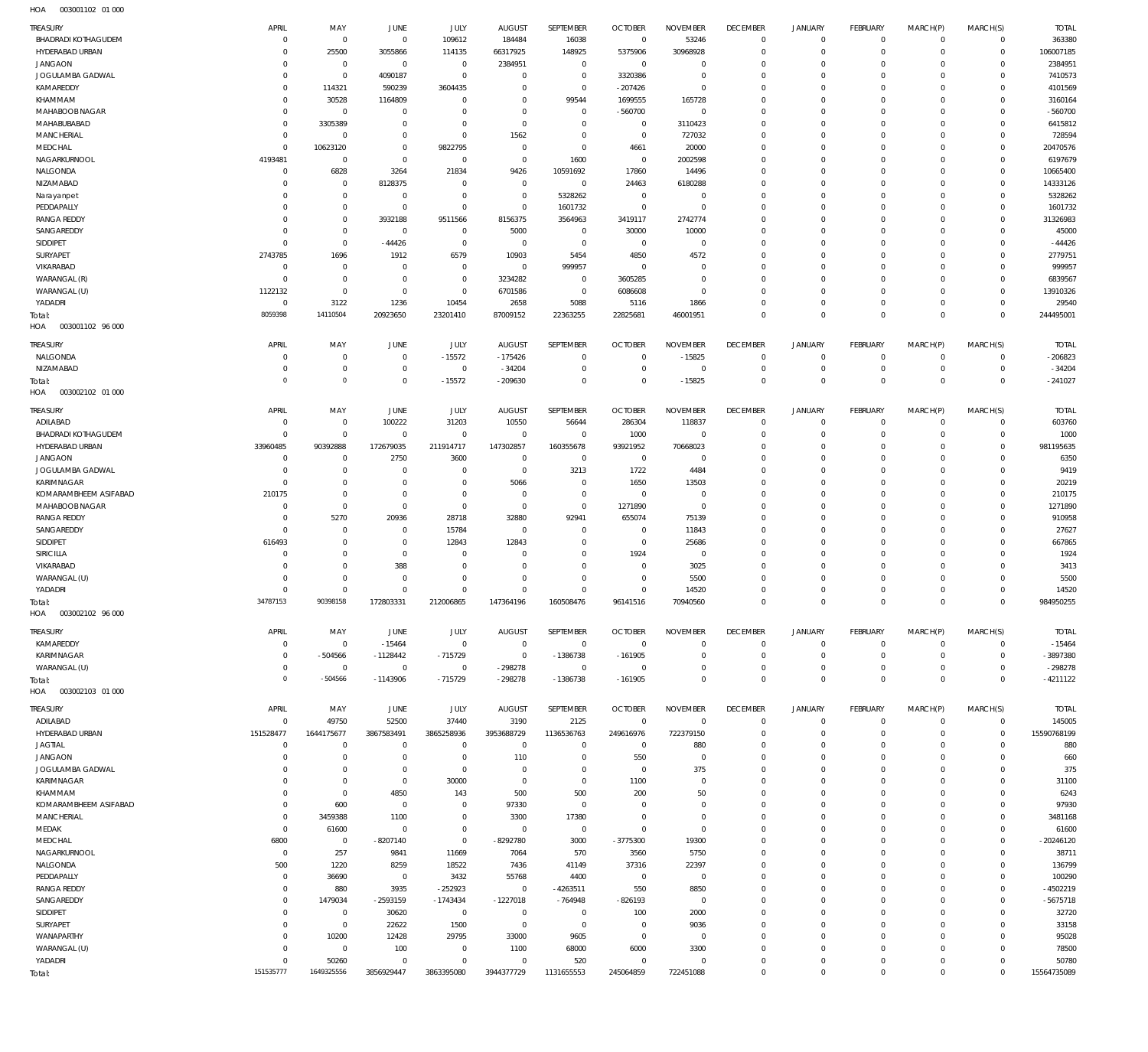HOA 003001102 01 000

| TREASURY | APRIL | MAY | JUNE | JULY | AUGUST | SEPTEMBER | OCTOBER | NOVEMBER | DECEMBER | JANUARY | FEBRUARY | MARCH(P) | MARCH(S) | TOTAL |
|---|---|---|---|---|---|---|---|---|---|---|---|---|---|---|
| BHADRADI KOTHAGUDEM | 0 | 0 | 0 | 109612 | 184484 | 16038 | 0 | 53246 | 0 | 0 | 0 | 0 | 0 | 363380 |
| HYDERABAD URBAN | 0 | 25500 | 3055866 | 114135 | 66317925 | 148925 | 5375906 | 30968928 | 0 | 0 | 0 | 0 | 0 | 106007185 |
| JANGAON | 0 | 0 | 0 | 0 | 2384951 | 0 | 0 | 0 | 0 | 0 | 0 | 0 | 0 | 2384951 |
| JOGULAMBA GADWAL | 0 | 0 | 4090187 | 0 | 0 | 0 | 3320386 | 0 | 0 | 0 | 0 | 0 | 0 | 7410573 |
| KAMAREDDY | 0 | 114321 | 590239 | 3604435 | 0 | 0 | -207426 | 0 | 0 | 0 | 0 | 0 | 0 | 4101569 |
| KHAMMAM | 0 | 30528 | 1164809 | 0 | 0 | 99544 | 1699555 | 165728 | 0 | 0 | 0 | 0 | 0 | 3160164 |
| MAHABOOB NAGAR | 0 | 0 | 0 | 0 | 0 | 0 | -560700 | 0 | 0 | 0 | 0 | 0 | 0 | -560700 |
| MAHABUBABAD | 0 | 3305389 | 0 | 0 | 0 | 0 | 0 | 3110423 | 0 | 0 | 0 | 0 | 0 | 6415812 |
| MANCHERIAL | 0 | 0 | 0 | 0 | 1562 | 0 | 0 | 727032 | 0 | 0 | 0 | 0 | 0 | 728594 |
| MEDCHAL | 0 | 10623120 | 0 | 9822795 | 0 | 0 | 4661 | 20000 | 0 | 0 | 0 | 0 | 0 | 20470576 |
| NAGARKURNOOL | 4193481 | 0 | 0 | 0 | 0 | 1600 | 0 | 2002598 | 0 | 0 | 0 | 0 | 0 | 6197679 |
| NALGONDA | 0 | 6828 | 3264 | 21834 | 9426 | 10591692 | 17860 | 14496 | 0 | 0 | 0 | 0 | 0 | 10665400 |
| NIZAMABAD | 0 | 0 | 8128375 | 0 | 0 | 0 | 24463 | 6180288 | 0 | 0 | 0 | 0 | 0 | 14333126 |
| Narayanpet | 0 | 0 | 0 | 0 | 0 | 5328262 | 0 | 0 | 0 | 0 | 0 | 0 | 0 | 5328262 |
| PEDDAPALLY | 0 | 0 | 0 | 0 | 0 | 1601732 | 0 | 0 | 0 | 0 | 0 | 0 | 0 | 1601732 |
| RANGA REDDY | 0 | 0 | 3932188 | 9511566 | 8156375 | 3564963 | 3419117 | 2742774 | 0 | 0 | 0 | 0 | 0 | 31326983 |
| SANGAREDDY | 0 | 0 | 0 | 0 | 5000 | 0 | 30000 | 10000 | 0 | 0 | 0 | 0 | 0 | 45000 |
| SIDDIPET | 0 | 0 | -44426 | 0 | 0 | 0 | 0 | 0 | 0 | 0 | 0 | 0 | 0 | -44426 |
| SURYAPET | 2743785 | 1696 | 1912 | 6579 | 10903 | 5454 | 4850 | 4572 | 0 | 0 | 0 | 0 | 0 | 2779751 |
| VIKARABAD | 0 | 0 | 0 | 0 | 0 | 999957 | 0 | 0 | 0 | 0 | 0 | 0 | 0 | 999957 |
| WARANGAL (R) | 0 | 0 | 0 | 0 | 3234282 | 0 | 3605285 | 0 | 0 | 0 | 0 | 0 | 0 | 6839567 |
| WARANGAL (U) | 1122132 | 0 | 0 | 0 | 6701586 | 0 | 6086608 | 0 | 0 | 0 | 0 | 0 | 0 | 13910326 |
| YADADRI | 0 | 3122 | 1236 | 10454 | 2658 | 5088 | 5116 | 1866 | 0 | 0 | 0 | 0 | 0 | 29540 |
| Total: | 8059398 | 14110504 | 20923650 | 23201410 | 87009152 | 22363255 | 22825681 | 46001951 | 0 | 0 | 0 | 0 | 0 | 244495001 |

HOA 003001102 96 000

| TREASURY | APRIL | MAY | JUNE | JULY | AUGUST | SEPTEMBER | OCTOBER | NOVEMBER | DECEMBER | JANUARY | FEBRUARY | MARCH(P) | MARCH(S) | TOTAL |
|---|---|---|---|---|---|---|---|---|---|---|---|---|---|---|
| NALGONDA | 0 | 0 | 0 | -15572 | -175426 | 0 | 0 | -15825 | 0 | 0 | 0 | 0 | 0 | -206823 |
| NIZAMABAD | 0 | 0 | 0 | 0 | -34204 | 0 | 0 | 0 | 0 | 0 | 0 | 0 | 0 | -34204 |
| Total: | 0 | 0 | 0 | -15572 | -209630 | 0 | 0 | -15825 | 0 | 0 | 0 | 0 | 0 | -241027 |

HOA 003002102 01 000

| TREASURY | APRIL | MAY | JUNE | JULY | AUGUST | SEPTEMBER | OCTOBER | NOVEMBER | DECEMBER | JANUARY | FEBRUARY | MARCH(P) | MARCH(S) | TOTAL |
|---|---|---|---|---|---|---|---|---|---|---|---|---|---|---|
| ADILABAD | 0 | 0 | 100222 | 31203 | 10550 | 56644 | 286304 | 118837 | 0 | 0 | 0 | 0 | 0 | 603760 |
| BHADRADI KOTHAGUDEM | 0 | 0 | 0 | 0 | 0 | 0 | 1000 | 0 | 0 | 0 | 0 | 0 | 0 | 1000 |
| HYDERABAD URBAN | 33960485 | 90392888 | 172679035 | 211914717 | 147302857 | 160355678 | 93921952 | 70668023 | 0 | 0 | 0 | 0 | 0 | 981195635 |
| JANGAON | 0 | 0 | 2750 | 3600 | 0 | 0 | 0 | 0 | 0 | 0 | 0 | 0 | 0 | 6350 |
| JOGULAMBA GADWAL | 0 | 0 | 0 | 0 | 0 | 3213 | 1722 | 4484 | 0 | 0 | 0 | 0 | 0 | 9419 |
| KARIMNAGAR | 0 | 0 | 0 | 0 | 5066 | 0 | 1650 | 13503 | 0 | 0 | 0 | 0 | 0 | 20219 |
| KOMARAMBHEEM ASIFABAD | 210175 | 0 | 0 | 0 | 0 | 0 | 0 | 0 | 0 | 0 | 0 | 0 | 0 | 210175 |
| MAHABOOB NAGAR | 0 | 0 | 0 | 0 | 0 | 0 | 1271890 | 0 | 0 | 0 | 0 | 0 | 0 | 1271890 |
| RANGA REDDY | 0 | 5270 | 20936 | 28718 | 32880 | 92941 | 655074 | 75139 | 0 | 0 | 0 | 0 | 0 | 910958 |
| SANGAREDDY | 0 | 0 | 0 | 15784 | 0 | 0 | 0 | 11843 | 0 | 0 | 0 | 0 | 0 | 27627 |
| SIDDIPET | 616493 | 0 | 0 | 12843 | 12843 | 0 | 0 | 25686 | 0 | 0 | 0 | 0 | 0 | 667865 |
| SIRICILLA | 0 | 0 | 0 | 0 | 0 | 0 | 1924 | 0 | 0 | 0 | 0 | 0 | 0 | 1924 |
| VIKARABAD | 0 | 0 | 388 | 0 | 0 | 0 | 0 | 3025 | 0 | 0 | 0 | 0 | 0 | 3413 |
| WARANGAL (U) | 0 | 0 | 0 | 0 | 0 | 0 | 0 | 5500 | 0 | 0 | 0 | 0 | 0 | 5500 |
| YADADRI | 0 | 0 | 0 | 0 | 0 | 0 | 0 | 14520 | 0 | 0 | 0 | 0 | 0 | 14520 |
| Total: | 34787153 | 90398158 | 172803331 | 212006865 | 147364196 | 160508476 | 96141516 | 70940560 | 0 | 0 | 0 | 0 | 0 | 984950255 |

HOA 003002102 96 000

| TREASURY | APRIL | MAY | JUNE | JULY | AUGUST | SEPTEMBER | OCTOBER | NOVEMBER | DECEMBER | JANUARY | FEBRUARY | MARCH(P) | MARCH(S) | TOTAL |
|---|---|---|---|---|---|---|---|---|---|---|---|---|---|---|
| KAMAREDDY | 0 | 0 | -15464 | 0 | 0 | 0 | 0 | 0 | 0 | 0 | 0 | 0 | 0 | -15464 |
| KARIMNAGAR | 0 | -504566 | -1128442 | -715729 | 0 | -1386738 | -161905 | 0 | 0 | 0 | 0 | 0 | 0 | -3897380 |
| WARANGAL (U) | 0 | 0 | 0 | 0 | -298278 | 0 | 0 | 0 | 0 | 0 | 0 | 0 | 0 | -298278 |
| Total: | 0 | -504566 | -1143906 | -715729 | -298278 | -1386738 | -161905 | 0 | 0 | 0 | 0 | 0 | 0 | -4211122 |

HOA 003002103 01 000

| TREASURY | APRIL | MAY | JUNE | JULY | AUGUST | SEPTEMBER | OCTOBER | NOVEMBER | DECEMBER | JANUARY | FEBRUARY | MARCH(P) | MARCH(S) | TOTAL |
|---|---|---|---|---|---|---|---|---|---|---|---|---|---|---|
| ADILABAD | 0 | 49750 | 52500 | 37440 | 3190 | 2125 | 0 | 0 | 0 | 0 | 0 | 0 | 0 | 145005 |
| HYDERABAD URBAN | 151528477 | 1644175677 | 3867583491 | 3865258936 | 3953688729 | 1136536763 | 249616976 | 722379150 | 0 | 0 | 0 | 0 | 0 | 15590768199 |
| JAGTIAL | 0 | 0 | 0 | 0 | 0 | 0 | 0 | 880 | 0 | 0 | 0 | 0 | 0 | 880 |
| JANGAON | 0 | 0 | 0 | 0 | 110 | 0 | 550 | 0 | 0 | 0 | 0 | 0 | 0 | 660 |
| JOGULAMBA GADWAL | 0 | 0 | 0 | 0 | 0 | 0 | 0 | 375 | 0 | 0 | 0 | 0 | 0 | 375 |
| KARIMNAGAR | 0 | 0 | 0 | 30000 | 0 | 0 | 1100 | 0 | 0 | 0 | 0 | 0 | 0 | 31100 |
| KHAMMAM | 0 | 0 | 4850 | 143 | 500 | 500 | 200 | 50 | 0 | 0 | 0 | 0 | 0 | 6243 |
| KOMARAMBHEEM ASIFABAD | 0 | 600 | 0 | 0 | 97330 | 0 | 0 | 0 | 0 | 0 | 0 | 0 | 0 | 97930 |
| MANCHERIAL | 0 | 3459388 | 1100 | 0 | 3300 | 17380 | 0 | 0 | 0 | 0 | 0 | 0 | 0 | 3481168 |
| MEDAK | 0 | 61600 | 0 | 0 | 0 | 0 | 0 | 0 | 0 | 0 | 0 | 0 | 0 | 61600 |
| MEDCHAL | 6800 | 0 | -8207140 | 0 | -8292780 | 3000 | -3775300 | 19300 | 0 | 0 | 0 | 0 | 0 | -20246120 |
| NAGARKURNOOL | 0 | 257 | 9841 | 11669 | 7064 | 570 | 3560 | 5750 | 0 | 0 | 0 | 0 | 0 | 38711 |
| NALGONDA | 500 | 1220 | 8259 | 18522 | 7436 | 41149 | 37316 | 22397 | 0 | 0 | 0 | 0 | 0 | 136799 |
| PEDDAPALLY | 0 | 36690 | 0 | 3432 | 55768 | 4400 | 0 | 0 | 0 | 0 | 0 | 0 | 0 | 100290 |
| RANGA REDDY | 0 | 880 | 3935 | -252923 | 0 | -4263511 | 550 | 8850 | 0 | 0 | 0 | 0 | 0 | -4502219 |
| SANGAREDDY | 0 | 1479034 | -2593159 | -1743434 | -1227018 | -764948 | -826193 | 0 | 0 | 0 | 0 | 0 | 0 | -5675718 |
| SIDDIPET | 0 | 0 | 30620 | 0 | 0 | 0 | 100 | 2000 | 0 | 0 | 0 | 0 | 0 | 32720 |
| SURYAPET | 0 | 0 | 22622 | 1500 | 0 | 0 | 0 | 9036 | 0 | 0 | 0 | 0 | 0 | 33158 |
| WANAPARTHY | 0 | 10200 | 12428 | 29795 | 33000 | 9605 | 0 | 0 | 0 | 0 | 0 | 0 | 0 | 95028 |
| WARANGAL (U) | 0 | 0 | 100 | 0 | 1100 | 68000 | 6000 | 3300 | 0 | 0 | 0 | 0 | 0 | 78500 |
| YADADRI | 0 | 50260 | 0 | 0 | 0 | 520 | 0 | 0 | 0 | 0 | 0 | 0 | 0 | 50780 |
| Total: | 151535777 | 1649325556 | 3856929447 | 3863395080 | 3944377729 | 1131655553 | 245064859 | 722451088 | 0 | 0 | 0 | 0 | 0 | 15564735089 |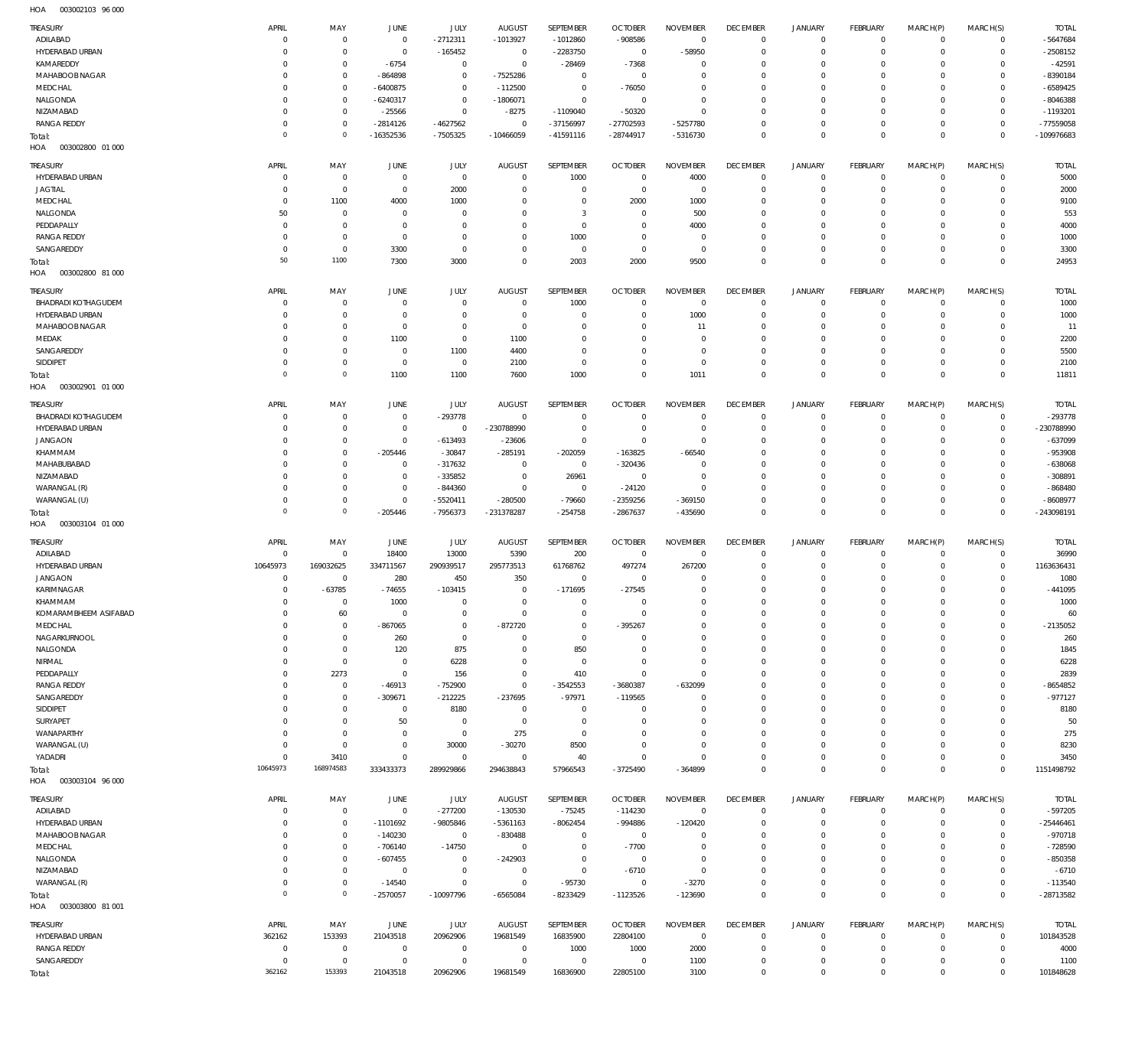HOA 003002103 96 000

| TREASURY | APRIL | MAY | JUNE | JULY | AUGUST | SEPTEMBER | OCTOBER | NOVEMBER | DECEMBER | JANUARY | FEBRUARY | MARCH(P) | MARCH(S) | TOTAL |
|---|---|---|---|---|---|---|---|---|---|---|---|---|---|---|
| ADILABAD | 0 | 0 | 0 | -2712311 | -1013927 | -1012860 | -908586 | 0 | 0 | 0 | 0 | 0 | 0 | -5647684 |
| HYDERABAD URBAN | 0 | 0 | 0 | -165452 | 0 | -2283750 | 0 | -58950 | 0 | 0 | 0 | 0 | 0 | -2508152 |
| KAMAREDDY | 0 | 0 | -6754 | 0 | 0 | -28469 | -7368 | 0 | 0 | 0 | 0 | 0 | 0 | -42591 |
| MAHABOOB NAGAR | 0 | 0 | -864898 | 0 | -7525286 | 0 | 0 | 0 | 0 | 0 | 0 | 0 | 0 | -8390184 |
| MEDCHAL | 0 | 0 | -6400875 | 0 | -112500 | 0 | -76050 | 0 | 0 | 0 | 0 | 0 | 0 | -6589425 |
| NALGONDA | 0 | 0 | -6240317 | 0 | -1806071 | 0 | 0 | 0 | 0 | 0 | 0 | 0 | 0 | -8046388 |
| NIZAMABAD | 0 | 0 | -25566 | 0 | -8275 | -1109040 | -50320 | 0 | 0 | 0 | 0 | 0 | 0 | -1193201 |
| RANGA REDDY | 0 | 0 | -2814126 | -4627562 | 0 | -37156997 | -27702593 | -5257780 | 0 | 0 | 0 | 0 | 0 | -77559058 |
| Total: | 0 | 0 | -16352536 | -7505325 | -10466059 | -41591116 | -28744917 | -5316730 | 0 | 0 | 0 | 0 | 0 | -109976683 |

HOA 003002800 01 000

| TREASURY | APRIL | MAY | JUNE | JULY | AUGUST | SEPTEMBER | OCTOBER | NOVEMBER | DECEMBER | JANUARY | FEBRUARY | MARCH(P) | MARCH(S) | TOTAL |
|---|---|---|---|---|---|---|---|---|---|---|---|---|---|---|
| HYDERABAD URBAN | 0 | 0 | 0 | 0 | 0 | 1000 | 0 | 4000 | 0 | 0 | 0 | 0 | 0 | 5000 |
| JAGTIAL | 0 | 0 | 0 | 2000 | 0 | 0 | 0 | 0 | 0 | 0 | 0 | 0 | 0 | 2000 |
| MEDCHAL | 0 | 1100 | 4000 | 1000 | 0 | 0 | 2000 | 1000 | 0 | 0 | 0 | 0 | 0 | 9100 |
| NALGONDA | 50 | 0 | 0 | 0 | 0 | 3 | 0 | 500 | 0 | 0 | 0 | 0 | 0 | 553 |
| PEDDAPALLY | 0 | 0 | 0 | 0 | 0 | 0 | 0 | 4000 | 0 | 0 | 0 | 0 | 0 | 4000 |
| RANGA REDDY | 0 | 0 | 0 | 0 | 0 | 1000 | 0 | 0 | 0 | 0 | 0 | 0 | 0 | 1000 |
| SANGAREDDY | 0 | 0 | 3300 | 0 | 0 | 0 | 0 | 0 | 0 | 0 | 0 | 0 | 0 | 3300 |
| Total: | 50 | 1100 | 7300 | 3000 | 0 | 2003 | 2000 | 9500 | 0 | 0 | 0 | 0 | 0 | 24953 |

HOA 003002800 81 000

| TREASURY | APRIL | MAY | JUNE | JULY | AUGUST | SEPTEMBER | OCTOBER | NOVEMBER | DECEMBER | JANUARY | FEBRUARY | MARCH(P) | MARCH(S) | TOTAL |
|---|---|---|---|---|---|---|---|---|---|---|---|---|---|---|
| BHADRADI KOTHAGUDEM | 0 | 0 | 0 | 0 | 0 | 1000 | 0 | 0 | 0 | 0 | 0 | 0 | 0 | 1000 |
| HYDERABAD URBAN | 0 | 0 | 0 | 0 | 0 | 0 | 0 | 1000 | 0 | 0 | 0 | 0 | 0 | 1000 |
| MAHABOOB NAGAR | 0 | 0 | 0 | 0 | 0 | 0 | 0 | 11 | 0 | 0 | 0 | 0 | 0 | 11 |
| MEDAK | 0 | 0 | 1100 | 0 | 1100 | 0 | 0 | 0 | 0 | 0 | 0 | 0 | 0 | 2200 |
| SANGAREDDY | 0 | 0 | 0 | 1100 | 4400 | 0 | 0 | 0 | 0 | 0 | 0 | 0 | 0 | 5500 |
| SIDDIPET | 0 | 0 | 0 | 0 | 2100 | 0 | 0 | 0 | 0 | 0 | 0 | 0 | 0 | 2100 |
| Total: | 0 | 0 | 1100 | 1100 | 7600 | 1000 | 0 | 1011 | 0 | 0 | 0 | 0 | 0 | 11811 |

HOA 003002901 01 000

| TREASURY | APRIL | MAY | JUNE | JULY | AUGUST | SEPTEMBER | OCTOBER | NOVEMBER | DECEMBER | JANUARY | FEBRUARY | MARCH(P) | MARCH(S) | TOTAL |
|---|---|---|---|---|---|---|---|---|---|---|---|---|---|---|
| BHADRADI KOTHAGUDEM | 0 | 0 | 0 | -293778 | 0 | 0 | 0 | 0 | 0 | 0 | 0 | 0 | 0 | -293778 |
| HYDERABAD URBAN | 0 | 0 | 0 | 0 | -230788990 | 0 | 0 | 0 | 0 | 0 | 0 | 0 | 0 | -230788990 |
| JANGAON | 0 | 0 | 0 | -613493 | -23606 | 0 | 0 | 0 | 0 | 0 | 0 | 0 | 0 | -637099 |
| KHAMMAM | 0 | 0 | -205446 | -30847 | -285191 | -202059 | -163825 | -66540 | 0 | 0 | 0 | 0 | 0 | -953908 |
| MAHABUBABAD | 0 | 0 | 0 | -317632 | 0 | 0 | -320436 | 0 | 0 | 0 | 0 | 0 | 0 | -638068 |
| NIZAMABAD | 0 | 0 | 0 | -335852 | 0 | 26961 | 0 | 0 | 0 | 0 | 0 | 0 | 0 | -308891 |
| WARANGAL (R) | 0 | 0 | 0 | -844360 | 0 | 0 | -24120 | 0 | 0 | 0 | 0 | 0 | 0 | -868480 |
| WARANGAL (U) | 0 | 0 | 0 | -5520411 | -280500 | -79660 | -2359256 | -369150 | 0 | 0 | 0 | 0 | 0 | -8608977 |
| Total: | 0 | 0 | -205446 | -7956373 | -231378287 | -254758 | -2867637 | -435690 | 0 | 0 | 0 | 0 | 0 | -243098191 |

HOA 003003104 01 000

| TREASURY | APRIL | MAY | JUNE | JULY | AUGUST | SEPTEMBER | OCTOBER | NOVEMBER | DECEMBER | JANUARY | FEBRUARY | MARCH(P) | MARCH(S) | TOTAL |
|---|---|---|---|---|---|---|---|---|---|---|---|---|---|---|
| ADILABAD | 0 | 0 | 18400 | 13000 | 5390 | 200 | 0 | 0 | 0 | 0 | 0 | 0 | 0 | 36990 |
| HYDERABAD URBAN | 10645973 | 169032625 | 334711567 | 290939517 | 295773513 | 61768762 | 497274 | 267200 | 0 | 0 | 0 | 0 | 0 | 1163636431 |
| JANGAON | 0 | 0 | 280 | 450 | 350 | 0 | 0 | 0 | 0 | 0 | 0 | 0 | 0 | 1080 |
| KARIMNAGAR | 0 | -63785 | -74655 | -103415 | 0 | -171695 | -27545 | 0 | 0 | 0 | 0 | 0 | 0 | -441095 |
| KHAMMAM | 0 | 0 | 1000 | 0 | 0 | 0 | 0 | 0 | 0 | 0 | 0 | 0 | 0 | 1000 |
| KOMARAMBHEEM ASIFABAD | 0 | 60 | 0 | 0 | 0 | 0 | 0 | 0 | 0 | 0 | 0 | 0 | 0 | 60 |
| MEDCHAL | 0 | 0 | -867065 | 0 | -872720 | 0 | -395267 | 0 | 0 | 0 | 0 | 0 | 0 | -2135052 |
| NAGARKURNOOL | 0 | 0 | 260 | 0 | 0 | 0 | 0 | 0 | 0 | 0 | 0 | 0 | 0 | 260 |
| NALGONDA | 0 | 0 | 120 | 875 | 0 | 850 | 0 | 0 | 0 | 0 | 0 | 0 | 0 | 1845 |
| NIRMAL | 0 | 0 | 0 | 6228 | 0 | 0 | 0 | 0 | 0 | 0 | 0 | 0 | 0 | 6228 |
| PEDDAPALLY | 0 | 2273 | 0 | 156 | 0 | 410 | 0 | 0 | 0 | 0 | 0 | 0 | 0 | 2839 |
| RANGA REDDY | 0 | 0 | -46913 | -752900 | 0 | -3542553 | -3680387 | -632099 | 0 | 0 | 0 | 0 | 0 | -8654852 |
| SANGAREDDY | 0 | 0 | -309671 | -212225 | -237695 | -97971 | -119565 | 0 | 0 | 0 | 0 | 0 | 0 | -977127 |
| SIDDIPET | 0 | 0 | 0 | 8180 | 0 | 0 | 0 | 0 | 0 | 0 | 0 | 0 | 0 | 8180 |
| SURYAPET | 0 | 0 | 50 | 0 | 0 | 0 | 0 | 0 | 0 | 0 | 0 | 0 | 0 | 50 |
| WANAPARTHY | 0 | 0 | 0 | 0 | 275 | 0 | 0 | 0 | 0 | 0 | 0 | 0 | 0 | 275 |
| WARANGAL (U) | 0 | 0 | 0 | 30000 | -30270 | 8500 | 0 | 0 | 0 | 0 | 0 | 0 | 0 | 8230 |
| YADADRI | 0 | 3410 | 0 | 0 | 0 | 40 | 0 | 0 | 0 | 0 | 0 | 0 | 0 | 3450 |
| Total: | 10645973 | 168974583 | 333433373 | 289929866 | 294638843 | 57966543 | -3725490 | -364899 | 0 | 0 | 0 | 0 | 0 | 1151498792 |

HOA 003003104 96 000

| TREASURY | APRIL | MAY | JUNE | JULY | AUGUST | SEPTEMBER | OCTOBER | NOVEMBER | DECEMBER | JANUARY | FEBRUARY | MARCH(P) | MARCH(S) | TOTAL |
|---|---|---|---|---|---|---|---|---|---|---|---|---|---|---|
| ADILABAD | 0 | 0 | 0 | -277200 | -130530 | -75245 | -114230 | 0 | 0 | 0 | 0 | 0 | 0 | -597205 |
| HYDERABAD URBAN | 0 | 0 | -1101692 | -9805846 | -5361163 | -8062454 | -994886 | -120420 | 0 | 0 | 0 | 0 | 0 | -25446461 |
| MAHABOOB NAGAR | 0 | 0 | -140230 | 0 | -830488 | 0 | 0 | 0 | 0 | 0 | 0 | 0 | 0 | -970718 |
| MEDCHAL | 0 | 0 | -706140 | -14750 | 0 | 0 | -7700 | 0 | 0 | 0 | 0 | 0 | 0 | -728590 |
| NALGONDA | 0 | 0 | -607455 | 0 | -242903 | 0 | 0 | 0 | 0 | 0 | 0 | 0 | 0 | -850358 |
| NIZAMABAD | 0 | 0 | 0 | 0 | 0 | 0 | -6710 | 0 | 0 | 0 | 0 | 0 | 0 | -6710 |
| WARANGAL (R) | 0 | 0 | -14540 | 0 | 0 | -95730 | 0 | -3270 | 0 | 0 | 0 | 0 | 0 | -113540 |
| Total: | 0 | 0 | -2570057 | -10097796 | -6565084 | -8233429 | -1123526 | -123690 | 0 | 0 | 0 | 0 | 0 | -28713582 |

HOA 003003800 81 001

| TREASURY | APRIL | MAY | JUNE | JULY | AUGUST | SEPTEMBER | OCTOBER | NOVEMBER | DECEMBER | JANUARY | FEBRUARY | MARCH(P) | MARCH(S) | TOTAL |
|---|---|---|---|---|---|---|---|---|---|---|---|---|---|---|
| HYDERABAD URBAN | 362162 | 153393 | 21043518 | 20962906 | 19681549 | 16835900 | 22804100 | 0 | 0 | 0 | 0 | 0 | 0 | 101843528 |
| RANGA REDDY | 0 | 0 | 0 | 0 | 0 | 1000 | 1000 | 2000 | 0 | 0 | 0 | 0 | 0 | 4000 |
| SANGAREDDY | 0 | 0 | 0 | 0 | 0 | 0 | 0 | 1100 | 0 | 0 | 0 | 0 | 0 | 1100 |
| Total: | 362162 | 153393 | 21043518 | 20962906 | 19681549 | 16836900 | 22805100 | 3100 | 0 | 0 | 0 | 0 | 0 | 101848628 |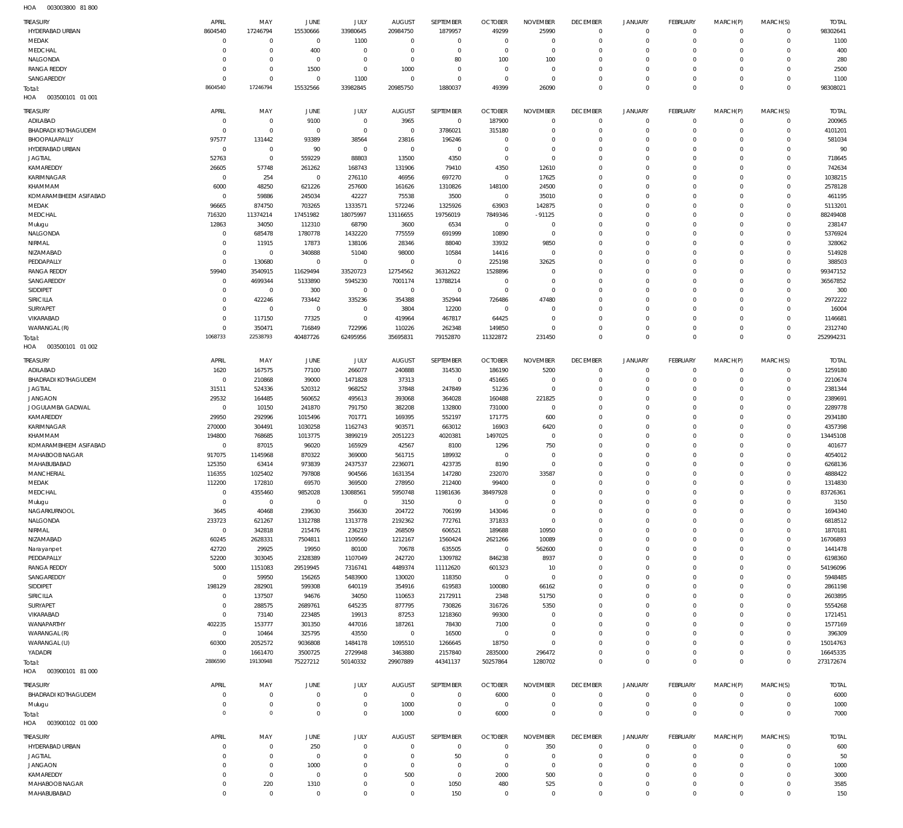HOA 003003800 81 800

| TREASURY | APRIL | MAY | JUNE | JULY | AUGUST | SEPTEMBER | OCTOBER | NOVEMBER | DECEMBER | JANUARY | FEBRUARY | MARCH(P) | MARCH(S) | TOTAL |
|---|---|---|---|---|---|---|---|---|---|---|---|---|---|---|
| HYDERABAD URBAN | 8604540 | 17246794 | 15530666 | 33980645 | 20984750 | 1879957 | 49299 | 25990 | 0 | 0 | 0 | 0 | 0 | 98302641 |
| MEDAK | 0 | 0 | 0 | 1100 | 0 | 0 | 0 | 0 | 0 | 0 | 0 | 0 | 0 | 1100 |
| MEDCHAL | 0 | 0 | 400 | 0 | 0 | 0 | 0 | 0 | 0 | 0 | 0 | 0 | 0 | 400 |
| NALGONDA | 0 | 0 | 0 | 0 | 0 | 80 | 100 | 100 | 0 | 0 | 0 | 0 | 0 | 280 |
| RANGA REDDY | 0 | 0 | 1500 | 0 | 1000 | 0 | 0 | 0 | 0 | 0 | 0 | 0 | 0 | 2500 |
| SANGAREDDY | 0 | 0 | 0 | 1100 | 0 | 0 | 0 | 0 | 0 | 0 | 0 | 0 | 0 | 1100 |
| Total: | 8604540 | 17246794 | 15532566 | 33982845 | 20985750 | 1880037 | 49399 | 26090 | 0 | 0 | 0 | 0 | 0 | 98308021 |

HOA 003500101 01 001

| TREASURY | APRIL | MAY | JUNE | JULY | AUGUST | SEPTEMBER | OCTOBER | NOVEMBER | DECEMBER | JANUARY | FEBRUARY | MARCH(P) | MARCH(S) | TOTAL |
|---|---|---|---|---|---|---|---|---|---|---|---|---|---|---|
| ADILABAD | 0 | 0 | 9100 | 0 | 3965 | 0 | 187900 | 0 | 0 | 0 | 0 | 0 | 0 | 200965 |
| BHADRADI KOTHAGUDEM | 0 | 0 | 0 | 0 | 0 | 3786021 | 315180 | 0 | 0 | 0 | 0 | 0 | 0 | 4101201 |
| BHOOPALAPALLY | 97577 | 131442 | 93389 | 38564 | 23816 | 196246 | 0 | 0 | 0 | 0 | 0 | 0 | 0 | 581034 |
| HYDERABAD URBAN | 0 | 0 | 90 | 0 | 0 | 0 | 0 | 0 | 0 | 0 | 0 | 0 | 0 | 90 |
| JAGTIAL | 52763 | 0 | 559229 | 88803 | 13500 | 4350 | 0 | 0 | 0 | 0 | 0 | 0 | 0 | 718645 |
| KAMAREDDY | 26605 | 57748 | 261262 | 168743 | 131906 | 79410 | 4350 | 12610 | 0 | 0 | 0 | 0 | 0 | 742634 |
| KARIMNAGAR | 0 | 254 | 0 | 276110 | 46956 | 697270 | 0 | 17625 | 0 | 0 | 0 | 0 | 0 | 1038215 |
| KHAMMAM | 6000 | 48250 | 621226 | 257600 | 161626 | 1310826 | 148100 | 24500 | 0 | 0 | 0 | 0 | 0 | 2578128 |
| KOMARAMBHEEM ASIFABAD | 0 | 59886 | 245034 | 42227 | 75538 | 3500 | 0 | 35010 | 0 | 0 | 0 | 0 | 0 | 461195 |
| MEDAK | 96665 | 874750 | 703265 | 1333571 | 572246 | 1325926 | 63903 | 142875 | 0 | 0 | 0 | 0 | 0 | 5113201 |
| MEDCHAL | 716320 | 11374214 | 17451982 | 18075997 | 13116655 | 19756019 | 7849346 | -91125 | 0 | 0 | 0 | 0 | 0 | 88249408 |
| Mulugu | 12863 | 34050 | 112310 | 68790 | 3600 | 6534 | 0 | 0 | 0 | 0 | 0 | 0 | 0 | 238147 |
| NALGONDA | 0 | 685478 | 1780778 | 1432220 | 775559 | 691999 | 10890 | 0 | 0 | 0 | 0 | 0 | 0 | 5376924 |
| NIRMAL | 0 | 11915 | 17873 | 138106 | 28346 | 88040 | 33932 | 9850 | 0 | 0 | 0 | 0 | 0 | 328062 |
| NIZAMABAD | 0 | 0 | 340888 | 51040 | 98000 | 10584 | 14416 | 0 | 0 | 0 | 0 | 0 | 0 | 514928 |
| PEDDAPALLY | 0 | 130680 | 0 | 0 | 0 | 0 | 225198 | 32625 | 0 | 0 | 0 | 0 | 0 | 388503 |
| RANGA REDDY | 59940 | 3540915 | 11629494 | 33520723 | 12754562 | 36312622 | 1528896 | 0 | 0 | 0 | 0 | 0 | 0 | 99347152 |
| SANGAREDDY | 0 | 4699344 | 5133890 | 5945230 | 7001174 | 13788214 | 0 | 0 | 0 | 0 | 0 | 0 | 0 | 36567852 |
| SIDDIPET | 0 | 0 | 300 | 0 | 0 | 0 | 0 | 0 | 0 | 0 | 0 | 0 | 0 | 300 |
| SIRICILLA | 0 | 422246 | 733442 | 335236 | 354388 | 352944 | 726486 | 47480 | 0 | 0 | 0 | 0 | 0 | 2972222 |
| SURYAPET | 0 | 0 | 0 | 0 | 3804 | 12200 | 0 | 0 | 0 | 0 | 0 | 0 | 0 | 16004 |
| VIKARABAD | 0 | 117150 | 77325 | 0 | 419964 | 467817 | 64425 | 0 | 0 | 0 | 0 | 0 | 0 | 1146681 |
| WARANGAL (R) | 0 | 350471 | 716849 | 722996 | 110226 | 262348 | 149850 | 0 | 0 | 0 | 0 | 0 | 0 | 2312740 |
| Total: | 1068733 | 22538793 | 40487726 | 62495956 | 35695831 | 79152870 | 11322872 | 231450 | 0 | 0 | 0 | 0 | 0 | 252994231 |

HOA 003500101 01 002

| TREASURY | APRIL | MAY | JUNE | JULY | AUGUST | SEPTEMBER | OCTOBER | NOVEMBER | DECEMBER | JANUARY | FEBRUARY | MARCH(P) | MARCH(S) | TOTAL |
|---|---|---|---|---|---|---|---|---|---|---|---|---|---|---|
| ADILABAD | 1620 | 167575 | 77100 | 266077 | 240888 | 314530 | 186190 | 5200 | 0 | 0 | 0 | 0 | 0 | 1259180 |
| BHADRADI KOTHAGUDEM | 0 | 210868 | 39000 | 1471828 | 37313 | 0 | 451665 | 0 | 0 | 0 | 0 | 0 | 0 | 2210674 |
| JAGTIAL | 31511 | 524336 | 520312 | 968252 | 37848 | 247849 | 51236 | 0 | 0 | 0 | 0 | 0 | 0 | 2381344 |
| JANGAON | 29532 | 164485 | 560652 | 495613 | 393068 | 364028 | 160488 | 221825 | 0 | 0 | 0 | 0 | 0 | 2389691 |
| JOGULAMBA GADWAL | 0 | 10150 | 241870 | 791750 | 382208 | 132800 | 731000 | 0 | 0 | 0 | 0 | 0 | 0 | 2289778 |
| KAMAREDDY | 29950 | 292996 | 1015496 | 701771 | 169395 | 552197 | 171775 | 600 | 0 | 0 | 0 | 0 | 0 | 2934180 |
| KARIMNAGAR | 270000 | 304491 | 1030258 | 1162743 | 903571 | 663012 | 16903 | 6420 | 0 | 0 | 0 | 0 | 0 | 4357398 |
| KHAMMAM | 194800 | 768685 | 1013775 | 3899219 | 2051223 | 4020381 | 1497025 | 0 | 0 | 0 | 0 | 0 | 0 | 13445108 |
| KOMARAMBHEEM ASIFABAD | 0 | 87015 | 96020 | 165929 | 42567 | 8100 | 1296 | 750 | 0 | 0 | 0 | 0 | 0 | 401677 |
| MAHABOOB NAGAR | 917075 | 1145968 | 870322 | 369000 | 561715 | 189932 | 0 | 0 | 0 | 0 | 0 | 0 | 0 | 4054012 |
| MAHABUBABAD | 125350 | 63414 | 973839 | 2437537 | 2236071 | 423735 | 8190 | 0 | 0 | 0 | 0 | 0 | 0 | 6268136 |
| MANCHERIAL | 116355 | 1025402 | 797808 | 904566 | 1631354 | 147280 | 232070 | 33587 | 0 | 0 | 0 | 0 | 0 | 4888422 |
| MEDAK | 112200 | 172810 | 69570 | 369500 | 278950 | 212400 | 99400 | 0 | 0 | 0 | 0 | 0 | 0 | 1314830 |
| MEDCHAL | 0 | 4355460 | 9852028 | 13088561 | 5950748 | 11981636 | 38497928 | 0 | 0 | 0 | 0 | 0 | 0 | 83726361 |
| Mulugu | 0 | 0 | 0 | 0 | 3150 | 0 | 0 | 0 | 0 | 0 | 0 | 0 | 0 | 3150 |
| NAGARKURNOOL | 3645 | 40468 | 239630 | 356630 | 204722 | 706199 | 143046 | 0 | 0 | 0 | 0 | 0 | 0 | 1694340 |
| NALGONDA | 233723 | 621267 | 1312788 | 1313778 | 2192362 | 772761 | 371833 | 0 | 0 | 0 | 0 | 0 | 0 | 6818512 |
| NIRMAL | 0 | 342818 | 215476 | 236219 | 268509 | 606521 | 189688 | 10950 | 0 | 0 | 0 | 0 | 0 | 1870181 |
| NIZAMABAD | 60245 | 2628331 | 7504811 | 1109560 | 1212167 | 1560424 | 2621266 | 10089 | 0 | 0 | 0 | 0 | 0 | 16706893 |
| Narayanpet | 42720 | 29925 | 19950 | 80100 | 70678 | 635505 | 0 | 562600 | 0 | 0 | 0 | 0 | 0 | 1441478 |
| PEDDAPALLY | 52200 | 303045 | 2328389 | 1107049 | 242720 | 1309782 | 846238 | 8937 | 0 | 0 | 0 | 0 | 0 | 6198360 |
| RANGA REDDY | 5000 | 1151083 | 29519945 | 7316741 | 4489374 | 11112620 | 601323 | 10 | 0 | 0 | 0 | 0 | 0 | 54196096 |
| SANGAREDDY | 0 | 59950 | 156265 | 5483900 | 130020 | 118350 | 0 | 0 | 0 | 0 | 0 | 0 | 0 | 5948485 |
| SIDDIPET | 198129 | 282901 | 599308 | 640119 | 354916 | 619583 | 100080 | 66162 | 0 | 0 | 0 | 0 | 0 | 2861198 |
| SIRICILLA | 0 | 137507 | 94676 | 34050 | 110653 | 2172911 | 2348 | 51750 | 0 | 0 | 0 | 0 | 0 | 2603895 |
| SURYAPET | 0 | 288575 | 2689761 | 645235 | 877795 | 730826 | 316726 | 5350 | 0 | 0 | 0 | 0 | 0 | 5554268 |
| VIKARABAD | 0 | 73140 | 223485 | 19913 | 87253 | 1218360 | 99300 | 0 | 0 | 0 | 0 | 0 | 0 | 1721451 |
| WANAPARTHY | 402235 | 153777 | 301350 | 447016 | 187261 | 78430 | 7100 | 0 | 0 | 0 | 0 | 0 | 0 | 1577169 |
| WARANGAL (R) | 0 | 10464 | 325795 | 43550 | 0 | 16500 | 0 | 0 | 0 | 0 | 0 | 0 | 0 | 396309 |
| WARANGAL (U) | 60300 | 2052572 | 9036808 | 1484178 | 1095510 | 1266645 | 18750 | 0 | 0 | 0 | 0 | 0 | 0 | 15014763 |
| YADADRI | 0 | 1661470 | 3500725 | 2729948 | 3463880 | 2157840 | 2835000 | 296472 | 0 | 0 | 0 | 0 | 0 | 16645335 |
| Total: | 2886590 | 19130948 | 75227212 | 50140332 | 29907889 | 44341137 | 50257864 | 1280702 | 0 | 0 | 0 | 0 | 0 | 273172674 |

HOA 003900101 81 000

| TREASURY | APRIL | MAY | JUNE | JULY | AUGUST | SEPTEMBER | OCTOBER | NOVEMBER | DECEMBER | JANUARY | FEBRUARY | MARCH(P) | MARCH(S) | TOTAL |
|---|---|---|---|---|---|---|---|---|---|---|---|---|---|---|
| BHADRADI KOTHAGUDEM | 0 | 0 | 0 | 0 | 0 | 0 | 6000 | 0 | 0 | 0 | 0 | 0 | 0 | 6000 |
| Mulugu | 0 | 0 | 0 | 0 | 1000 | 0 | 0 | 0 | 0 | 0 | 0 | 0 | 0 | 1000 |
| Total: | 0 | 0 | 0 | 0 | 1000 | 0 | 6000 | 0 | 0 | 0 | 0 | 0 | 0 | 7000 |

HOA 003900102 01 000

| TREASURY | APRIL | MAY | JUNE | JULY | AUGUST | SEPTEMBER | OCTOBER | NOVEMBER | DECEMBER | JANUARY | FEBRUARY | MARCH(P) | MARCH(S) | TOTAL |
|---|---|---|---|---|---|---|---|---|---|---|---|---|---|---|
| HYDERABAD URBAN | 0 | 0 | 250 | 0 | 0 | 0 | 0 | 350 | 0 | 0 | 0 | 0 | 0 | 600 |
| JAGTIAL | 0 | 0 | 0 | 0 | 0 | 50 | 0 | 0 | 0 | 0 | 0 | 0 | 0 | 50 |
| JANGAON | 0 | 0 | 1000 | 0 | 0 | 0 | 0 | 0 | 0 | 0 | 0 | 0 | 0 | 1000 |
| KAMAREDDY | 0 | 0 | 0 | 0 | 500 | 0 | 2000 | 500 | 0 | 0 | 0 | 0 | 0 | 3000 |
| MAHABOOB NAGAR | 0 | 220 | 1310 | 0 | 0 | 1050 | 480 | 525 | 0 | 0 | 0 | 0 | 0 | 3585 |
| MAHABUBABAD | 0 | 0 | 0 | 0 | 0 | 150 | 0 | 0 | 0 | 0 | 0 | 0 | 0 | 150 |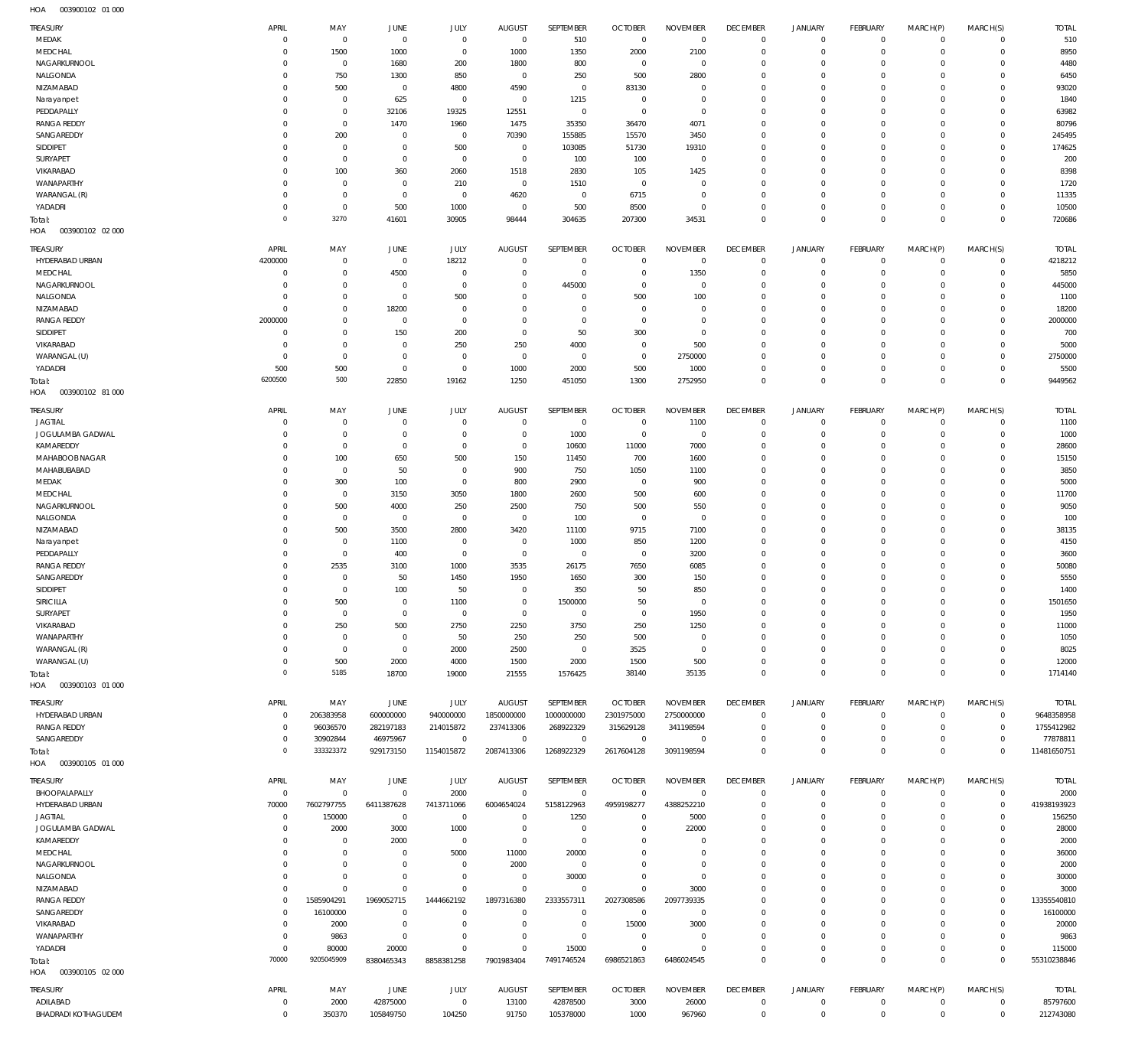HOA 003900102 01 000

| TREASURY | APRIL | MAY | JUNE | JULY | AUGUST | SEPTEMBER | OCTOBER | NOVEMBER | DECEMBER | JANUARY | FEBRUARY | MARCH(P) | MARCH(S) | TOTAL |
|---|---|---|---|---|---|---|---|---|---|---|---|---|---|---|
| MEDAK | 0 | 0 | 0 | 0 | 0 | 510 | 0 | 0 | 0 | 0 | 0 | 0 | 0 | 510 |
| MEDCHAL | 0 | 1500 | 1000 | 0 | 1000 | 1350 | 2000 | 2100 | 0 | 0 | 0 | 0 | 0 | 8950 |
| NAGARKURNOOL | 0 | 0 | 1680 | 200 | 1800 | 800 | 0 | 0 | 0 | 0 | 0 | 0 | 0 | 4480 |
| NALGONDA | 0 | 750 | 1300 | 850 | 0 | 250 | 500 | 2800 | 0 | 0 | 0 | 0 | 0 | 6450 |
| NIZAMABAD | 0 | 500 | 0 | 4800 | 4590 | 0 | 83130 | 0 | 0 | 0 | 0 | 0 | 0 | 93020 |
| Narayanpet | 0 | 0 | 625 | 0 | 0 | 1215 | 0 | 0 | 0 | 0 | 0 | 0 | 0 | 1840 |
| PEDDAPALLY | 0 | 0 | 32106 | 19325 | 12551 | 0 | 0 | 0 | 0 | 0 | 0 | 0 | 0 | 63982 |
| RANGA REDDY | 0 | 0 | 1470 | 1960 | 1475 | 35350 | 36470 | 4071 | 0 | 0 | 0 | 0 | 0 | 80796 |
| SANGAREDDY | 0 | 200 | 0 | 0 | 70390 | 155885 | 15570 | 3450 | 0 | 0 | 0 | 0 | 0 | 245495 |
| SIDDIPET | 0 | 0 | 0 | 500 | 0 | 103085 | 51730 | 19310 | 0 | 0 | 0 | 0 | 0 | 174625 |
| SURYAPET | 0 | 0 | 0 | 0 | 0 | 100 | 100 | 0 | 0 | 0 | 0 | 0 | 0 | 200 |
| VIKARABAD | 0 | 100 | 360 | 2060 | 1518 | 2830 | 105 | 1425 | 0 | 0 | 0 | 0 | 0 | 8398 |
| WANAPARTHY | 0 | 0 | 0 | 210 | 0 | 1510 | 0 | 0 | 0 | 0 | 0 | 0 | 0 | 1720 |
| WARANGAL (R) | 0 | 0 | 0 | 0 | 4620 | 0 | 6715 | 0 | 0 | 0 | 0 | 0 | 0 | 11335 |
| YADADRI | 0 | 0 | 500 | 1000 | 0 | 500 | 8500 | 0 | 0 | 0 | 0 | 0 | 0 | 10500 |
| Total: | 0 | 3270 | 41601 | 30905 | 98444 | 304635 | 207300 | 34531 | 0 | 0 | 0 | 0 | 0 | 720686 |

HOA 003900102 02 000

| TREASURY | APRIL | MAY | JUNE | JULY | AUGUST | SEPTEMBER | OCTOBER | NOVEMBER | DECEMBER | JANUARY | FEBRUARY | MARCH(P) | MARCH(S) | TOTAL |
|---|---|---|---|---|---|---|---|---|---|---|---|---|---|---|
| HYDERABAD URBAN | 4200000 | 0 | 0 | 18212 | 0 | 0 | 0 | 0 | 0 | 0 | 0 | 0 | 0 | 4218212 |
| MEDCHAL | 0 | 0 | 4500 | 0 | 0 | 0 | 0 | 1350 | 0 | 0 | 0 | 0 | 0 | 5850 |
| NAGARKURNOOL | 0 | 0 | 0 | 0 | 0 | 445000 | 0 | 0 | 0 | 0 | 0 | 0 | 0 | 445000 |
| NALGONDA | 0 | 0 | 0 | 500 | 0 | 0 | 500 | 100 | 0 | 0 | 0 | 0 | 0 | 1100 |
| NIZAMABAD | 0 | 0 | 18200 | 0 | 0 | 0 | 0 | 0 | 0 | 0 | 0 | 0 | 0 | 18200 |
| RANGA REDDY | 2000000 | 0 | 0 | 0 | 0 | 0 | 0 | 0 | 0 | 0 | 0 | 0 | 0 | 2000000 |
| SIDDIPET | 0 | 0 | 150 | 200 | 0 | 50 | 300 | 0 | 0 | 0 | 0 | 0 | 0 | 700 |
| VIKARABAD | 0 | 0 | 0 | 250 | 250 | 4000 | 0 | 500 | 0 | 0 | 0 | 0 | 0 | 5000 |
| WARANGAL (U) | 0 | 0 | 0 | 0 | 0 | 0 | 0 | 2750000 | 0 | 0 | 0 | 0 | 0 | 2750000 |
| YADADRI | 500 | 500 | 0 | 0 | 1000 | 2000 | 500 | 1000 | 0 | 0 | 0 | 0 | 0 | 5500 |
| Total: | 6200500 | 500 | 22850 | 19162 | 1250 | 451050 | 1300 | 2752950 | 0 | 0 | 0 | 0 | 0 | 9449562 |

HOA 003900102 81 000

| TREASURY | APRIL | MAY | JUNE | JULY | AUGUST | SEPTEMBER | OCTOBER | NOVEMBER | DECEMBER | JANUARY | FEBRUARY | MARCH(P) | MARCH(S) | TOTAL |
|---|---|---|---|---|---|---|---|---|---|---|---|---|---|---|
| JAGTIAL | 0 | 0 | 0 | 0 | 0 | 0 | 0 | 1100 | 0 | 0 | 0 | 0 | 0 | 1100 |
| JOGULAMBA GADWAL | 0 | 0 | 0 | 0 | 0 | 1000 | 0 | 0 | 0 | 0 | 0 | 0 | 0 | 1000 |
| KAMAREDDY | 0 | 0 | 0 | 0 | 0 | 10600 | 11000 | 7000 | 0 | 0 | 0 | 0 | 0 | 28600 |
| MAHABOOB NAGAR | 0 | 100 | 650 | 500 | 150 | 11450 | 700 | 1600 | 0 | 0 | 0 | 0 | 0 | 15150 |
| MAHABUBABAD | 0 | 0 | 50 | 0 | 900 | 750 | 1050 | 1100 | 0 | 0 | 0 | 0 | 0 | 3850 |
| MEDAK | 0 | 300 | 100 | 0 | 800 | 2900 | 0 | 900 | 0 | 0 | 0 | 0 | 0 | 5000 |
| MEDCHAL | 0 | 0 | 3150 | 3050 | 1800 | 2600 | 500 | 600 | 0 | 0 | 0 | 0 | 0 | 11700 |
| NAGARKURNOOL | 0 | 500 | 4000 | 250 | 2500 | 750 | 500 | 550 | 0 | 0 | 0 | 0 | 0 | 9050 |
| NALGONDA | 0 | 0 | 0 | 0 | 0 | 100 | 0 | 0 | 0 | 0 | 0 | 0 | 0 | 100 |
| NIZAMABAD | 0 | 500 | 3500 | 2800 | 3420 | 11100 | 9715 | 7100 | 0 | 0 | 0 | 0 | 0 | 38135 |
| Narayanpet | 0 | 0 | 1100 | 0 | 0 | 1000 | 850 | 1200 | 0 | 0 | 0 | 0 | 0 | 4150 |
| PEDDAPALLY | 0 | 0 | 400 | 0 | 0 | 0 | 0 | 3200 | 0 | 0 | 0 | 0 | 0 | 3600 |
| RANGA REDDY | 0 | 2535 | 3100 | 1000 | 3535 | 26175 | 7650 | 6085 | 0 | 0 | 0 | 0 | 0 | 50080 |
| SANGAREDDY | 0 | 0 | 50 | 1450 | 1950 | 1650 | 300 | 150 | 0 | 0 | 0 | 0 | 0 | 5550 |
| SIDDIPET | 0 | 0 | 100 | 50 | 0 | 350 | 50 | 850 | 0 | 0 | 0 | 0 | 0 | 1400 |
| SIRICILLA | 0 | 500 | 0 | 1100 | 0 | 1500000 | 50 | 0 | 0 | 0 | 0 | 0 | 0 | 1501650 |
| SURYAPET | 0 | 0 | 0 | 0 | 0 | 0 | 0 | 1950 | 0 | 0 | 0 | 0 | 0 | 1950 |
| VIKARABAD | 0 | 250 | 500 | 2750 | 2250 | 3750 | 250 | 1250 | 0 | 0 | 0 | 0 | 0 | 11000 |
| WANAPARTHY | 0 | 0 | 0 | 50 | 250 | 250 | 500 | 0 | 0 | 0 | 0 | 0 | 0 | 1050 |
| WARANGAL (R) | 0 | 0 | 0 | 2000 | 2500 | 0 | 3525 | 0 | 0 | 0 | 0 | 0 | 0 | 8025 |
| WARANGAL (U) | 0 | 500 | 2000 | 4000 | 1500 | 2000 | 1500 | 500 | 0 | 0 | 0 | 0 | 0 | 12000 |
| Total: | 0 | 5185 | 18700 | 19000 | 21555 | 1576425 | 38140 | 35135 | 0 | 0 | 0 | 0 | 0 | 1714140 |

HOA 003900103 01 000

| TREASURY | APRIL | MAY | JUNE | JULY | AUGUST | SEPTEMBER | OCTOBER | NOVEMBER | DECEMBER | JANUARY | FEBRUARY | MARCH(P) | MARCH(S) | TOTAL |
|---|---|---|---|---|---|---|---|---|---|---|---|---|---|---|
| HYDERABAD URBAN | 0 | 206383958 | 600000000 | 940000000 | 1850000000 | 1000000000 | 2301975000 | 2750000000 | 0 | 0 | 0 | 0 | 0 | 9648358958 |
| RANGA REDDY | 0 | 96036570 | 282197183 | 214015872 | 237413306 | 268922329 | 315629128 | 341198594 | 0 | 0 | 0 | 0 | 0 | 1755412982 |
| SANGAREDDY | 0 | 30902844 | 46975967 | 0 | 0 | 0 | 0 | 0 | 0 | 0 | 0 | 0 | 0 | 77878811 |
| Total: | 0 | 333323372 | 929173150 | 1154015872 | 2087413306 | 1268922329 | 2617604128 | 3091198594 | 0 | 0 | 0 | 0 | 0 | 11481650751 |

HOA 003900105 01 000

| TREASURY | APRIL | MAY | JUNE | JULY | AUGUST | SEPTEMBER | OCTOBER | NOVEMBER | DECEMBER | JANUARY | FEBRUARY | MARCH(P) | MARCH(S) | TOTAL |
|---|---|---|---|---|---|---|---|---|---|---|---|---|---|---|
| BHOOPALAPALLY | 0 | 0 | 0 | 2000 | 0 | 0 | 0 | 0 | 0 | 0 | 0 | 0 | 0 | 2000 |
| HYDERABAD URBAN | 70000 | 7602797755 | 6411387628 | 7413711066 | 6004654024 | 5158122963 | 4959198277 | 4388252210 | 0 | 0 | 0 | 0 | 0 | 41938193923 |
| JAGTIAL | 0 | 150000 | 0 | 0 | 0 | 1250 | 0 | 5000 | 0 | 0 | 0 | 0 | 0 | 156250 |
| JOGULAMBA GADWAL | 0 | 2000 | 3000 | 1000 | 0 | 0 | 0 | 22000 | 0 | 0 | 0 | 0 | 0 | 28000 |
| KAMAREDDY | 0 | 0 | 2000 | 0 | 0 | 0 | 0 | 0 | 0 | 0 | 0 | 0 | 0 | 2000 |
| MEDCHAL | 0 | 0 | 0 | 5000 | 11000 | 20000 | 0 | 0 | 0 | 0 | 0 | 0 | 0 | 36000 |
| NAGARKURNOOL | 0 | 0 | 0 | 0 | 2000 | 0 | 0 | 0 | 0 | 0 | 0 | 0 | 0 | 2000 |
| NALGONDA | 0 | 0 | 0 | 0 | 0 | 30000 | 0 | 0 | 0 | 0 | 0 | 0 | 0 | 30000 |
| NIZAMABAD | 0 | 0 | 0 | 0 | 0 | 0 | 0 | 3000 | 0 | 0 | 0 | 0 | 0 | 3000 |
| RANGA REDDY | 0 | 1585904291 | 1969052715 | 1444662192 | 1897316380 | 2333557311 | 2027308586 | 2097739335 | 0 | 0 | 0 | 0 | 0 | 13355540810 |
| SANGAREDDY | 0 | 16100000 | 0 | 0 | 0 | 0 | 0 | 0 | 0 | 0 | 0 | 0 | 0 | 16100000 |
| VIKARABAD | 0 | 2000 | 0 | 0 | 0 | 0 | 15000 | 3000 | 0 | 0 | 0 | 0 | 0 | 20000 |
| WANAPARTHY | 0 | 9863 | 0 | 0 | 0 | 0 | 0 | 0 | 0 | 0 | 0 | 0 | 0 | 9863 |
| YADADRI | 0 | 80000 | 20000 | 0 | 0 | 15000 | 0 | 0 | 0 | 0 | 0 | 0 | 0 | 115000 |
| Total: | 70000 | 9205045909 | 8380465343 | 8858381258 | 7901983404 | 7491746524 | 6986521863 | 6486024545 | 0 | 0 | 0 | 0 | 0 | 55310238846 |

HOA 003900105 02 000

| TREASURY | APRIL | MAY | JUNE | JULY | AUGUST | SEPTEMBER | OCTOBER | NOVEMBER | DECEMBER | JANUARY | FEBRUARY | MARCH(P) | MARCH(S) | TOTAL |
|---|---|---|---|---|---|---|---|---|---|---|---|---|---|---|
| ADILABAD | 0 | 2000 | 42875000 | 0 | 13100 | 42878500 | 3000 | 26000 | 0 | 0 | 0 | 0 | 0 | 85797600 |
| BHADRADI KOTHAGUDEM | 0 | 350370 | 105849750 | 104250 | 91750 | 105378000 | 1000 | 967960 | 0 | 0 | 0 | 0 | 0 | 212743080 |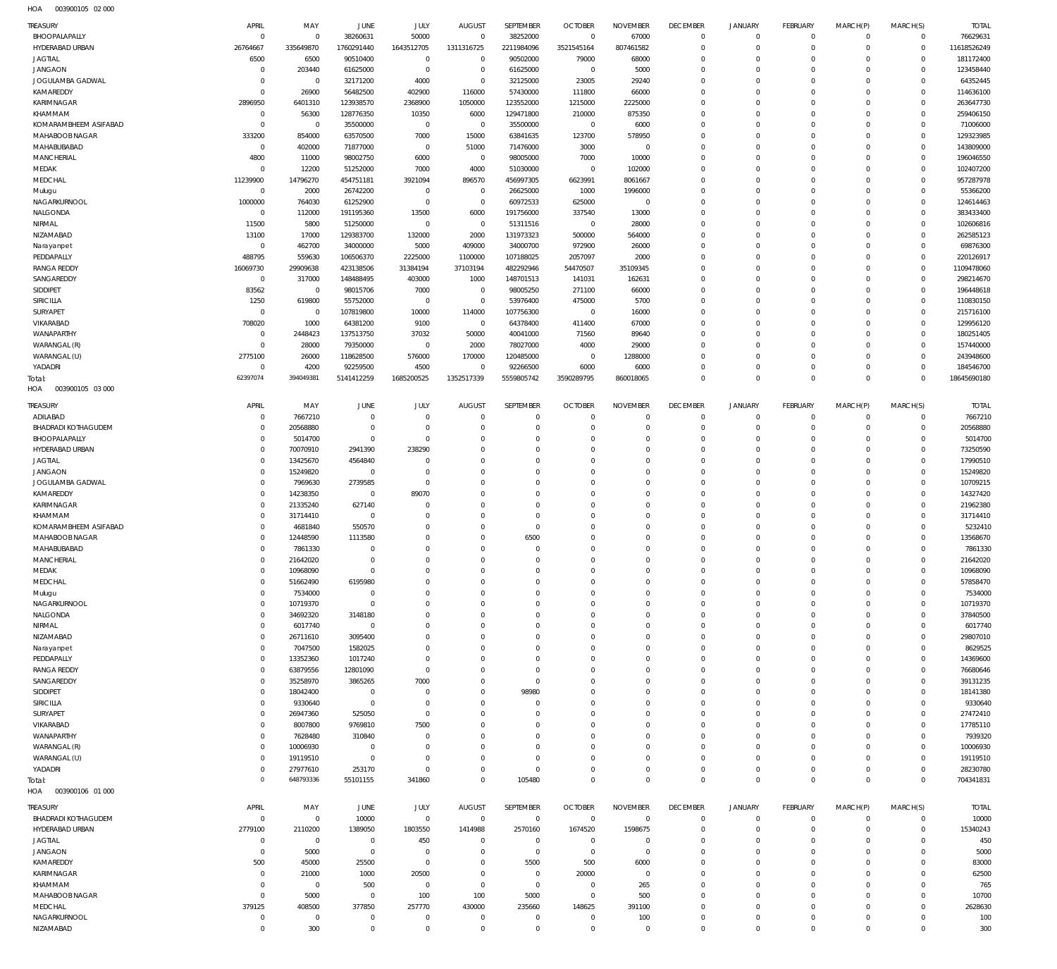HOA 003900105 02 000

| TREASURY | APRIL | MAY | JUNE | JULY | AUGUST | SEPTEMBER | OCTOBER | NOVEMBER | DECEMBER | JANUARY | FEBRUARY | MARCH(P) | MARCH(S) | TOTAL |
|---|---|---|---|---|---|---|---|---|---|---|---|---|---|---|
| BHOOPALAPALLY | 0 | 0 | 38260631 | 50000 | 0 | 38252000 | 0 | 67000 | 0 | 0 | 0 | 0 | 0 | 76629631 |
| HYDERABAD URBAN | 26764667 | 335649870 | 1760291440 | 1643512705 | 1311316725 | 2211984096 | 3521545164 | 807461582 | 0 | 0 | 0 | 0 | 0 | 11618526249 |
| JAGTIAL | 6500 | 6500 | 90510400 | 0 | 0 | 90502000 | 79000 | 68000 | 0 | 0 | 0 | 0 | 0 | 181172400 |
| JANGAON | 0 | 203440 | 61625000 | 0 | 0 | 61625000 | 0 | 5000 | 0 | 0 | 0 | 0 | 0 | 123458440 |
| JOGULAMBA GADWAL | 0 | 0 | 32171200 | 4000 | 0 | 32125000 | 23005 | 29240 | 0 | 0 | 0 | 0 | 0 | 64352445 |
| KAMAREDDY | 0 | 26900 | 56482500 | 402900 | 116000 | 57430000 | 111800 | 66000 | 0 | 0 | 0 | 0 | 0 | 114636100 |
| KARIMNAGAR | 2896950 | 6401310 | 123938570 | 2368900 | 1050000 | 123552000 | 1215000 | 2225000 | 0 | 0 | 0 | 0 | 0 | 263647730 |
| KHAMMAM | 0 | 56300 | 128776350 | 10350 | 6000 | 129471800 | 210000 | 875350 | 0 | 0 | 0 | 0 | 0 | 259406150 |
| KOMARAMBHEEM ASIFABAD | 0 | 0 | 35500000 | 0 | 0 | 35500000 | 0 | 6000 | 0 | 0 | 0 | 0 | 0 | 71006000 |
| MAHABOOBNAGAR | 333200 | 854000 | 63570500 | 7000 | 15000 | 63841635 | 123700 | 578950 | 0 | 0 | 0 | 0 | 0 | 129323985 |
| MAHABUBABAD | 0 | 402000 | 71877000 | 0 | 51000 | 71476000 | 3000 | 0 | 0 | 0 | 0 | 0 | 0 | 143809000 |
| MANCHERIAL | 4800 | 11000 | 98002750 | 6000 | 0 | 98005000 | 7000 | 10000 | 0 | 0 | 0 | 0 | 0 | 196046550 |
| MEDAK | 0 | 12200 | 51252000 | 7000 | 4000 | 51030000 | 0 | 102000 | 0 | 0 | 0 | 0 | 0 | 102407200 |
| MEDCHAL | 11239900 | 14796270 | 454751181 | 3921094 | 896570 | 456997305 | 6623991 | 8061667 | 0 | 0 | 0 | 0 | 0 | 957287978 |
| Mulugu | 0 | 2000 | 26742200 | 0 | 0 | 26625000 | 1000 | 1996000 | 0 | 0 | 0 | 0 | 0 | 55366200 |
| NAGARKURNOOL | 1000000 | 764030 | 61252900 | 0 | 0 | 60972533 | 625000 | 0 | 0 | 0 | 0 | 0 | 0 | 124614463 |
| NALGONDA | 0 | 112000 | 191195360 | 13500 | 6000 | 191756000 | 337540 | 13000 | 0 | 0 | 0 | 0 | 0 | 383433400 |
| NIRMAL | 11500 | 5800 | 51250000 | 0 | 0 | 51311516 | 0 | 28000 | 0 | 0 | 0 | 0 | 0 | 102606816 |
| NIZAMABAD | 13100 | 17000 | 129383700 | 132000 | 2000 | 131973323 | 500000 | 564000 | 0 | 0 | 0 | 0 | 0 | 262585123 |
| Narayanpet | 0 | 462700 | 34000000 | 5000 | 409000 | 34000700 | 972900 | 26000 | 0 | 0 | 0 | 0 | 0 | 69876300 |
| PEDDAPALLY | 488795 | 559630 | 106506370 | 2225000 | 1100000 | 107188025 | 2057097 | 2000 | 0 | 0 | 0 | 0 | 0 | 220126917 |
| RANGA REDDY | 16069730 | 29909638 | 423138506 | 31384194 | 37103194 | 482292946 | 54470507 | 35109345 | 0 | 0 | 0 | 0 | 0 | 1109478060 |
| SANGAREDDY | 0 | 317000 | 148488495 | 403000 | 1000 | 148701513 | 141031 | 162631 | 0 | 0 | 0 | 0 | 0 | 298214670 |
| SIDDIPET | 83562 | 0 | 98015706 | 7000 | 0 | 98005250 | 271100 | 66000 | 0 | 0 | 0 | 0 | 0 | 196448618 |
| SIRICILLA | 1250 | 619800 | 55752000 | 0 | 0 | 53976400 | 475000 | 5700 | 0 | 0 | 0 | 0 | 0 | 110830150 |
| SURYAPET | 0 | 0 | 107819800 | 10000 | 114000 | 107756300 | 0 | 16000 | 0 | 0 | 0 | 0 | 0 | 215716100 |
| VIKARABAD | 708020 | 1000 | 64381200 | 9100 | 0 | 64378400 | 411400 | 67000 | 0 | 0 | 0 | 0 | 0 | 129956120 |
| WANAPARTHY | 0 | 2448423 | 137513750 | 37032 | 50000 | 40041000 | 71540 | 89640 | 0 | 0 | 0 | 0 | 0 | 180251405 |
| WARANGAL (R) | 0 | 28000 | 79350000 | 0 | 2000 | 78027000 | 4000 | 29000 | 0 | 0 | 0 | 0 | 0 | 157440000 |
| WARANGAL (U) | 2775100 | 26000 | 118628500 | 576000 | 170000 | 120485000 | 0 | 1288000 | 0 | 0 | 0 | 0 | 0 | 243948600 |
| YADADRI | 0 | 4200 | 92259500 | 4500 | 0 | 92266500 | 6000 | 6000 | 0 | 0 | 0 | 0 | 0 | 184546700 |
| Total: | 62397074 | 394049381 | 5141412259 | 1685200525 | 1352517339 | 5559805742 | 3590289795 | 860018065 | 0 | 0 | 0 | 0 | 0 | 18645690180 |

HOA 003900105 03 000

| TREASURY | APRIL | MAY | JUNE | JULY | AUGUST | SEPTEMBER | OCTOBER | NOVEMBER | DECEMBER | JANUARY | FEBRUARY | MARCH(P) | MARCH(S) | TOTAL |
|---|---|---|---|---|---|---|---|---|---|---|---|---|---|---|
| ADILABAD | 0 | 7667210 | 0 | 0 | 0 | 0 | 0 | 0 | 0 | 0 | 0 | 0 | 0 | 7667210 |
| BHADRADI KOTHAGUDEM | 0 | 20568880 | 0 | 0 | 0 | 0 | 0 | 0 | 0 | 0 | 0 | 0 | 0 | 20568880 |
| BHOOPALAPALLY | 0 | 5014700 | 0 | 0 | 0 | 0 | 0 | 0 | 0 | 0 | 0 | 0 | 0 | 5014700 |
| HYDERABAD URBAN | 0 | 70070910 | 2941390 | 238290 | 0 | 0 | 0 | 0 | 0 | 0 | 0 | 0 | 0 | 73250590 |
| JAGTIAL | 0 | 13425670 | 4564840 | 0 | 0 | 0 | 0 | 0 | 0 | 0 | 0 | 0 | 0 | 17990510 |
| JANGAON | 0 | 15249820 | 0 | 0 | 0 | 0 | 0 | 0 | 0 | 0 | 0 | 0 | 0 | 15249820 |
| JOGULAMBA GADWAL | 0 | 7969630 | 2739585 | 0 | 0 | 0 | 0 | 0 | 0 | 0 | 0 | 0 | 0 | 10709215 |
| KAMAREDDY | 0 | 14238350 | 0 | 89070 | 0 | 0 | 0 | 0 | 0 | 0 | 0 | 0 | 0 | 14327420 |
| KARIMNAGAR | 0 | 21335240 | 627140 | 0 | 0 | 0 | 0 | 0 | 0 | 0 | 0 | 0 | 0 | 21962380 |
| KHAMMAM | 0 | 31714410 | 0 | 0 | 0 | 0 | 0 | 0 | 0 | 0 | 0 | 0 | 0 | 31714410 |
| KOMARAMBHEEM ASIFABAD | 0 | 4681840 | 550570 | 0 | 0 | 0 | 0 | 0 | 0 | 0 | 0 | 0 | 0 | 5232410 |
| MAHABOOBNAGAR | 0 | 12448590 | 1113580 | 0 | 0 | 6500 | 0 | 0 | 0 | 0 | 0 | 0 | 0 | 13568670 |
| MAHABUBABAD | 0 | 7861330 | 0 | 0 | 0 | 0 | 0 | 0 | 0 | 0 | 0 | 0 | 0 | 7861330 |
| MANCHERIAL | 0 | 21642020 | 0 | 0 | 0 | 0 | 0 | 0 | 0 | 0 | 0 | 0 | 0 | 21642020 |
| MEDAK | 0 | 10968090 | 0 | 0 | 0 | 0 | 0 | 0 | 0 | 0 | 0 | 0 | 0 | 10968090 |
| MEDCHAL | 0 | 51662490 | 6195980 | 0 | 0 | 0 | 0 | 0 | 0 | 0 | 0 | 0 | 0 | 57858470 |
| Mulugu | 0 | 7534000 | 0 | 0 | 0 | 0 | 0 | 0 | 0 | 0 | 0 | 0 | 0 | 7534000 |
| NAGARKURNOOL | 0 | 10719370 | 0 | 0 | 0 | 0 | 0 | 0 | 0 | 0 | 0 | 0 | 0 | 10719370 |
| NALGONDA | 0 | 34692320 | 3148180 | 0 | 0 | 0 | 0 | 0 | 0 | 0 | 0 | 0 | 0 | 37840500 |
| NIRMAL | 0 | 6017740 | 0 | 0 | 0 | 0 | 0 | 0 | 0 | 0 | 0 | 0 | 0 | 6017740 |
| NIZAMABAD | 0 | 26711610 | 3095400 | 0 | 0 | 0 | 0 | 0 | 0 | 0 | 0 | 0 | 0 | 29807010 |
| Narayanpet | 0 | 7047500 | 1582025 | 0 | 0 | 0 | 0 | 0 | 0 | 0 | 0 | 0 | 0 | 8629525 |
| PEDDAPALLY | 0 | 13352360 | 1017240 | 0 | 0 | 0 | 0 | 0 | 0 | 0 | 0 | 0 | 0 | 14369600 |
| RANGA REDDY | 0 | 63879556 | 12801090 | 0 | 0 | 0 | 0 | 0 | 0 | 0 | 0 | 0 | 0 | 76680646 |
| SANGAREDDY | 0 | 35258970 | 3865265 | 7000 | 0 | 0 | 0 | 0 | 0 | 0 | 0 | 0 | 0 | 39131235 |
| SIDDIPET | 0 | 18042400 | 0 | 0 | 0 | 98980 | 0 | 0 | 0 | 0 | 0 | 0 | 0 | 18141380 |
| SIRICILLA | 0 | 9330640 | 0 | 0 | 0 | 0 | 0 | 0 | 0 | 0 | 0 | 0 | 0 | 9330640 |
| SURYAPET | 0 | 26947360 | 525050 | 0 | 0 | 0 | 0 | 0 | 0 | 0 | 0 | 0 | 0 | 27472410 |
| VIKARABAD | 0 | 8007800 | 9769810 | 7500 | 0 | 0 | 0 | 0 | 0 | 0 | 0 | 0 | 0 | 17785110 |
| WANAPARTHY | 0 | 7628480 | 310840 | 0 | 0 | 0 | 0 | 0 | 0 | 0 | 0 | 0 | 0 | 7939320 |
| WARANGAL (R) | 0 | 10006930 | 0 | 0 | 0 | 0 | 0 | 0 | 0 | 0 | 0 | 0 | 0 | 10006930 |
| WARANGAL (U) | 0 | 19119510 | 0 | 0 | 0 | 0 | 0 | 0 | 0 | 0 | 0 | 0 | 0 | 19119510 |
| YADADRI | 0 | 27977610 | 253170 | 0 | 0 | 0 | 0 | 0 | 0 | 0 | 0 | 0 | 0 | 28230780 |
| Total: | 0 | 648793336 | 55101155 | 341860 | 0 | 105480 | 0 | 0 | 0 | 0 | 0 | 0 | 0 | 704341831 |

HOA 003900106 01 000

| TREASURY | APRIL | MAY | JUNE | JULY | AUGUST | SEPTEMBER | OCTOBER | NOVEMBER | DECEMBER | JANUARY | FEBRUARY | MARCH(P) | MARCH(S) | TOTAL |
|---|---|---|---|---|---|---|---|---|---|---|---|---|---|---|
| BHADRADI KOTHAGUDEM | 0 | 0 | 10000 | 0 | 0 | 0 | 0 | 0 | 0 | 0 | 0 | 0 | 0 | 10000 |
| HYDERABAD URBAN | 2779100 | 2110200 | 1389050 | 1803550 | 1414988 | 2570160 | 1674520 | 1598675 | 0 | 0 | 0 | 0 | 0 | 15340243 |
| JAGTIAL | 0 | 0 | 0 | 450 | 0 | 0 | 0 | 0 | 0 | 0 | 0 | 0 | 0 | 450 |
| JANGAON | 0 | 5000 | 0 | 0 | 0 | 0 | 0 | 0 | 0 | 0 | 0 | 0 | 0 | 5000 |
| KAMAREDDY | 500 | 45000 | 25500 | 0 | 0 | 5500 | 500 | 6000 | 0 | 0 | 0 | 0 | 0 | 83000 |
| KARIMNAGAR | 0 | 21000 | 1000 | 20500 | 0 | 0 | 20000 | 0 | 0 | 0 | 0 | 0 | 0 | 62500 |
| KHAMMAM | 0 | 0 | 500 | 0 | 0 | 0 | 0 | 265 | 0 | 0 | 0 | 0 | 0 | 765 |
| MAHABOOBNAGAR | 0 | 5000 | 0 | 100 | 100 | 5000 | 0 | 500 | 0 | 0 | 0 | 0 | 0 | 10700 |
| MEDCHAL | 379125 | 408500 | 377850 | 257770 | 430000 | 235660 | 148625 | 391100 | 0 | 0 | 0 | 0 | 0 | 2628630 |
| NAGARKURNOOL | 0 | 0 | 0 | 0 | 0 | 0 | 0 | 100 | 0 | 0 | 0 | 0 | 0 | 100 |
| NIZAMABAD | 0 | 300 | 0 | 0 | 0 | 0 | 0 | 0 | 0 | 0 | 0 | 0 | 0 | 300 |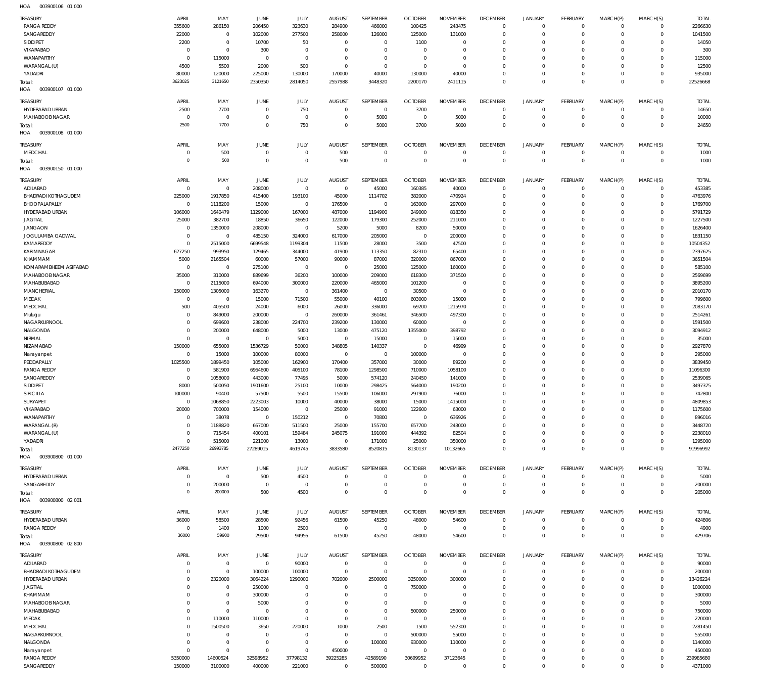HOA 003900106 01 000

| TREASURY | APRIL | MAY | JUNE | JULY | AUGUST | SEPTEMBER | OCTOBER | NOVEMBER | DECEMBER | JANUARY | FEBRUARY | MARCH(P) | MARCH(S) | TOTAL |
|---|---|---|---|---|---|---|---|---|---|---|---|---|---|---|
| RANGA REDDY | 355600 | 286150 | 206450 | 323630 | 284900 | 466000 | 100425 | 243475 | 0 | 0 | 0 | 0 | 0 | 2266630 |
| SANGAREDDY | 22000 | 0 | 102000 | 277500 | 258000 | 126000 | 125000 | 131000 | 0 | 0 | 0 | 0 | 0 | 1041500 |
| SIDDIPET | 2200 | 0 | 10700 | 50 | 0 | 0 | 1100 | 0 | 0 | 0 | 0 | 0 | 0 | 14050 |
| VIKARABAD | 0 | 0 | 300 | 0 | 0 | 0 | 0 | 0 | 0 | 0 | 0 | 0 | 0 | 300 |
| WANAPARTHY | 0 | 115000 | 0 | 0 | 0 | 0 | 0 | 0 | 0 | 0 | 0 | 0 | 0 | 115000 |
| WARANGAL (U) | 4500 | 5500 | 2000 | 500 | 0 | 0 | 0 | 0 | 0 | 0 | 0 | 0 | 0 | 12500 |
| YADADRI | 80000 | 120000 | 225000 | 130000 | 170000 | 40000 | 130000 | 40000 | 0 | 0 | 0 | 0 | 0 | 935000 |
| Total: | 3623025 | 3121650 | 2350350 | 2814050 | 2557988 | 3448320 | 2200170 | 2411115 | 0 | 0 | 0 | 0 | 0 | 22526668 |

HOA 003900107 01 000

| TREASURY | APRIL | MAY | JUNE | JULY | AUGUST | SEPTEMBER | OCTOBER | NOVEMBER | DECEMBER | JANUARY | FEBRUARY | MARCH(P) | MARCH(S) | TOTAL |
|---|---|---|---|---|---|---|---|---|---|---|---|---|---|---|
| HYDERABAD URBAN | 2500 | 7700 | 0 | 750 | 0 | 0 | 3700 | 0 | 0 | 0 | 0 | 0 | 0 | 14650 |
| MAHABOOB NAGAR | 0 | 0 | 0 | 0 | 0 | 5000 | 0 | 5000 | 0 | 0 | 0 | 0 | 0 | 10000 |
| Total: | 2500 | 7700 | 0 | 750 | 0 | 5000 | 3700 | 5000 | 0 | 0 | 0 | 0 | 0 | 24650 |

HOA 003900108 01 000

| TREASURY | APRIL | MAY | JUNE | JULY | AUGUST | SEPTEMBER | OCTOBER | NOVEMBER | DECEMBER | JANUARY | FEBRUARY | MARCH(P) | MARCH(S) | TOTAL |
|---|---|---|---|---|---|---|---|---|---|---|---|---|---|---|
| MEDCHAL | 0 | 500 | 0 | 0 | 500 | 0 | 0 | 0 | 0 | 0 | 0 | 0 | 0 | 1000 |
| Total: | 0 | 500 | 0 | 0 | 500 | 0 | 0 | 0 | 0 | 0 | 0 | 0 | 0 | 1000 |

HOA 003900150 01 000

| TREASURY | APRIL | MAY | JUNE | JULY | AUGUST | SEPTEMBER | OCTOBER | NOVEMBER | DECEMBER | JANUARY | FEBRUARY | MARCH(P) | MARCH(S) | TOTAL |
|---|---|---|---|---|---|---|---|---|---|---|---|---|---|---|
| ADILABAD | 0 | 0 | 208000 | 0 | 0 | 45000 | 160385 | 40000 | 0 | 0 | 0 | 0 | 0 | 453385 |
| BHADRADI KOTHAGUDEM | 225000 | 1917850 | 415400 | 193100 | 45000 | 1114702 | 382000 | 470924 | 0 | 0 | 0 | 0 | 0 | 4763976 |
| BHOOPALAPALLY | 0 | 1118200 | 15000 | 0 | 176500 | 0 | 163000 | 297000 | 0 | 0 | 0 | 0 | 0 | 1769700 |
| HYDERABAD URBAN | 106000 | 1640479 | 1129000 | 167000 | 487000 | 1194900 | 249000 | 818350 | 0 | 0 | 0 | 0 | 0 | 5791729 |
| JAGTIAL | 25000 | 382700 | 18850 | 36650 | 122000 | 179300 | 252000 | 211000 | 0 | 0 | 0 | 0 | 0 | 1227500 |
| JANGAON | 0 | 1350000 | 208000 | 0 | 5200 | 5000 | 8200 | 50000 | 0 | 0 | 0 | 0 | 0 | 1626400 |
| JOGULAMBA GADWAL | 0 | 0 | 485150 | 324000 | 617000 | 205000 | 0 | 200000 | 0 | 0 | 0 | 0 | 0 | 1831150 |
| KAMAREDDY | 0 | 2515000 | 6699548 | 1199304 | 11500 | 28000 | 3500 | 47500 | 0 | 0 | 0 | 0 | 0 | 10504352 |
| KARIMNAGAR | 627250 | 993950 | 129465 | 344000 | 41900 | 113350 | 82310 | 65400 | 0 | 0 | 0 | 0 | 0 | 2397625 |
| KHAMMAM | 5000 | 2165504 | 60000 | 57000 | 90000 | 87000 | 320000 | 867000 | 0 | 0 | 0 | 0 | 0 | 3651504 |
| KOMARAMBHEEM ASIFABAD | 0 | 0 | 275100 | 0 | 0 | 25000 | 125000 | 160000 | 0 | 0 | 0 | 0 | 0 | 585100 |
| MAHABOOB NAGAR | 35000 | 310000 | 889699 | 36200 | 100000 | 209000 | 618300 | 371500 | 0 | 0 | 0 | 0 | 0 | 2569699 |
| MAHABUBABAD | 0 | 2115000 | 694000 | 300000 | 220000 | 465000 | 101200 | 0 | 0 | 0 | 0 | 0 | 0 | 3895200 |
| MANCHERIAL | 150000 | 1305000 | 163270 | 0 | 361400 | 0 | 30500 | 0 | 0 | 0 | 0 | 0 | 0 | 2010170 |
| MEDAK | 0 | 0 | 15000 | 71500 | 55000 | 40100 | 603000 | 15000 | 0 | 0 | 0 | 0 | 0 | 799600 |
| MEDCHAL | 500 | 405500 | 24000 | 6000 | 26000 | 336000 | 69200 | 1215970 | 0 | 0 | 0 | 0 | 0 | 2083170 |
| Mulugu | 0 | 849000 | 200000 | 0 | 260000 | 361461 | 346500 | 497300 | 0 | 0 | 0 | 0 | 0 | 2514261 |
| NAGARKURNOOL | 0 | 699600 | 238000 | 224700 | 239200 | 130000 | 60000 | 0 | 0 | 0 | 0 | 0 | 0 | 1591500 |
| NALGONDA | 0 | 200000 | 648000 | 5000 | 13000 | 475120 | 1355000 | 398792 | 0 | 0 | 0 | 0 | 0 | 3094912 |
| NIRMAL | 0 | 0 | 0 | 5000 | 0 | 15000 | 0 | 15000 | 0 | 0 | 0 | 0 | 0 | 35000 |
| NIZAMABAD | 150000 | 655000 | 1536729 | 50000 | 348805 | 140337 | 0 | 46999 | 0 | 0 | 0 | 0 | 0 | 2927870 |
| Narayanpet | 0 | 15000 | 100000 | 80000 | 0 | 0 | 100000 | 0 | 0 | 0 | 0 | 0 | 0 | 295000 |
| PEDDAPALLY | 1025500 | 1899450 | 105000 | 162900 | 170400 | 357000 | 30000 | 89200 | 0 | 0 | 0 | 0 | 0 | 3839450 |
| RANGA REDDY | 0 | 581900 | 6964600 | 405100 | 78100 | 1298500 | 710000 | 1058100 | 0 | 0 | 0 | 0 | 0 | 11096300 |
| SANGAREDDY | 0 | 1058000 | 443000 | 77495 | 5000 | 574120 | 240450 | 141000 | 0 | 0 | 0 | 0 | 0 | 2539065 |
| SIDDIPET | 8000 | 500050 | 1901600 | 25100 | 10000 | 298425 | 564000 | 190200 | 0 | 0 | 0 | 0 | 0 | 3497375 |
| SIRICILLA | 100000 | 90400 | 57500 | 5500 | 15500 | 106000 | 291900 | 76000 | 0 | 0 | 0 | 0 | 0 | 742800 |
| SURYAPET | 0 | 1068850 | 2223003 | 10000 | 40000 | 38000 | 15000 | 1415000 | 0 | 0 | 0 | 0 | 0 | 4809853 |
| VIKARABAD | 20000 | 700000 | 154000 | 0 | 25000 | 91000 | 122600 | 63000 | 0 | 0 | 0 | 0 | 0 | 1175600 |
| WANAPARTHY | 0 | 38078 | 0 | 150212 | 0 | 70800 | 0 | 636926 | 0 | 0 | 0 | 0 | 0 | 896016 |
| WARANGAL (R) | 0 | 1188820 | 667000 | 511500 | 25000 | 155700 | 657700 | 243000 | 0 | 0 | 0 | 0 | 0 | 3448720 |
| WARANGAL (U) | 0 | 715454 | 400101 | 159484 | 245075 | 191000 | 444392 | 82504 | 0 | 0 | 0 | 0 | 0 | 2238010 |
| YADADRI | 0 | 515000 | 221000 | 13000 | 0 | 171000 | 25000 | 350000 | 0 | 0 | 0 | 0 | 0 | 1295000 |
| Total: | 2477250 | 26993785 | 27289015 | 4619745 | 3833580 | 8520815 | 8130137 | 10132665 | 0 | 0 | 0 | 0 | 0 | 91996992 |

HOA 003900800 01 000

| TREASURY | APRIL | MAY | JUNE | JULY | AUGUST | SEPTEMBER | OCTOBER | NOVEMBER | DECEMBER | JANUARY | FEBRUARY | MARCH(P) | MARCH(S) | TOTAL |
|---|---|---|---|---|---|---|---|---|---|---|---|---|---|---|
| HYDERABAD URBAN | 0 | 0 | 500 | 4500 | 0 | 0 | 0 | 0 | 0 | 0 | 0 | 0 | 0 | 5000 |
| SANGAREDDY | 0 | 200000 | 0 | 0 | 0 | 0 | 0 | 0 | 0 | 0 | 0 | 0 | 0 | 200000 |
| Total: | 0 | 200000 | 500 | 4500 | 0 | 0 | 0 | 0 | 0 | 0 | 0 | 0 | 0 | 205000 |

HOA 003900800 02 001

| TREASURY | APRIL | MAY | JUNE | JULY | AUGUST | SEPTEMBER | OCTOBER | NOVEMBER | DECEMBER | JANUARY | FEBRUARY | MARCH(P) | MARCH(S) | TOTAL |
|---|---|---|---|---|---|---|---|---|---|---|---|---|---|---|
| HYDERABAD URBAN | 36000 | 58500 | 28500 | 92456 | 61500 | 45250 | 48000 | 54600 | 0 | 0 | 0 | 0 | 0 | 424806 |
| RANGA REDDY | 0 | 1400 | 1000 | 2500 | 0 | 0 | 0 | 0 | 0 | 0 | 0 | 0 | 0 | 4900 |
| Total: | 36000 | 59900 | 29500 | 94956 | 61500 | 45250 | 48000 | 54600 | 0 | 0 | 0 | 0 | 0 | 429706 |

HOA 003900800 02 800

| TREASURY | APRIL | MAY | JUNE | JULY | AUGUST | SEPTEMBER | OCTOBER | NOVEMBER | DECEMBER | JANUARY | FEBRUARY | MARCH(P) | MARCH(S) | TOTAL |
|---|---|---|---|---|---|---|---|---|---|---|---|---|---|---|
| ADILABAD | 0 | 0 | 0 | 90000 | 0 | 0 | 0 | 0 | 0 | 0 | 0 | 0 | 0 | 90000 |
| BHADRADI KOTHAGUDEM | 0 | 0 | 100000 | 100000 | 0 | 0 | 0 | 0 | 0 | 0 | 0 | 0 | 0 | 200000 |
| HYDERABAD URBAN | 0 | 2320000 | 3064224 | 1290000 | 702000 | 2500000 | 3250000 | 300000 | 0 | 0 | 0 | 0 | 0 | 13426224 |
| JAGTIAL | 0 | 0 | 250000 | 0 | 0 | 0 | 750000 | 0 | 0 | 0 | 0 | 0 | 0 | 1000000 |
| KHAMMAM | 0 | 0 | 300000 | 0 | 0 | 0 | 0 | 0 | 0 | 0 | 0 | 0 | 0 | 300000 |
| MAHABOOB NAGAR | 0 | 0 | 5000 | 0 | 0 | 0 | 0 | 0 | 0 | 0 | 0 | 0 | 0 | 5000 |
| MAHABUBABAD | 0 | 0 | 0 | 0 | 0 | 0 | 500000 | 250000 | 0 | 0 | 0 | 0 | 0 | 750000 |
| MEDAK | 0 | 110000 | 110000 | 0 | 0 | 0 | 0 | 0 | 0 | 0 | 0 | 0 | 0 | 220000 |
| MEDCHAL | 0 | 1500500 | 3650 | 220000 | 1000 | 2500 | 1500 | 552300 | 0 | 0 | 0 | 0 | 0 | 2281450 |
| NAGARKURNOOL | 0 | 0 | 0 | 0 | 0 | 0 | 500000 | 55000 | 0 | 0 | 0 | 0 | 0 | 555000 |
| NALGONDA | 0 | 0 | 0 | 0 | 0 | 100000 | 930000 | 110000 | 0 | 0 | 0 | 0 | 0 | 1140000 |
| Narayanpet | 0 | 0 | 0 | 0 | 450000 | 0 | 0 | 0 | 0 | 0 | 0 | 0 | 0 | 450000 |
| RANGA REDDY | 5350000 | 14600524 | 32598952 | 37798132 | 39225285 | 42589190 | 30699952 | 37123645 | 0 | 0 | 0 | 0 | 0 | 239985680 |
| SANGAREDDY | 150000 | 3100000 | 400000 | 221000 | 0 | 500000 | 0 | 0 | 0 | 0 | 0 | 0 | 0 | 4371000 |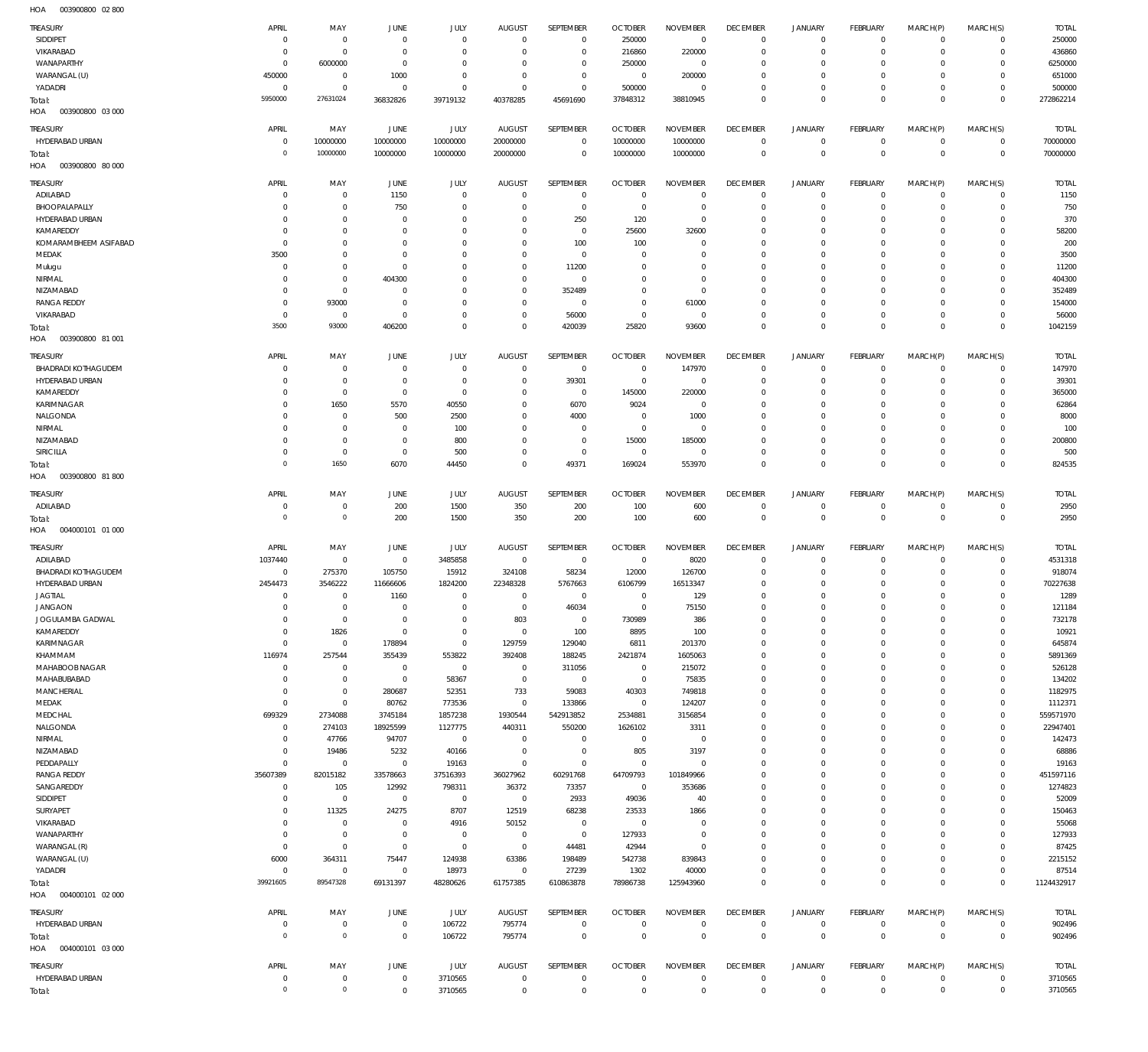HOA 003900800 02 800

| TREASURY | APRIL | MAY | JUNE | JULY | AUGUST | SEPTEMBER | OCTOBER | NOVEMBER | DECEMBER | JANUARY | FEBRUARY | MARCH(P) | MARCH(S) | TOTAL |
|---|---|---|---|---|---|---|---|---|---|---|---|---|---|---|
| SIDDIPET | 0 | 0 | 0 | 0 | 0 | 0 | 250000 | 0 | 0 | 0 | 0 | 0 | 0 | 250000 |
| VIKARABAD | 0 | 0 | 0 | 0 | 0 | 0 | 216860 | 220000 | 0 | 0 | 0 | 0 | 0 | 436860 |
| WANAPARTHY | 0 | 6000000 | 0 | 0 | 0 | 0 | 250000 | 0 | 0 | 0 | 0 | 0 | 0 | 6250000 |
| WARANGAL (U) | 450000 | 0 | 1000 | 0 | 0 | 0 | 0 | 200000 | 0 | 0 | 0 | 0 | 0 | 651000 |
| YADADRI | 0 | 0 | 0 | 0 | 0 | 0 | 500000 | 0 | 0 | 0 | 0 | 0 | 0 | 500000 |
| Total: | 5950000 | 27631024 | 36832826 | 39719132 | 40378285 | 45691690 | 37848312 | 38810945 | 0 | 0 | 0 | 0 | 0 | 272862214 |

HOA 003900800 03 000

| TREASURY | APRIL | MAY | JUNE | JULY | AUGUST | SEPTEMBER | OCTOBER | NOVEMBER | DECEMBER | JANUARY | FEBRUARY | MARCH(P) | MARCH(S) | TOTAL |
|---|---|---|---|---|---|---|---|---|---|---|---|---|---|---|
| HYDERABAD URBAN | 0 | 10000000 | 10000000 | 10000000 | 20000000 | 0 | 10000000 | 10000000 | 0 | 0 | 0 | 0 | 0 | 70000000 |
| Total: | 0 | 10000000 | 10000000 | 10000000 | 20000000 | 0 | 10000000 | 10000000 | 0 | 0 | 0 | 0 | 0 | 70000000 |

HOA 003900800 80 000

| TREASURY | APRIL | MAY | JUNE | JULY | AUGUST | SEPTEMBER | OCTOBER | NOVEMBER | DECEMBER | JANUARY | FEBRUARY | MARCH(P) | MARCH(S) | TOTAL |
|---|---|---|---|---|---|---|---|---|---|---|---|---|---|---|
| ADILABAD | 0 | 0 | 1150 | 0 | 0 | 0 | 0 | 0 | 0 | 0 | 0 | 0 | 0 | 1150 |
| BHOOPALAPALLY | 0 | 0 | 750 | 0 | 0 | 0 | 0 | 0 | 0 | 0 | 0 | 0 | 0 | 750 |
| HYDERABAD URBAN | 0 | 0 | 0 | 0 | 0 | 250 | 120 | 0 | 0 | 0 | 0 | 0 | 0 | 370 |
| KAMAREDDY | 0 | 0 | 0 | 0 | 0 | 0 | 25600 | 32600 | 0 | 0 | 0 | 0 | 0 | 58200 |
| KOMARAMBHEEM ASIFABAD | 0 | 0 | 0 | 0 | 0 | 100 | 100 | 0 | 0 | 0 | 0 | 0 | 0 | 200 |
| MEDAK | 3500 | 0 | 0 | 0 | 0 | 0 | 0 | 0 | 0 | 0 | 0 | 0 | 0 | 3500 |
| Mulugu | 0 | 0 | 0 | 0 | 0 | 11200 | 0 | 0 | 0 | 0 | 0 | 0 | 0 | 11200 |
| NIRMAL | 0 | 0 | 404300 | 0 | 0 | 0 | 0 | 0 | 0 | 0 | 0 | 0 | 0 | 404300 |
| NIZAMABAD | 0 | 0 | 0 | 0 | 0 | 352489 | 0 | 0 | 0 | 0 | 0 | 0 | 0 | 352489 |
| RANGA REDDY | 0 | 93000 | 0 | 0 | 0 | 0 | 0 | 61000 | 0 | 0 | 0 | 0 | 0 | 154000 |
| VIKARABAD | 0 | 0 | 0 | 0 | 0 | 56000 | 0 | 0 | 0 | 0 | 0 | 0 | 0 | 56000 |
| Total: | 3500 | 93000 | 406200 | 0 | 0 | 420039 | 25820 | 93600 | 0 | 0 | 0 | 0 | 0 | 1042159 |

HOA 003900800 81 001

| TREASURY | APRIL | MAY | JUNE | JULY | AUGUST | SEPTEMBER | OCTOBER | NOVEMBER | DECEMBER | JANUARY | FEBRUARY | MARCH(P) | MARCH(S) | TOTAL |
|---|---|---|---|---|---|---|---|---|---|---|---|---|---|---|
| BHADRADI KOTHAGUDEM | 0 | 0 | 0 | 0 | 0 | 0 | 0 | 147970 | 0 | 0 | 0 | 0 | 0 | 147970 |
| HYDERABAD URBAN | 0 | 0 | 0 | 0 | 0 | 39301 | 0 | 0 | 0 | 0 | 0 | 0 | 0 | 39301 |
| KAMAREDDY | 0 | 0 | 0 | 0 | 0 | 0 | 145000 | 220000 | 0 | 0 | 0 | 0 | 0 | 365000 |
| KARIMNAGAR | 0 | 1650 | 5570 | 40550 | 0 | 6070 | 9024 | 0 | 0 | 0 | 0 | 0 | 0 | 62864 |
| NALGONDA | 0 | 0 | 500 | 2500 | 0 | 4000 | 0 | 1000 | 0 | 0 | 0 | 0 | 0 | 8000 |
| NIRMAL | 0 | 0 | 0 | 100 | 0 | 0 | 0 | 0 | 0 | 0 | 0 | 0 | 0 | 100 |
| NIZAMABAD | 0 | 0 | 0 | 800 | 0 | 0 | 15000 | 185000 | 0 | 0 | 0 | 0 | 0 | 200800 |
| SIRICILLA | 0 | 0 | 0 | 500 | 0 | 0 | 0 | 0 | 0 | 0 | 0 | 0 | 0 | 500 |
| Total: | 0 | 1650 | 6070 | 44450 | 0 | 49371 | 169024 | 553970 | 0 | 0 | 0 | 0 | 0 | 824535 |

HOA 003900800 81 800

| TREASURY | APRIL | MAY | JUNE | JULY | AUGUST | SEPTEMBER | OCTOBER | NOVEMBER | DECEMBER | JANUARY | FEBRUARY | MARCH(P) | MARCH(S) | TOTAL |
|---|---|---|---|---|---|---|---|---|---|---|---|---|---|---|
| ADILABAD | 0 | 0 | 200 | 1500 | 350 | 200 | 100 | 600 | 0 | 0 | 0 | 0 | 0 | 2950 |
| Total: | 0 | 0 | 200 | 1500 | 350 | 200 | 100 | 600 | 0 | 0 | 0 | 0 | 0 | 2950 |

HOA 004000101 01 000

| TREASURY | APRIL | MAY | JUNE | JULY | AUGUST | SEPTEMBER | OCTOBER | NOVEMBER | DECEMBER | JANUARY | FEBRUARY | MARCH(P) | MARCH(S) | TOTAL |
|---|---|---|---|---|---|---|---|---|---|---|---|---|---|---|
| ADILABAD | 1037440 | 0 | 0 | 3485858 | 0 | 0 | 0 | 8020 | 0 | 0 | 0 | 0 | 0 | 4531318 |
| BHADRADI KOTHAGUDEM | 0 | 275370 | 105750 | 15912 | 324108 | 58234 | 12000 | 126700 | 0 | 0 | 0 | 0 | 0 | 918074 |
| HYDERABAD URBAN | 2454473 | 3546222 | 11666606 | 1824200 | 22348328 | 5767663 | 6106799 | 16513347 | 0 | 0 | 0 | 0 | 0 | 70227638 |
| JAGTIAL | 0 | 0 | 1160 | 0 | 0 | 0 | 0 | 129 | 0 | 0 | 0 | 0 | 0 | 1289 |
| JANGAON | 0 | 0 | 0 | 0 | 0 | 46034 | 0 | 75150 | 0 | 0 | 0 | 0 | 0 | 121184 |
| JOGULAMBA GADWAL | 0 | 0 | 0 | 0 | 803 | 0 | 730989 | 386 | 0 | 0 | 0 | 0 | 0 | 732178 |
| KAMAREDDY | 0 | 1826 | 0 | 0 | 0 | 100 | 8895 | 100 | 0 | 0 | 0 | 0 | 0 | 10921 |
| KARIMNAGAR | 0 | 0 | 178894 | 0 | 129759 | 129040 | 6811 | 201370 | 0 | 0 | 0 | 0 | 0 | 645874 |
| KHAMMAM | 116974 | 257544 | 355439 | 553822 | 392408 | 188245 | 2421874 | 1605063 | 0 | 0 | 0 | 0 | 0 | 5891369 |
| MAHABOOBNAGAR | 0 | 0 | 0 | 0 | 0 | 311056 | 0 | 215072 | 0 | 0 | 0 | 0 | 0 | 526128 |
| MAHABUBABAD | 0 | 0 | 0 | 58367 | 0 | 0 | 0 | 75835 | 0 | 0 | 0 | 0 | 0 | 134202 |
| MANCHERIAL | 0 | 0 | 280687 | 52351 | 733 | 59083 | 40303 | 749818 | 0 | 0 | 0 | 0 | 0 | 1182975 |
| MEDAK | 0 | 0 | 80762 | 773536 | 0 | 133866 | 0 | 124207 | 0 | 0 | 0 | 0 | 0 | 1112371 |
| MEDCHAL | 699329 | 2734088 | 3745184 | 1857238 | 1930544 | 542913852 | 2534881 | 3156854 | 0 | 0 | 0 | 0 | 0 | 559571970 |
| NALGONDA | 0 | 274103 | 18925599 | 1127775 | 440311 | 550200 | 1626102 | 3311 | 0 | 0 | 0 | 0 | 0 | 22947401 |
| NIRMAL | 0 | 47766 | 94707 | 0 | 0 | 0 | 0 | 0 | 0 | 0 | 0 | 0 | 0 | 142473 |
| NIZAMABAD | 0 | 19486 | 5232 | 40166 | 0 | 0 | 805 | 3197 | 0 | 0 | 0 | 0 | 0 | 68886 |
| PEDDAPALLY | 0 | 0 | 0 | 19163 | 0 | 0 | 0 | 0 | 0 | 0 | 0 | 0 | 0 | 19163 |
| RANGA REDDY | 35607389 | 82015182 | 33578663 | 37516393 | 36027962 | 60291768 | 64709793 | 101849966 | 0 | 0 | 0 | 0 | 0 | 451597116 |
| SANGAREDDY | 0 | 105 | 12992 | 798311 | 36372 | 73357 | 0 | 353686 | 0 | 0 | 0 | 0 | 0 | 1274823 |
| SIDDIPET | 0 | 0 | 0 | 0 | 0 | 2933 | 49036 | 40 | 0 | 0 | 0 | 0 | 0 | 52009 |
| SURYAPET | 0 | 11325 | 24275 | 8707 | 12519 | 68238 | 23533 | 1866 | 0 | 0 | 0 | 0 | 0 | 150463 |
| VIKARABAD | 0 | 0 | 0 | 4916 | 50152 | 0 | 0 | 0 | 0 | 0 | 0 | 0 | 0 | 55068 |
| WANAPARTHY | 0 | 0 | 0 | 0 | 0 | 0 | 127933 | 0 | 0 | 0 | 0 | 0 | 0 | 127933 |
| WARANGAL (R) | 0 | 0 | 0 | 0 | 0 | 44481 | 42944 | 0 | 0 | 0 | 0 | 0 | 0 | 87425 |
| WARANGAL (U) | 6000 | 364311 | 75447 | 124938 | 63386 | 198489 | 542738 | 839843 | 0 | 0 | 0 | 0 | 0 | 2215152 |
| YADADRI | 0 | 0 | 0 | 18973 | 0 | 27239 | 1302 | 40000 | 0 | 0 | 0 | 0 | 0 | 87514 |
| Total: | 39921605 | 89547328 | 69131397 | 48280626 | 61757385 | 610863878 | 78986738 | 125943960 | 0 | 0 | 0 | 0 | 0 | 1124432917 |

HOA 004000101 02 000

| TREASURY | APRIL | MAY | JUNE | JULY | AUGUST | SEPTEMBER | OCTOBER | NOVEMBER | DECEMBER | JANUARY | FEBRUARY | MARCH(P) | MARCH(S) | TOTAL |
|---|---|---|---|---|---|---|---|---|---|---|---|---|---|---|
| HYDERABAD URBAN | 0 | 0 | 0 | 106722 | 795774 | 0 | 0 | 0 | 0 | 0 | 0 | 0 | 0 | 902496 |
| Total: | 0 | 0 | 0 | 106722 | 795774 | 0 | 0 | 0 | 0 | 0 | 0 | 0 | 0 | 902496 |

HOA 004000101 03 000

| TREASURY | APRIL | MAY | JUNE | JULY | AUGUST | SEPTEMBER | OCTOBER | NOVEMBER | DECEMBER | JANUARY | FEBRUARY | MARCH(P) | MARCH(S) | TOTAL |
|---|---|---|---|---|---|---|---|---|---|---|---|---|---|---|
| HYDERABAD URBAN | 0 | 0 | 0 | 3710565 | 0 | 0 | 0 | 0 | 0 | 0 | 0 | 0 | 0 | 3710565 |
| Total: | 0 | 0 | 0 | 3710565 | 0 | 0 | 0 | 0 | 0 | 0 | 0 | 0 | 0 | 3710565 |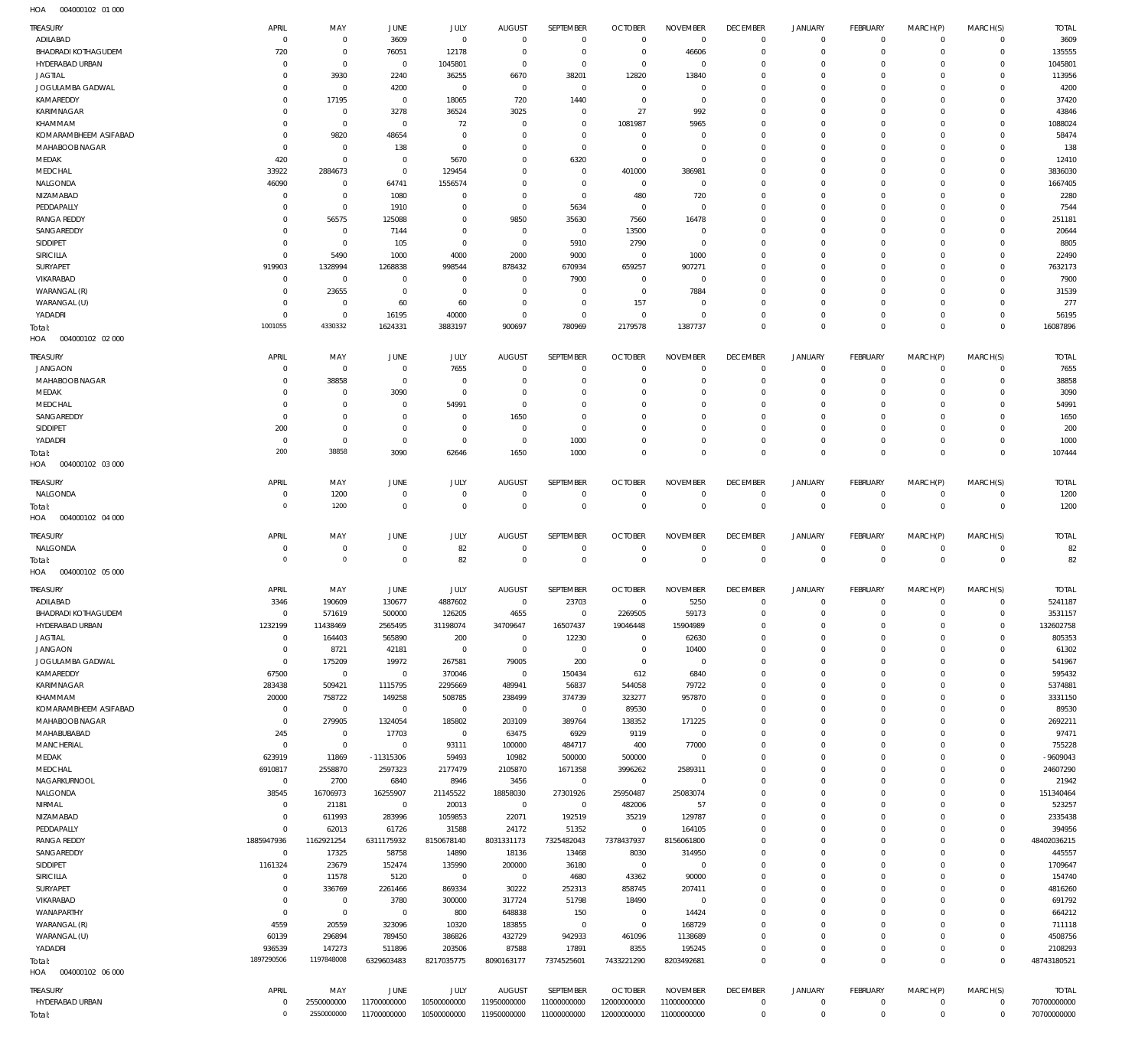HOA 004000102 01 000

| TREASURY | APRIL | MAY | JUNE | JULY | AUGUST | SEPTEMBER | OCTOBER | NOVEMBER | DECEMBER | JANUARY | FEBRUARY | MARCH(P) | MARCH(S) | TOTAL |
|---|---|---|---|---|---|---|---|---|---|---|---|---|---|---|
| ADILABAD | 0 | 0 | 3609 | 0 | 0 | 0 | 0 | 0 | 0 | 0 | 0 | 0 | 0 | 3609 |
| BHADRADI KOTHAGUDEM | 720 | 0 | 76051 | 12178 | 0 | 0 | 0 | 46606 | 0 | 0 | 0 | 0 | 0 | 135555 |
| HYDERABAD URBAN | 0 | 0 | 0 | 1045801 | 0 | 0 | 0 | 0 | 0 | 0 | 0 | 0 | 0 | 1045801 |
| JAGTIAL | 0 | 3930 | 2240 | 36255 | 6670 | 38201 | 12820 | 13840 | 0 | 0 | 0 | 0 | 0 | 113956 |
| JOGULAMBA GADWAL | 0 | 0 | 4200 | 0 | 0 | 0 | 0 | 0 | 0 | 0 | 0 | 0 | 0 | 4200 |
| KAMAREDDY | 0 | 17195 | 0 | 18065 | 720 | 1440 | 0 | 0 | 0 | 0 | 0 | 0 | 0 | 37420 |
| KARIMNAGAR | 0 | 0 | 3278 | 36524 | 3025 | 0 | 27 | 992 | 0 | 0 | 0 | 0 | 0 | 43846 |
| KHAMMAM | 0 | 0 | 0 | 72 | 0 | 0 | 1081987 | 5965 | 0 | 0 | 0 | 0 | 0 | 1088024 |
| KOMARAMBHEEM ASIFABAD | 0 | 9820 | 48654 | 0 | 0 | 0 | 0 | 0 | 0 | 0 | 0 | 0 | 0 | 58474 |
| MAHABOOBNAGAR | 0 | 0 | 138 | 0 | 0 | 0 | 0 | 0 | 0 | 0 | 0 | 0 | 0 | 138 |
| MEDAK | 420 | 0 | 0 | 5670 | 0 | 6320 | 0 | 0 | 0 | 0 | 0 | 0 | 0 | 12410 |
| MEDCHAL | 33922 | 2884673 | 0 | 129454 | 0 | 0 | 401000 | 386981 | 0 | 0 | 0 | 0 | 0 | 3836030 |
| NALGONDA | 46090 | 0 | 64741 | 1556574 | 0 | 0 | 0 | 0 | 0 | 0 | 0 | 0 | 0 | 1667405 |
| NIZAMABAD | 0 | 0 | 1080 | 0 | 0 | 0 | 480 | 720 | 0 | 0 | 0 | 0 | 0 | 2280 |
| PEDDAPALLY | 0 | 0 | 1910 | 0 | 0 | 5634 | 0 | 0 | 0 | 0 | 0 | 0 | 0 | 7544 |
| RANGA REDDY | 0 | 56575 | 125088 | 0 | 9850 | 35630 | 7560 | 16478 | 0 | 0 | 0 | 0 | 0 | 251181 |
| SANGAREDDY | 0 | 0 | 7144 | 0 | 0 | 0 | 13500 | 0 | 0 | 0 | 0 | 0 | 0 | 20644 |
| SIDDIPET | 0 | 0 | 105 | 0 | 0 | 5910 | 2790 | 0 | 0 | 0 | 0 | 0 | 0 | 8805 |
| SIRICILLA | 0 | 5490 | 1000 | 4000 | 2000 | 9000 | 0 | 1000 | 0 | 0 | 0 | 0 | 0 | 22490 |
| SURYAPET | 919903 | 1328994 | 1268838 | 998544 | 878432 | 670934 | 659257 | 907271 | 0 | 0 | 0 | 0 | 0 | 7632173 |
| VIKARABAD | 0 | 0 | 0 | 0 | 0 | 7900 | 0 | 0 | 0 | 0 | 0 | 0 | 0 | 7900 |
| WARANGAL (R) | 0 | 23655 | 0 | 0 | 0 | 0 | 0 | 7884 | 0 | 0 | 0 | 0 | 0 | 31539 |
| WARANGAL (U) | 0 | 0 | 60 | 60 | 0 | 0 | 157 | 0 | 0 | 0 | 0 | 0 | 0 | 277 |
| YADADRI | 0 | 0 | 16195 | 40000 | 0 | 0 | 0 | 0 | 0 | 0 | 0 | 0 | 0 | 56195 |
| Total: | 1001055 | 4330332 | 1624331 | 3883197 | 900697 | 780969 | 2179578 | 1387737 | 0 | 0 | 0 | 0 | 0 | 16087896 |

HOA 004000102 02 000

| TREASURY | APRIL | MAY | JUNE | JULY | AUGUST | SEPTEMBER | OCTOBER | NOVEMBER | DECEMBER | JANUARY | FEBRUARY | MARCH(P) | MARCH(S) | TOTAL |
|---|---|---|---|---|---|---|---|---|---|---|---|---|---|---|
| JANGAON | 0 | 0 | 0 | 7655 | 0 | 0 | 0 | 0 | 0 | 0 | 0 | 0 | 0 | 7655 |
| MAHABOOBNAGAR | 0 | 38858 | 0 | 0 | 0 | 0 | 0 | 0 | 0 | 0 | 0 | 0 | 0 | 38858 |
| MEDAK | 0 | 0 | 3090 | 0 | 0 | 0 | 0 | 0 | 0 | 0 | 0 | 0 | 0 | 3090 |
| MEDCHAL | 0 | 0 | 0 | 54991 | 0 | 0 | 0 | 0 | 0 | 0 | 0 | 0 | 0 | 54991 |
| SANGAREDDY | 0 | 0 | 0 | 0 | 1650 | 0 | 0 | 0 | 0 | 0 | 0 | 0 | 0 | 1650 |
| SIDDIPET | 200 | 0 | 0 | 0 | 0 | 0 | 0 | 0 | 0 | 0 | 0 | 0 | 0 | 200 |
| YADADRI | 0 | 0 | 0 | 0 | 0 | 1000 | 0 | 0 | 0 | 0 | 0 | 0 | 0 | 1000 |
| Total: | 200 | 38858 | 3090 | 62646 | 1650 | 1000 | 0 | 0 | 0 | 0 | 0 | 0 | 0 | 107444 |

HOA 004000102 03 000

| TREASURY | APRIL | MAY | JUNE | JULY | AUGUST | SEPTEMBER | OCTOBER | NOVEMBER | DECEMBER | JANUARY | FEBRUARY | MARCH(P) | MARCH(S) | TOTAL |
|---|---|---|---|---|---|---|---|---|---|---|---|---|---|---|
| NALGONDA | 0 | 1200 | 0 | 0 | 0 | 0 | 0 | 0 | 0 | 0 | 0 | 0 | 0 | 1200 |
| Total: | 0 | 1200 | 0 | 0 | 0 | 0 | 0 | 0 | 0 | 0 | 0 | 0 | 0 | 1200 |

HOA 004000102 04 000

| TREASURY | APRIL | MAY | JUNE | JULY | AUGUST | SEPTEMBER | OCTOBER | NOVEMBER | DECEMBER | JANUARY | FEBRUARY | MARCH(P) | MARCH(S) | TOTAL |
|---|---|---|---|---|---|---|---|---|---|---|---|---|---|---|
| NALGONDA | 0 | 0 | 0 | 82 | 0 | 0 | 0 | 0 | 0 | 0 | 0 | 0 | 0 | 82 |
| Total: | 0 | 0 | 0 | 82 | 0 | 0 | 0 | 0 | 0 | 0 | 0 | 0 | 0 | 82 |

HOA 004000102 05 000

| TREASURY | APRIL | MAY | JUNE | JULY | AUGUST | SEPTEMBER | OCTOBER | NOVEMBER | DECEMBER | JANUARY | FEBRUARY | MARCH(P) | MARCH(S) | TOTAL |
|---|---|---|---|---|---|---|---|---|---|---|---|---|---|---|
| ADILABAD | 3346 | 190609 | 130677 | 4887602 | 0 | 23703 | 0 | 5250 | 0 | 0 | 0 | 0 | 0 | 5241187 |
| BHADRADI KOTHAGUDEM | 0 | 571619 | 500000 | 126205 | 4655 | 0 | 2269505 | 59173 | 0 | 0 | 0 | 0 | 0 | 3531157 |
| HYDERABAD URBAN | 1232199 | 11438469 | 2565495 | 31198074 | 34709647 | 16507437 | 19046448 | 15904989 | 0 | 0 | 0 | 0 | 0 | 132602758 |
| JAGTIAL | 0 | 164403 | 565890 | 200 | 0 | 12230 | 0 | 62630 | 0 | 0 | 0 | 0 | 0 | 805353 |
| JANGAON | 0 | 8721 | 42181 | 0 | 0 | 0 | 0 | 10400 | 0 | 0 | 0 | 0 | 0 | 61302 |
| JOGULAMBA GADWAL | 0 | 175209 | 19972 | 267581 | 79005 | 200 | 0 | 0 | 0 | 0 | 0 | 0 | 0 | 541967 |
| KAMAREDDY | 67500 | 0 | 0 | 370046 | 0 | 150434 | 612 | 6840 | 0 | 0 | 0 | 0 | 0 | 595432 |
| KARIMNAGAR | 283438 | 509421 | 1115795 | 2295669 | 489941 | 56837 | 544058 | 79722 | 0 | 0 | 0 | 0 | 0 | 5374881 |
| KHAMMAM | 20000 | 758722 | 149258 | 508785 | 238499 | 374739 | 323277 | 957870 | 0 | 0 | 0 | 0 | 0 | 3331150 |
| KOMARAMBHEEM ASIFABAD | 0 | 0 | 0 | 0 | 0 | 0 | 89530 | 0 | 0 | 0 | 0 | 0 | 0 | 89530 |
| MAHABOOBNAGAR | 0 | 279905 | 1324054 | 185802 | 203109 | 389764 | 138352 | 171225 | 0 | 0 | 0 | 0 | 0 | 2692211 |
| MAHABUBABAD | 245 | 0 | 17703 | 0 | 63475 | 6929 | 9119 | 0 | 0 | 0 | 0 | 0 | 0 | 97471 |
| MANCHERIAL | 0 | 0 | 0 | 93111 | 100000 | 484717 | 400 | 77000 | 0 | 0 | 0 | 0 | 0 | 755228 |
| MEDAK | 623919 | 11869 | - 11315306 | 59493 | 10982 | 500000 | 500000 | 0 | 0 | 0 | 0 | 0 | 0 | - 9609043 |
| MEDCHAL | 6910817 | 2558870 | 2597323 | 2177479 | 2105870 | 1671358 | 3996262 | 2589311 | 0 | 0 | 0 | 0 | 0 | 24607290 |
| NAGARKURNOOL | 0 | 2700 | 6840 | 8946 | 3456 | 0 | 0 | 0 | 0 | 0 | 0 | 0 | 0 | 21942 |
| NALGONDA | 38545 | 16706973 | 16255907 | 21145522 | 18858030 | 27301926 | 25950487 | 25083074 | 0 | 0 | 0 | 0 | 0 | 151340464 |
| NIRMAL | 0 | 21181 | 0 | 20013 | 0 | 0 | 482006 | 57 | 0 | 0 | 0 | 0 | 0 | 523257 |
| NIZAMABAD | 0 | 611993 | 283996 | 1059853 | 22071 | 192519 | 35219 | 129787 | 0 | 0 | 0 | 0 | 0 | 2335438 |
| PEDDAPALLY | 0 | 62013 | 61726 | 31588 | 24172 | 51352 | 0 | 164105 | 0 | 0 | 0 | 0 | 0 | 394956 |
| RANGA REDDY | 1885947936 | 1162921254 | 6311175932 | 8150678140 | 8031331173 | 7325482043 | 7378437937 | 8156061800 | 0 | 0 | 0 | 0 | 0 | 48402036215 |
| SANGAREDDY | 0 | 17325 | 58758 | 14890 | 18136 | 13468 | 8030 | 314950 | 0 | 0 | 0 | 0 | 0 | 445557 |
| SIDDIPET | 1161324 | 23679 | 152474 | 135990 | 200000 | 36180 | 0 | 0 | 0 | 0 | 0 | 0 | 0 | 1709647 |
| SIRICILLA | 0 | 11578 | 5120 | 0 | 0 | 4680 | 43362 | 90000 | 0 | 0 | 0 | 0 | 0 | 154740 |
| SURYAPET | 0 | 336769 | 2261466 | 869334 | 30222 | 252313 | 858745 | 207411 | 0 | 0 | 0 | 0 | 0 | 4816260 |
| VIKARABAD | 0 | 0 | 3780 | 300000 | 317724 | 51798 | 18490 | 0 | 0 | 0 | 0 | 0 | 0 | 691792 |
| WANAPARTHY | 0 | 0 | 0 | 800 | 648838 | 150 | 0 | 14424 | 0 | 0 | 0 | 0 | 0 | 664212 |
| WARANGAL (R) | 4559 | 20559 | 323096 | 10320 | 183855 | 0 | 0 | 168729 | 0 | 0 | 0 | 0 | 0 | 711118 |
| WARANGAL (U) | 60139 | 296894 | 789450 | 386826 | 432729 | 942933 | 461096 | 1138689 | 0 | 0 | 0 | 0 | 0 | 4508756 |
| YADADRI | 936539 | 147273 | 511896 | 203506 | 87588 | 17891 | 8355 | 195245 | 0 | 0 | 0 | 0 | 0 | 2108293 |
| Total: | 1897290506 | 1197848008 | 6329603483 | 8217035775 | 8090163177 | 7374525601 | 7433221290 | 8203492681 | 0 | 0 | 0 | 0 | 0 | 48743180521 |

HOA 004000102 06 000

| TREASURY | APRIL | MAY | JUNE | JULY | AUGUST | SEPTEMBER | OCTOBER | NOVEMBER | DECEMBER | JANUARY | FEBRUARY | MARCH(P) | MARCH(S) | TOTAL |
|---|---|---|---|---|---|---|---|---|---|---|---|---|---|---|
| HYDERABAD URBAN | 0 | 2550000000 | 11700000000 | 10500000000 | 11950000000 | 11000000000 | 12000000000 | 11000000000 | 0 | 0 | 0 | 0 | 0 | 70700000000 |
| Total: | 0 | 2550000000 | 11700000000 | 10500000000 | 11950000000 | 11000000000 | 12000000000 | 11000000000 | 0 | 0 | 0 | 0 | 0 | 70700000000 |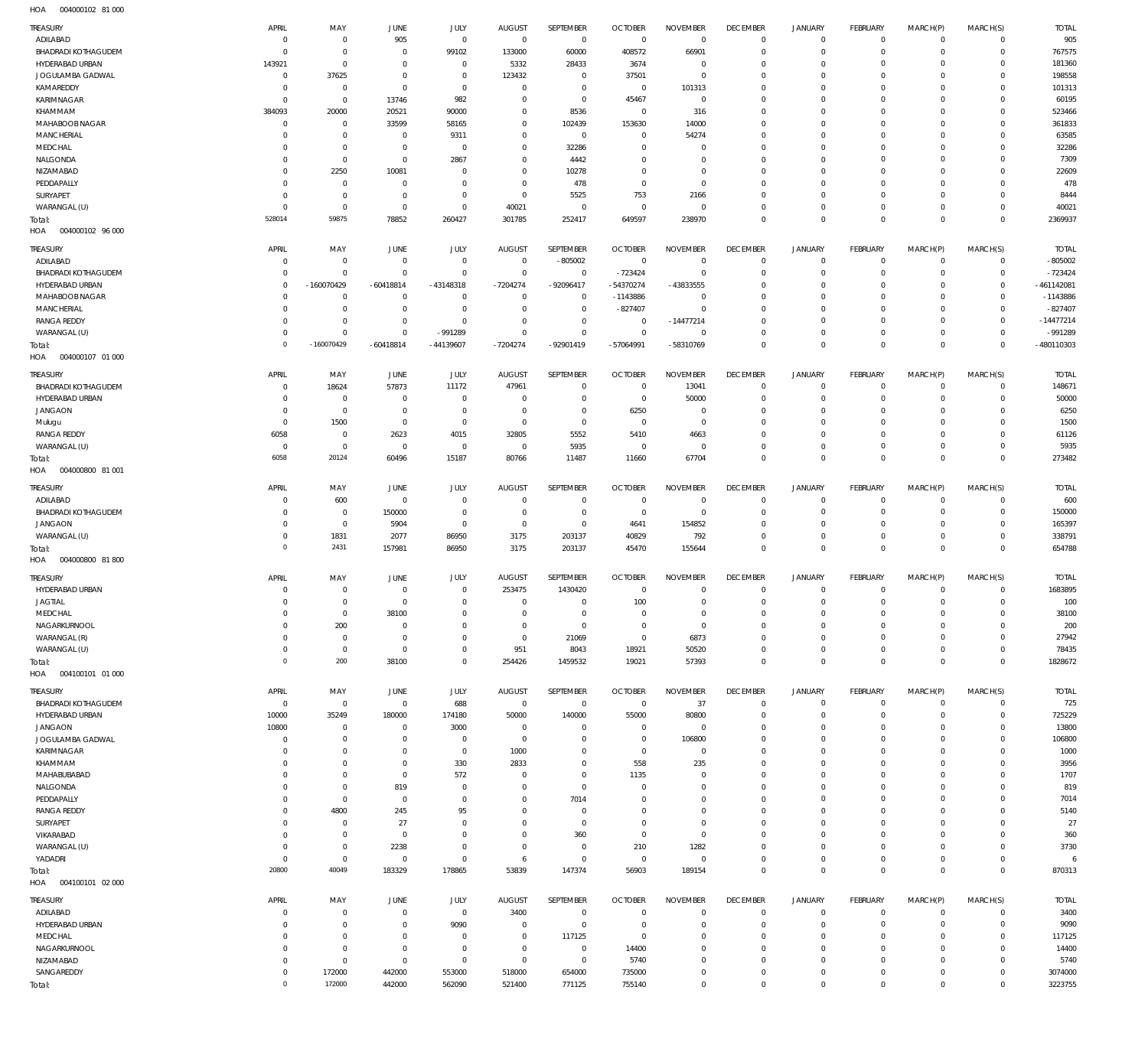HOA 004000102 81 000

| TREASURY | APRIL | MAY | JUNE | JULY | AUGUST | SEPTEMBER | OCTOBER | NOVEMBER | DECEMBER | JANUARY | FEBRUARY | MARCH(P) | MARCH(S) | TOTAL |
|---|---|---|---|---|---|---|---|---|---|---|---|---|---|---|
| ADILABAD | 0 | 0 | 905 | 0 | 0 | 0 | 0 | 0 | 0 | 0 | 0 | 0 | 0 | 905 |
| BHADRADI KOTHAGUDEM | 0 | 0 | 0 | 99102 | 133000 | 60000 | 408572 | 66901 | 0 | 0 | 0 | 0 | 0 | 767575 |
| HYDERABAD URBAN | 143921 | 0 | 0 | 0 | 5332 | 28433 | 3674 | 0 | 0 | 0 | 0 | 0 | 0 | 181360 |
| JOGULAMBA GADWAL | 0 | 37625 | 0 | 0 | 123432 | 0 | 37501 | 0 | 0 | 0 | 0 | 0 | 0 | 198558 |
| KAMAREDDY | 0 | 0 | 0 | 0 | 0 | 0 | 0 | 101313 | 0 | 0 | 0 | 0 | 0 | 101313 |
| KARIMNAGAR | 0 | 0 | 13746 | 982 | 0 | 0 | 45467 | 0 | 0 | 0 | 0 | 0 | 0 | 60195 |
| KHAMMAM | 384093 | 20000 | 20521 | 90000 | 0 | 8536 | 0 | 316 | 0 | 0 | 0 | 0 | 0 | 523466 |
| MAHABOOB NAGAR | 0 | 0 | 33599 | 58165 | 0 | 102439 | 153630 | 14000 | 0 | 0 | 0 | 0 | 0 | 361833 |
| MANCHERIAL | 0 | 0 | 0 | 9311 | 0 | 0 | 0 | 54274 | 0 | 0 | 0 | 0 | 0 | 63585 |
| MEDCHAL | 0 | 0 | 0 | 0 | 0 | 32286 | 0 | 0 | 0 | 0 | 0 | 0 | 0 | 32286 |
| NALGONDA | 0 | 0 | 0 | 2867 | 0 | 4442 | 0 | 0 | 0 | 0 | 0 | 0 | 0 | 7309 |
| NIZAMABAD | 0 | 2250 | 10081 | 0 | 0 | 10278 | 0 | 0 | 0 | 0 | 0 | 0 | 0 | 22609 |
| PEDDAPALLY | 0 | 0 | 0 | 0 | 0 | 478 | 0 | 0 | 0 | 0 | 0 | 0 | 0 | 478 |
| SURYAPET | 0 | 0 | 0 | 0 | 0 | 5525 | 753 | 2166 | 0 | 0 | 0 | 0 | 0 | 8444 |
| WARANGAL (U) | 0 | 0 | 0 | 0 | 40021 | 0 | 0 | 0 | 0 | 0 | 0 | 0 | 0 | 40021 |
| Total: | 528014 | 59875 | 78852 | 260427 | 301785 | 252417 | 649597 | 238970 | 0 | 0 | 0 | 0 | 0 | 2369937 |

HOA 004000102 96 000

| TREASURY | APRIL | MAY | JUNE | JULY | AUGUST | SEPTEMBER | OCTOBER | NOVEMBER | DECEMBER | JANUARY | FEBRUARY | MARCH(P) | MARCH(S) | TOTAL |
|---|---|---|---|---|---|---|---|---|---|---|---|---|---|---|
| ADILABAD | 0 | 0 | 0 | 0 | 0 | -805002 | 0 | 0 | 0 | 0 | 0 | 0 | 0 | -805002 |
| BHADRADI KOTHAGUDEM | 0 | 0 | 0 | 0 | 0 | 0 | -723424 | 0 | 0 | 0 | 0 | 0 | 0 | -723424 |
| HYDERABAD URBAN | 0 | -160070429 | -60418814 | -43148318 | -7204274 | -92096417 | -54370274 | -43833555 | 0 | 0 | 0 | 0 | 0 | -461142081 |
| MAHABOOB NAGAR | 0 | 0 | 0 | 0 | 0 | 0 | -1143886 | 0 | 0 | 0 | 0 | 0 | 0 | -1143886 |
| MANCHERIAL | 0 | 0 | 0 | 0 | 0 | 0 | -827407 | 0 | 0 | 0 | 0 | 0 | 0 | -827407 |
| RANGA REDDY | 0 | 0 | 0 | 0 | 0 | 0 | 0 | -14477214 | 0 | 0 | 0 | 0 | 0 | -14477214 |
| WARANGAL (U) | 0 | 0 | 0 | -991289 | 0 | 0 | 0 | 0 | 0 | 0 | 0 | 0 | 0 | -991289 |
| Total: | 0 | -160070429 | -60418814 | -44139607 | -7204274 | -92901419 | -57064991 | -58310769 | 0 | 0 | 0 | 0 | 0 | -480110303 |

HOA 004000107 01 000

| TREASURY | APRIL | MAY | JUNE | JULY | AUGUST | SEPTEMBER | OCTOBER | NOVEMBER | DECEMBER | JANUARY | FEBRUARY | MARCH(P) | MARCH(S) | TOTAL |
|---|---|---|---|---|---|---|---|---|---|---|---|---|---|---|
| BHADRADI KOTHAGUDEM | 0 | 18624 | 57873 | 11172 | 47961 | 0 | 0 | 13041 | 0 | 0 | 0 | 0 | 0 | 148671 |
| HYDERABAD URBAN | 0 | 0 | 0 | 0 | 0 | 0 | 0 | 50000 | 0 | 0 | 0 | 0 | 0 | 50000 |
| JANGAON | 0 | 0 | 0 | 0 | 0 | 0 | 6250 | 0 | 0 | 0 | 0 | 0 | 0 | 6250 |
| Mulugu | 0 | 1500 | 0 | 0 | 0 | 0 | 0 | 0 | 0 | 0 | 0 | 0 | 0 | 1500 |
| RANGA REDDY | 6058 | 0 | 2623 | 4015 | 32805 | 5552 | 5410 | 4663 | 0 | 0 | 0 | 0 | 0 | 61126 |
| WARANGAL (U) | 0 | 0 | 0 | 0 | 0 | 5935 | 0 | 0 | 0 | 0 | 0 | 0 | 0 | 5935 |
| Total: | 6058 | 20124 | 60496 | 15187 | 80766 | 11487 | 11660 | 67704 | 0 | 0 | 0 | 0 | 0 | 273482 |

HOA 004000800 81 001

| TREASURY | APRIL | MAY | JUNE | JULY | AUGUST | SEPTEMBER | OCTOBER | NOVEMBER | DECEMBER | JANUARY | FEBRUARY | MARCH(P) | MARCH(S) | TOTAL |
|---|---|---|---|---|---|---|---|---|---|---|---|---|---|---|
| ADILABAD | 0 | 600 | 0 | 0 | 0 | 0 | 0 | 0 | 0 | 0 | 0 | 0 | 0 | 600 |
| BHADRADI KOTHAGUDEM | 0 | 0 | 150000 | 0 | 0 | 0 | 0 | 0 | 0 | 0 | 0 | 0 | 0 | 150000 |
| JANGAON | 0 | 0 | 5904 | 0 | 0 | 0 | 4641 | 154852 | 0 | 0 | 0 | 0 | 0 | 165397 |
| WARANGAL (U) | 0 | 1831 | 2077 | 86950 | 3175 | 203137 | 40829 | 792 | 0 | 0 | 0 | 0 | 0 | 338791 |
| Total: | 0 | 2431 | 157981 | 86950 | 3175 | 203137 | 45470 | 155644 | 0 | 0 | 0 | 0 | 0 | 654788 |

HOA 004000800 81 800

| TREASURY | APRIL | MAY | JUNE | JULY | AUGUST | SEPTEMBER | OCTOBER | NOVEMBER | DECEMBER | JANUARY | FEBRUARY | MARCH(P) | MARCH(S) | TOTAL |
|---|---|---|---|---|---|---|---|---|---|---|---|---|---|---|
| HYDERABAD URBAN | 0 | 0 | 0 | 0 | 253475 | 1430420 | 0 | 0 | 0 | 0 | 0 | 0 | 0 | 1683895 |
| JAGTIAL | 0 | 0 | 0 | 0 | 0 | 0 | 100 | 0 | 0 | 0 | 0 | 0 | 0 | 100 |
| MEDCHAL | 0 | 0 | 38100 | 0 | 0 | 0 | 0 | 0 | 0 | 0 | 0 | 0 | 0 | 38100 |
| NAGARKURNOOL | 0 | 200 | 0 | 0 | 0 | 0 | 0 | 0 | 0 | 0 | 0 | 0 | 0 | 200 |
| WARANGAL (R) | 0 | 0 | 0 | 0 | 0 | 21069 | 0 | 6873 | 0 | 0 | 0 | 0 | 0 | 27942 |
| WARANGAL (U) | 0 | 0 | 0 | 0 | 951 | 8043 | 18921 | 50520 | 0 | 0 | 0 | 0 | 0 | 78435 |
| Total: | 0 | 200 | 38100 | 0 | 254426 | 1459532 | 19021 | 57393 | 0 | 0 | 0 | 0 | 0 | 1828672 |

HOA 004100101 01 000

| TREASURY | APRIL | MAY | JUNE | JULY | AUGUST | SEPTEMBER | OCTOBER | NOVEMBER | DECEMBER | JANUARY | FEBRUARY | MARCH(P) | MARCH(S) | TOTAL |
|---|---|---|---|---|---|---|---|---|---|---|---|---|---|---|
| BHADRADI KOTHAGUDEM | 0 | 0 | 0 | 688 | 0 | 0 | 0 | 37 | 0 | 0 | 0 | 0 | 0 | 725 |
| HYDERABAD URBAN | 10000 | 35249 | 180000 | 174180 | 50000 | 140000 | 55000 | 80800 | 0 | 0 | 0 | 0 | 0 | 725229 |
| JANGAON | 10800 | 0 | 0 | 3000 | 0 | 0 | 0 | 0 | 0 | 0 | 0 | 0 | 0 | 13800 |
| JOGULAMBA GADWAL | 0 | 0 | 0 | 0 | 0 | 0 | 0 | 106800 | 0 | 0 | 0 | 0 | 0 | 106800 |
| KARIMNAGAR | 0 | 0 | 0 | 0 | 1000 | 0 | 0 | 0 | 0 | 0 | 0 | 0 | 0 | 1000 |
| KHAMMAM | 0 | 0 | 0 | 330 | 2833 | 0 | 558 | 235 | 0 | 0 | 0 | 0 | 0 | 3956 |
| MAHABUBABAD | 0 | 0 | 0 | 572 | 0 | 0 | 1135 | 0 | 0 | 0 | 0 | 0 | 0 | 1707 |
| NALGONDA | 0 | 0 | 819 | 0 | 0 | 0 | 0 | 0 | 0 | 0 | 0 | 0 | 0 | 819 |
| PEDDAPALLY | 0 | 0 | 0 | 0 | 0 | 7014 | 0 | 0 | 0 | 0 | 0 | 0 | 0 | 7014 |
| RANGA REDDY | 0 | 4800 | 245 | 95 | 0 | 0 | 0 | 0 | 0 | 0 | 0 | 0 | 0 | 5140 |
| SURYAPET | 0 | 0 | 27 | 0 | 0 | 0 | 0 | 0 | 0 | 0 | 0 | 0 | 0 | 27 |
| VIKARABAD | 0 | 0 | 0 | 0 | 0 | 360 | 0 | 0 | 0 | 0 | 0 | 0 | 0 | 360 |
| WARANGAL (U) | 0 | 0 | 2238 | 0 | 0 | 0 | 210 | 1282 | 0 | 0 | 0 | 0 | 0 | 3730 |
| YADADRI | 0 | 0 | 0 | 0 | 6 | 0 | 0 | 0 | 0 | 0 | 0 | 0 | 0 | 6 |
| Total: | 20800 | 40049 | 183329 | 178865 | 53839 | 147374 | 56903 | 189154 | 0 | 0 | 0 | 0 | 0 | 870313 |

HOA 004100101 02 000

| TREASURY | APRIL | MAY | JUNE | JULY | AUGUST | SEPTEMBER | OCTOBER | NOVEMBER | DECEMBER | JANUARY | FEBRUARY | MARCH(P) | MARCH(S) | TOTAL |
|---|---|---|---|---|---|---|---|---|---|---|---|---|---|---|
| ADILABAD | 0 | 0 | 0 | 0 | 3400 | 0 | 0 | 0 | 0 | 0 | 0 | 0 | 0 | 3400 |
| HYDERABAD URBAN | 0 | 0 | 0 | 9090 | 0 | 0 | 0 | 0 | 0 | 0 | 0 | 0 | 0 | 9090 |
| MEDCHAL | 0 | 0 | 0 | 0 | 0 | 117125 | 0 | 0 | 0 | 0 | 0 | 0 | 0 | 117125 |
| NAGARKURNOOL | 0 | 0 | 0 | 0 | 0 | 0 | 14400 | 0 | 0 | 0 | 0 | 0 | 0 | 14400 |
| NIZAMABAD | 0 | 0 | 0 | 0 | 0 | 0 | 5740 | 0 | 0 | 0 | 0 | 0 | 0 | 5740 |
| SANGAREDDY | 0 | 172000 | 442000 | 553000 | 518000 | 654000 | 735000 | 0 | 0 | 0 | 0 | 0 | 0 | 3074000 |
| Total: | 0 | 172000 | 442000 | 562090 | 521400 | 771125 | 755140 | 0 | 0 | 0 | 0 | 0 | 0 | 3223755 |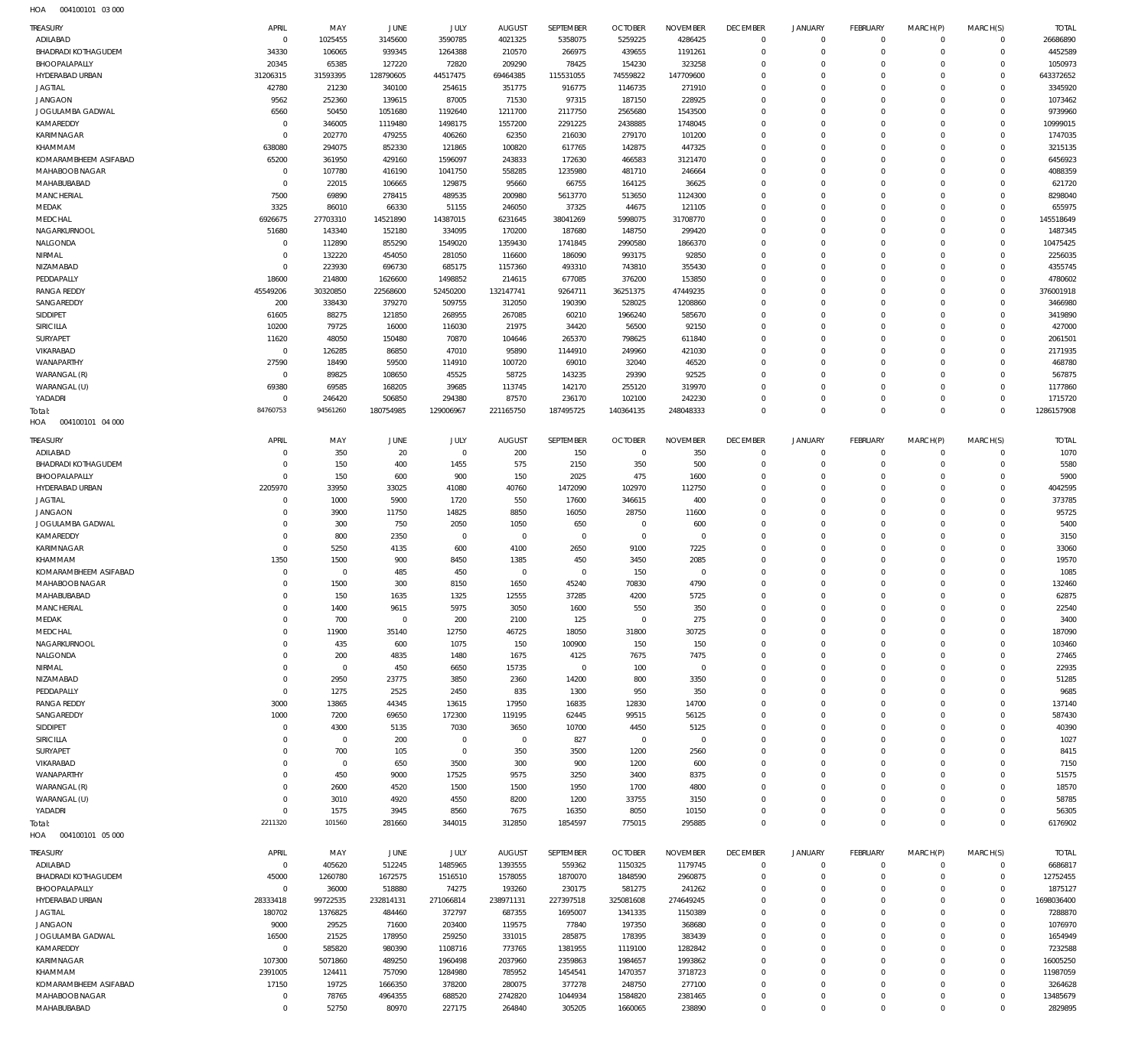HOA 004100101 03 000

| TREASURY | APRIL | MAY | JUNE | JULY | AUGUST | SEPTEMBER | OCTOBER | NOVEMBER | DECEMBER | JANUARY | FEBRUARY | MARCH(P) | MARCH(S) | TOTAL |
|---|---|---|---|---|---|---|---|---|---|---|---|---|---|---|
| ADILABAD | 0 | 1025455 | 3145600 | 3590785 | 4021325 | 5358075 | 5259225 | 4286425 | 0 | 0 | 0 | 0 | 0 | 26686890 |
| BHADRADI KOTHAGUDEM | 34330 | 106065 | 939345 | 1264388 | 210570 | 266975 | 439655 | 1191261 | 0 | 0 | 0 | 0 | 0 | 4452589 |
| BHOOPALAPALLY | 20345 | 65385 | 127220 | 72820 | 209290 | 78425 | 154230 | 323258 | 0 | 0 | 0 | 0 | 0 | 1050973 |
| HYDERABAD URBAN | 31206315 | 31593395 | 128790605 | 44517475 | 69464385 | 115531055 | 74559822 | 147709600 | 0 | 0 | 0 | 0 | 0 | 643372652 |
| JAGTIAL | 42780 | 21230 | 340100 | 254615 | 351775 | 916775 | 1146735 | 271910 | 0 | 0 | 0 | 0 | 0 | 3345920 |
| JANGAON | 9562 | 252360 | 139615 | 87005 | 71530 | 97315 | 187150 | 228925 | 0 | 0 | 0 | 0 | 0 | 1073462 |
| JOGULAMBA GADWAL | 6560 | 50450 | 1051680 | 1192640 | 1211700 | 2117750 | 2565680 | 1543500 | 0 | 0 | 0 | 0 | 0 | 9739960 |
| KAMAREDDY | 0 | 346005 | 1119480 | 1498175 | 1557200 | 2291225 | 2438885 | 1748045 | 0 | 0 | 0 | 0 | 0 | 10999015 |
| KARIMNAGAR | 0 | 202770 | 479255 | 406260 | 62350 | 216030 | 279170 | 101200 | 0 | 0 | 0 | 0 | 0 | 1747035 |
| KHAMMAM | 638080 | 294075 | 852330 | 121865 | 100820 | 617765 | 142875 | 447325 | 0 | 0 | 0 | 0 | 0 | 3215135 |
| KOMARAMBHEEM ASIFABAD | 65200 | 361950 | 429160 | 1596097 | 243833 | 172630 | 466583 | 3121470 | 0 | 0 | 0 | 0 | 0 | 6456923 |
| MAHABOOB NAGAR | 0 | 107780 | 416190 | 1041750 | 558285 | 1235980 | 481710 | 246664 | 0 | 0 | 0 | 0 | 0 | 4088359 |
| MAHABUBABAD | 0 | 22015 | 106665 | 129875 | 95660 | 66755 | 164125 | 36625 | 0 | 0 | 0 | 0 | 0 | 621720 |
| MANCHERIAL | 7500 | 69890 | 278415 | 489535 | 200980 | 5613770 | 513650 | 1124300 | 0 | 0 | 0 | 0 | 0 | 8298040 |
| MEDAK | 3325 | 86010 | 66330 | 51155 | 246050 | 37325 | 44675 | 121105 | 0 | 0 | 0 | 0 | 0 | 655975 |
| MEDCHAL | 6926675 | 27703310 | 14521890 | 14387015 | 6231645 | 38041269 | 5998075 | 31708770 | 0 | 0 | 0 | 0 | 0 | 145518649 |
| NAGARKURNOOL | 51680 | 143340 | 152180 | 334095 | 170200 | 187680 | 148750 | 299420 | 0 | 0 | 0 | 0 | 0 | 1487345 |
| NALGONDA | 0 | 112890 | 855290 | 1549020 | 1359430 | 1741845 | 2990580 | 1866370 | 0 | 0 | 0 | 0 | 0 | 10475425 |
| NIRMAL | 0 | 132220 | 454050 | 281050 | 116600 | 186090 | 993175 | 92850 | 0 | 0 | 0 | 0 | 0 | 2256035 |
| NIZAMABAD | 0 | 223930 | 696730 | 685175 | 1157360 | 493310 | 743810 | 355430 | 0 | 0 | 0 | 0 | 0 | 4355745 |
| PEDDAPALLY | 18600 | 214800 | 1626600 | 1498852 | 214615 | 677085 | 376200 | 153850 | 0 | 0 | 0 | 0 | 0 | 4780602 |
| RANGA REDDY | 45549206 | 30320850 | 22568600 | 52450200 | 132147741 | 9264711 | 36251375 | 47449235 | 0 | 0 | 0 | 0 | 0 | 376001918 |
| SANGAREDDY | 200 | 338430 | 379270 | 509755 | 312050 | 190390 | 528025 | 1208860 | 0 | 0 | 0 | 0 | 0 | 3466980 |
| SIDDIPET | 61605 | 88275 | 121850 | 268955 | 267085 | 60210 | 1966240 | 585670 | 0 | 0 | 0 | 0 | 0 | 3419890 |
| SIRICILLA | 10200 | 79725 | 16000 | 116030 | 21975 | 34420 | 56500 | 92150 | 0 | 0 | 0 | 0 | 0 | 427000 |
| SURYAPET | 11620 | 48050 | 150480 | 70870 | 104646 | 265370 | 798625 | 611840 | 0 | 0 | 0 | 0 | 0 | 2061501 |
| VIKARABAD | 0 | 126285 | 86850 | 47010 | 95890 | 1144910 | 249960 | 421030 | 0 | 0 | 0 | 0 | 0 | 2171935 |
| WANAPARTHY | 27590 | 18490 | 59500 | 114910 | 100720 | 69010 | 32040 | 46520 | 0 | 0 | 0 | 0 | 0 | 468780 |
| WARANGAL (R) | 0 | 89825 | 108650 | 45525 | 58725 | 143235 | 29390 | 92525 | 0 | 0 | 0 | 0 | 0 | 567875 |
| WARANGAL (U) | 69380 | 69585 | 168205 | 39685 | 113745 | 142170 | 255120 | 319970 | 0 | 0 | 0 | 0 | 0 | 1177860 |
| YADADRI | 0 | 246420 | 506850 | 294380 | 87570 | 236170 | 102100 | 242230 | 0 | 0 | 0 | 0 | 0 | 1715720 |
| Total: | 84760753 | 94561260 | 180754985 | 129006967 | 221165750 | 187495725 | 140364135 | 248048333 | 0 | 0 | 0 | 0 | 0 | 1286157908 |

HOA 004100101 04 000

| TREASURY | APRIL | MAY | JUNE | JULY | AUGUST | SEPTEMBER | OCTOBER | NOVEMBER | DECEMBER | JANUARY | FEBRUARY | MARCH(P) | MARCH(S) | TOTAL |
|---|---|---|---|---|---|---|---|---|---|---|---|---|---|---|
| ADILABAD | 0 | 350 | 20 | 0 | 200 | 150 | 0 | 350 | 0 | 0 | 0 | 0 | 0 | 1070 |
| BHADRADI KOTHAGUDEM | 0 | 150 | 400 | 1455 | 575 | 2150 | 350 | 500 | 0 | 0 | 0 | 0 | 0 | 5580 |
| BHOOPALAPALLY | 0 | 150 | 600 | 900 | 150 | 2025 | 475 | 1600 | 0 | 0 | 0 | 0 | 0 | 5900 |
| HYDERABAD URBAN | 2205970 | 33950 | 33025 | 41080 | 40760 | 1472090 | 102970 | 112750 | 0 | 0 | 0 | 0 | 0 | 4042595 |
| JAGTIAL | 0 | 1000 | 5900 | 1720 | 550 | 17600 | 346615 | 400 | 0 | 0 | 0 | 0 | 0 | 373785 |
| JANGAON | 0 | 3900 | 11750 | 14825 | 8850 | 16050 | 28750 | 11600 | 0 | 0 | 0 | 0 | 0 | 95725 |
| JOGULAMBA GADWAL | 0 | 300 | 750 | 2050 | 1050 | 650 | 0 | 600 | 0 | 0 | 0 | 0 | 0 | 5400 |
| KAMAREDDY | 0 | 800 | 2350 | 0 | 0 | 0 | 0 | 0 | 0 | 0 | 0 | 0 | 0 | 3150 |
| KARIMNAGAR | 0 | 5250 | 4135 | 600 | 4100 | 2650 | 9100 | 7225 | 0 | 0 | 0 | 0 | 0 | 33060 |
| KHAMMAM | 1350 | 1500 | 900 | 8450 | 1385 | 450 | 3450 | 2085 | 0 | 0 | 0 | 0 | 0 | 19570 |
| KOMARAMBHEEM ASIFABAD | 0 | 0 | 485 | 450 | 0 | 0 | 150 | 0 | 0 | 0 | 0 | 0 | 0 | 1085 |
| MAHABOOB NAGAR | 0 | 1500 | 300 | 8150 | 1650 | 45240 | 70830 | 4790 | 0 | 0 | 0 | 0 | 0 | 132460 |
| MAHABUBABAD | 0 | 150 | 1635 | 1325 | 12555 | 37285 | 4200 | 5725 | 0 | 0 | 0 | 0 | 0 | 62875 |
| MANCHERIAL | 0 | 1400 | 9615 | 5975 | 3050 | 1600 | 550 | 350 | 0 | 0 | 0 | 0 | 0 | 22540 |
| MEDAK | 0 | 700 | 0 | 200 | 2100 | 125 | 0 | 275 | 0 | 0 | 0 | 0 | 0 | 3400 |
| MEDCHAL | 0 | 11900 | 35140 | 12750 | 46725 | 18050 | 31800 | 30725 | 0 | 0 | 0 | 0 | 0 | 187090 |
| NAGARKURNOOL | 0 | 435 | 600 | 1075 | 150 | 100900 | 150 | 150 | 0 | 0 | 0 | 0 | 0 | 103460 |
| NALGONDA | 0 | 200 | 4835 | 1480 | 1675 | 4125 | 7675 | 7475 | 0 | 0 | 0 | 0 | 0 | 27465 |
| NIRMAL | 0 | 0 | 450 | 6650 | 15735 | 0 | 100 | 0 | 0 | 0 | 0 | 0 | 0 | 22935 |
| NIZAMABAD | 0 | 2950 | 23775 | 3850 | 2360 | 14200 | 800 | 3350 | 0 | 0 | 0 | 0 | 0 | 51285 |
| PEDDAPALLY | 0 | 1275 | 2525 | 2450 | 835 | 1300 | 950 | 350 | 0 | 0 | 0 | 0 | 0 | 9685 |
| RANGA REDDY | 3000 | 13865 | 44345 | 13615 | 17950 | 16835 | 12830 | 14700 | 0 | 0 | 0 | 0 | 0 | 137140 |
| SANGAREDDY | 1000 | 7200 | 69650 | 172300 | 119195 | 62445 | 99515 | 56125 | 0 | 0 | 0 | 0 | 0 | 587430 |
| SIDDIPET | 0 | 4300 | 5135 | 7030 | 3650 | 10700 | 4450 | 5125 | 0 | 0 | 0 | 0 | 0 | 40390 |
| SIRICILLA | 0 | 0 | 200 | 0 | 0 | 827 | 0 | 0 | 0 | 0 | 0 | 0 | 0 | 1027 |
| SURYAPET | 0 | 700 | 105 | 0 | 350 | 3500 | 1200 | 2560 | 0 | 0 | 0 | 0 | 0 | 8415 |
| VIKARABAD | 0 | 0 | 650 | 3500 | 300 | 900 | 1200 | 600 | 0 | 0 | 0 | 0 | 0 | 7150 |
| WANAPARTHY | 0 | 450 | 9000 | 17525 | 9575 | 3250 | 3400 | 8375 | 0 | 0 | 0 | 0 | 0 | 51575 |
| WARANGAL (R) | 0 | 2600 | 4520 | 1500 | 1500 | 1950 | 1700 | 4800 | 0 | 0 | 0 | 0 | 0 | 18570 |
| WARANGAL (U) | 0 | 3010 | 4920 | 4550 | 8200 | 1200 | 33755 | 3150 | 0 | 0 | 0 | 0 | 0 | 58785 |
| YADADRI | 0 | 1575 | 3945 | 8560 | 7675 | 16350 | 8050 | 10150 | 0 | 0 | 0 | 0 | 0 | 56305 |
| Total: | 2211320 | 101560 | 281660 | 344015 | 312850 | 1854597 | 775015 | 295885 | 0 | 0 | 0 | 0 | 0 | 6176902 |

HOA 004100101 05 000

| TREASURY | APRIL | MAY | JUNE | JULY | AUGUST | SEPTEMBER | OCTOBER | NOVEMBER | DECEMBER | JANUARY | FEBRUARY | MARCH(P) | MARCH(S) | TOTAL |
|---|---|---|---|---|---|---|---|---|---|---|---|---|---|---|
| ADILABAD | 0 | 405620 | 512245 | 1485965 | 1393555 | 559362 | 1150325 | 1179745 | 0 | 0 | 0 | 0 | 0 | 6686817 |
| BHADRADI KOTHAGUDEM | 45000 | 1260780 | 1672575 | 1516510 | 1578055 | 1870070 | 1848590 | 2960875 | 0 | 0 | 0 | 0 | 0 | 12752455 |
| BHOOPALAPALLY | 0 | 36000 | 518880 | 74275 | 193260 | 230175 | 581275 | 241262 | 0 | 0 | 0 | 0 | 0 | 1875127 |
| HYDERABAD URBAN | 28333418 | 99722535 | 232814131 | 271066814 | 238971131 | 227397518 | 325081608 | 274649245 | 0 | 0 | 0 | 0 | 0 | 1698036400 |
| JAGTIAL | 180702 | 1376825 | 484460 | 372797 | 687355 | 1695007 | 1341335 | 1150389 | 0 | 0 | 0 | 0 | 0 | 7288870 |
| JANGAON | 9000 | 29525 | 71600 | 203400 | 119575 | 77840 | 197350 | 368680 | 0 | 0 | 0 | 0 | 0 | 1076970 |
| JOGULAMBA GADWAL | 16500 | 21525 | 178950 | 259250 | 331015 | 285875 | 178395 | 383439 | 0 | 0 | 0 | 0 | 0 | 1654949 |
| KAMAREDDY | 0 | 585820 | 980390 | 1108716 | 773765 | 1381955 | 1119100 | 1282842 | 0 | 0 | 0 | 0 | 0 | 7232588 |
| KARIMNAGAR | 107300 | 5071860 | 489250 | 1960498 | 2037960 | 2359863 | 1984657 | 1993862 | 0 | 0 | 0 | 0 | 0 | 16005250 |
| KHAMMAM | 2391005 | 124411 | 757090 | 1284980 | 785952 | 1454541 | 1470357 | 3718723 | 0 | 0 | 0 | 0 | 0 | 11987059 |
| KOMARAMBHEEM ASIFABAD | 17150 | 19725 | 1666350 | 378200 | 280075 | 377278 | 248750 | 277100 | 0 | 0 | 0 | 0 | 0 | 3264628 |
| MAHABOOB NAGAR | 0 | 78765 | 4964355 | 688520 | 2742820 | 1044934 | 1584820 | 2381465 | 0 | 0 | 0 | 0 | 0 | 13485679 |
| MAHABUBABAD | 0 | 52750 | 80970 | 227175 | 264840 | 305205 | 1660065 | 238890 | 0 | 0 | 0 | 0 | 0 | 2829895 |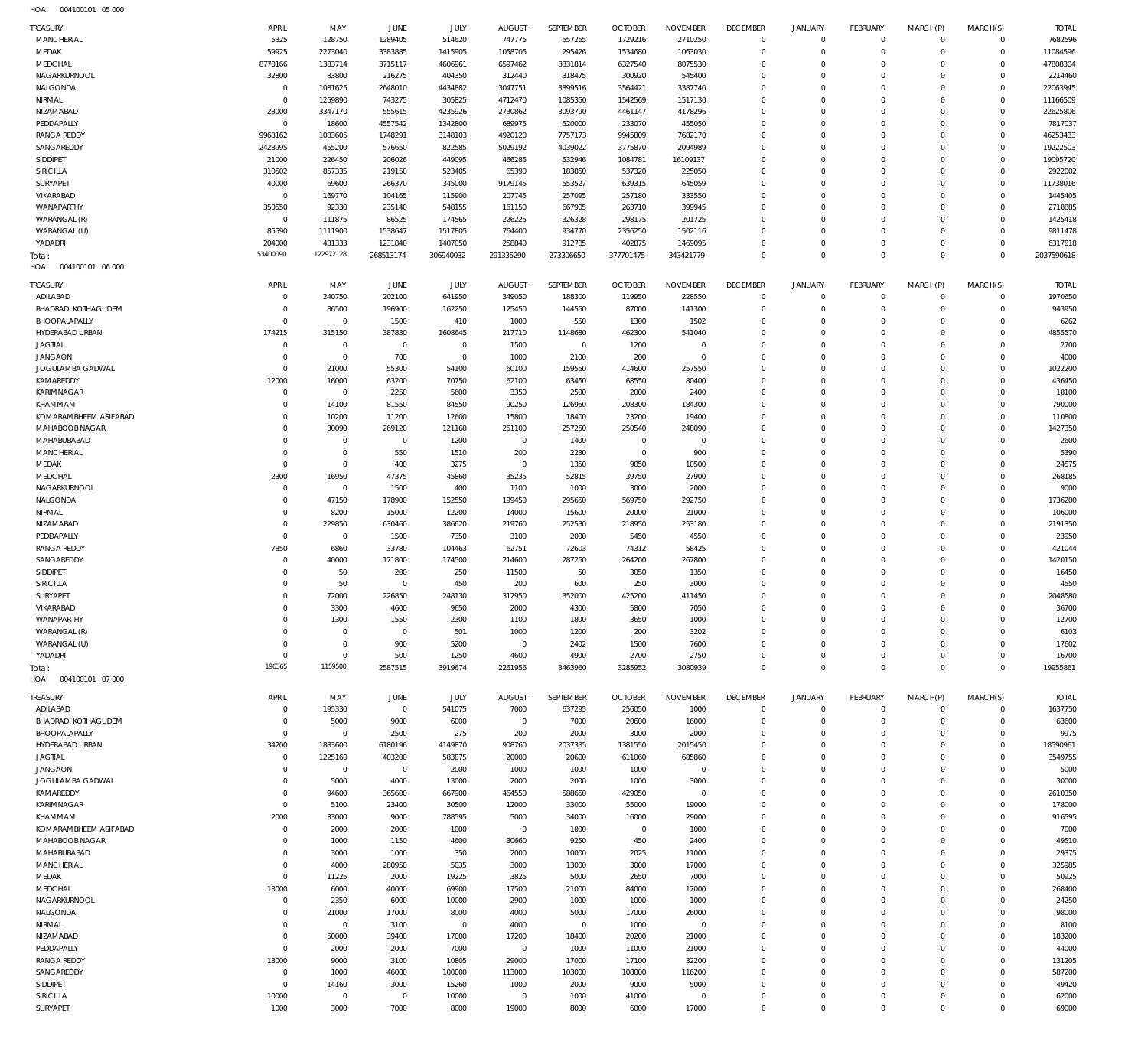HOA 004100101 05 000

| TREASURY | APRIL | MAY | JUNE | JULY | AUGUST | SEPTEMBER | OCTOBER | NOVEMBER | DECEMBER | JANUARY | FEBRUARY | MARCH(P) | MARCH(S) | TOTAL |
|---|---|---|---|---|---|---|---|---|---|---|---|---|---|---|
| MANCHERIAL | 5325 | 128750 | 1289405 | 514620 | 747775 | 557255 | 1729216 | 2710250 | 0 | 0 | 0 | 0 | 0 | 7682596 |
| MEDAK | 59925 | 2273040 | 3383885 | 1415905 | 1058705 | 295426 | 1534680 | 1063030 | 0 | 0 | 0 | 0 | 0 | 11084596 |
| MEDCHAL | 8770166 | 1383714 | 3715117 | 4606961 | 6597462 | 8331814 | 6327540 | 8075530 | 0 | 0 | 0 | 0 | 0 | 47808304 |
| NAGARKURNOOL | 32800 | 83800 | 216275 | 404350 | 312440 | 318475 | 300920 | 545400 | 0 | 0 | 0 | 0 | 0 | 2214460 |
| NALGONDA | 0 | 1081625 | 2648010 | 4434882 | 3047751 | 3899516 | 3564421 | 3387740 | 0 | 0 | 0 | 0 | 0 | 22063945 |
| NIRMAL | 0 | 1259890 | 743275 | 305825 | 4712470 | 1085350 | 1542569 | 1517130 | 0 | 0 | 0 | 0 | 0 | 11166509 |
| NIZAMABAD | 23000 | 3347170 | 555615 | 4235926 | 2730862 | 3093790 | 4461147 | 4178296 | 0 | 0 | 0 | 0 | 0 | 22625806 |
| PEDDAPALLY | 0 | 18600 | 4557542 | 1342800 | 689975 | 520000 | 233070 | 455050 | 0 | 0 | 0 | 0 | 0 | 7817037 |
| RANGA REDDY | 9968162 | 1083605 | 1748291 | 3148103 | 4920120 | 7757173 | 9945809 | 7682170 | 0 | 0 | 0 | 0 | 0 | 46253433 |
| SANGAREDDY | 2428995 | 455200 | 576650 | 822585 | 5029192 | 4039022 | 3775870 | 2094989 | 0 | 0 | 0 | 0 | 0 | 19222503 |
| SIDDIPET | 21000 | 226450 | 206026 | 449095 | 466285 | 532946 | 1084781 | 16109137 | 0 | 0 | 0 | 0 | 0 | 19095720 |
| SIRICILLA | 310502 | 857335 | 219150 | 523405 | 65390 | 183850 | 537320 | 225050 | 0 | 0 | 0 | 0 | 0 | 2922002 |
| SURYAPET | 40000 | 69600 | 266370 | 345000 | 9179145 | 553527 | 639315 | 645059 | 0 | 0 | 0 | 0 | 0 | 11738016 |
| VIKARABAD | 0 | 169770 | 104165 | 115900 | 207745 | 257095 | 257180 | 333550 | 0 | 0 | 0 | 0 | 0 | 1445405 |
| WANAPARTHY | 350550 | 92330 | 235140 | 548155 | 161150 | 667905 | 263710 | 399945 | 0 | 0 | 0 | 0 | 0 | 2718885 |
| WARANGAL (R) | 0 | 111875 | 86525 | 174565 | 226225 | 326328 | 298175 | 201725 | 0 | 0 | 0 | 0 | 0 | 1425418 |
| WARANGAL (U) | 85590 | 1111900 | 1538647 | 1517805 | 764400 | 934770 | 2356250 | 1502116 | 0 | 0 | 0 | 0 | 0 | 9811478 |
| YADADRI | 204000 | 431333 | 1231840 | 1407050 | 258840 | 912785 | 402875 | 1469095 | 0 | 0 | 0 | 0 | 0 | 6317818 |
| Total: | 53400090 | 122972128 | 268513174 | 306940032 | 291335290 | 273306650 | 377701475 | 343421779 | 0 | 0 | 0 | 0 | 0 | 2037590618 |

HOA 004100101 06 000

| TREASURY | APRIL | MAY | JUNE | JULY | AUGUST | SEPTEMBER | OCTOBER | NOVEMBER | DECEMBER | JANUARY | FEBRUARY | MARCH(P) | MARCH(S) | TOTAL |
|---|---|---|---|---|---|---|---|---|---|---|---|---|---|---|
| ADILABAD | 0 | 240750 | 202100 | 641950 | 349050 | 188300 | 119950 | 228550 | 0 | 0 | 0 | 0 | 0 | 1970650 |
| BHADRADI KOTHAGUDEM | 0 | 86500 | 196900 | 162250 | 125450 | 144550 | 87000 | 141300 | 0 | 0 | 0 | 0 | 0 | 943950 |
| BHOOPALAPALLY | 0 | 0 | 1500 | 410 | 1000 | 550 | 1300 | 1502 | 0 | 0 | 0 | 0 | 0 | 6262 |
| HYDERABAD URBAN | 174215 | 315150 | 387830 | 1608645 | 217710 | 1148680 | 462300 | 541040 | 0 | 0 | 0 | 0 | 0 | 4855570 |
| JAGTIAL | 0 | 0 | 0 | 0 | 1500 | 0 | 1200 | 0 | 0 | 0 | 0 | 0 | 0 | 2700 |
| JANGAON | 0 | 0 | 700 | 0 | 1000 | 2100 | 200 | 0 | 0 | 0 | 0 | 0 | 0 | 4000 |
| JOGULAMBA GADWAL | 0 | 21000 | 55300 | 54100 | 60100 | 159550 | 414600 | 257550 | 0 | 0 | 0 | 0 | 0 | 1022200 |
| KAMAREDDY | 12000 | 16000 | 63200 | 70750 | 62100 | 63450 | 68550 | 80400 | 0 | 0 | 0 | 0 | 0 | 436450 |
| KARIMNAGAR | 0 | 0 | 2250 | 5600 | 3350 | 2500 | 2000 | 2400 | 0 | 0 | 0 | 0 | 0 | 18100 |
| KHAMMAM | 0 | 14100 | 81550 | 84550 | 90250 | 126950 | 208300 | 184300 | 0 | 0 | 0 | 0 | 0 | 790000 |
| KOMARAMBHEEM ASIFABAD | 0 | 10200 | 11200 | 12600 | 15800 | 18400 | 23200 | 19400 | 0 | 0 | 0 | 0 | 0 | 110800 |
| MAHABOOB NAGAR | 0 | 30090 | 269120 | 121160 | 251100 | 257250 | 250540 | 248090 | 0 | 0 | 0 | 0 | 0 | 1427350 |
| MAHABUBABAD | 0 | 0 | 0 | 1200 | 0 | 1400 | 0 | 0 | 0 | 0 | 0 | 0 | 0 | 2600 |
| MANCHERIAL | 0 | 0 | 550 | 1510 | 200 | 2230 | 0 | 900 | 0 | 0 | 0 | 0 | 0 | 5390 |
| MEDAK | 0 | 0 | 400 | 3275 | 0 | 1350 | 9050 | 10500 | 0 | 0 | 0 | 0 | 0 | 24575 |
| MEDCHAL | 2300 | 16950 | 47375 | 45860 | 35235 | 52815 | 39750 | 27900 | 0 | 0 | 0 | 0 | 0 | 268185 |
| NAGARKURNOOL | 0 | 0 | 1500 | 400 | 1100 | 1000 | 3000 | 2000 | 0 | 0 | 0 | 0 | 0 | 9000 |
| NALGONDA | 0 | 47150 | 178900 | 152550 | 199450 | 295650 | 569750 | 292750 | 0 | 0 | 0 | 0 | 0 | 1736200 |
| NIRMAL | 0 | 8200 | 15000 | 12200 | 14000 | 15600 | 20000 | 21000 | 0 | 0 | 0 | 0 | 0 | 106000 |
| NIZAMABAD | 0 | 229850 | 630460 | 386620 | 219760 | 252530 | 218950 | 253180 | 0 | 0 | 0 | 0 | 0 | 2191350 |
| PEDDAPALLY | 0 | 0 | 1500 | 7350 | 3100 | 2000 | 5450 | 4550 | 0 | 0 | 0 | 0 | 0 | 23950 |
| RANGA REDDY | 7850 | 6860 | 33780 | 104463 | 62751 | 72603 | 74312 | 58425 | 0 | 0 | 0 | 0 | 0 | 421044 |
| SANGAREDDY | 0 | 40000 | 171800 | 174500 | 214600 | 287250 | 264200 | 267800 | 0 | 0 | 0 | 0 | 0 | 1420150 |
| SIDDIPET | 0 | 50 | 200 | 250 | 11500 | 50 | 3050 | 1350 | 0 | 0 | 0 | 0 | 0 | 16450 |
| SIRICILLA | 0 | 50 | 0 | 450 | 200 | 600 | 250 | 3000 | 0 | 0 | 0 | 0 | 0 | 4550 |
| SURYAPET | 0 | 72000 | 226850 | 248130 | 312950 | 352000 | 425200 | 411450 | 0 | 0 | 0 | 0 | 0 | 2048580 |
| VIKARABAD | 0 | 3300 | 4600 | 9650 | 2000 | 4300 | 5800 | 7050 | 0 | 0 | 0 | 0 | 0 | 36700 |
| WANAPARTHY | 0 | 1300 | 1550 | 2300 | 1100 | 1800 | 3650 | 1000 | 0 | 0 | 0 | 0 | 0 | 12700 |
| WARANGAL (R) | 0 | 0 | 0 | 501 | 1000 | 1200 | 200 | 3202 | 0 | 0 | 0 | 0 | 0 | 6103 |
| WARANGAL (U) | 0 | 0 | 900 | 5200 | 0 | 2402 | 1500 | 7600 | 0 | 0 | 0 | 0 | 0 | 17602 |
| YADADRI | 0 | 0 | 500 | 1250 | 4600 | 4900 | 2700 | 2750 | 0 | 0 | 0 | 0 | 0 | 16700 |
| Total: | 196365 | 1159500 | 2587515 | 3919674 | 2261956 | 3463960 | 3285952 | 3080939 | 0 | 0 | 0 | 0 | 0 | 19955861 |

HOA 004100101 07 000

| TREASURY | APRIL | MAY | JUNE | JULY | AUGUST | SEPTEMBER | OCTOBER | NOVEMBER | DECEMBER | JANUARY | FEBRUARY | MARCH(P) | MARCH(S) | TOTAL |
|---|---|---|---|---|---|---|---|---|---|---|---|---|---|---|
| ADILABAD | 0 | 195330 | 0 | 541075 | 7000 | 637295 | 256050 | 1000 | 0 | 0 | 0 | 0 | 0 | 1637750 |
| BHADRADI KOTHAGUDEM | 0 | 5000 | 9000 | 6000 | 0 | 7000 | 20600 | 16000 | 0 | 0 | 0 | 0 | 0 | 63600 |
| BHOOPALAPALLY | 0 | 0 | 2500 | 275 | 200 | 2000 | 3000 | 2000 | 0 | 0 | 0 | 0 | 0 | 9975 |
| HYDERABAD URBAN | 34200 | 1883600 | 6180196 | 4149870 | 908760 | 2037335 | 1381550 | 2015450 | 0 | 0 | 0 | 0 | 0 | 18590961 |
| JAGTIAL | 0 | 1225160 | 403200 | 583875 | 20000 | 20600 | 611060 | 685860 | 0 | 0 | 0 | 0 | 0 | 3549755 |
| JANGAON | 0 | 0 | 0 | 2000 | 1000 | 1000 | 1000 | 0 | 0 | 0 | 0 | 0 | 0 | 5000 |
| JOGULAMBA GADWAL | 0 | 5000 | 4000 | 13000 | 2000 | 2000 | 1000 | 3000 | 0 | 0 | 0 | 0 | 0 | 30000 |
| KAMAREDDY | 0 | 94600 | 365600 | 667900 | 464550 | 588650 | 429050 | 0 | 0 | 0 | 0 | 0 | 0 | 2610350 |
| KARIMNAGAR | 0 | 5100 | 23400 | 30500 | 12000 | 33000 | 55000 | 19000 | 0 | 0 | 0 | 0 | 0 | 178000 |
| KHAMMAM | 2000 | 33000 | 9000 | 788595 | 5000 | 34000 | 16000 | 29000 | 0 | 0 | 0 | 0 | 0 | 916595 |
| KOMARAMBHEEM ASIFABAD | 0 | 2000 | 2000 | 1000 | 0 | 1000 | 0 | 1000 | 0 | 0 | 0 | 0 | 0 | 7000 |
| MAHABOOB NAGAR | 0 | 1000 | 1150 | 4600 | 30660 | 9250 | 450 | 2400 | 0 | 0 | 0 | 0 | 0 | 49510 |
| MAHABUBABAD | 0 | 3000 | 1000 | 350 | 2000 | 10000 | 2025 | 11000 | 0 | 0 | 0 | 0 | 0 | 29375 |
| MANCHERIAL | 0 | 4000 | 280950 | 5035 | 3000 | 13000 | 3000 | 17000 | 0 | 0 | 0 | 0 | 0 | 325985 |
| MEDAK | 0 | 11225 | 2000 | 19225 | 3825 | 5000 | 2650 | 7000 | 0 | 0 | 0 | 0 | 0 | 50925 |
| MEDCHAL | 13000 | 6000 | 40000 | 69900 | 17500 | 21000 | 84000 | 17000 | 0 | 0 | 0 | 0 | 0 | 268400 |
| NAGARKURNOOL | 0 | 2350 | 6000 | 10000 | 2900 | 1000 | 1000 | 1000 | 0 | 0 | 0 | 0 | 0 | 24250 |
| NALGONDA | 0 | 21000 | 17000 | 8000 | 4000 | 5000 | 17000 | 26000 | 0 | 0 | 0 | 0 | 0 | 98000 |
| NIRMAL | 0 | 0 | 3100 | 0 | 4000 | 0 | 1000 | 0 | 0 | 0 | 0 | 0 | 0 | 8100 |
| NIZAMABAD | 0 | 50000 | 39400 | 17000 | 17200 | 18400 | 20200 | 21000 | 0 | 0 | 0 | 0 | 0 | 183200 |
| PEDDAPALLY | 0 | 2000 | 2000 | 7000 | 0 | 1000 | 11000 | 21000 | 0 | 0 | 0 | 0 | 0 | 44000 |
| RANGA REDDY | 13000 | 9000 | 3100 | 10805 | 29000 | 17000 | 17100 | 32200 | 0 | 0 | 0 | 0 | 0 | 131205 |
| SANGAREDDY | 0 | 1000 | 46000 | 100000 | 113000 | 103000 | 108000 | 116200 | 0 | 0 | 0 | 0 | 0 | 587200 |
| SIDDIPET | 0 | 14160 | 3000 | 15260 | 1000 | 2000 | 9000 | 5000 | 0 | 0 | 0 | 0 | 0 | 49420 |
| SIRICILLA | 10000 | 0 | 0 | 10000 | 0 | 1000 | 41000 | 0 | 0 | 0 | 0 | 0 | 0 | 62000 |
| SURYAPET | 1000 | 3000 | 7000 | 8000 | 19000 | 8000 | 6000 | 17000 | 0 | 0 | 0 | 0 | 0 | 69000 |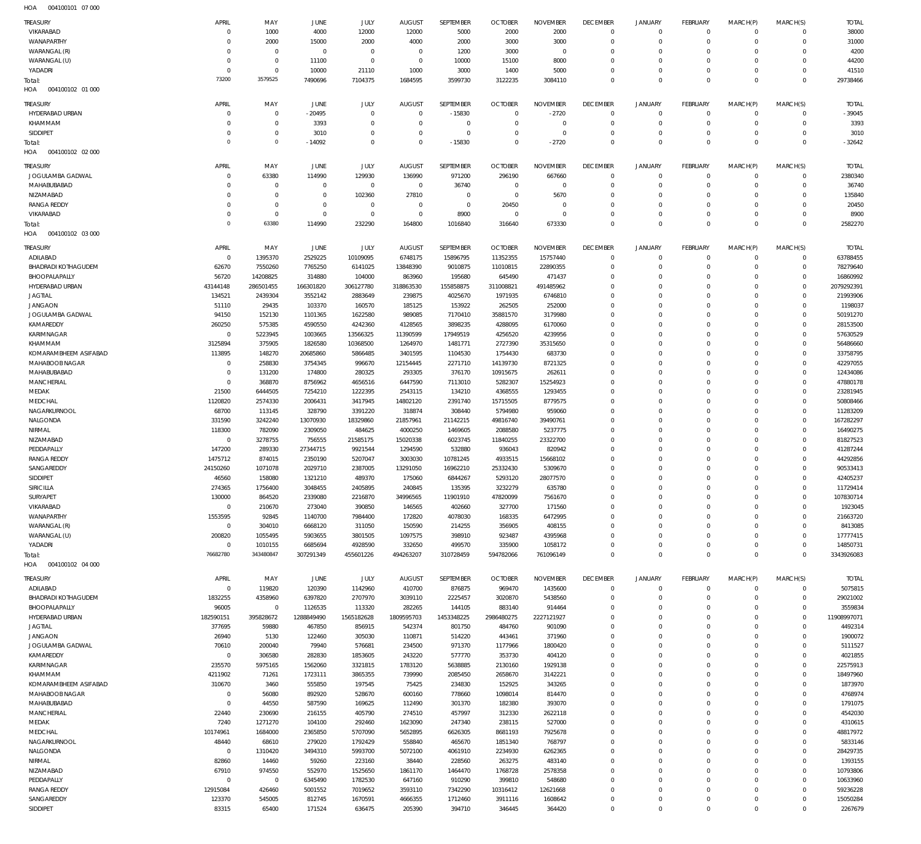HOA 004100101 07 000

| TREASURY | APRIL | MAY | JUNE | JULY | AUGUST | SEPTEMBER | OCTOBER | NOVEMBER | DECEMBER | JANUARY | FEBRUARY | MARCH(P) | MARCH(S) | TOTAL |
|---|---|---|---|---|---|---|---|---|---|---|---|---|---|---|
| VIKARABAD | 0 | 1000 | 4000 | 12000 | 12000 | 5000 | 2000 | 2000 | 0 | 0 | 0 | 0 | 0 | 38000 |
| WANAPARTHY | 0 | 2000 | 15000 | 2000 | 4000 | 2000 | 3000 | 3000 | 0 | 0 | 0 | 0 | 0 | 31000 |
| WARANGAL (R) | 0 | 0 | 0 | 0 | 0 | 1200 | 3000 | 0 | 0 | 0 | 0 | 0 | 0 | 4200 |
| WARANGAL (U) | 0 | 0 | 11100 | 0 | 0 | 10000 | 15100 | 8000 | 0 | 0 | 0 | 0 | 0 | 44200 |
| YADADRI | 0 | 0 | 10000 | 21110 | 1000 | 3000 | 1400 | 5000 | 0 | 0 | 0 | 0 | 0 | 41510 |
| Total: | 73200 | 3579525 | 7490696 | 7104375 | 1684595 | 3599730 | 3122235 | 3084110 | 0 | 0 | 0 | 0 | 0 | 29738466 |

HOA 004100102 01 000

| TREASURY | APRIL | MAY | JUNE | JULY | AUGUST | SEPTEMBER | OCTOBER | NOVEMBER | DECEMBER | JANUARY | FEBRUARY | MARCH(P) | MARCH(S) | TOTAL |
|---|---|---|---|---|---|---|---|---|---|---|---|---|---|---|
| HYDERABAD URBAN | 0 | 0 | -20495 | 0 | 0 | -15830 | 0 | -2720 | 0 | 0 | 0 | 0 | 0 | -39045 |
| KHAMMAM | 0 | 0 | 3393 | 0 | 0 | 0 | 0 | 0 | 0 | 0 | 0 | 0 | 0 | 3393 |
| SIDDIPET | 0 | 0 | 3010 | 0 | 0 | 0 | 0 | 0 | 0 | 0 | 0 | 0 | 0 | 3010 |
| Total: | 0 | 0 | -14092 | 0 | 0 | -15830 | 0 | -2720 | 0 | 0 | 0 | 0 | 0 | -32642 |

HOA 004100102 02 000

| TREASURY | APRIL | MAY | JUNE | JULY | AUGUST | SEPTEMBER | OCTOBER | NOVEMBER | DECEMBER | JANUARY | FEBRUARY | MARCH(P) | MARCH(S) | TOTAL |
|---|---|---|---|---|---|---|---|---|---|---|---|---|---|---|
| JOGULAMBA GADWAL | 0 | 63380 | 114990 | 129930 | 136990 | 971200 | 296190 | 667660 | 0 | 0 | 0 | 0 | 0 | 2380340 |
| MAHABUBABAD | 0 | 0 | 0 | 0 | 0 | 36740 | 0 | 0 | 0 | 0 | 0 | 0 | 0 | 36740 |
| NIZAMABAD | 0 | 0 | 0 | 102360 | 27810 | 0 | 0 | 5670 | 0 | 0 | 0 | 0 | 0 | 135840 |
| RANGA REDDY | 0 | 0 | 0 | 0 | 0 | 0 | 20450 | 0 | 0 | 0 | 0 | 0 | 0 | 20450 |
| VIKARABAD | 0 | 0 | 0 | 0 | 0 | 8900 | 0 | 0 | 0 | 0 | 0 | 0 | 0 | 8900 |
| Total: | 0 | 63380 | 114990 | 232290 | 164800 | 1016840 | 316640 | 673330 | 0 | 0 | 0 | 0 | 0 | 2582270 |

HOA 004100102 03 000

| TREASURY | APRIL | MAY | JUNE | JULY | AUGUST | SEPTEMBER | OCTOBER | NOVEMBER | DECEMBER | JANUARY | FEBRUARY | MARCH(P) | MARCH(S) | TOTAL |
|---|---|---|---|---|---|---|---|---|---|---|---|---|---|---|
| ADILABAD | 0 | 1395370 | 2529225 | 10109095 | 6748175 | 15896795 | 11352355 | 15757440 | 0 | 0 | 0 | 0 | 0 | 63788455 |
| BHADRADI KOTHAGUDEM | 62670 | 7550260 | 7765250 | 6141025 | 13848390 | 9010875 | 11010815 | 22890355 | 0 | 0 | 0 | 0 | 0 | 78279640 |
| BHOOPALAPALLY | 56720 | 14208825 | 314880 | 104000 | 863960 | 195680 | 645490 | 471437 | 0 | 0 | 0 | 0 | 0 | 16860992 |
| HYDERABAD URBAN | 43144148 | 286501455 | 166301820 | 306127780 | 318863530 | 155858875 | 311008821 | 491485962 | 0 | 0 | 0 | 0 | 0 | 2079292391 |
| JAGTIAL | 134521 | 2439304 | 3552142 | 2883649 | 239875 | 4025670 | 1971935 | 6746810 | 0 | 0 | 0 | 0 | 0 | 21993906 |
| JANGAON | 51110 | 29435 | 103370 | 160570 | 185125 | 153922 | 262505 | 252000 | 0 | 0 | 0 | 0 | 0 | 1198037 |
| JOGULAMBA GADWAL | 94150 | 152130 | 1101365 | 1622580 | 989085 | 7170410 | 35881570 | 3179980 | 0 | 0 | 0 | 0 | 0 | 50191270 |
| KAMAREDDY | 260250 | 575385 | 4590550 | 4242360 | 4128565 | 3898235 | 4288095 | 6170060 | 0 | 0 | 0 | 0 | 0 | 28153500 |
| KARIMNAGAR | 0 | 5223945 | 1003665 | 13566325 | 11390599 | 17949519 | 4256520 | 4239956 | 0 | 0 | 0 | 0 | 0 | 57630529 |
| KHAMMAM | 3125894 | 375905 | 1826580 | 10368500 | 1264970 | 1481771 | 2727390 | 35315650 | 0 | 0 | 0 | 0 | 0 | 56486660 |
| KOMARAMBHEEM ASIFABAD | 113895 | 148270 | 20685860 | 5866485 | 3401595 | 1104530 | 1754430 | 683730 | 0 | 0 | 0 | 0 | 0 | 33758795 |
| MAHABOOB NAGAR | 0 | 258830 | 3754345 | 996670 | 12154445 | 2271710 | 14139730 | 8721325 | 0 | 0 | 0 | 0 | 0 | 42297055 |
| MAHABUBABAD | 0 | 131200 | 174800 | 280325 | 293305 | 376170 | 10915675 | 262611 | 0 | 0 | 0 | 0 | 0 | 12434086 |
| MANCHERIAL | 0 | 368870 | 8756962 | 4656516 | 6447590 | 7113010 | 5282307 | 15254923 | 0 | 0 | 0 | 0 | 0 | 47880178 |
| MEDAK | 21500 | 6444505 | 7254210 | 1222395 | 2543115 | 134210 | 4368555 | 1293455 | 0 | 0 | 0 | 0 | 0 | 23281945 |
| MEDCHAL | 1120820 | 2574330 | 2006431 | 3417945 | 14802120 | 2391740 | 15715505 | 8779575 | 0 | 0 | 0 | 0 | 0 | 50808466 |
| NAGARKURNOOL | 68700 | 113145 | 328790 | 3391220 | 318874 | 308440 | 5794980 | 959060 | 0 | 0 | 0 | 0 | 0 | 11283209 |
| NALGONDA | 331590 | 3242240 | 13070930 | 18329860 | 21857961 | 21142215 | 49816740 | 39490761 | 0 | 0 | 0 | 0 | 0 | 167282297 |
| NIRMAL | 118300 | 782090 | 2309050 | 484625 | 4000250 | 1469605 | 2088580 | 5237775 | 0 | 0 | 0 | 0 | 0 | 16490275 |
| NIZAMABAD | 0 | 3278755 | 756555 | 21585175 | 15020338 | 6023745 | 11840255 | 23322700 | 0 | 0 | 0 | 0 | 0 | 81827523 |
| PEDDAPALLY | 147200 | 289330 | 27344715 | 9921544 | 1294590 | 532880 | 936043 | 820942 | 0 | 0 | 0 | 0 | 0 | 41287244 |
| RANGA REDDY | 1475712 | 874015 | 2350190 | 5207047 | 3003030 | 10781245 | 4933515 | 15668102 | 0 | 0 | 0 | 0 | 0 | 44292856 |
| SANGAREDDY | 24150260 | 1071078 | 2029710 | 2387005 | 13291050 | 16962210 | 25332430 | 5309670 | 0 | 0 | 0 | 0 | 0 | 90533413 |
| SIDDIPET | 46560 | 158080 | 1321210 | 489370 | 175060 | 6844267 | 5293120 | 28077570 | 0 | 0 | 0 | 0 | 0 | 42405237 |
| SIRICILLA | 274365 | 1756400 | 3048455 | 2405895 | 240845 | 135395 | 3232279 | 635780 | 0 | 0 | 0 | 0 | 0 | 11729414 |
| SURYAPET | 130000 | 864520 | 2339080 | 2216870 | 34996565 | 11901910 | 47820099 | 7561670 | 0 | 0 | 0 | 0 | 0 | 107830714 |
| VIKARABAD | 0 | 210670 | 273040 | 390850 | 146565 | 402660 | 327700 | 171560 | 0 | 0 | 0 | 0 | 0 | 1923045 |
| WANAPARTHY | 1553595 | 92845 | 1140700 | 7984400 | 172820 | 4078030 | 168335 | 6472995 | 0 | 0 | 0 | 0 | 0 | 21663720 |
| WARANGAL (R) | 0 | 304010 | 6668120 | 311050 | 150590 | 214255 | 356905 | 408155 | 0 | 0 | 0 | 0 | 0 | 8413085 |
| WARANGAL (U) | 200820 | 1055495 | 5903655 | 3801505 | 1097575 | 398910 | 923487 | 4395968 | 0 | 0 | 0 | 0 | 0 | 17777415 |
| YADADRI | 0 | 1010155 | 6685694 | 4928590 | 332650 | 499570 | 335900 | 1058172 | 0 | 0 | 0 | 0 | 0 | 14850731 |
| Total: | 76682780 | 343480847 | 307291349 | 455601226 | 494263207 | 310728459 | 594782066 | 761096149 | 0 | 0 | 0 | 0 | 0 | 3343926083 |

HOA 004100102 04 000

| TREASURY | APRIL | MAY | JUNE | JULY | AUGUST | SEPTEMBER | OCTOBER | NOVEMBER | DECEMBER | JANUARY | FEBRUARY | MARCH(P) | MARCH(S) | TOTAL |
|---|---|---|---|---|---|---|---|---|---|---|---|---|---|---|
| ADILABAD | 0 | 119820 | 120390 | 1142960 | 410700 | 876875 | 969470 | 1435600 | 0 | 0 | 0 | 0 | 0 | 5075815 |
| BHADRADI KOTHAGUDEM | 1832255 | 4358960 | 6397820 | 2707970 | 3039110 | 2225457 | 3020870 | 5438560 | 0 | 0 | 0 | 0 | 0 | 29021002 |
| BHOOPALAPALLY | 96005 | 0 | 1126535 | 113320 | 282265 | 144105 | 883140 | 914464 | 0 | 0 | 0 | 0 | 0 | 3559834 |
| HYDERABAD URBAN | 182590151 | 395828672 | 1288849490 | 1565182628 | 1809595703 | 1453348225 | 2986480275 | 2227121927 | 0 | 0 | 0 | 0 | 0 | 11908997071 |
| JAGTIAL | 377695 | 59880 | 467850 | 856915 | 542374 | 801750 | 484760 | 901090 | 0 | 0 | 0 | 0 | 0 | 4492314 |
| JANGAON | 26940 | 5130 | 122460 | 305030 | 110871 | 514220 | 443461 | 371960 | 0 | 0 | 0 | 0 | 0 | 1900072 |
| JOGULAMBA GADWAL | 70610 | 200040 | 79940 | 576681 | 234500 | 971370 | 1177966 | 1800420 | 0 | 0 | 0 | 0 | 0 | 5111527 |
| KAMAREDDY | 0 | 306580 | 282830 | 1853605 | 243220 | 577770 | 353730 | 404120 | 0 | 0 | 0 | 0 | 0 | 4021855 |
| KARIMNAGAR | 235570 | 5975165 | 1562060 | 3321815 | 1783120 | 5638885 | 2130160 | 1929138 | 0 | 0 | 0 | 0 | 0 | 22575913 |
| KHAMMAM | 4211902 | 71261 | 1723111 | 3865355 | 739990 | 2085450 | 2658670 | 3142221 | 0 | 0 | 0 | 0 | 0 | 18497960 |
| KOMARAMBHEEM ASIFABAD | 310670 | 3460 | 555850 | 197545 | 75425 | 234830 | 152925 | 343265 | 0 | 0 | 0 | 0 | 0 | 1873970 |
| MAHABOOB NAGAR | 0 | 56080 | 892920 | 528670 | 600160 | 778660 | 1098014 | 814470 | 0 | 0 | 0 | 0 | 0 | 4768974 |
| MAHABUBABAD | 0 | 44550 | 587590 | 169625 | 112490 | 301370 | 182380 | 393070 | 0 | 0 | 0 | 0 | 0 | 1791075 |
| MANCHERIAL | 22440 | 230690 | 216155 | 405790 | 274510 | 457997 | 312330 | 2622118 | 0 | 0 | 0 | 0 | 0 | 4542030 |
| MEDAK | 7240 | 1271270 | 104100 | 292460 | 1623090 | 247340 | 238115 | 527000 | 0 | 0 | 0 | 0 | 0 | 4310615 |
| MEDCHAL | 10174961 | 1684000 | 2365850 | 5707090 | 5652895 | 6626305 | 8681193 | 7925678 | 0 | 0 | 0 | 0 | 0 | 48817972 |
| NAGARKURNOOL | 48440 | 68610 | 279020 | 1792429 | 558840 | 465670 | 1851340 | 768797 | 0 | 0 | 0 | 0 | 0 | 5833146 |
| NALGONDA | 0 | 1310420 | 3494310 | 5993700 | 5072100 | 4061910 | 2234930 | 6262365 | 0 | 0 | 0 | 0 | 0 | 28429735 |
| NIRMAL | 82860 | 14460 | 59260 | 223160 | 38440 | 228560 | 263275 | 483140 | 0 | 0 | 0 | 0 | 0 | 1393155 |
| NIZAMABAD | 67910 | 974550 | 552970 | 1525650 | 1861170 | 1464470 | 1768728 | 2578358 | 0 | 0 | 0 | 0 | 0 | 10793806 |
| PEDDAPALLY | 0 | 0 | 6345490 | 1782530 | 647160 | 910290 | 399810 | 548680 | 0 | 0 | 0 | 0 | 0 | 10633960 |
| RANGA REDDY | 12915084 | 426460 | 5001552 | 7019652 | 3593110 | 7342290 | 10316412 | 12621668 | 0 | 0 | 0 | 0 | 0 | 59236228 |
| SANGAREDDY | 123370 | 545005 | 812745 | 1670591 | 4666355 | 1712460 | 3911116 | 1608642 | 0 | 0 | 0 | 0 | 0 | 15050284 |
| SIDDIPET | 83315 | 65400 | 171524 | 636475 | 205390 | 394710 | 346445 | 364420 | 0 | 0 | 0 | 0 | 0 | 2267679 |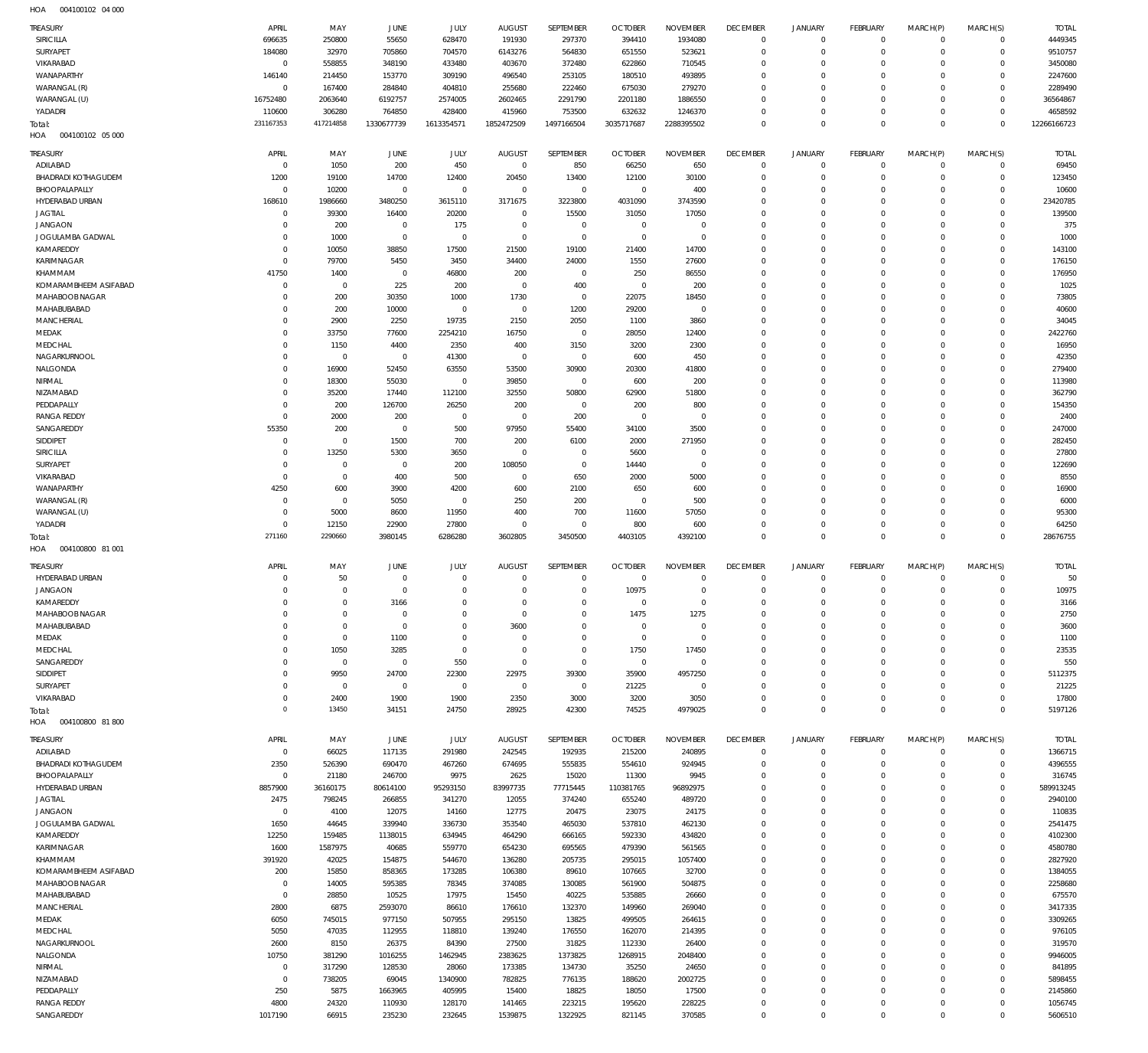HOA 004100102 04 000

| TREASURY | APRIL | MAY | JUNE | JULY | AUGUST | SEPTEMBER | OCTOBER | NOVEMBER | DECEMBER | JANUARY | FEBRUARY | MARCH(P) | MARCH(S) | TOTAL |
|---|---|---|---|---|---|---|---|---|---|---|---|---|---|---|
| SIRICILLA | 696635 | 250800 | 55650 | 628470 | 191930 | 297370 | 394410 | 1934080 | 0 | 0 | 0 | 0 | 0 | 4449345 |
| SURYAPET | 184080 | 32970 | 705860 | 704570 | 6143276 | 564830 | 651550 | 523621 | 0 | 0 | 0 | 0 | 0 | 9510757 |
| VIKARABAD | 0 | 558855 | 348190 | 433480 | 403670 | 372480 | 622860 | 710545 | 0 | 0 | 0 | 0 | 0 | 3450080 |
| WANAPARTHY | 146140 | 214450 | 153770 | 309190 | 496540 | 253105 | 180510 | 493895 | 0 | 0 | 0 | 0 | 0 | 2247600 |
| WARANGAL (R) | 0 | 167400 | 284840 | 404810 | 255680 | 222460 | 675030 | 279270 | 0 | 0 | 0 | 0 | 0 | 2289490 |
| WARANGAL (U) | 16752480 | 2063640 | 6192757 | 2574005 | 2602465 | 2291790 | 2201180 | 1886550 | 0 | 0 | 0 | 0 | 0 | 36564867 |
| YADADRI | 110600 | 306280 | 764850 | 428400 | 415960 | 753500 | 632632 | 1246370 | 0 | 0 | 0 | 0 | 0 | 4658592 |
| Total: | 231167353 | 417214858 | 1330677739 | 1613354571 | 1852472509 | 1497166504 | 3035717687 | 2288395502 | 0 | 0 | 0 | 0 | 0 | 12266166723 |

HOA 004100102 05 000

| TREASURY | APRIL | MAY | JUNE | JULY | AUGUST | SEPTEMBER | OCTOBER | NOVEMBER | DECEMBER | JANUARY | FEBRUARY | MARCH(P) | MARCH(S) | TOTAL |
|---|---|---|---|---|---|---|---|---|---|---|---|---|---|---|
| ADILABAD | 0 | 1050 | 200 | 450 | 0 | 850 | 66250 | 650 | 0 | 0 | 0 | 0 | 0 | 69450 |
| BHADRADI KOTHAGUDEM | 1200 | 19100 | 14700 | 12400 | 20450 | 13400 | 12100 | 30100 | 0 | 0 | 0 | 0 | 0 | 123450 |
| BHOOPALAPALLY | 0 | 10200 | 0 | 0 | 0 | 0 | 0 | 400 | 0 | 0 | 0 | 0 | 0 | 10600 |
| HYDERABAD URBAN | 168610 | 1986660 | 3480250 | 3615110 | 3171675 | 3223800 | 4031090 | 3743590 | 0 | 0 | 0 | 0 | 0 | 23420785 |
| JAGTIAL | 0 | 39300 | 16400 | 20200 | 0 | 15500 | 31050 | 17050 | 0 | 0 | 0 | 0 | 0 | 139500 |
| JANGAON | 0 | 200 | 0 | 175 | 0 | 0 | 0 | 0 | 0 | 0 | 0 | 0 | 0 | 375 |
| JOGULAMBA GADWAL | 0 | 1000 | 0 | 0 | 0 | 0 | 0 | 0 | 0 | 0 | 0 | 0 | 0 | 1000 |
| KAMAREDDY | 0 | 10050 | 38850 | 17500 | 21500 | 19100 | 21400 | 14700 | 0 | 0 | 0 | 0 | 0 | 143100 |
| KARIMNAGAR | 0 | 79700 | 5450 | 3450 | 34400 | 24000 | 1550 | 27600 | 0 | 0 | 0 | 0 | 0 | 176150 |
| KHAMMAM | 41750 | 1400 | 0 | 46800 | 200 | 0 | 250 | 86550 | 0 | 0 | 0 | 0 | 0 | 176950 |
| KOMARAMBHEEM ASIFABAD | 0 | 0 | 225 | 200 | 0 | 400 | 0 | 200 | 0 | 0 | 0 | 0 | 0 | 1025 |
| MAHABOOB NAGAR | 0 | 200 | 30350 | 1000 | 1730 | 0 | 22075 | 18450 | 0 | 0 | 0 | 0 | 0 | 73805 |
| MAHABUBABAD | 0 | 200 | 10000 | 0 | 0 | 1200 | 29200 | 0 | 0 | 0 | 0 | 0 | 0 | 40600 |
| MANCHERIAL | 0 | 2900 | 2250 | 19735 | 2150 | 2050 | 1100 | 3860 | 0 | 0 | 0 | 0 | 0 | 34045 |
| MEDAK | 0 | 33750 | 77600 | 2254210 | 16750 | 0 | 28050 | 12400 | 0 | 0 | 0 | 0 | 0 | 2422760 |
| MEDCHAL | 0 | 1150 | 4400 | 2350 | 400 | 3150 | 3200 | 2300 | 0 | 0 | 0 | 0 | 0 | 16950 |
| NAGARKURNOOL | 0 | 0 | 0 | 41300 | 0 | 0 | 600 | 450 | 0 | 0 | 0 | 0 | 0 | 42350 |
| NALGONDA | 0 | 16900 | 52450 | 63550 | 53500 | 30900 | 20300 | 41800 | 0 | 0 | 0 | 0 | 0 | 279400 |
| NIRMAL | 0 | 18300 | 55030 | 0 | 39850 | 0 | 600 | 200 | 0 | 0 | 0 | 0 | 0 | 113980 |
| NIZAMABAD | 0 | 35200 | 17440 | 112100 | 32550 | 50800 | 62900 | 51800 | 0 | 0 | 0 | 0 | 0 | 362790 |
| PEDDAPALLY | 0 | 200 | 126700 | 26250 | 200 | 0 | 200 | 800 | 0 | 0 | 0 | 0 | 0 | 154350 |
| RANGA REDDY | 0 | 2000 | 200 | 0 | 0 | 200 | 0 | 0 | 0 | 0 | 0 | 0 | 0 | 2400 |
| SANGAREDDY | 55350 | 200 | 0 | 500 | 97950 | 55400 | 34100 | 3500 | 0 | 0 | 0 | 0 | 0 | 247000 |
| SIDDIPET | 0 | 0 | 1500 | 700 | 200 | 6100 | 2000 | 271950 | 0 | 0 | 0 | 0 | 0 | 282450 |
| SIRICILLA | 0 | 13250 | 5300 | 3650 | 0 | 0 | 5600 | 0 | 0 | 0 | 0 | 0 | 0 | 27800 |
| SURYAPET | 0 | 0 | 0 | 200 | 108050 | 0 | 14440 | 0 | 0 | 0 | 0 | 0 | 0 | 122690 |
| VIKARABAD | 0 | 0 | 400 | 500 | 0 | 650 | 2000 | 5000 | 0 | 0 | 0 | 0 | 0 | 8550 |
| WANAPARTHY | 4250 | 600 | 3900 | 4200 | 600 | 2100 | 650 | 600 | 0 | 0 | 0 | 0 | 0 | 16900 |
| WARANGAL (R) | 0 | 0 | 5050 | 0 | 250 | 200 | 0 | 500 | 0 | 0 | 0 | 0 | 0 | 6000 |
| WARANGAL (U) | 0 | 5000 | 8600 | 11950 | 400 | 700 | 11600 | 57050 | 0 | 0 | 0 | 0 | 0 | 95300 |
| YADADRI | 0 | 12150 | 22900 | 27800 | 0 | 0 | 800 | 600 | 0 | 0 | 0 | 0 | 0 | 64250 |
| Total: | 271160 | 2290660 | 3980145 | 6286280 | 3602805 | 3450500 | 4403105 | 4392100 | 0 | 0 | 0 | 0 | 0 | 28676755 |

HOA 004100800 81 001

| TREASURY | APRIL | MAY | JUNE | JULY | AUGUST | SEPTEMBER | OCTOBER | NOVEMBER | DECEMBER | JANUARY | FEBRUARY | MARCH(P) | MARCH(S) | TOTAL |
|---|---|---|---|---|---|---|---|---|---|---|---|---|---|---|
| HYDERABAD URBAN | 0 | 50 | 0 | 0 | 0 | 0 | 0 | 0 | 0 | 0 | 0 | 0 | 0 | 50 |
| JANGAON | 0 | 0 | 0 | 0 | 0 | 0 | 10975 | 0 | 0 | 0 | 0 | 0 | 0 | 10975 |
| KAMAREDDY | 0 | 0 | 3166 | 0 | 0 | 0 | 0 | 0 | 0 | 0 | 0 | 0 | 0 | 3166 |
| MAHABOOB NAGAR | 0 | 0 | 0 | 0 | 0 | 0 | 1475 | 1275 | 0 | 0 | 0 | 0 | 0 | 2750 |
| MAHABUBABAD | 0 | 0 | 0 | 0 | 3600 | 0 | 0 | 0 | 0 | 0 | 0 | 0 | 0 | 3600 |
| MEDAK | 0 | 0 | 1100 | 0 | 0 | 0 | 0 | 0 | 0 | 0 | 0 | 0 | 0 | 1100 |
| MEDCHAL | 0 | 1050 | 3285 | 0 | 0 | 0 | 1750 | 17450 | 0 | 0 | 0 | 0 | 0 | 23535 |
| SANGAREDDY | 0 | 0 | 0 | 550 | 0 | 0 | 0 | 0 | 0 | 0 | 0 | 0 | 0 | 550 |
| SIDDIPET | 0 | 9950 | 24700 | 22300 | 22975 | 39300 | 35900 | 4957250 | 0 | 0 | 0 | 0 | 0 | 5112375 |
| SURYAPET | 0 | 0 | 0 | 0 | 0 | 0 | 21225 | 0 | 0 | 0 | 0 | 0 | 0 | 21225 |
| VIKARABAD | 0 | 2400 | 1900 | 1900 | 2350 | 3000 | 3200 | 3050 | 0 | 0 | 0 | 0 | 0 | 17800 |
| Total: | 0 | 13450 | 34151 | 24750 | 28925 | 42300 | 74525 | 4979025 | 0 | 0 | 0 | 0 | 0 | 5197126 |

HOA 004100800 81 800

| TREASURY | APRIL | MAY | JUNE | JULY | AUGUST | SEPTEMBER | OCTOBER | NOVEMBER | DECEMBER | JANUARY | FEBRUARY | MARCH(P) | MARCH(S) | TOTAL |
|---|---|---|---|---|---|---|---|---|---|---|---|---|---|---|
| ADILABAD | 0 | 66025 | 117135 | 291980 | 242545 | 192935 | 215200 | 240895 | 0 | 0 | 0 | 0 | 0 | 1366715 |
| BHADRADI KOTHAGUDEM | 2350 | 526390 | 690470 | 467260 | 674695 | 555835 | 554610 | 924945 | 0 | 0 | 0 | 0 | 0 | 4396555 |
| BHOOPALAPALLY | 0 | 21180 | 246700 | 9975 | 2625 | 15020 | 11300 | 9945 | 0 | 0 | 0 | 0 | 0 | 316745 |
| HYDERABAD URBAN | 8857900 | 36160175 | 80614100 | 95293150 | 83997735 | 77715445 | 110381765 | 96892975 | 0 | 0 | 0 | 0 | 0 | 589913245 |
| JAGTIAL | 2475 | 798245 | 266855 | 341270 | 12055 | 374240 | 655240 | 489720 | 0 | 0 | 0 | 0 | 0 | 2940100 |
| JANGAON | 0 | 4100 | 12075 | 14160 | 12775 | 20475 | 23075 | 24175 | 0 | 0 | 0 | 0 | 0 | 110835 |
| JOGULAMBA GADWAL | 1650 | 44645 | 339940 | 336730 | 353540 | 465030 | 537810 | 462130 | 0 | 0 | 0 | 0 | 0 | 2541475 |
| KAMAREDDY | 12250 | 159485 | 1138015 | 634945 | 464290 | 666165 | 592330 | 434820 | 0 | 0 | 0 | 0 | 0 | 4102300 |
| KARIMNAGAR | 1600 | 1587975 | 40685 | 559770 | 654230 | 695565 | 479390 | 561565 | 0 | 0 | 0 | 0 | 0 | 4580780 |
| KHAMMAM | 391920 | 42025 | 154875 | 544670 | 136280 | 205735 | 295015 | 1057400 | 0 | 0 | 0 | 0 | 0 | 2827920 |
| KOMARAMBHEEM ASIFABAD | 200 | 15850 | 858365 | 173285 | 106380 | 89610 | 107665 | 32700 | 0 | 0 | 0 | 0 | 0 | 1384055 |
| MAHABOOB NAGAR | 0 | 14005 | 595385 | 78345 | 374085 | 130085 | 561900 | 504875 | 0 | 0 | 0 | 0 | 0 | 2258680 |
| MAHABUBABAD | 0 | 28850 | 10525 | 17975 | 15450 | 40225 | 535885 | 26660 | 0 | 0 | 0 | 0 | 0 | 675570 |
| MANCHERIAL | 2800 | 6875 | 2593070 | 86610 | 176610 | 132370 | 149960 | 269040 | 0 | 0 | 0 | 0 | 0 | 3417335 |
| MEDAK | 6050 | 745015 | 977150 | 507955 | 295150 | 13825 | 499505 | 264615 | 0 | 0 | 0 | 0 | 0 | 3309265 |
| MEDCHAL | 5050 | 47035 | 112955 | 118810 | 139240 | 176550 | 162070 | 214395 | 0 | 0 | 0 | 0 | 0 | 976105 |
| NAGARKURNOOL | 2600 | 8150 | 26375 | 84390 | 27500 | 31825 | 112330 | 26400 | 0 | 0 | 0 | 0 | 0 | 319570 |
| NALGONDA | 10750 | 381290 | 1016255 | 1462945 | 2383625 | 1373825 | 1268915 | 2048400 | 0 | 0 | 0 | 0 | 0 | 9946005 |
| NIRMAL | 0 | 317290 | 128530 | 28060 | 173385 | 134730 | 35250 | 24650 | 0 | 0 | 0 | 0 | 0 | 841895 |
| NIZAMABAD | 0 | 738205 | 69045 | 1340900 | 782825 | 776135 | 188620 | 2002725 | 0 | 0 | 0 | 0 | 0 | 5898455 |
| PEDDAPALLY | 250 | 5875 | 1663965 | 405995 | 15400 | 18825 | 18050 | 17500 | 0 | 0 | 0 | 0 | 0 | 2145860 |
| RANGA REDDY | 4800 | 24320 | 110930 | 128170 | 141465 | 223215 | 195620 | 228225 | 0 | 0 | 0 | 0 | 0 | 1056745 |
| SANGAREDDY | 1017190 | 66915 | 235230 | 232645 | 1539875 | 1322925 | 821145 | 370585 | 0 | 0 | 0 | 0 | 0 | 5606510 |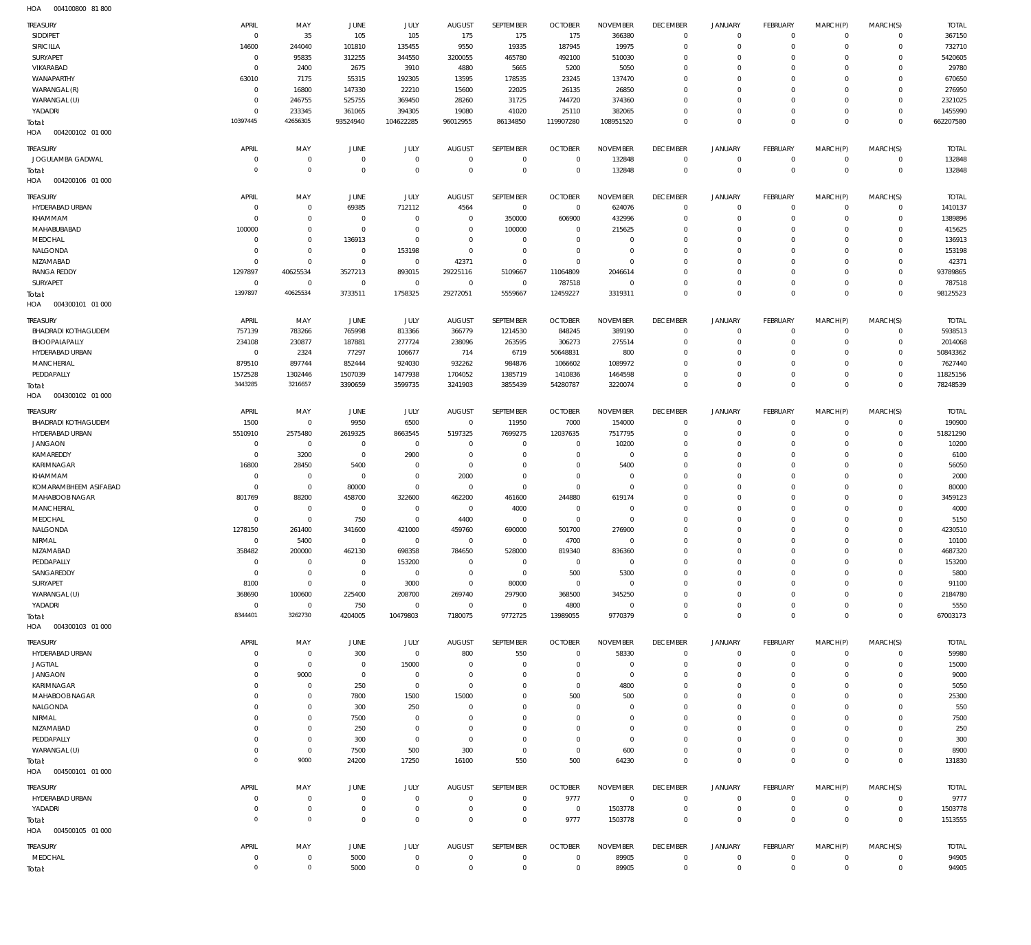HOA 004100800 81 800

| TREASURY | APRIL | MAY | JUNE | JULY | AUGUST | SEPTEMBER | OCTOBER | NOVEMBER | DECEMBER | JANUARY | FEBRUARY | MARCH(P) | MARCH(S) | TOTAL |
|---|---|---|---|---|---|---|---|---|---|---|---|---|---|---|
| SIDDIPET | 0 | 35 | 105 | 105 | 175 | 175 | 175 | 366380 | 0 | 0 | 0 | 0 | 0 | 367150 |
| SIRICILLA | 14600 | 244040 | 101810 | 135455 | 9550 | 19335 | 187945 | 19975 | 0 | 0 | 0 | 0 | 0 | 732710 |
| SURYAPET | 0 | 95835 | 312255 | 344550 | 3200055 | 465780 | 492100 | 510030 | 0 | 0 | 0 | 0 | 0 | 5420605 |
| VIKARABAD | 0 | 2400 | 2675 | 3910 | 4880 | 5665 | 5200 | 5050 | 0 | 0 | 0 | 0 | 0 | 29780 |
| WANAPARTHY | 63010 | 7175 | 55315 | 192305 | 13595 | 178535 | 23245 | 137470 | 0 | 0 | 0 | 0 | 0 | 670650 |
| WARANGAL (R) | 0 | 16800 | 147330 | 22210 | 15600 | 22025 | 26135 | 26850 | 0 | 0 | 0 | 0 | 0 | 276950 |
| WARANGAL (U) | 0 | 246755 | 525755 | 369450 | 28260 | 31725 | 744720 | 374360 | 0 | 0 | 0 | 0 | 0 | 2321025 |
| YADADRI | 0 | 233345 | 361065 | 394305 | 19080 | 41020 | 25110 | 382065 | 0 | 0 | 0 | 0 | 0 | 1455990 |
| Total: | 10397445 | 42656305 | 93524940 | 104622285 | 96012955 | 86134850 | 119907280 | 108951520 | 0 | 0 | 0 | 0 | 0 | 662207580 |

HOA 004200102 01 000

| TREASURY | APRIL | MAY | JUNE | JULY | AUGUST | SEPTEMBER | OCTOBER | NOVEMBER | DECEMBER | JANUARY | FEBRUARY | MARCH(P) | MARCH(S) | TOTAL |
|---|---|---|---|---|---|---|---|---|---|---|---|---|---|---|
| JOGULAMBA GADWAL | 0 | 0 | 0 | 0 | 0 | 0 | 0 | 132848 | 0 | 0 | 0 | 0 | 0 | 132848 |
| Total: | 0 | 0 | 0 | 0 | 0 | 0 | 0 | 132848 | 0 | 0 | 0 | 0 | 0 | 132848 |

HOA 004200106 01 000

| TREASURY | APRIL | MAY | JUNE | JULY | AUGUST | SEPTEMBER | OCTOBER | NOVEMBER | DECEMBER | JANUARY | FEBRUARY | MARCH(P) | MARCH(S) | TOTAL |
|---|---|---|---|---|---|---|---|---|---|---|---|---|---|---|
| HYDERABAD URBAN | 0 | 0 | 69385 | 712112 | 4564 | 0 | 0 | 624076 | 0 | 0 | 0 | 0 | 0 | 1410137 |
| KHAMMAM | 0 | 0 | 0 | 0 | 0 | 350000 | 606900 | 432996 | 0 | 0 | 0 | 0 | 0 | 1389896 |
| MAHABUBABAD | 100000 | 0 | 0 | 0 | 0 | 100000 | 0 | 215625 | 0 | 0 | 0 | 0 | 0 | 415625 |
| MEDCHAL | 0 | 0 | 136913 | 0 | 0 | 0 | 0 | 0 | 0 | 0 | 0 | 0 | 0 | 136913 |
| NALGONDA | 0 | 0 | 0 | 153198 | 0 | 0 | 0 | 0 | 0 | 0 | 0 | 0 | 0 | 153198 |
| NIZAMABAD | 0 | 0 | 0 | 0 | 42371 | 0 | 0 | 0 | 0 | 0 | 0 | 0 | 0 | 42371 |
| RANGA REDDY | 1297897 | 40625534 | 3527213 | 893015 | 29225116 | 5109667 | 11064809 | 2046614 | 0 | 0 | 0 | 0 | 0 | 93789865 |
| SURYAPET | 0 | 0 | 0 | 0 | 0 | 0 | 787518 | 0 | 0 | 0 | 0 | 0 | 0 | 787518 |
| Total: | 1397897 | 40625534 | 3733511 | 1758325 | 29272051 | 5559667 | 12459227 | 3319311 | 0 | 0 | 0 | 0 | 0 | 98125523 |

HOA 004300101 01 000

| TREASURY | APRIL | MAY | JUNE | JULY | AUGUST | SEPTEMBER | OCTOBER | NOVEMBER | DECEMBER | JANUARY | FEBRUARY | MARCH(P) | MARCH(S) | TOTAL |
|---|---|---|---|---|---|---|---|---|---|---|---|---|---|---|
| BHADRADI KOTHAGUDEM | 757139 | 783266 | 765998 | 813366 | 366779 | 1214530 | 848245 | 389190 | 0 | 0 | 0 | 0 | 0 | 5938513 |
| BHOOPALAPALLY | 234108 | 230877 | 187881 | 277724 | 238096 | 263595 | 306273 | 275514 | 0 | 0 | 0 | 0 | 0 | 2014068 |
| HYDERABAD URBAN | 0 | 2324 | 77297 | 106677 | 714 | 6719 | 50648831 | 800 | 0 | 0 | 0 | 0 | 0 | 50843362 |
| MANCHERIAL | 879510 | 897744 | 852444 | 924030 | 932262 | 984876 | 1066602 | 1089972 | 0 | 0 | 0 | 0 | 0 | 7627440 |
| PEDDAPALLY | 1572528 | 1302446 | 1507039 | 1477938 | 1704052 | 1385719 | 1410836 | 1464598 | 0 | 0 | 0 | 0 | 0 | 11825156 |
| Total: | 3443285 | 3216657 | 3390659 | 3599735 | 3241903 | 3855439 | 54280787 | 3220074 | 0 | 0 | 0 | 0 | 0 | 78248539 |

HOA 004300102 01 000

| TREASURY | APRIL | MAY | JUNE | JULY | AUGUST | SEPTEMBER | OCTOBER | NOVEMBER | DECEMBER | JANUARY | FEBRUARY | MARCH(P) | MARCH(S) | TOTAL |
|---|---|---|---|---|---|---|---|---|---|---|---|---|---|---|
| BHADRADI KOTHAGUDEM | 1500 | 0 | 9950 | 6500 | 0 | 11950 | 7000 | 154000 | 0 | 0 | 0 | 0 | 0 | 190900 |
| HYDERABAD URBAN | 5510910 | 2575480 | 2619325 | 8663545 | 5197325 | 7699275 | 12037635 | 7517795 | 0 | 0 | 0 | 0 | 0 | 51821290 |
| JANGAON | 0 | 0 | 0 | 0 | 0 | 0 | 0 | 10200 | 0 | 0 | 0 | 0 | 0 | 10200 |
| KAMAREDDY | 0 | 3200 | 0 | 2900 | 0 | 0 | 0 | 0 | 0 | 0 | 0 | 0 | 0 | 6100 |
| KARIMNAGAR | 16800 | 28450 | 5400 | 0 | 0 | 0 | 0 | 5400 | 0 | 0 | 0 | 0 | 0 | 56050 |
| KHAMMAM | 0 | 0 | 0 | 0 | 2000 | 0 | 0 | 0 | 0 | 0 | 0 | 0 | 0 | 2000 |
| KOMARAMBHEEM ASIFABAD | 0 | 0 | 80000 | 0 | 0 | 0 | 0 | 0 | 0 | 0 | 0 | 0 | 0 | 80000 |
| MAHABOOBNAGAR | 801769 | 88200 | 458700 | 322600 | 462200 | 461600 | 244880 | 619174 | 0 | 0 | 0 | 0 | 0 | 3459123 |
| MANCHERIAL | 0 | 0 | 0 | 0 | 0 | 4000 | 0 | 0 | 0 | 0 | 0 | 0 | 0 | 4000 |
| MEDCHAL | 0 | 0 | 750 | 0 | 4400 | 0 | 0 | 0 | 0 | 0 | 0 | 0 | 0 | 5150 |
| NALGONDA | 1278150 | 261400 | 341600 | 421000 | 459760 | 690000 | 501700 | 276900 | 0 | 0 | 0 | 0 | 0 | 4230510 |
| NIRMAL | 0 | 5400 | 0 | 0 | 0 | 0 | 4700 | 0 | 0 | 0 | 0 | 0 | 0 | 10100 |
| NIZAMABAD | 358482 | 200000 | 462130 | 698358 | 784650 | 528000 | 819340 | 836360 | 0 | 0 | 0 | 0 | 0 | 4687320 |
| PEDDAPALLY | 0 | 0 | 0 | 153200 | 0 | 0 | 0 | 0 | 0 | 0 | 0 | 0 | 0 | 153200 |
| SANGAREDDY | 0 | 0 | 0 | 0 | 0 | 0 | 500 | 5300 | 0 | 0 | 0 | 0 | 0 | 5800 |
| SURYAPET | 8100 | 0 | 0 | 3000 | 0 | 80000 | 0 | 0 | 0 | 0 | 0 | 0 | 0 | 91100 |
| WARANGAL (U) | 368690 | 100600 | 225400 | 208700 | 269740 | 297900 | 368500 | 345250 | 0 | 0 | 0 | 0 | 0 | 2184780 |
| YADADRI | 0 | 0 | 750 | 0 | 0 | 0 | 4800 | 0 | 0 | 0 | 0 | 0 | 0 | 5550 |
| Total: | 8344401 | 3262730 | 4204005 | 10479803 | 7180075 | 9772725 | 13989055 | 9770379 | 0 | 0 | 0 | 0 | 0 | 67003173 |

HOA 004300103 01 000

| TREASURY | APRIL | MAY | JUNE | JULY | AUGUST | SEPTEMBER | OCTOBER | NOVEMBER | DECEMBER | JANUARY | FEBRUARY | MARCH(P) | MARCH(S) | TOTAL |
|---|---|---|---|---|---|---|---|---|---|---|---|---|---|---|
| HYDERABAD URBAN | 0 | 0 | 300 | 0 | 800 | 550 | 0 | 58330 | 0 | 0 | 0 | 0 | 0 | 59980 |
| JAGTIAL | 0 | 0 | 0 | 15000 | 0 | 0 | 0 | 0 | 0 | 0 | 0 | 0 | 0 | 15000 |
| JANGAON | 0 | 9000 | 0 | 0 | 0 | 0 | 0 | 0 | 0 | 0 | 0 | 0 | 0 | 9000 |
| KARIMNAGAR | 0 | 0 | 250 | 0 | 0 | 0 | 0 | 4800 | 0 | 0 | 0 | 0 | 0 | 5050 |
| MAHABOOBNAGAR | 0 | 0 | 7800 | 1500 | 15000 | 0 | 500 | 500 | 0 | 0 | 0 | 0 | 0 | 25300 |
| NALGONDA | 0 | 0 | 300 | 250 | 0 | 0 | 0 | 0 | 0 | 0 | 0 | 0 | 0 | 550 |
| NIRMAL | 0 | 0 | 7500 | 0 | 0 | 0 | 0 | 0 | 0 | 0 | 0 | 0 | 0 | 7500 |
| NIZAMABAD | 0 | 0 | 250 | 0 | 0 | 0 | 0 | 0 | 0 | 0 | 0 | 0 | 0 | 250 |
| PEDDAPALLY | 0 | 0 | 300 | 0 | 0 | 0 | 0 | 0 | 0 | 0 | 0 | 0 | 0 | 300 |
| WARANGAL (U) | 0 | 0 | 7500 | 500 | 300 | 0 | 0 | 600 | 0 | 0 | 0 | 0 | 0 | 8900 |
| Total: | 0 | 9000 | 24200 | 17250 | 16100 | 550 | 500 | 64230 | 0 | 0 | 0 | 0 | 0 | 131830 |

HOA 004500101 01 000

| TREASURY | APRIL | MAY | JUNE | JULY | AUGUST | SEPTEMBER | OCTOBER | NOVEMBER | DECEMBER | JANUARY | FEBRUARY | MARCH(P) | MARCH(S) | TOTAL |
|---|---|---|---|---|---|---|---|---|---|---|---|---|---|---|
| HYDERABAD URBAN | 0 | 0 | 0 | 0 | 0 | 0 | 9777 | 0 | 0 | 0 | 0 | 0 | 0 | 9777 |
| YADADRI | 0 | 0 | 0 | 0 | 0 | 0 | 0 | 1503778 | 0 | 0 | 0 | 0 | 0 | 1503778 |
| Total: | 0 | 0 | 0 | 0 | 0 | 0 | 9777 | 1503778 | 0 | 0 | 0 | 0 | 0 | 1513555 |

HOA 004500105 01 000

| TREASURY | APRIL | MAY | JUNE | JULY | AUGUST | SEPTEMBER | OCTOBER | NOVEMBER | DECEMBER | JANUARY | FEBRUARY | MARCH(P) | MARCH(S) | TOTAL |
|---|---|---|---|---|---|---|---|---|---|---|---|---|---|---|
| MEDCHAL | 0 | 0 | 5000 | 0 | 0 | 0 | 0 | 89905 | 0 | 0 | 0 | 0 | 0 | 94905 |
| Total: | 0 | 0 | 5000 | 0 | 0 | 0 | 0 | 89905 | 0 | 0 | 0 | 0 | 0 | 94905 |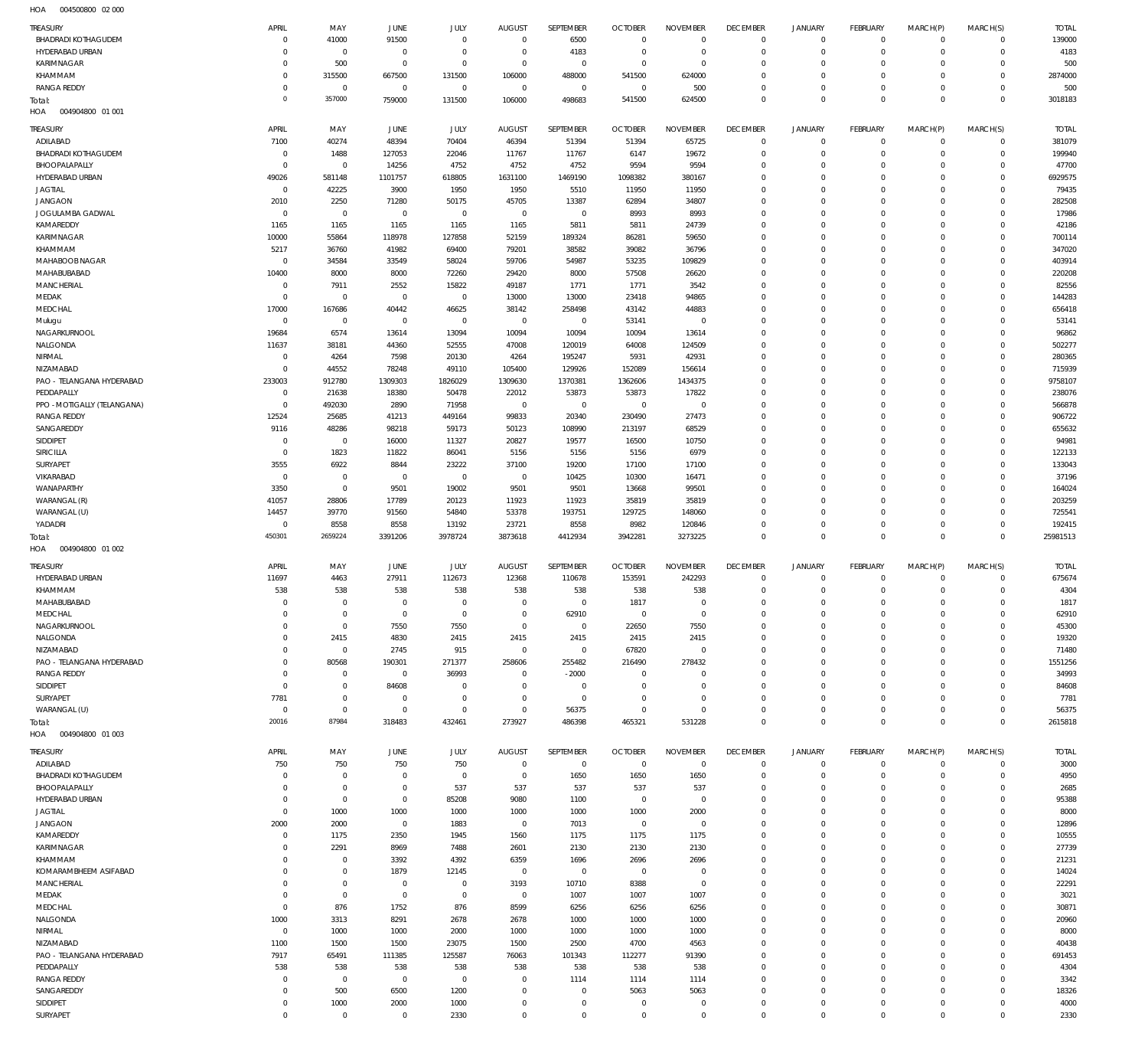HOA 004500800 02 000

| TREASURY | APRIL | MAY | JUNE | JULY | AUGUST | SEPTEMBER | OCTOBER | NOVEMBER | DECEMBER | JANUARY | FEBRUARY | MARCH(P) | MARCH(S) | TOTAL |
|---|---|---|---|---|---|---|---|---|---|---|---|---|---|---|
| BHADRADI KOTHAGUDEM | 0 | 41000 | 91500 | 0 | 0 | 6500 | 0 | 0 | 0 | 0 | 0 | 0 | 0 | 139000 |
| HYDERABAD URBAN | 0 | 0 | 0 | 0 | 0 | 4183 | 0 | 0 | 0 | 0 | 0 | 0 | 0 | 4183 |
| KARIMNAGAR | 0 | 500 | 0 | 0 | 0 | 0 | 0 | 0 | 0 | 0 | 0 | 0 | 0 | 500 |
| KHAMMAM | 0 | 315500 | 667500 | 131500 | 106000 | 488000 | 541500 | 624000 | 0 | 0 | 0 | 0 | 0 | 2874000 |
| RANGA REDDY | 0 | 0 | 0 | 0 | 0 | 0 | 0 | 500 | 0 | 0 | 0 | 0 | 0 | 500 |
| Total: | 0 | 357000 | 759000 | 131500 | 106000 | 498683 | 541500 | 624500 | 0 | 0 | 0 | 0 | 0 | 3018183 |

HOA 004904800 01 001

| TREASURY | APRIL | MAY | JUNE | JULY | AUGUST | SEPTEMBER | OCTOBER | NOVEMBER | DECEMBER | JANUARY | FEBRUARY | MARCH(P) | MARCH(S) | TOTAL |
|---|---|---|---|---|---|---|---|---|---|---|---|---|---|---|
| ADILABAD | 7100 | 40274 | 48394 | 70404 | 46394 | 51394 | 51394 | 65725 | 0 | 0 | 0 | 0 | 0 | 381079 |
| BHADRADI KOTHAGUDEM | 0 | 1488 | 127053 | 22046 | 11767 | 11767 | 6147 | 19672 | 0 | 0 | 0 | 0 | 0 | 199940 |
| BHOOPALAPALLY | 0 | 0 | 14256 | 4752 | 4752 | 4752 | 9594 | 9594 | 0 | 0 | 0 | 0 | 0 | 47700 |
| HYDERABAD URBAN | 49026 | 581148 | 1101757 | 618805 | 1631100 | 1469190 | 1098382 | 380167 | 0 | 0 | 0 | 0 | 0 | 6929575 |
| JAGTIAL | 0 | 42225 | 3900 | 1950 | 1950 | 5510 | 11950 | 11950 | 0 | 0 | 0 | 0 | 0 | 79435 |
| JANGAON | 2010 | 2250 | 71280 | 50175 | 45705 | 13387 | 62894 | 34807 | 0 | 0 | 0 | 0 | 0 | 282508 |
| JOGULAMBA GADWAL | 0 | 0 | 0 | 0 | 0 | 0 | 8993 | 8993 | 0 | 0 | 0 | 0 | 0 | 17986 |
| KAMAREDDY | 1165 | 1165 | 1165 | 1165 | 1165 | 5811 | 5811 | 24739 | 0 | 0 | 0 | 0 | 0 | 42186 |
| KARIMNAGAR | 10000 | 55864 | 118978 | 127858 | 52159 | 189324 | 86281 | 59650 | 0 | 0 | 0 | 0 | 0 | 700114 |
| KHAMMAM | 5217 | 36760 | 41982 | 69400 | 79201 | 38582 | 39082 | 36796 | 0 | 0 | 0 | 0 | 0 | 347020 |
| MAHABOOB NAGAR | 0 | 34584 | 33549 | 58024 | 59706 | 54987 | 53235 | 109829 | 0 | 0 | 0 | 0 | 0 | 403914 |
| MAHABUBABAD | 10400 | 8000 | 8000 | 72260 | 29420 | 8000 | 57508 | 26620 | 0 | 0 | 0 | 0 | 0 | 220208 |
| MANCHERIAL | 0 | 7911 | 2552 | 15822 | 49187 | 1771 | 1771 | 3542 | 0 | 0 | 0 | 0 | 0 | 82556 |
| MEDAK | 0 | 0 | 0 | 0 | 13000 | 13000 | 23418 | 94865 | 0 | 0 | 0 | 0 | 0 | 144283 |
| MEDCHAL | 17000 | 167686 | 40442 | 46625 | 38142 | 258498 | 43142 | 44883 | 0 | 0 | 0 | 0 | 0 | 656418 |
| Mulugu | 0 | 0 | 0 | 0 | 0 | 0 | 53141 | 0 | 0 | 0 | 0 | 0 | 0 | 53141 |
| NAGARKURNOOL | 19684 | 6574 | 13614 | 13094 | 10094 | 10094 | 10094 | 13614 | 0 | 0 | 0 | 0 | 0 | 96862 |
| NALGONDA | 11637 | 38181 | 44360 | 52555 | 47008 | 120019 | 64008 | 124509 | 0 | 0 | 0 | 0 | 0 | 502277 |
| NIRMAL | 0 | 4264 | 7598 | 20130 | 4264 | 195247 | 5931 | 42931 | 0 | 0 | 0 | 0 | 0 | 280365 |
| NIZAMABAD | 0 | 44552 | 78248 | 49110 | 105400 | 129926 | 152089 | 156614 | 0 | 0 | 0 | 0 | 0 | 715939 |
| PAO - TELANGANA HYDERABAD | 233003 | 912780 | 1309303 | 1826029 | 1309630 | 1370381 | 1362606 | 1434375 | 0 | 0 | 0 | 0 | 0 | 9758107 |
| PEDDAPALLY | 0 | 21638 | 18380 | 50478 | 22012 | 53873 | 53873 | 17822 | 0 | 0 | 0 | 0 | 0 | 238076 |
| PPO - MOTIGALLY (TELANGANA) | 0 | 492030 | 2890 | 71958 | 0 | 0 | 0 | 0 | 0 | 0 | 0 | 0 | 0 | 566878 |
| RANGA REDDY | 12524 | 25685 | 41213 | 449164 | 99833 | 20340 | 230490 | 27473 | 0 | 0 | 0 | 0 | 0 | 906722 |
| SANGAREDDY | 9116 | 48286 | 98218 | 59173 | 50123 | 108990 | 213197 | 68529 | 0 | 0 | 0 | 0 | 0 | 655632 |
| SIDDIPET | 0 | 0 | 16000 | 11327 | 20827 | 19577 | 16500 | 10750 | 0 | 0 | 0 | 0 | 0 | 94981 |
| SIRICILLA | 0 | 1823 | 11822 | 86041 | 5156 | 5156 | 5156 | 6979 | 0 | 0 | 0 | 0 | 0 | 122133 |
| SURYAPET | 3555 | 6922 | 8844 | 23222 | 37100 | 19200 | 17100 | 17100 | 0 | 0 | 0 | 0 | 0 | 133043 |
| VIKARABAD | 0 | 0 | 0 | 0 | 0 | 10425 | 10300 | 16471 | 0 | 0 | 0 | 0 | 0 | 37196 |
| WANAPARTHY | 3350 | 0 | 9501 | 19002 | 9501 | 9501 | 13668 | 99501 | 0 | 0 | 0 | 0 | 0 | 164024 |
| WARANGAL (R) | 41057 | 28806 | 17789 | 20123 | 11923 | 11923 | 35819 | 35819 | 0 | 0 | 0 | 0 | 0 | 203259 |
| WARANGAL (U) | 14457 | 39770 | 91560 | 54840 | 53378 | 193751 | 129725 | 148060 | 0 | 0 | 0 | 0 | 0 | 725541 |
| YADADRI | 0 | 8558 | 8558 | 13192 | 23721 | 8558 | 8982 | 120846 | 0 | 0 | 0 | 0 | 0 | 192415 |
| Total: | 450301 | 2659224 | 3391206 | 3978724 | 3873618 | 4412934 | 3942281 | 3273225 | 0 | 0 | 0 | 0 | 0 | 25981513 |

HOA 004904800 01 002

| TREASURY | APRIL | MAY | JUNE | JULY | AUGUST | SEPTEMBER | OCTOBER | NOVEMBER | DECEMBER | JANUARY | FEBRUARY | MARCH(P) | MARCH(S) | TOTAL |
|---|---|---|---|---|---|---|---|---|---|---|---|---|---|---|
| HYDERABAD URBAN | 11697 | 4463 | 27911 | 112673 | 12368 | 110678 | 153591 | 242293 | 0 | 0 | 0 | 0 | 0 | 675674 |
| KHAMMAM | 538 | 538 | 538 | 538 | 538 | 538 | 538 | 538 | 0 | 0 | 0 | 0 | 0 | 4304 |
| MAHABUBABAD | 0 | 0 | 0 | 0 | 0 | 0 | 1817 | 0 | 0 | 0 | 0 | 0 | 0 | 1817 |
| MEDCHAL | 0 | 0 | 0 | 0 | 0 | 62910 | 0 | 0 | 0 | 0 | 0 | 0 | 0 | 62910 |
| NAGARKURNOOL | 0 | 0 | 7550 | 7550 | 0 | 0 | 22650 | 7550 | 0 | 0 | 0 | 0 | 0 | 45300 |
| NALGONDA | 0 | 2415 | 4830 | 2415 | 2415 | 2415 | 2415 | 2415 | 0 | 0 | 0 | 0 | 0 | 19320 |
| NIZAMABAD | 0 | 0 | 2745 | 915 | 0 | 0 | 67820 | 0 | 0 | 0 | 0 | 0 | 0 | 71480 |
| PAO - TELANGANA HYDERABAD | 0 | 80568 | 190301 | 271377 | 258606 | 255482 | 216490 | 278432 | 0 | 0 | 0 | 0 | 0 | 1551256 |
| RANGA REDDY | 0 | 0 | 0 | 36993 | 0 | -2000 | 0 | 0 | 0 | 0 | 0 | 0 | 0 | 34993 |
| SIDDIPET | 0 | 0 | 84608 | 0 | 0 | 0 | 0 | 0 | 0 | 0 | 0 | 0 | 0 | 84608 |
| SURYAPET | 7781 | 0 | 0 | 0 | 0 | 0 | 0 | 0 | 0 | 0 | 0 | 0 | 0 | 7781 |
| WARANGAL (U) | 0 | 0 | 0 | 0 | 0 | 56375 | 0 | 0 | 0 | 0 | 0 | 0 | 0 | 56375 |
| Total: | 20016 | 87984 | 318483 | 432461 | 273927 | 486398 | 465321 | 531228 | 0 | 0 | 0 | 0 | 0 | 2615818 |

HOA 004904800 01 003

| TREASURY | APRIL | MAY | JUNE | JULY | AUGUST | SEPTEMBER | OCTOBER | NOVEMBER | DECEMBER | JANUARY | FEBRUARY | MARCH(P) | MARCH(S) | TOTAL |
|---|---|---|---|---|---|---|---|---|---|---|---|---|---|---|
| ADILABAD | 750 | 750 | 750 | 750 | 0 | 0 | 0 | 0 | 0 | 0 | 0 | 0 | 0 | 3000 |
| BHADRADI KOTHAGUDEM | 0 | 0 | 0 | 0 | 0 | 1650 | 1650 | 1650 | 0 | 0 | 0 | 0 | 0 | 4950 |
| BHOOPALAPALLY | 0 | 0 | 0 | 537 | 537 | 537 | 537 | 537 | 0 | 0 | 0 | 0 | 0 | 2685 |
| HYDERABAD URBAN | 0 | 0 | 0 | 85208 | 9080 | 1100 | 0 | 0 | 0 | 0 | 0 | 0 | 0 | 95388 |
| JAGTIAL | 0 | 1000 | 1000 | 1000 | 1000 | 1000 | 1000 | 2000 | 0 | 0 | 0 | 0 | 0 | 8000 |
| JANGAON | 2000 | 2000 | 0 | 1883 | 0 | 7013 | 0 | 0 | 0 | 0 | 0 | 0 | 0 | 12896 |
| KAMAREDDY | 0 | 1175 | 2350 | 1945 | 1560 | 1175 | 1175 | 1175 | 0 | 0 | 0 | 0 | 0 | 10555 |
| KARIMNAGAR | 0 | 2291 | 8969 | 7488 | 2601 | 2130 | 2130 | 2130 | 0 | 0 | 0 | 0 | 0 | 27739 |
| KHAMMAM | 0 | 0 | 3392 | 4392 | 6359 | 1696 | 2696 | 2696 | 0 | 0 | 0 | 0 | 0 | 21231 |
| KOMARAMBHEEM ASIFABAD | 0 | 0 | 1879 | 12145 | 0 | 0 | 0 | 0 | 0 | 0 | 0 | 0 | 0 | 14024 |
| MANCHERIAL | 0 | 0 | 0 | 0 | 3193 | 10710 | 8388 | 0 | 0 | 0 | 0 | 0 | 0 | 22291 |
| MEDAK | 0 | 0 | 0 | 0 | 0 | 1007 | 1007 | 1007 | 0 | 0 | 0 | 0 | 0 | 3021 |
| MEDCHAL | 0 | 876 | 1752 | 876 | 8599 | 6256 | 6256 | 6256 | 0 | 0 | 0 | 0 | 0 | 30871 |
| NALGONDA | 1000 | 3313 | 8291 | 2678 | 2678 | 1000 | 1000 | 1000 | 0 | 0 | 0 | 0 | 0 | 20960 |
| NIRMAL | 0 | 1000 | 1000 | 2000 | 1000 | 1000 | 1000 | 1000 | 0 | 0 | 0 | 0 | 0 | 8000 |
| NIZAMABAD | 1100 | 1500 | 1500 | 23075 | 1500 | 2500 | 4700 | 4563 | 0 | 0 | 0 | 0 | 0 | 40438 |
| PAO - TELANGANA HYDERABAD | 7917 | 65491 | 111385 | 125587 | 76063 | 101343 | 112277 | 91390 | 0 | 0 | 0 | 0 | 0 | 691453 |
| PEDDAPALLY | 538 | 538 | 538 | 538 | 538 | 538 | 538 | 538 | 0 | 0 | 0 | 0 | 0 | 4304 |
| RANGA REDDY | 0 | 0 | 0 | 0 | 0 | 1114 | 1114 | 1114 | 0 | 0 | 0 | 0 | 0 | 3342 |
| SANGAREDDY | 0 | 500 | 6500 | 1200 | 0 | 0 | 5063 | 5063 | 0 | 0 | 0 | 0 | 0 | 18326 |
| SIDDIPET | 0 | 1000 | 2000 | 1000 | 0 | 0 | 0 | 0 | 0 | 0 | 0 | 0 | 0 | 4000 |
| SURYAPET | 0 | 0 | 0 | 2330 | 0 | 0 | 0 | 0 | 0 | 0 | 0 | 0 | 0 | 2330 |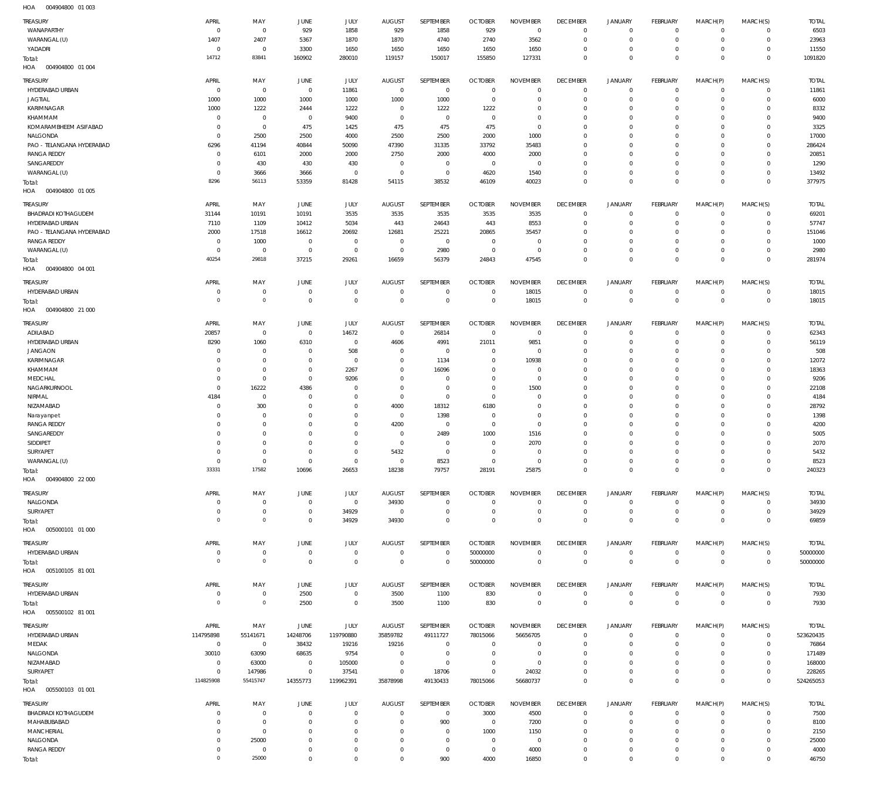HOA 004904800 01 003

| TREASURY | APRIL | MAY | JUNE | JULY | AUGUST | SEPTEMBER | OCTOBER | NOVEMBER | DECEMBER | JANUARY | FEBRUARY | MARCH(P) | MARCH(S) | TOTAL |
|---|---|---|---|---|---|---|---|---|---|---|---|---|---|---|
| WANAPARTHY | 0 | 0 | 929 | 1858 | 929 | 1858 | 929 | 0 | 0 | 0 | 0 | 0 | 0 | 6503 |
| WARANGAL (U) | 1407 | 2407 | 5367 | 1870 | 1870 | 4740 | 2740 | 3562 | 0 | 0 | 0 | 0 | 0 | 23963 |
| YADADRI | 0 | 0 | 3300 | 1650 | 1650 | 1650 | 1650 | 1650 | 0 | 0 | 0 | 0 | 0 | 11550 |
| Total: | 14712 | 83841 | 160902 | 280010 | 119157 | 150017 | 155850 | 127331 | 0 | 0 | 0 | 0 | 0 | 1091820 |

HOA 004904800 01 004

| TREASURY | APRIL | MAY | JUNE | JULY | AUGUST | SEPTEMBER | OCTOBER | NOVEMBER | DECEMBER | JANUARY | FEBRUARY | MARCH(P) | MARCH(S) | TOTAL |
|---|---|---|---|---|---|---|---|---|---|---|---|---|---|---|
| HYDERABAD URBAN | 0 | 0 | 0 | 11861 | 0 | 0 | 0 | 0 | 0 | 0 | 0 | 0 | 0 | 11861 |
| JAGTIAL | 1000 | 1000 | 1000 | 1000 | 1000 | 1000 | 0 | 0 | 0 | 0 | 0 | 0 | 0 | 6000 |
| KARIMNAGAR | 1000 | 1222 | 2444 | 1222 | 0 | 1222 | 1222 | 0 | 0 | 0 | 0 | 0 | 0 | 8332 |
| KHAMMAM | 0 | 0 | 0 | 9400 | 0 | 0 | 0 | 0 | 0 | 0 | 0 | 0 | 0 | 9400 |
| KOMARAMBHEEM ASIFABAD | 0 | 0 | 475 | 1425 | 475 | 475 | 475 | 0 | 0 | 0 | 0 | 0 | 0 | 3325 |
| NALGONDA | 0 | 2500 | 2500 | 4000 | 2500 | 2500 | 2000 | 1000 | 0 | 0 | 0 | 0 | 0 | 17000 |
| PAO - TELANGANA HYDERABAD | 6296 | 41194 | 40844 | 50090 | 47390 | 31335 | 33792 | 35483 | 0 | 0 | 0 | 0 | 0 | 286424 |
| RANGA REDDY | 0 | 6101 | 2000 | 2000 | 2750 | 2000 | 4000 | 2000 | 0 | 0 | 0 | 0 | 0 | 20851 |
| SANGAREDDY | 0 | 430 | 430 | 430 | 0 | 0 | 0 | 0 | 0 | 0 | 0 | 0 | 0 | 1290 |
| WARANGAL (U) | 0 | 3666 | 3666 | 0 | 0 | 0 | 4620 | 1540 | 0 | 0 | 0 | 0 | 0 | 13492 |
| Total: | 8296 | 56113 | 53359 | 81428 | 54115 | 38532 | 46109 | 40023 | 0 | 0 | 0 | 0 | 0 | 377975 |

HOA 004904800 01 005

| TREASURY | APRIL | MAY | JUNE | JULY | AUGUST | SEPTEMBER | OCTOBER | NOVEMBER | DECEMBER | JANUARY | FEBRUARY | MARCH(P) | MARCH(S) | TOTAL |
|---|---|---|---|---|---|---|---|---|---|---|---|---|---|---|
| BHADRADI KOTHAGUDEM | 31144 | 10191 | 10191 | 3535 | 3535 | 3535 | 3535 | 3535 | 0 | 0 | 0 | 0 | 0 | 69201 |
| HYDERABAD URBAN | 7110 | 1109 | 10412 | 5034 | 443 | 24643 | 443 | 8553 | 0 | 0 | 0 | 0 | 0 | 57747 |
| PAO - TELANGANA HYDERABAD | 2000 | 17518 | 16612 | 20692 | 12681 | 25221 | 20865 | 35457 | 0 | 0 | 0 | 0 | 0 | 151046 |
| RANGA REDDY | 0 | 1000 | 0 | 0 | 0 | 0 | 0 | 0 | 0 | 0 | 0 | 0 | 0 | 1000 |
| WARANGAL (U) | 0 | 0 | 0 | 0 | 0 | 2980 | 0 | 0 | 0 | 0 | 0 | 0 | 0 | 2980 |
| Total: | 40254 | 29818 | 37215 | 29261 | 16659 | 56379 | 24843 | 47545 | 0 | 0 | 0 | 0 | 0 | 281974 |

HOA 004904800 04 001

| TREASURY | APRIL | MAY | JUNE | JULY | AUGUST | SEPTEMBER | OCTOBER | NOVEMBER | DECEMBER | JANUARY | FEBRUARY | MARCH(P) | MARCH(S) | TOTAL |
|---|---|---|---|---|---|---|---|---|---|---|---|---|---|---|
| HYDERABAD URBAN | 0 | 0 | 0 | 0 | 0 | 0 | 0 | 18015 | 0 | 0 | 0 | 0 | 0 | 18015 |
| Total: | 0 | 0 | 0 | 0 | 0 | 0 | 0 | 18015 | 0 | 0 | 0 | 0 | 0 | 18015 |

HOA 004904800 21 000

| TREASURY | APRIL | MAY | JUNE | JULY | AUGUST | SEPTEMBER | OCTOBER | NOVEMBER | DECEMBER | JANUARY | FEBRUARY | MARCH(P) | MARCH(S) | TOTAL |
|---|---|---|---|---|---|---|---|---|---|---|---|---|---|---|
| ADILABAD | 20857 | 0 | 0 | 14672 | 0 | 26814 | 0 | 0 | 0 | 0 | 0 | 0 | 0 | 62343 |
| HYDERABAD URBAN | 8290 | 1060 | 6310 | 0 | 4606 | 4991 | 21011 | 9851 | 0 | 0 | 0 | 0 | 0 | 56119 |
| JANGAON | 0 | 0 | 0 | 508 | 0 | 0 | 0 | 0 | 0 | 0 | 0 | 0 | 0 | 508 |
| KARIMNAGAR | 0 | 0 | 0 | 0 | 0 | 1134 | 0 | 10938 | 0 | 0 | 0 | 0 | 0 | 12072 |
| KHAMMAM | 0 | 0 | 0 | 2267 | 0 | 16096 | 0 | 0 | 0 | 0 | 0 | 0 | 0 | 18363 |
| MEDCHAL | 0 | 0 | 0 | 9206 | 0 | 0 | 0 | 0 | 0 | 0 | 0 | 0 | 0 | 9206 |
| NAGARKURNOOL | 0 | 16222 | 4386 | 0 | 0 | 0 | 0 | 1500 | 0 | 0 | 0 | 0 | 0 | 22108 |
| NIRMAL | 4184 | 0 | 0 | 0 | 0 | 0 | 0 | 0 | 0 | 0 | 0 | 0 | 0 | 4184 |
| NIZAMABAD | 0 | 300 | 0 | 0 | 4000 | 18312 | 6180 | 0 | 0 | 0 | 0 | 0 | 0 | 28792 |
| Narayanpet | 0 | 0 | 0 | 0 | 0 | 1398 | 0 | 0 | 0 | 0 | 0 | 0 | 0 | 1398 |
| RANGA REDDY | 0 | 0 | 0 | 0 | 4200 | 0 | 0 | 0 | 0 | 0 | 0 | 0 | 0 | 4200 |
| SANGAREDDY | 0 | 0 | 0 | 0 | 0 | 2489 | 1000 | 1516 | 0 | 0 | 0 | 0 | 0 | 5005 |
| SIDDIPET | 0 | 0 | 0 | 0 | 0 | 0 | 0 | 2070 | 0 | 0 | 0 | 0 | 0 | 2070 |
| SURYAPET | 0 | 0 | 0 | 0 | 5432 | 0 | 0 | 0 | 0 | 0 | 0 | 0 | 0 | 5432 |
| WARANGAL (U) | 0 | 0 | 0 | 0 | 0 | 8523 | 0 | 0 | 0 | 0 | 0 | 0 | 0 | 8523 |
| Total: | 33331 | 17582 | 10696 | 26653 | 18238 | 79757 | 28191 | 25875 | 0 | 0 | 0 | 0 | 0 | 240323 |

HOA 004904800 22 000

| TREASURY | APRIL | MAY | JUNE | JULY | AUGUST | SEPTEMBER | OCTOBER | NOVEMBER | DECEMBER | JANUARY | FEBRUARY | MARCH(P) | MARCH(S) | TOTAL |
|---|---|---|---|---|---|---|---|---|---|---|---|---|---|---|
| NALGONDA | 0 | 0 | 0 | 0 | 34930 | 0 | 0 | 0 | 0 | 0 | 0 | 0 | 0 | 34930 |
| SURYAPET | 0 | 0 | 0 | 34929 | 0 | 0 | 0 | 0 | 0 | 0 | 0 | 0 | 0 | 34929 |
| Total: | 0 | 0 | 0 | 34929 | 34930 | 0 | 0 | 0 | 0 | 0 | 0 | 0 | 0 | 69859 |

HOA 005000101 01 000

| TREASURY | APRIL | MAY | JUNE | JULY | AUGUST | SEPTEMBER | OCTOBER | NOVEMBER | DECEMBER | JANUARY | FEBRUARY | MARCH(P) | MARCH(S) | TOTAL |
|---|---|---|---|---|---|---|---|---|---|---|---|---|---|---|
| HYDERABAD URBAN | 0 | 0 | 0 | 0 | 0 | 0 | 50000000 | 0 | 0 | 0 | 0 | 0 | 0 | 50000000 |
| Total: | 0 | 0 | 0 | 0 | 0 | 0 | 50000000 | 0 | 0 | 0 | 0 | 0 | 0 | 50000000 |

HOA 005100105 81 001

| TREASURY | APRIL | MAY | JUNE | JULY | AUGUST | SEPTEMBER | OCTOBER | NOVEMBER | DECEMBER | JANUARY | FEBRUARY | MARCH(P) | MARCH(S) | TOTAL |
|---|---|---|---|---|---|---|---|---|---|---|---|---|---|---|
| HYDERABAD URBAN | 0 | 0 | 2500 | 0 | 3500 | 1100 | 830 | 0 | 0 | 0 | 0 | 0 | 0 | 7930 |
| Total: | 0 | 0 | 2500 | 0 | 3500 | 1100 | 830 | 0 | 0 | 0 | 0 | 0 | 0 | 7930 |

HOA 005500102 81 001

| TREASURY | APRIL | MAY | JUNE | JULY | AUGUST | SEPTEMBER | OCTOBER | NOVEMBER | DECEMBER | JANUARY | FEBRUARY | MARCH(P) | MARCH(S) | TOTAL |
|---|---|---|---|---|---|---|---|---|---|---|---|---|---|---|
| HYDERABAD URBAN | 114795898 | 55141671 | 14248706 | 119790880 | 35859782 | 49111727 | 78015066 | 56656705 | 0 | 0 | 0 | 0 | 0 | 523620435 |
| MEDAK | 0 | 0 | 38432 | 19216 | 19216 | 0 | 0 | 0 | 0 | 0 | 0 | 0 | 0 | 76864 |
| NALGONDA | 30010 | 63090 | 68635 | 9754 | 0 | 0 | 0 | 0 | 0 | 0 | 0 | 0 | 0 | 171489 |
| NIZAMABAD | 0 | 63000 | 0 | 105000 | 0 | 0 | 0 | 0 | 0 | 0 | 0 | 0 | 0 | 168000 |
| SURYAPET | 0 | 147986 | 0 | 37541 | 0 | 18706 | 0 | 24032 | 0 | 0 | 0 | 0 | 0 | 228265 |
| Total: | 114825908 | 55415747 | 14355773 | 119962391 | 35878998 | 49130433 | 78015066 | 56680737 | 0 | 0 | 0 | 0 | 0 | 524265053 |

HOA 005500103 01 001

| TREASURY | APRIL | MAY | JUNE | JULY | AUGUST | SEPTEMBER | OCTOBER | NOVEMBER | DECEMBER | JANUARY | FEBRUARY | MARCH(P) | MARCH(S) | TOTAL |
|---|---|---|---|---|---|---|---|---|---|---|---|---|---|---|
| BHADRADI KOTHAGUDEM | 0 | 0 | 0 | 0 | 0 | 0 | 3000 | 4500 | 0 | 0 | 0 | 0 | 0 | 7500 |
| MAHABUBABAD | 0 | 0 | 0 | 0 | 0 | 900 | 0 | 7200 | 0 | 0 | 0 | 0 | 0 | 8100 |
| MANCHERIAL | 0 | 0 | 0 | 0 | 0 | 0 | 1000 | 1150 | 0 | 0 | 0 | 0 | 0 | 2150 |
| NALGONDA | 0 | 25000 | 0 | 0 | 0 | 0 | 0 | 0 | 0 | 0 | 0 | 0 | 0 | 25000 |
| RANGA REDDY | 0 | 0 | 0 | 0 | 0 | 0 | 0 | 4000 | 0 | 0 | 0 | 0 | 0 | 4000 |
| Total: | 0 | 25000 | 0 | 0 | 0 | 900 | 4000 | 16850 | 0 | 0 | 0 | 0 | 0 | 46750 |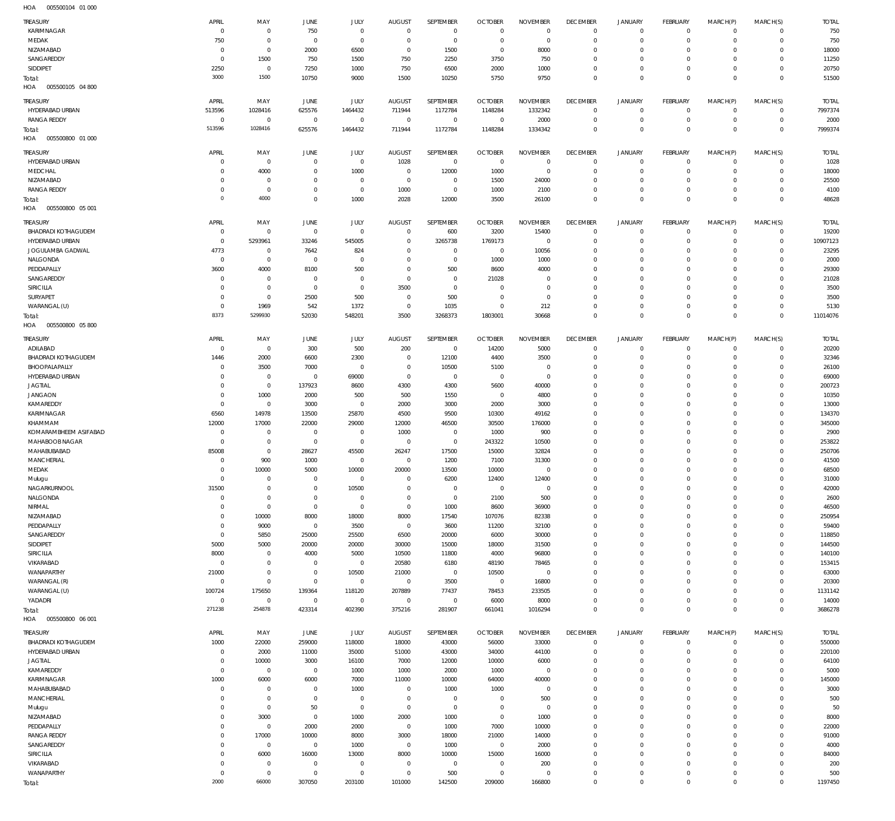HOA 005500104 01 000

| TREASURY | APRIL | MAY | JUNE | JULY | AUGUST | SEPTEMBER | OCTOBER | NOVEMBER | DECEMBER | JANUARY | FEBRUARY | MARCH(P) | MARCH(S) | TOTAL |
|---|---|---|---|---|---|---|---|---|---|---|---|---|---|---|
| KARIMNAGAR | 0 | 0 | 750 | 0 | 0 | 0 | 0 | 0 | 0 | 0 | 0 | 0 | 0 | 750 |
| MEDAK | 750 | 0 | 0 | 0 | 0 | 0 | 0 | 0 | 0 | 0 | 0 | 0 | 0 | 750 |
| NIZAMABAD | 0 | 0 | 2000 | 6500 | 0 | 1500 | 0 | 8000 | 0 | 0 | 0 | 0 | 0 | 18000 |
| SANGAREDDY | 0 | 1500 | 750 | 1500 | 750 | 2250 | 3750 | 750 | 0 | 0 | 0 | 0 | 0 | 11250 |
| SIDDIPET | 2250 | 0 | 7250 | 1000 | 750 | 6500 | 2000 | 1000 | 0 | 0 | 0 | 0 | 0 | 20750 |
| Total: | 3000 | 1500 | 10750 | 9000 | 1500 | 10250 | 5750 | 9750 | 0 | 0 | 0 | 0 | 0 | 51500 |

HOA 005500105 04 800

| TREASURY | APRIL | MAY | JUNE | JULY | AUGUST | SEPTEMBER | OCTOBER | NOVEMBER | DECEMBER | JANUARY | FEBRUARY | MARCH(P) | MARCH(S) | TOTAL |
|---|---|---|---|---|---|---|---|---|---|---|---|---|---|---|
| HYDERABAD URBAN | 513596 | 1028416 | 625576 | 1464432 | 711944 | 1172784 | 1148284 | 1332342 | 0 | 0 | 0 | 0 | 0 | 7997374 |
| RANGA REDDY | 0 | 0 | 0 | 0 | 0 | 0 | 0 | 2000 | 0 | 0 | 0 | 0 | 0 | 2000 |
| Total: | 513596 | 1028416 | 625576 | 1464432 | 711944 | 1172784 | 1148284 | 1334342 | 0 | 0 | 0 | 0 | 0 | 7999374 |

HOA 005500800 01 000

| TREASURY | APRIL | MAY | JUNE | JULY | AUGUST | SEPTEMBER | OCTOBER | NOVEMBER | DECEMBER | JANUARY | FEBRUARY | MARCH(P) | MARCH(S) | TOTAL |
|---|---|---|---|---|---|---|---|---|---|---|---|---|---|---|
| HYDERABAD URBAN | 0 | 0 | 0 | 0 | 1028 | 0 | 0 | 0 | 0 | 0 | 0 | 0 | 0 | 1028 |
| MEDCHAL | 0 | 4000 | 0 | 1000 | 0 | 12000 | 1000 | 0 | 0 | 0 | 0 | 0 | 0 | 18000 |
| NIZAMABAD | 0 | 0 | 0 | 0 | 0 | 0 | 1500 | 24000 | 0 | 0 | 0 | 0 | 0 | 25500 |
| RANGA REDDY | 0 | 0 | 0 | 0 | 1000 | 0 | 1000 | 2100 | 0 | 0 | 0 | 0 | 0 | 4100 |
| Total: | 0 | 4000 | 0 | 1000 | 2028 | 12000 | 3500 | 26100 | 0 | 0 | 0 | 0 | 0 | 48628 |

HOA 005500800 05 001

| TREASURY | APRIL | MAY | JUNE | JULY | AUGUST | SEPTEMBER | OCTOBER | NOVEMBER | DECEMBER | JANUARY | FEBRUARY | MARCH(P) | MARCH(S) | TOTAL |
|---|---|---|---|---|---|---|---|---|---|---|---|---|---|---|
| BHADRADI KOTHAGUDEM | 0 | 0 | 0 | 0 | 0 | 600 | 3200 | 15400 | 0 | 0 | 0 | 0 | 0 | 19200 |
| HYDERABAD URBAN | 0 | 5293961 | 33246 | 545005 | 0 | 3265738 | 1769173 | 0 | 0 | 0 | 0 | 0 | 0 | 10907123 |
| JOGULAMBA GADWAL | 4773 | 0 | 7642 | 824 | 0 | 0 | 0 | 10056 | 0 | 0 | 0 | 0 | 0 | 23295 |
| NALGONDA | 0 | 0 | 0 | 0 | 0 | 0 | 1000 | 1000 | 0 | 0 | 0 | 0 | 0 | 2000 |
| PEDDAPALLY | 3600 | 4000 | 8100 | 500 | 0 | 500 | 8600 | 4000 | 0 | 0 | 0 | 0 | 0 | 29300 |
| SANGAREDDY | 0 | 0 | 0 | 0 | 0 | 0 | 21028 | 0 | 0 | 0 | 0 | 0 | 0 | 21028 |
| SIRICILLA | 0 | 0 | 0 | 0 | 3500 | 0 | 0 | 0 | 0 | 0 | 0 | 0 | 0 | 3500 |
| SURYAPET | 0 | 0 | 2500 | 500 | 0 | 500 | 0 | 0 | 0 | 0 | 0 | 0 | 0 | 3500 |
| WARANGAL (U) | 0 | 1969 | 542 | 1372 | 0 | 1035 | 0 | 212 | 0 | 0 | 0 | 0 | 0 | 5130 |
| Total: | 8373 | 5299930 | 52030 | 548201 | 3500 | 3268373 | 1803001 | 30668 | 0 | 0 | 0 | 0 | 0 | 11014076 |

HOA 005500800 05 800

| TREASURY | APRIL | MAY | JUNE | JULY | AUGUST | SEPTEMBER | OCTOBER | NOVEMBER | DECEMBER | JANUARY | FEBRUARY | MARCH(P) | MARCH(S) | TOTAL |
|---|---|---|---|---|---|---|---|---|---|---|---|---|---|---|
| ADILABAD | 0 | 0 | 300 | 500 | 200 | 0 | 14200 | 5000 | 0 | 0 | 0 | 0 | 0 | 20200 |
| BHADRADI KOTHAGUDEM | 1446 | 2000 | 6600 | 2300 | 0 | 12100 | 4400 | 3500 | 0 | 0 | 0 | 0 | 0 | 32346 |
| BHOOPALAPALLY | 0 | 3500 | 7000 | 0 | 0 | 10500 | 5100 | 0 | 0 | 0 | 0 | 0 | 0 | 26100 |
| HYDERABAD URBAN | 0 | 0 | 0 | 69000 | 0 | 0 | 0 | 0 | 0 | 0 | 0 | 0 | 0 | 69000 |
| JAGTIAL | 0 | 0 | 137923 | 8600 | 4300 | 4300 | 5600 | 40000 | 0 | 0 | 0 | 0 | 0 | 200723 |
| JANGAON | 0 | 1000 | 2000 | 500 | 500 | 1550 | 0 | 4800 | 0 | 0 | 0 | 0 | 0 | 10350 |
| KAMAREDDY | 0 | 0 | 3000 | 0 | 2000 | 3000 | 2000 | 3000 | 0 | 0 | 0 | 0 | 0 | 13000 |
| KARIMNAGAR | 6560 | 14978 | 13500 | 25870 | 4500 | 9500 | 10300 | 49162 | 0 | 0 | 0 | 0 | 0 | 134370 |
| KHAMMAM | 12000 | 17000 | 22000 | 29000 | 12000 | 46500 | 30500 | 176000 | 0 | 0 | 0 | 0 | 0 | 345000 |
| KOMARAMBHEEM ASIFABAD | 0 | 0 | 0 | 0 | 1000 | 0 | 1000 | 900 | 0 | 0 | 0 | 0 | 0 | 2900 |
| MAHABOOBNAGAR | 0 | 0 | 0 | 0 | 0 | 0 | 243322 | 10500 | 0 | 0 | 0 | 0 | 0 | 253822 |
| MAHABUBABAD | 85008 | 0 | 28627 | 45500 | 26247 | 17500 | 15000 | 32824 | 0 | 0 | 0 | 0 | 0 | 250706 |
| MANCHERIAL | 0 | 900 | 1000 | 0 | 0 | 1200 | 7100 | 31300 | 0 | 0 | 0 | 0 | 0 | 41500 |
| MEDAK | 0 | 10000 | 5000 | 10000 | 20000 | 13500 | 10000 | 0 | 0 | 0 | 0 | 0 | 0 | 68500 |
| Mulugu | 0 | 0 | 0 | 0 | 0 | 6200 | 12400 | 12400 | 0 | 0 | 0 | 0 | 0 | 31000 |
| NAGARKURNOOL | 31500 | 0 | 0 | 10500 | 0 | 0 | 0 | 0 | 0 | 0 | 0 | 0 | 0 | 42000 |
| NALGONDA | 0 | 0 | 0 | 0 | 0 | 0 | 2100 | 500 | 0 | 0 | 0 | 0 | 0 | 2600 |
| NIRMAL | 0 | 0 | 0 | 0 | 0 | 1000 | 8600 | 36900 | 0 | 0 | 0 | 0 | 0 | 46500 |
| NIZAMABAD | 0 | 10000 | 8000 | 18000 | 8000 | 17540 | 107076 | 82338 | 0 | 0 | 0 | 0 | 0 | 250954 |
| PEDDAPALLY | 0 | 9000 | 0 | 3500 | 0 | 3600 | 11200 | 32100 | 0 | 0 | 0 | 0 | 0 | 59400 |
| SANGAREDDY | 0 | 5850 | 25000 | 25500 | 6500 | 20000 | 6000 | 30000 | 0 | 0 | 0 | 0 | 0 | 118850 |
| SIDDIPET | 5000 | 5000 | 20000 | 20000 | 30000 | 15000 | 18000 | 31500 | 0 | 0 | 0 | 0 | 0 | 144500 |
| SIRICILLA | 8000 | 0 | 4000 | 5000 | 10500 | 11800 | 4000 | 96800 | 0 | 0 | 0 | 0 | 0 | 140100 |
| VIKARABAD | 0 | 0 | 0 | 0 | 20580 | 6180 | 48190 | 78465 | 0 | 0 | 0 | 0 | 0 | 153415 |
| WANAPARTHY | 21000 | 0 | 0 | 10500 | 21000 | 0 | 10500 | 0 | 0 | 0 | 0 | 0 | 0 | 63000 |
| WARANGAL (R) | 0 | 0 | 0 | 0 | 0 | 3500 | 0 | 16800 | 0 | 0 | 0 | 0 | 0 | 20300 |
| WARANGAL (U) | 100724 | 175650 | 139364 | 118120 | 207889 | 77437 | 78453 | 233505 | 0 | 0 | 0 | 0 | 0 | 1131142 |
| YADADRI | 0 | 0 | 0 | 0 | 0 | 0 | 6000 | 8000 | 0 | 0 | 0 | 0 | 0 | 14000 |
| Total: | 271238 | 254878 | 423314 | 402390 | 375216 | 281907 | 661041 | 1016294 | 0 | 0 | 0 | 0 | 0 | 3686278 |

HOA 005500800 06 001

| TREASURY | APRIL | MAY | JUNE | JULY | AUGUST | SEPTEMBER | OCTOBER | NOVEMBER | DECEMBER | JANUARY | FEBRUARY | MARCH(P) | MARCH(S) | TOTAL |
|---|---|---|---|---|---|---|---|---|---|---|---|---|---|---|
| BHADRADI KOTHAGUDEM | 1000 | 22000 | 259000 | 118000 | 18000 | 43000 | 56000 | 33000 | 0 | 0 | 0 | 0 | 0 | 550000 |
| HYDERABAD URBAN | 0 | 2000 | 11000 | 35000 | 51000 | 43000 | 34000 | 44100 | 0 | 0 | 0 | 0 | 0 | 220100 |
| JAGTIAL | 0 | 10000 | 3000 | 16100 | 7000 | 12000 | 10000 | 6000 | 0 | 0 | 0 | 0 | 0 | 64100 |
| KAMAREDDY | 0 | 0 | 0 | 1000 | 1000 | 2000 | 1000 | 0 | 0 | 0 | 0 | 0 | 0 | 5000 |
| KARIMNAGAR | 1000 | 6000 | 6000 | 7000 | 11000 | 10000 | 64000 | 40000 | 0 | 0 | 0 | 0 | 0 | 145000 |
| MAHABUBABAD | 0 | 0 | 0 | 1000 | 0 | 1000 | 1000 | 0 | 0 | 0 | 0 | 0 | 0 | 3000 |
| MANCHERIAL | 0 | 0 | 0 | 0 | 0 | 0 | 0 | 500 | 0 | 0 | 0 | 0 | 0 | 500 |
| Mulugu | 0 | 0 | 50 | 0 | 0 | 0 | 0 | 0 | 0 | 0 | 0 | 0 | 0 | 50 |
| NIZAMABAD | 0 | 3000 | 0 | 1000 | 2000 | 1000 | 0 | 1000 | 0 | 0 | 0 | 0 | 0 | 8000 |
| PEDDAPALLY | 0 | 0 | 2000 | 2000 | 0 | 1000 | 7000 | 10000 | 0 | 0 | 0 | 0 | 0 | 22000 |
| RANGA REDDY | 0 | 17000 | 10000 | 8000 | 3000 | 18000 | 21000 | 14000 | 0 | 0 | 0 | 0 | 0 | 91000 |
| SANGAREDDY | 0 | 0 | 0 | 1000 | 0 | 1000 | 0 | 2000 | 0 | 0 | 0 | 0 | 0 | 4000 |
| SIRICILLA | 0 | 6000 | 16000 | 13000 | 8000 | 10000 | 15000 | 16000 | 0 | 0 | 0 | 0 | 0 | 84000 |
| VIKARABAD | 0 | 0 | 0 | 0 | 0 | 0 | 0 | 200 | 0 | 0 | 0 | 0 | 0 | 200 |
| WANAPARTHY | 0 | 0 | 0 | 0 | 0 | 500 | 0 | 0 | 0 | 0 | 0 | 0 | 0 | 500 |
| Total: | 2000 | 66000 | 307050 | 203100 | 101000 | 142500 | 209000 | 166800 | 0 | 0 | 0 | 0 | 0 | 1197450 |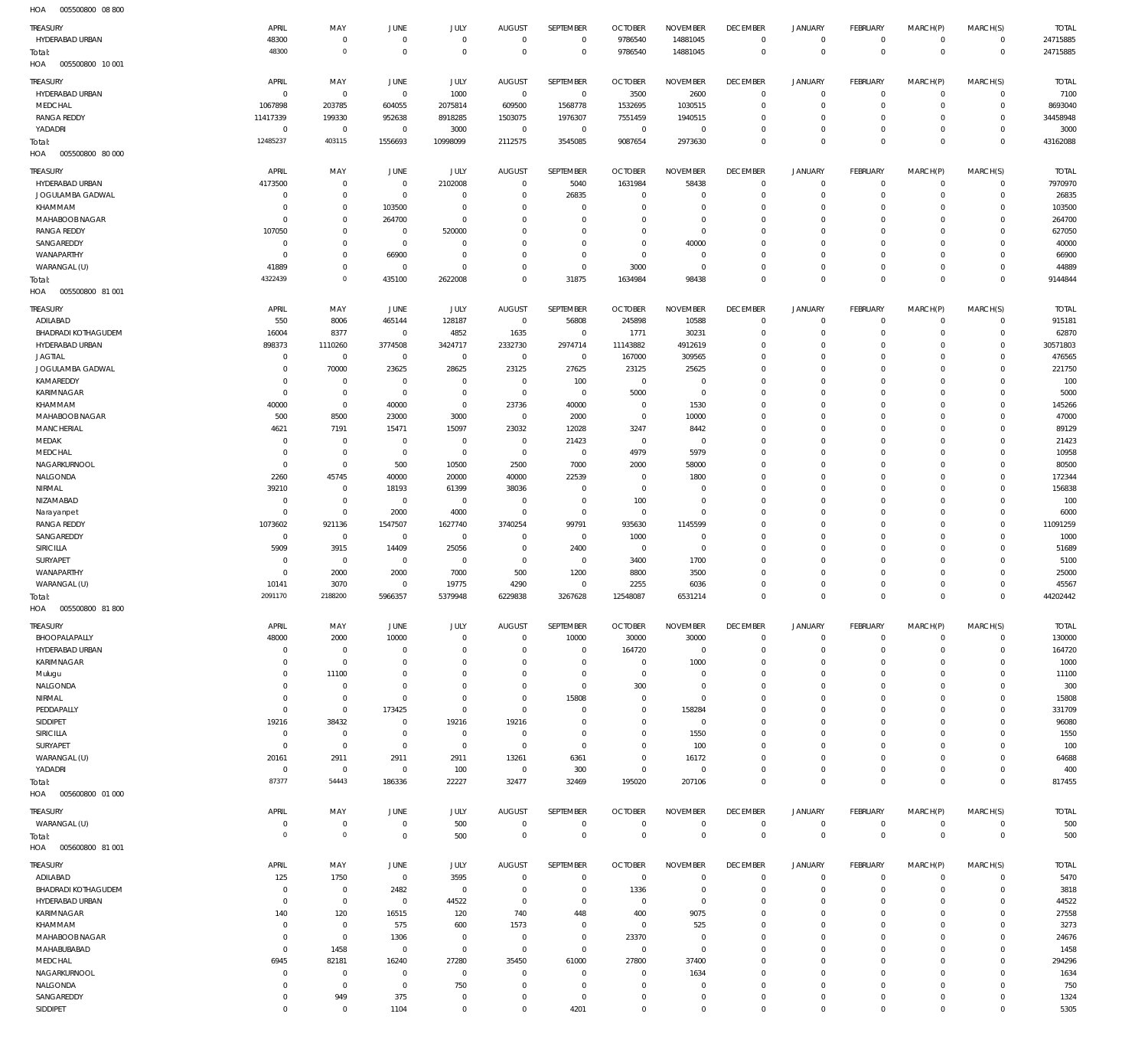HOA 005500800 08 800

| TREASURY | APRIL | MAY | JUNE | JULY | AUGUST | SEPTEMBER | OCTOBER | NOVEMBER | DECEMBER | JANUARY | FEBRUARY | MARCH(P) | MARCH(S) | TOTAL |
|---|---|---|---|---|---|---|---|---|---|---|---|---|---|---|
| HYDERABAD URBAN | 48300 | 0 | 0 | 0 | 0 | 0 | 9786540 | 14881045 | 0 | 0 | 0 | 0 | 0 | 24715885 |
| Total: | 48300 | 0 | 0 | 0 | 0 | 0 | 9786540 | 14881045 | 0 | 0 | 0 | 0 | 0 | 24715885 |

HOA 005500800 10 001

| TREASURY | APRIL | MAY | JUNE | JULY | AUGUST | SEPTEMBER | OCTOBER | NOVEMBER | DECEMBER | JANUARY | FEBRUARY | MARCH(P) | MARCH(S) | TOTAL |
|---|---|---|---|---|---|---|---|---|---|---|---|---|---|---|
| HYDERABAD URBAN | 0 | 0 | 0 | 1000 | 0 | 0 | 3500 | 2600 | 0 | 0 | 0 | 0 | 0 | 7100 |
| MEDCHAL | 1067898 | 203785 | 604055 | 2075814 | 609500 | 1568778 | 1532695 | 1030515 | 0 | 0 | 0 | 0 | 0 | 8693040 |
| RANGA REDDY | 11417339 | 199330 | 952638 | 8918285 | 1503075 | 1976307 | 7551459 | 1940515 | 0 | 0 | 0 | 0 | 0 | 34458948 |
| YADADRI | 0 | 0 | 0 | 3000 | 0 | 0 | 0 | 0 | 0 | 0 | 0 | 0 | 0 | 3000 |
| Total: | 12485237 | 403115 | 1556693 | 10998099 | 2112575 | 3545085 | 9087654 | 2973630 | 0 | 0 | 0 | 0 | 0 | 43162088 |

HOA 005500800 80 000

| TREASURY | APRIL | MAY | JUNE | JULY | AUGUST | SEPTEMBER | OCTOBER | NOVEMBER | DECEMBER | JANUARY | FEBRUARY | MARCH(P) | MARCH(S) | TOTAL |
|---|---|---|---|---|---|---|---|---|---|---|---|---|---|---|
| HYDERABAD URBAN | 4173500 | 0 | 0 | 2102008 | 0 | 5040 | 1631984 | 58438 | 0 | 0 | 0 | 0 | 0 | 7970970 |
| JOGULAMBA GADWAL | 0 | 0 | 0 | 0 | 0 | 26835 | 0 | 0 | 0 | 0 | 0 | 0 | 0 | 26835 |
| KHAMMAM | 0 | 0 | 103500 | 0 | 0 | 0 | 0 | 0 | 0 | 0 | 0 | 0 | 0 | 103500 |
| MAHABOOB NAGAR | 0 | 0 | 264700 | 0 | 0 | 0 | 0 | 0 | 0 | 0 | 0 | 0 | 0 | 264700 |
| RANGA REDDY | 107050 | 0 | 0 | 520000 | 0 | 0 | 0 | 0 | 0 | 0 | 0 | 0 | 0 | 627050 |
| SANGAREDDY | 0 | 0 | 0 | 0 | 0 | 0 | 0 | 40000 | 0 | 0 | 0 | 0 | 0 | 40000 |
| WANAPARTHY | 0 | 0 | 66900 | 0 | 0 | 0 | 0 | 0 | 0 | 0 | 0 | 0 | 0 | 66900 |
| WARANGAL (U) | 41889 | 0 | 0 | 0 | 0 | 0 | 3000 | 0 | 0 | 0 | 0 | 0 | 0 | 44889 |
| Total: | 4322439 | 0 | 435100 | 2622008 | 0 | 31875 | 1634984 | 98438 | 0 | 0 | 0 | 0 | 0 | 9144844 |

HOA 005500800 81 001

| TREASURY | APRIL | MAY | JUNE | JULY | AUGUST | SEPTEMBER | OCTOBER | NOVEMBER | DECEMBER | JANUARY | FEBRUARY | MARCH(P) | MARCH(S) | TOTAL |
|---|---|---|---|---|---|---|---|---|---|---|---|---|---|---|
| ADILABAD | 550 | 8006 | 465144 | 128187 | 0 | 56808 | 245898 | 10588 | 0 | 0 | 0 | 0 | 0 | 915181 |
| BHADRADI KOTHAGUDEM | 16004 | 8377 | 0 | 4852 | 1635 | 0 | 1771 | 30231 | 0 | 0 | 0 | 0 | 0 | 62870 |
| HYDERABAD URBAN | 898373 | 1110260 | 3774508 | 3424717 | 2332730 | 2974714 | 11143882 | 4912619 | 0 | 0 | 0 | 0 | 0 | 30571803 |
| JAGTIAL | 0 | 0 | 0 | 0 | 0 | 0 | 167000 | 309565 | 0 | 0 | 0 | 0 | 0 | 476565 |
| JOGULAMBA GADWAL | 0 | 70000 | 23625 | 28625 | 23125 | 27625 | 23125 | 25625 | 0 | 0 | 0 | 0 | 0 | 221750 |
| KAMAREDDY | 0 | 0 | 0 | 0 | 0 | 100 | 0 | 0 | 0 | 0 | 0 | 0 | 0 | 100 |
| KARIMNAGAR | 0 | 0 | 0 | 0 | 0 | 0 | 5000 | 0 | 0 | 0 | 0 | 0 | 0 | 5000 |
| KHAMMAM | 40000 | 0 | 40000 | 0 | 23736 | 40000 | 0 | 1530 | 0 | 0 | 0 | 0 | 0 | 145266 |
| MAHABOOB NAGAR | 500 | 8500 | 23000 | 3000 | 0 | 2000 | 0 | 10000 | 0 | 0 | 0 | 0 | 0 | 47000 |
| MANCHERIAL | 4621 | 7191 | 15471 | 15097 | 23032 | 12028 | 3247 | 8442 | 0 | 0 | 0 | 0 | 0 | 89129 |
| MEDAK | 0 | 0 | 0 | 0 | 0 | 21423 | 0 | 0 | 0 | 0 | 0 | 0 | 0 | 21423 |
| MEDCHAL | 0 | 0 | 0 | 0 | 0 | 0 | 4979 | 5979 | 0 | 0 | 0 | 0 | 0 | 10958 |
| NAGARKURNOOL | 0 | 0 | 500 | 10500 | 2500 | 7000 | 2000 | 58000 | 0 | 0 | 0 | 0 | 0 | 80500 |
| NALGONDA | 2260 | 45745 | 40000 | 20000 | 40000 | 22539 | 0 | 1800 | 0 | 0 | 0 | 0 | 0 | 172344 |
| NIRMAL | 39210 | 0 | 18193 | 61399 | 38036 | 0 | 0 | 0 | 0 | 0 | 0 | 0 | 0 | 156838 |
| NIZAMABAD | 0 | 0 | 0 | 0 | 0 | 0 | 100 | 0 | 0 | 0 | 0 | 0 | 0 | 100 |
| Narayanpet | 0 | 0 | 2000 | 4000 | 0 | 0 | 0 | 0 | 0 | 0 | 0 | 0 | 0 | 6000 |
| RANGA REDDY | 1073602 | 921136 | 1547507 | 1627740 | 3740254 | 99791 | 935630 | 1145599 | 0 | 0 | 0 | 0 | 0 | 11091259 |
| SANGAREDDY | 0 | 0 | 0 | 0 | 0 | 0 | 1000 | 0 | 0 | 0 | 0 | 0 | 0 | 1000 |
| SIRICILLA | 5909 | 3915 | 14409 | 25056 | 0 | 2400 | 0 | 0 | 0 | 0 | 0 | 0 | 0 | 51689 |
| SURYAPET | 0 | 0 | 0 | 0 | 0 | 0 | 3400 | 1700 | 0 | 0 | 0 | 0 | 0 | 5100 |
| WANAPARTHY | 0 | 2000 | 2000 | 7000 | 500 | 1200 | 8800 | 3500 | 0 | 0 | 0 | 0 | 0 | 25000 |
| WARANGAL (U) | 10141 | 3070 | 0 | 19775 | 4290 | 0 | 2255 | 6036 | 0 | 0 | 0 | 0 | 0 | 45567 |
| Total: | 2091170 | 2188200 | 5966357 | 5379948 | 6229838 | 3267628 | 12548087 | 6531214 | 0 | 0 | 0 | 0 | 0 | 44202442 |

HOA 005500800 81 800

| TREASURY | APRIL | MAY | JUNE | JULY | AUGUST | SEPTEMBER | OCTOBER | NOVEMBER | DECEMBER | JANUARY | FEBRUARY | MARCH(P) | MARCH(S) | TOTAL |
|---|---|---|---|---|---|---|---|---|---|---|---|---|---|---|
| BHOOPALAPALLY | 48000 | 2000 | 10000 | 0 | 0 | 10000 | 30000 | 30000 | 0 | 0 | 0 | 0 | 0 | 130000 |
| HYDERABAD URBAN | 0 | 0 | 0 | 0 | 0 | 0 | 164720 | 0 | 0 | 0 | 0 | 0 | 0 | 164720 |
| KARIMNAGAR | 0 | 0 | 0 | 0 | 0 | 0 | 0 | 1000 | 0 | 0 | 0 | 0 | 0 | 1000 |
| Mulugu | 0 | 11100 | 0 | 0 | 0 | 0 | 0 | 0 | 0 | 0 | 0 | 0 | 0 | 11100 |
| NALGONDA | 0 | 0 | 0 | 0 | 0 | 0 | 300 | 0 | 0 | 0 | 0 | 0 | 0 | 300 |
| NIRMAL | 0 | 0 | 0 | 0 | 0 | 15808 | 0 | 0 | 0 | 0 | 0 | 0 | 0 | 15808 |
| PEDDAPALLY | 0 | 0 | 173425 | 0 | 0 | 0 | 0 | 158284 | 0 | 0 | 0 | 0 | 0 | 331709 |
| SIDDIPET | 19216 | 38432 | 0 | 19216 | 19216 | 0 | 0 | 0 | 0 | 0 | 0 | 0 | 0 | 96080 |
| SIRICILLA | 0 | 0 | 0 | 0 | 0 | 0 | 0 | 1550 | 0 | 0 | 0 | 0 | 0 | 1550 |
| SURYAPET | 0 | 0 | 0 | 0 | 0 | 0 | 0 | 100 | 0 | 0 | 0 | 0 | 0 | 100 |
| WARANGAL (U) | 20161 | 2911 | 2911 | 2911 | 13261 | 6361 | 0 | 16172 | 0 | 0 | 0 | 0 | 0 | 64688 |
| YADADRI | 0 | 0 | 0 | 100 | 0 | 300 | 0 | 0 | 0 | 0 | 0 | 0 | 0 | 400 |
| Total: | 87377 | 54443 | 186336 | 22227 | 32477 | 32469 | 195020 | 207106 | 0 | 0 | 0 | 0 | 0 | 817455 |

HOA 005600800 01 000

| TREASURY | APRIL | MAY | JUNE | JULY | AUGUST | SEPTEMBER | OCTOBER | NOVEMBER | DECEMBER | JANUARY | FEBRUARY | MARCH(P) | MARCH(S) | TOTAL |
|---|---|---|---|---|---|---|---|---|---|---|---|---|---|---|
| WARANGAL (U) | 0 | 0 | 0 | 500 | 0 | 0 | 0 | 0 | 0 | 0 | 0 | 0 | 0 | 500 |
| Total: | 0 | 0 | 0 | 500 | 0 | 0 | 0 | 0 | 0 | 0 | 0 | 0 | 0 | 500 |

HOA 005600800 81 001

| TREASURY | APRIL | MAY | JUNE | JULY | AUGUST | SEPTEMBER | OCTOBER | NOVEMBER | DECEMBER | JANUARY | FEBRUARY | MARCH(P) | MARCH(S) | TOTAL |
|---|---|---|---|---|---|---|---|---|---|---|---|---|---|---|
| ADILABAD | 125 | 1750 | 0 | 3595 | 0 | 0 | 0 | 0 | 0 | 0 | 0 | 0 | 0 | 5470 |
| BHADRADI KOTHAGUDEM | 0 | 0 | 2482 | 0 | 0 | 0 | 1336 | 0 | 0 | 0 | 0 | 0 | 0 | 3818 |
| HYDERABAD URBAN | 0 | 0 | 0 | 44522 | 0 | 0 | 0 | 0 | 0 | 0 | 0 | 0 | 0 | 44522 |
| KARIMNAGAR | 140 | 120 | 16515 | 120 | 740 | 448 | 400 | 9075 | 0 | 0 | 0 | 0 | 0 | 27558 |
| KHAMMAM | 0 | 0 | 575 | 600 | 1573 | 0 | 0 | 525 | 0 | 0 | 0 | 0 | 0 | 3273 |
| MAHABOOB NAGAR | 0 | 0 | 1306 | 0 | 0 | 0 | 23370 | 0 | 0 | 0 | 0 | 0 | 0 | 24676 |
| MAHABUBABAD | 0 | 1458 | 0 | 0 | 0 | 0 | 0 | 0 | 0 | 0 | 0 | 0 | 0 | 1458 |
| MEDCHAL | 6945 | 82181 | 16240 | 27280 | 35450 | 61000 | 27800 | 37400 | 0 | 0 | 0 | 0 | 0 | 294296 |
| NAGARKURNOOL | 0 | 0 | 0 | 0 | 0 | 0 | 0 | 1634 | 0 | 0 | 0 | 0 | 0 | 1634 |
| NALGONDA | 0 | 0 | 0 | 750 | 0 | 0 | 0 | 0 | 0 | 0 | 0 | 0 | 0 | 750 |
| SANGAREDDY | 0 | 949 | 375 | 0 | 0 | 0 | 0 | 0 | 0 | 0 | 0 | 0 | 0 | 1324 |
| SIDDIPET | 0 | 0 | 1104 | 0 | 0 | 4201 | 0 | 0 | 0 | 0 | 0 | 0 | 0 | 5305 |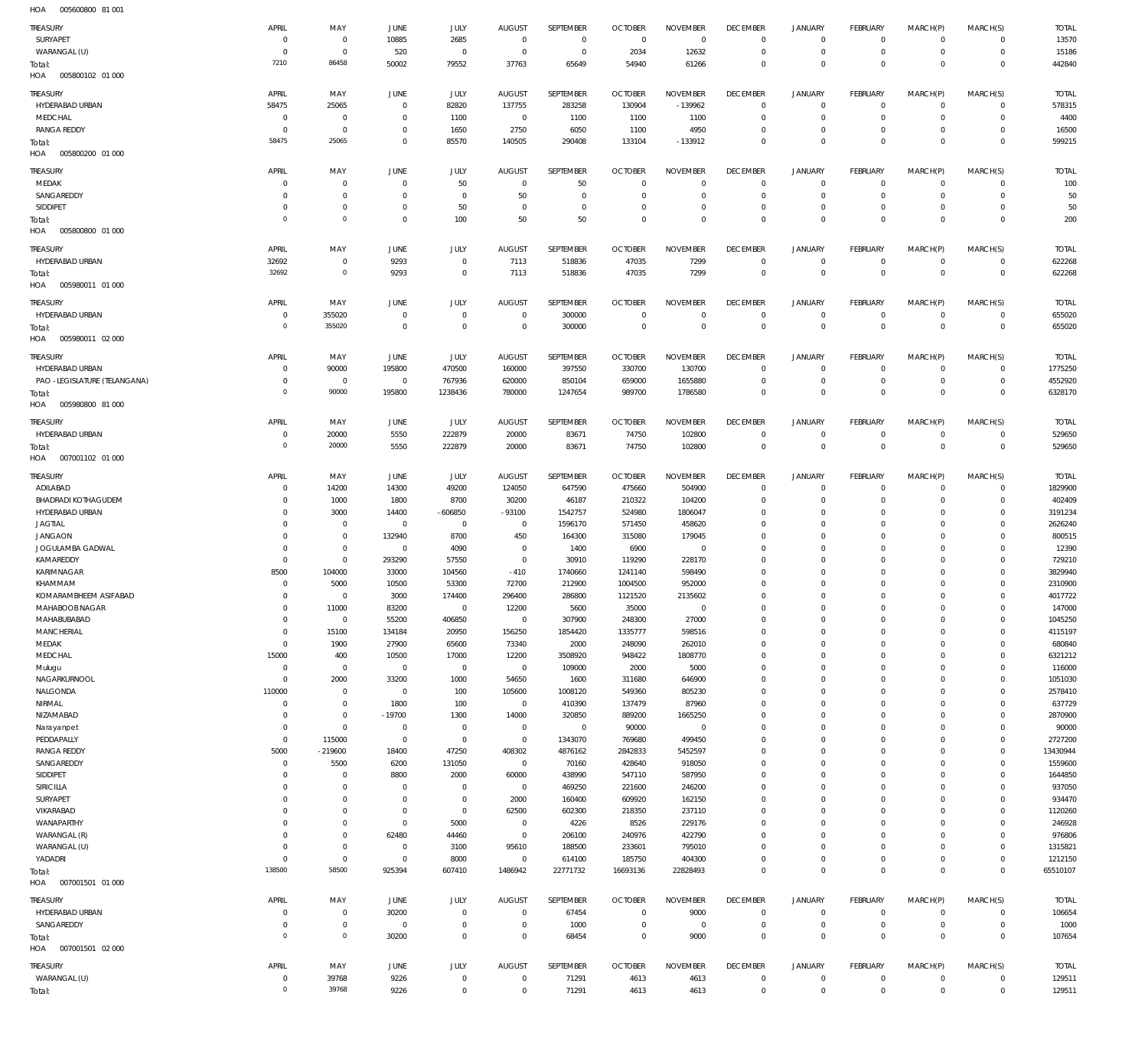HOA 005600800 81 001

| TREASURY | APRIL | MAY | JUNE | JULY | AUGUST | SEPTEMBER | OCTOBER | NOVEMBER | DECEMBER | JANUARY | FEBRUARY | MARCH(P) | MARCH(S) | TOTAL |
|---|---|---|---|---|---|---|---|---|---|---|---|---|---|---|
| SURYAPET | 0 | 0 | 10885 | 2685 | 0 | 0 | 0 | 0 | 0 | 0 | 0 | 0 | 0 | 13570 |
| WARANGAL (U) | 0 | 0 | 520 | 0 | 0 | 0 | 2034 | 12632 | 0 | 0 | 0 | 0 | 0 | 15186 |
| Total: | 7210 | 86458 | 50002 | 79552 | 37763 | 65649 | 54940 | 61266 | 0 | 0 | 0 | 0 | 0 | 442840 |

HOA 005800102 01 000

| TREASURY | APRIL | MAY | JUNE | JULY | AUGUST | SEPTEMBER | OCTOBER | NOVEMBER | DECEMBER | JANUARY | FEBRUARY | MARCH(P) | MARCH(S) | TOTAL |
|---|---|---|---|---|---|---|---|---|---|---|---|---|---|---|
| HYDERABAD URBAN | 58475 | 25065 | 0 | 82820 | 137755 | 283258 | 130904 | -139962 | 0 | 0 | 0 | 0 | 0 | 578315 |
| MEDCHAL | 0 | 0 | 0 | 1100 | 0 | 1100 | 1100 | 1100 | 0 | 0 | 0 | 0 | 0 | 4400 |
| RANGA REDDY | 0 | 0 | 0 | 1650 | 2750 | 6050 | 1100 | 4950 | 0 | 0 | 0 | 0 | 0 | 16500 |
| Total: | 58475 | 25065 | 0 | 85570 | 140505 | 290408 | 133104 | -133912 | 0 | 0 | 0 | 0 | 0 | 599215 |

HOA 005800200 01 000

| TREASURY | APRIL | MAY | JUNE | JULY | AUGUST | SEPTEMBER | OCTOBER | NOVEMBER | DECEMBER | JANUARY | FEBRUARY | MARCH(P) | MARCH(S) | TOTAL |
|---|---|---|---|---|---|---|---|---|---|---|---|---|---|---|
| MEDAK | 0 | 0 | 0 | 50 | 0 | 50 | 0 | 0 | 0 | 0 | 0 | 0 | 0 | 100 |
| SANGAREDDY | 0 | 0 | 0 | 0 | 50 | 0 | 0 | 0 | 0 | 0 | 0 | 0 | 0 | 50 |
| SIDDIPET | 0 | 0 | 0 | 50 | 0 | 0 | 0 | 0 | 0 | 0 | 0 | 0 | 0 | 50 |
| Total: | 0 | 0 | 0 | 100 | 50 | 50 | 0 | 0 | 0 | 0 | 0 | 0 | 0 | 200 |

HOA 005800800 01 000

| TREASURY | APRIL | MAY | JUNE | JULY | AUGUST | SEPTEMBER | OCTOBER | NOVEMBER | DECEMBER | JANUARY | FEBRUARY | MARCH(P) | MARCH(S) | TOTAL |
|---|---|---|---|---|---|---|---|---|---|---|---|---|---|---|
| HYDERABAD URBAN | 32692 | 0 | 9293 | 0 | 7113 | 518836 | 47035 | 7299 | 0 | 0 | 0 | 0 | 0 | 622268 |
| Total: | 32692 | 0 | 9293 | 0 | 7113 | 518836 | 47035 | 7299 | 0 | 0 | 0 | 0 | 0 | 622268 |

HOA 005980011 01 000

| TREASURY | APRIL | MAY | JUNE | JULY | AUGUST | SEPTEMBER | OCTOBER | NOVEMBER | DECEMBER | JANUARY | FEBRUARY | MARCH(P) | MARCH(S) | TOTAL |
|---|---|---|---|---|---|---|---|---|---|---|---|---|---|---|
| HYDERABAD URBAN | 0 | 355020 | 0 | 0 | 0 | 300000 | 0 | 0 | 0 | 0 | 0 | 0 | 0 | 655020 |
| Total: | 0 | 355020 | 0 | 0 | 0 | 300000 | 0 | 0 | 0 | 0 | 0 | 0 | 0 | 655020 |

HOA 005980011 02 000

| TREASURY | APRIL | MAY | JUNE | JULY | AUGUST | SEPTEMBER | OCTOBER | NOVEMBER | DECEMBER | JANUARY | FEBRUARY | MARCH(P) | MARCH(S) | TOTAL |
|---|---|---|---|---|---|---|---|---|---|---|---|---|---|---|
| HYDERABAD URBAN | 0 | 90000 | 195800 | 470500 | 160000 | 397550 | 330700 | 130700 | 0 | 0 | 0 | 0 | 0 | 1775250 |
| PAO - LEGISLATURE (TELANGANA) | 0 | 0 | 0 | 767936 | 620000 | 850104 | 659000 | 1655880 | 0 | 0 | 0 | 0 | 0 | 4552920 |
| Total: | 0 | 90000 | 195800 | 1238436 | 780000 | 1247654 | 989700 | 1786580 | 0 | 0 | 0 | 0 | 0 | 6328170 |

HOA 005980800 81 000

| TREASURY | APRIL | MAY | JUNE | JULY | AUGUST | SEPTEMBER | OCTOBER | NOVEMBER | DECEMBER | JANUARY | FEBRUARY | MARCH(P) | MARCH(S) | TOTAL |
|---|---|---|---|---|---|---|---|---|---|---|---|---|---|---|
| HYDERABAD URBAN | 0 | 20000 | 5550 | 222879 | 20000 | 83671 | 74750 | 102800 | 0 | 0 | 0 | 0 | 0 | 529650 |
| Total: | 0 | 20000 | 5550 | 222879 | 20000 | 83671 | 74750 | 102800 | 0 | 0 | 0 | 0 | 0 | 529650 |

HOA 007001102 01 000

| TREASURY | APRIL | MAY | JUNE | JULY | AUGUST | SEPTEMBER | OCTOBER | NOVEMBER | DECEMBER | JANUARY | FEBRUARY | MARCH(P) | MARCH(S) | TOTAL |
|---|---|---|---|---|---|---|---|---|---|---|---|---|---|---|
| ADILABAD | 0 | 14200 | 14300 | 49200 | 124050 | 647590 | 475660 | 504900 | 0 | 0 | 0 | 0 | 0 | 1829900 |
| BHADRADI KOTHAGUDEM | 0 | 1000 | 1800 | 8700 | 30200 | 46187 | 210322 | 104200 | 0 | 0 | 0 | 0 | 0 | 402409 |
| HYDERABAD URBAN | 0 | 3000 | 14400 | -606850 | -93100 | 1542757 | 524980 | 1806047 | 0 | 0 | 0 | 0 | 0 | 3191234 |
| JAGTIAL | 0 | 0 | 0 | 0 | 0 | 1596170 | 571450 | 458620 | 0 | 0 | 0 | 0 | 0 | 2626240 |
| JANGAON | 0 | 0 | 132940 | 8700 | 450 | 164300 | 315080 | 179045 | 0 | 0 | 0 | 0 | 0 | 800515 |
| JOGULAMBA GADWAL | 0 | 0 | 0 | 4090 | 0 | 1400 | 6900 | 0 | 0 | 0 | 0 | 0 | 0 | 12390 |
| KAMAREDDY | 0 | 0 | 293290 | 57550 | 0 | 30910 | 119290 | 228170 | 0 | 0 | 0 | 0 | 0 | 729210 |
| KARIMNAGAR | 8500 | 104000 | 33000 | 104560 | -410 | 1740660 | 1241140 | 598490 | 0 | 0 | 0 | 0 | 0 | 3829940 |
| KHAMMAM | 0 | 5000 | 10500 | 53300 | 72700 | 212900 | 1004500 | 952000 | 0 | 0 | 0 | 0 | 0 | 2310900 |
| KOMARAMBHEEM ASIFABAD | 0 | 0 | 3000 | 174400 | 296400 | 286800 | 1121520 | 2135602 | 0 | 0 | 0 | 0 | 0 | 4017722 |
| MAHABOOB NAGAR | 0 | 11000 | 83200 | 0 | 12200 | 5600 | 35000 | 0 | 0 | 0 | 0 | 0 | 0 | 147000 |
| MAHABUBABAD | 0 | 0 | 55200 | 406850 | 0 | 307900 | 248300 | 27000 | 0 | 0 | 0 | 0 | 0 | 1045250 |
| MANCHERIAL | 0 | 15100 | 134184 | 20950 | 156250 | 1854420 | 1335777 | 598516 | 0 | 0 | 0 | 0 | 0 | 4115197 |
| MEDAK | 0 | 1900 | 27900 | 65600 | 73340 | 2000 | 248090 | 262010 | 0 | 0 | 0 | 0 | 0 | 680840 |
| MEDCHAL | 15000 | 400 | 10500 | 17000 | 12200 | 3508920 | 948422 | 1808770 | 0 | 0 | 0 | 0 | 0 | 6321212 |
| Mulugu | 0 | 0 | 0 | 0 | 0 | 109000 | 2000 | 5000 | 0 | 0 | 0 | 0 | 0 | 116000 |
| NAGARKURNOOL | 0 | 2000 | 33200 | 1000 | 54650 | 1600 | 311680 | 646900 | 0 | 0 | 0 | 0 | 0 | 1051030 |
| NALGONDA | 110000 | 0 | 0 | 100 | 105600 | 1008120 | 549360 | 805230 | 0 | 0 | 0 | 0 | 0 | 2578410 |
| NIRMAL | 0 | 0 | 1800 | 100 | 0 | 410390 | 137479 | 87960 | 0 | 0 | 0 | 0 | 0 | 637729 |
| NIZAMABAD | 0 | 0 | -19700 | 1300 | 14000 | 320850 | 889200 | 1665250 | 0 | 0 | 0 | 0 | 0 | 2870900 |
| Narayanpet | 0 | 0 | 0 | 0 | 0 | 0 | 90000 | 0 | 0 | 0 | 0 | 0 | 0 | 90000 |
| PEDDAPALLY | 0 | 115000 | 0 | 0 | 0 | 1343070 | 769680 | 499450 | 0 | 0 | 0 | 0 | 0 | 2727200 |
| RANGA REDDY | 5000 | -219600 | 18400 | 47250 | 408302 | 4876162 | 2842833 | 5452597 | 0 | 0 | 0 | 0 | 0 | 13430944 |
| SANGAREDDY | 0 | 5500 | 6200 | 131050 | 0 | 70160 | 428640 | 918050 | 0 | 0 | 0 | 0 | 0 | 1559600 |
| SIDDIPET | 0 | 0 | 8800 | 2000 | 60000 | 438990 | 547110 | 587950 | 0 | 0 | 0 | 0 | 0 | 1644850 |
| SIRICILLA | 0 | 0 | 0 | 0 | 0 | 469250 | 221600 | 246200 | 0 | 0 | 0 | 0 | 0 | 937050 |
| SURYAPET | 0 | 0 | 0 | 0 | 2000 | 160400 | 609920 | 162150 | 0 | 0 | 0 | 0 | 0 | 934470 |
| VIKARABAD | 0 | 0 | 0 | 0 | 62500 | 602300 | 218350 | 237110 | 0 | 0 | 0 | 0 | 0 | 1120260 |
| WANAPARTHY | 0 | 0 | 0 | 5000 | 0 | 4226 | 8526 | 229176 | 0 | 0 | 0 | 0 | 0 | 246928 |
| WARANGAL (R) | 0 | 0 | 62480 | 44460 | 0 | 206100 | 240976 | 422790 | 0 | 0 | 0 | 0 | 0 | 976806 |
| WARANGAL (U) | 0 | 0 | 0 | 3100 | 95610 | 188500 | 233601 | 795010 | 0 | 0 | 0 | 0 | 0 | 1315821 |
| YADADRI | 0 | 0 | 0 | 8000 | 0 | 614100 | 185750 | 404300 | 0 | 0 | 0 | 0 | 0 | 1212150 |
| Total: | 138500 | 58500 | 925394 | 607410 | 1486942 | 22771732 | 16693136 | 22828493 | 0 | 0 | 0 | 0 | 0 | 65510107 |

HOA 007001501 01 000

| TREASURY | APRIL | MAY | JUNE | JULY | AUGUST | SEPTEMBER | OCTOBER | NOVEMBER | DECEMBER | JANUARY | FEBRUARY | MARCH(P) | MARCH(S) | TOTAL |
|---|---|---|---|---|---|---|---|---|---|---|---|---|---|---|
| HYDERABAD URBAN | 0 | 0 | 30200 | 0 | 0 | 67454 | 0 | 9000 | 0 | 0 | 0 | 0 | 0 | 106654 |
| SANGAREDDY | 0 | 0 | 0 | 0 | 0 | 1000 | 0 | 0 | 0 | 0 | 0 | 0 | 0 | 1000 |
| Total: | 0 | 0 | 30200 | 0 | 0 | 68454 | 0 | 9000 | 0 | 0 | 0 | 0 | 0 | 107654 |

HOA 007001501 02 000

| TREASURY | APRIL | MAY | JUNE | JULY | AUGUST | SEPTEMBER | OCTOBER | NOVEMBER | DECEMBER | JANUARY | FEBRUARY | MARCH(P) | MARCH(S) | TOTAL |
|---|---|---|---|---|---|---|---|---|---|---|---|---|---|---|
| WARANGAL (U) | 0 | 39768 | 9226 | 0 | 0 | 71291 | 4613 | 4613 | 0 | 0 | 0 | 0 | 0 | 129511 |
| Total: | 0 | 39768 | 9226 | 0 | 0 | 71291 | 4613 | 4613 | 0 | 0 | 0 | 0 | 0 | 129511 |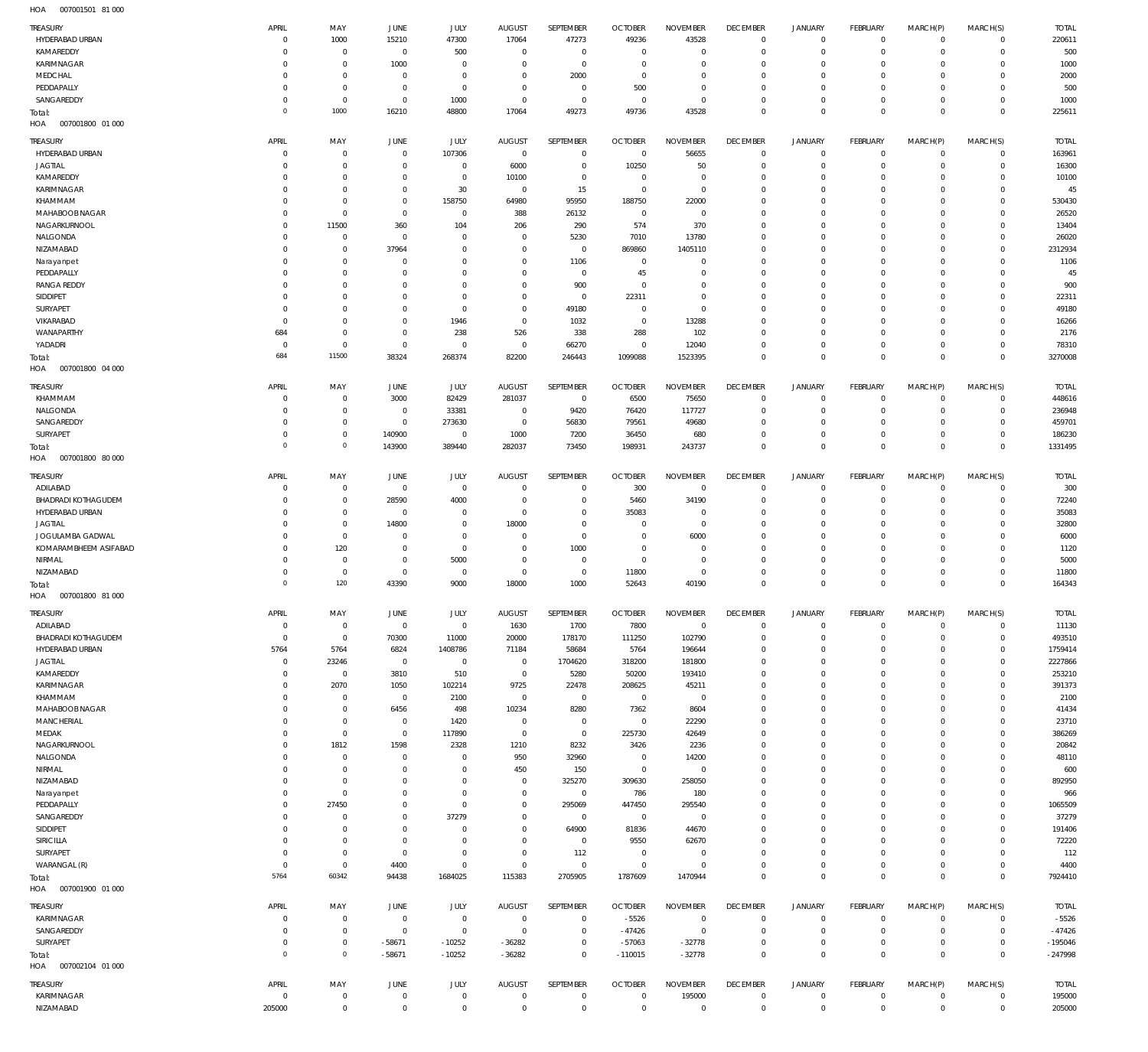HOA 007001501 81 000

| TREASURY | APRIL | MAY | JUNE | JULY | AUGUST | SEPTEMBER | OCTOBER | NOVEMBER | DECEMBER | JANUARY | FEBRUARY | MARCH(P) | MARCH(S) | TOTAL |
|---|---|---|---|---|---|---|---|---|---|---|---|---|---|---|
| HYDERABAD URBAN | 0 | 1000 | 15210 | 47300 | 17064 | 47273 | 49236 | 43528 | 0 | 0 | 0 | 0 | 0 | 220611 |
| KAMAREDDY | 0 | 0 | 0 | 500 | 0 | 0 | 0 | 0 | 0 | 0 | 0 | 0 | 0 | 500 |
| KARIMNAGAR | 0 | 0 | 1000 | 0 | 0 | 0 | 0 | 0 | 0 | 0 | 0 | 0 | 0 | 1000 |
| MEDCHAL | 0 | 0 | 0 | 0 | 0 | 2000 | 0 | 0 | 0 | 0 | 0 | 0 | 0 | 2000 |
| PEDDAPALLY | 0 | 0 | 0 | 0 | 0 | 0 | 500 | 0 | 0 | 0 | 0 | 0 | 0 | 500 |
| SANGAREDDY | 0 | 0 | 0 | 1000 | 0 | 0 | 0 | 0 | 0 | 0 | 0 | 0 | 0 | 1000 |
| Total: | 0 | 1000 | 16210 | 48800 | 17064 | 49273 | 49736 | 43528 | 0 | 0 | 0 | 0 | 0 | 225611 |

HOA 007001800 01 000

| TREASURY | APRIL | MAY | JUNE | JULY | AUGUST | SEPTEMBER | OCTOBER | NOVEMBER | DECEMBER | JANUARY | FEBRUARY | MARCH(P) | MARCH(S) | TOTAL |
|---|---|---|---|---|---|---|---|---|---|---|---|---|---|---|
| HYDERABAD URBAN | 0 | 0 | 0 | 107306 | 0 | 0 | 0 | 56655 | 0 | 0 | 0 | 0 | 0 | 163961 |
| JAGTIAL | 0 | 0 | 0 | 0 | 6000 | 0 | 10250 | 50 | 0 | 0 | 0 | 0 | 0 | 16300 |
| KAMAREDDY | 0 | 0 | 0 | 0 | 10100 | 0 | 0 | 0 | 0 | 0 | 0 | 0 | 0 | 10100 |
| KARIMNAGAR | 0 | 0 | 0 | 30 | 0 | 15 | 0 | 0 | 0 | 0 | 0 | 0 | 0 | 45 |
| KHAMMAM | 0 | 0 | 0 | 158750 | 64980 | 95950 | 188750 | 22000 | 0 | 0 | 0 | 0 | 0 | 530430 |
| MAHABOOB NAGAR | 0 | 0 | 0 | 0 | 388 | 26132 | 0 | 0 | 0 | 0 | 0 | 0 | 0 | 26520 |
| NAGARKURNOOL | 0 | 11500 | 360 | 104 | 206 | 290 | 574 | 370 | 0 | 0 | 0 | 0 | 0 | 13404 |
| NALGONDA | 0 | 0 | 0 | 0 | 0 | 5230 | 7010 | 13780 | 0 | 0 | 0 | 0 | 0 | 26020 |
| NIZAMABAD | 0 | 0 | 37964 | 0 | 0 | 0 | 869860 | 1405110 | 0 | 0 | 0 | 0 | 0 | 2312934 |
| Narayanpet | 0 | 0 | 0 | 0 | 0 | 1106 | 0 | 0 | 0 | 0 | 0 | 0 | 0 | 1106 |
| PEDDAPALLY | 0 | 0 | 0 | 0 | 0 | 0 | 45 | 0 | 0 | 0 | 0 | 0 | 0 | 45 |
| RANGA REDDY | 0 | 0 | 0 | 0 | 0 | 900 | 0 | 0 | 0 | 0 | 0 | 0 | 0 | 900 |
| SIDDIPET | 0 | 0 | 0 | 0 | 0 | 0 | 22311 | 0 | 0 | 0 | 0 | 0 | 0 | 22311 |
| SURYAPET | 0 | 0 | 0 | 0 | 0 | 49180 | 0 | 0 | 0 | 0 | 0 | 0 | 0 | 49180 |
| VIKARABAD | 0 | 0 | 0 | 1946 | 0 | 1032 | 0 | 13288 | 0 | 0 | 0 | 0 | 0 | 16266 |
| WANAPARTHY | 684 | 0 | 0 | 238 | 526 | 338 | 288 | 102 | 0 | 0 | 0 | 0 | 0 | 2176 |
| YADADRI | 0 | 0 | 0 | 0 | 0 | 66270 | 0 | 12040 | 0 | 0 | 0 | 0 | 0 | 78310 |
| Total: | 684 | 11500 | 38324 | 268374 | 82200 | 246443 | 1099088 | 1523395 | 0 | 0 | 0 | 0 | 0 | 3270008 |

HOA 007001800 04 000

| TREASURY | APRIL | MAY | JUNE | JULY | AUGUST | SEPTEMBER | OCTOBER | NOVEMBER | DECEMBER | JANUARY | FEBRUARY | MARCH(P) | MARCH(S) | TOTAL |
|---|---|---|---|---|---|---|---|---|---|---|---|---|---|---|
| KHAMMAM | 0 | 0 | 3000 | 82429 | 281037 | 0 | 6500 | 75650 | 0 | 0 | 0 | 0 | 0 | 448616 |
| NALGONDA | 0 | 0 | 0 | 33381 | 0 | 9420 | 76420 | 117727 | 0 | 0 | 0 | 0 | 0 | 236948 |
| SANGAREDDY | 0 | 0 | 0 | 273630 | 0 | 56830 | 79561 | 49680 | 0 | 0 | 0 | 0 | 0 | 459701 |
| SURYAPET | 0 | 0 | 140900 | 0 | 1000 | 7200 | 36450 | 680 | 0 | 0 | 0 | 0 | 0 | 186230 |
| Total: | 0 | 0 | 143900 | 389440 | 282037 | 73450 | 198931 | 243737 | 0 | 0 | 0 | 0 | 0 | 1331495 |

HOA 007001800 80 000

| TREASURY | APRIL | MAY | JUNE | JULY | AUGUST | SEPTEMBER | OCTOBER | NOVEMBER | DECEMBER | JANUARY | FEBRUARY | MARCH(P) | MARCH(S) | TOTAL |
|---|---|---|---|---|---|---|---|---|---|---|---|---|---|---|
| ADILABAD | 0 | 0 | 0 | 0 | 0 | 0 | 300 | 0 | 0 | 0 | 0 | 0 | 0 | 300 |
| BHADRADI KOTHAGUDEM | 0 | 0 | 28590 | 4000 | 0 | 0 | 5460 | 34190 | 0 | 0 | 0 | 0 | 0 | 72240 |
| HYDERABAD URBAN | 0 | 0 | 0 | 0 | 0 | 0 | 35083 | 0 | 0 | 0 | 0 | 0 | 0 | 35083 |
| JAGTIAL | 0 | 0 | 14800 | 0 | 18000 | 0 | 0 | 0 | 0 | 0 | 0 | 0 | 0 | 32800 |
| JOGULAMBA GADWAL | 0 | 0 | 0 | 0 | 0 | 0 | 0 | 6000 | 0 | 0 | 0 | 0 | 0 | 6000 |
| KOMARAMBHEEM ASIFABAD | 0 | 120 | 0 | 0 | 0 | 1000 | 0 | 0 | 0 | 0 | 0 | 0 | 0 | 1120 |
| NIRMAL | 0 | 0 | 0 | 5000 | 0 | 0 | 0 | 0 | 0 | 0 | 0 | 0 | 0 | 5000 |
| NIZAMABAD | 0 | 0 | 0 | 0 | 0 | 0 | 11800 | 0 | 0 | 0 | 0 | 0 | 0 | 11800 |
| Total: | 0 | 120 | 43390 | 9000 | 18000 | 1000 | 52643 | 40190 | 0 | 0 | 0 | 0 | 0 | 164343 |

HOA 007001800 81 000

| TREASURY | APRIL | MAY | JUNE | JULY | AUGUST | SEPTEMBER | OCTOBER | NOVEMBER | DECEMBER | JANUARY | FEBRUARY | MARCH(P) | MARCH(S) | TOTAL |
|---|---|---|---|---|---|---|---|---|---|---|---|---|---|---|
| ADILABAD | 0 | 0 | 0 | 0 | 1630 | 1700 | 7800 | 0 | 0 | 0 | 0 | 0 | 0 | 11130 |
| BHADRADI KOTHAGUDEM | 0 | 0 | 70300 | 11000 | 20000 | 178170 | 111250 | 102790 | 0 | 0 | 0 | 0 | 0 | 493510 |
| HYDERABAD URBAN | 5764 | 5764 | 6824 | 1408786 | 71184 | 58684 | 5764 | 196644 | 0 | 0 | 0 | 0 | 0 | 1759414 |
| JAGTIAL | 0 | 23246 | 0 | 0 | 0 | 1704620 | 318200 | 181800 | 0 | 0 | 0 | 0 | 0 | 2227866 |
| KAMAREDDY | 0 | 0 | 3810 | 510 | 0 | 5280 | 50200 | 193410 | 0 | 0 | 0 | 0 | 0 | 253210 |
| KARIMNAGAR | 0 | 2070 | 1050 | 102214 | 9725 | 22478 | 208625 | 45211 | 0 | 0 | 0 | 0 | 0 | 391373 |
| KHAMMAM | 0 | 0 | 0 | 2100 | 0 | 0 | 0 | 0 | 0 | 0 | 0 | 0 | 0 | 2100 |
| MAHABOOB NAGAR | 0 | 0 | 6456 | 498 | 10234 | 8280 | 7362 | 8604 | 0 | 0 | 0 | 0 | 0 | 41434 |
| MANCHERIAL | 0 | 0 | 0 | 1420 | 0 | 0 | 0 | 22290 | 0 | 0 | 0 | 0 | 0 | 23710 |
| MEDAK | 0 | 0 | 0 | 117890 | 0 | 0 | 225730 | 42649 | 0 | 0 | 0 | 0 | 0 | 386269 |
| NAGARKURNOOL | 0 | 1812 | 1598 | 2328 | 1210 | 8232 | 3426 | 2236 | 0 | 0 | 0 | 0 | 0 | 20842 |
| NALGONDA | 0 | 0 | 0 | 0 | 950 | 32960 | 0 | 14200 | 0 | 0 | 0 | 0 | 0 | 48110 |
| NIRMAL | 0 | 0 | 0 | 0 | 450 | 150 | 0 | 0 | 0 | 0 | 0 | 0 | 0 | 600 |
| NIZAMABAD | 0 | 0 | 0 | 0 | 0 | 325270 | 309630 | 258050 | 0 | 0 | 0 | 0 | 0 | 892950 |
| Narayanpet | 0 | 0 | 0 | 0 | 0 | 0 | 786 | 180 | 0 | 0 | 0 | 0 | 0 | 966 |
| PEDDAPALLY | 0 | 27450 | 0 | 0 | 0 | 295069 | 447450 | 295540 | 0 | 0 | 0 | 0 | 0 | 1065509 |
| SANGAREDDY | 0 | 0 | 0 | 37279 | 0 | 0 | 0 | 0 | 0 | 0 | 0 | 0 | 0 | 37279 |
| SIDDIPET | 0 | 0 | 0 | 0 | 0 | 64900 | 81836 | 44670 | 0 | 0 | 0 | 0 | 0 | 191406 |
| SIRICILLA | 0 | 0 | 0 | 0 | 0 | 0 | 9550 | 62670 | 0 | 0 | 0 | 0 | 0 | 72220 |
| SURYAPET | 0 | 0 | 0 | 0 | 0 | 112 | 0 | 0 | 0 | 0 | 0 | 0 | 0 | 112 |
| WARANGAL (R) | 0 | 0 | 4400 | 0 | 0 | 0 | 0 | 0 | 0 | 0 | 0 | 0 | 0 | 4400 |
| Total: | 5764 | 60342 | 94438 | 1684025 | 115383 | 2705905 | 1787609 | 1470944 | 0 | 0 | 0 | 0 | 0 | 7924410 |

HOA 007001900 01 000

| TREASURY | APRIL | MAY | JUNE | JULY | AUGUST | SEPTEMBER | OCTOBER | NOVEMBER | DECEMBER | JANUARY | FEBRUARY | MARCH(P) | MARCH(S) | TOTAL |
|---|---|---|---|---|---|---|---|---|---|---|---|---|---|---|
| KARIMNAGAR | 0 | 0 | 0 | 0 | 0 | 0 | -5526 | 0 | 0 | 0 | 0 | 0 | 0 | -5526 |
| SANGAREDDY | 0 | 0 | 0 | 0 | 0 | 0 | -47426 | 0 | 0 | 0 | 0 | 0 | 0 | -47426 |
| SURYAPET | 0 | 0 | -58671 | -10252 | -36282 | 0 | -57063 | -32778 | 0 | 0 | 0 | 0 | 0 | -195046 |
| Total: | 0 | 0 | -58671 | -10252 | -36282 | 0 | -110015 | -32778 | 0 | 0 | 0 | 0 | 0 | -247998 |

HOA 007002104 01 000

| TREASURY | APRIL | MAY | JUNE | JULY | AUGUST | SEPTEMBER | OCTOBER | NOVEMBER | DECEMBER | JANUARY | FEBRUARY | MARCH(P) | MARCH(S) | TOTAL |
|---|---|---|---|---|---|---|---|---|---|---|---|---|---|---|
| KARIMNAGAR | 0 | 0 | 0 | 0 | 0 | 0 | 0 | 195000 | 0 | 0 | 0 | 0 | 0 | 195000 |
| NIZAMABAD | 205000 | 0 | 0 | 0 | 0 | 0 | 0 | 0 | 0 | 0 | 0 | 0 | 0 | 205000 |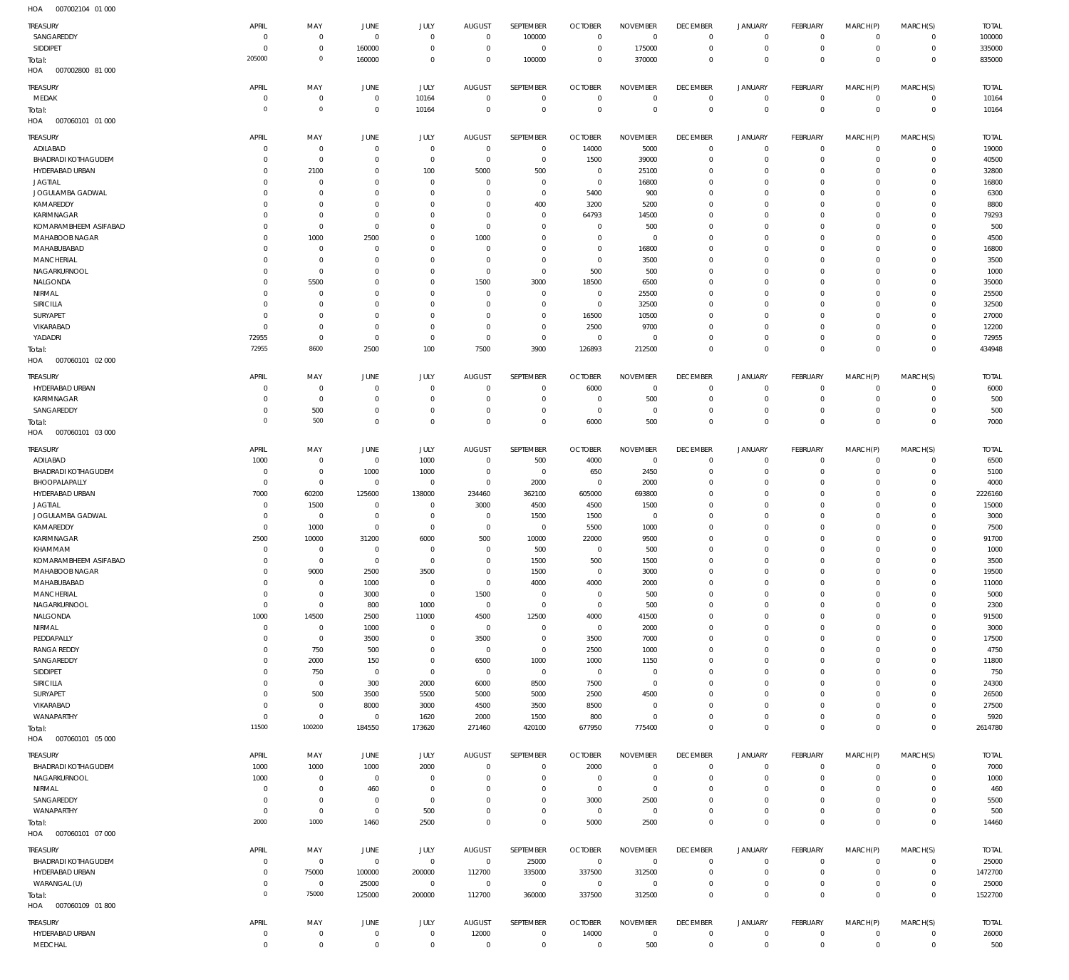HOA 007002104 01 000

| TREASURY | APRIL | MAY | JUNE | JULY | AUGUST | SEPTEMBER | OCTOBER | NOVEMBER | DECEMBER | JANUARY | FEBRUARY | MARCH(P) | MARCH(S) | TOTAL |
|---|---|---|---|---|---|---|---|---|---|---|---|---|---|---|
| SANGAREDDY | 0 | 0 | 0 | 0 | 0 | 100000 | 0 | 0 | 0 | 0 | 0 | 0 | 0 | 100000 |
| SIDDIPET | 0 | 0 | 160000 | 0 | 0 | 0 | 0 | 175000 | 0 | 0 | 0 | 0 | 0 | 335000 |
| Total: | 205000 | 0 | 160000 | 0 | 0 | 100000 | 0 | 370000 | 0 | 0 | 0 | 0 | 0 | 835000 |

HOA 007002800 81 000

| TREASURY | APRIL | MAY | JUNE | JULY | AUGUST | SEPTEMBER | OCTOBER | NOVEMBER | DECEMBER | JANUARY | FEBRUARY | MARCH(P) | MARCH(S) | TOTAL |
|---|---|---|---|---|---|---|---|---|---|---|---|---|---|---|
| MEDAK | 0 | 0 | 0 | 10164 | 0 | 0 | 0 | 0 | 0 | 0 | 0 | 0 | 0 | 10164 |
| Total: | 0 | 0 | 0 | 10164 | 0 | 0 | 0 | 0 | 0 | 0 | 0 | 0 | 0 | 10164 |

HOA 007060101 01 000

| TREASURY | APRIL | MAY | JUNE | JULY | AUGUST | SEPTEMBER | OCTOBER | NOVEMBER | DECEMBER | JANUARY | FEBRUARY | MARCH(P) | MARCH(S) | TOTAL |
|---|---|---|---|---|---|---|---|---|---|---|---|---|---|---|
| ADILABAD | 0 | 0 | 0 | 0 | 0 | 0 | 14000 | 5000 | 0 | 0 | 0 | 0 | 0 | 19000 |
| BHADRADI KOTHAGUDEM | 0 | 0 | 0 | 0 | 0 | 0 | 1500 | 39000 | 0 | 0 | 0 | 0 | 0 | 40500 |
| HYDERABAD URBAN | 0 | 2100 | 0 | 100 | 5000 | 500 | 0 | 25100 | 0 | 0 | 0 | 0 | 0 | 32800 |
| JAGTIAL | 0 | 0 | 0 | 0 | 0 | 0 | 0 | 16800 | 0 | 0 | 0 | 0 | 0 | 16800 |
| JOGULAMBA GADWAL | 0 | 0 | 0 | 0 | 0 | 0 | 5400 | 900 | 0 | 0 | 0 | 0 | 0 | 6300 |
| KAMAREDDY | 0 | 0 | 0 | 0 | 0 | 400 | 3200 | 5200 | 0 | 0 | 0 | 0 | 0 | 8800 |
| KARIMNAGAR | 0 | 0 | 0 | 0 | 0 | 0 | 64793 | 14500 | 0 | 0 | 0 | 0 | 0 | 79293 |
| KOMARAMBHEEM ASIFABAD | 0 | 0 | 0 | 0 | 0 | 0 | 0 | 500 | 0 | 0 | 0 | 0 | 0 | 500 |
| MAHABOOBNAGAR | 0 | 1000 | 2500 | 0 | 1000 | 0 | 0 | 0 | 0 | 0 | 0 | 0 | 0 | 4500 |
| MAHABUBABAD | 0 | 0 | 0 | 0 | 0 | 0 | 0 | 16800 | 0 | 0 | 0 | 0 | 0 | 16800 |
| MANCHERIAL | 0 | 0 | 0 | 0 | 0 | 0 | 0 | 3500 | 0 | 0 | 0 | 0 | 0 | 3500 |
| NAGARKURNOOL | 0 | 0 | 0 | 0 | 0 | 0 | 500 | 500 | 0 | 0 | 0 | 0 | 0 | 1000 |
| NALGONDA | 0 | 5500 | 0 | 0 | 1500 | 3000 | 18500 | 6500 | 0 | 0 | 0 | 0 | 0 | 35000 |
| NIRMAL | 0 | 0 | 0 | 0 | 0 | 0 | 0 | 25500 | 0 | 0 | 0 | 0 | 0 | 25500 |
| SIRICILLA | 0 | 0 | 0 | 0 | 0 | 0 | 0 | 32500 | 0 | 0 | 0 | 0 | 0 | 32500 |
| SURYAPET | 0 | 0 | 0 | 0 | 0 | 0 | 16500 | 10500 | 0 | 0 | 0 | 0 | 0 | 27000 |
| VIKARABAD | 0 | 0 | 0 | 0 | 0 | 0 | 2500 | 9700 | 0 | 0 | 0 | 0 | 0 | 12200 |
| YADADRI | 72955 | 0 | 0 | 0 | 0 | 0 | 0 | 0 | 0 | 0 | 0 | 0 | 0 | 72955 |
| Total: | 72955 | 8600 | 2500 | 100 | 7500 | 3900 | 126893 | 212500 | 0 | 0 | 0 | 0 | 0 | 434948 |

HOA 007060101 02 000

| TREASURY | APRIL | MAY | JUNE | JULY | AUGUST | SEPTEMBER | OCTOBER | NOVEMBER | DECEMBER | JANUARY | FEBRUARY | MARCH(P) | MARCH(S) | TOTAL |
|---|---|---|---|---|---|---|---|---|---|---|---|---|---|---|
| HYDERABAD URBAN | 0 | 0 | 0 | 0 | 0 | 0 | 6000 | 0 | 0 | 0 | 0 | 0 | 0 | 6000 |
| KARIMNAGAR | 0 | 0 | 0 | 0 | 0 | 0 | 0 | 500 | 0 | 0 | 0 | 0 | 0 | 500 |
| SANGAREDDY | 0 | 500 | 0 | 0 | 0 | 0 | 0 | 0 | 0 | 0 | 0 | 0 | 0 | 500 |
| Total: | 0 | 500 | 0 | 0 | 0 | 0 | 6000 | 500 | 0 | 0 | 0 | 0 | 0 | 7000 |

HOA 007060101 03 000

| TREASURY | APRIL | MAY | JUNE | JULY | AUGUST | SEPTEMBER | OCTOBER | NOVEMBER | DECEMBER | JANUARY | FEBRUARY | MARCH(P) | MARCH(S) | TOTAL |
|---|---|---|---|---|---|---|---|---|---|---|---|---|---|---|
| ADILABAD | 1000 | 0 | 0 | 1000 | 0 | 500 | 4000 | 0 | 0 | 0 | 0 | 0 | 0 | 6500 |
| BHADRADI KOTHAGUDEM | 0 | 0 | 1000 | 1000 | 0 | 0 | 650 | 2450 | 0 | 0 | 0 | 0 | 0 | 5100 |
| BHOOPALAPALLY | 0 | 0 | 0 | 0 | 0 | 2000 | 0 | 2000 | 0 | 0 | 0 | 0 | 0 | 4000 |
| HYDERABAD URBAN | 7000 | 60200 | 125600 | 138000 | 234460 | 362100 | 605000 | 693800 | 0 | 0 | 0 | 0 | 0 | 2226160 |
| JAGTIAL | 0 | 1500 | 0 | 0 | 3000 | 4500 | 4500 | 1500 | 0 | 0 | 0 | 0 | 0 | 15000 |
| JOGULAMBA GADWAL | 0 | 0 | 0 | 0 | 0 | 1500 | 1500 | 0 | 0 | 0 | 0 | 0 | 0 | 3000 |
| KAMAREDDY | 0 | 1000 | 0 | 0 | 0 | 0 | 5500 | 1000 | 0 | 0 | 0 | 0 | 0 | 7500 |
| KARIMNAGAR | 2500 | 10000 | 31200 | 6000 | 500 | 10000 | 22000 | 9500 | 0 | 0 | 0 | 0 | 0 | 91700 |
| KHAMMAM | 0 | 0 | 0 | 0 | 0 | 500 | 0 | 500 | 0 | 0 | 0 | 0 | 0 | 1000 |
| KOMARAMBHEEM ASIFABAD | 0 | 0 | 0 | 0 | 0 | 1500 | 500 | 1500 | 0 | 0 | 0 | 0 | 0 | 3500 |
| MAHABOOBNAGAR | 0 | 9000 | 2500 | 3500 | 0 | 1500 | 0 | 3000 | 0 | 0 | 0 | 0 | 0 | 19500 |
| MAHABUBABAD | 0 | 0 | 1000 | 0 | 0 | 4000 | 4000 | 2000 | 0 | 0 | 0 | 0 | 0 | 11000 |
| MANCHERIAL | 0 | 0 | 3000 | 0 | 1500 | 0 | 0 | 500 | 0 | 0 | 0 | 0 | 0 | 5000 |
| NAGARKURNOOL | 0 | 0 | 800 | 1000 | 0 | 0 | 0 | 500 | 0 | 0 | 0 | 0 | 0 | 2300 |
| NALGONDA | 1000 | 14500 | 2500 | 11000 | 4500 | 12500 | 4000 | 41500 | 0 | 0 | 0 | 0 | 0 | 91500 |
| NIRMAL | 0 | 0 | 1000 | 0 | 0 | 0 | 0 | 2000 | 0 | 0 | 0 | 0 | 0 | 3000 |
| PEDDAPALLY | 0 | 0 | 3500 | 0 | 3500 | 0 | 3500 | 7000 | 0 | 0 | 0 | 0 | 0 | 17500 |
| RANGA REDDY | 0 | 750 | 500 | 0 | 0 | 0 | 2500 | 1000 | 0 | 0 | 0 | 0 | 0 | 4750 |
| SANGAREDDY | 0 | 2000 | 150 | 0 | 6500 | 1000 | 1000 | 1150 | 0 | 0 | 0 | 0 | 0 | 11800 |
| SIDDIPET | 0 | 750 | 0 | 0 | 0 | 0 | 0 | 0 | 0 | 0 | 0 | 0 | 0 | 750 |
| SIRICILLA | 0 | 0 | 300 | 2000 | 6000 | 8500 | 7500 | 0 | 0 | 0 | 0 | 0 | 0 | 24300 |
| SURYAPET | 0 | 500 | 3500 | 5500 | 5000 | 5000 | 2500 | 4500 | 0 | 0 | 0 | 0 | 0 | 26500 |
| VIKARABAD | 0 | 0 | 8000 | 3000 | 4500 | 3500 | 8500 | 0 | 0 | 0 | 0 | 0 | 0 | 27500 |
| WANAPARTHY | 0 | 0 | 0 | 1620 | 2000 | 1500 | 800 | 0 | 0 | 0 | 0 | 0 | 0 | 5920 |
| Total: | 11500 | 100200 | 184550 | 173620 | 271460 | 420100 | 677950 | 775400 | 0 | 0 | 0 | 0 | 0 | 2614780 |

HOA 007060101 05 000

| TREASURY | APRIL | MAY | JUNE | JULY | AUGUST | SEPTEMBER | OCTOBER | NOVEMBER | DECEMBER | JANUARY | FEBRUARY | MARCH(P) | MARCH(S) | TOTAL |
|---|---|---|---|---|---|---|---|---|---|---|---|---|---|---|
| BHADRADI KOTHAGUDEM | 1000 | 1000 | 1000 | 2000 | 0 | 0 | 2000 | 0 | 0 | 0 | 0 | 0 | 0 | 7000 |
| NAGARKURNOOL | 1000 | 0 | 0 | 0 | 0 | 0 | 0 | 0 | 0 | 0 | 0 | 0 | 0 | 1000 |
| NIRMAL | 0 | 0 | 460 | 0 | 0 | 0 | 0 | 0 | 0 | 0 | 0 | 0 | 0 | 460 |
| SANGAREDDY | 0 | 0 | 0 | 0 | 0 | 0 | 3000 | 2500 | 0 | 0 | 0 | 0 | 0 | 5500 |
| WANAPARTHY | 0 | 0 | 0 | 500 | 0 | 0 | 0 | 0 | 0 | 0 | 0 | 0 | 0 | 500 |
| Total: | 2000 | 1000 | 1460 | 2500 | 0 | 0 | 5000 | 2500 | 0 | 0 | 0 | 0 | 0 | 14460 |

HOA 007060101 07 000

| TREASURY | APRIL | MAY | JUNE | JULY | AUGUST | SEPTEMBER | OCTOBER | NOVEMBER | DECEMBER | JANUARY | FEBRUARY | MARCH(P) | MARCH(S) | TOTAL |
|---|---|---|---|---|---|---|---|---|---|---|---|---|---|---|
| BHADRADI KOTHAGUDEM | 0 | 0 | 0 | 0 | 0 | 25000 | 0 | 0 | 0 | 0 | 0 | 0 | 0 | 25000 |
| HYDERABAD URBAN | 0 | 75000 | 100000 | 200000 | 112700 | 335000 | 337500 | 312500 | 0 | 0 | 0 | 0 | 0 | 1472700 |
| WARANGAL (U) | 0 | 0 | 25000 | 0 | 0 | 0 | 0 | 0 | 0 | 0 | 0 | 0 | 0 | 25000 |
| Total: | 0 | 75000 | 125000 | 200000 | 112700 | 360000 | 337500 | 312500 | 0 | 0 | 0 | 0 | 0 | 1522700 |

HOA 007060109 01 800

| TREASURY | APRIL | MAY | JUNE | JULY | AUGUST | SEPTEMBER | OCTOBER | NOVEMBER | DECEMBER | JANUARY | FEBRUARY | MARCH(P) | MARCH(S) | TOTAL |
|---|---|---|---|---|---|---|---|---|---|---|---|---|---|---|
| HYDERABAD URBAN | 0 | 0 | 0 | 0 | 12000 | 0 | 14000 | 0 | 0 | 0 | 0 | 0 | 0 | 26000 |
| MEDCHAL | 0 | 0 | 0 | 0 | 0 | 0 | 0 | 500 | 0 | 0 | 0 | 0 | 0 | 500 |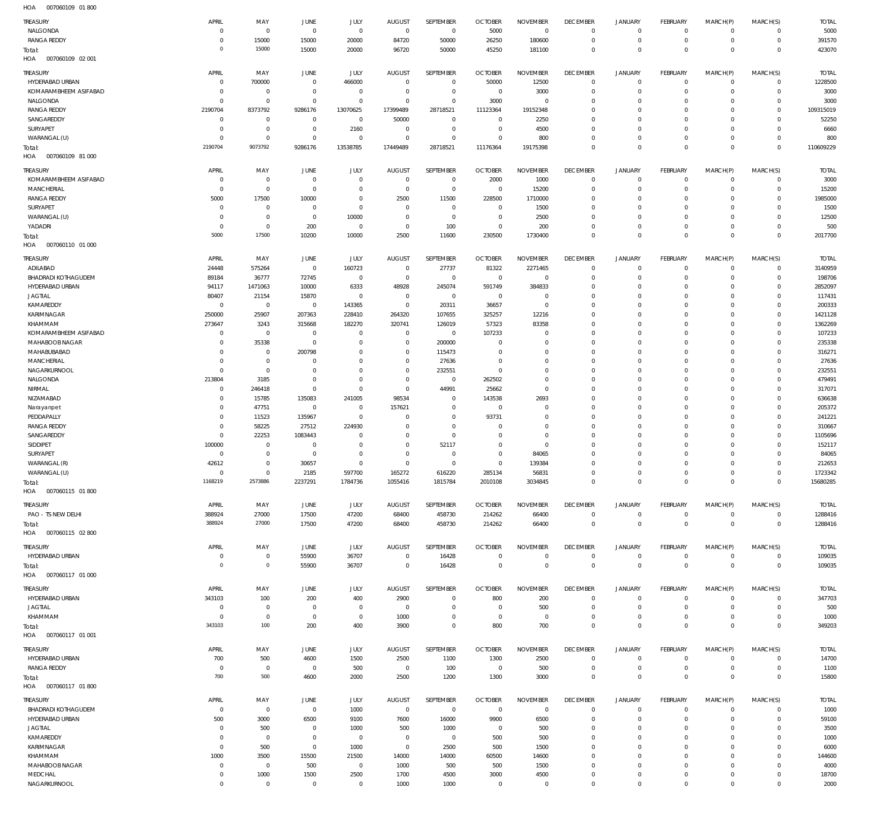HOA 007060109 01 800

| TREASURY | APRIL | MAY | JUNE | JULY | AUGUST | SEPTEMBER | OCTOBER | NOVEMBER | DECEMBER | JANUARY | FEBRUARY | MARCH(P) | MARCH(S) | TOTAL |
|---|---|---|---|---|---|---|---|---|---|---|---|---|---|---|
| NALGONDA | 0 | 0 | 0 | 0 | 0 | 0 | 5000 | 0 | 0 | 0 | 0 | 0 | 0 | 5000 |
| RANGA REDDY | 0 | 15000 | 15000 | 20000 | 84720 | 50000 | 26250 | 180600 | 0 | 0 | 0 | 0 | 0 | 391570 |
| Total: | 0 | 15000 | 15000 | 20000 | 96720 | 50000 | 45250 | 181100 | 0 | 0 | 0 | 0 | 0 | 423070 |

HOA 007060109 02 001

| TREASURY | APRIL | MAY | JUNE | JULY | AUGUST | SEPTEMBER | OCTOBER | NOVEMBER | DECEMBER | JANUARY | FEBRUARY | MARCH(P) | MARCH(S) | TOTAL |
|---|---|---|---|---|---|---|---|---|---|---|---|---|---|---|
| HYDERABAD URBAN | 0 | 700000 | 0 | 466000 | 0 | 0 | 50000 | 12500 | 0 | 0 | 0 | 0 | 0 | 1228500 |
| KOMARAMBHEEM ASIFABAD | 0 | 0 | 0 | 0 | 0 | 0 | 0 | 3000 | 0 | 0 | 0 | 0 | 0 | 3000 |
| NALGONDA | 0 | 0 | 0 | 0 | 0 | 0 | 3000 | 0 | 0 | 0 | 0 | 0 | 0 | 3000 |
| RANGA REDDY | 2190704 | 8373792 | 9286176 | 13070625 | 17399489 | 28718521 | 11123364 | 19152348 | 0 | 0 | 0 | 0 | 0 | 109315019 |
| SANGAREDDY | 0 | 0 | 0 | 0 | 50000 | 0 | 0 | 2250 | 0 | 0 | 0 | 0 | 0 | 52250 |
| SURYAPET | 0 | 0 | 0 | 2160 | 0 | 0 | 0 | 4500 | 0 | 0 | 0 | 0 | 0 | 6660 |
| WARANGAL (U) | 0 | 0 | 0 | 0 | 0 | 0 | 0 | 800 | 0 | 0 | 0 | 0 | 0 | 800 |
| Total: | 2190704 | 9073792 | 9286176 | 13538785 | 17449489 | 28718521 | 11176364 | 19175398 | 0 | 0 | 0 | 0 | 0 | 110609229 |

HOA 007060109 81 000

| TREASURY | APRIL | MAY | JUNE | JULY | AUGUST | SEPTEMBER | OCTOBER | NOVEMBER | DECEMBER | JANUARY | FEBRUARY | MARCH(P) | MARCH(S) | TOTAL |
|---|---|---|---|---|---|---|---|---|---|---|---|---|---|---|
| KOMARAMBHEEM ASIFABAD | 0 | 0 | 0 | 0 | 0 | 0 | 2000 | 1000 | 0 | 0 | 0 | 0 | 0 | 3000 |
| MANCHERIAL | 0 | 0 | 0 | 0 | 0 | 0 | 0 | 15200 | 0 | 0 | 0 | 0 | 0 | 15200 |
| RANGA REDDY | 5000 | 17500 | 10000 | 0 | 2500 | 11500 | 228500 | 1710000 | 0 | 0 | 0 | 0 | 0 | 1985000 |
| SURYAPET | 0 | 0 | 0 | 0 | 0 | 0 | 0 | 1500 | 0 | 0 | 0 | 0 | 0 | 1500 |
| WARANGAL (U) | 0 | 0 | 0 | 10000 | 0 | 0 | 0 | 2500 | 0 | 0 | 0 | 0 | 0 | 12500 |
| YADADRI | 0 | 0 | 200 | 0 | 0 | 100 | 0 | 200 | 0 | 0 | 0 | 0 | 0 | 500 |
| Total: | 5000 | 17500 | 10200 | 10000 | 2500 | 11600 | 230500 | 1730400 | 0 | 0 | 0 | 0 | 0 | 2017700 |

HOA 007060110 01 000

| TREASURY | APRIL | MAY | JUNE | JULY | AUGUST | SEPTEMBER | OCTOBER | NOVEMBER | DECEMBER | JANUARY | FEBRUARY | MARCH(P) | MARCH(S) | TOTAL |
|---|---|---|---|---|---|---|---|---|---|---|---|---|---|---|
| ADILABAD | 24448 | 575264 | 0 | 160723 | 0 | 27737 | 81322 | 2271465 | 0 | 0 | 0 | 0 | 0 | 3140959 |
| BHADRADI KOTHAGUDEM | 89184 | 36777 | 72745 | 0 | 0 | 0 | 0 | 0 | 0 | 0 | 0 | 0 | 0 | 198706 |
| HYDERABAD URBAN | 94117 | 1471063 | 10000 | 6333 | 48928 | 245074 | 591749 | 384833 | 0 | 0 | 0 | 0 | 0 | 2852097 |
| JAGTIAL | 80407 | 21154 | 15870 | 0 | 0 | 0 | 0 | 0 | 0 | 0 | 0 | 0 | 0 | 117431 |
| KAMAREDDY | 0 | 0 | 0 | 143365 | 0 | 20311 | 36657 | 0 | 0 | 0 | 0 | 0 | 0 | 200333 |
| KARIMNAGAR | 250000 | 25907 | 207363 | 228410 | 264320 | 107655 | 325257 | 12216 | 0 | 0 | 0 | 0 | 0 | 1421128 |
| KHAMMAM | 273647 | 3243 | 315668 | 182270 | 320741 | 126019 | 57323 | 83358 | 0 | 0 | 0 | 0 | 0 | 1362269 |
| KOMARAMBHEEM ASIFABAD | 0 | 0 | 0 | 0 | 0 | 0 | 107233 | 0 | 0 | 0 | 0 | 0 | 0 | 107233 |
| MAHABOOB NAGAR | 0 | 35338 | 0 | 0 | 0 | 200000 | 0 | 0 | 0 | 0 | 0 | 0 | 0 | 235338 |
| MAHABUBABAD | 0 | 0 | 200798 | 0 | 0 | 115473 | 0 | 0 | 0 | 0 | 0 | 0 | 0 | 316271 |
| MANCHERIAL | 0 | 0 | 0 | 0 | 0 | 27636 | 0 | 0 | 0 | 0 | 0 | 0 | 0 | 27636 |
| NAGARKURNOOL | 0 | 0 | 0 | 0 | 0 | 232551 | 0 | 0 | 0 | 0 | 0 | 0 | 0 | 232551 |
| NALGONDA | 213804 | 3185 | 0 | 0 | 0 | 0 | 262502 | 0 | 0 | 0 | 0 | 0 | 0 | 479491 |
| NIRMAL | 0 | 246418 | 0 | 0 | 0 | 44991 | 25662 | 0 | 0 | 0 | 0 | 0 | 0 | 317071 |
| NIZAMABAD | 0 | 15785 | 135083 | 241005 | 98534 | 0 | 143538 | 2693 | 0 | 0 | 0 | 0 | 0 | 636638 |
| Narayanpet | 0 | 47751 | 0 | 0 | 157621 | 0 | 0 | 0 | 0 | 0 | 0 | 0 | 0 | 205372 |
| PEDDAPALLY | 0 | 11523 | 135967 | 0 | 0 | 0 | 93731 | 0 | 0 | 0 | 0 | 0 | 0 | 241221 |
| RANGA REDDY | 0 | 58225 | 27512 | 224930 | 0 | 0 | 0 | 0 | 0 | 0 | 0 | 0 | 0 | 310667 |
| SANGAREDDY | 0 | 22253 | 1083443 | 0 | 0 | 0 | 0 | 0 | 0 | 0 | 0 | 0 | 0 | 1105696 |
| SIDDIPET | 100000 | 0 | 0 | 0 | 0 | 52117 | 0 | 0 | 0 | 0 | 0 | 0 | 0 | 152117 |
| SURYAPET | 0 | 0 | 0 | 0 | 0 | 0 | 0 | 84065 | 0 | 0 | 0 | 0 | 0 | 84065 |
| WARANGAL (R) | 42612 | 0 | 30657 | 0 | 0 | 0 | 0 | 139384 | 0 | 0 | 0 | 0 | 0 | 212653 |
| WARANGAL (U) | 0 | 0 | 2185 | 597700 | 165272 | 616220 | 285134 | 56831 | 0 | 0 | 0 | 0 | 0 | 1723342 |
| Total: | 1168219 | 2573886 | 2237291 | 1784736 | 1055416 | 1815784 | 2010108 | 3034845 | 0 | 0 | 0 | 0 | 0 | 15680285 |

HOA 007060115 01 800

| TREASURY | APRIL | MAY | JUNE | JULY | AUGUST | SEPTEMBER | OCTOBER | NOVEMBER | DECEMBER | JANUARY | FEBRUARY | MARCH(P) | MARCH(S) | TOTAL |
|---|---|---|---|---|---|---|---|---|---|---|---|---|---|---|
| PAO - TS NEW DELHI | 388924 | 27000 | 17500 | 47200 | 68400 | 458730 | 214262 | 66400 | 0 | 0 | 0 | 0 | 0 | 1288416 |
| Total: | 388924 | 27000 | 17500 | 47200 | 68400 | 458730 | 214262 | 66400 | 0 | 0 | 0 | 0 | 0 | 1288416 |

HOA 007060115 02 800

| TREASURY | APRIL | MAY | JUNE | JULY | AUGUST | SEPTEMBER | OCTOBER | NOVEMBER | DECEMBER | JANUARY | FEBRUARY | MARCH(P) | MARCH(S) | TOTAL |
|---|---|---|---|---|---|---|---|---|---|---|---|---|---|---|
| HYDERABAD URBAN | 0 | 0 | 55900 | 36707 | 0 | 16428 | 0 | 0 | 0 | 0 | 0 | 0 | 0 | 109035 |
| Total: | 0 | 0 | 55900 | 36707 | 0 | 16428 | 0 | 0 | 0 | 0 | 0 | 0 | 0 | 109035 |

HOA 007060117 01 000

| TREASURY | APRIL | MAY | JUNE | JULY | AUGUST | SEPTEMBER | OCTOBER | NOVEMBER | DECEMBER | JANUARY | FEBRUARY | MARCH(P) | MARCH(S) | TOTAL |
|---|---|---|---|---|---|---|---|---|---|---|---|---|---|---|
| HYDERABAD URBAN | 343103 | 100 | 200 | 400 | 2900 | 0 | 800 | 200 | 0 | 0 | 0 | 0 | 0 | 347703 |
| JAGTIAL | 0 | 0 | 0 | 0 | 0 | 0 | 0 | 500 | 0 | 0 | 0 | 0 | 0 | 500 |
| KHAMMAM | 0 | 0 | 0 | 0 | 1000 | 0 | 0 | 0 | 0 | 0 | 0 | 0 | 0 | 1000 |
| Total: | 343103 | 100 | 200 | 400 | 3900 | 0 | 800 | 700 | 0 | 0 | 0 | 0 | 0 | 349203 |

HOA 007060117 01 001

| TREASURY | APRIL | MAY | JUNE | JULY | AUGUST | SEPTEMBER | OCTOBER | NOVEMBER | DECEMBER | JANUARY | FEBRUARY | MARCH(P) | MARCH(S) | TOTAL |
|---|---|---|---|---|---|---|---|---|---|---|---|---|---|---|
| HYDERABAD URBAN | 700 | 500 | 4600 | 1500 | 2500 | 1100 | 1300 | 2500 | 0 | 0 | 0 | 0 | 0 | 14700 |
| RANGA REDDY | 0 | 0 | 0 | 500 | 0 | 100 | 0 | 500 | 0 | 0 | 0 | 0 | 0 | 1100 |
| Total: | 700 | 500 | 4600 | 2000 | 2500 | 1200 | 1300 | 3000 | 0 | 0 | 0 | 0 | 0 | 15800 |

HOA 007060117 01 800

| TREASURY | APRIL | MAY | JUNE | JULY | AUGUST | SEPTEMBER | OCTOBER | NOVEMBER | DECEMBER | JANUARY | FEBRUARY | MARCH(P) | MARCH(S) | TOTAL |
|---|---|---|---|---|---|---|---|---|---|---|---|---|---|---|
| BHADRADI KOTHAGUDEM | 0 | 0 | 0 | 1000 | 0 | 0 | 0 | 0 | 0 | 0 | 0 | 0 | 0 | 1000 |
| HYDERABAD URBAN | 500 | 3000 | 6500 | 9100 | 7600 | 16000 | 9900 | 6500 | 0 | 0 | 0 | 0 | 0 | 59100 |
| JAGTIAL | 0 | 500 | 0 | 1000 | 500 | 1000 | 0 | 500 | 0 | 0 | 0 | 0 | 0 | 3500 |
| KAMAREDDY | 0 | 0 | 0 | 0 | 0 | 0 | 500 | 500 | 0 | 0 | 0 | 0 | 0 | 1000 |
| KARIMNAGAR | 0 | 500 | 0 | 1000 | 0 | 2500 | 500 | 1500 | 0 | 0 | 0 | 0 | 0 | 6000 |
| KHAMMAM | 1000 | 3500 | 15500 | 21500 | 14000 | 14000 | 60500 | 14600 | 0 | 0 | 0 | 0 | 0 | 144600 |
| MAHABOOB NAGAR | 0 | 0 | 500 | 0 | 1000 | 500 | 500 | 1500 | 0 | 0 | 0 | 0 | 0 | 4000 |
| MEDCHAL | 0 | 1000 | 1500 | 2500 | 1700 | 4500 | 3000 | 4500 | 0 | 0 | 0 | 0 | 0 | 18700 |
| NAGARKURNOOL | 0 | 0 | 0 | 0 | 1000 | 1000 | 0 | 0 | 0 | 0 | 0 | 0 | 0 | 2000 |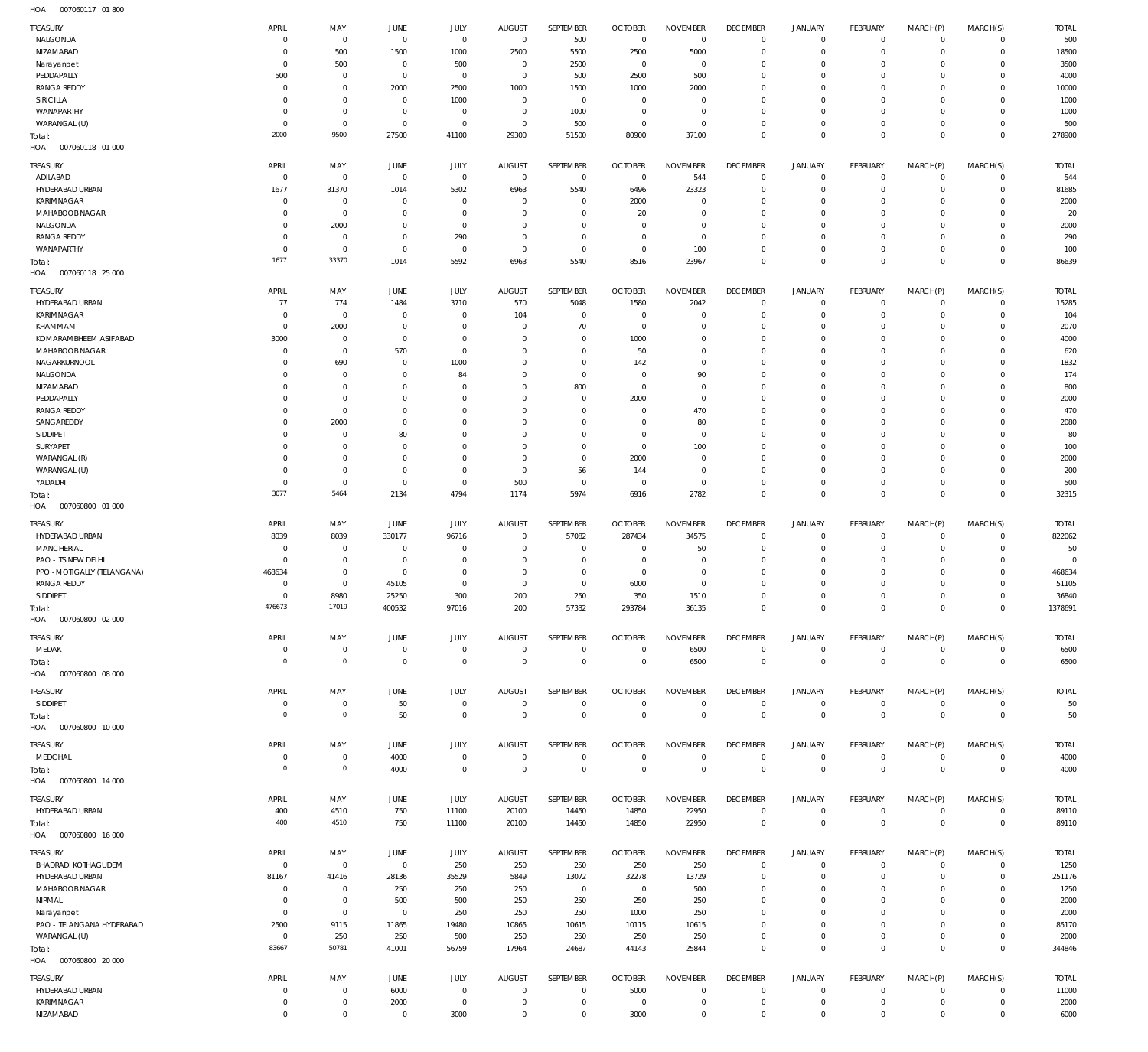HOA 007060117 01 800

| TREASURY | APRIL | MAY | JUNE | JULY | AUGUST | SEPTEMBER | OCTOBER | NOVEMBER | DECEMBER | JANUARY | FEBRUARY | MARCH(P) | MARCH(S) | TOTAL |
|---|---|---|---|---|---|---|---|---|---|---|---|---|---|---|
| NALGONDA | 0 | 0 | 0 | 0 | 0 | 500 | 0 | 0 | 0 | 0 | 0 | 0 | 0 | 500 |
| NIZAMABAD | 0 | 500 | 1500 | 1000 | 2500 | 5500 | 2500 | 5000 | 0 | 0 | 0 | 0 | 0 | 18500 |
| Narayanpet | 0 | 500 | 0 | 500 | 0 | 2500 | 0 | 0 | 0 | 0 | 0 | 0 | 0 | 3500 |
| PEDDAPALLY | 500 | 0 | 0 | 0 | 0 | 500 | 2500 | 500 | 0 | 0 | 0 | 0 | 0 | 4000 |
| RANGA REDDY | 0 | 0 | 2000 | 2500 | 1000 | 1500 | 1000 | 2000 | 0 | 0 | 0 | 0 | 0 | 10000 |
| SIRICILLA | 0 | 0 | 0 | 1000 | 0 | 0 | 0 | 0 | 0 | 0 | 0 | 0 | 0 | 1000 |
| WANAPARTHY | 0 | 0 | 0 | 0 | 0 | 1000 | 0 | 0 | 0 | 0 | 0 | 0 | 0 | 1000 |
| WARANGAL (U) | 0 | 0 | 0 | 0 | 0 | 500 | 0 | 0 | 0 | 0 | 0 | 0 | 0 | 500 |
| Total: | 2000 | 9500 | 27500 | 41100 | 29300 | 51500 | 80900 | 37100 | 0 | 0 | 0 | 0 | 0 | 278900 |

HOA 007060118 01 000

| TREASURY | APRIL | MAY | JUNE | JULY | AUGUST | SEPTEMBER | OCTOBER | NOVEMBER | DECEMBER | JANUARY | FEBRUARY | MARCH(P) | MARCH(S) | TOTAL |
|---|---|---|---|---|---|---|---|---|---|---|---|---|---|---|
| ADILABAD | 0 | 0 | 0 | 0 | 0 | 0 | 0 | 544 | 0 | 0 | 0 | 0 | 0 | 544 |
| HYDERABAD URBAN | 1677 | 31370 | 1014 | 5302 | 6963 | 5540 | 6496 | 23323 | 0 | 0 | 0 | 0 | 0 | 81685 |
| KARIMNAGAR | 0 | 0 | 0 | 0 | 0 | 0 | 2000 | 0 | 0 | 0 | 0 | 0 | 0 | 2000 |
| MAHABOOB NAGAR | 0 | 0 | 0 | 0 | 0 | 0 | 20 | 0 | 0 | 0 | 0 | 0 | 0 | 20 |
| NALGONDA | 0 | 2000 | 0 | 0 | 0 | 0 | 0 | 0 | 0 | 0 | 0 | 0 | 0 | 2000 |
| RANGA REDDY | 0 | 0 | 0 | 290 | 0 | 0 | 0 | 0 | 0 | 0 | 0 | 0 | 0 | 290 |
| WANAPARTHY | 0 | 0 | 0 | 0 | 0 | 0 | 0 | 100 | 0 | 0 | 0 | 0 | 0 | 100 |
| Total: | 1677 | 33370 | 1014 | 5592 | 6963 | 5540 | 8516 | 23967 | 0 | 0 | 0 | 0 | 0 | 86639 |

HOA 007060118 25 000

| TREASURY | APRIL | MAY | JUNE | JULY | AUGUST | SEPTEMBER | OCTOBER | NOVEMBER | DECEMBER | JANUARY | FEBRUARY | MARCH(P) | MARCH(S) | TOTAL |
|---|---|---|---|---|---|---|---|---|---|---|---|---|---|---|
| HYDERABAD URBAN | 77 | 774 | 1484 | 3710 | 570 | 5048 | 1580 | 2042 | 0 | 0 | 0 | 0 | 0 | 15285 |
| KARIMNAGAR | 0 | 0 | 0 | 0 | 104 | 0 | 0 | 0 | 0 | 0 | 0 | 0 | 0 | 104 |
| KHAMMAM | 0 | 2000 | 0 | 0 | 0 | 70 | 0 | 0 | 0 | 0 | 0 | 0 | 0 | 2070 |
| KOMARAMBHEEM ASIFABAD | 3000 | 0 | 0 | 0 | 0 | 0 | 1000 | 0 | 0 | 0 | 0 | 0 | 0 | 4000 |
| MAHABOOB NAGAR | 0 | 0 | 570 | 0 | 0 | 0 | 50 | 0 | 0 | 0 | 0 | 0 | 0 | 620 |
| NAGARKURNOOL | 0 | 690 | 0 | 1000 | 0 | 0 | 142 | 0 | 0 | 0 | 0 | 0 | 0 | 1832 |
| NALGONDA | 0 | 0 | 0 | 84 | 0 | 0 | 0 | 90 | 0 | 0 | 0 | 0 | 0 | 174 |
| NIZAMABAD | 0 | 0 | 0 | 0 | 0 | 800 | 0 | 0 | 0 | 0 | 0 | 0 | 0 | 800 |
| PEDDAPALLY | 0 | 0 | 0 | 0 | 0 | 0 | 2000 | 0 | 0 | 0 | 0 | 0 | 0 | 2000 |
| RANGA REDDY | 0 | 0 | 0 | 0 | 0 | 0 | 0 | 470 | 0 | 0 | 0 | 0 | 0 | 470 |
| SANGAREDDY | 0 | 2000 | 0 | 0 | 0 | 0 | 0 | 80 | 0 | 0 | 0 | 0 | 0 | 2080 |
| SIDDIPET | 0 | 0 | 80 | 0 | 0 | 0 | 0 | 0 | 0 | 0 | 0 | 0 | 0 | 80 |
| SURYAPET | 0 | 0 | 0 | 0 | 0 | 0 | 0 | 100 | 0 | 0 | 0 | 0 | 0 | 100 |
| WARANGAL (R) | 0 | 0 | 0 | 0 | 0 | 0 | 2000 | 0 | 0 | 0 | 0 | 0 | 0 | 2000 |
| WARANGAL (U) | 0 | 0 | 0 | 0 | 0 | 56 | 144 | 0 | 0 | 0 | 0 | 0 | 0 | 200 |
| YADADRI | 0 | 0 | 0 | 0 | 500 | 0 | 0 | 0 | 0 | 0 | 0 | 0 | 0 | 500 |
| Total: | 3077 | 5464 | 2134 | 4794 | 1174 | 5974 | 6916 | 2782 | 0 | 0 | 0 | 0 | 0 | 32315 |

HOA 007060800 01 000

| TREASURY | APRIL | MAY | JUNE | JULY | AUGUST | SEPTEMBER | OCTOBER | NOVEMBER | DECEMBER | JANUARY | FEBRUARY | MARCH(P) | MARCH(S) | TOTAL |
|---|---|---|---|---|---|---|---|---|---|---|---|---|---|---|
| HYDERABAD URBAN | 8039 | 8039 | 330177 | 96716 | 0 | 57082 | 287434 | 34575 | 0 | 0 | 0 | 0 | 0 | 822062 |
| MANCHERIAL | 0 | 0 | 0 | 0 | 0 | 0 | 0 | 50 | 0 | 0 | 0 | 0 | 0 | 50 |
| PAO - TS NEW DELHI | 0 | 0 | 0 | 0 | 0 | 0 | 0 | 0 | 0 | 0 | 0 | 0 | 0 | 0 |
| PPO - MOTIGALLY (TELANGANA) | 468634 | 0 | 0 | 0 | 0 | 0 | 0 | 0 | 0 | 0 | 0 | 0 | 0 | 468634 |
| RANGA REDDY | 0 | 0 | 45105 | 0 | 0 | 0 | 6000 | 0 | 0 | 0 | 0 | 0 | 0 | 51105 |
| SIDDIPET | 0 | 8980 | 25250 | 300 | 200 | 250 | 350 | 1510 | 0 | 0 | 0 | 0 | 0 | 36840 |
| Total: | 476673 | 17019 | 400532 | 97016 | 200 | 57332 | 293784 | 36135 | 0 | 0 | 0 | 0 | 0 | 1378691 |

HOA 007060800 02 000

| TREASURY | APRIL | MAY | JUNE | JULY | AUGUST | SEPTEMBER | OCTOBER | NOVEMBER | DECEMBER | JANUARY | FEBRUARY | MARCH(P) | MARCH(S) | TOTAL |
|---|---|---|---|---|---|---|---|---|---|---|---|---|---|---|
| MEDAK | 0 | 0 | 0 | 0 | 0 | 0 | 0 | 6500 | 0 | 0 | 0 | 0 | 0 | 6500 |
| Total: | 0 | 0 | 0 | 0 | 0 | 0 | 0 | 6500 | 0 | 0 | 0 | 0 | 0 | 6500 |

HOA 007060800 08 000

| TREASURY | APRIL | MAY | JUNE | JULY | AUGUST | SEPTEMBER | OCTOBER | NOVEMBER | DECEMBER | JANUARY | FEBRUARY | MARCH(P) | MARCH(S) | TOTAL |
|---|---|---|---|---|---|---|---|---|---|---|---|---|---|---|
| SIDDIPET | 0 | 0 | 50 | 0 | 0 | 0 | 0 | 0 | 0 | 0 | 0 | 0 | 0 | 50 |
| Total: | 0 | 0 | 50 | 0 | 0 | 0 | 0 | 0 | 0 | 0 | 0 | 0 | 0 | 50 |

HOA 007060800 10 000

| TREASURY | APRIL | MAY | JUNE | JULY | AUGUST | SEPTEMBER | OCTOBER | NOVEMBER | DECEMBER | JANUARY | FEBRUARY | MARCH(P) | MARCH(S) | TOTAL |
|---|---|---|---|---|---|---|---|---|---|---|---|---|---|---|
| MEDCHAL | 0 | 0 | 4000 | 0 | 0 | 0 | 0 | 0 | 0 | 0 | 0 | 0 | 0 | 4000 |
| Total: | 0 | 0 | 4000 | 0 | 0 | 0 | 0 | 0 | 0 | 0 | 0 | 0 | 0 | 4000 |

HOA 007060800 14 000

| TREASURY | APRIL | MAY | JUNE | JULY | AUGUST | SEPTEMBER | OCTOBER | NOVEMBER | DECEMBER | JANUARY | FEBRUARY | MARCH(P) | MARCH(S) | TOTAL |
|---|---|---|---|---|---|---|---|---|---|---|---|---|---|---|
| HYDERABAD URBAN | 400 | 4510 | 750 | 11100 | 20100 | 14450 | 14850 | 22950 | 0 | 0 | 0 | 0 | 0 | 89110 |
| Total: | 400 | 4510 | 750 | 11100 | 20100 | 14450 | 14850 | 22950 | 0 | 0 | 0 | 0 | 0 | 89110 |

HOA 007060800 16 000

| TREASURY | APRIL | MAY | JUNE | JULY | AUGUST | SEPTEMBER | OCTOBER | NOVEMBER | DECEMBER | JANUARY | FEBRUARY | MARCH(P) | MARCH(S) | TOTAL |
|---|---|---|---|---|---|---|---|---|---|---|---|---|---|---|
| BHADRADI KOTHAGUDEM | 0 | 0 | 0 | 250 | 250 | 250 | 250 | 250 | 0 | 0 | 0 | 0 | 0 | 1250 |
| HYDERABAD URBAN | 81167 | 41416 | 28136 | 35529 | 5849 | 13072 | 32278 | 13729 | 0 | 0 | 0 | 0 | 0 | 251176 |
| MAHABOOB NAGAR | 0 | 0 | 250 | 250 | 250 | 0 | 0 | 500 | 0 | 0 | 0 | 0 | 0 | 1250 |
| NIRMAL | 0 | 0 | 500 | 500 | 250 | 250 | 250 | 250 | 0 | 0 | 0 | 0 | 0 | 2000 |
| Narayanpet | 0 | 0 | 0 | 250 | 250 | 250 | 1000 | 250 | 0 | 0 | 0 | 0 | 0 | 2000 |
| PAO - TELANGANA HYDERABAD | 2500 | 9115 | 11865 | 19480 | 10865 | 10615 | 10115 | 10615 | 0 | 0 | 0 | 0 | 0 | 85170 |
| WARANGAL (U) | 0 | 250 | 250 | 500 | 250 | 250 | 250 | 250 | 0 | 0 | 0 | 0 | 0 | 2000 |
| Total: | 83667 | 50781 | 41001 | 56759 | 17964 | 24687 | 44143 | 25844 | 0 | 0 | 0 | 0 | 0 | 344846 |

HOA 007060800 20 000

| TREASURY | APRIL | MAY | JUNE | JULY | AUGUST | SEPTEMBER | OCTOBER | NOVEMBER | DECEMBER | JANUARY | FEBRUARY | MARCH(P) | MARCH(S) | TOTAL |
|---|---|---|---|---|---|---|---|---|---|---|---|---|---|---|
| HYDERABAD URBAN | 0 | 0 | 6000 | 0 | 0 | 0 | 5000 | 0 | 0 | 0 | 0 | 0 | 0 | 11000 |
| KARIMNAGAR | 0 | 0 | 2000 | 0 | 0 | 0 | 0 | 0 | 0 | 0 | 0 | 0 | 0 | 2000 |
| NIZAMABAD | 0 | 0 | 0 | 3000 | 0 | 0 | 3000 | 0 | 0 | 0 | 0 | 0 | 0 | 6000 |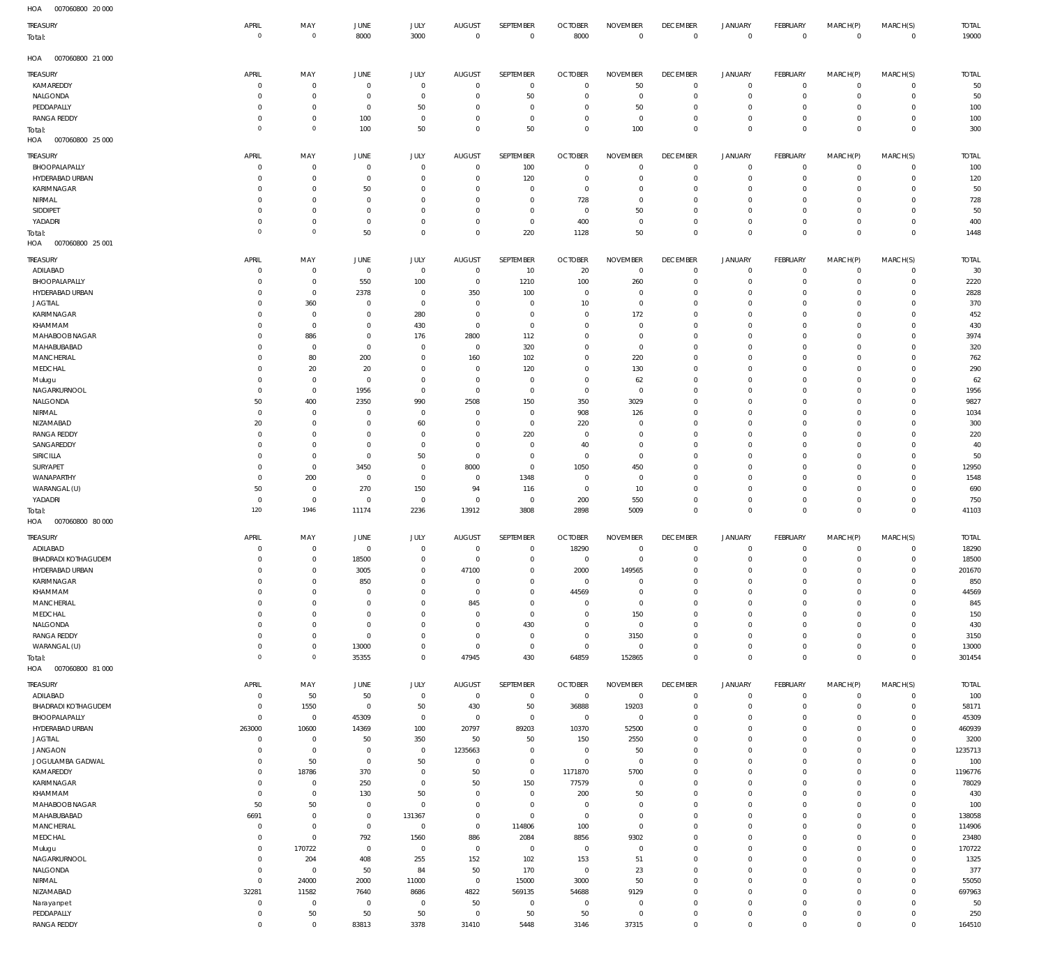HOA 007060800 20 000

| TREASURY | APRIL | MAY | JUNE | JULY | AUGUST | SEPTEMBER | OCTOBER | NOVEMBER | DECEMBER | JANUARY | FEBRUARY | MARCH(P) | MARCH(S) | TOTAL |
|---|---|---|---|---|---|---|---|---|---|---|---|---|---|---|
| Total: | 0 | 0 | 8000 | 3000 | 0 | 0 | 8000 | 0 | 0 | 0 | 0 | 0 | 0 | 19000 |

HOA 007060800 21 000

| TREASURY | APRIL | MAY | JUNE | JULY | AUGUST | SEPTEMBER | OCTOBER | NOVEMBER | DECEMBER | JANUARY | FEBRUARY | MARCH(P) | MARCH(S) | TOTAL |
|---|---|---|---|---|---|---|---|---|---|---|---|---|---|---|
| KAMAREDDY | 0 | 0 | 0 | 0 | 0 | 0 | 0 | 50 | 0 | 0 | 0 | 0 | 0 | 50 |
| NALGONDA | 0 | 0 | 0 | 0 | 0 | 50 | 0 | 0 | 0 | 0 | 0 | 0 | 0 | 50 |
| PEDDAPALLY | 0 | 0 | 0 | 50 | 0 | 0 | 0 | 50 | 0 | 0 | 0 | 0 | 0 | 100 |
| RANGA REDDY | 0 | 0 | 100 | 0 | 0 | 0 | 0 | 0 | 0 | 0 | 0 | 0 | 0 | 100 |
| Total: | 0 | 0 | 100 | 50 | 0 | 50 | 0 | 100 | 0 | 0 | 0 | 0 | 0 | 300 |

HOA 007060800 25 000

| TREASURY | APRIL | MAY | JUNE | JULY | AUGUST | SEPTEMBER | OCTOBER | NOVEMBER | DECEMBER | JANUARY | FEBRUARY | MARCH(P) | MARCH(S) | TOTAL |
|---|---|---|---|---|---|---|---|---|---|---|---|---|---|---|
| BHOOPALAPALLY | 0 | 0 | 0 | 0 | 0 | 100 | 0 | 0 | 0 | 0 | 0 | 0 | 0 | 100 |
| HYDERABAD URBAN | 0 | 0 | 0 | 0 | 0 | 120 | 0 | 0 | 0 | 0 | 0 | 0 | 0 | 120 |
| KARIMNAGAR | 0 | 0 | 50 | 0 | 0 | 0 | 0 | 0 | 0 | 0 | 0 | 0 | 0 | 50 |
| NIRMAL | 0 | 0 | 0 | 0 | 0 | 0 | 728 | 0 | 0 | 0 | 0 | 0 | 0 | 728 |
| SIDDIPET | 0 | 0 | 0 | 0 | 0 | 0 | 0 | 50 | 0 | 0 | 0 | 0 | 0 | 50 |
| YADADRI | 0 | 0 | 0 | 0 | 0 | 0 | 400 | 0 | 0 | 0 | 0 | 0 | 0 | 400 |
| Total: | 0 | 0 | 50 | 0 | 0 | 220 | 1128 | 50 | 0 | 0 | 0 | 0 | 0 | 1448 |

HOA 007060800 25 001

| TREASURY | APRIL | MAY | JUNE | JULY | AUGUST | SEPTEMBER | OCTOBER | NOVEMBER | DECEMBER | JANUARY | FEBRUARY | MARCH(P) | MARCH(S) | TOTAL |
|---|---|---|---|---|---|---|---|---|---|---|---|---|---|---|
| ADILABAD | 0 | 0 | 0 | 0 | 0 | 10 | 20 | 0 | 0 | 0 | 0 | 0 | 0 | 30 |
| BHOOPALAPALLY | 0 | 0 | 550 | 100 | 0 | 1210 | 100 | 260 | 0 | 0 | 0 | 0 | 0 | 2220 |
| HYDERABAD URBAN | 0 | 0 | 2378 | 0 | 350 | 100 | 0 | 0 | 0 | 0 | 0 | 0 | 0 | 2828 |
| JAGTIAL | 0 | 360 | 0 | 0 | 0 | 0 | 10 | 0 | 0 | 0 | 0 | 0 | 0 | 370 |
| KARIMNAGAR | 0 | 0 | 0 | 280 | 0 | 0 | 0 | 172 | 0 | 0 | 0 | 0 | 0 | 452 |
| KHAMMAM | 0 | 0 | 0 | 430 | 0 | 0 | 0 | 0 | 0 | 0 | 0 | 0 | 0 | 430 |
| MAHABOOB NAGAR | 0 | 886 | 0 | 176 | 2800 | 112 | 0 | 0 | 0 | 0 | 0 | 0 | 0 | 3974 |
| MAHABUBABAD | 0 | 0 | 0 | 0 | 0 | 320 | 0 | 0 | 0 | 0 | 0 | 0 | 0 | 320 |
| MANCHERIAL | 0 | 80 | 200 | 0 | 160 | 102 | 0 | 220 | 0 | 0 | 0 | 0 | 0 | 762 |
| MEDCHAL | 0 | 20 | 20 | 0 | 0 | 120 | 0 | 130 | 0 | 0 | 0 | 0 | 0 | 290 |
| Mulugu | 0 | 0 | 0 | 0 | 0 | 0 | 0 | 62 | 0 | 0 | 0 | 0 | 0 | 62 |
| NAGARKURNOOL | 0 | 0 | 1956 | 0 | 0 | 0 | 0 | 0 | 0 | 0 | 0 | 0 | 0 | 1956 |
| NALGONDA | 50 | 400 | 2350 | 990 | 2508 | 150 | 350 | 3029 | 0 | 0 | 0 | 0 | 0 | 9827 |
| NIRMAL | 0 | 0 | 0 | 0 | 0 | 0 | 908 | 126 | 0 | 0 | 0 | 0 | 0 | 1034 |
| NIZAMABAD | 20 | 0 | 0 | 60 | 0 | 0 | 220 | 0 | 0 | 0 | 0 | 0 | 0 | 300 |
| RANGA REDDY | 0 | 0 | 0 | 0 | 0 | 220 | 0 | 0 | 0 | 0 | 0 | 0 | 0 | 220 |
| SANGAREDDY | 0 | 0 | 0 | 0 | 0 | 0 | 40 | 0 | 0 | 0 | 0 | 0 | 0 | 40 |
| SIRICILLA | 0 | 0 | 0 | 50 | 0 | 0 | 0 | 0 | 0 | 0 | 0 | 0 | 0 | 50 |
| SURYAPET | 0 | 0 | 3450 | 0 | 8000 | 0 | 1050 | 450 | 0 | 0 | 0 | 0 | 0 | 12950 |
| WANAPARTHY | 0 | 200 | 0 | 0 | 0 | 1348 | 0 | 0 | 0 | 0 | 0 | 0 | 0 | 1548 |
| WARANGAL (U) | 50 | 0 | 270 | 150 | 94 | 116 | 0 | 10 | 0 | 0 | 0 | 0 | 0 | 690 |
| YADADRI | 0 | 0 | 0 | 0 | 0 | 0 | 200 | 550 | 0 | 0 | 0 | 0 | 0 | 750 |
| Total: | 120 | 1946 | 11174 | 2236 | 13912 | 3808 | 2898 | 5009 | 0 | 0 | 0 | 0 | 0 | 41103 |

HOA 007060800 80 000

| TREASURY | APRIL | MAY | JUNE | JULY | AUGUST | SEPTEMBER | OCTOBER | NOVEMBER | DECEMBER | JANUARY | FEBRUARY | MARCH(P) | MARCH(S) | TOTAL |
|---|---|---|---|---|---|---|---|---|---|---|---|---|---|---|
| ADILABAD | 0 | 0 | 0 | 0 | 0 | 0 | 18290 | 0 | 0 | 0 | 0 | 0 | 0 | 18290 |
| BHADRADI KOTHAGUDEM | 0 | 0 | 18500 | 0 | 0 | 0 | 0 | 0 | 0 | 0 | 0 | 0 | 0 | 18500 |
| HYDERABAD URBAN | 0 | 0 | 3005 | 0 | 47100 | 0 | 2000 | 149565 | 0 | 0 | 0 | 0 | 0 | 201670 |
| KARIMNAGAR | 0 | 0 | 850 | 0 | 0 | 0 | 0 | 0 | 0 | 0 | 0 | 0 | 0 | 850 |
| KHAMMAM | 0 | 0 | 0 | 0 | 0 | 0 | 44569 | 0 | 0 | 0 | 0 | 0 | 0 | 44569 |
| MANCHERIAL | 0 | 0 | 0 | 0 | 845 | 0 | 0 | 0 | 0 | 0 | 0 | 0 | 0 | 845 |
| MEDCHAL | 0 | 0 | 0 | 0 | 0 | 0 | 0 | 150 | 0 | 0 | 0 | 0 | 0 | 150 |
| NALGONDA | 0 | 0 | 0 | 0 | 0 | 430 | 0 | 0 | 0 | 0 | 0 | 0 | 0 | 430 |
| RANGA REDDY | 0 | 0 | 0 | 0 | 0 | 0 | 0 | 3150 | 0 | 0 | 0 | 0 | 0 | 3150 |
| WARANGAL (U) | 0 | 0 | 13000 | 0 | 0 | 0 | 0 | 0 | 0 | 0 | 0 | 0 | 0 | 13000 |
| Total: | 0 | 0 | 35355 | 0 | 47945 | 430 | 64859 | 152865 | 0 | 0 | 0 | 0 | 0 | 301454 |

HOA 007060800 81 000

| TREASURY | APRIL | MAY | JUNE | JULY | AUGUST | SEPTEMBER | OCTOBER | NOVEMBER | DECEMBER | JANUARY | FEBRUARY | MARCH(P) | MARCH(S) | TOTAL |
|---|---|---|---|---|---|---|---|---|---|---|---|---|---|---|
| ADILABAD | 0 | 50 | 50 | 0 | 0 | 0 | 0 | 0 | 0 | 0 | 0 | 0 | 0 | 100 |
| BHADRADI KOTHAGUDEM | 0 | 1550 | 0 | 50 | 430 | 50 | 36888 | 19203 | 0 | 0 | 0 | 0 | 0 | 58171 |
| BHOOPALAPALLY | 0 | 0 | 45309 | 0 | 0 | 0 | 0 | 0 | 0 | 0 | 0 | 0 | 0 | 45309 |
| HYDERABAD URBAN | 263000 | 10600 | 14369 | 100 | 20797 | 89203 | 10370 | 52500 | 0 | 0 | 0 | 0 | 0 | 460939 |
| JAGTIAL | 0 | 0 | 50 | 350 | 50 | 50 | 150 | 2550 | 0 | 0 | 0 | 0 | 0 | 3200 |
| JANGAON | 0 | 0 | 0 | 0 | 1235663 | 0 | 0 | 50 | 0 | 0 | 0 | 0 | 0 | 1235713 |
| JOGULAMBA GADWAL | 0 | 50 | 0 | 50 | 0 | 0 | 0 | 0 | 0 | 0 | 0 | 0 | 0 | 100 |
| KAMAREDDY | 0 | 18786 | 370 | 0 | 50 | 0 | 1171870 | 5700 | 0 | 0 | 0 | 0 | 0 | 1196776 |
| KARIMNAGAR | 0 | 0 | 250 | 0 | 50 | 150 | 77579 | 0 | 0 | 0 | 0 | 0 | 0 | 78029 |
| KHAMMAM | 0 | 0 | 130 | 50 | 0 | 0 | 200 | 50 | 0 | 0 | 0 | 0 | 0 | 430 |
| MAHABOOB NAGAR | 50 | 50 | 0 | 0 | 0 | 0 | 0 | 0 | 0 | 0 | 0 | 0 | 0 | 100 |
| MAHABUBABAD | 6691 | 0 | 0 | 131367 | 0 | 0 | 0 | 0 | 0 | 0 | 0 | 0 | 0 | 138058 |
| MANCHERIAL | 0 | 0 | 0 | 0 | 0 | 114806 | 100 | 0 | 0 | 0 | 0 | 0 | 0 | 114906 |
| MEDCHAL | 0 | 0 | 792 | 1560 | 886 | 2084 | 8856 | 9302 | 0 | 0 | 0 | 0 | 0 | 23480 |
| Mulugu | 0 | 170722 | 0 | 0 | 0 | 0 | 0 | 0 | 0 | 0 | 0 | 0 | 0 | 170722 |
| NAGARKURNOOL | 0 | 204 | 408 | 255 | 152 | 102 | 153 | 51 | 0 | 0 | 0 | 0 | 0 | 1325 |
| NALGONDA | 0 | 0 | 50 | 84 | 50 | 170 | 0 | 23 | 0 | 0 | 0 | 0 | 0 | 377 |
| NIRMAL | 0 | 24000 | 2000 | 11000 | 0 | 15000 | 3000 | 50 | 0 | 0 | 0 | 0 | 0 | 55050 |
| NIZAMABAD | 32281 | 11582 | 7640 | 8686 | 4822 | 569135 | 54688 | 9129 | 0 | 0 | 0 | 0 | 0 | 697963 |
| Narayanpet | 0 | 0 | 0 | 0 | 50 | 0 | 0 | 0 | 0 | 0 | 0 | 0 | 0 | 50 |
| PEDDAPALLY | 0 | 50 | 50 | 50 | 0 | 50 | 50 | 0 | 0 | 0 | 0 | 0 | 0 | 250 |
| RANGA REDDY | 0 | 0 | 83813 | 3378 | 31410 | 5448 | 3146 | 37315 | 0 | 0 | 0 | 0 | 0 | 164510 |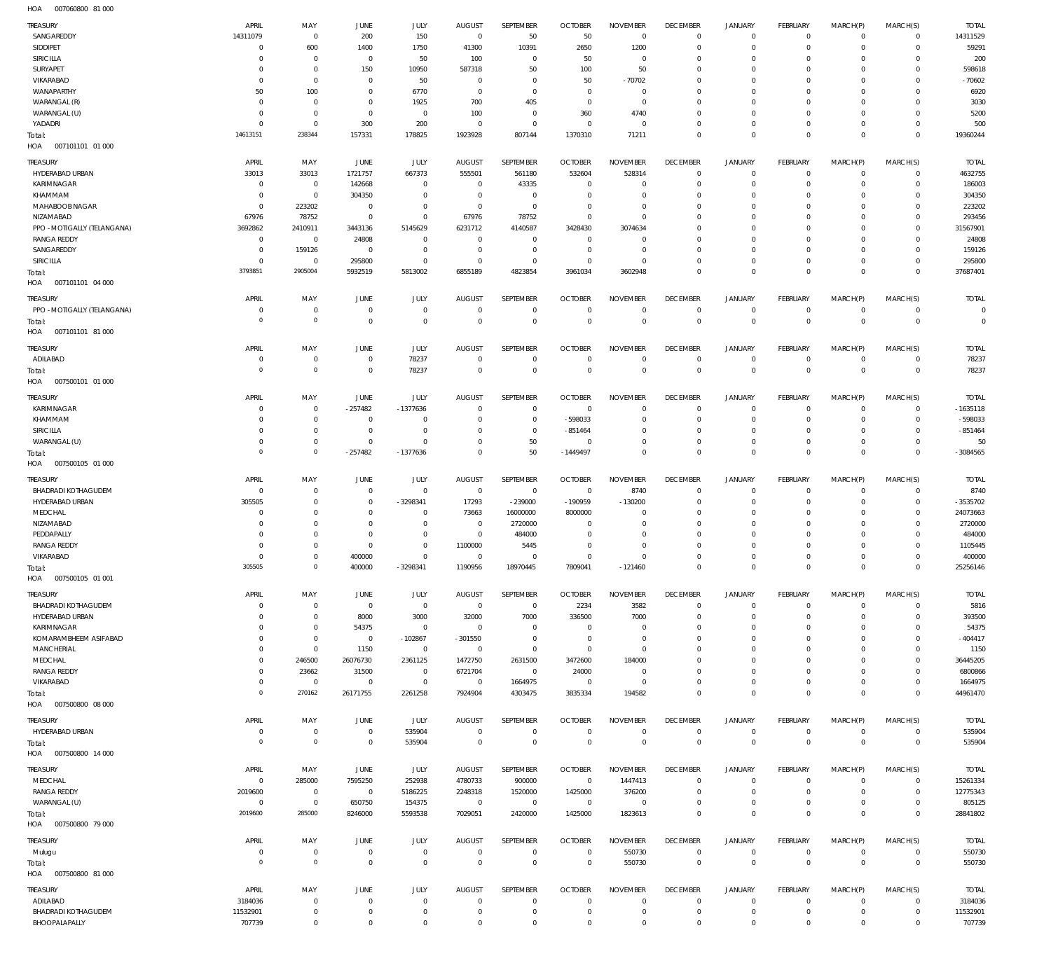HOA 007060800 81 000

| TREASURY | APRIL | MAY | JUNE | JULY | AUGUST | SEPTEMBER | OCTOBER | NOVEMBER | DECEMBER | JANUARY | FEBRUARY | MARCH(P) | MARCH(S) | TOTAL |
|---|---|---|---|---|---|---|---|---|---|---|---|---|---|---|
| SANGAREDDY | 14311079 | 0 | 200 | 150 | 0 | 50 | 50 | 0 | 0 | 0 | 0 | 0 | 0 | 14311529 |
| SIDDIPET | 0 | 600 | 1400 | 1750 | 41300 | 10391 | 2650 | 1200 | 0 | 0 | 0 | 0 | 0 | 59291 |
| SIRICILLA | 0 | 0 | 0 | 50 | 100 | 0 | 50 | 0 | 0 | 0 | 0 | 0 | 0 | 200 |
| SURYAPET | 0 | 0 | 150 | 10950 | 587318 | 50 | 100 | 50 | 0 | 0 | 0 | 0 | 0 | 598618 |
| VIKARABAD | 0 | 0 | 0 | 50 | 0 | 0 | 50 | - 70702 | 0 | 0 | 0 | 0 | 0 | - 70602 |
| WANAPARTHY | 50 | 100 | 0 | 6770 | 0 | 0 | 0 | 0 | 0 | 0 | 0 | 0 | 0 | 6920 |
| WARANGAL (R) | 0 | 0 | 0 | 1925 | 700 | 405 | 0 | 0 | 0 | 0 | 0 | 0 | 0 | 3030 |
| WARANGAL (U) | 0 | 0 | 0 | 0 | 100 | 0 | 360 | 4740 | 0 | 0 | 0 | 0 | 0 | 5200 |
| YADADRI | 0 | 0 | 300 | 200 | 0 | 0 | 0 | 0 | 0 | 0 | 0 | 0 | 0 | 500 |
| Total: | 14613151 | 238344 | 157331 | 178825 | 1923928 | 807144 | 1370310 | 71211 | 0 | 0 | 0 | 0 | 0 | 19360244 |

HOA 007101101 01 000

| TREASURY | APRIL | MAY | JUNE | JULY | AUGUST | SEPTEMBER | OCTOBER | NOVEMBER | DECEMBER | JANUARY | FEBRUARY | MARCH(P) | MARCH(S) | TOTAL |
|---|---|---|---|---|---|---|---|---|---|---|---|---|---|---|
| HYDERABAD URBAN | 33013 | 33013 | 1721757 | 667373 | 555501 | 561180 | 532604 | 528314 | 0 | 0 | 0 | 0 | 0 | 4632755 |
| KARIMNAGAR | 0 | 0 | 142668 | 0 | 0 | 43335 | 0 | 0 | 0 | 0 | 0 | 0 | 0 | 186003 |
| KHAMMAM | 0 | 0 | 304350 | 0 | 0 | 0 | 0 | 0 | 0 | 0 | 0 | 0 | 0 | 304350 |
| MAHABOOB NAGAR | 0 | 223202 | 0 | 0 | 0 | 0 | 0 | 0 | 0 | 0 | 0 | 0 | 0 | 223202 |
| NIZAMABAD | 67976 | 78752 | 0 | 0 | 67976 | 78752 | 0 | 0 | 0 | 0 | 0 | 0 | 0 | 293456 |
| PPO - MOTIGALLY (TELANGANA) | 3692862 | 2410911 | 3443136 | 5145629 | 6231712 | 4140587 | 3428430 | 3074634 | 0 | 0 | 0 | 0 | 0 | 31567901 |
| RANGA REDDY | 0 | 0 | 24808 | 0 | 0 | 0 | 0 | 0 | 0 | 0 | 0 | 0 | 0 | 24808 |
| SANGAREDDY | 0 | 159126 | 0 | 0 | 0 | 0 | 0 | 0 | 0 | 0 | 0 | 0 | 0 | 159126 |
| SIRICILLA | 0 | 0 | 295800 | 0 | 0 | 0 | 0 | 0 | 0 | 0 | 0 | 0 | 0 | 295800 |
| Total: | 3793851 | 2905004 | 5932519 | 5813002 | 6855189 | 4823854 | 3961034 | 3602948 | 0 | 0 | 0 | 0 | 0 | 37687401 |

HOA 007101101 04 000

| TREASURY | APRIL | MAY | JUNE | JULY | AUGUST | SEPTEMBER | OCTOBER | NOVEMBER | DECEMBER | JANUARY | FEBRUARY | MARCH(P) | MARCH(S) | TOTAL |
|---|---|---|---|---|---|---|---|---|---|---|---|---|---|---|
| PPO - MOTIGALLY (TELANGANA) | 0 | 0 | 0 | 0 | 0 | 0 | 0 | 0 | 0 | 0 | 0 | 0 | 0 | 0 |
| Total: | 0 | 0 | 0 | 0 | 0 | 0 | 0 | 0 | 0 | 0 | 0 | 0 | 0 | 0 |

HOA 007101101 81 000

| TREASURY | APRIL | MAY | JUNE | JULY | AUGUST | SEPTEMBER | OCTOBER | NOVEMBER | DECEMBER | JANUARY | FEBRUARY | MARCH(P) | MARCH(S) | TOTAL |
|---|---|---|---|---|---|---|---|---|---|---|---|---|---|---|
| ADILABAD | 0 | 0 | 0 | 78237 | 0 | 0 | 0 | 0 | 0 | 0 | 0 | 0 | 0 | 78237 |
| Total: | 0 | 0 | 0 | 78237 | 0 | 0 | 0 | 0 | 0 | 0 | 0 | 0 | 0 | 78237 |

HOA 007500101 01 000

| TREASURY | APRIL | MAY | JUNE | JULY | AUGUST | SEPTEMBER | OCTOBER | NOVEMBER | DECEMBER | JANUARY | FEBRUARY | MARCH(P) | MARCH(S) | TOTAL |
|---|---|---|---|---|---|---|---|---|---|---|---|---|---|---|
| KARIMNAGAR | 0 | 0 | - 257482 | - 1377636 | 0 | 0 | 0 | 0 | 0 | 0 | 0 | 0 | 0 | - 1635118 |
| KHAMMAM | 0 | 0 | 0 | 0 | 0 | 0 | - 598033 | 0 | 0 | 0 | 0 | 0 | 0 | - 598033 |
| SIRICILLA | 0 | 0 | 0 | 0 | 0 | 0 | - 851464 | 0 | 0 | 0 | 0 | 0 | 0 | - 851464 |
| WARANGAL (U) | 0 | 0 | 0 | 0 | 0 | 50 | 0 | 0 | 0 | 0 | 0 | 0 | 0 | 50 |
| Total: | 0 | 0 | - 257482 | - 1377636 | 0 | 50 | - 1449497 | 0 | 0 | 0 | 0 | 0 | 0 | - 3084565 |

HOA 007500105 01 000

| TREASURY | APRIL | MAY | JUNE | JULY | AUGUST | SEPTEMBER | OCTOBER | NOVEMBER | DECEMBER | JANUARY | FEBRUARY | MARCH(P) | MARCH(S) | TOTAL |
|---|---|---|---|---|---|---|---|---|---|---|---|---|---|---|
| BHADRADI KOTHAGUDEM | 0 | 0 | 0 | 0 | 0 | 0 | 0 | 8740 | 0 | 0 | 0 | 0 | 0 | 8740 |
| HYDERABAD URBAN | 305505 | 0 | 0 | - 3298341 | 17293 | - 239000 | - 190959 | - 130200 | 0 | 0 | 0 | 0 | 0 | - 3535702 |
| MEDCHAL | 0 | 0 | 0 | 0 | 73663 | 16000000 | 8000000 | 0 | 0 | 0 | 0 | 0 | 0 | 24073663 |
| NIZAMABAD | 0 | 0 | 0 | 0 | 0 | 2720000 | 0 | 0 | 0 | 0 | 0 | 0 | 0 | 2720000 |
| PEDDAPALLY | 0 | 0 | 0 | 0 | 0 | 484000 | 0 | 0 | 0 | 0 | 0 | 0 | 0 | 484000 |
| RANGA REDDY | 0 | 0 | 0 | 0 | 1100000 | 5445 | 0 | 0 | 0 | 0 | 0 | 0 | 0 | 1105445 |
| VIKARABAD | 0 | 0 | 400000 | 0 | 0 | 0 | 0 | 0 | 0 | 0 | 0 | 0 | 0 | 400000 |
| Total: | 305505 | 0 | 400000 | - 3298341 | 1190956 | 18970445 | 7809041 | - 121460 | 0 | 0 | 0 | 0 | 0 | 25256146 |

HOA 007500105 01 001

| TREASURY | APRIL | MAY | JUNE | JULY | AUGUST | SEPTEMBER | OCTOBER | NOVEMBER | DECEMBER | JANUARY | FEBRUARY | MARCH(P) | MARCH(S) | TOTAL |
|---|---|---|---|---|---|---|---|---|---|---|---|---|---|---|
| BHADRADI KOTHAGUDEM | 0 | 0 | 0 | 0 | 0 | 0 | 2234 | 3582 | 0 | 0 | 0 | 0 | 0 | 5816 |
| HYDERABAD URBAN | 0 | 0 | 8000 | 3000 | 32000 | 7000 | 336500 | 7000 | 0 | 0 | 0 | 0 | 0 | 393500 |
| KARIMNAGAR | 0 | 0 | 54375 | 0 | 0 | 0 | 0 | 0 | 0 | 0 | 0 | 0 | 0 | 54375 |
| KOMARAMBHEEM ASIFABAD | 0 | 0 | 0 | - 102867 | - 301550 | 0 | 0 | 0 | 0 | 0 | 0 | 0 | 0 | - 404417 |
| MANCHERIAL | 0 | 0 | 1150 | 0 | 0 | 0 | 0 | 0 | 0 | 0 | 0 | 0 | 0 | 1150 |
| MEDCHAL | 0 | 246500 | 26076730 | 2361125 | 1472750 | 2631500 | 3472600 | 184000 | 0 | 0 | 0 | 0 | 0 | 36445205 |
| RANGA REDDY | 0 | 23662 | 31500 | 0 | 6721704 | 0 | 24000 | 0 | 0 | 0 | 0 | 0 | 0 | 6800866 |
| VIKARABAD | 0 | 0 | 0 | 0 | 0 | 1664975 | 0 | 0 | 0 | 0 | 0 | 0 | 0 | 1664975 |
| Total: | 0 | 270162 | 26171755 | 2261258 | 7924904 | 4303475 | 3835334 | 194582 | 0 | 0 | 0 | 0 | 0 | 44961470 |

HOA 007500800 08 000

| TREASURY | APRIL | MAY | JUNE | JULY | AUGUST | SEPTEMBER | OCTOBER | NOVEMBER | DECEMBER | JANUARY | FEBRUARY | MARCH(P) | MARCH(S) | TOTAL |
|---|---|---|---|---|---|---|---|---|---|---|---|---|---|---|
| HYDERABAD URBAN | 0 | 0 | 0 | 535904 | 0 | 0 | 0 | 0 | 0 | 0 | 0 | 0 | 0 | 535904 |
| Total: | 0 | 0 | 0 | 535904 | 0 | 0 | 0 | 0 | 0 | 0 | 0 | 0 | 0 | 535904 |

HOA 007500800 14 000

| TREASURY | APRIL | MAY | JUNE | JULY | AUGUST | SEPTEMBER | OCTOBER | NOVEMBER | DECEMBER | JANUARY | FEBRUARY | MARCH(P) | MARCH(S) | TOTAL |
|---|---|---|---|---|---|---|---|---|---|---|---|---|---|---|
| MEDCHAL | 0 | 285000 | 7595250 | 252938 | 4780733 | 900000 | 0 | 1447413 | 0 | 0 | 0 | 0 | 0 | 15261334 |
| RANGA REDDY | 2019600 | 0 | 0 | 5186225 | 2248318 | 1520000 | 1425000 | 376200 | 0 | 0 | 0 | 0 | 0 | 12775343 |
| WARANGAL (U) | 0 | 0 | 650750 | 154375 | 0 | 0 | 0 | 0 | 0 | 0 | 0 | 0 | 0 | 805125 |
| Total: | 2019600 | 285000 | 8246000 | 5593538 | 7029051 | 2420000 | 1425000 | 1823613 | 0 | 0 | 0 | 0 | 0 | 28841802 |

HOA 007500800 79 000

| TREASURY | APRIL | MAY | JUNE | JULY | AUGUST | SEPTEMBER | OCTOBER | NOVEMBER | DECEMBER | JANUARY | FEBRUARY | MARCH(P) | MARCH(S) | TOTAL |
|---|---|---|---|---|---|---|---|---|---|---|---|---|---|---|
| Mulugu | 0 | 0 | 0 | 0 | 0 | 0 | 0 | 550730 | 0 | 0 | 0 | 0 | 0 | 550730 |
| Total: | 0 | 0 | 0 | 0 | 0 | 0 | 0 | 550730 | 0 | 0 | 0 | 0 | 0 | 550730 |

HOA 007500800 81 000

| TREASURY | APRIL | MAY | JUNE | JULY | AUGUST | SEPTEMBER | OCTOBER | NOVEMBER | DECEMBER | JANUARY | FEBRUARY | MARCH(P) | MARCH(S) | TOTAL |
|---|---|---|---|---|---|---|---|---|---|---|---|---|---|---|
| ADILABAD | 3184036 | 0 | 0 | 0 | 0 | 0 | 0 | 0 | 0 | 0 | 0 | 0 | 0 | 3184036 |
| BHADRADI KOTHAGUDEM | 11532901 | 0 | 0 | 0 | 0 | 0 | 0 | 0 | 0 | 0 | 0 | 0 | 0 | 11532901 |
| BHOOPALAPALLY | 707739 | 0 | 0 | 0 | 0 | 0 | 0 | 0 | 0 | 0 | 0 | 0 | 0 | 707739 |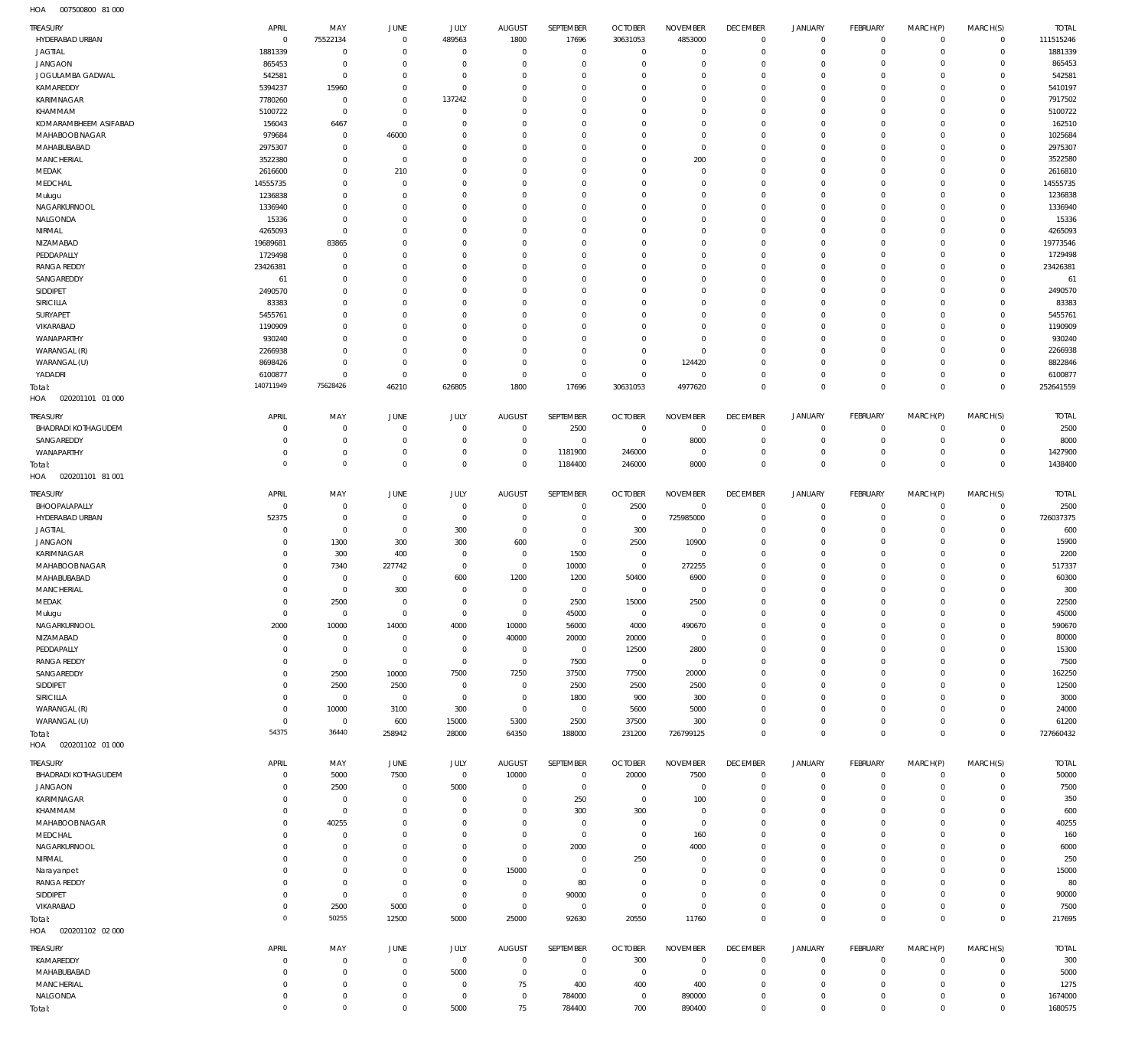HOA 007500800 81 000

| TREASURY | APRIL | MAY | JUNE | JULY | AUGUST | SEPTEMBER | OCTOBER | NOVEMBER | DECEMBER | JANUARY | FEBRUARY | MARCH(P) | MARCH(S) | TOTAL |
|---|---|---|---|---|---|---|---|---|---|---|---|---|---|---|
| HYDERABAD URBAN | 0 | 75522134 | 0 | 489563 | 1800 | 17696 | 30631053 | 4853000 | 0 | 0 | 0 | 0 | 0 | 111515246 |
| JAGTIAL | 1881339 | 0 | 0 | 0 | 0 | 0 | 0 | 0 | 0 | 0 | 0 | 0 | 0 | 1881339 |
| JANGAON | 865453 | 0 | 0 | 0 | 0 | 0 | 0 | 0 | 0 | 0 | 0 | 0 | 0 | 865453 |
| JOGULAMBA GADWAL | 542581 | 0 | 0 | 0 | 0 | 0 | 0 | 0 | 0 | 0 | 0 | 0 | 0 | 542581 |
| KAMAREDDY | 5394237 | 15960 | 0 | 0 | 0 | 0 | 0 | 0 | 0 | 0 | 0 | 0 | 0 | 5410197 |
| KARIMNAGAR | 7780260 | 0 | 0 | 137242 | 0 | 0 | 0 | 0 | 0 | 0 | 0 | 0 | 0 | 7917502 |
| KHAMMAM | 5100722 | 0 | 0 | 0 | 0 | 0 | 0 | 0 | 0 | 0 | 0 | 0 | 0 | 5100722 |
| KOMARAMBHEEM ASIFABAD | 156043 | 6467 | 0 | 0 | 0 | 0 | 0 | 0 | 0 | 0 | 0 | 0 | 0 | 162510 |
| MAHABOOB NAGAR | 979684 | 0 | 46000 | 0 | 0 | 0 | 0 | 0 | 0 | 0 | 0 | 0 | 0 | 1025684 |
| MAHABUBABAD | 2975307 | 0 | 0 | 0 | 0 | 0 | 0 | 0 | 0 | 0 | 0 | 0 | 0 | 2975307 |
| MANCHERIAL | 3522380 | 0 | 0 | 0 | 0 | 0 | 0 | 200 | 0 | 0 | 0 | 0 | 0 | 3522580 |
| MEDAK | 2616600 | 0 | 210 | 0 | 0 | 0 | 0 | 0 | 0 | 0 | 0 | 0 | 0 | 2616810 |
| MEDCHAL | 14555735 | 0 | 0 | 0 | 0 | 0 | 0 | 0 | 0 | 0 | 0 | 0 | 0 | 14555735 |
| Mulugu | 1236838 | 0 | 0 | 0 | 0 | 0 | 0 | 0 | 0 | 0 | 0 | 0 | 0 | 1236838 |
| NAGARKURNOOL | 1336940 | 0 | 0 | 0 | 0 | 0 | 0 | 0 | 0 | 0 | 0 | 0 | 0 | 1336940 |
| NALGONDA | 15336 | 0 | 0 | 0 | 0 | 0 | 0 | 0 | 0 | 0 | 0 | 0 | 0 | 15336 |
| NIRMAL | 4265093 | 0 | 0 | 0 | 0 | 0 | 0 | 0 | 0 | 0 | 0 | 0 | 0 | 4265093 |
| NIZAMABAD | 19689681 | 83865 | 0 | 0 | 0 | 0 | 0 | 0 | 0 | 0 | 0 | 0 | 0 | 19773546 |
| PEDDAPALLY | 1729498 | 0 | 0 | 0 | 0 | 0 | 0 | 0 | 0 | 0 | 0 | 0 | 0 | 1729498 |
| RANGA REDDY | 23426381 | 0 | 0 | 0 | 0 | 0 | 0 | 0 | 0 | 0 | 0 | 0 | 0 | 23426381 |
| SANGAREDDY | 61 | 0 | 0 | 0 | 0 | 0 | 0 | 0 | 0 | 0 | 0 | 0 | 0 | 61 |
| SIDDIPET | 2490570 | 0 | 0 | 0 | 0 | 0 | 0 | 0 | 0 | 0 | 0 | 0 | 0 | 2490570 |
| SIRICILLA | 83383 | 0 | 0 | 0 | 0 | 0 | 0 | 0 | 0 | 0 | 0 | 0 | 0 | 83383 |
| SURYAPET | 5455761 | 0 | 0 | 0 | 0 | 0 | 0 | 0 | 0 | 0 | 0 | 0 | 0 | 5455761 |
| VIKARABAD | 1190909 | 0 | 0 | 0 | 0 | 0 | 0 | 0 | 0 | 0 | 0 | 0 | 0 | 1190909 |
| WANAPARTHY | 930240 | 0 | 0 | 0 | 0 | 0 | 0 | 0 | 0 | 0 | 0 | 0 | 0 | 930240 |
| WARANGAL (R) | 2266938 | 0 | 0 | 0 | 0 | 0 | 0 | 0 | 0 | 0 | 0 | 0 | 0 | 2266938 |
| WARANGAL (U) | 8698426 | 0 | 0 | 0 | 0 | 0 | 0 | 124420 | 0 | 0 | 0 | 0 | 0 | 8822846 |
| YADADRI | 6100877 | 0 | 0 | 0 | 0 | 0 | 0 | 0 | 0 | 0 | 0 | 0 | 0 | 6100877 |
| Total: | 140711949 | 75628426 | 46210 | 626805 | 1800 | 17696 | 30631053 | 4977620 | 0 | 0 | 0 | 0 | 0 | 252641559 |

HOA 020201101 01 000

| TREASURY | APRIL | MAY | JUNE | JULY | AUGUST | SEPTEMBER | OCTOBER | NOVEMBER | DECEMBER | JANUARY | FEBRUARY | MARCH(P) | MARCH(S) | TOTAL |
|---|---|---|---|---|---|---|---|---|---|---|---|---|---|---|
| BHADRADI KOTHAGUDEM | 0 | 0 | 0 | 0 | 0 | 2500 | 0 | 0 | 0 | 0 | 0 | 0 | 0 | 2500 |
| SANGAREDDY | 0 | 0 | 0 | 0 | 0 | 0 | 0 | 8000 | 0 | 0 | 0 | 0 | 0 | 8000 |
| WANAPARTHY | 0 | 0 | 0 | 0 | 0 | 1181900 | 246000 | 0 | 0 | 0 | 0 | 0 | 0 | 1427900 |
| Total: | 0 | 0 | 0 | 0 | 0 | 1184400 | 246000 | 8000 | 0 | 0 | 0 | 0 | 0 | 1438400 |

HOA 020201101 81 001

| TREASURY | APRIL | MAY | JUNE | JULY | AUGUST | SEPTEMBER | OCTOBER | NOVEMBER | DECEMBER | JANUARY | FEBRUARY | MARCH(P) | MARCH(S) | TOTAL |
|---|---|---|---|---|---|---|---|---|---|---|---|---|---|---|
| BHOOPALAPALLY | 0 | 0 | 0 | 0 | 0 | 0 | 2500 | 0 | 0 | 0 | 0 | 0 | 0 | 2500 |
| HYDERABAD URBAN | 52375 | 0 | 0 | 0 | 0 | 0 | 0 | 725985000 | 0 | 0 | 0 | 0 | 0 | 726037375 |
| JAGTIAL | 0 | 0 | 0 | 300 | 0 | 0 | 300 | 0 | 0 | 0 | 0 | 0 | 0 | 600 |
| JANGAON | 0 | 1300 | 300 | 300 | 600 | 0 | 2500 | 10900 | 0 | 0 | 0 | 0 | 0 | 15900 |
| KARIMNAGAR | 0 | 300 | 400 | 0 | 0 | 1500 | 0 | 0 | 0 | 0 | 0 | 0 | 0 | 2200 |
| MAHABOOB NAGAR | 0 | 7340 | 227742 | 0 | 0 | 10000 | 0 | 272255 | 0 | 0 | 0 | 0 | 0 | 517337 |
| MAHABUBABAD | 0 | 0 | 0 | 600 | 1200 | 1200 | 50400 | 6900 | 0 | 0 | 0 | 0 | 0 | 60300 |
| MANCHERIAL | 0 | 0 | 300 | 0 | 0 | 0 | 0 | 0 | 0 | 0 | 0 | 0 | 0 | 300 |
| MEDAK | 0 | 2500 | 0 | 0 | 0 | 2500 | 15000 | 2500 | 0 | 0 | 0 | 0 | 0 | 22500 |
| Mulugu | 0 | 0 | 0 | 0 | 0 | 45000 | 0 | 0 | 0 | 0 | 0 | 0 | 0 | 45000 |
| NAGARKURNOOL | 2000 | 10000 | 14000 | 4000 | 10000 | 56000 | 4000 | 490670 | 0 | 0 | 0 | 0 | 0 | 590670 |
| NIZAMABAD | 0 | 0 | 0 | 0 | 40000 | 20000 | 20000 | 0 | 0 | 0 | 0 | 0 | 0 | 80000 |
| PEDDAPALLY | 0 | 0 | 0 | 0 | 0 | 0 | 12500 | 2800 | 0 | 0 | 0 | 0 | 0 | 15300 |
| RANGA REDDY | 0 | 0 | 0 | 0 | 0 | 7500 | 0 | 0 | 0 | 0 | 0 | 0 | 0 | 7500 |
| SANGAREDDY | 0 | 2500 | 10000 | 7500 | 7250 | 37500 | 77500 | 20000 | 0 | 0 | 0 | 0 | 0 | 162250 |
| SIDDIPET | 0 | 2500 | 2500 | 0 | 0 | 2500 | 2500 | 2500 | 0 | 0 | 0 | 0 | 0 | 12500 |
| SIRICILLA | 0 | 0 | 0 | 0 | 0 | 1800 | 900 | 300 | 0 | 0 | 0 | 0 | 0 | 3000 |
| WARANGAL (R) | 0 | 10000 | 3100 | 300 | 0 | 0 | 5600 | 5000 | 0 | 0 | 0 | 0 | 0 | 24000 |
| WARANGAL (U) | 0 | 0 | 600 | 15000 | 5300 | 2500 | 37500 | 300 | 0 | 0 | 0 | 0 | 0 | 61200 |
| Total: | 54375 | 36440 | 258942 | 28000 | 64350 | 188000 | 231200 | 726799125 | 0 | 0 | 0 | 0 | 0 | 727660432 |

HOA 020201102 01 000

| TREASURY | APRIL | MAY | JUNE | JULY | AUGUST | SEPTEMBER | OCTOBER | NOVEMBER | DECEMBER | JANUARY | FEBRUARY | MARCH(P) | MARCH(S) | TOTAL |
|---|---|---|---|---|---|---|---|---|---|---|---|---|---|---|
| BHADRADI KOTHAGUDEM | 0 | 5000 | 7500 | 0 | 10000 | 0 | 20000 | 7500 | 0 | 0 | 0 | 0 | 0 | 50000 |
| JANGAON | 0 | 2500 | 0 | 5000 | 0 | 0 | 0 | 0 | 0 | 0 | 0 | 0 | 0 | 7500 |
| KARIMNAGAR | 0 | 0 | 0 | 0 | 0 | 250 | 0 | 100 | 0 | 0 | 0 | 0 | 0 | 350 |
| KHAMMAM | 0 | 0 | 0 | 0 | 0 | 300 | 300 | 0 | 0 | 0 | 0 | 0 | 0 | 600 |
| MAHABOOB NAGAR | 0 | 40255 | 0 | 0 | 0 | 0 | 0 | 0 | 0 | 0 | 0 | 0 | 0 | 40255 |
| MEDCHAL | 0 | 0 | 0 | 0 | 0 | 0 | 0 | 160 | 0 | 0 | 0 | 0 | 0 | 160 |
| NAGARKURNOOL | 0 | 0 | 0 | 0 | 0 | 2000 | 0 | 4000 | 0 | 0 | 0 | 0 | 0 | 6000 |
| NIRMAL | 0 | 0 | 0 | 0 | 0 | 0 | 250 | 0 | 0 | 0 | 0 | 0 | 0 | 250 |
| Narayanpet | 0 | 0 | 0 | 0 | 15000 | 0 | 0 | 0 | 0 | 0 | 0 | 0 | 0 | 15000 |
| RANGA REDDY | 0 | 0 | 0 | 0 | 0 | 80 | 0 | 0 | 0 | 0 | 0 | 0 | 0 | 80 |
| SIDDIPET | 0 | 0 | 0 | 0 | 0 | 90000 | 0 | 0 | 0 | 0 | 0 | 0 | 0 | 90000 |
| VIKARABAD | 0 | 2500 | 5000 | 0 | 0 | 0 | 0 | 0 | 0 | 0 | 0 | 0 | 0 | 7500 |
| Total: | 0 | 50255 | 12500 | 5000 | 25000 | 92630 | 20550 | 11760 | 0 | 0 | 0 | 0 | 0 | 217695 |

HOA 020201102 02 000

| TREASURY | APRIL | MAY | JUNE | JULY | AUGUST | SEPTEMBER | OCTOBER | NOVEMBER | DECEMBER | JANUARY | FEBRUARY | MARCH(P) | MARCH(S) | TOTAL |
|---|---|---|---|---|---|---|---|---|---|---|---|---|---|---|
| KAMAREDDY | 0 | 0 | 0 | 0 | 0 | 0 | 300 | 0 | 0 | 0 | 0 | 0 | 0 | 300 |
| MAHABUBABAD | 0 | 0 | 0 | 5000 | 0 | 0 | 0 | 0 | 0 | 0 | 0 | 0 | 0 | 5000 |
| MANCHERIAL | 0 | 0 | 0 | 0 | 75 | 400 | 400 | 400 | 0 | 0 | 0 | 0 | 0 | 1275 |
| NALGONDA | 0 | 0 | 0 | 0 | 0 | 784000 | 0 | 890000 | 0 | 0 | 0 | 0 | 0 | 1674000 |
| Total: | 0 | 0 | 0 | 5000 | 75 | 784400 | 700 | 890400 | 0 | 0 | 0 | 0 | 0 | 1680575 |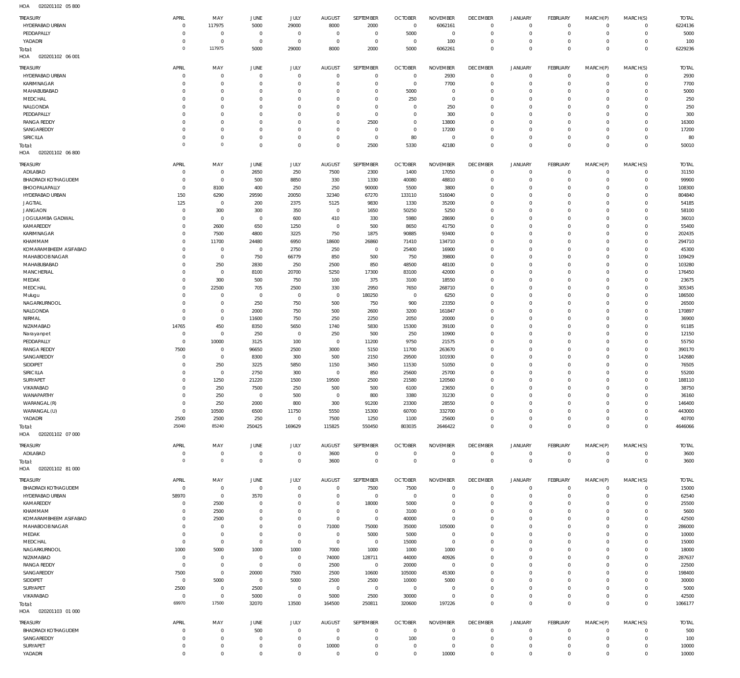HOA 020201102 05 800

| TREASURY | APRIL | MAY | JUNE | JULY | AUGUST | SEPTEMBER | OCTOBER | NOVEMBER | DECEMBER | JANUARY | FEBRUARY | MARCH(P) | MARCH(S) | TOTAL |
|---|---|---|---|---|---|---|---|---|---|---|---|---|---|---|
| HYDERABAD URBAN | 0 | 117975 | 5000 | 29000 | 8000 | 2000 | 0 | 6062161 | 0 | 0 | 0 | 0 | 0 | 6224136 |
| PEDDAPALLY | 0 | 0 | 0 | 0 | 0 | 0 | 5000 | 0 | 0 | 0 | 0 | 0 | 0 | 5000 |
| YADADRI | 0 | 0 | 0 | 0 | 0 | 0 | 0 | 100 | 0 | 0 | 0 | 0 | 0 | 100 |
| Total: | 0 | 117975 | 5000 | 29000 | 8000 | 2000 | 5000 | 6062261 | 0 | 0 | 0 | 0 | 0 | 6229236 |

HOA 020201102 06 001

| TREASURY | APRIL | MAY | JUNE | JULY | AUGUST | SEPTEMBER | OCTOBER | NOVEMBER | DECEMBER | JANUARY | FEBRUARY | MARCH(P) | MARCH(S) | TOTAL |
|---|---|---|---|---|---|---|---|---|---|---|---|---|---|---|
| HYDERABAD URBAN | 0 | 0 | 0 | 0 | 0 | 0 | 0 | 2930 | 0 | 0 | 0 | 0 | 0 | 2930 |
| KARIMNAGAR | 0 | 0 | 0 | 0 | 0 | 0 | 0 | 7700 | 0 | 0 | 0 | 0 | 0 | 7700 |
| MAHABUBABAD | 0 | 0 | 0 | 0 | 0 | 0 | 5000 | 0 | 0 | 0 | 0 | 0 | 0 | 5000 |
| MEDCHAL | 0 | 0 | 0 | 0 | 0 | 0 | 250 | 0 | 0 | 0 | 0 | 0 | 0 | 250 |
| NALGONDA | 0 | 0 | 0 | 0 | 0 | 0 | 0 | 250 | 0 | 0 | 0 | 0 | 0 | 250 |
| PEDDAPALLY | 0 | 0 | 0 | 0 | 0 | 0 | 0 | 300 | 0 | 0 | 0 | 0 | 0 | 300 |
| RANGA REDDY | 0 | 0 | 0 | 0 | 0 | 2500 | 0 | 13800 | 0 | 0 | 0 | 0 | 0 | 16300 |
| SANGAREDDY | 0 | 0 | 0 | 0 | 0 | 0 | 0 | 17200 | 0 | 0 | 0 | 0 | 0 | 17200 |
| SIRICILLA | 0 | 0 | 0 | 0 | 0 | 0 | 80 | 0 | 0 | 0 | 0 | 0 | 0 | 80 |
| Total: | 0 | 0 | 0 | 0 | 0 | 2500 | 5330 | 42180 | 0 | 0 | 0 | 0 | 0 | 50010 |

HOA 020201102 06 800

| TREASURY | APRIL | MAY | JUNE | JULY | AUGUST | SEPTEMBER | OCTOBER | NOVEMBER | DECEMBER | JANUARY | FEBRUARY | MARCH(P) | MARCH(S) | TOTAL |
|---|---|---|---|---|---|---|---|---|---|---|---|---|---|---|
| ADILABAD | 0 | 0 | 2650 | 250 | 7500 | 2300 | 1400 | 17050 | 0 | 0 | 0 | 0 | 0 | 31150 |
| BHADRADI KOTHAGUDEM | 0 | 0 | 500 | 8850 | 330 | 1330 | 40080 | 48810 | 0 | 0 | 0 | 0 | 0 | 99900 |
| BHOOPALAPALLY | 0 | 8100 | 400 | 250 | 250 | 90000 | 5500 | 3800 | 0 | 0 | 0 | 0 | 0 | 108300 |
| HYDERABAD URBAN | 150 | 6290 | 29590 | 20050 | 32340 | 67270 | 133110 | 516040 | 0 | 0 | 0 | 0 | 0 | 804840 |
| JAGTIAL | 125 | 0 | 200 | 2375 | 5125 | 9830 | 1330 | 35200 | 0 | 0 | 0 | 0 | 0 | 54185 |
| JANGAON | 0 | 300 | 300 | 350 | 0 | 1650 | 50250 | 5250 | 0 | 0 | 0 | 0 | 0 | 58100 |
| JOGULAMBA GADWAL | 0 | 0 | 0 | 600 | 410 | 330 | 5980 | 28690 | 0 | 0 | 0 | 0 | 0 | 36010 |
| KAMAREDDY | 0 | 2600 | 650 | 1250 | 0 | 500 | 8650 | 41750 | 0 | 0 | 0 | 0 | 0 | 55400 |
| KARIMNAGAR | 0 | 7500 | 4800 | 3225 | 750 | 1875 | 90885 | 93400 | 0 | 0 | 0 | 0 | 0 | 202435 |
| KHAMMAM | 0 | 11700 | 24480 | 6950 | 18600 | 26860 | 71410 | 134710 | 0 | 0 | 0 | 0 | 0 | 294710 |
| KOMARAMBHEEM ASIFABAD | 0 | 0 | 0 | 2750 | 250 | 0 | 25400 | 16900 | 0 | 0 | 0 | 0 | 0 | 45300 |
| MAHABOOB NAGAR | 0 | 0 | 750 | 66779 | 850 | 500 | 750 | 39800 | 0 | 0 | 0 | 0 | 0 | 109429 |
| MAHABUBABAD | 0 | 250 | 2830 | 250 | 2500 | 850 | 48500 | 48100 | 0 | 0 | 0 | 0 | 0 | 103280 |
| MANCHERIAL | 0 | 0 | 8100 | 20700 | 5250 | 17300 | 83100 | 42000 | 0 | 0 | 0 | 0 | 0 | 176450 |
| MEDAK | 0 | 300 | 500 | 750 | 100 | 375 | 3100 | 18550 | 0 | 0 | 0 | 0 | 0 | 23675 |
| MEDCHAL | 0 | 22500 | 705 | 2500 | 330 | 2950 | 7650 | 268710 | 0 | 0 | 0 | 0 | 0 | 305345 |
| Mulugu | 0 | 0 | 0 | 0 | 0 | 180250 | 0 | 6250 | 0 | 0 | 0 | 0 | 0 | 186500 |
| NAGARKURNOOL | 0 | 0 | 250 | 750 | 500 | 750 | 900 | 23350 | 0 | 0 | 0 | 0 | 0 | 26500 |
| NALGONDA | 0 | 0 | 2000 | 750 | 500 | 2600 | 3200 | 161847 | 0 | 0 | 0 | 0 | 0 | 170897 |
| NIRMAL | 0 | 0 | 11600 | 750 | 250 | 2250 | 2050 | 20000 | 0 | 0 | 0 | 0 | 0 | 36900 |
| NIZAMABAD | 14765 | 450 | 8350 | 5650 | 1740 | 5830 | 15300 | 39100 | 0 | 0 | 0 | 0 | 0 | 91185 |
| Narayanpet | 0 | 0 | 250 | 0 | 250 | 500 | 250 | 10900 | 0 | 0 | 0 | 0 | 0 | 12150 |
| PEDDAPALLY | 0 | 10000 | 3125 | 100 | 0 | 11200 | 9750 | 21575 | 0 | 0 | 0 | 0 | 0 | 55750 |
| RANGA REDDY | 7500 | 0 | 96650 | 2500 | 3000 | 5150 | 11700 | 263670 | 0 | 0 | 0 | 0 | 0 | 390170 |
| SANGAREDDY | 0 | 0 | 8300 | 300 | 500 | 2150 | 29500 | 101930 | 0 | 0 | 0 | 0 | 0 | 142680 |
| SIDDIPET | 0 | 250 | 3225 | 5850 | 1150 | 3450 | 11530 | 51050 | 0 | 0 | 0 | 0 | 0 | 76505 |
| SIRICILLA | 0 | 0 | 2750 | 300 | 0 | 850 | 25600 | 25700 | 0 | 0 | 0 | 0 | 0 | 55200 |
| SURYAPET | 0 | 1250 | 21220 | 1500 | 19500 | 2500 | 21580 | 120560 | 0 | 0 | 0 | 0 | 0 | 188110 |
| VIKARABAD | 0 | 250 | 7500 | 250 | 500 | 500 | 6100 | 23650 | 0 | 0 | 0 | 0 | 0 | 38750 |
| WANAPARTHY | 0 | 250 | 0 | 500 | 0 | 800 | 3380 | 31230 | 0 | 0 | 0 | 0 | 0 | 36160 |
| WARANGAL (R) | 0 | 250 | 2000 | 800 | 300 | 91200 | 23300 | 28550 | 0 | 0 | 0 | 0 | 0 | 146400 |
| WARANGAL (U) | 0 | 10500 | 6500 | 11750 | 5550 | 15300 | 60700 | 332700 | 0 | 0 | 0 | 0 | 0 | 443000 |
| YADADRI | 2500 | 2500 | 250 | 0 | 7500 | 1250 | 1100 | 25600 | 0 | 0 | 0 | 0 | 0 | 40700 |
| Total: | 25040 | 85240 | 250425 | 169629 | 115825 | 550450 | 803035 | 2646422 | 0 | 0 | 0 | 0 | 0 | 4646066 |

HOA 020201102 07 000

| TREASURY | APRIL | MAY | JUNE | JULY | AUGUST | SEPTEMBER | OCTOBER | NOVEMBER | DECEMBER | JANUARY | FEBRUARY | MARCH(P) | MARCH(S) | TOTAL |
|---|---|---|---|---|---|---|---|---|---|---|---|---|---|---|
| ADILABAD | 0 | 0 | 0 | 0 | 3600 | 0 | 0 | 0 | 0 | 0 | 0 | 0 | 0 | 3600 |
| Total: | 0 | 0 | 0 | 0 | 3600 | 0 | 0 | 0 | 0 | 0 | 0 | 0 | 0 | 3600 |

HOA 020201102 81 000

| TREASURY | APRIL | MAY | JUNE | JULY | AUGUST | SEPTEMBER | OCTOBER | NOVEMBER | DECEMBER | JANUARY | FEBRUARY | MARCH(P) | MARCH(S) | TOTAL |
|---|---|---|---|---|---|---|---|---|---|---|---|---|---|---|
| BHADRADI KOTHAGUDEM | 0 | 0 | 0 | 0 | 0 | 7500 | 7500 | 0 | 0 | 0 | 0 | 0 | 0 | 15000 |
| HYDERABAD URBAN | 58970 | 0 | 3570 | 0 | 0 | 0 | 0 | 0 | 0 | 0 | 0 | 0 | 0 | 62540 |
| KAMAREDDY | 0 | 2500 | 0 | 0 | 0 | 18000 | 5000 | 0 | 0 | 0 | 0 | 0 | 0 | 25500 |
| KHAMMAM | 0 | 2500 | 0 | 0 | 0 | 0 | 3100 | 0 | 0 | 0 | 0 | 0 | 0 | 5600 |
| KOMARAMBHEEM ASIFABAD | 0 | 2500 | 0 | 0 | 0 | 0 | 40000 | 0 | 0 | 0 | 0 | 0 | 0 | 42500 |
| MAHABOOB NAGAR | 0 | 0 | 0 | 0 | 71000 | 75000 | 35000 | 105000 | 0 | 0 | 0 | 0 | 0 | 286000 |
| MEDAK | 0 | 0 | 0 | 0 | 0 | 5000 | 5000 | 0 | 0 | 0 | 0 | 0 | 0 | 10000 |
| MEDCHAL | 0 | 0 | 0 | 0 | 0 | 0 | 15000 | 0 | 0 | 0 | 0 | 0 | 0 | 15000 |
| NAGARKURNOOL | 1000 | 5000 | 1000 | 1000 | 7000 | 1000 | 1000 | 1000 | 0 | 0 | 0 | 0 | 0 | 18000 |
| NIZAMABAD | 0 | 0 | 0 | 0 | 74000 | 128711 | 44000 | 40926 | 0 | 0 | 0 | 0 | 0 | 287637 |
| RANGA REDDY | 0 | 0 | 0 | 0 | 2500 | 0 | 20000 | 0 | 0 | 0 | 0 | 0 | 0 | 22500 |
| SANGAREDDY | 7500 | 0 | 20000 | 7500 | 2500 | 10600 | 105000 | 45300 | 0 | 0 | 0 | 0 | 0 | 198400 |
| SIDDIPET | 0 | 5000 | 0 | 5000 | 2500 | 2500 | 10000 | 5000 | 0 | 0 | 0 | 0 | 0 | 30000 |
| SURYAPET | 2500 | 0 | 2500 | 0 | 0 | 0 | 0 | 0 | 0 | 0 | 0 | 0 | 0 | 5000 |
| VIKARABAD | 0 | 0 | 5000 | 0 | 5000 | 2500 | 30000 | 0 | 0 | 0 | 0 | 0 | 0 | 42500 |
| Total: | 69970 | 17500 | 32070 | 13500 | 164500 | 250811 | 320600 | 197226 | 0 | 0 | 0 | 0 | 0 | 1066177 |

HOA 020201103 01 000

| TREASURY | APRIL | MAY | JUNE | JULY | AUGUST | SEPTEMBER | OCTOBER | NOVEMBER | DECEMBER | JANUARY | FEBRUARY | MARCH(P) | MARCH(S) | TOTAL |
|---|---|---|---|---|---|---|---|---|---|---|---|---|---|---|
| BHADRADI KOTHAGUDEM | 0 | 0 | 500 | 0 | 0 | 0 | 0 | 0 | 0 | 0 | 0 | 0 | 0 | 500 |
| SANGAREDDY | 0 | 0 | 0 | 0 | 0 | 0 | 100 | 0 | 0 | 0 | 0 | 0 | 0 | 100 |
| SURYAPET | 0 | 0 | 0 | 0 | 10000 | 0 | 0 | 0 | 0 | 0 | 0 | 0 | 0 | 10000 |
| YADADRI | 0 | 0 | 0 | 0 | 0 | 0 | 0 | 10000 | 0 | 0 | 0 | 0 | 0 | 10000 |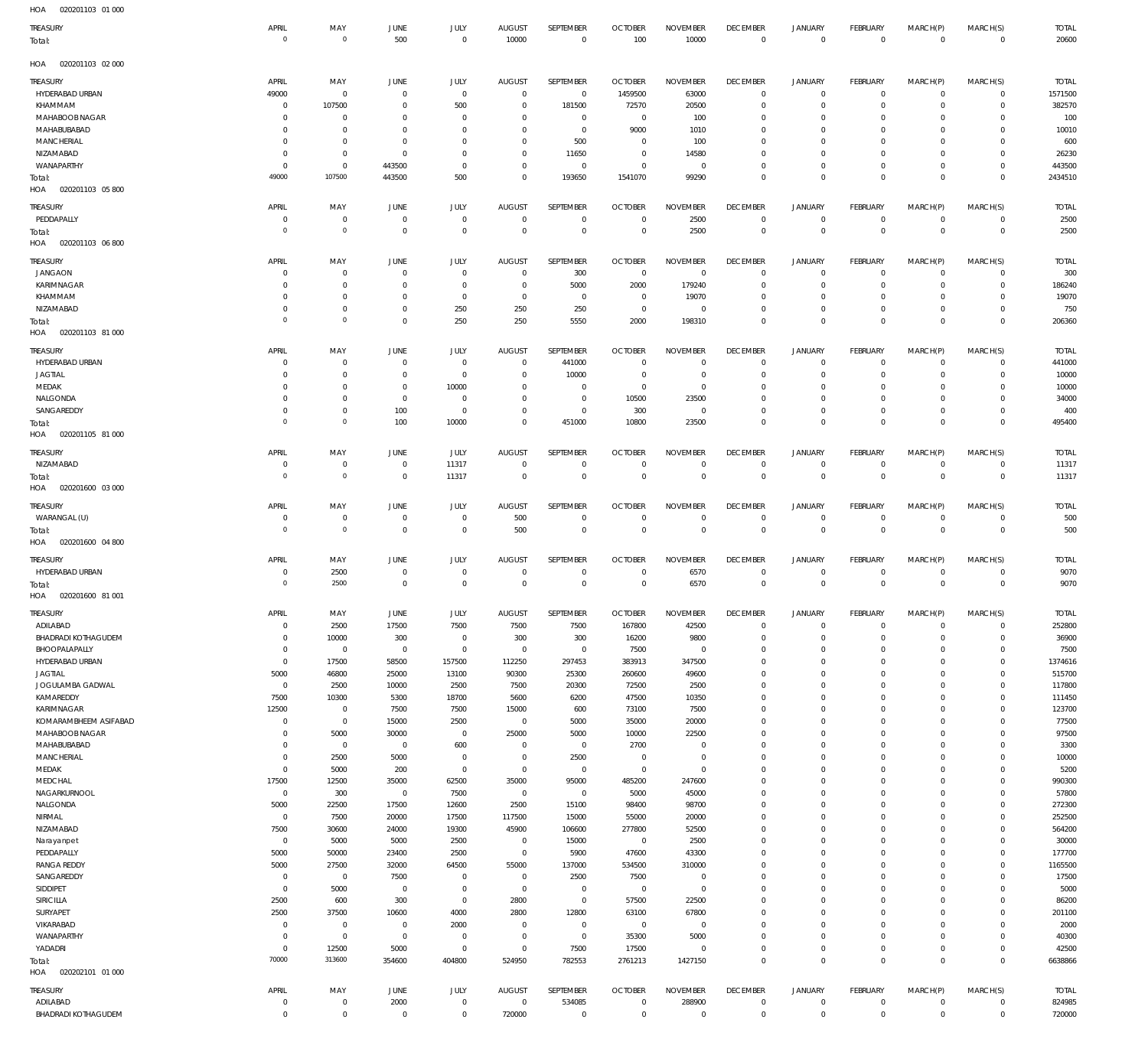HOA 020201103 01 000

| TREASURY | APRIL | MAY | JUNE | JULY | AUGUST | SEPTEMBER | OCTOBER | NOVEMBER | DECEMBER | JANUARY | FEBRUARY | MARCH(P) | MARCH(S) | TOTAL |
|---|---|---|---|---|---|---|---|---|---|---|---|---|---|---|
| Total: | 0 | 0 | 500 | 0 | 10000 | 0 | 100 | 10000 | 0 | 0 | 0 | 0 | 0 | 20600 |

HOA 020201103 02 000

| TREASURY | APRIL | MAY | JUNE | JULY | AUGUST | SEPTEMBER | OCTOBER | NOVEMBER | DECEMBER | JANUARY | FEBRUARY | MARCH(P) | MARCH(S) | TOTAL |
|---|---|---|---|---|---|---|---|---|---|---|---|---|---|---|
| HYDERABAD URBAN | 49000 | 0 | 0 | 0 | 0 | 0 | 1459500 | 63000 | 0 | 0 | 0 | 0 | 0 | 1571500 |
| KHAMMAM | 0 | 107500 | 0 | 500 | 0 | 181500 | 72570 | 20500 | 0 | 0 | 0 | 0 | 0 | 382570 |
| MAHABOOBNAGAR | 0 | 0 | 0 | 0 | 0 | 0 | 0 | 100 | 0 | 0 | 0 | 0 | 0 | 100 |
| MAHABUBABAD | 0 | 0 | 0 | 0 | 0 | 0 | 9000 | 1010 | 0 | 0 | 0 | 0 | 0 | 10010 |
| MANCHERIAL | 0 | 0 | 0 | 0 | 0 | 500 | 0 | 100 | 0 | 0 | 0 | 0 | 0 | 600 |
| NIZAMABAD | 0 | 0 | 0 | 0 | 0 | 11650 | 0 | 14580 | 0 | 0 | 0 | 0 | 0 | 26230 |
| WANAPARTHY | 0 | 0 | 443500 | 0 | 0 | 0 | 0 | 0 | 0 | 0 | 0 | 0 | 0 | 443500 |
| Total: | 49000 | 107500 | 443500 | 500 | 0 | 193650 | 1541070 | 99290 | 0 | 0 | 0 | 0 | 0 | 2434510 |

HOA 020201103 05 800

| TREASURY | APRIL | MAY | JUNE | JULY | AUGUST | SEPTEMBER | OCTOBER | NOVEMBER | DECEMBER | JANUARY | FEBRUARY | MARCH(P) | MARCH(S) | TOTAL |
|---|---|---|---|---|---|---|---|---|---|---|---|---|---|---|
| PEDDAPALLY | 0 | 0 | 0 | 0 | 0 | 0 | 0 | 2500 | 0 | 0 | 0 | 0 | 0 | 2500 |
| Total: | 0 | 0 | 0 | 0 | 0 | 0 | 0 | 2500 | 0 | 0 | 0 | 0 | 0 | 2500 |

HOA 020201103 06 800

| TREASURY | APRIL | MAY | JUNE | JULY | AUGUST | SEPTEMBER | OCTOBER | NOVEMBER | DECEMBER | JANUARY | FEBRUARY | MARCH(P) | MARCH(S) | TOTAL |
|---|---|---|---|---|---|---|---|---|---|---|---|---|---|---|
| JANGAON | 0 | 0 | 0 | 0 | 0 | 300 | 0 | 0 | 0 | 0 | 0 | 0 | 0 | 300 |
| KARIMNAGAR | 0 | 0 | 0 | 0 | 0 | 5000 | 2000 | 179240 | 0 | 0 | 0 | 0 | 0 | 186240 |
| KHAMMAM | 0 | 0 | 0 | 0 | 0 | 0 | 0 | 19070 | 0 | 0 | 0 | 0 | 0 | 19070 |
| NIZAMABAD | 0 | 0 | 0 | 250 | 250 | 250 | 0 | 0 | 0 | 0 | 0 | 0 | 0 | 750 |
| Total: | 0 | 0 | 0 | 250 | 250 | 5550 | 2000 | 198310 | 0 | 0 | 0 | 0 | 0 | 206360 |

HOA 020201103 81 000

| TREASURY | APRIL | MAY | JUNE | JULY | AUGUST | SEPTEMBER | OCTOBER | NOVEMBER | DECEMBER | JANUARY | FEBRUARY | MARCH(P) | MARCH(S) | TOTAL |
|---|---|---|---|---|---|---|---|---|---|---|---|---|---|---|
| HYDERABAD URBAN | 0 | 0 | 0 | 0 | 0 | 441000 | 0 | 0 | 0 | 0 | 0 | 0 | 0 | 441000 |
| JAGTIAL | 0 | 0 | 0 | 0 | 0 | 10000 | 0 | 0 | 0 | 0 | 0 | 0 | 0 | 10000 |
| MEDAK | 0 | 0 | 0 | 10000 | 0 | 0 | 0 | 0 | 0 | 0 | 0 | 0 | 0 | 10000 |
| NALGONDA | 0 | 0 | 0 | 0 | 0 | 0 | 10500 | 23500 | 0 | 0 | 0 | 0 | 0 | 34000 |
| SANGAREDDY | 0 | 0 | 100 | 0 | 0 | 0 | 300 | 0 | 0 | 0 | 0 | 0 | 0 | 400 |
| Total: | 0 | 0 | 100 | 10000 | 0 | 451000 | 10800 | 23500 | 0 | 0 | 0 | 0 | 0 | 495400 |

HOA 020201105 81 000

| TREASURY | APRIL | MAY | JUNE | JULY | AUGUST | SEPTEMBER | OCTOBER | NOVEMBER | DECEMBER | JANUARY | FEBRUARY | MARCH(P) | MARCH(S) | TOTAL |
|---|---|---|---|---|---|---|---|---|---|---|---|---|---|---|
| NIZAMABAD | 0 | 0 | 0 | 11317 | 0 | 0 | 0 | 0 | 0 | 0 | 0 | 0 | 0 | 11317 |
| Total: | 0 | 0 | 0 | 11317 | 0 | 0 | 0 | 0 | 0 | 0 | 0 | 0 | 0 | 11317 |

HOA 020201600 03 000

| TREASURY | APRIL | MAY | JUNE | JULY | AUGUST | SEPTEMBER | OCTOBER | NOVEMBER | DECEMBER | JANUARY | FEBRUARY | MARCH(P) | MARCH(S) | TOTAL |
|---|---|---|---|---|---|---|---|---|---|---|---|---|---|---|
| WARANGAL (U) | 0 | 0 | 0 | 0 | 500 | 0 | 0 | 0 | 0 | 0 | 0 | 0 | 0 | 500 |
| Total: | 0 | 0 | 0 | 0 | 500 | 0 | 0 | 0 | 0 | 0 | 0 | 0 | 0 | 500 |

HOA 020201600 04 800

| TREASURY | APRIL | MAY | JUNE | JULY | AUGUST | SEPTEMBER | OCTOBER | NOVEMBER | DECEMBER | JANUARY | FEBRUARY | MARCH(P) | MARCH(S) | TOTAL |
|---|---|---|---|---|---|---|---|---|---|---|---|---|---|---|
| HYDERABAD URBAN | 0 | 2500 | 0 | 0 | 0 | 0 | 0 | 6570 | 0 | 0 | 0 | 0 | 0 | 9070 |
| Total: | 0 | 2500 | 0 | 0 | 0 | 0 | 0 | 6570 | 0 | 0 | 0 | 0 | 0 | 9070 |

HOA 020201600 81 001

| TREASURY | APRIL | MAY | JUNE | JULY | AUGUST | SEPTEMBER | OCTOBER | NOVEMBER | DECEMBER | JANUARY | FEBRUARY | MARCH(P) | MARCH(S) | TOTAL |
|---|---|---|---|---|---|---|---|---|---|---|---|---|---|---|
| ADILABAD | 0 | 2500 | 17500 | 7500 | 7500 | 7500 | 167800 | 42500 | 0 | 0 | 0 | 0 | 0 | 252800 |
| BHADRADI KOTHAGUDEM | 0 | 10000 | 300 | 0 | 300 | 300 | 16200 | 9800 | 0 | 0 | 0 | 0 | 0 | 36900 |
| BHOOPALAPALLY | 0 | 0 | 0 | 0 | 0 | 0 | 7500 | 0 | 0 | 0 | 0 | 0 | 0 | 7500 |
| HYDERABAD URBAN | 0 | 17500 | 58500 | 157500 | 112250 | 297453 | 383913 | 347500 | 0 | 0 | 0 | 0 | 0 | 1374616 |
| JAGTIAL | 5000 | 46800 | 25000 | 13100 | 90300 | 25300 | 260600 | 49600 | 0 | 0 | 0 | 0 | 0 | 515700 |
| JOGULAMBA GADWAL | 0 | 2500 | 10000 | 2500 | 7500 | 20300 | 72500 | 2500 | 0 | 0 | 0 | 0 | 0 | 117800 |
| KAMAREDDY | 7500 | 10300 | 5300 | 18700 | 5600 | 6200 | 47500 | 10350 | 0 | 0 | 0 | 0 | 0 | 111450 |
| KARIMNAGAR | 12500 | 0 | 7500 | 7500 | 15000 | 600 | 73100 | 7500 | 0 | 0 | 0 | 0 | 0 | 123700 |
| KOMARAMBHEEM ASIFABAD | 0 | 0 | 15000 | 2500 | 0 | 5000 | 35000 | 20000 | 0 | 0 | 0 | 0 | 0 | 77500 |
| MAHABOOBNAGAR | 0 | 5000 | 30000 | 0 | 25000 | 5000 | 10000 | 22500 | 0 | 0 | 0 | 0 | 0 | 97500 |
| MAHABUBABAD | 0 | 0 | 0 | 600 | 0 | 0 | 2700 | 0 | 0 | 0 | 0 | 0 | 0 | 3300 |
| MANCHERIAL | 0 | 2500 | 5000 | 0 | 0 | 2500 | 0 | 0 | 0 | 0 | 0 | 0 | 0 | 10000 |
| MEDAK | 0 | 5000 | 200 | 0 | 0 | 0 | 0 | 0 | 0 | 0 | 0 | 0 | 0 | 5200 |
| MEDCHAL | 17500 | 12500 | 35000 | 62500 | 35000 | 95000 | 485200 | 247600 | 0 | 0 | 0 | 0 | 0 | 990300 |
| NAGARKURNOOL | 0 | 300 | 0 | 7500 | 0 | 0 | 5000 | 45000 | 0 | 0 | 0 | 0 | 0 | 57800 |
| NALGONDA | 5000 | 22500 | 17500 | 12600 | 2500 | 15100 | 98400 | 98700 | 0 | 0 | 0 | 0 | 0 | 272300 |
| NIRMAL | 0 | 7500 | 20000 | 17500 | 117500 | 15000 | 55000 | 20000 | 0 | 0 | 0 | 0 | 0 | 252500 |
| NIZAMABAD | 7500 | 30600 | 24000 | 19300 | 45900 | 106600 | 277800 | 52500 | 0 | 0 | 0 | 0 | 0 | 564200 |
| Narayanpet | 0 | 5000 | 5000 | 2500 | 0 | 15000 | 0 | 2500 | 0 | 0 | 0 | 0 | 0 | 30000 |
| PEDDAPALLY | 5000 | 50000 | 23400 | 2500 | 0 | 5900 | 47600 | 43300 | 0 | 0 | 0 | 0 | 0 | 177700 |
| RANGA REDDY | 5000 | 27500 | 32000 | 64500 | 55000 | 137000 | 534500 | 310000 | 0 | 0 | 0 | 0 | 0 | 1165500 |
| SANGAREDDY | 0 | 0 | 7500 | 0 | 0 | 2500 | 7500 | 0 | 0 | 0 | 0 | 0 | 0 | 17500 |
| SIDDIPET | 0 | 5000 | 0 | 0 | 0 | 0 | 0 | 0 | 0 | 0 | 0 | 0 | 0 | 5000 |
| SIRICILLA | 2500 | 600 | 300 | 0 | 2800 | 0 | 57500 | 22500 | 0 | 0 | 0 | 0 | 0 | 86200 |
| SURYAPET | 2500 | 37500 | 10600 | 4000 | 2800 | 12800 | 63100 | 67800 | 0 | 0 | 0 | 0 | 0 | 201100 |
| VIKARABAD | 0 | 0 | 0 | 2000 | 0 | 0 | 0 | 0 | 0 | 0 | 0 | 0 | 0 | 2000 |
| WANAPARTHY | 0 | 0 | 0 | 0 | 0 | 0 | 35300 | 5000 | 0 | 0 | 0 | 0 | 0 | 40300 |
| YADADRI | 0 | 12500 | 5000 | 0 | 0 | 7500 | 17500 | 0 | 0 | 0 | 0 | 0 | 0 | 42500 |
| Total: | 70000 | 313600 | 354600 | 404800 | 524950 | 782553 | 2761213 | 1427150 | 0 | 0 | 0 | 0 | 0 | 6638866 |

HOA 020202101 01 000

| TREASURY | APRIL | MAY | JUNE | JULY | AUGUST | SEPTEMBER | OCTOBER | NOVEMBER | DECEMBER | JANUARY | FEBRUARY | MARCH(P) | MARCH(S) | TOTAL |
|---|---|---|---|---|---|---|---|---|---|---|---|---|---|---|
| ADILABAD | 0 | 0 | 2000 | 0 | 0 | 534085 | 0 | 288900 | 0 | 0 | 0 | 0 | 0 | 824985 |
| BHADRADI KOTHAGUDEM | 0 | 0 | 0 | 0 | 720000 | 0 | 0 | 0 | 0 | 0 | 0 | 0 | 0 | 720000 |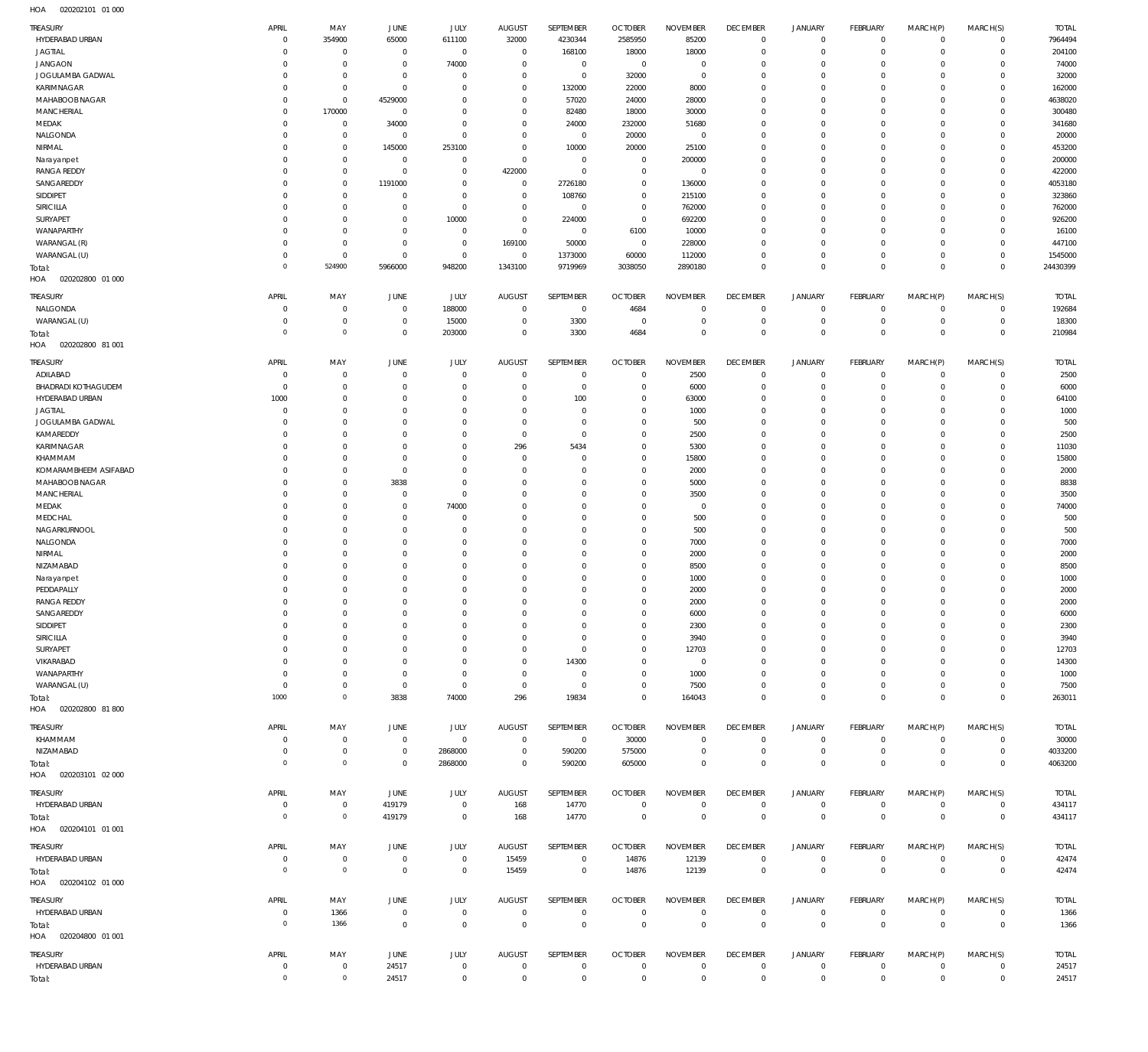HOA 020202101 01 000

| TREASURY | APRIL | MAY | JUNE | JULY | AUGUST | SEPTEMBER | OCTOBER | NOVEMBER | DECEMBER | JANUARY | FEBRUARY | MARCH(P) | MARCH(S) | TOTAL |
|---|---|---|---|---|---|---|---|---|---|---|---|---|---|---|
| HYDERABAD URBAN | 0 | 354900 | 65000 | 611100 | 32000 | 4230344 | 2585950 | 85200 | 0 | 0 | 0 | 0 | 0 | 7964494 |
| JAGTIAL | 0 | 0 | 0 | 0 | 0 | 168100 | 18000 | 18000 | 0 | 0 | 0 | 0 | 0 | 204100 |
| JANGAON | 0 | 0 | 0 | 74000 | 0 | 0 | 0 | 0 | 0 | 0 | 0 | 0 | 0 | 74000 |
| JOGULAMBA GADWAL | 0 | 0 | 0 | 0 | 0 | 0 | 32000 | 0 | 0 | 0 | 0 | 0 | 0 | 32000 |
| KARIMNAGAR | 0 | 0 | 0 | 0 | 0 | 132000 | 22000 | 8000 | 0 | 0 | 0 | 0 | 0 | 162000 |
| MAHABOOB NAGAR | 0 | 0 | 4529000 | 0 | 0 | 57020 | 24000 | 28000 | 0 | 0 | 0 | 0 | 0 | 4638020 |
| MANCHERIAL | 0 | 170000 | 0 | 0 | 0 | 82480 | 18000 | 30000 | 0 | 0 | 0 | 0 | 0 | 300480 |
| MEDAK | 0 | 0 | 34000 | 0 | 0 | 24000 | 232000 | 51680 | 0 | 0 | 0 | 0 | 0 | 341680 |
| NALGONDA | 0 | 0 | 0 | 0 | 0 | 0 | 20000 | 0 | 0 | 0 | 0 | 0 | 0 | 20000 |
| NIRMAL | 0 | 0 | 145000 | 253100 | 0 | 10000 | 20000 | 25100 | 0 | 0 | 0 | 0 | 0 | 453200 |
| Narayanpet | 0 | 0 | 0 | 0 | 0 | 0 | 0 | 200000 | 0 | 0 | 0 | 0 | 0 | 200000 |
| RANGA REDDY | 0 | 0 | 0 | 0 | 422000 | 0 | 0 | 0 | 0 | 0 | 0 | 0 | 0 | 422000 |
| SANGAREDDY | 0 | 0 | 1191000 | 0 | 0 | 2726180 | 0 | 136000 | 0 | 0 | 0 | 0 | 0 | 4053180 |
| SIDDIPET | 0 | 0 | 0 | 0 | 0 | 108760 | 0 | 215100 | 0 | 0 | 0 | 0 | 0 | 323860 |
| SIRICILLA | 0 | 0 | 0 | 0 | 0 | 0 | 0 | 762000 | 0 | 0 | 0 | 0 | 0 | 762000 |
| SURYAPET | 0 | 0 | 0 | 10000 | 0 | 224000 | 0 | 692200 | 0 | 0 | 0 | 0 | 0 | 926200 |
| WANAPARTHY | 0 | 0 | 0 | 0 | 0 | 0 | 6100 | 10000 | 0 | 0 | 0 | 0 | 0 | 16100 |
| WARANGAL (R) | 0 | 0 | 0 | 0 | 169100 | 50000 | 0 | 228000 | 0 | 0 | 0 | 0 | 0 | 447100 |
| WARANGAL (U) | 0 | 0 | 0 | 0 | 0 | 1373000 | 60000 | 112000 | 0 | 0 | 0 | 0 | 0 | 1545000 |
| Total: | 0 | 524900 | 5966000 | 948200 | 1343100 | 9719969 | 3038050 | 2890180 | 0 | 0 | 0 | 0 | 0 | 24430399 |

HOA 020202800 01 000

| TREASURY | APRIL | MAY | JUNE | JULY | AUGUST | SEPTEMBER | OCTOBER | NOVEMBER | DECEMBER | JANUARY | FEBRUARY | MARCH(P) | MARCH(S) | TOTAL |
|---|---|---|---|---|---|---|---|---|---|---|---|---|---|---|
| NALGONDA | 0 | 0 | 0 | 188000 | 0 | 0 | 4684 | 0 | 0 | 0 | 0 | 0 | 0 | 192684 |
| WARANGAL (U) | 0 | 0 | 0 | 15000 | 0 | 3300 | 0 | 0 | 0 | 0 | 0 | 0 | 0 | 18300 |
| Total: | 0 | 0 | 0 | 203000 | 0 | 3300 | 4684 | 0 | 0 | 0 | 0 | 0 | 0 | 210984 |

HOA 020202800 81 001

| TREASURY | APRIL | MAY | JUNE | JULY | AUGUST | SEPTEMBER | OCTOBER | NOVEMBER | DECEMBER | JANUARY | FEBRUARY | MARCH(P) | MARCH(S) | TOTAL |
|---|---|---|---|---|---|---|---|---|---|---|---|---|---|---|
| ADILABAD | 0 | 0 | 0 | 0 | 0 | 0 | 0 | 2500 | 0 | 0 | 0 | 0 | 0 | 2500 |
| BHADRADI KOTHAGUDEM | 0 | 0 | 0 | 0 | 0 | 0 | 0 | 6000 | 0 | 0 | 0 | 0 | 0 | 6000 |
| HYDERABAD URBAN | 1000 | 0 | 0 | 0 | 0 | 100 | 0 | 63000 | 0 | 0 | 0 | 0 | 0 | 64100 |
| JAGTIAL | 0 | 0 | 0 | 0 | 0 | 0 | 0 | 1000 | 0 | 0 | 0 | 0 | 0 | 1000 |
| JOGULAMBA GADWAL | 0 | 0 | 0 | 0 | 0 | 0 | 0 | 500 | 0 | 0 | 0 | 0 | 0 | 500 |
| KAMAREDDY | 0 | 0 | 0 | 0 | 0 | 0 | 0 | 2500 | 0 | 0 | 0 | 0 | 0 | 2500 |
| KARIMNAGAR | 0 | 0 | 0 | 0 | 296 | 5434 | 0 | 5300 | 0 | 0 | 0 | 0 | 0 | 11030 |
| KHAMMAM | 0 | 0 | 0 | 0 | 0 | 0 | 0 | 15800 | 0 | 0 | 0 | 0 | 0 | 15800 |
| KOMARAMBHEEM ASIFABAD | 0 | 0 | 0 | 0 | 0 | 0 | 0 | 2000 | 0 | 0 | 0 | 0 | 0 | 2000 |
| MAHABOOB NAGAR | 0 | 0 | 3838 | 0 | 0 | 0 | 0 | 5000 | 0 | 0 | 0 | 0 | 0 | 8838 |
| MANCHERIAL | 0 | 0 | 0 | 0 | 0 | 0 | 0 | 3500 | 0 | 0 | 0 | 0 | 0 | 3500 |
| MEDAK | 0 | 0 | 0 | 74000 | 0 | 0 | 0 | 0 | 0 | 0 | 0 | 0 | 0 | 74000 |
| MEDCHAL | 0 | 0 | 0 | 0 | 0 | 0 | 0 | 500 | 0 | 0 | 0 | 0 | 0 | 500 |
| NAGARKURNOOL | 0 | 0 | 0 | 0 | 0 | 0 | 0 | 500 | 0 | 0 | 0 | 0 | 0 | 500 |
| NALGONDA | 0 | 0 | 0 | 0 | 0 | 0 | 0 | 7000 | 0 | 0 | 0 | 0 | 0 | 7000 |
| NIRMAL | 0 | 0 | 0 | 0 | 0 | 0 | 0 | 2000 | 0 | 0 | 0 | 0 | 0 | 2000 |
| NIZAMABAD | 0 | 0 | 0 | 0 | 0 | 0 | 0 | 8500 | 0 | 0 | 0 | 0 | 0 | 8500 |
| Narayanpet | 0 | 0 | 0 | 0 | 0 | 0 | 0 | 1000 | 0 | 0 | 0 | 0 | 0 | 1000 |
| PEDDAPALLY | 0 | 0 | 0 | 0 | 0 | 0 | 0 | 2000 | 0 | 0 | 0 | 0 | 0 | 2000 |
| RANGA REDDY | 0 | 0 | 0 | 0 | 0 | 0 | 0 | 2000 | 0 | 0 | 0 | 0 | 0 | 2000 |
| SANGAREDDY | 0 | 0 | 0 | 0 | 0 | 0 | 0 | 6000 | 0 | 0 | 0 | 0 | 0 | 6000 |
| SIDDIPET | 0 | 0 | 0 | 0 | 0 | 0 | 0 | 2300 | 0 | 0 | 0 | 0 | 0 | 2300 |
| SIRICILLA | 0 | 0 | 0 | 0 | 0 | 0 | 0 | 3940 | 0 | 0 | 0 | 0 | 0 | 3940 |
| SURYAPET | 0 | 0 | 0 | 0 | 0 | 0 | 0 | 12703 | 0 | 0 | 0 | 0 | 0 | 12703 |
| VIKARABAD | 0 | 0 | 0 | 0 | 0 | 14300 | 0 | 0 | 0 | 0 | 0 | 0 | 0 | 14300 |
| WANAPARTHY | 0 | 0 | 0 | 0 | 0 | 0 | 0 | 1000 | 0 | 0 | 0 | 0 | 0 | 1000 |
| WARANGAL (U) | 0 | 0 | 0 | 0 | 0 | 0 | 0 | 7500 | 0 | 0 | 0 | 0 | 0 | 7500 |
| Total: | 1000 | 0 | 3838 | 74000 | 296 | 19834 | 0 | 164043 | 0 | 0 | 0 | 0 | 0 | 263011 |

HOA 020202800 81 800

| TREASURY | APRIL | MAY | JUNE | JULY | AUGUST | SEPTEMBER | OCTOBER | NOVEMBER | DECEMBER | JANUARY | FEBRUARY | MARCH(P) | MARCH(S) | TOTAL |
|---|---|---|---|---|---|---|---|---|---|---|---|---|---|---|
| KHAMMAM | 0 | 0 | 0 | 0 | 0 | 0 | 30000 | 0 | 0 | 0 | 0 | 0 | 0 | 30000 |
| NIZAMABAD | 0 | 0 | 0 | 2868000 | 0 | 590200 | 575000 | 0 | 0 | 0 | 0 | 0 | 0 | 4033200 |
| Total: | 0 | 0 | 0 | 2868000 | 0 | 590200 | 605000 | 0 | 0 | 0 | 0 | 0 | 0 | 4063200 |

HOA 020203101 02 000

| TREASURY | APRIL | MAY | JUNE | JULY | AUGUST | SEPTEMBER | OCTOBER | NOVEMBER | DECEMBER | JANUARY | FEBRUARY | MARCH(P) | MARCH(S) | TOTAL |
|---|---|---|---|---|---|---|---|---|---|---|---|---|---|---|
| HYDERABAD URBAN | 0 | 0 | 419179 | 0 | 168 | 14770 | 0 | 0 | 0 | 0 | 0 | 0 | 0 | 434117 |
| Total: | 0 | 0 | 419179 | 0 | 168 | 14770 | 0 | 0 | 0 | 0 | 0 | 0 | 0 | 434117 |

HOA 020204101 01 001

| TREASURY | APRIL | MAY | JUNE | JULY | AUGUST | SEPTEMBER | OCTOBER | NOVEMBER | DECEMBER | JANUARY | FEBRUARY | MARCH(P) | MARCH(S) | TOTAL |
|---|---|---|---|---|---|---|---|---|---|---|---|---|---|---|
| HYDERABAD URBAN | 0 | 0 | 0 | 0 | 15459 | 0 | 14876 | 12139 | 0 | 0 | 0 | 0 | 0 | 42474 |
| Total: | 0 | 0 | 0 | 0 | 15459 | 0 | 14876 | 12139 | 0 | 0 | 0 | 0 | 0 | 42474 |

HOA 020204102 01 000

| TREASURY | APRIL | MAY | JUNE | JULY | AUGUST | SEPTEMBER | OCTOBER | NOVEMBER | DECEMBER | JANUARY | FEBRUARY | MARCH(P) | MARCH(S) | TOTAL |
|---|---|---|---|---|---|---|---|---|---|---|---|---|---|---|
| HYDERABAD URBAN | 0 | 1366 | 0 | 0 | 0 | 0 | 0 | 0 | 0 | 0 | 0 | 0 | 0 | 1366 |
| Total: | 0 | 1366 | 0 | 0 | 0 | 0 | 0 | 0 | 0 | 0 | 0 | 0 | 0 | 1366 |

HOA 020204800 01 001

| TREASURY | APRIL | MAY | JUNE | JULY | AUGUST | SEPTEMBER | OCTOBER | NOVEMBER | DECEMBER | JANUARY | FEBRUARY | MARCH(P) | MARCH(S) | TOTAL |
|---|---|---|---|---|---|---|---|---|---|---|---|---|---|---|
| HYDERABAD URBAN | 0 | 0 | 24517 | 0 | 0 | 0 | 0 | 0 | 0 | 0 | 0 | 0 | 0 | 24517 |
| Total: | 0 | 0 | 24517 | 0 | 0 | 0 | 0 | 0 | 0 | 0 | 0 | 0 | 0 | 24517 |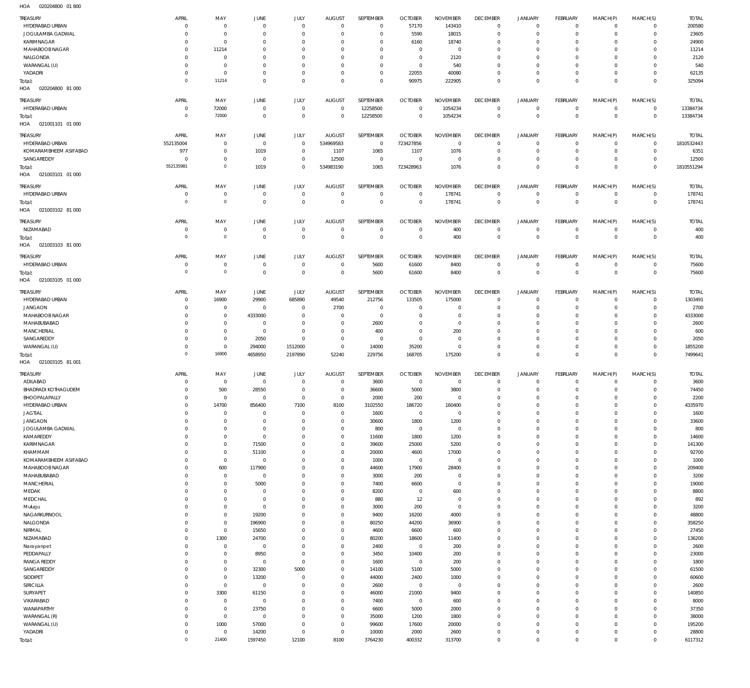HOA 020204800 01 800

| TREASURY | APRIL | MAY | JUNE | JULY | AUGUST | SEPTEMBER | OCTOBER | NOVEMBER | DECEMBER | JANUARY | FEBRUARY | MARCH(P) | MARCH(S) | TOTAL |
|---|---|---|---|---|---|---|---|---|---|---|---|---|---|---|
| HYDERABAD URBAN | 0 | 0 | 0 | 0 | 0 | 0 | 57170 | 143410 | 0 | 0 | 0 | 0 | 0 | 200580 |
| JOGULAMBA GADWAL | 0 | 0 | 0 | 0 | 0 | 0 | 5590 | 18015 | 0 | 0 | 0 | 0 | 0 | 23605 |
| KARIMNAGAR | 0 | 0 | 0 | 0 | 0 | 0 | 6160 | 18740 | 0 | 0 | 0 | 0 | 0 | 24900 |
| MAHABOOB NAGAR | 0 | 11214 | 0 | 0 | 0 | 0 | 0 | 0 | 0 | 0 | 0 | 0 | 0 | 11214 |
| NALGONDA | 0 | 0 | 0 | 0 | 0 | 0 | 0 | 2120 | 0 | 0 | 0 | 0 | 0 | 2120 |
| WARANGAL (U) | 0 | 0 | 0 | 0 | 0 | 0 | 0 | 540 | 0 | 0 | 0 | 0 | 0 | 540 |
| YADADRI | 0 | 0 | 0 | 0 | 0 | 0 | 22055 | 40080 | 0 | 0 | 0 | 0 | 0 | 62135 |
| Total: | 0 | 11214 | 0 | 0 | 0 | 0 | 90975 | 222905 | 0 | 0 | 0 | 0 | 0 | 325094 |

HOA 020204800 81 000

| TREASURY | APRIL | MAY | JUNE | JULY | AUGUST | SEPTEMBER | OCTOBER | NOVEMBER | DECEMBER | JANUARY | FEBRUARY | MARCH(P) | MARCH(S) | TOTAL |
|---|---|---|---|---|---|---|---|---|---|---|---|---|---|---|
| HYDERABAD URBAN | 0 | 72000 | 0 | 0 | 0 | 12258500 | 0 | 1054234 | 0 | 0 | 0 | 0 | 0 | 13384734 |
| Total: | 0 | 72000 | 0 | 0 | 0 | 12258500 | 0 | 1054234 | 0 | 0 | 0 | 0 | 0 | 13384734 |

HOA 021001101 01 000

| TREASURY | APRIL | MAY | JUNE | JULY | AUGUST | SEPTEMBER | OCTOBER | NOVEMBER | DECEMBER | JANUARY | FEBRUARY | MARCH(P) | MARCH(S) | TOTAL |
|---|---|---|---|---|---|---|---|---|---|---|---|---|---|---|
| HYDERABAD URBAN | 552135004 | 0 | 0 | 0 | 534969583 | 0 | 723427856 | 0 | 0 | 0 | 0 | 0 | 0 | 1810532443 |
| KOMARAMBHEEM ASIFABAD | 977 | 0 | 1019 | 0 | 1107 | 1065 | 1107 | 1076 | 0 | 0 | 0 | 0 | 0 | 6351 |
| SANGAREDDY | 0 | 0 | 0 | 0 | 12500 | 0 | 0 | 0 | 0 | 0 | 0 | 0 | 0 | 12500 |
| Total: | 552135981 | 0 | 1019 | 0 | 534983190 | 1065 | 723428963 | 1076 | 0 | 0 | 0 | 0 | 0 | 1810551294 |

HOA 021003101 01 000

| TREASURY | APRIL | MAY | JUNE | JULY | AUGUST | SEPTEMBER | OCTOBER | NOVEMBER | DECEMBER | JANUARY | FEBRUARY | MARCH(P) | MARCH(S) | TOTAL |
|---|---|---|---|---|---|---|---|---|---|---|---|---|---|---|
| HYDERABAD URBAN | 0 | 0 | 0 | 0 | 0 | 0 | 0 | 178741 | 0 | 0 | 0 | 0 | 0 | 178741 |
| Total: | 0 | 0 | 0 | 0 | 0 | 0 | 0 | 178741 | 0 | 0 | 0 | 0 | 0 | 178741 |

HOA 021003102 81 000

| TREASURY | APRIL | MAY | JUNE | JULY | AUGUST | SEPTEMBER | OCTOBER | NOVEMBER | DECEMBER | JANUARY | FEBRUARY | MARCH(P) | MARCH(S) | TOTAL |
|---|---|---|---|---|---|---|---|---|---|---|---|---|---|---|
| NIZAMABAD | 0 | 0 | 0 | 0 | 0 | 0 | 0 | 400 | 0 | 0 | 0 | 0 | 0 | 400 |
| Total: | 0 | 0 | 0 | 0 | 0 | 0 | 0 | 400 | 0 | 0 | 0 | 0 | 0 | 400 |

HOA 021003103 81 000

| TREASURY | APRIL | MAY | JUNE | JULY | AUGUST | SEPTEMBER | OCTOBER | NOVEMBER | DECEMBER | JANUARY | FEBRUARY | MARCH(P) | MARCH(S) | TOTAL |
|---|---|---|---|---|---|---|---|---|---|---|---|---|---|---|
| HYDERABAD URBAN | 0 | 0 | 0 | 0 | 0 | 5600 | 61600 | 8400 | 0 | 0 | 0 | 0 | 0 | 75600 |
| Total: | 0 | 0 | 0 | 0 | 0 | 5600 | 61600 | 8400 | 0 | 0 | 0 | 0 | 0 | 75600 |

HOA 021003105 01 000

| TREASURY | APRIL | MAY | JUNE | JULY | AUGUST | SEPTEMBER | OCTOBER | NOVEMBER | DECEMBER | JANUARY | FEBRUARY | MARCH(P) | MARCH(S) | TOTAL |
|---|---|---|---|---|---|---|---|---|---|---|---|---|---|---|
| HYDERABAD URBAN | 0 | 16900 | 29900 | 685890 | 49540 | 212756 | 133505 | 175000 | 0 | 0 | 0 | 0 | 0 | 1303491 |
| JANGAON | 0 | 0 | 0 | 0 | 2700 | 0 | 0 | 0 | 0 | 0 | 0 | 0 | 0 | 2700 |
| MAHABOOB NAGAR | 0 | 0 | 4333000 | 0 | 0 | 0 | 0 | 0 | 0 | 0 | 0 | 0 | 0 | 4333000 |
| MAHABUBABAD | 0 | 0 | 0 | 0 | 0 | 2600 | 0 | 0 | 0 | 0 | 0 | 0 | 0 | 2600 |
| MANCHERIAL | 0 | 0 | 0 | 0 | 0 | 400 | 0 | 200 | 0 | 0 | 0 | 0 | 0 | 600 |
| SANGAREDDY | 0 | 0 | 2050 | 0 | 0 | 0 | 0 | 0 | 0 | 0 | 0 | 0 | 0 | 2050 |
| WARANGAL (U) | 0 | 0 | 294000 | 1512000 | 0 | 14000 | 35200 | 0 | 0 | 0 | 0 | 0 | 0 | 1855200 |
| Total: | 0 | 16900 | 4658950 | 2197890 | 52240 | 229756 | 168705 | 175200 | 0 | 0 | 0 | 0 | 0 | 7499641 |

HOA 021003105 81 001

| TREASURY | APRIL | MAY | JUNE | JULY | AUGUST | SEPTEMBER | OCTOBER | NOVEMBER | DECEMBER | JANUARY | FEBRUARY | MARCH(P) | MARCH(S) | TOTAL |
|---|---|---|---|---|---|---|---|---|---|---|---|---|---|---|
| ADILABAD | 0 | 0 | 0 | 0 | 0 | 3600 | 0 | 0 | 0 | 0 | 0 | 0 | 0 | 3600 |
| BHADRADI KOTHAGUDEM | 0 | 500 | 28550 | 0 | 0 | 36600 | 5000 | 3800 | 0 | 0 | 0 | 0 | 0 | 74450 |
| BHOOPALAPALLY | 0 | 0 | 0 | 0 | 0 | 2000 | 200 | 0 | 0 | 0 | 0 | 0 | 0 | 2200 |
| HYDERABAD URBAN | 0 | 14700 | 856400 | 7100 | 8100 | 3102550 | 186720 | 160400 | 0 | 0 | 0 | 0 | 0 | 4335970 |
| JAGTIAL | 0 | 0 | 0 | 0 | 0 | 1600 | 0 | 0 | 0 | 0 | 0 | 0 | 0 | 1600 |
| JANGAON | 0 | 0 | 0 | 0 | 0 | 30600 | 1800 | 1200 | 0 | 0 | 0 | 0 | 0 | 33600 |
| JOGULAMBA GADWAL | 0 | 0 | 0 | 0 | 0 | 800 | 0 | 0 | 0 | 0 | 0 | 0 | 0 | 800 |
| KAMAREDDY | 0 | 0 | 0 | 0 | 0 | 11600 | 1800 | 1200 | 0 | 0 | 0 | 0 | 0 | 14600 |
| KARIMNAGAR | 0 | 0 | 71500 | 0 | 0 | 39600 | 25000 | 5200 | 0 | 0 | 0 | 0 | 0 | 141300 |
| KHAMMAM | 0 | 0 | 51100 | 0 | 0 | 20000 | 4600 | 17000 | 0 | 0 | 0 | 0 | 0 | 92700 |
| KOMARAMBHEEM ASIFABAD | 0 | 0 | 0 | 0 | 0 | 1000 | 0 | 0 | 0 | 0 | 0 | 0 | 0 | 1000 |
| MAHABOOB NAGAR | 0 | 600 | 117900 | 0 | 0 | 44600 | 17900 | 28400 | 0 | 0 | 0 | 0 | 0 | 209400 |
| MAHABUBABAD | 0 | 0 | 0 | 0 | 0 | 3000 | 200 | 0 | 0 | 0 | 0 | 0 | 0 | 3200 |
| MANCHERIAL | 0 | 0 | 5000 | 0 | 0 | 7400 | 6600 | 0 | 0 | 0 | 0 | 0 | 0 | 19000 |
| MEDAK | 0 | 0 | 0 | 0 | 0 | 8200 | 0 | 600 | 0 | 0 | 0 | 0 | 0 | 8800 |
| MEDCHAL | 0 | 0 | 0 | 0 | 0 | 880 | 12 | 0 | 0 | 0 | 0 | 0 | 0 | 892 |
| Mulugu | 0 | 0 | 0 | 0 | 0 | 3000 | 200 | 0 | 0 | 0 | 0 | 0 | 0 | 3200 |
| NAGARKURNOOL | 0 | 0 | 19200 | 0 | 0 | 9400 | 16200 | 4000 | 0 | 0 | 0 | 0 | 0 | 48800 |
| NALGONDA | 0 | 0 | 196900 | 0 | 0 | 80250 | 44200 | 36900 | 0 | 0 | 0 | 0 | 0 | 358250 |
| NIRMAL | 0 | 0 | 15650 | 0 | 0 | 4600 | 6600 | 600 | 0 | 0 | 0 | 0 | 0 | 27450 |
| NIZAMABAD | 0 | 1300 | 24700 | 0 | 0 | 80200 | 18600 | 11400 | 0 | 0 | 0 | 0 | 0 | 136200 |
| Narayanpet | 0 | 0 | 0 | 0 | 0 | 2400 | 0 | 200 | 0 | 0 | 0 | 0 | 0 | 2600 |
| PEDDAPALLY | 0 | 0 | 8950 | 0 | 0 | 3450 | 10400 | 200 | 0 | 0 | 0 | 0 | 0 | 23000 |
| RANGA REDDY | 0 | 0 | 0 | 0 | 0 | 1600 | 0 | 200 | 0 | 0 | 0 | 0 | 0 | 1800 |
| SANGAREDDY | 0 | 0 | 32300 | 5000 | 0 | 14100 | 5100 | 5000 | 0 | 0 | 0 | 0 | 0 | 61500 |
| SIDDIPET | 0 | 0 | 13200 | 0 | 0 | 44000 | 2400 | 1000 | 0 | 0 | 0 | 0 | 0 | 60600 |
| SIRICILLA | 0 | 0 | 0 | 0 | 0 | 2600 | 0 | 0 | 0 | 0 | 0 | 0 | 0 | 2600 |
| SURYAPET | 0 | 3300 | 61150 | 0 | 0 | 46000 | 21000 | 9400 | 0 | 0 | 0 | 0 | 0 | 140850 |
| VIKARABAD | 0 | 0 | 0 | 0 | 0 | 7400 | 0 | 600 | 0 | 0 | 0 | 0 | 0 | 8000 |
| WANAPARTHY | 0 | 0 | 23750 | 0 | 0 | 6600 | 5000 | 2000 | 0 | 0 | 0 | 0 | 0 | 37350 |
| WARANGAL (R) | 0 | 0 | 0 | 0 | 0 | 35000 | 1200 | 1800 | 0 | 0 | 0 | 0 | 0 | 38000 |
| WARANGAL (U) | 0 | 1000 | 57000 | 0 | 0 | 99600 | 17600 | 20000 | 0 | 0 | 0 | 0 | 0 | 195200 |
| YADADRI | 0 | 0 | 14200 | 0 | 0 | 10000 | 2000 | 2600 | 0 | 0 | 0 | 0 | 0 | 28800 |
| Total: | 0 | 21400 | 1597450 | 12100 | 8100 | 3764230 | 400332 | 313700 | 0 | 0 | 0 | 0 | 0 | 6117312 |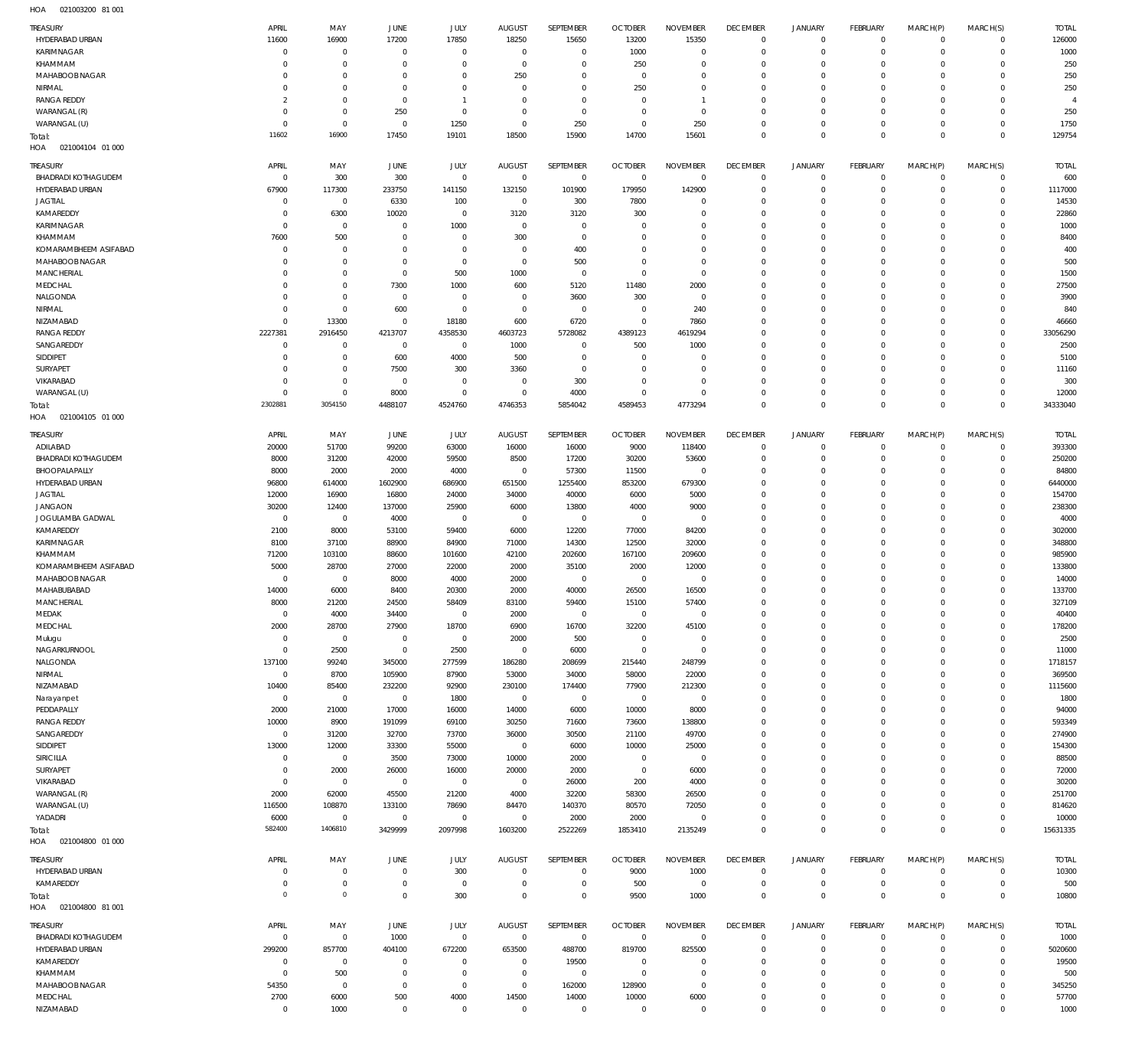HOA 021003200 81 001

| TREASURY | APRIL | MAY | JUNE | JULY | AUGUST | SEPTEMBER | OCTOBER | NOVEMBER | DECEMBER | JANUARY | FEBRUARY | MARCH(P) | MARCH(S) | TOTAL |
|---|---|---|---|---|---|---|---|---|---|---|---|---|---|---|
| HYDERABAD URBAN | 11600 | 16900 | 17200 | 17850 | 18250 | 15650 | 13200 | 15350 | 0 | 0 | 0 | 0 | 0 | 126000 |
| KARIMNAGAR | 0 | 0 | 0 | 0 | 0 | 0 | 1000 | 0 | 0 | 0 | 0 | 0 | 0 | 1000 |
| KHAMMAM | 0 | 0 | 0 | 0 | 0 | 0 | 250 | 0 | 0 | 0 | 0 | 0 | 0 | 250 |
| MAHABOOB NAGAR | 0 | 0 | 0 | 0 | 250 | 0 | 0 | 0 | 0 | 0 | 0 | 0 | 0 | 250 |
| NIRMAL | 0 | 0 | 0 | 0 | 0 | 0 | 250 | 0 | 0 | 0 | 0 | 0 | 0 | 250 |
| RANGA REDDY | 2 | 0 | 0 | 1 | 0 | 0 | 0 | 1 | 0 | 0 | 0 | 0 | 0 | 4 |
| WARANGAL (R) | 0 | 0 | 250 | 0 | 0 | 0 | 0 | 0 | 0 | 0 | 0 | 0 | 0 | 250 |
| WARANGAL (U) | 0 | 0 | 0 | 1250 | 0 | 250 | 0 | 250 | 0 | 0 | 0 | 0 | 0 | 1750 |
| Total: | 11602 | 16900 | 17450 | 19101 | 18500 | 15900 | 14700 | 15601 | 0 | 0 | 0 | 0 | 0 | 129754 |

HOA 021004104 01 000

| TREASURY | APRIL | MAY | JUNE | JULY | AUGUST | SEPTEMBER | OCTOBER | NOVEMBER | DECEMBER | JANUARY | FEBRUARY | MARCH(P) | MARCH(S) | TOTAL |
|---|---|---|---|---|---|---|---|---|---|---|---|---|---|---|
| BHADRADI KOTHAGUDEM | 0 | 300 | 300 | 0 | 0 | 0 | 0 | 0 | 0 | 0 | 0 | 0 | 0 | 600 |
| HYDERABAD URBAN | 67900 | 117300 | 233750 | 141150 | 132150 | 101900 | 179950 | 142900 | 0 | 0 | 0 | 0 | 0 | 1117000 |
| JAGTIAL | 0 | 0 | 6330 | 100 | 0 | 300 | 7800 | 0 | 0 | 0 | 0 | 0 | 0 | 14530 |
| KAMAREDDY | 0 | 6300 | 10020 | 0 | 3120 | 3120 | 300 | 0 | 0 | 0 | 0 | 0 | 0 | 22860 |
| KARIMNAGAR | 0 | 0 | 0 | 1000 | 0 | 0 | 0 | 0 | 0 | 0 | 0 | 0 | 0 | 1000 |
| KHAMMAM | 7600 | 500 | 0 | 0 | 300 | 0 | 0 | 0 | 0 | 0 | 0 | 0 | 0 | 8400 |
| KOMARAMBHEEM ASIFABAD | 0 | 0 | 0 | 0 | 0 | 400 | 0 | 0 | 0 | 0 | 0 | 0 | 0 | 400 |
| MAHABOOB NAGAR | 0 | 0 | 0 | 0 | 0 | 500 | 0 | 0 | 0 | 0 | 0 | 0 | 0 | 500 |
| MANCHERIAL | 0 | 0 | 0 | 500 | 1000 | 0 | 0 | 0 | 0 | 0 | 0 | 0 | 0 | 1500 |
| MEDCHAL | 0 | 0 | 7300 | 1000 | 600 | 5120 | 11480 | 2000 | 0 | 0 | 0 | 0 | 0 | 27500 |
| NALGONDA | 0 | 0 | 0 | 0 | 0 | 3600 | 300 | 0 | 0 | 0 | 0 | 0 | 0 | 3900 |
| NIRMAL | 0 | 0 | 600 | 0 | 0 | 0 | 0 | 240 | 0 | 0 | 0 | 0 | 0 | 840 |
| NIZAMABAD | 0 | 13300 | 0 | 18180 | 600 | 6720 | 0 | 7860 | 0 | 0 | 0 | 0 | 0 | 46660 |
| RANGA REDDY | 2227381 | 2916450 | 4213707 | 4358530 | 4603723 | 5728082 | 4389123 | 4619294 | 0 | 0 | 0 | 0 | 0 | 33056290 |
| SANGAREDDY | 0 | 0 | 0 | 0 | 1000 | 0 | 500 | 1000 | 0 | 0 | 0 | 0 | 0 | 2500 |
| SIDDIPET | 0 | 0 | 600 | 4000 | 500 | 0 | 0 | 0 | 0 | 0 | 0 | 0 | 0 | 5100 |
| SURYAPET | 0 | 0 | 7500 | 300 | 3360 | 0 | 0 | 0 | 0 | 0 | 0 | 0 | 0 | 11160 |
| VIKARABAD | 0 | 0 | 0 | 0 | 0 | 300 | 0 | 0 | 0 | 0 | 0 | 0 | 0 | 300 |
| WARANGAL (U) | 0 | 0 | 8000 | 0 | 0 | 4000 | 0 | 0 | 0 | 0 | 0 | 0 | 0 | 12000 |
| Total: | 2302881 | 3054150 | 4488107 | 4524760 | 4746353 | 5854042 | 4589453 | 4773294 | 0 | 0 | 0 | 0 | 0 | 34333040 |

HOA 021004105 01 000

| TREASURY | APRIL | MAY | JUNE | JULY | AUGUST | SEPTEMBER | OCTOBER | NOVEMBER | DECEMBER | JANUARY | FEBRUARY | MARCH(P) | MARCH(S) | TOTAL |
|---|---|---|---|---|---|---|---|---|---|---|---|---|---|---|
| ADILABAD | 20000 | 51700 | 99200 | 63000 | 16000 | 16000 | 9000 | 118400 | 0 | 0 | 0 | 0 | 0 | 393300 |
| BHADRADI KOTHAGUDEM | 8000 | 31200 | 42000 | 59500 | 8500 | 17200 | 30200 | 53600 | 0 | 0 | 0 | 0 | 0 | 250200 |
| BHOOPALAPALLY | 8000 | 2000 | 2000 | 4000 | 0 | 57300 | 11500 | 0 | 0 | 0 | 0 | 0 | 0 | 84800 |
| HYDERABAD URBAN | 96800 | 614000 | 1602900 | 686900 | 651500 | 1255400 | 853200 | 679300 | 0 | 0 | 0 | 0 | 0 | 6440000 |
| JAGTIAL | 12000 | 16900 | 16800 | 24000 | 34000 | 40000 | 6000 | 5000 | 0 | 0 | 0 | 0 | 0 | 154700 |
| JANGAON | 30200 | 12400 | 137000 | 25900 | 6000 | 13800 | 4000 | 9000 | 0 | 0 | 0 | 0 | 0 | 238300 |
| JOGULAMBA GADWAL | 0 | 0 | 4000 | 0 | 0 | 0 | 0 | 0 | 0 | 0 | 0 | 0 | 0 | 4000 |
| KAMAREDDY | 2100 | 8000 | 53100 | 59400 | 6000 | 12200 | 77000 | 84200 | 0 | 0 | 0 | 0 | 0 | 302000 |
| KARIMNAGAR | 8100 | 37100 | 88900 | 84900 | 71000 | 14300 | 12500 | 32000 | 0 | 0 | 0 | 0 | 0 | 348800 |
| KHAMMAM | 71200 | 103100 | 88600 | 101600 | 42100 | 202600 | 167100 | 209600 | 0 | 0 | 0 | 0 | 0 | 985900 |
| KOMARAMBHEEM ASIFABAD | 5000 | 28700 | 27000 | 22000 | 2000 | 35100 | 2000 | 12000 | 0 | 0 | 0 | 0 | 0 | 133800 |
| MAHABOOB NAGAR | 0 | 0 | 8000 | 4000 | 2000 | 0 | 0 | 0 | 0 | 0 | 0 | 0 | 0 | 14000 |
| MAHABUBABAD | 14000 | 6000 | 8400 | 20300 | 2000 | 40000 | 26500 | 16500 | 0 | 0 | 0 | 0 | 0 | 133700 |
| MANCHERIAL | 8000 | 21200 | 24500 | 58409 | 83100 | 59400 | 15100 | 57400 | 0 | 0 | 0 | 0 | 0 | 327109 |
| MEDAK | 0 | 4000 | 34400 | 0 | 2000 | 0 | 0 | 0 | 0 | 0 | 0 | 0 | 0 | 40400 |
| MEDCHAL | 2000 | 28700 | 27900 | 18700 | 6900 | 16700 | 32200 | 45100 | 0 | 0 | 0 | 0 | 0 | 178200 |
| Mulugu | 0 | 0 | 0 | 0 | 2000 | 500 | 0 | 0 | 0 | 0 | 0 | 0 | 0 | 2500 |
| NAGARKURNOOL | 0 | 2500 | 0 | 2500 | 0 | 6000 | 0 | 0 | 0 | 0 | 0 | 0 | 0 | 11000 |
| NALGONDA | 137100 | 99240 | 345000 | 277599 | 186280 | 208699 | 215440 | 248799 | 0 | 0 | 0 | 0 | 0 | 1718157 |
| NIRMAL | 0 | 8700 | 105900 | 87900 | 53000 | 34000 | 58000 | 22000 | 0 | 0 | 0 | 0 | 0 | 369500 |
| NIZAMABAD | 10400 | 85400 | 232200 | 92900 | 230100 | 174400 | 77900 | 212300 | 0 | 0 | 0 | 0 | 0 | 1115600 |
| Narayanpet | 0 | 0 | 0 | 1800 | 0 | 0 | 0 | 0 | 0 | 0 | 0 | 0 | 0 | 1800 |
| PEDDAPALLY | 2000 | 21000 | 17000 | 16000 | 14000 | 6000 | 10000 | 8000 | 0 | 0 | 0 | 0 | 0 | 94000 |
| RANGA REDDY | 10000 | 8900 | 191099 | 69100 | 30250 | 71600 | 73600 | 138800 | 0 | 0 | 0 | 0 | 0 | 593349 |
| SANGAREDDY | 0 | 31200 | 32700 | 73700 | 36000 | 30500 | 21100 | 49700 | 0 | 0 | 0 | 0 | 0 | 274900 |
| SIDDIPET | 13000 | 12000 | 33300 | 55000 | 0 | 6000 | 10000 | 25000 | 0 | 0 | 0 | 0 | 0 | 154300 |
| SIRICILLA | 0 | 0 | 3500 | 73000 | 10000 | 2000 | 0 | 0 | 0 | 0 | 0 | 0 | 0 | 88500 |
| SURYAPET | 0 | 2000 | 26000 | 16000 | 20000 | 2000 | 0 | 6000 | 0 | 0 | 0 | 0 | 0 | 72000 |
| VIKARABAD | 0 | 0 | 0 | 0 | 0 | 26000 | 200 | 4000 | 0 | 0 | 0 | 0 | 0 | 30200 |
| WARANGAL (R) | 2000 | 62000 | 45500 | 21200 | 4000 | 32200 | 58300 | 26500 | 0 | 0 | 0 | 0 | 0 | 251700 |
| WARANGAL (U) | 116500 | 108870 | 133100 | 78690 | 84470 | 140370 | 80570 | 72050 | 0 | 0 | 0 | 0 | 0 | 814620 |
| YADADRI | 6000 | 0 | 0 | 0 | 0 | 2000 | 2000 | 0 | 0 | 0 | 0 | 0 | 0 | 10000 |
| Total: | 582400 | 1406810 | 3429999 | 2097998 | 1603200 | 2522269 | 1853410 | 2135249 | 0 | 0 | 0 | 0 | 0 | 15631335 |

HOA 021004800 01 000

| TREASURY | APRIL | MAY | JUNE | JULY | AUGUST | SEPTEMBER | OCTOBER | NOVEMBER | DECEMBER | JANUARY | FEBRUARY | MARCH(P) | MARCH(S) | TOTAL |
|---|---|---|---|---|---|---|---|---|---|---|---|---|---|---|
| HYDERABAD URBAN | 0 | 0 | 0 | 300 | 0 | 0 | 9000 | 1000 | 0 | 0 | 0 | 0 | 0 | 10300 |
| KAMAREDDY | 0 | 0 | 0 | 0 | 0 | 0 | 500 | 0 | 0 | 0 | 0 | 0 | 0 | 500 |
| Total: | 0 | 0 | 0 | 300 | 0 | 0 | 9500 | 1000 | 0 | 0 | 0 | 0 | 0 | 10800 |

HOA 021004800 81 001

| TREASURY | APRIL | MAY | JUNE | JULY | AUGUST | SEPTEMBER | OCTOBER | NOVEMBER | DECEMBER | JANUARY | FEBRUARY | MARCH(P) | MARCH(S) | TOTAL |
|---|---|---|---|---|---|---|---|---|---|---|---|---|---|---|
| BHADRADI KOTHAGUDEM | 0 | 0 | 1000 | 0 | 0 | 0 | 0 | 0 | 0 | 0 | 0 | 0 | 0 | 1000 |
| HYDERABAD URBAN | 299200 | 857700 | 404100 | 672200 | 653500 | 488700 | 819700 | 825500 | 0 | 0 | 0 | 0 | 0 | 5020600 |
| KAMAREDDY | 0 | 0 | 0 | 0 | 0 | 19500 | 0 | 0 | 0 | 0 | 0 | 0 | 0 | 19500 |
| KHAMMAM | 0 | 500 | 0 | 0 | 0 | 0 | 0 | 0 | 0 | 0 | 0 | 0 | 0 | 500 |
| MAHABOOB NAGAR | 54350 | 0 | 0 | 0 | 0 | 162000 | 128900 | 0 | 0 | 0 | 0 | 0 | 0 | 345250 |
| MEDCHAL | 2700 | 6000 | 500 | 4000 | 14500 | 14000 | 10000 | 6000 | 0 | 0 | 0 | 0 | 0 | 57700 |
| NIZAMABAD | 0 | 1000 | 0 | 0 | 0 | 0 | 0 | 0 | 0 | 0 | 0 | 0 | 0 | 1000 |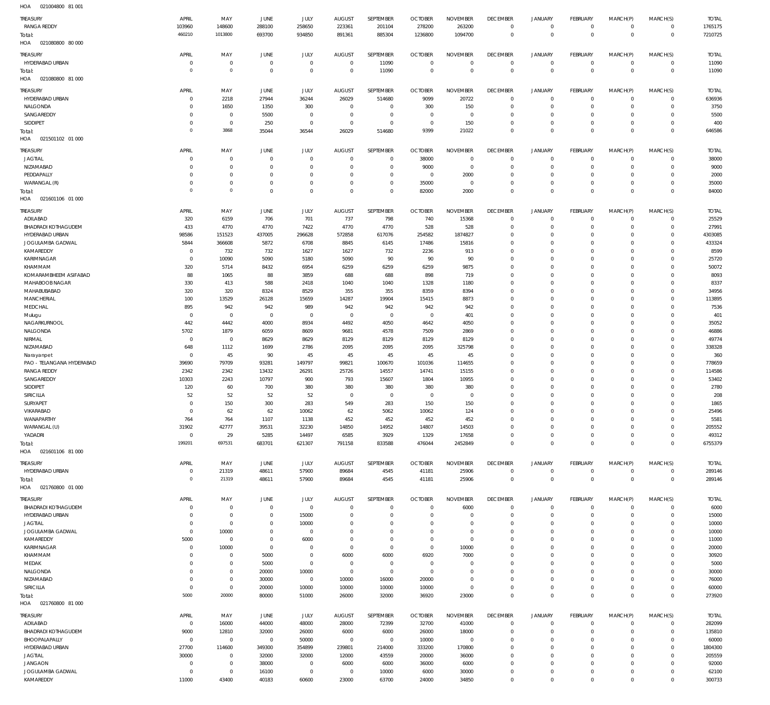HOA 021004800 81 001

| TREASURY | APRIL | MAY | JUNE | JULY | AUGUST | SEPTEMBER | OCTOBER | NOVEMBER | DECEMBER | JANUARY | FEBRUARY | MARCH(P) | MARCH(S) | TOTAL |
|---|---|---|---|---|---|---|---|---|---|---|---|---|---|---|
| RANGA REDDY | 103960 | 148600 | 288100 | 258650 | 223361 | 201104 | 278200 | 263200 | 0 | 0 | 0 | 0 | 0 | 1765175 |
| Total: | 460210 | 1013800 | 693700 | 934850 | 891361 | 885304 | 1236800 | 1094700 | 0 | 0 | 0 | 0 | 0 | 7210725 |

HOA 021080800 80 000

| TREASURY | APRIL | MAY | JUNE | JULY | AUGUST | SEPTEMBER | OCTOBER | NOVEMBER | DECEMBER | JANUARY | FEBRUARY | MARCH(P) | MARCH(S) | TOTAL |
|---|---|---|---|---|---|---|---|---|---|---|---|---|---|---|
| HYDERABAD URBAN | 0 | 0 | 0 | 0 | 0 | 11090 | 0 | 0 | 0 | 0 | 0 | 0 | 0 | 11090 |
| Total: | 0 | 0 | 0 | 0 | 0 | 11090 | 0 | 0 | 0 | 0 | 0 | 0 | 0 | 11090 |

HOA 021080800 81 000

| TREASURY | APRIL | MAY | JUNE | JULY | AUGUST | SEPTEMBER | OCTOBER | NOVEMBER | DECEMBER | JANUARY | FEBRUARY | MARCH(P) | MARCH(S) | TOTAL |
|---|---|---|---|---|---|---|---|---|---|---|---|---|---|---|
| HYDERABAD URBAN | 0 | 2218 | 27944 | 36244 | 26029 | 514680 | 9099 | 20722 | 0 | 0 | 0 | 0 | 0 | 636936 |
| NALGONDA | 0 | 1650 | 1350 | 300 | 0 | 0 | 300 | 150 | 0 | 0 | 0 | 0 | 0 | 3750 |
| SANGAREDDY | 0 | 0 | 5500 | 0 | 0 | 0 | 0 | 0 | 0 | 0 | 0 | 0 | 0 | 5500 |
| SIDDIPET | 0 | 0 | 250 | 0 | 0 | 0 | 0 | 150 | 0 | 0 | 0 | 0 | 0 | 400 |
| Total: | 0 | 3868 | 35044 | 36544 | 26029 | 514680 | 9399 | 21022 | 0 | 0 | 0 | 0 | 0 | 646586 |

HOA 021501102 01 000

| TREASURY | APRIL | MAY | JUNE | JULY | AUGUST | SEPTEMBER | OCTOBER | NOVEMBER | DECEMBER | JANUARY | FEBRUARY | MARCH(P) | MARCH(S) | TOTAL |
|---|---|---|---|---|---|---|---|---|---|---|---|---|---|---|
| JAGTIAL | 0 | 0 | 0 | 0 | 0 | 0 | 38000 | 0 | 0 | 0 | 0 | 0 | 0 | 38000 |
| NIZAMABAD | 0 | 0 | 0 | 0 | 0 | 0 | 9000 | 0 | 0 | 0 | 0 | 0 | 0 | 9000 |
| PEDDAPALLY | 0 | 0 | 0 | 0 | 0 | 0 | 0 | 2000 | 0 | 0 | 0 | 0 | 0 | 2000 |
| WARANGAL (R) | 0 | 0 | 0 | 0 | 0 | 0 | 35000 | 0 | 0 | 0 | 0 | 0 | 0 | 35000 |
| Total: | 0 | 0 | 0 | 0 | 0 | 0 | 82000 | 2000 | 0 | 0 | 0 | 0 | 0 | 84000 |

HOA 021601106 01 000

| TREASURY | APRIL | MAY | JUNE | JULY | AUGUST | SEPTEMBER | OCTOBER | NOVEMBER | DECEMBER | JANUARY | FEBRUARY | MARCH(P) | MARCH(S) | TOTAL |
|---|---|---|---|---|---|---|---|---|---|---|---|---|---|---|
| ADILABAD | 320 | 6159 | 706 | 701 | 737 | 798 | 740 | 15368 | 0 | 0 | 0 | 0 | 0 | 25529 |
| BHADRADI KOTHAGUDEM | 433 | 4770 | 4770 | 7422 | 4770 | 4770 | 528 | 528 | 0 | 0 | 0 | 0 | 0 | 27991 |
| HYDERABAD URBAN | 98586 | 151523 | 437005 | 296628 | 572858 | 617076 | 254582 | 1874827 | 0 | 0 | 0 | 0 | 0 | 4303085 |
| JOGULAMBA GADWAL | 5844 | 366608 | 5872 | 6708 | 8845 | 6145 | 17486 | 15816 | 0 | 0 | 0 | 0 | 0 | 433324 |
| KAMAREDDY | 0 | 732 | 732 | 1627 | 1627 | 732 | 2236 | 913 | 0 | 0 | 0 | 0 | 0 | 8599 |
| KARIMNAGAR | 0 | 10090 | 5090 | 5180 | 5090 | 90 | 90 | 90 | 0 | 0 | 0 | 0 | 0 | 25720 |
| KHAMMAM | 320 | 5714 | 8432 | 6954 | 6259 | 6259 | 6259 | 9875 | 0 | 0 | 0 | 0 | 0 | 50072 |
| KOMARAMBHEEM ASIFABAD | 88 | 1065 | 88 | 3859 | 688 | 688 | 898 | 719 | 0 | 0 | 0 | 0 | 0 | 8093 |
| MAHABOOBNAGAR | 330 | 413 | 588 | 2418 | 1040 | 1040 | 1328 | 1180 | 0 | 0 | 0 | 0 | 0 | 8337 |
| MAHABUBABAD | 320 | 320 | 8324 | 8529 | 355 | 355 | 8359 | 8394 | 0 | 0 | 0 | 0 | 0 | 34956 |
| MANCHERIAL | 100 | 13529 | 26128 | 15659 | 14287 | 19904 | 15415 | 8873 | 0 | 0 | 0 | 0 | 0 | 113895 |
| MEDCHAL | 895 | 942 | 942 | 989 | 942 | 942 | 942 | 942 | 0 | 0 | 0 | 0 | 0 | 7536 |
| Mulugu | 0 | 0 | 0 | 0 | 0 | 0 | 0 | 401 | 0 | 0 | 0 | 0 | 0 | 401 |
| NAGARKURNOOL | 442 | 4442 | 4000 | 8934 | 4492 | 4050 | 4642 | 4050 | 0 | 0 | 0 | 0 | 0 | 35052 |
| NALGONDA | 5702 | 1879 | 6059 | 8609 | 9681 | 4578 | 7509 | 2869 | 0 | 0 | 0 | 0 | 0 | 46886 |
| NIRMAL | 0 | 0 | 8629 | 8629 | 8129 | 8129 | 8129 | 8129 | 0 | 0 | 0 | 0 | 0 | 49774 |
| NIZAMABAD | 648 | 1112 | 1699 | 2786 | 2095 | 2095 | 2095 | 325798 | 0 | 0 | 0 | 0 | 0 | 338328 |
| Narayanpet | 0 | 45 | 90 | 45 | 45 | 45 | 45 | 45 | 0 | 0 | 0 | 0 | 0 | 360 |
| PAO - TELANGANA HYDERABAD | 39690 | 79709 | 93281 | 149797 | 99821 | 100670 | 101036 | 114655 | 0 | 0 | 0 | 0 | 0 | 778659 |
| RANGA REDDY | 2342 | 2342 | 13432 | 26291 | 25726 | 14557 | 14741 | 15155 | 0 | 0 | 0 | 0 | 0 | 114586 |
| SANGAREDDY | 10303 | 2243 | 10797 | 900 | 793 | 15607 | 1804 | 10955 | 0 | 0 | 0 | 0 | 0 | 53402 |
| SIDDIPET | 120 | 60 | 700 | 380 | 380 | 380 | 380 | 380 | 0 | 0 | 0 | 0 | 0 | 2780 |
| SIRICILLA | 52 | 52 | 52 | 52 | 0 | 0 | 0 | 0 | 0 | 0 | 0 | 0 | 0 | 208 |
| SURYAPET | 0 | 150 | 300 | 283 | 549 | 283 | 150 | 150 | 0 | 0 | 0 | 0 | 0 | 1865 |
| VIKARABAD | 0 | 62 | 62 | 10062 | 62 | 5062 | 10062 | 124 | 0 | 0 | 0 | 0 | 0 | 25496 |
| WANAPARTHY | 764 | 764 | 1107 | 1138 | 452 | 452 | 452 | 452 | 0 | 0 | 0 | 0 | 0 | 5581 |
| WARANGAL (U) | 31902 | 42777 | 39531 | 32230 | 14850 | 14952 | 14807 | 14503 | 0 | 0 | 0 | 0 | 0 | 205552 |
| YADADRI | 0 | 29 | 5285 | 14497 | 6585 | 3929 | 1329 | 17658 | 0 | 0 | 0 | 0 | 0 | 49312 |
| Total: | 199201 | 697531 | 683701 | 621307 | 791158 | 833588 | 476044 | 2452849 | 0 | 0 | 0 | 0 | 0 | 6755379 |

HOA 021601106 81 000

| TREASURY | APRIL | MAY | JUNE | JULY | AUGUST | SEPTEMBER | OCTOBER | NOVEMBER | DECEMBER | JANUARY | FEBRUARY | MARCH(P) | MARCH(S) | TOTAL |
|---|---|---|---|---|---|---|---|---|---|---|---|---|---|---|
| HYDERABAD URBAN | 0 | 21319 | 48611 | 57900 | 89684 | 4545 | 41181 | 25906 | 0 | 0 | 0 | 0 | 0 | 289146 |
| Total: | 0 | 21319 | 48611 | 57900 | 89684 | 4545 | 41181 | 25906 | 0 | 0 | 0 | 0 | 0 | 289146 |

HOA 021760800 01 000

| TREASURY | APRIL | MAY | JUNE | JULY | AUGUST | SEPTEMBER | OCTOBER | NOVEMBER | DECEMBER | JANUARY | FEBRUARY | MARCH(P) | MARCH(S) | TOTAL |
|---|---|---|---|---|---|---|---|---|---|---|---|---|---|---|
| BHADRADI KOTHAGUDEM | 0 | 0 | 0 | 0 | 0 | 0 | 0 | 6000 | 0 | 0 | 0 | 0 | 0 | 6000 |
| HYDERABAD URBAN | 0 | 0 | 0 | 15000 | 0 | 0 | 0 | 0 | 0 | 0 | 0 | 0 | 0 | 15000 |
| JAGTIAL | 0 | 0 | 0 | 10000 | 0 | 0 | 0 | 0 | 0 | 0 | 0 | 0 | 0 | 10000 |
| JOGULAMBA GADWAL | 0 | 10000 | 0 | 0 | 0 | 0 | 0 | 0 | 0 | 0 | 0 | 0 | 0 | 10000 |
| KAMAREDDY | 5000 | 0 | 0 | 6000 | 0 | 0 | 0 | 0 | 0 | 0 | 0 | 0 | 0 | 11000 |
| KARIMNAGAR | 0 | 10000 | 0 | 0 | 0 | 0 | 0 | 10000 | 0 | 0 | 0 | 0 | 0 | 20000 |
| KHAMMAM | 0 | 0 | 5000 | 0 | 6000 | 6000 | 6920 | 7000 | 0 | 0 | 0 | 0 | 0 | 30920 |
| MEDAK | 0 | 0 | 5000 | 0 | 0 | 0 | 0 | 0 | 0 | 0 | 0 | 0 | 0 | 5000 |
| NALGONDA | 0 | 0 | 20000 | 10000 | 0 | 0 | 0 | 0 | 0 | 0 | 0 | 0 | 0 | 30000 |
| NIZAMABAD | 0 | 0 | 30000 | 0 | 10000 | 16000 | 20000 | 0 | 0 | 0 | 0 | 0 | 0 | 76000 |
| SIRICILLA | 0 | 0 | 20000 | 10000 | 10000 | 10000 | 10000 | 0 | 0 | 0 | 0 | 0 | 0 | 60000 |
| Total: | 5000 | 20000 | 80000 | 51000 | 26000 | 32000 | 36920 | 23000 | 0 | 0 | 0 | 0 | 0 | 273920 |

HOA 021760800 81 000

| TREASURY | APRIL | MAY | JUNE | JULY | AUGUST | SEPTEMBER | OCTOBER | NOVEMBER | DECEMBER | JANUARY | FEBRUARY | MARCH(P) | MARCH(S) | TOTAL |
|---|---|---|---|---|---|---|---|---|---|---|---|---|---|---|
| ADILABAD | 0 | 16000 | 44000 | 48000 | 28000 | 72399 | 32700 | 41000 | 0 | 0 | 0 | 0 | 0 | 282099 |
| BHADRADI KOTHAGUDEM | 9000 | 12810 | 32000 | 26000 | 6000 | 6000 | 26000 | 18000 | 0 | 0 | 0 | 0 | 0 | 135810 |
| BHOOPALAPALLY | 0 | 0 | 0 | 50000 | 0 | 0 | 10000 | 0 | 0 | 0 | 0 | 0 | 0 | 60000 |
| HYDERABAD URBAN | 27700 | 114600 | 349300 | 354899 | 239801 | 214000 | 333200 | 170800 | 0 | 0 | 0 | 0 | 0 | 1804300 |
| JAGTIAL | 30000 | 0 | 32000 | 32000 | 12000 | 43559 | 20000 | 36000 | 0 | 0 | 0 | 0 | 0 | 205559 |
| JANGAON | 0 | 0 | 38000 | 0 | 6000 | 6000 | 36000 | 6000 | 0 | 0 | 0 | 0 | 0 | 92000 |
| JOGULAMBA GADWAL | 0 | 0 | 16100 | 0 | 0 | 10000 | 6000 | 30000 | 0 | 0 | 0 | 0 | 0 | 62100 |
| KAMAREDDY | 11000 | 43400 | 40183 | 60600 | 23000 | 63700 | 24000 | 34850 | 0 | 0 | 0 | 0 | 0 | 300733 |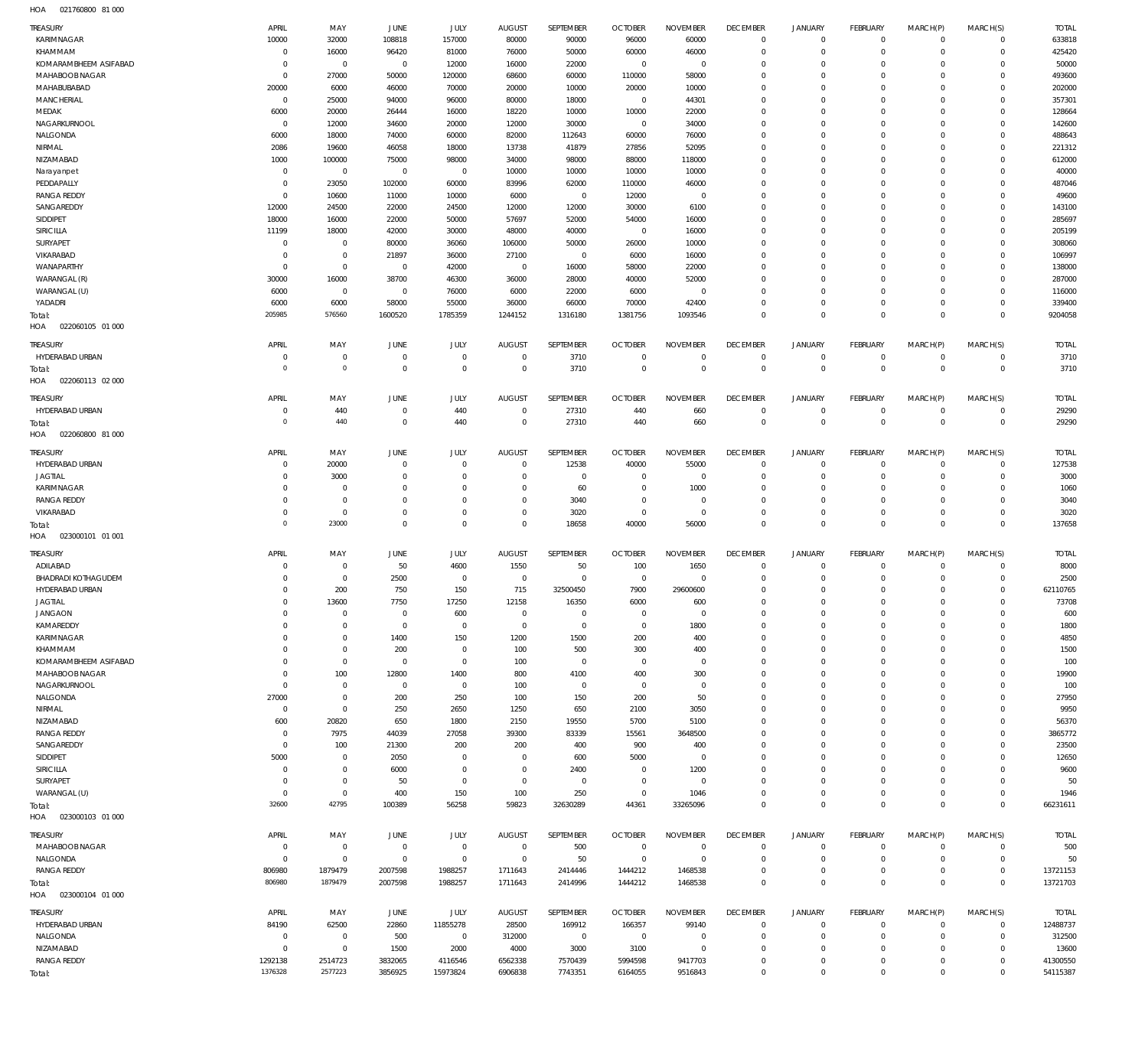HOA 021760800 81 000

| TREASURY | APRIL | MAY | JUNE | JULY | AUGUST | SEPTEMBER | OCTOBER | NOVEMBER | DECEMBER | JANUARY | FEBRUARY | MARCH(P) | MARCH(S) | TOTAL |
|---|---|---|---|---|---|---|---|---|---|---|---|---|---|---|
| KARIMNAGAR | 10000 | 32000 | 108818 | 157000 | 80000 | 90000 | 96000 | 60000 | 0 | 0 | 0 | 0 | 0 | 633818 |
| KHAMMAM | 0 | 16000 | 96420 | 81000 | 76000 | 50000 | 60000 | 46000 | 0 | 0 | 0 | 0 | 0 | 425420 |
| KOMARAMBHEEM ASIFABAD | 0 | 0 | 0 | 12000 | 16000 | 22000 | 0 | 0 | 0 | 0 | 0 | 0 | 0 | 50000 |
| MAHABOOB NAGAR | 0 | 27000 | 50000 | 120000 | 68600 | 60000 | 110000 | 58000 | 0 | 0 | 0 | 0 | 0 | 493600 |
| MAHABUBABAD | 20000 | 6000 | 46000 | 70000 | 20000 | 10000 | 20000 | 10000 | 0 | 0 | 0 | 0 | 0 | 202000 |
| MANCHERIAL | 0 | 25000 | 94000 | 96000 | 80000 | 18000 | 0 | 44301 | 0 | 0 | 0 | 0 | 0 | 357301 |
| MEDAK | 6000 | 20000 | 26444 | 16000 | 18220 | 10000 | 10000 | 22000 | 0 | 0 | 0 | 0 | 0 | 128664 |
| NAGARKURNOOL | 0 | 12000 | 34600 | 20000 | 12000 | 30000 | 0 | 34000 | 0 | 0 | 0 | 0 | 0 | 142600 |
| NALGONDA | 6000 | 18000 | 74000 | 60000 | 82000 | 112643 | 60000 | 76000 | 0 | 0 | 0 | 0 | 0 | 488643 |
| NIRMAL | 2086 | 19600 | 46058 | 18000 | 13738 | 41879 | 27856 | 52095 | 0 | 0 | 0 | 0 | 0 | 221312 |
| NIZAMABAD | 1000 | 100000 | 75000 | 98000 | 34000 | 98000 | 88000 | 118000 | 0 | 0 | 0 | 0 | 0 | 612000 |
| Narayanpet | 0 | 0 | 0 | 0 | 10000 | 10000 | 10000 | 10000 | 0 | 0 | 0 | 0 | 0 | 40000 |
| PEDDAPALLY | 0 | 23050 | 102000 | 60000 | 83996 | 62000 | 110000 | 46000 | 0 | 0 | 0 | 0 | 0 | 487046 |
| RANGA REDDY | 0 | 10600 | 11000 | 10000 | 6000 | 0 | 12000 | 0 | 0 | 0 | 0 | 0 | 0 | 49600 |
| SANGAREDDY | 12000 | 24500 | 22000 | 24500 | 12000 | 12000 | 30000 | 6100 | 0 | 0 | 0 | 0 | 0 | 143100 |
| SIDDIPET | 18000 | 16000 | 22000 | 50000 | 57697 | 52000 | 54000 | 16000 | 0 | 0 | 0 | 0 | 0 | 285697 |
| SIRICILLA | 11199 | 18000 | 42000 | 30000 | 48000 | 40000 | 0 | 16000 | 0 | 0 | 0 | 0 | 0 | 205199 |
| SURYAPET | 0 | 0 | 80000 | 36060 | 106000 | 50000 | 26000 | 10000 | 0 | 0 | 0 | 0 | 0 | 308060 |
| VIKARABAD | 0 | 0 | 21897 | 36000 | 27100 | 0 | 6000 | 16000 | 0 | 0 | 0 | 0 | 0 | 106997 |
| WANAPARTHY | 0 | 0 | 0 | 42000 | 0 | 16000 | 58000 | 22000 | 0 | 0 | 0 | 0 | 0 | 138000 |
| WARANGAL (R) | 30000 | 16000 | 38700 | 46300 | 36000 | 28000 | 40000 | 52000 | 0 | 0 | 0 | 0 | 0 | 287000 |
| WARANGAL (U) | 6000 | 0 | 0 | 76000 | 6000 | 22000 | 6000 | 0 | 0 | 0 | 0 | 0 | 0 | 116000 |
| YADADRI | 6000 | 6000 | 58000 | 55000 | 36000 | 66000 | 70000 | 42400 | 0 | 0 | 0 | 0 | 0 | 339400 |
| Total: | 205985 | 576560 | 1600520 | 1785359 | 1244152 | 1316180 | 1381756 | 1093546 | 0 | 0 | 0 | 0 | 0 | 9204058 |

HOA 022060105 01 000

| TREASURY | APRIL | MAY | JUNE | JULY | AUGUST | SEPTEMBER | OCTOBER | NOVEMBER | DECEMBER | JANUARY | FEBRUARY | MARCH(P) | MARCH(S) | TOTAL |
|---|---|---|---|---|---|---|---|---|---|---|---|---|---|---|
| HYDERABAD URBAN | 0 | 0 | 0 | 0 | 0 | 3710 | 0 | 0 | 0 | 0 | 0 | 0 | 0 | 3710 |
| Total: | 0 | 0 | 0 | 0 | 0 | 3710 | 0 | 0 | 0 | 0 | 0 | 0 | 0 | 3710 |

HOA 022060113 02 000

| TREASURY | APRIL | MAY | JUNE | JULY | AUGUST | SEPTEMBER | OCTOBER | NOVEMBER | DECEMBER | JANUARY | FEBRUARY | MARCH(P) | MARCH(S) | TOTAL |
|---|---|---|---|---|---|---|---|---|---|---|---|---|---|---|
| HYDERABAD URBAN | 0 | 440 | 0 | 440 | 0 | 27310 | 440 | 660 | 0 | 0 | 0 | 0 | 0 | 29290 |
| Total: | 0 | 440 | 0 | 440 | 0 | 27310 | 440 | 660 | 0 | 0 | 0 | 0 | 0 | 29290 |

HOA 022060800 81 000

| TREASURY | APRIL | MAY | JUNE | JULY | AUGUST | SEPTEMBER | OCTOBER | NOVEMBER | DECEMBER | JANUARY | FEBRUARY | MARCH(P) | MARCH(S) | TOTAL |
|---|---|---|---|---|---|---|---|---|---|---|---|---|---|---|
| HYDERABAD URBAN | 0 | 20000 | 0 | 0 | 0 | 12538 | 40000 | 55000 | 0 | 0 | 0 | 0 | 0 | 127538 |
| JAGTIAL | 0 | 3000 | 0 | 0 | 0 | 0 | 0 | 0 | 0 | 0 | 0 | 0 | 0 | 3000 |
| KARIMNAGAR | 0 | 0 | 0 | 0 | 0 | 60 | 0 | 1000 | 0 | 0 | 0 | 0 | 0 | 1060 |
| RANGA REDDY | 0 | 0 | 0 | 0 | 0 | 3040 | 0 | 0 | 0 | 0 | 0 | 0 | 0 | 3040 |
| VIKARABAD | 0 | 0 | 0 | 0 | 0 | 3020 | 0 | 0 | 0 | 0 | 0 | 0 | 0 | 3020 |
| Total: | 0 | 23000 | 0 | 0 | 0 | 18658 | 40000 | 56000 | 0 | 0 | 0 | 0 | 0 | 137658 |

HOA 023000101 01 001

| TREASURY | APRIL | MAY | JUNE | JULY | AUGUST | SEPTEMBER | OCTOBER | NOVEMBER | DECEMBER | JANUARY | FEBRUARY | MARCH(P) | MARCH(S) | TOTAL |
|---|---|---|---|---|---|---|---|---|---|---|---|---|---|---|
| ADILABAD | 0 | 0 | 50 | 4600 | 1550 | 50 | 100 | 1650 | 0 | 0 | 0 | 0 | 0 | 8000 |
| BHADRADI KOTHAGUDEM | 0 | 0 | 2500 | 0 | 0 | 0 | 0 | 0 | 0 | 0 | 0 | 0 | 0 | 2500 |
| HYDERABAD URBAN | 0 | 200 | 750 | 150 | 715 | 32500450 | 7900 | 29600600 | 0 | 0 | 0 | 0 | 0 | 62110765 |
| JAGTIAL | 0 | 13600 | 7750 | 17250 | 12158 | 16350 | 6000 | 600 | 0 | 0 | 0 | 0 | 0 | 73708 |
| JANGAON | 0 | 0 | 0 | 600 | 0 | 0 | 0 | 0 | 0 | 0 | 0 | 0 | 0 | 600 |
| KAMAREDDY | 0 | 0 | 0 | 0 | 0 | 0 | 0 | 1800 | 0 | 0 | 0 | 0 | 0 | 1800 |
| KARIMNAGAR | 0 | 0 | 1400 | 150 | 1200 | 1500 | 200 | 400 | 0 | 0 | 0 | 0 | 0 | 4850 |
| KHAMMAM | 0 | 0 | 200 | 0 | 100 | 500 | 300 | 400 | 0 | 0 | 0 | 0 | 0 | 1500 |
| KOMARAMBHEEM ASIFABAD | 0 | 0 | 0 | 0 | 100 | 0 | 0 | 0 | 0 | 0 | 0 | 0 | 0 | 100 |
| MAHABOOB NAGAR | 0 | 100 | 12800 | 1400 | 800 | 4100 | 400 | 300 | 0 | 0 | 0 | 0 | 0 | 19900 |
| NAGARKURNOOL | 0 | 0 | 0 | 0 | 100 | 0 | 0 | 0 | 0 | 0 | 0 | 0 | 0 | 100 |
| NALGONDA | 27000 | 0 | 200 | 250 | 100 | 150 | 200 | 50 | 0 | 0 | 0 | 0 | 0 | 27950 |
| NIRMAL | 0 | 0 | 250 | 2650 | 1250 | 650 | 2100 | 3050 | 0 | 0 | 0 | 0 | 0 | 9950 |
| NIZAMABAD | 600 | 20820 | 650 | 1800 | 2150 | 19550 | 5700 | 5100 | 0 | 0 | 0 | 0 | 0 | 56370 |
| RANGA REDDY | 0 | 7975 | 44039 | 27058 | 39300 | 83339 | 15561 | 3648500 | 0 | 0 | 0 | 0 | 0 | 3865772 |
| SANGAREDDY | 0 | 100 | 21300 | 200 | 200 | 400 | 900 | 400 | 0 | 0 | 0 | 0 | 0 | 23500 |
| SIDDIPET | 5000 | 0 | 2050 | 0 | 0 | 600 | 5000 | 0 | 0 | 0 | 0 | 0 | 0 | 12650 |
| SIRICILLA | 0 | 0 | 6000 | 0 | 0 | 2400 | 0 | 1200 | 0 | 0 | 0 | 0 | 0 | 9600 |
| SURYAPET | 0 | 0 | 50 | 0 | 0 | 0 | 0 | 0 | 0 | 0 | 0 | 0 | 0 | 50 |
| WARANGAL (U) | 0 | 0 | 400 | 150 | 100 | 250 | 0 | 1046 | 0 | 0 | 0 | 0 | 0 | 1946 |
| Total: | 32600 | 42795 | 100389 | 56258 | 59823 | 32630289 | 44361 | 33265096 | 0 | 0 | 0 | 0 | 0 | 66231611 |

HOA 023000103 01 000

| TREASURY | APRIL | MAY | JUNE | JULY | AUGUST | SEPTEMBER | OCTOBER | NOVEMBER | DECEMBER | JANUARY | FEBRUARY | MARCH(P) | MARCH(S) | TOTAL |
|---|---|---|---|---|---|---|---|---|---|---|---|---|---|---|
| MAHABOOB NAGAR | 0 | 0 | 0 | 0 | 0 | 500 | 0 | 0 | 0 | 0 | 0 | 0 | 0 | 500 |
| NALGONDA | 0 | 0 | 0 | 0 | 0 | 50 | 0 | 0 | 0 | 0 | 0 | 0 | 0 | 50 |
| RANGA REDDY | 806980 | 1879479 | 2007598 | 1988257 | 1711643 | 2414446 | 1444212 | 1468538 | 0 | 0 | 0 | 0 | 0 | 13721153 |
| Total: | 806980 | 1879479 | 2007598 | 1988257 | 1711643 | 2414996 | 1444212 | 1468538 | 0 | 0 | 0 | 0 | 0 | 13721703 |

HOA 023000104 01 000

| TREASURY | APRIL | MAY | JUNE | JULY | AUGUST | SEPTEMBER | OCTOBER | NOVEMBER | DECEMBER | JANUARY | FEBRUARY | MARCH(P) | MARCH(S) | TOTAL |
|---|---|---|---|---|---|---|---|---|---|---|---|---|---|---|
| HYDERABAD URBAN | 84190 | 62500 | 22860 | 11855278 | 28500 | 169912 | 166357 | 99140 | 0 | 0 | 0 | 0 | 0 | 12488737 |
| NALGONDA | 0 | 0 | 500 | 0 | 312000 | 0 | 0 | 0 | 0 | 0 | 0 | 0 | 0 | 312500 |
| NIZAMABAD | 0 | 0 | 1500 | 2000 | 4000 | 3000 | 3100 | 0 | 0 | 0 | 0 | 0 | 0 | 13600 |
| RANGA REDDY | 1292138 | 2514723 | 3832065 | 4116546 | 6562338 | 7570439 | 5994598 | 9417703 | 0 | 0 | 0 | 0 | 0 | 41300550 |
| Total: | 1376328 | 2577223 | 3856925 | 15973824 | 6906838 | 7743351 | 6164055 | 9516843 | 0 | 0 | 0 | 0 | 0 | 54115387 |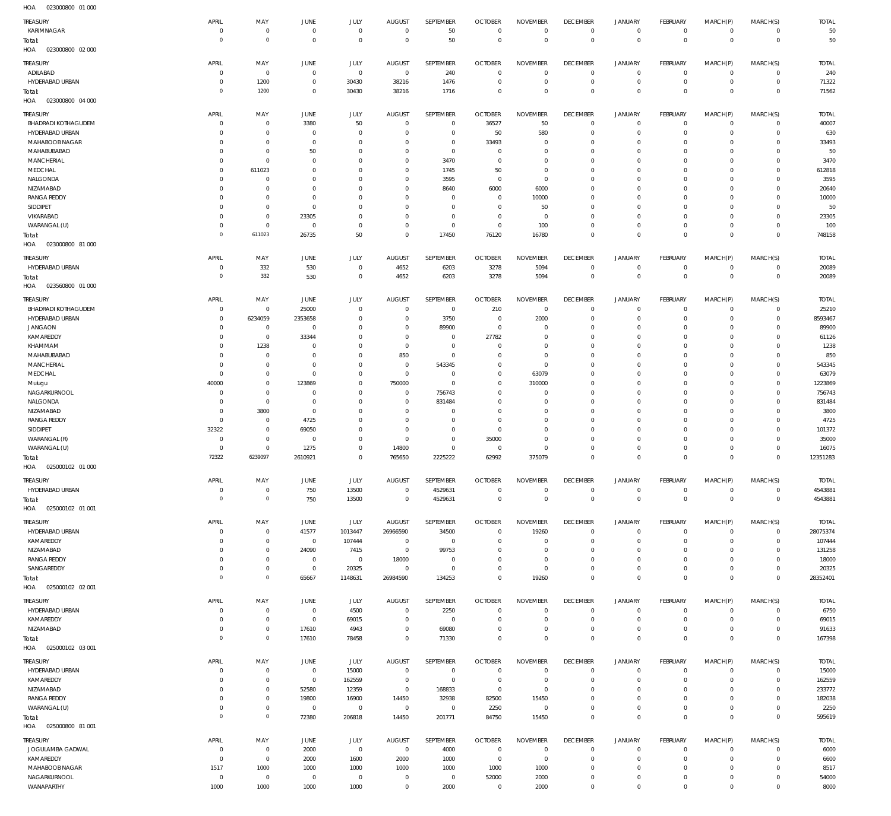HOA 023000800 01 000

| TREASURY | APRIL | MAY | JUNE | JULY | AUGUST | SEPTEMBER | OCTOBER | NOVEMBER | DECEMBER | JANUARY | FEBRUARY | MARCH(P) | MARCH(S) | TOTAL |
|---|---|---|---|---|---|---|---|---|---|---|---|---|---|---|
| KARIMNAGAR | 0 | 0 | 0 | 0 | 0 | 50 | 0 | 0 | 0 | 0 | 0 | 0 | 0 | 50 |
| Total: | 0 | 0 | 0 | 0 | 0 | 50 | 0 | 0 | 0 | 0 | 0 | 0 | 0 | 50 |

HOA 023000800 02 000

| TREASURY | APRIL | MAY | JUNE | JULY | AUGUST | SEPTEMBER | OCTOBER | NOVEMBER | DECEMBER | JANUARY | FEBRUARY | MARCH(P) | MARCH(S) | TOTAL |
|---|---|---|---|---|---|---|---|---|---|---|---|---|---|---|
| ADILABAD | 0 | 0 | 0 | 0 | 0 | 240 | 0 | 0 | 0 | 0 | 0 | 0 | 0 | 240 |
| HYDERABAD URBAN | 0 | 1200 | 0 | 30430 | 38216 | 1476 | 0 | 0 | 0 | 0 | 0 | 0 | 0 | 71322 |
| Total: | 0 | 1200 | 0 | 30430 | 38216 | 1716 | 0 | 0 | 0 | 0 | 0 | 0 | 0 | 71562 |

HOA 023000800 04 000

| TREASURY | APRIL | MAY | JUNE | JULY | AUGUST | SEPTEMBER | OCTOBER | NOVEMBER | DECEMBER | JANUARY | FEBRUARY | MARCH(P) | MARCH(S) | TOTAL |
|---|---|---|---|---|---|---|---|---|---|---|---|---|---|---|
| BHADRADI KOTHAGUDEM | 0 | 0 | 3380 | 50 | 0 | 0 | 36527 | 50 | 0 | 0 | 0 | 0 | 0 | 40007 |
| HYDERABAD URBAN | 0 | 0 | 0 | 0 | 0 | 0 | 50 | 580 | 0 | 0 | 0 | 0 | 0 | 630 |
| MAHABOOB NAGAR | 0 | 0 | 0 | 0 | 0 | 0 | 33493 | 0 | 0 | 0 | 0 | 0 | 0 | 33493 |
| MAHABUBABAD | 0 | 0 | 50 | 0 | 0 | 0 | 0 | 0 | 0 | 0 | 0 | 0 | 0 | 50 |
| MANCHERIAL | 0 | 0 | 0 | 0 | 0 | 3470 | 0 | 0 | 0 | 0 | 0 | 0 | 0 | 3470 |
| MEDCHAL | 0 | 611023 | 0 | 0 | 0 | 1745 | 50 | 0 | 0 | 0 | 0 | 0 | 0 | 612818 |
| NALGONDA | 0 | 0 | 0 | 0 | 0 | 3595 | 0 | 0 | 0 | 0 | 0 | 0 | 0 | 3595 |
| NIZAMABAD | 0 | 0 | 0 | 0 | 0 | 8640 | 6000 | 6000 | 0 | 0 | 0 | 0 | 0 | 20640 |
| RANGA REDDY | 0 | 0 | 0 | 0 | 0 | 0 | 0 | 10000 | 0 | 0 | 0 | 0 | 0 | 10000 |
| SIDDIPET | 0 | 0 | 0 | 0 | 0 | 0 | 0 | 50 | 0 | 0 | 0 | 0 | 0 | 50 |
| VIKARABAD | 0 | 0 | 23305 | 0 | 0 | 0 | 0 | 0 | 0 | 0 | 0 | 0 | 0 | 23305 |
| WARANGAL (U) | 0 | 0 | 0 | 0 | 0 | 0 | 0 | 100 | 0 | 0 | 0 | 0 | 0 | 100 |
| Total: | 0 | 611023 | 26735 | 50 | 0 | 17450 | 76120 | 16780 | 0 | 0 | 0 | 0 | 0 | 748158 |

HOA 023000800 81 000

| TREASURY | APRIL | MAY | JUNE | JULY | AUGUST | SEPTEMBER | OCTOBER | NOVEMBER | DECEMBER | JANUARY | FEBRUARY | MARCH(P) | MARCH(S) | TOTAL |
|---|---|---|---|---|---|---|---|---|---|---|---|---|---|---|
| HYDERABAD URBAN | 0 | 332 | 530 | 0 | 4652 | 6203 | 3278 | 5094 | 0 | 0 | 0 | 0 | 0 | 20089 |
| Total: | 0 | 332 | 530 | 0 | 4652 | 6203 | 3278 | 5094 | 0 | 0 | 0 | 0 | 0 | 20089 |

HOA 023560800 01 000

| TREASURY | APRIL | MAY | JUNE | JULY | AUGUST | SEPTEMBER | OCTOBER | NOVEMBER | DECEMBER | JANUARY | FEBRUARY | MARCH(P) | MARCH(S) | TOTAL |
|---|---|---|---|---|---|---|---|---|---|---|---|---|---|---|
| BHADRADI KOTHAGUDEM | 0 | 0 | 25000 | 0 | 0 | 0 | 210 | 0 | 0 | 0 | 0 | 0 | 0 | 25210 |
| HYDERABAD URBAN | 0 | 6234059 | 2353658 | 0 | 0 | 3750 | 0 | 2000 | 0 | 0 | 0 | 0 | 0 | 8593467 |
| JANGAON | 0 | 0 | 0 | 0 | 0 | 89900 | 0 | 0 | 0 | 0 | 0 | 0 | 0 | 89900 |
| KAMAREDDY | 0 | 0 | 33344 | 0 | 0 | 0 | 27782 | 0 | 0 | 0 | 0 | 0 | 0 | 61126 |
| KHAMMAM | 0 | 1238 | 0 | 0 | 0 | 0 | 0 | 0 | 0 | 0 | 0 | 0 | 0 | 1238 |
| MAHABUBABAD | 0 | 0 | 0 | 0 | 850 | 0 | 0 | 0 | 0 | 0 | 0 | 0 | 0 | 850 |
| MANCHERIAL | 0 | 0 | 0 | 0 | 0 | 543345 | 0 | 0 | 0 | 0 | 0 | 0 | 0 | 543345 |
| MEDCHAL | 0 | 0 | 0 | 0 | 0 | 0 | 0 | 63079 | 0 | 0 | 0 | 0 | 0 | 63079 |
| Mulugu | 40000 | 0 | 123869 | 0 | 750000 | 0 | 0 | 310000 | 0 | 0 | 0 | 0 | 0 | 1223869 |
| NAGARKURNOOL | 0 | 0 | 0 | 0 | 0 | 756743 | 0 | 0 | 0 | 0 | 0 | 0 | 0 | 756743 |
| NALGONDA | 0 | 0 | 0 | 0 | 0 | 831484 | 0 | 0 | 0 | 0 | 0 | 0 | 0 | 831484 |
| NIZAMABAD | 0 | 3800 | 0 | 0 | 0 | 0 | 0 | 0 | 0 | 0 | 0 | 0 | 0 | 3800 |
| RANGA REDDY | 0 | 0 | 4725 | 0 | 0 | 0 | 0 | 0 | 0 | 0 | 0 | 0 | 0 | 4725 |
| SIDDIPET | 32322 | 0 | 69050 | 0 | 0 | 0 | 0 | 0 | 0 | 0 | 0 | 0 | 0 | 101372 |
| WARANGAL (R) | 0 | 0 | 0 | 0 | 0 | 0 | 35000 | 0 | 0 | 0 | 0 | 0 | 0 | 35000 |
| WARANGAL (U) | 0 | 0 | 1275 | 0 | 14800 | 0 | 0 | 0 | 0 | 0 | 0 | 0 | 0 | 16075 |
| Total: | 72322 | 6239097 | 2610921 | 0 | 765650 | 2225222 | 62992 | 375079 | 0 | 0 | 0 | 0 | 0 | 12351283 |

HOA 025000102 01 000

| TREASURY | APRIL | MAY | JUNE | JULY | AUGUST | SEPTEMBER | OCTOBER | NOVEMBER | DECEMBER | JANUARY | FEBRUARY | MARCH(P) | MARCH(S) | TOTAL |
|---|---|---|---|---|---|---|---|---|---|---|---|---|---|---|
| HYDERABAD URBAN | 0 | 0 | 750 | 13500 | 0 | 4529631 | 0 | 0 | 0 | 0 | 0 | 0 | 0 | 4543881 |
| Total: | 0 | 0 | 750 | 13500 | 0 | 4529631 | 0 | 0 | 0 | 0 | 0 | 0 | 0 | 4543881 |

HOA 025000102 01 001

| TREASURY | APRIL | MAY | JUNE | JULY | AUGUST | SEPTEMBER | OCTOBER | NOVEMBER | DECEMBER | JANUARY | FEBRUARY | MARCH(P) | MARCH(S) | TOTAL |
|---|---|---|---|---|---|---|---|---|---|---|---|---|---|---|
| HYDERABAD URBAN | 0 | 0 | 41577 | 1013447 | 26966590 | 34500 | 0 | 19260 | 0 | 0 | 0 | 0 | 0 | 28075374 |
| KAMAREDDY | 0 | 0 | 0 | 107444 | 0 | 0 | 0 | 0 | 0 | 0 | 0 | 0 | 0 | 107444 |
| NIZAMABAD | 0 | 0 | 24090 | 7415 | 0 | 99753 | 0 | 0 | 0 | 0 | 0 | 0 | 0 | 131258 |
| RANGA REDDY | 0 | 0 | 0 | 0 | 18000 | 0 | 0 | 0 | 0 | 0 | 0 | 0 | 0 | 18000 |
| SANGAREDDY | 0 | 0 | 0 | 20325 | 0 | 0 | 0 | 0 | 0 | 0 | 0 | 0 | 0 | 20325 |
| Total: | 0 | 0 | 65667 | 1148631 | 26984590 | 134253 | 0 | 19260 | 0 | 0 | 0 | 0 | 0 | 28352401 |

HOA 025000102 02 001

| TREASURY | APRIL | MAY | JUNE | JULY | AUGUST | SEPTEMBER | OCTOBER | NOVEMBER | DECEMBER | JANUARY | FEBRUARY | MARCH(P) | MARCH(S) | TOTAL |
|---|---|---|---|---|---|---|---|---|---|---|---|---|---|---|
| HYDERABAD URBAN | 0 | 0 | 0 | 4500 | 0 | 2250 | 0 | 0 | 0 | 0 | 0 | 0 | 0 | 6750 |
| KAMAREDDY | 0 | 0 | 0 | 69015 | 0 | 0 | 0 | 0 | 0 | 0 | 0 | 0 | 0 | 69015 |
| NIZAMABAD | 0 | 0 | 17610 | 4943 | 0 | 69080 | 0 | 0 | 0 | 0 | 0 | 0 | 0 | 91633 |
| Total: | 0 | 0 | 17610 | 78458 | 0 | 71330 | 0 | 0 | 0 | 0 | 0 | 0 | 0 | 167398 |

HOA 025000102 03 001

| TREASURY | APRIL | MAY | JUNE | JULY | AUGUST | SEPTEMBER | OCTOBER | NOVEMBER | DECEMBER | JANUARY | FEBRUARY | MARCH(P) | MARCH(S) | TOTAL |
|---|---|---|---|---|---|---|---|---|---|---|---|---|---|---|
| HYDERABAD URBAN | 0 | 0 | 0 | 15000 | 0 | 0 | 0 | 0 | 0 | 0 | 0 | 0 | 0 | 15000 |
| KAMAREDDY | 0 | 0 | 0 | 162559 | 0 | 0 | 0 | 0 | 0 | 0 | 0 | 0 | 0 | 162559 |
| NIZAMABAD | 0 | 0 | 52580 | 12359 | 0 | 168833 | 0 | 0 | 0 | 0 | 0 | 0 | 0 | 233772 |
| RANGA REDDY | 0 | 0 | 19800 | 16900 | 14450 | 32938 | 82500 | 15450 | 0 | 0 | 0 | 0 | 0 | 182038 |
| WARANGAL (U) | 0 | 0 | 0 | 0 | 0 | 0 | 2250 | 0 | 0 | 0 | 0 | 0 | 0 | 2250 |
| Total: | 0 | 0 | 72380 | 206818 | 14450 | 201771 | 84750 | 15450 | 0 | 0 | 0 | 0 | 0 | 595619 |

HOA 025000800 81 001

| TREASURY | APRIL | MAY | JUNE | JULY | AUGUST | SEPTEMBER | OCTOBER | NOVEMBER | DECEMBER | JANUARY | FEBRUARY | MARCH(P) | MARCH(S) | TOTAL |
|---|---|---|---|---|---|---|---|---|---|---|---|---|---|---|
| JOGULAMBA GADWAL | 0 | 0 | 2000 | 0 | 0 | 4000 | 0 | 0 | 0 | 0 | 0 | 0 | 0 | 6000 |
| KAMAREDDY | 0 | 0 | 2000 | 1600 | 2000 | 1000 | 0 | 0 | 0 | 0 | 0 | 0 | 0 | 6600 |
| MAHABOOB NAGAR | 1517 | 1000 | 1000 | 1000 | 1000 | 1000 | 1000 | 1000 | 0 | 0 | 0 | 0 | 0 | 8517 |
| NAGARKURNOOL | 0 | 0 | 0 | 0 | 0 | 0 | 52000 | 2000 | 0 | 0 | 0 | 0 | 0 | 54000 |
| WANAPARTHY | 1000 | 1000 | 1000 | 1000 | 0 | 2000 | 0 | 2000 | 0 | 0 | 0 | 0 | 0 | 8000 |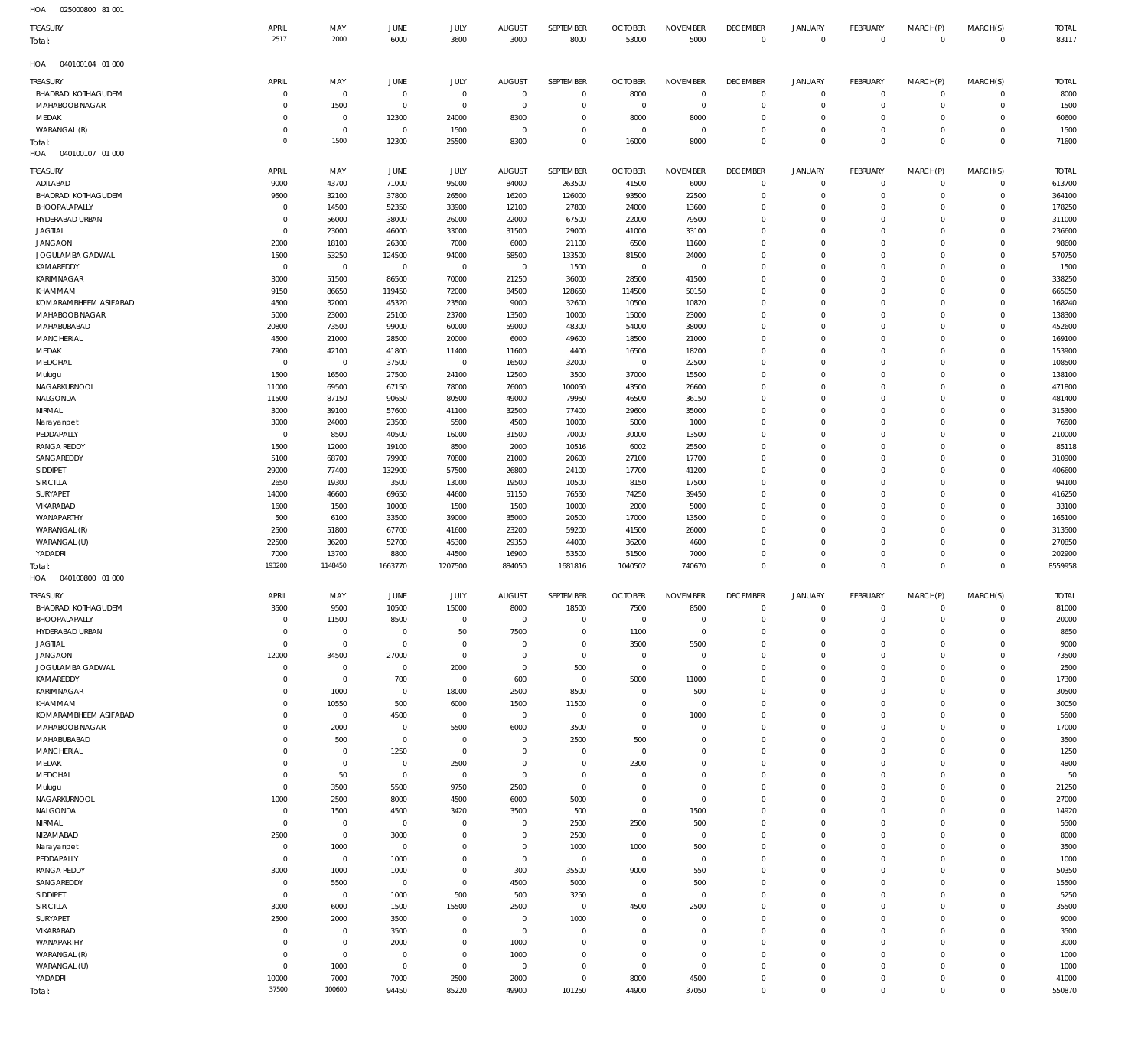HOA 025000800 81 001

| TREASURY | APRIL | MAY | JUNE | JULY | AUGUST | SEPTEMBER | OCTOBER | NOVEMBER | DECEMBER | JANUARY | FEBRUARY | MARCH(P) | MARCH(S) | TOTAL |
|---|---|---|---|---|---|---|---|---|---|---|---|---|---|---|
| Total: | 2517 | 2000 | 6000 | 3600 | 3000 | 8000 | 53000 | 5000 | 0 | 0 | 0 | 0 | 0 | 83117 |

HOA 040100104 01 000

| TREASURY | APRIL | MAY | JUNE | JULY | AUGUST | SEPTEMBER | OCTOBER | NOVEMBER | DECEMBER | JANUARY | FEBRUARY | MARCH(P) | MARCH(S) | TOTAL |
|---|---|---|---|---|---|---|---|---|---|---|---|---|---|---|
| BHADRADI KOTHAGUDEM | 0 | 0 | 0 | 0 | 0 | 0 | 8000 | 0 | 0 | 0 | 0 | 0 | 0 | 8000 |
| MAHABOOBNAGAR | 0 | 1500 | 0 | 0 | 0 | 0 | 0 | 0 | 0 | 0 | 0 | 0 | 0 | 1500 |
| MEDAK | 0 | 0 | 12300 | 24000 | 8300 | 0 | 8000 | 8000 | 0 | 0 | 0 | 0 | 0 | 60600 |
| WARANGAL (R) | 0 | 0 | 0 | 1500 | 0 | 0 | 0 | 0 | 0 | 0 | 0 | 0 | 0 | 1500 |
| Total: | 0 | 1500 | 12300 | 25500 | 8300 | 0 | 16000 | 8000 | 0 | 0 | 0 | 0 | 0 | 71600 |

HOA 040100107 01 000

| TREASURY | APRIL | MAY | JUNE | JULY | AUGUST | SEPTEMBER | OCTOBER | NOVEMBER | DECEMBER | JANUARY | FEBRUARY | MARCH(P) | MARCH(S) | TOTAL |
|---|---|---|---|---|---|---|---|---|---|---|---|---|---|---|
| ADILABAD | 9000 | 43700 | 71000 | 95000 | 84000 | 263500 | 41500 | 6000 | 0 | 0 | 0 | 0 | 0 | 613700 |
| BHADRADI KOTHAGUDEM | 9500 | 32100 | 37800 | 26500 | 16200 | 126000 | 93500 | 22500 | 0 | 0 | 0 | 0 | 0 | 364100 |
| BHOOPALAPALLY | 0 | 14500 | 52350 | 33900 | 12100 | 27800 | 24000 | 13600 | 0 | 0 | 0 | 0 | 0 | 178250 |
| HYDERABAD URBAN | 0 | 56000 | 38000 | 26000 | 22000 | 67500 | 22000 | 79500 | 0 | 0 | 0 | 0 | 0 | 311000 |
| JAGTIAL | 0 | 23000 | 46000 | 33000 | 31500 | 29000 | 41000 | 33100 | 0 | 0 | 0 | 0 | 0 | 236600 |
| JANGAON | 2000 | 18100 | 26300 | 7000 | 6000 | 21100 | 6500 | 11600 | 0 | 0 | 0 | 0 | 0 | 98600 |
| JOGULAMBA GADWAL | 1500 | 53250 | 124500 | 94000 | 58500 | 133500 | 81500 | 24000 | 0 | 0 | 0 | 0 | 0 | 570750 |
| KAMAREDDY | 0 | 0 | 0 | 0 | 0 | 1500 | 0 | 0 | 0 | 0 | 0 | 0 | 0 | 1500 |
| KARIMNAGAR | 3000 | 51500 | 86500 | 70000 | 21250 | 36000 | 28500 | 41500 | 0 | 0 | 0 | 0 | 0 | 338250 |
| KHAMMAM | 9150 | 86650 | 119450 | 72000 | 84500 | 128650 | 114500 | 50150 | 0 | 0 | 0 | 0 | 0 | 665050 |
| KOMARAMBHEEM ASIFABAD | 4500 | 32000 | 45320 | 23500 | 9000 | 32600 | 10500 | 10820 | 0 | 0 | 0 | 0 | 0 | 168240 |
| MAHABOOBNAGAR | 5000 | 23000 | 25100 | 23700 | 13500 | 10000 | 15000 | 23000 | 0 | 0 | 0 | 0 | 0 | 138300 |
| MAHABUBABAD | 20800 | 73500 | 99000 | 60000 | 59000 | 48300 | 54000 | 38000 | 0 | 0 | 0 | 0 | 0 | 452600 |
| MANCHERIAL | 4500 | 21000 | 28500 | 20000 | 6000 | 49600 | 18500 | 21000 | 0 | 0 | 0 | 0 | 0 | 169100 |
| MEDAK | 7900 | 42100 | 41800 | 11400 | 11600 | 4400 | 16500 | 18200 | 0 | 0 | 0 | 0 | 0 | 153900 |
| MEDCHAL | 0 | 0 | 37500 | 0 | 16500 | 32000 | 0 | 22500 | 0 | 0 | 0 | 0 | 0 | 108500 |
| Mulugu | 1500 | 16500 | 27500 | 24100 | 12500 | 3500 | 37000 | 15500 | 0 | 0 | 0 | 0 | 0 | 138100 |
| NAGARKURNOOL | 11000 | 69500 | 67150 | 78000 | 76000 | 100050 | 43500 | 26600 | 0 | 0 | 0 | 0 | 0 | 471800 |
| NALGONDA | 11500 | 87150 | 90650 | 80500 | 49000 | 79950 | 46500 | 36150 | 0 | 0 | 0 | 0 | 0 | 481400 |
| NIRMAL | 3000 | 39100 | 57600 | 41100 | 32500 | 77400 | 29600 | 35000 | 0 | 0 | 0 | 0 | 0 | 315300 |
| Narayanpet | 3000 | 24000 | 23500 | 5500 | 4500 | 10000 | 5000 | 1000 | 0 | 0 | 0 | 0 | 0 | 76500 |
| PEDDAPALLY | 0 | 8500 | 40500 | 16000 | 31500 | 70000 | 30000 | 13500 | 0 | 0 | 0 | 0 | 0 | 210000 |
| RANGA REDDY | 1500 | 12000 | 19100 | 8500 | 2000 | 10516 | 6002 | 25500 | 0 | 0 | 0 | 0 | 0 | 85118 |
| SANGAREDDY | 5100 | 68700 | 79900 | 70800 | 21000 | 20600 | 27100 | 17700 | 0 | 0 | 0 | 0 | 0 | 310900 |
| SIDDIPET | 29000 | 77400 | 132900 | 57500 | 26800 | 24100 | 17700 | 41200 | 0 | 0 | 0 | 0 | 0 | 406600 |
| SIRICILLA | 2650 | 19300 | 3500 | 13000 | 19500 | 10500 | 8150 | 17500 | 0 | 0 | 0 | 0 | 0 | 94100 |
| SURYAPET | 14000 | 46600 | 69650 | 44600 | 51150 | 76550 | 74250 | 39450 | 0 | 0 | 0 | 0 | 0 | 416250 |
| VIKARABAD | 1600 | 1500 | 10000 | 1500 | 1500 | 10000 | 2000 | 5000 | 0 | 0 | 0 | 0 | 0 | 33100 |
| WANAPARTHY | 500 | 6100 | 33500 | 39000 | 35000 | 20500 | 17000 | 13500 | 0 | 0 | 0 | 0 | 0 | 165100 |
| WARANGAL (R) | 2500 | 51800 | 67700 | 41600 | 23200 | 59200 | 41500 | 26000 | 0 | 0 | 0 | 0 | 0 | 313500 |
| WARANGAL (U) | 22500 | 36200 | 52700 | 45300 | 29350 | 44000 | 36200 | 4600 | 0 | 0 | 0 | 0 | 0 | 270850 |
| YADADRI | 7000 | 13700 | 8800 | 44500 | 16900 | 53500 | 51500 | 7000 | 0 | 0 | 0 | 0 | 0 | 202900 |
| Total: | 193200 | 1148450 | 1663770 | 1207500 | 884050 | 1681816 | 1040502 | 740670 | 0 | 0 | 0 | 0 | 0 | 8559958 |

HOA 040100800 01 000

| TREASURY | APRIL | MAY | JUNE | JULY | AUGUST | SEPTEMBER | OCTOBER | NOVEMBER | DECEMBER | JANUARY | FEBRUARY | MARCH(P) | MARCH(S) | TOTAL |
|---|---|---|---|---|---|---|---|---|---|---|---|---|---|---|
| BHADRADI KOTHAGUDEM | 3500 | 9500 | 10500 | 15000 | 8000 | 18500 | 7500 | 8500 | 0 | 0 | 0 | 0 | 0 | 81000 |
| BHOOPALAPALLY | 0 | 11500 | 8500 | 0 | 0 | 0 | 0 | 0 | 0 | 0 | 0 | 0 | 0 | 20000 |
| HYDERABAD URBAN | 0 | 0 | 0 | 50 | 7500 | 0 | 1100 | 0 | 0 | 0 | 0 | 0 | 0 | 8650 |
| JAGTIAL | 0 | 0 | 0 | 0 | 0 | 0 | 3500 | 5500 | 0 | 0 | 0 | 0 | 0 | 9000 |
| JANGAON | 12000 | 34500 | 27000 | 0 | 0 | 0 | 0 | 0 | 0 | 0 | 0 | 0 | 0 | 73500 |
| JOGULAMBA GADWAL | 0 | 0 | 0 | 2000 | 0 | 500 | 0 | 0 | 0 | 0 | 0 | 0 | 0 | 2500 |
| KAMAREDDY | 0 | 0 | 700 | 0 | 600 | 0 | 5000 | 11000 | 0 | 0 | 0 | 0 | 0 | 17300 |
| KARIMNAGAR | 0 | 1000 | 0 | 18000 | 2500 | 8500 | 0 | 500 | 0 | 0 | 0 | 0 | 0 | 30500 |
| KHAMMAM | 0 | 10550 | 500 | 6000 | 1500 | 11500 | 0 | 0 | 0 | 0 | 0 | 0 | 0 | 30050 |
| KOMARAMBHEEM ASIFABAD | 0 | 0 | 4500 | 0 | 0 | 0 | 0 | 1000 | 0 | 0 | 0 | 0 | 0 | 5500 |
| MAHABOOBNAGAR | 0 | 2000 | 0 | 5500 | 6000 | 3500 | 0 | 0 | 0 | 0 | 0 | 0 | 0 | 17000 |
| MAHABUBABAD | 0 | 500 | 0 | 0 | 0 | 2500 | 500 | 0 | 0 | 0 | 0 | 0 | 0 | 3500 |
| MANCHERIAL | 0 | 0 | 1250 | 0 | 0 | 0 | 0 | 0 | 0 | 0 | 0 | 0 | 0 | 1250 |
| MEDAK | 0 | 0 | 0 | 2500 | 0 | 0 | 2300 | 0 | 0 | 0 | 0 | 0 | 0 | 4800 |
| MEDCHAL | 0 | 50 | 0 | 0 | 0 | 0 | 0 | 0 | 0 | 0 | 0 | 0 | 0 | 50 |
| Mulugu | 0 | 3500 | 5500 | 9750 | 2500 | 0 | 0 | 0 | 0 | 0 | 0 | 0 | 0 | 21250 |
| NAGARKURNOOL | 1000 | 2500 | 8000 | 4500 | 6000 | 5000 | 0 | 0 | 0 | 0 | 0 | 0 | 0 | 27000 |
| NALGONDA | 0 | 1500 | 4500 | 3420 | 3500 | 500 | 0 | 1500 | 0 | 0 | 0 | 0 | 0 | 14920 |
| NIRMAL | 0 | 0 | 0 | 0 | 0 | 2500 | 2500 | 500 | 0 | 0 | 0 | 0 | 0 | 5500 |
| NIZAMABAD | 2500 | 0 | 3000 | 0 | 0 | 2500 | 0 | 0 | 0 | 0 | 0 | 0 | 0 | 8000 |
| Narayanpet | 0 | 1000 | 0 | 0 | 0 | 1000 | 1000 | 500 | 0 | 0 | 0 | 0 | 0 | 3500 |
| PEDDAPALLY | 0 | 0 | 1000 | 0 | 0 | 0 | 0 | 0 | 0 | 0 | 0 | 0 | 0 | 1000 |
| RANGA REDDY | 3000 | 1000 | 1000 | 0 | 300 | 35500 | 9000 | 550 | 0 | 0 | 0 | 0 | 0 | 50350 |
| SANGAREDDY | 0 | 5500 | 0 | 0 | 4500 | 5000 | 0 | 500 | 0 | 0 | 0 | 0 | 0 | 15500 |
| SIDDIPET | 0 | 0 | 1000 | 500 | 500 | 3250 | 0 | 0 | 0 | 0 | 0 | 0 | 0 | 5250 |
| SIRICILLA | 3000 | 6000 | 1500 | 15500 | 2500 | 0 | 4500 | 2500 | 0 | 0 | 0 | 0 | 0 | 35500 |
| SURYAPET | 2500 | 2000 | 3500 | 0 | 0 | 1000 | 0 | 0 | 0 | 0 | 0 | 0 | 0 | 9000 |
| VIKARABAD | 0 | 0 | 3500 | 0 | 0 | 0 | 0 | 0 | 0 | 0 | 0 | 0 | 0 | 3500 |
| WANAPARTHY | 0 | 0 | 2000 | 0 | 1000 | 0 | 0 | 0 | 0 | 0 | 0 | 0 | 0 | 3000 |
| WARANGAL (R) | 0 | 0 | 0 | 0 | 1000 | 0 | 0 | 0 | 0 | 0 | 0 | 0 | 0 | 1000 |
| WARANGAL (U) | 0 | 1000 | 0 | 0 | 0 | 0 | 0 | 0 | 0 | 0 | 0 | 0 | 0 | 1000 |
| YADADRI | 10000 | 7000 | 7000 | 2500 | 2000 | 0 | 8000 | 4500 | 0 | 0 | 0 | 0 | 0 | 41000 |
| Total: | 37500 | 100600 | 94450 | 85220 | 49900 | 101250 | 44900 | 37050 | 0 | 0 | 0 | 0 | 0 | 550870 |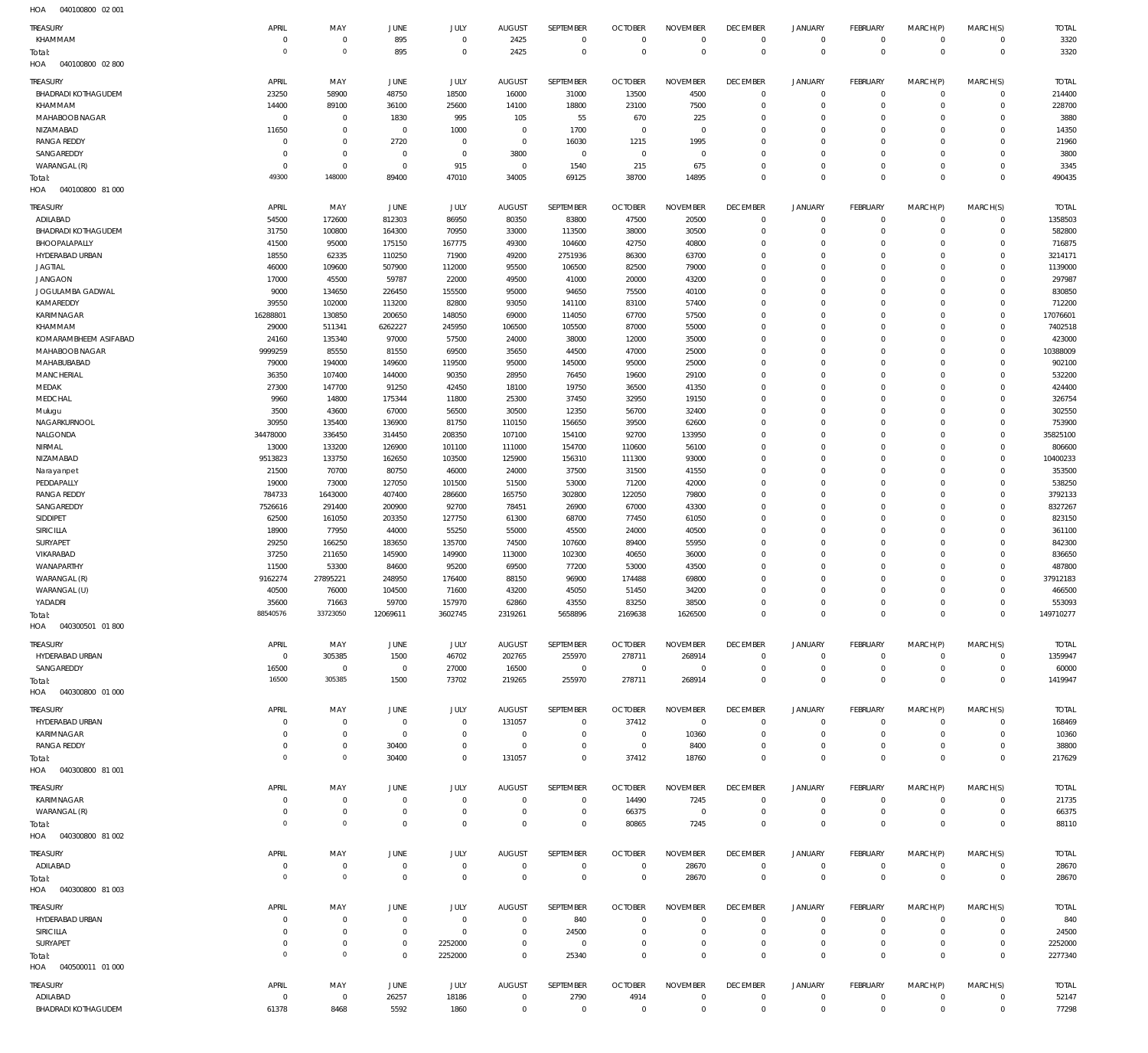HOA 040100800 02 001

| TREASURY | APRIL | MAY | JUNE | JULY | AUGUST | SEPTEMBER | OCTOBER | NOVEMBER | DECEMBER | JANUARY | FEBRUARY | MARCH(P) | MARCH(S) | TOTAL |
|---|---|---|---|---|---|---|---|---|---|---|---|---|---|---|
| KHAMMAM | 0 | 0 | 895 | 0 | 2425 | 0 | 0 | 0 | 0 | 0 | 0 | 0 | 0 | 3320 |
| Total: | 0 | 0 | 895 | 0 | 2425 | 0 | 0 | 0 | 0 | 0 | 0 | 0 | 0 | 3320 |

HOA 040100800 02 800

| TREASURY | APRIL | MAY | JUNE | JULY | AUGUST | SEPTEMBER | OCTOBER | NOVEMBER | DECEMBER | JANUARY | FEBRUARY | MARCH(P) | MARCH(S) | TOTAL |
|---|---|---|---|---|---|---|---|---|---|---|---|---|---|---|
| BHADRADI KOTHAGUDEM | 23250 | 58900 | 48750 | 18500 | 16000 | 31000 | 13500 | 4500 | 0 | 0 | 0 | 0 | 0 | 214400 |
| KHAMMAM | 14400 | 89100 | 36100 | 25600 | 14100 | 18800 | 23100 | 7500 | 0 | 0 | 0 | 0 | 0 | 228700 |
| MAHABOOBNAGAR | 0 | 0 | 1830 | 995 | 105 | 55 | 670 | 225 | 0 | 0 | 0 | 0 | 0 | 3880 |
| NIZAMABAD | 11650 | 0 | 0 | 1000 | 0 | 1700 | 0 | 0 | 0 | 0 | 0 | 0 | 0 | 14350 |
| RANGA REDDY | 0 | 0 | 2720 | 0 | 0 | 16030 | 1215 | 1995 | 0 | 0 | 0 | 0 | 0 | 21960 |
| SANGAREDDY | 0 | 0 | 0 | 0 | 3800 | 0 | 0 | 0 | 0 | 0 | 0 | 0 | 0 | 3800 |
| WARANGAL (R) | 0 | 0 | 0 | 915 | 0 | 1540 | 215 | 675 | 0 | 0 | 0 | 0 | 0 | 3345 |
| Total: | 49300 | 148000 | 89400 | 47010 | 34005 | 69125 | 38700 | 14895 | 0 | 0 | 0 | 0 | 0 | 490435 |

HOA 040100800 81 000

| TREASURY | APRIL | MAY | JUNE | JULY | AUGUST | SEPTEMBER | OCTOBER | NOVEMBER | DECEMBER | JANUARY | FEBRUARY | MARCH(P) | MARCH(S) | TOTAL |
|---|---|---|---|---|---|---|---|---|---|---|---|---|---|---|
| ADILABAD | 54500 | 172600 | 812303 | 86950 | 80350 | 83800 | 47500 | 20500 | 0 | 0 | 0 | 0 | 0 | 1358503 |
| BHADRADI KOTHAGUDEM | 31750 | 100800 | 164300 | 70950 | 33000 | 113500 | 38000 | 30500 | 0 | 0 | 0 | 0 | 0 | 582800 |
| BHOOPALAPALLY | 41500 | 95000 | 175150 | 167775 | 49300 | 104600 | 42750 | 40800 | 0 | 0 | 0 | 0 | 0 | 716875 |
| HYDERABAD URBAN | 18550 | 62335 | 110250 | 71900 | 49200 | 2751936 | 86300 | 63700 | 0 | 0 | 0 | 0 | 0 | 3214171 |
| JAGTIAL | 46000 | 109600 | 507900 | 112000 | 95500 | 106500 | 82500 | 79000 | 0 | 0 | 0 | 0 | 0 | 1139000 |
| JANGAON | 17000 | 45500 | 59787 | 22000 | 49500 | 41000 | 20000 | 43200 | 0 | 0 | 0 | 0 | 0 | 297987 |
| JOGULAMBA GADWAL | 9000 | 134650 | 226450 | 155500 | 95000 | 94650 | 75500 | 40100 | 0 | 0 | 0 | 0 | 0 | 830850 |
| KAMAREDDY | 39550 | 102000 | 113200 | 82800 | 93050 | 141100 | 83100 | 57400 | 0 | 0 | 0 | 0 | 0 | 712200 |
| KARIMNAGAR | 16288801 | 130850 | 200650 | 148050 | 69000 | 114050 | 67700 | 57500 | 0 | 0 | 0 | 0 | 0 | 17076601 |
| KHAMMAM | 29000 | 511341 | 6262227 | 245950 | 106500 | 105500 | 87000 | 55000 | 0 | 0 | 0 | 0 | 0 | 7402518 |
| KOMARAMBHEEM ASIFABAD | 24160 | 135340 | 97000 | 57500 | 24000 | 38000 | 12000 | 35000 | 0 | 0 | 0 | 0 | 0 | 423000 |
| MAHABOOBNAGAR | 9999259 | 85550 | 81550 | 69500 | 35650 | 44500 | 47000 | 25000 | 0 | 0 | 0 | 0 | 0 | 10388009 |
| MAHABUBABAD | 79000 | 194000 | 149600 | 119500 | 95000 | 145000 | 95000 | 25000 | 0 | 0 | 0 | 0 | 0 | 902100 |
| MANCHERIAL | 36350 | 107400 | 144000 | 90350 | 28950 | 76450 | 19600 | 29100 | 0 | 0 | 0 | 0 | 0 | 532200 |
| MEDAK | 27300 | 147700 | 91250 | 42450 | 18100 | 19750 | 36500 | 41350 | 0 | 0 | 0 | 0 | 0 | 424400 |
| MEDCHAL | 9960 | 14800 | 175344 | 11800 | 25300 | 37450 | 32950 | 19150 | 0 | 0 | 0 | 0 | 0 | 326754 |
| Mulugu | 3500 | 43600 | 67000 | 56500 | 30500 | 12350 | 56700 | 32400 | 0 | 0 | 0 | 0 | 0 | 302550 |
| NAGARKURNOOL | 30950 | 135400 | 136900 | 81750 | 110150 | 156650 | 39500 | 62600 | 0 | 0 | 0 | 0 | 0 | 753900 |
| NALGONDA | 34478000 | 336450 | 314450 | 208350 | 107100 | 154100 | 92700 | 133950 | 0 | 0 | 0 | 0 | 0 | 35825100 |
| NIRMAL | 13000 | 133200 | 126900 | 101100 | 111000 | 154700 | 110600 | 56100 | 0 | 0 | 0 | 0 | 0 | 806600 |
| NIZAMABAD | 9513823 | 133750 | 162650 | 103500 | 125900 | 156310 | 111300 | 93000 | 0 | 0 | 0 | 0 | 0 | 10400233 |
| Narayanpet | 21500 | 70700 | 80750 | 46000 | 24000 | 37500 | 31500 | 41550 | 0 | 0 | 0 | 0 | 0 | 353500 |
| PEDDAPALLY | 19000 | 73000 | 127050 | 101500 | 51500 | 53000 | 71200 | 42000 | 0 | 0 | 0 | 0 | 0 | 538250 |
| RANGA REDDY | 784733 | 1643000 | 407400 | 286600 | 165750 | 302800 | 122050 | 79800 | 0 | 0 | 0 | 0 | 0 | 3792133 |
| SANGAREDDY | 7526616 | 291400 | 200900 | 92700 | 78451 | 26900 | 67000 | 43300 | 0 | 0 | 0 | 0 | 0 | 8327267 |
| SIDDIPET | 62500 | 161050 | 203350 | 127750 | 61300 | 68700 | 77450 | 61050 | 0 | 0 | 0 | 0 | 0 | 823150 |
| SIRICILLA | 18900 | 77950 | 44000 | 55250 | 55000 | 45500 | 24000 | 40500 | 0 | 0 | 0 | 0 | 0 | 361100 |
| SURYAPET | 29250 | 166250 | 183650 | 135700 | 74500 | 107600 | 89400 | 55950 | 0 | 0 | 0 | 0 | 0 | 842300 |
| VIKARABAD | 37250 | 211650 | 145900 | 149900 | 113000 | 102300 | 40650 | 36000 | 0 | 0 | 0 | 0 | 0 | 836650 |
| WANAPARTHY | 11500 | 53300 | 84600 | 95200 | 69500 | 77200 | 53000 | 43500 | 0 | 0 | 0 | 0 | 0 | 487800 |
| WARANGAL (R) | 9162274 | 27895221 | 248950 | 176400 | 88150 | 96900 | 174488 | 69800 | 0 | 0 | 0 | 0 | 0 | 37912183 |
| WARANGAL (U) | 40500 | 76000 | 104500 | 71600 | 43200 | 45050 | 51450 | 34200 | 0 | 0 | 0 | 0 | 0 | 466500 |
| YADADRI | 35600 | 71663 | 59700 | 157970 | 62860 | 43550 | 83250 | 38500 | 0 | 0 | 0 | 0 | 0 | 553093 |
| Total: | 88540576 | 33723050 | 12069611 | 3602745 | 2319261 | 5658896 | 2169638 | 1626500 | 0 | 0 | 0 | 0 | 0 | 149710277 |

HOA 040300501 01 800

| TREASURY | APRIL | MAY | JUNE | JULY | AUGUST | SEPTEMBER | OCTOBER | NOVEMBER | DECEMBER | JANUARY | FEBRUARY | MARCH(P) | MARCH(S) | TOTAL |
|---|---|---|---|---|---|---|---|---|---|---|---|---|---|---|
| HYDERABAD URBAN | 0 | 305385 | 1500 | 46702 | 202765 | 255970 | 278711 | 268914 | 0 | 0 | 0 | 0 | 0 | 1359947 |
| SANGAREDDY | 16500 | 0 | 0 | 27000 | 16500 | 0 | 0 | 0 | 0 | 0 | 0 | 0 | 0 | 60000 |
| Total: | 16500 | 305385 | 1500 | 73702 | 219265 | 255970 | 278711 | 268914 | 0 | 0 | 0 | 0 | 0 | 1419947 |

HOA 040300800 01 000

| TREASURY | APRIL | MAY | JUNE | JULY | AUGUST | SEPTEMBER | OCTOBER | NOVEMBER | DECEMBER | JANUARY | FEBRUARY | MARCH(P) | MARCH(S) | TOTAL |
|---|---|---|---|---|---|---|---|---|---|---|---|---|---|---|
| HYDERABAD URBAN | 0 | 0 | 0 | 0 | 131057 | 0 | 37412 | 0 | 0 | 0 | 0 | 0 | 0 | 168469 |
| KARIMNAGAR | 0 | 0 | 0 | 0 | 0 | 0 | 0 | 10360 | 0 | 0 | 0 | 0 | 0 | 10360 |
| RANGA REDDY | 0 | 0 | 30400 | 0 | 0 | 0 | 0 | 8400 | 0 | 0 | 0 | 0 | 0 | 38800 |
| Total: | 0 | 0 | 30400 | 0 | 131057 | 0 | 37412 | 18760 | 0 | 0 | 0 | 0 | 0 | 217629 |

HOA 040300800 81 001

| TREASURY | APRIL | MAY | JUNE | JULY | AUGUST | SEPTEMBER | OCTOBER | NOVEMBER | DECEMBER | JANUARY | FEBRUARY | MARCH(P) | MARCH(S) | TOTAL |
|---|---|---|---|---|---|---|---|---|---|---|---|---|---|---|
| KARIMNAGAR | 0 | 0 | 0 | 0 | 0 | 0 | 14490 | 7245 | 0 | 0 | 0 | 0 | 0 | 21735 |
| WARANGAL (R) | 0 | 0 | 0 | 0 | 0 | 0 | 66375 | 0 | 0 | 0 | 0 | 0 | 0 | 66375 |
| Total: | 0 | 0 | 0 | 0 | 0 | 0 | 80865 | 7245 | 0 | 0 | 0 | 0 | 0 | 88110 |

HOA 040300800 81 002

| TREASURY | APRIL | MAY | JUNE | JULY | AUGUST | SEPTEMBER | OCTOBER | NOVEMBER | DECEMBER | JANUARY | FEBRUARY | MARCH(P) | MARCH(S) | TOTAL |
|---|---|---|---|---|---|---|---|---|---|---|---|---|---|---|
| ADILABAD | 0 | 0 | 0 | 0 | 0 | 0 | 0 | 28670 | 0 | 0 | 0 | 0 | 0 | 28670 |
| Total: | 0 | 0 | 0 | 0 | 0 | 0 | 0 | 28670 | 0 | 0 | 0 | 0 | 0 | 28670 |

HOA 040300800 81 003

| TREASURY | APRIL | MAY | JUNE | JULY | AUGUST | SEPTEMBER | OCTOBER | NOVEMBER | DECEMBER | JANUARY | FEBRUARY | MARCH(P) | MARCH(S) | TOTAL |
|---|---|---|---|---|---|---|---|---|---|---|---|---|---|---|
| HYDERABAD URBAN | 0 | 0 | 0 | 0 | 0 | 840 | 0 | 0 | 0 | 0 | 0 | 0 | 0 | 840 |
| SIRICILLA | 0 | 0 | 0 | 0 | 0 | 24500 | 0 | 0 | 0 | 0 | 0 | 0 | 0 | 24500 |
| SURYAPET | 0 | 0 | 0 | 2252000 | 0 | 0 | 0 | 0 | 0 | 0 | 0 | 0 | 0 | 2252000 |
| Total: | 0 | 0 | 0 | 2252000 | 0 | 25340 | 0 | 0 | 0 | 0 | 0 | 0 | 0 | 2277340 |

HOA 040500011 01 000

| TREASURY | APRIL | MAY | JUNE | JULY | AUGUST | SEPTEMBER | OCTOBER | NOVEMBER | DECEMBER | JANUARY | FEBRUARY | MARCH(P) | MARCH(S) | TOTAL |
|---|---|---|---|---|---|---|---|---|---|---|---|---|---|---|
| ADILABAD | 0 | 0 | 26257 | 18186 | 0 | 2790 | 4914 | 0 | 0 | 0 | 0 | 0 | 0 | 52147 |
| BHADRADI KOTHAGUDEM | 61378 | 8468 | 5592 | 1860 | 0 | 0 | 0 | 0 | 0 | 0 | 0 | 0 | 0 | 77298 |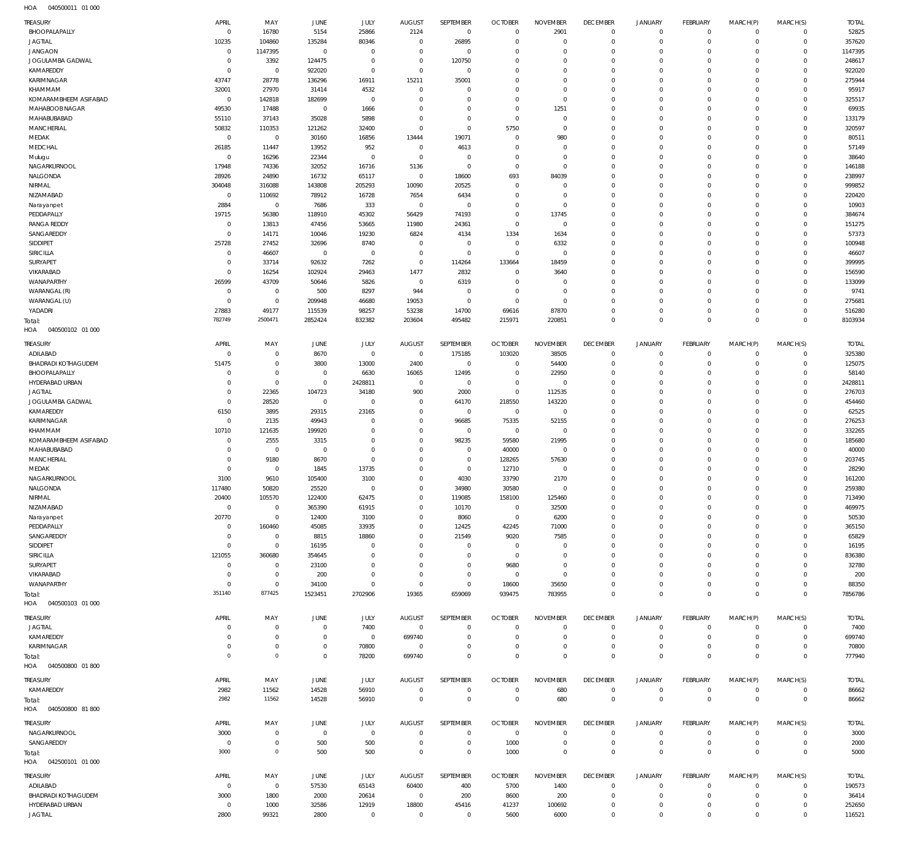HOA 040500011 01 000

| TREASURY | APRIL | MAY | JUNE | JULY | AUGUST | SEPTEMBER | OCTOBER | NOVEMBER | DECEMBER | JANUARY | FEBRUARY | MARCH(P) | MARCH(S) | TOTAL |
|---|---|---|---|---|---|---|---|---|---|---|---|---|---|---|
| BHOOPALAPALLY | 0 | 16780 | 5154 | 25866 | 2124 | 0 | 0 | 2901 | 0 | 0 | 0 | 0 | 0 | 52825 |
| JAGTIAL | 10235 | 104860 | 135284 | 80346 | 0 | 26895 | 0 | 0 | 0 | 0 | 0 | 0 | 0 | 357620 |
| JANGAON | 0 | 1147395 | 0 | 0 | 0 | 0 | 0 | 0 | 0 | 0 | 0 | 0 | 0 | 1147395 |
| JOGULAMBA GADWAL | 0 | 3392 | 124475 | 0 | 0 | 120750 | 0 | 0 | 0 | 0 | 0 | 0 | 0 | 248617 |
| KAMAREDDY | 0 | 0 | 922020 | 0 | 0 | 0 | 0 | 0 | 0 | 0 | 0 | 0 | 0 | 922020 |
| KARIMNAGAR | 43747 | 28778 | 136296 | 16911 | 15211 | 35001 | 0 | 0 | 0 | 0 | 0 | 0 | 0 | 275944 |
| KHAMMAM | 32001 | 27970 | 31414 | 4532 | 0 | 0 | 0 | 0 | 0 | 0 | 0 | 0 | 0 | 95917 |
| KOMARAMBHEEM ASIFABAD | 0 | 142818 | 182699 | 0 | 0 | 0 | 0 | 0 | 0 | 0 | 0 | 0 | 0 | 325517 |
| MAHABOOB NAGAR | 49530 | 17488 | 0 | 1666 | 0 | 0 | 0 | 1251 | 0 | 0 | 0 | 0 | 0 | 69935 |
| MAHABUBABAD | 55110 | 37143 | 35028 | 5898 | 0 | 0 | 0 | 0 | 0 | 0 | 0 | 0 | 0 | 133179 |
| MANCHERIAL | 50832 | 110353 | 121262 | 32400 | 0 | 0 | 5750 | 0 | 0 | 0 | 0 | 0 | 0 | 320597 |
| MEDAK | 0 | 0 | 30160 | 16856 | 13444 | 19071 | 0 | 980 | 0 | 0 | 0 | 0 | 0 | 80511 |
| MEDCHAL | 26185 | 11447 | 13952 | 952 | 0 | 4613 | 0 | 0 | 0 | 0 | 0 | 0 | 0 | 57149 |
| Mulugu | 0 | 16296 | 22344 | 0 | 0 | 0 | 0 | 0 | 0 | 0 | 0 | 0 | 0 | 38640 |
| NAGARKURNOOL | 17948 | 74336 | 32052 | 16716 | 5136 | 0 | 0 | 0 | 0 | 0 | 0 | 0 | 0 | 146188 |
| NALGONDA | 28926 | 24890 | 16732 | 65117 | 0 | 18600 | 693 | 84039 | 0 | 0 | 0 | 0 | 0 | 238997 |
| NIRMAL | 304048 | 316088 | 143808 | 205293 | 10090 | 20525 | 0 | 0 | 0 | 0 | 0 | 0 | 0 | 999852 |
| NIZAMABAD | 0 | 110692 | 78912 | 16728 | 7654 | 6434 | 0 | 0 | 0 | 0 | 0 | 0 | 0 | 220420 |
| Narayanpet | 2884 | 0 | 7686 | 333 | 0 | 0 | 0 | 0 | 0 | 0 | 0 | 0 | 0 | 10903 |
| PEDDAPALLY | 19715 | 56380 | 118910 | 45302 | 56429 | 74193 | 0 | 13745 | 0 | 0 | 0 | 0 | 0 | 384674 |
| RANGA REDDY | 0 | 13813 | 47456 | 53665 | 11980 | 24361 | 0 | 0 | 0 | 0 | 0 | 0 | 0 | 151275 |
| SANGAREDDY | 0 | 14171 | 10046 | 19230 | 6824 | 4134 | 1334 | 1634 | 0 | 0 | 0 | 0 | 0 | 57373 |
| SIDDIPET | 25728 | 27452 | 32696 | 8740 | 0 | 0 | 0 | 6332 | 0 | 0 | 0 | 0 | 0 | 100948 |
| SIRICILLA | 0 | 46607 | 0 | 0 | 0 | 0 | 0 | 0 | 0 | 0 | 0 | 0 | 0 | 46607 |
| SURYAPET | 0 | 33714 | 92632 | 7262 | 0 | 114264 | 133664 | 18459 | 0 | 0 | 0 | 0 | 0 | 399995 |
| VIKARABAD | 0 | 16254 | 102924 | 29463 | 1477 | 2832 | 0 | 3640 | 0 | 0 | 0 | 0 | 0 | 156590 |
| WANAPARTHY | 26599 | 43709 | 50646 | 5826 | 0 | 6319 | 0 | 0 | 0 | 0 | 0 | 0 | 0 | 133099 |
| WARANGAL (R) | 0 | 0 | 500 | 8297 | 944 | 0 | 0 | 0 | 0 | 0 | 0 | 0 | 0 | 9741 |
| WARANGAL (U) | 0 | 0 | 209948 | 46680 | 19053 | 0 | 0 | 0 | 0 | 0 | 0 | 0 | 0 | 275681 |
| YADADRI | 27883 | 49177 | 115539 | 98257 | 53238 | 14700 | 69616 | 87870 | 0 | 0 | 0 | 0 | 0 | 516280 |
| Total: | 782749 | 2500471 | 2852424 | 832382 | 203604 | 495482 | 215971 | 220851 | 0 | 0 | 0 | 0 | 0 | 8103934 |

HOA 040500102 01 000

| TREASURY | APRIL | MAY | JUNE | JULY | AUGUST | SEPTEMBER | OCTOBER | NOVEMBER | DECEMBER | JANUARY | FEBRUARY | MARCH(P) | MARCH(S) | TOTAL |
|---|---|---|---|---|---|---|---|---|---|---|---|---|---|---|
| ADILABAD | 0 | 0 | 8670 | 0 | 0 | 175185 | 103020 | 38505 | 0 | 0 | 0 | 0 | 0 | 325380 |
| BHADRADI KOTHAGUDEM | 51475 | 0 | 3800 | 13000 | 2400 | 0 | 0 | 54400 | 0 | 0 | 0 | 0 | 0 | 125075 |
| BHOOPALAPALLY | 0 | 0 | 0 | 6630 | 16065 | 12495 | 0 | 22950 | 0 | 0 | 0 | 0 | 0 | 58140 |
| HYDERABAD URBAN | 0 | 0 | 0 | 2428811 | 0 | 0 | 0 | 0 | 0 | 0 | 0 | 0 | 0 | 2428811 |
| JAGTIAL | 0 | 22365 | 104723 | 34180 | 900 | 2000 | 0 | 112535 | 0 | 0 | 0 | 0 | 0 | 276703 |
| JOGULAMBA GADWAL | 0 | 28520 | 0 | 0 | 0 | 64170 | 218550 | 143220 | 0 | 0 | 0 | 0 | 0 | 454460 |
| KAMAREDDY | 6150 | 3895 | 29315 | 23165 | 0 | 0 | 0 | 0 | 0 | 0 | 0 | 0 | 0 | 62525 |
| KARIMNAGAR | 0 | 2135 | 49943 | 0 | 0 | 96685 | 75335 | 52155 | 0 | 0 | 0 | 0 | 0 | 276253 |
| KHAMMAM | 10710 | 121635 | 199920 | 0 | 0 | 0 | 0 | 0 | 0 | 0 | 0 | 0 | 0 | 332265 |
| KOMARAMBHEEM ASIFABAD | 0 | 2555 | 3315 | 0 | 0 | 98235 | 59580 | 21995 | 0 | 0 | 0 | 0 | 0 | 185680 |
| MAHABUBABAD | 0 | 0 | 0 | 0 | 0 | 0 | 40000 | 0 | 0 | 0 | 0 | 0 | 0 | 40000 |
| MANCHERIAL | 0 | 9180 | 8670 | 0 | 0 | 0 | 128265 | 57630 | 0 | 0 | 0 | 0 | 0 | 203745 |
| MEDAK | 0 | 0 | 1845 | 13735 | 0 | 0 | 12710 | 0 | 0 | 0 | 0 | 0 | 0 | 28290 |
| NAGARKURNOOL | 3100 | 9610 | 105400 | 3100 | 0 | 4030 | 33790 | 2170 | 0 | 0 | 0 | 0 | 0 | 161200 |
| NALGONDA | 117480 | 50820 | 25520 | 0 | 0 | 34980 | 30580 | 0 | 0 | 0 | 0 | 0 | 0 | 259380 |
| NIRMAL | 20400 | 105570 | 122400 | 62475 | 0 | 119085 | 158100 | 125460 | 0 | 0 | 0 | 0 | 0 | 713490 |
| NIZAMABAD | 0 | 0 | 365390 | 61915 | 0 | 10170 | 0 | 32500 | 0 | 0 | 0 | 0 | 0 | 469975 |
| Narayanpet | 20770 | 0 | 12400 | 3100 | 0 | 8060 | 0 | 6200 | 0 | 0 | 0 | 0 | 0 | 50530 |
| PEDDAPALLY | 0 | 160460 | 45085 | 33935 | 0 | 12425 | 42245 | 71000 | 0 | 0 | 0 | 0 | 0 | 365150 |
| SANGAREDDY | 0 | 0 | 8815 | 18860 | 0 | 21549 | 9020 | 7585 | 0 | 0 | 0 | 0 | 0 | 65829 |
| SIDDIPET | 0 | 0 | 16195 | 0 | 0 | 0 | 0 | 0 | 0 | 0 | 0 | 0 | 0 | 16195 |
| SIRICILLA | 121055 | 360680 | 354645 | 0 | 0 | 0 | 0 | 0 | 0 | 0 | 0 | 0 | 0 | 836380 |
| SURYAPET | 0 | 0 | 23100 | 0 | 0 | 0 | 9680 | 0 | 0 | 0 | 0 | 0 | 0 | 32780 |
| VIKARABAD | 0 | 0 | 200 | 0 | 0 | 0 | 0 | 0 | 0 | 0 | 0 | 0 | 0 | 200 |
| WANAPARTHY | 0 | 0 | 34100 | 0 | 0 | 0 | 18600 | 35650 | 0 | 0 | 0 | 0 | 0 | 88350 |
| Total: | 351140 | 877425 | 1523451 | 2702906 | 19365 | 659069 | 939475 | 783955 | 0 | 0 | 0 | 0 | 0 | 7856786 |

HOA 040500103 01 000

| TREASURY | APRIL | MAY | JUNE | JULY | AUGUST | SEPTEMBER | OCTOBER | NOVEMBER | DECEMBER | JANUARY | FEBRUARY | MARCH(P) | MARCH(S) | TOTAL |
|---|---|---|---|---|---|---|---|---|---|---|---|---|---|---|
| JAGTIAL | 0 | 0 | 0 | 7400 | 0 | 0 | 0 | 0 | 0 | 0 | 0 | 0 | 0 | 7400 |
| KAMAREDDY | 0 | 0 | 0 | 0 | 699740 | 0 | 0 | 0 | 0 | 0 | 0 | 0 | 0 | 699740 |
| KARIMNAGAR | 0 | 0 | 0 | 70800 | 0 | 0 | 0 | 0 | 0 | 0 | 0 | 0 | 0 | 70800 |
| Total: | 0 | 0 | 0 | 78200 | 699740 | 0 | 0 | 0 | 0 | 0 | 0 | 0 | 0 | 777940 |

HOA 040500800 01 800

| TREASURY | APRIL | MAY | JUNE | JULY | AUGUST | SEPTEMBER | OCTOBER | NOVEMBER | DECEMBER | JANUARY | FEBRUARY | MARCH(P) | MARCH(S) | TOTAL |
|---|---|---|---|---|---|---|---|---|---|---|---|---|---|---|
| KAMAREDDY | 2982 | 11562 | 14528 | 56910 | 0 | 0 | 0 | 680 | 0 | 0 | 0 | 0 | 0 | 86662 |
| Total: | 2982 | 11562 | 14528 | 56910 | 0 | 0 | 0 | 680 | 0 | 0 | 0 | 0 | 0 | 86662 |

HOA 040500800 81 800

| TREASURY | APRIL | MAY | JUNE | JULY | AUGUST | SEPTEMBER | OCTOBER | NOVEMBER | DECEMBER | JANUARY | FEBRUARY | MARCH(P) | MARCH(S) | TOTAL |
|---|---|---|---|---|---|---|---|---|---|---|---|---|---|---|
| NAGARKURNOOL | 3000 | 0 | 0 | 0 | 0 | 0 | 0 | 0 | 0 | 0 | 0 | 0 | 0 | 3000 |
| SANGAREDDY | 0 | 0 | 500 | 500 | 0 | 0 | 1000 | 0 | 0 | 0 | 0 | 0 | 0 | 2000 |
| Total: | 3000 | 0 | 500 | 500 | 0 | 0 | 1000 | 0 | 0 | 0 | 0 | 0 | 0 | 5000 |

HOA 042500101 01 000

| TREASURY | APRIL | MAY | JUNE | JULY | AUGUST | SEPTEMBER | OCTOBER | NOVEMBER | DECEMBER | JANUARY | FEBRUARY | MARCH(P) | MARCH(S) | TOTAL |
|---|---|---|---|---|---|---|---|---|---|---|---|---|---|---|
| ADILABAD | 0 | 0 | 57530 | 65143 | 60400 | 400 | 5700 | 1400 | 0 | 0 | 0 | 0 | 0 | 190573 |
| BHADRADI KOTHAGUDEM | 3000 | 1800 | 2000 | 20614 | 0 | 200 | 8600 | 200 | 0 | 0 | 0 | 0 | 0 | 36414 |
| HYDERABAD URBAN | 0 | 1000 | 32586 | 12919 | 18800 | 45416 | 41237 | 100692 | 0 | 0 | 0 | 0 | 0 | 252650 |
| JAGTIAL | 2800 | 99321 | 2800 | 0 | 0 | 0 | 5600 | 6000 | 0 | 0 | 0 | 0 | 0 | 116521 |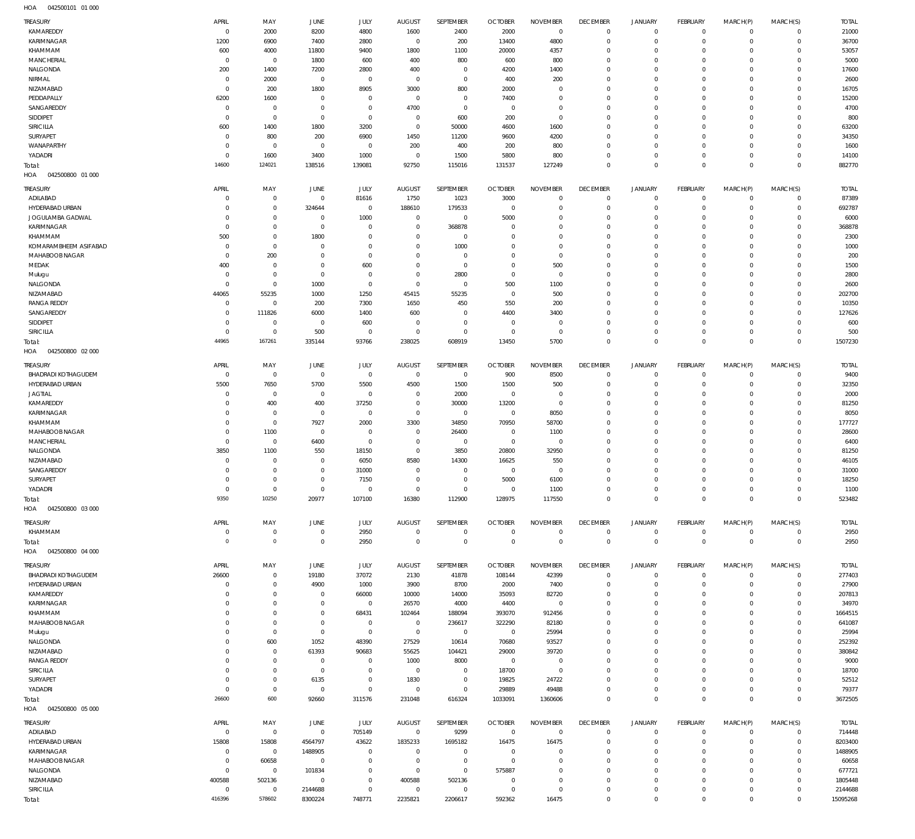HOA 042500101 01 000

| TREASURY | APRIL | MAY | JUNE | JULY | AUGUST | SEPTEMBER | OCTOBER | NOVEMBER | DECEMBER | JANUARY | FEBRUARY | MARCH(P) | MARCH(S) | TOTAL |
|---|---|---|---|---|---|---|---|---|---|---|---|---|---|---|
| KAMAREDDY | 0 | 2000 | 8200 | 4800 | 1600 | 2400 | 2000 | 0 | 0 | 0 | 0 | 0 | 0 | 21000 |
| KARIMNAGAR | 1200 | 6900 | 7400 | 2800 | 0 | 200 | 13400 | 4800 | 0 | 0 | 0 | 0 | 0 | 36700 |
| KHAMMAM | 600 | 4000 | 11800 | 9400 | 1800 | 1100 | 20000 | 4357 | 0 | 0 | 0 | 0 | 0 | 53057 |
| MANCHERIAL | 0 | 0 | 1800 | 600 | 400 | 800 | 600 | 800 | 0 | 0 | 0 | 0 | 0 | 5000 |
| NALGONDA | 200 | 1400 | 7200 | 2800 | 400 | 0 | 4200 | 1400 | 0 | 0 | 0 | 0 | 0 | 17600 |
| NIRMAL | 0 | 2000 | 0 | 0 | 0 | 0 | 400 | 200 | 0 | 0 | 0 | 0 | 0 | 2600 |
| NIZAMABAD | 0 | 200 | 1800 | 8905 | 3000 | 800 | 2000 | 0 | 0 | 0 | 0 | 0 | 0 | 16705 |
| PEDDAPALLY | 6200 | 1600 | 0 | 0 | 0 | 0 | 7400 | 0 | 0 | 0 | 0 | 0 | 0 | 15200 |
| SANGAREDDY | 0 | 0 | 0 | 0 | 4700 | 0 | 0 | 0 | 0 | 0 | 0 | 0 | 0 | 4700 |
| SIDDIPET | 0 | 0 | 0 | 0 | 0 | 600 | 200 | 0 | 0 | 0 | 0 | 0 | 0 | 800 |
| SIRICILLA | 600 | 1400 | 1800 | 3200 | 0 | 50000 | 4600 | 1600 | 0 | 0 | 0 | 0 | 0 | 63200 |
| SURYAPET | 0 | 800 | 200 | 6900 | 1450 | 11200 | 9600 | 4200 | 0 | 0 | 0 | 0 | 0 | 34350 |
| WANAPARTHY | 0 | 0 | 0 | 0 | 200 | 400 | 200 | 800 | 0 | 0 | 0 | 0 | 0 | 1600 |
| YADADRI | 0 | 1600 | 3400 | 1000 | 0 | 1500 | 5800 | 800 | 0 | 0 | 0 | 0 | 0 | 14100 |
| Total: | 14600 | 124021 | 138516 | 139081 | 92750 | 115016 | 131537 | 127249 | 0 | 0 | 0 | 0 | 0 | 882770 |

HOA 042500800 01 000

| TREASURY | APRIL | MAY | JUNE | JULY | AUGUST | SEPTEMBER | OCTOBER | NOVEMBER | DECEMBER | JANUARY | FEBRUARY | MARCH(P) | MARCH(S) | TOTAL |
|---|---|---|---|---|---|---|---|---|---|---|---|---|---|---|
| ADILABAD | 0 | 0 | 0 | 81616 | 1750 | 1023 | 3000 | 0 | 0 | 0 | 0 | 0 | 0 | 87389 |
| HYDERABAD URBAN | 0 | 0 | 324644 | 0 | 188610 | 179533 | 0 | 0 | 0 | 0 | 0 | 0 | 0 | 692787 |
| JOGULAMBA GADWAL | 0 | 0 | 0 | 1000 | 0 | 0 | 5000 | 0 | 0 | 0 | 0 | 0 | 0 | 6000 |
| KARIMNAGAR | 0 | 0 | 0 | 0 | 0 | 368878 | 0 | 0 | 0 | 0 | 0 | 0 | 0 | 368878 |
| KHAMMAM | 500 | 0 | 1800 | 0 | 0 | 0 | 0 | 0 | 0 | 0 | 0 | 0 | 0 | 2300 |
| KOMARAMBHEEM ASIFABAD | 0 | 0 | 0 | 0 | 0 | 1000 | 0 | 0 | 0 | 0 | 0 | 0 | 0 | 1000 |
| MAHABOOBNAGAR | 0 | 200 | 0 | 0 | 0 | 0 | 0 | 0 | 0 | 0 | 0 | 0 | 0 | 200 |
| MEDAK | 400 | 0 | 0 | 600 | 0 | 0 | 0 | 500 | 0 | 0 | 0 | 0 | 0 | 1500 |
| Mulugu | 0 | 0 | 0 | 0 | 0 | 2800 | 0 | 0 | 0 | 0 | 0 | 0 | 0 | 2800 |
| NALGONDA | 0 | 0 | 1000 | 0 | 0 | 0 | 500 | 1100 | 0 | 0 | 0 | 0 | 0 | 2600 |
| NIZAMABAD | 44065 | 55235 | 1000 | 1250 | 45415 | 55235 | 0 | 500 | 0 | 0 | 0 | 0 | 0 | 202700 |
| RANGA REDDY | 0 | 0 | 200 | 7300 | 1650 | 450 | 550 | 200 | 0 | 0 | 0 | 0 | 0 | 10350 |
| SANGAREDDY | 0 | 111826 | 6000 | 1400 | 600 | 0 | 4400 | 3400 | 0 | 0 | 0 | 0 | 0 | 127626 |
| SIDDIPET | 0 | 0 | 0 | 600 | 0 | 0 | 0 | 0 | 0 | 0 | 0 | 0 | 0 | 600 |
| SIRICILLA | 0 | 0 | 500 | 0 | 0 | 0 | 0 | 0 | 0 | 0 | 0 | 0 | 0 | 500 |
| Total: | 44965 | 167261 | 335144 | 93766 | 238025 | 608919 | 13450 | 5700 | 0 | 0 | 0 | 0 | 0 | 1507230 |

HOA 042500800 02 000

| TREASURY | APRIL | MAY | JUNE | JULY | AUGUST | SEPTEMBER | OCTOBER | NOVEMBER | DECEMBER | JANUARY | FEBRUARY | MARCH(P) | MARCH(S) | TOTAL |
|---|---|---|---|---|---|---|---|---|---|---|---|---|---|---|
| BHADRADI KOTHAGUDEM | 0 | 0 | 0 | 0 | 0 | 0 | 900 | 8500 | 0 | 0 | 0 | 0 | 0 | 9400 |
| HYDERABAD URBAN | 5500 | 7650 | 5700 | 5500 | 4500 | 1500 | 1500 | 500 | 0 | 0 | 0 | 0 | 0 | 32350 |
| JAGTIAL | 0 | 0 | 0 | 0 | 0 | 2000 | 0 | 0 | 0 | 0 | 0 | 0 | 0 | 2000 |
| KAMAREDDY | 0 | 400 | 400 | 37250 | 0 | 30000 | 13200 | 0 | 0 | 0 | 0 | 0 | 0 | 81250 |
| KARIMNAGAR | 0 | 0 | 0 | 0 | 0 | 0 | 0 | 8050 | 0 | 0 | 0 | 0 | 0 | 8050 |
| KHAMMAM | 0 | 0 | 7927 | 2000 | 3300 | 34850 | 70950 | 58700 | 0 | 0 | 0 | 0 | 0 | 177727 |
| MAHABOOBNAGAR | 0 | 1100 | 0 | 0 | 0 | 26400 | 0 | 1100 | 0 | 0 | 0 | 0 | 0 | 28600 |
| MANCHERIAL | 0 | 0 | 6400 | 0 | 0 | 0 | 0 | 0 | 0 | 0 | 0 | 0 | 0 | 6400 |
| NALGONDA | 3850 | 1100 | 550 | 18150 | 0 | 3850 | 20800 | 32950 | 0 | 0 | 0 | 0 | 0 | 81250 |
| NIZAMABAD | 0 | 0 | 0 | 6050 | 8580 | 14300 | 16625 | 550 | 0 | 0 | 0 | 0 | 0 | 46105 |
| SANGAREDDY | 0 | 0 | 0 | 31000 | 0 | 0 | 0 | 0 | 0 | 0 | 0 | 0 | 0 | 31000 |
| SURYAPET | 0 | 0 | 0 | 7150 | 0 | 0 | 5000 | 6100 | 0 | 0 | 0 | 0 | 0 | 18250 |
| YADADRI | 0 | 0 | 0 | 0 | 0 | 0 | 0 | 1100 | 0 | 0 | 0 | 0 | 0 | 1100 |
| Total: | 9350 | 10250 | 20977 | 107100 | 16380 | 112900 | 128975 | 117550 | 0 | 0 | 0 | 0 | 0 | 523482 |

HOA 042500800 03 000

| TREASURY | APRIL | MAY | JUNE | JULY | AUGUST | SEPTEMBER | OCTOBER | NOVEMBER | DECEMBER | JANUARY | FEBRUARY | MARCH(P) | MARCH(S) | TOTAL |
|---|---|---|---|---|---|---|---|---|---|---|---|---|---|---|
| KHAMMAM | 0 | 0 | 0 | 2950 | 0 | 0 | 0 | 0 | 0 | 0 | 0 | 0 | 0 | 2950 |
| Total: | 0 | 0 | 0 | 2950 | 0 | 0 | 0 | 0 | 0 | 0 | 0 | 0 | 0 | 2950 |

HOA 042500800 04 000

| TREASURY | APRIL | MAY | JUNE | JULY | AUGUST | SEPTEMBER | OCTOBER | NOVEMBER | DECEMBER | JANUARY | FEBRUARY | MARCH(P) | MARCH(S) | TOTAL |
|---|---|---|---|---|---|---|---|---|---|---|---|---|---|---|
| BHADRADI KOTHAGUDEM | 26600 | 0 | 19180 | 37072 | 2130 | 41878 | 108144 | 42399 | 0 | 0 | 0 | 0 | 0 | 277403 |
| HYDERABAD URBAN | 0 | 0 | 4900 | 1000 | 3900 | 8700 | 2000 | 7400 | 0 | 0 | 0 | 0 | 0 | 27900 |
| KAMAREDDY | 0 | 0 | 0 | 66000 | 10000 | 14000 | 35093 | 82720 | 0 | 0 | 0 | 0 | 0 | 207813 |
| KARIMNAGAR | 0 | 0 | 0 | 0 | 26570 | 4000 | 4400 | 0 | 0 | 0 | 0 | 0 | 0 | 34970 |
| KHAMMAM | 0 | 0 | 0 | 68431 | 102464 | 188094 | 393070 | 912456 | 0 | 0 | 0 | 0 | 0 | 1664515 |
| MAHABOOBNAGAR | 0 | 0 | 0 | 0 | 0 | 236617 | 322290 | 82180 | 0 | 0 | 0 | 0 | 0 | 641087 |
| Mulugu | 0 | 0 | 0 | 0 | 0 | 0 | 0 | 25994 | 0 | 0 | 0 | 0 | 0 | 25994 |
| NALGONDA | 0 | 600 | 1052 | 48390 | 27529 | 10614 | 70680 | 93527 | 0 | 0 | 0 | 0 | 0 | 252392 |
| NIZAMABAD | 0 | 0 | 61393 | 90683 | 55625 | 104421 | 29000 | 39720 | 0 | 0 | 0 | 0 | 0 | 380842 |
| RANGA REDDY | 0 | 0 | 0 | 0 | 1000 | 8000 | 0 | 0 | 0 | 0 | 0 | 0 | 0 | 9000 |
| SIRICILLA | 0 | 0 | 0 | 0 | 0 | 0 | 18700 | 0 | 0 | 0 | 0 | 0 | 0 | 18700 |
| SURYAPET | 0 | 0 | 6135 | 0 | 1830 | 0 | 19825 | 24722 | 0 | 0 | 0 | 0 | 0 | 52512 |
| YADADRI | 0 | 0 | 0 | 0 | 0 | 0 | 29889 | 49488 | 0 | 0 | 0 | 0 | 0 | 79377 |
| Total: | 26600 | 600 | 92660 | 311576 | 231048 | 616324 | 1033091 | 1360606 | 0 | 0 | 0 | 0 | 0 | 3672505 |

HOA 042500800 05 000

| TREASURY | APRIL | MAY | JUNE | JULY | AUGUST | SEPTEMBER | OCTOBER | NOVEMBER | DECEMBER | JANUARY | FEBRUARY | MARCH(P) | MARCH(S) | TOTAL |
|---|---|---|---|---|---|---|---|---|---|---|---|---|---|---|
| ADILABAD | 0 | 0 | 0 | 705149 | 0 | 9299 | 0 | 0 | 0 | 0 | 0 | 0 | 0 | 714448 |
| HYDERABAD URBAN | 15808 | 15808 | 4564797 | 43622 | 1835233 | 1695182 | 16475 | 16475 | 0 | 0 | 0 | 0 | 0 | 8203400 |
| KARIMNAGAR | 0 | 0 | 1488905 | 0 | 0 | 0 | 0 | 0 | 0 | 0 | 0 | 0 | 0 | 1488905 |
| MAHABOOBNAGAR | 0 | 60658 | 0 | 0 | 0 | 0 | 0 | 0 | 0 | 0 | 0 | 0 | 0 | 60658 |
| NALGONDA | 0 | 0 | 101834 | 0 | 0 | 0 | 575887 | 0 | 0 | 0 | 0 | 0 | 0 | 677721 |
| NIZAMABAD | 400588 | 502136 | 0 | 0 | 400588 | 502136 | 0 | 0 | 0 | 0 | 0 | 0 | 0 | 1805448 |
| SIRICILLA | 0 | 0 | 2144688 | 0 | 0 | 0 | 0 | 0 | 0 | 0 | 0 | 0 | 0 | 2144688 |
| Total: | 416396 | 578602 | 8300224 | 748771 | 2235821 | 2206617 | 592362 | 16475 | 0 | 0 | 0 | 0 | 0 | 15095268 |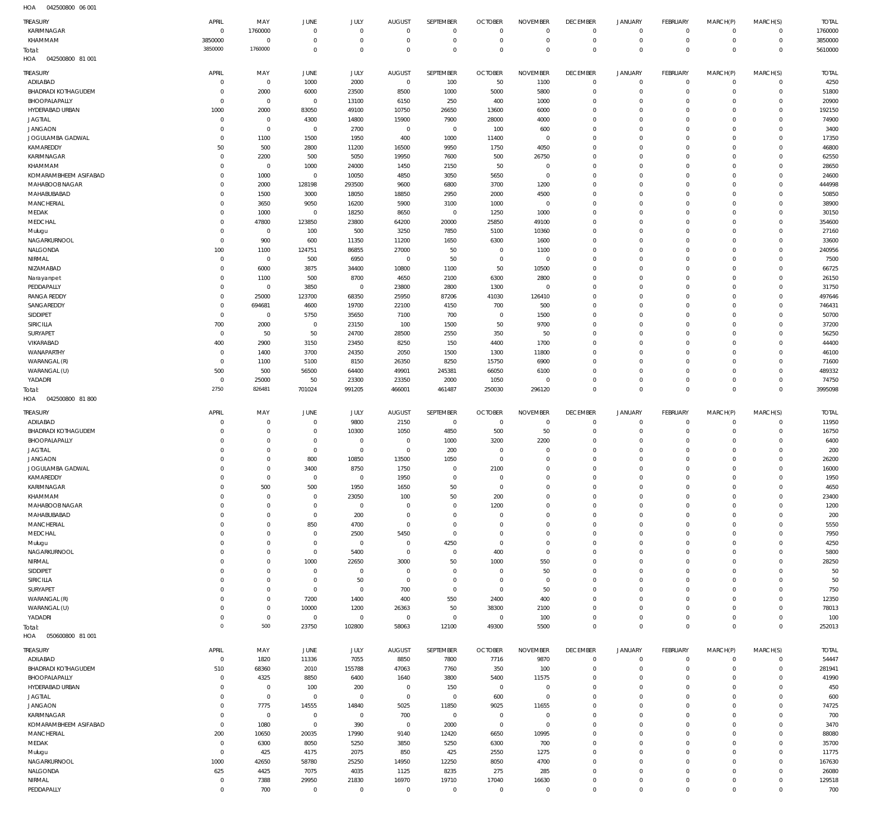HOA 042500800 06 001

| TREASURY | APRIL | MAY | JUNE | JULY | AUGUST | SEPTEMBER | OCTOBER | NOVEMBER | DECEMBER | JANUARY | FEBRUARY | MARCH(P) | MARCH(S) | TOTAL |
|---|---|---|---|---|---|---|---|---|---|---|---|---|---|---|
| KARIMNAGAR | 0 | 1760000 | 0 | 0 | 0 | 0 | 0 | 0 | 0 | 0 | 0 | 0 | 0 | 1760000 |
| KHAMMAM | 3850000 | 0 | 0 | 0 | 0 | 0 | 0 | 0 | 0 | 0 | 0 | 0 | 0 | 3850000 |
| Total: | 3850000 | 1760000 | 0 | 0 | 0 | 0 | 0 | 0 | 0 | 0 | 0 | 0 | 0 | 5610000 |

HOA 042500800 81 001

| TREASURY | APRIL | MAY | JUNE | JULY | AUGUST | SEPTEMBER | OCTOBER | NOVEMBER | DECEMBER | JANUARY | FEBRUARY | MARCH(P) | MARCH(S) | TOTAL |
|---|---|---|---|---|---|---|---|---|---|---|---|---|---|---|
| ADILABAD | 0 | 0 | 1000 | 2000 | 0 | 100 | 50 | 1100 | 0 | 0 | 0 | 0 | 0 | 4250 |
| BHADRADI KOTHAGUDEM | 0 | 2000 | 6000 | 23500 | 8500 | 1000 | 5000 | 5800 | 0 | 0 | 0 | 0 | 0 | 51800 |
| BHOOPALAPALLY | 0 | 0 | 0 | 13100 | 6150 | 250 | 400 | 1000 | 0 | 0 | 0 | 0 | 0 | 20900 |
| HYDERABAD URBAN | 1000 | 2000 | 83050 | 49100 | 10750 | 26650 | 13600 | 6000 | 0 | 0 | 0 | 0 | 0 | 192150 |
| JAGTIAL | 0 | 0 | 4300 | 14800 | 15900 | 7900 | 28000 | 4000 | 0 | 0 | 0 | 0 | 0 | 74900 |
| JANGAON | 0 | 0 | 0 | 2700 | 0 | 0 | 100 | 600 | 0 | 0 | 0 | 0 | 0 | 3400 |
| JOGULAMBA GADWAL | 0 | 1100 | 1500 | 1950 | 400 | 1000 | 11400 | 0 | 0 | 0 | 0 | 0 | 0 | 17350 |
| KAMAREDDY | 50 | 500 | 2800 | 11200 | 16500 | 9950 | 1750 | 4050 | 0 | 0 | 0 | 0 | 0 | 46800 |
| KARIMNAGAR | 0 | 2200 | 500 | 5050 | 19950 | 7600 | 500 | 26750 | 0 | 0 | 0 | 0 | 0 | 62550 |
| KHAMMAM | 0 | 0 | 1000 | 24000 | 1450 | 2150 | 50 | 0 | 0 | 0 | 0 | 0 | 0 | 28650 |
| KOMARAMBHEEM ASIFABAD | 0 | 1000 | 0 | 10050 | 4850 | 3050 | 5650 | 0 | 0 | 0 | 0 | 0 | 0 | 24600 |
| MAHABOOBNAGAR | 0 | 2000 | 128198 | 293500 | 9600 | 6800 | 3700 | 1200 | 0 | 0 | 0 | 0 | 0 | 444998 |
| MAHABUBABAD | 0 | 1500 | 3000 | 18050 | 18850 | 2950 | 2000 | 4500 | 0 | 0 | 0 | 0 | 0 | 50850 |
| MANCHERIAL | 0 | 3650 | 9050 | 16200 | 5900 | 3100 | 1000 | 0 | 0 | 0 | 0 | 0 | 0 | 38900 |
| MEDAK | 0 | 1000 | 0 | 18250 | 8650 | 0 | 1250 | 1000 | 0 | 0 | 0 | 0 | 0 | 30150 |
| MEDCHAL | 0 | 47800 | 123850 | 23800 | 64200 | 20000 | 25850 | 49100 | 0 | 0 | 0 | 0 | 0 | 354600 |
| Mulugu | 0 | 0 | 100 | 500 | 3250 | 7850 | 5100 | 10360 | 0 | 0 | 0 | 0 | 0 | 27160 |
| NAGARKURNOOL | 0 | 900 | 600 | 11350 | 11200 | 1650 | 6300 | 1600 | 0 | 0 | 0 | 0 | 0 | 33600 |
| NALGONDA | 100 | 1100 | 124751 | 86855 | 27000 | 50 | 0 | 1100 | 0 | 0 | 0 | 0 | 0 | 240956 |
| NIRMAL | 0 | 0 | 500 | 6950 | 0 | 50 | 0 | 0 | 0 | 0 | 0 | 0 | 0 | 7500 |
| NIZAMABAD | 0 | 6000 | 3875 | 34400 | 10800 | 1100 | 50 | 10500 | 0 | 0 | 0 | 0 | 0 | 66725 |
| Narayanpet | 0 | 1100 | 500 | 8700 | 4650 | 2100 | 6300 | 2800 | 0 | 0 | 0 | 0 | 0 | 26150 |
| PEDDAPALLY | 0 | 0 | 3850 | 0 | 23800 | 2800 | 1300 | 0 | 0 | 0 | 0 | 0 | 0 | 31750 |
| RANGA REDDY | 0 | 25000 | 123700 | 68350 | 25950 | 87206 | 41030 | 126410 | 0 | 0 | 0 | 0 | 0 | 497646 |
| SANGAREDDY | 0 | 694681 | 4600 | 19700 | 22100 | 4150 | 700 | 500 | 0 | 0 | 0 | 0 | 0 | 746431 |
| SIDDIPET | 0 | 0 | 5750 | 35650 | 7100 | 700 | 0 | 1500 | 0 | 0 | 0 | 0 | 0 | 50700 |
| SIRICILLA | 700 | 2000 | 0 | 23150 | 100 | 1500 | 50 | 9700 | 0 | 0 | 0 | 0 | 0 | 37200 |
| SURYAPET | 0 | 50 | 50 | 24700 | 28500 | 2550 | 350 | 50 | 0 | 0 | 0 | 0 | 0 | 56250 |
| VIKARABAD | 400 | 2900 | 3150 | 23450 | 8250 | 150 | 4400 | 1700 | 0 | 0 | 0 | 0 | 0 | 44400 |
| WANAPARTHY | 0 | 1400 | 3700 | 24350 | 2050 | 1500 | 1300 | 11800 | 0 | 0 | 0 | 0 | 0 | 46100 |
| WARANGAL (R) | 0 | 1100 | 5100 | 8150 | 26350 | 8250 | 15750 | 6900 | 0 | 0 | 0 | 0 | 0 | 71600 |
| WARANGAL (U) | 500 | 500 | 56500 | 64400 | 49901 | 245381 | 66050 | 6100 | 0 | 0 | 0 | 0 | 0 | 489332 |
| YADADRI | 0 | 25000 | 50 | 23300 | 23350 | 2000 | 1050 | 0 | 0 | 0 | 0 | 0 | 0 | 74750 |
| Total: | 2750 | 826481 | 701024 | 991205 | 466001 | 461487 | 250030 | 296120 | 0 | 0 | 0 | 0 | 0 | 3995098 |

HOA 042500800 81 800

| TREASURY | APRIL | MAY | JUNE | JULY | AUGUST | SEPTEMBER | OCTOBER | NOVEMBER | DECEMBER | JANUARY | FEBRUARY | MARCH(P) | MARCH(S) | TOTAL |
|---|---|---|---|---|---|---|---|---|---|---|---|---|---|---|
| ADILABAD | 0 | 0 | 0 | 9800 | 2150 | 0 | 0 | 0 | 0 | 0 | 0 | 0 | 0 | 11950 |
| BHADRADI KOTHAGUDEM | 0 | 0 | 0 | 10300 | 1050 | 4850 | 500 | 50 | 0 | 0 | 0 | 0 | 0 | 16750 |
| BHOOPALAPALLY | 0 | 0 | 0 | 0 | 0 | 1000 | 3200 | 2200 | 0 | 0 | 0 | 0 | 0 | 6400 |
| JAGTIAL | 0 | 0 | 0 | 0 | 0 | 200 | 0 | 0 | 0 | 0 | 0 | 0 | 0 | 200 |
| JANGAON | 0 | 0 | 800 | 10850 | 13500 | 1050 | 0 | 0 | 0 | 0 | 0 | 0 | 0 | 26200 |
| JOGULAMBA GADWAL | 0 | 0 | 3400 | 8750 | 1750 | 0 | 2100 | 0 | 0 | 0 | 0 | 0 | 0 | 16000 |
| KAMAREDDY | 0 | 0 | 0 | 0 | 1950 | 0 | 0 | 0 | 0 | 0 | 0 | 0 | 0 | 1950 |
| KARIMNAGAR | 0 | 500 | 500 | 1950 | 1650 | 50 | 0 | 0 | 0 | 0 | 0 | 0 | 0 | 4650 |
| KHAMMAM | 0 | 0 | 0 | 23050 | 100 | 50 | 200 | 0 | 0 | 0 | 0 | 0 | 0 | 23400 |
| MAHABOOBNAGAR | 0 | 0 | 0 | 0 | 0 | 0 | 1200 | 0 | 0 | 0 | 0 | 0 | 0 | 1200 |
| MAHABUBABAD | 0 | 0 | 0 | 200 | 0 | 0 | 0 | 0 | 0 | 0 | 0 | 0 | 0 | 200 |
| MANCHERIAL | 0 | 0 | 850 | 4700 | 0 | 0 | 0 | 0 | 0 | 0 | 0 | 0 | 0 | 5550 |
| MEDCHAL | 0 | 0 | 0 | 2500 | 5450 | 0 | 0 | 0 | 0 | 0 | 0 | 0 | 0 | 7950 |
| Mulugu | 0 | 0 | 0 | 0 | 0 | 4250 | 0 | 0 | 0 | 0 | 0 | 0 | 0 | 4250 |
| NAGARKURNOOL | 0 | 0 | 0 | 5400 | 0 | 0 | 400 | 0 | 0 | 0 | 0 | 0 | 0 | 5800 |
| NIRMAL | 0 | 0 | 1000 | 22650 | 3000 | 50 | 1000 | 550 | 0 | 0 | 0 | 0 | 0 | 28250 |
| SIDDIPET | 0 | 0 | 0 | 0 | 0 | 0 | 0 | 50 | 0 | 0 | 0 | 0 | 0 | 50 |
| SIRICILLA | 0 | 0 | 0 | 50 | 0 | 0 | 0 | 0 | 0 | 0 | 0 | 0 | 0 | 50 |
| SURYAPET | 0 | 0 | 0 | 0 | 700 | 0 | 0 | 50 | 0 | 0 | 0 | 0 | 0 | 750 |
| WARANGAL (R) | 0 | 0 | 7200 | 1400 | 400 | 550 | 2400 | 400 | 0 | 0 | 0 | 0 | 0 | 12350 |
| WARANGAL (U) | 0 | 0 | 10000 | 1200 | 26363 | 50 | 38300 | 2100 | 0 | 0 | 0 | 0 | 0 | 78013 |
| YADADRI | 0 | 0 | 0 | 0 | 0 | 0 | 0 | 100 | 0 | 0 | 0 | 0 | 0 | 100 |
| Total: | 0 | 500 | 23750 | 102800 | 58063 | 12100 | 49300 | 5500 | 0 | 0 | 0 | 0 | 0 | 252013 |

HOA 050600800 81 001

| TREASURY | APRIL | MAY | JUNE | JULY | AUGUST | SEPTEMBER | OCTOBER | NOVEMBER | DECEMBER | JANUARY | FEBRUARY | MARCH(P) | MARCH(S) | TOTAL |
|---|---|---|---|---|---|---|---|---|---|---|---|---|---|---|
| ADILABAD | 0 | 1820 | 11336 | 7055 | 8850 | 7800 | 7716 | 9870 | 0 | 0 | 0 | 0 | 0 | 54447 |
| BHADRADI KOTHAGUDEM | 510 | 68360 | 2010 | 155788 | 47063 | 7760 | 350 | 100 | 0 | 0 | 0 | 0 | 0 | 281941 |
| BHOOPALAPALLY | 0 | 4325 | 8850 | 6400 | 1640 | 3800 | 5400 | 11575 | 0 | 0 | 0 | 0 | 0 | 41990 |
| HYDERABAD URBAN | 0 | 0 | 100 | 200 | 0 | 150 | 0 | 0 | 0 | 0 | 0 | 0 | 0 | 450 |
| JAGTIAL | 0 | 0 | 0 | 0 | 0 | 0 | 600 | 0 | 0 | 0 | 0 | 0 | 0 | 600 |
| JANGAON | 0 | 7775 | 14555 | 14840 | 5025 | 11850 | 9025 | 11655 | 0 | 0 | 0 | 0 | 0 | 74725 |
| KARIMNAGAR | 0 | 0 | 0 | 0 | 700 | 0 | 0 | 0 | 0 | 0 | 0 | 0 | 0 | 700 |
| KOMARAMBHEEM ASIFABAD | 0 | 1080 | 0 | 390 | 0 | 2000 | 0 | 0 | 0 | 0 | 0 | 0 | 0 | 3470 |
| MANCHERIAL | 200 | 10650 | 20035 | 17990 | 9140 | 12420 | 6650 | 10995 | 0 | 0 | 0 | 0 | 0 | 88080 |
| MEDAK | 0 | 6300 | 8050 | 5250 | 3850 | 5250 | 6300 | 700 | 0 | 0 | 0 | 0 | 0 | 35700 |
| Mulugu | 0 | 425 | 4175 | 2075 | 850 | 425 | 2550 | 1275 | 0 | 0 | 0 | 0 | 0 | 11775 |
| NAGARKURNOOL | 1000 | 42650 | 58780 | 25250 | 14950 | 12250 | 8050 | 4700 | 0 | 0 | 0 | 0 | 0 | 167630 |
| NALGONDA | 625 | 4425 | 7075 | 4035 | 1125 | 8235 | 275 | 285 | 0 | 0 | 0 | 0 | 0 | 26080 |
| NIRMAL | 0 | 7388 | 29950 | 21830 | 16970 | 19710 | 17040 | 16630 | 0 | 0 | 0 | 0 | 0 | 129518 |
| PEDDAPALLY | 0 | 700 | 0 | 0 | 0 | 0 | 0 | 0 | 0 | 0 | 0 | 0 | 0 | 700 |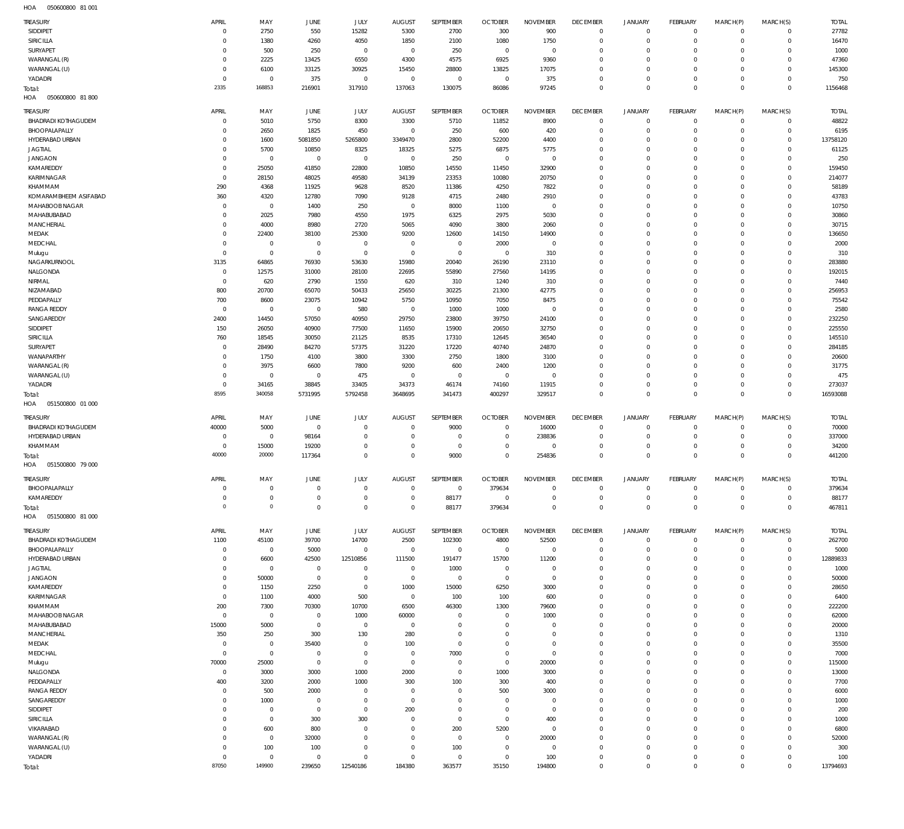HOA 050600800 81 001

| TREASURY | APRIL | MAY | JUNE | JULY | AUGUST | SEPTEMBER | OCTOBER | NOVEMBER | DECEMBER | JANUARY | FEBRUARY | MARCH(P) | MARCH(S) | TOTAL |
|---|---|---|---|---|---|---|---|---|---|---|---|---|---|---|
| SIDDIPET | 0 | 2750 | 550 | 15282 | 5300 | 2700 | 300 | 900 | 0 | 0 | 0 | 0 | 0 | 27782 |
| SIRICILLA | 0 | 1380 | 4260 | 4050 | 1850 | 2100 | 1080 | 1750 | 0 | 0 | 0 | 0 | 0 | 16470 |
| SURYAPET | 0 | 500 | 250 | 0 | 0 | 250 | 0 | 0 | 0 | 0 | 0 | 0 | 0 | 1000 |
| WARANGAL (R) | 0 | 2225 | 13425 | 6550 | 4300 | 4575 | 6925 | 9360 | 0 | 0 | 0 | 0 | 0 | 47360 |
| WARANGAL (U) | 0 | 6100 | 33125 | 30925 | 15450 | 28800 | 13825 | 17075 | 0 | 0 | 0 | 0 | 0 | 145300 |
| YADADRI | 0 | 0 | 375 | 0 | 0 | 0 | 0 | 375 | 0 | 0 | 0 | 0 | 0 | 750 |
| Total: | 2335 | 168853 | 216901 | 317910 | 137063 | 130075 | 86086 | 97245 | 0 | 0 | 0 | 0 | 0 | 1156468 |

HOA 050600800 81 800

| TREASURY | APRIL | MAY | JUNE | JULY | AUGUST | SEPTEMBER | OCTOBER | NOVEMBER | DECEMBER | JANUARY | FEBRUARY | MARCH(P) | MARCH(S) | TOTAL |
|---|---|---|---|---|---|---|---|---|---|---|---|---|---|---|
| BHADRADI KOTHAGUDEM | 0 | 5010 | 5750 | 8300 | 3300 | 5710 | 11852 | 8900 | 0 | 0 | 0 | 0 | 0 | 48822 |
| BHOOPALAPALLY | 0 | 2650 | 1825 | 450 | 0 | 250 | 600 | 420 | 0 | 0 | 0 | 0 | 0 | 6195 |
| HYDERABAD URBAN | 0 | 1600 | 5081850 | 5265800 | 3349470 | 2800 | 52200 | 4400 | 0 | 0 | 0 | 0 | 0 | 13758120 |
| JAGTIAL | 0 | 5700 | 10850 | 8325 | 18325 | 5275 | 6875 | 5775 | 0 | 0 | 0 | 0 | 0 | 61125 |
| JANGAON | 0 | 0 | 0 | 0 | 0 | 250 | 0 | 0 | 0 | 0 | 0 | 0 | 0 | 250 |
| KAMAREDDY | 0 | 25050 | 41850 | 22800 | 10850 | 14550 | 11450 | 32900 | 0 | 0 | 0 | 0 | 0 | 159450 |
| KARIMNAGAR | 0 | 28150 | 48025 | 49580 | 34139 | 23353 | 10080 | 20750 | 0 | 0 | 0 | 0 | 0 | 214077 |
| KHAMMAM | 290 | 4368 | 11925 | 9628 | 8520 | 11386 | 4250 | 7822 | 0 | 0 | 0 | 0 | 0 | 58189 |
| KOMARAMBHEEM ASIFABAD | 360 | 4320 | 12780 | 7090 | 9128 | 4715 | 2480 | 2910 | 0 | 0 | 0 | 0 | 0 | 43783 |
| MAHABOOB NAGAR | 0 | 0 | 1400 | 250 | 0 | 8000 | 1100 | 0 | 0 | 0 | 0 | 0 | 0 | 10750 |
| MAHABUBABAD | 0 | 2025 | 7980 | 4550 | 1975 | 6325 | 2975 | 5030 | 0 | 0 | 0 | 0 | 0 | 30860 |
| MANCHERIAL | 0 | 4000 | 8980 | 2720 | 5065 | 4090 | 3800 | 2060 | 0 | 0 | 0 | 0 | 0 | 30715 |
| MEDAK | 0 | 22400 | 38100 | 25300 | 9200 | 12600 | 14150 | 14900 | 0 | 0 | 0 | 0 | 0 | 136650 |
| MEDCHAL | 0 | 0 | 0 | 0 | 0 | 0 | 2000 | 0 | 0 | 0 | 0 | 0 | 0 | 2000 |
| Mulugu | 0 | 0 | 0 | 0 | 0 | 0 | 0 | 310 | 0 | 0 | 0 | 0 | 0 | 310 |
| NAGARKURNOOL | 3135 | 64865 | 76930 | 53630 | 15980 | 20040 | 26190 | 23110 | 0 | 0 | 0 | 0 | 0 | 283880 |
| NALGONDA | 0 | 12575 | 31000 | 28100 | 22695 | 55890 | 27560 | 14195 | 0 | 0 | 0 | 0 | 0 | 192015 |
| NIRMAL | 0 | 620 | 2790 | 1550 | 620 | 310 | 1240 | 310 | 0 | 0 | 0 | 0 | 0 | 7440 |
| NIZAMABAD | 800 | 20700 | 65070 | 50433 | 25650 | 30225 | 21300 | 42775 | 0 | 0 | 0 | 0 | 0 | 256953 |
| PEDDAPALLY | 700 | 8600 | 23075 | 10942 | 5750 | 10950 | 7050 | 8475 | 0 | 0 | 0 | 0 | 0 | 75542 |
| RANGA REDDY | 0 | 0 | 0 | 580 | 0 | 1000 | 1000 | 0 | 0 | 0 | 0 | 0 | 0 | 2580 |
| SANGAREDDY | 2400 | 14450 | 57050 | 40950 | 29750 | 23800 | 39750 | 24100 | 0 | 0 | 0 | 0 | 0 | 232250 |
| SIDDIPET | 150 | 26050 | 40900 | 77500 | 11650 | 15900 | 20650 | 32750 | 0 | 0 | 0 | 0 | 0 | 225550 |
| SIRICILLA | 760 | 18545 | 30050 | 21125 | 8535 | 17310 | 12645 | 36540 | 0 | 0 | 0 | 0 | 0 | 145510 |
| SURYAPET | 0 | 28490 | 84270 | 57375 | 31220 | 17220 | 40740 | 24870 | 0 | 0 | 0 | 0 | 0 | 284185 |
| WANAPARTHY | 0 | 1750 | 4100 | 3800 | 3300 | 2750 | 1800 | 3100 | 0 | 0 | 0 | 0 | 0 | 20600 |
| WARANGAL (R) | 0 | 3975 | 6600 | 7800 | 9200 | 600 | 2400 | 1200 | 0 | 0 | 0 | 0 | 0 | 31775 |
| WARANGAL (U) | 0 | 0 | 0 | 475 | 0 | 0 | 0 | 0 | 0 | 0 | 0 | 0 | 0 | 475 |
| YADADRI | 0 | 34165 | 38845 | 33405 | 34373 | 46174 | 74160 | 11915 | 0 | 0 | 0 | 0 | 0 | 273037 |
| Total: | 8595 | 340058 | 5731995 | 5792458 | 3648695 | 341473 | 400297 | 329517 | 0 | 0 | 0 | 0 | 0 | 16593088 |

HOA 051500800 01 000

| TREASURY | APRIL | MAY | JUNE | JULY | AUGUST | SEPTEMBER | OCTOBER | NOVEMBER | DECEMBER | JANUARY | FEBRUARY | MARCH(P) | MARCH(S) | TOTAL |
|---|---|---|---|---|---|---|---|---|---|---|---|---|---|---|
| BHADRADI KOTHAGUDEM | 40000 | 5000 | 0 | 0 | 0 | 9000 | 0 | 16000 | 0 | 0 | 0 | 0 | 0 | 70000 |
| HYDERABAD URBAN | 0 | 0 | 98164 | 0 | 0 | 0 | 0 | 238836 | 0 | 0 | 0 | 0 | 0 | 337000 |
| KHAMMAM | 0 | 15000 | 19200 | 0 | 0 | 0 | 0 | 0 | 0 | 0 | 0 | 0 | 0 | 34200 |
| Total: | 40000 | 20000 | 117364 | 0 | 0 | 9000 | 0 | 254836 | 0 | 0 | 0 | 0 | 0 | 441200 |

HOA 051500800 79 000

| TREASURY | APRIL | MAY | JUNE | JULY | AUGUST | SEPTEMBER | OCTOBER | NOVEMBER | DECEMBER | JANUARY | FEBRUARY | MARCH(P) | MARCH(S) | TOTAL |
|---|---|---|---|---|---|---|---|---|---|---|---|---|---|---|
| BHOOPALAPALLY | 0 | 0 | 0 | 0 | 0 | 0 | 379634 | 0 | 0 | 0 | 0 | 0 | 0 | 379634 |
| KAMAREDDY | 0 | 0 | 0 | 0 | 0 | 88177 | 0 | 0 | 0 | 0 | 0 | 0 | 0 | 88177 |
| Total: | 0 | 0 | 0 | 0 | 0 | 88177 | 379634 | 0 | 0 | 0 | 0 | 0 | 0 | 467811 |

HOA 051500800 81 000

| TREASURY | APRIL | MAY | JUNE | JULY | AUGUST | SEPTEMBER | OCTOBER | NOVEMBER | DECEMBER | JANUARY | FEBRUARY | MARCH(P) | MARCH(S) | TOTAL |
|---|---|---|---|---|---|---|---|---|---|---|---|---|---|---|
| BHADRADI KOTHAGUDEM | 1100 | 45100 | 39700 | 14700 | 2500 | 102300 | 4800 | 52500 | 0 | 0 | 0 | 0 | 0 | 262700 |
| BHOOPALAPALLY | 0 | 0 | 5000 | 0 | 0 | 0 | 0 | 0 | 0 | 0 | 0 | 0 | 0 | 5000 |
| HYDERABAD URBAN | 0 | 6600 | 42500 | 12510856 | 111500 | 191477 | 15700 | 11200 | 0 | 0 | 0 | 0 | 0 | 12889833 |
| JAGTIAL | 0 | 0 | 0 | 0 | 0 | 1000 | 0 | 0 | 0 | 0 | 0 | 0 | 0 | 1000 |
| JANGAON | 0 | 50000 | 0 | 0 | 0 | 0 | 0 | 0 | 0 | 0 | 0 | 0 | 0 | 50000 |
| KAMAREDDY | 0 | 1150 | 2250 | 0 | 1000 | 15000 | 6250 | 3000 | 0 | 0 | 0 | 0 | 0 | 28650 |
| KARIMNAGAR | 0 | 1100 | 4000 | 500 | 0 | 100 | 100 | 600 | 0 | 0 | 0 | 0 | 0 | 6400 |
| KHAMMAM | 200 | 7300 | 70300 | 10700 | 6500 | 46300 | 1300 | 79600 | 0 | 0 | 0 | 0 | 0 | 222200 |
| MAHABOOB NAGAR | 0 | 0 | 0 | 1000 | 60000 | 0 | 0 | 1000 | 0 | 0 | 0 | 0 | 0 | 62000 |
| MAHABUBABAD | 15000 | 5000 | 0 | 0 | 0 | 0 | 0 | 0 | 0 | 0 | 0 | 0 | 0 | 20000 |
| MANCHERIAL | 350 | 250 | 300 | 130 | 280 | 0 | 0 | 0 | 0 | 0 | 0 | 0 | 0 | 1310 |
| MEDAK | 0 | 0 | 35400 | 0 | 100 | 0 | 0 | 0 | 0 | 0 | 0 | 0 | 0 | 35500 |
| MEDCHAL | 0 | 0 | 0 | 0 | 0 | 7000 | 0 | 0 | 0 | 0 | 0 | 0 | 0 | 7000 |
| Mulugu | 70000 | 25000 | 0 | 0 | 0 | 0 | 0 | 20000 | 0 | 0 | 0 | 0 | 0 | 115000 |
| NALGONDA | 0 | 3000 | 3000 | 1000 | 2000 | 0 | 1000 | 3000 | 0 | 0 | 0 | 0 | 0 | 13000 |
| PEDDAPALLY | 400 | 3200 | 2000 | 1000 | 300 | 100 | 300 | 400 | 0 | 0 | 0 | 0 | 0 | 7700 |
| RANGA REDDY | 0 | 500 | 2000 | 0 | 0 | 0 | 500 | 3000 | 0 | 0 | 0 | 0 | 0 | 6000 |
| SANGAREDDY | 0 | 1000 | 0 | 0 | 0 | 0 | 0 | 0 | 0 | 0 | 0 | 0 | 0 | 1000 |
| SIDDIPET | 0 | 0 | 0 | 0 | 200 | 0 | 0 | 0 | 0 | 0 | 0 | 0 | 0 | 200 |
| SIRICILLA | 0 | 0 | 300 | 300 | 0 | 0 | 0 | 400 | 0 | 0 | 0 | 0 | 0 | 1000 |
| VIKARABAD | 0 | 600 | 800 | 0 | 0 | 200 | 5200 | 0 | 0 | 0 | 0 | 0 | 0 | 6800 |
| WARANGAL (R) | 0 | 0 | 32000 | 0 | 0 | 0 | 0 | 20000 | 0 | 0 | 0 | 0 | 0 | 52000 |
| WARANGAL (U) | 0 | 100 | 100 | 0 | 0 | 100 | 0 | 0 | 0 | 0 | 0 | 0 | 0 | 300 |
| YADADRI | 0 | 0 | 0 | 0 | 0 | 0 | 0 | 100 | 0 | 0 | 0 | 0 | 0 | 100 |
| Total: | 87050 | 149900 | 239650 | 12540186 | 184380 | 363577 | 35150 | 194800 | 0 | 0 | 0 | 0 | 0 | 13794693 |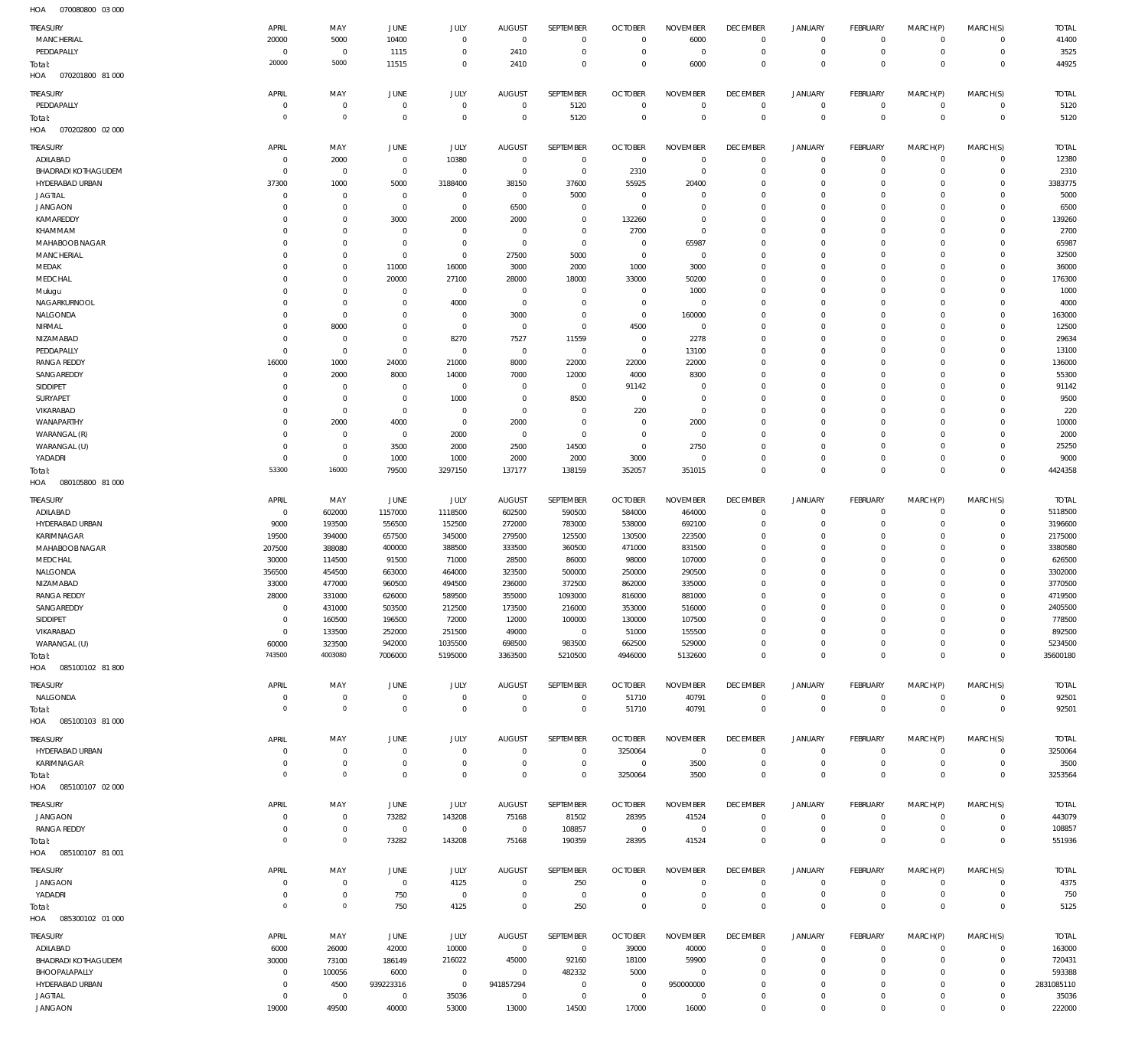HOA 070080800 03 000

| TREASURY | APRIL | MAY | JUNE | JULY | AUGUST | SEPTEMBER | OCTOBER | NOVEMBER | DECEMBER | JANUARY | FEBRUARY | MARCH(P) | MARCH(S) | TOTAL |
|---|---|---|---|---|---|---|---|---|---|---|---|---|---|---|
| MANCHERIAL | 20000 | 5000 | 10400 | 0 | 0 | 0 | 0 | 6000 | 0 | 0 | 0 | 0 | 0 | 41400 |
| PEDDAPALLY | 0 | 0 | 1115 | 0 | 2410 | 0 | 0 | 0 | 0 | 0 | 0 | 0 | 0 | 3525 |
| Total: | 20000 | 5000 | 11515 | 0 | 2410 | 0 | 0 | 6000 | 0 | 0 | 0 | 0 | 0 | 44925 |

HOA 070201800 81 000

| TREASURY | APRIL | MAY | JUNE | JULY | AUGUST | SEPTEMBER | OCTOBER | NOVEMBER | DECEMBER | JANUARY | FEBRUARY | MARCH(P) | MARCH(S) | TOTAL |
|---|---|---|---|---|---|---|---|---|---|---|---|---|---|---|
| PEDDAPALLY | 0 | 0 | 0 | 0 | 0 | 5120 | 0 | 0 | 0 | 0 | 0 | 0 | 0 | 5120 |
| Total: | 0 | 0 | 0 | 0 | 0 | 5120 | 0 | 0 | 0 | 0 | 0 | 0 | 0 | 5120 |

HOA 070202800 02 000

| TREASURY | APRIL | MAY | JUNE | JULY | AUGUST | SEPTEMBER | OCTOBER | NOVEMBER | DECEMBER | JANUARY | FEBRUARY | MARCH(P) | MARCH(S) | TOTAL |
|---|---|---|---|---|---|---|---|---|---|---|---|---|---|---|
| ADILABAD | 0 | 2000 | 0 | 10380 | 0 | 0 | 0 | 0 | 0 | 0 | 0 | 0 | 0 | 12380 |
| BHADRADI KOTHAGUDEM | 0 | 0 | 0 | 0 | 0 | 0 | 2310 | 0 | 0 | 0 | 0 | 0 | 0 | 2310 |
| HYDERABAD URBAN | 37300 | 1000 | 5000 | 3188400 | 38150 | 37600 | 55925 | 20400 | 0 | 0 | 0 | 0 | 0 | 3383775 |
| JAGTIAL | 0 | 0 | 0 | 0 | 0 | 5000 | 0 | 0 | 0 | 0 | 0 | 0 | 0 | 5000 |
| JANGAON | 0 | 0 | 0 | 0 | 6500 | 0 | 0 | 0 | 0 | 0 | 0 | 0 | 0 | 6500 |
| KAMAREDDY | 0 | 0 | 3000 | 2000 | 2000 | 0 | 132260 | 0 | 0 | 0 | 0 | 0 | 0 | 139260 |
| KHAMMAM | 0 | 0 | 0 | 0 | 0 | 0 | 2700 | 0 | 0 | 0 | 0 | 0 | 0 | 2700 |
| MAHABOOB NAGAR | 0 | 0 | 0 | 0 | 0 | 0 | 0 | 65987 | 0 | 0 | 0 | 0 | 0 | 65987 |
| MANCHERIAL | 0 | 0 | 0 | 0 | 27500 | 5000 | 0 | 0 | 0 | 0 | 0 | 0 | 0 | 32500 |
| MEDAK | 0 | 0 | 11000 | 16000 | 3000 | 2000 | 1000 | 3000 | 0 | 0 | 0 | 0 | 0 | 36000 |
| MEDCHAL | 0 | 0 | 20000 | 27100 | 28000 | 18000 | 33000 | 50200 | 0 | 0 | 0 | 0 | 0 | 176300 |
| Mulugu | 0 | 0 | 0 | 0 | 0 | 0 | 0 | 1000 | 0 | 0 | 0 | 0 | 0 | 1000 |
| NAGARKURNOOL | 0 | 0 | 0 | 4000 | 0 | 0 | 0 | 0 | 0 | 0 | 0 | 0 | 0 | 4000 |
| NALGONDA | 0 | 0 | 0 | 0 | 3000 | 0 | 0 | 160000 | 0 | 0 | 0 | 0 | 0 | 163000 |
| NIRMAL | 0 | 8000 | 0 | 0 | 0 | 0 | 4500 | 0 | 0 | 0 | 0 | 0 | 0 | 12500 |
| NIZAMABAD | 0 | 0 | 0 | 8270 | 7527 | 11559 | 0 | 2278 | 0 | 0 | 0 | 0 | 0 | 29634 |
| PEDDAPALLY | 0 | 0 | 0 | 0 | 0 | 0 | 0 | 13100 | 0 | 0 | 0 | 0 | 0 | 13100 |
| RANGA REDDY | 16000 | 1000 | 24000 | 21000 | 8000 | 22000 | 22000 | 22000 | 0 | 0 | 0 | 0 | 0 | 136000 |
| SANGAREDDY | 0 | 2000 | 8000 | 14000 | 7000 | 12000 | 4000 | 8300 | 0 | 0 | 0 | 0 | 0 | 55300 |
| SIDDIPET | 0 | 0 | 0 | 0 | 0 | 0 | 91142 | 0 | 0 | 0 | 0 | 0 | 0 | 91142 |
| SURYAPET | 0 | 0 | 0 | 1000 | 0 | 8500 | 0 | 0 | 0 | 0 | 0 | 0 | 0 | 9500 |
| VIKARABAD | 0 | 0 | 0 | 0 | 0 | 0 | 220 | 0 | 0 | 0 | 0 | 0 | 0 | 220 |
| WANAPARTHY | 0 | 2000 | 4000 | 0 | 2000 | 0 | 0 | 2000 | 0 | 0 | 0 | 0 | 0 | 10000 |
| WARANGAL (R) | 0 | 0 | 0 | 2000 | 0 | 0 | 0 | 0 | 0 | 0 | 0 | 0 | 0 | 2000 |
| WARANGAL (U) | 0 | 0 | 3500 | 2000 | 2500 | 14500 | 0 | 2750 | 0 | 0 | 0 | 0 | 0 | 25250 |
| YADADRI | 0 | 0 | 1000 | 1000 | 2000 | 2000 | 3000 | 0 | 0 | 0 | 0 | 0 | 0 | 9000 |
| Total: | 53300 | 16000 | 79500 | 3297150 | 137177 | 138159 | 352057 | 351015 | 0 | 0 | 0 | 0 | 0 | 4424358 |

HOA 080105800 81 000

| TREASURY | APRIL | MAY | JUNE | JULY | AUGUST | SEPTEMBER | OCTOBER | NOVEMBER | DECEMBER | JANUARY | FEBRUARY | MARCH(P) | MARCH(S) | TOTAL |
|---|---|---|---|---|---|---|---|---|---|---|---|---|---|---|
| ADILABAD | 0 | 602000 | 1157000 | 1118500 | 602500 | 590500 | 584000 | 464000 | 0 | 0 | 0 | 0 | 0 | 5118500 |
| HYDERABAD URBAN | 9000 | 193500 | 556500 | 152500 | 272000 | 783000 | 538000 | 692100 | 0 | 0 | 0 | 0 | 0 | 3196600 |
| KARIMNAGAR | 19500 | 394000 | 657500 | 345000 | 279500 | 125500 | 130500 | 223500 | 0 | 0 | 0 | 0 | 0 | 2175000 |
| MAHABOOB NAGAR | 207500 | 388080 | 400000 | 388500 | 333500 | 360500 | 471000 | 831500 | 0 | 0 | 0 | 0 | 0 | 3380580 |
| MEDCHAL | 30000 | 114500 | 91500 | 71000 | 28500 | 86000 | 98000 | 107000 | 0 | 0 | 0 | 0 | 0 | 626500 |
| NALGONDA | 356500 | 454500 | 663000 | 464000 | 323500 | 500000 | 250000 | 290500 | 0 | 0 | 0 | 0 | 0 | 3302000 |
| NIZAMABAD | 33000 | 477000 | 960500 | 494500 | 236000 | 372500 | 862000 | 335000 | 0 | 0 | 0 | 0 | 0 | 3770500 |
| RANGA REDDY | 28000 | 331000 | 626000 | 589500 | 355000 | 1093000 | 816000 | 881000 | 0 | 0 | 0 | 0 | 0 | 4719500 |
| SANGAREDDY | 0 | 431000 | 503500 | 212500 | 173500 | 216000 | 353000 | 516000 | 0 | 0 | 0 | 0 | 0 | 2405500 |
| SIDDIPET | 0 | 160500 | 196500 | 72000 | 12000 | 100000 | 130000 | 107500 | 0 | 0 | 0 | 0 | 0 | 778500 |
| VIKARABAD | 0 | 133500 | 252000 | 251500 | 49000 | 0 | 51000 | 155500 | 0 | 0 | 0 | 0 | 0 | 892500 |
| WARANGAL (U) | 60000 | 323500 | 942000 | 1035500 | 698500 | 983500 | 662500 | 529000 | 0 | 0 | 0 | 0 | 0 | 5234500 |
| Total: | 743500 | 4003080 | 7006000 | 5195000 | 3363500 | 5210500 | 4946000 | 5132600 | 0 | 0 | 0 | 0 | 0 | 35600180 |

HOA 085100102 81 800

| TREASURY | APRIL | MAY | JUNE | JULY | AUGUST | SEPTEMBER | OCTOBER | NOVEMBER | DECEMBER | JANUARY | FEBRUARY | MARCH(P) | MARCH(S) | TOTAL |
|---|---|---|---|---|---|---|---|---|---|---|---|---|---|---|
| NALGONDA | 0 | 0 | 0 | 0 | 0 | 0 | 51710 | 40791 | 0 | 0 | 0 | 0 | 0 | 92501 |
| Total: | 0 | 0 | 0 | 0 | 0 | 0 | 51710 | 40791 | 0 | 0 | 0 | 0 | 0 | 92501 |

HOA 085100103 81 000

| TREASURY | APRIL | MAY | JUNE | JULY | AUGUST | SEPTEMBER | OCTOBER | NOVEMBER | DECEMBER | JANUARY | FEBRUARY | MARCH(P) | MARCH(S) | TOTAL |
|---|---|---|---|---|---|---|---|---|---|---|---|---|---|---|
| HYDERABAD URBAN | 0 | 0 | 0 | 0 | 0 | 0 | 3250064 | 0 | 0 | 0 | 0 | 0 | 0 | 3250064 |
| KARIMNAGAR | 0 | 0 | 0 | 0 | 0 | 0 | 0 | 3500 | 0 | 0 | 0 | 0 | 0 | 3500 |
| Total: | 0 | 0 | 0 | 0 | 0 | 0 | 3250064 | 3500 | 0 | 0 | 0 | 0 | 0 | 3253564 |

HOA 085100107 02 000

| TREASURY | APRIL | MAY | JUNE | JULY | AUGUST | SEPTEMBER | OCTOBER | NOVEMBER | DECEMBER | JANUARY | FEBRUARY | MARCH(P) | MARCH(S) | TOTAL |
|---|---|---|---|---|---|---|---|---|---|---|---|---|---|---|
| JANGAON | 0 | 0 | 73282 | 143208 | 75168 | 81502 | 28395 | 41524 | 0 | 0 | 0 | 0 | 0 | 443079 |
| RANGA REDDY | 0 | 0 | 0 | 0 | 0 | 108857 | 0 | 0 | 0 | 0 | 0 | 0 | 0 | 108857 |
| Total: | 0 | 0 | 73282 | 143208 | 75168 | 190359 | 28395 | 41524 | 0 | 0 | 0 | 0 | 0 | 551936 |

HOA 085100107 81 001

| TREASURY | APRIL | MAY | JUNE | JULY | AUGUST | SEPTEMBER | OCTOBER | NOVEMBER | DECEMBER | JANUARY | FEBRUARY | MARCH(P) | MARCH(S) | TOTAL |
|---|---|---|---|---|---|---|---|---|---|---|---|---|---|---|
| JANGAON | 0 | 0 | 0 | 4125 | 0 | 250 | 0 | 0 | 0 | 0 | 0 | 0 | 0 | 4375 |
| YADADRI | 0 | 0 | 750 | 0 | 0 | 0 | 0 | 0 | 0 | 0 | 0 | 0 | 0 | 750 |
| Total: | 0 | 0 | 750 | 4125 | 0 | 250 | 0 | 0 | 0 | 0 | 0 | 0 | 0 | 5125 |

HOA 085300102 01 000

| TREASURY | APRIL | MAY | JUNE | JULY | AUGUST | SEPTEMBER | OCTOBER | NOVEMBER | DECEMBER | JANUARY | FEBRUARY | MARCH(P) | MARCH(S) | TOTAL |
|---|---|---|---|---|---|---|---|---|---|---|---|---|---|---|
| ADILABAD | 6000 | 26000 | 42000 | 10000 | 0 | 0 | 39000 | 40000 | 0 | 0 | 0 | 0 | 0 | 163000 |
| BHADRADI KOTHAGUDEM | 30000 | 73100 | 186149 | 216022 | 45000 | 92160 | 18100 | 59900 | 0 | 0 | 0 | 0 | 0 | 720431 |
| BHOOPALAPALLY | 0 | 100056 | 6000 | 0 | 0 | 482332 | 5000 | 0 | 0 | 0 | 0 | 0 | 0 | 593388 |
| HYDERABAD URBAN | 0 | 4500 | 939223316 | 0 | 941857294 | 0 | 0 | 950000000 | 0 | 0 | 0 | 0 | 0 | 2831085110 |
| JAGTIAL | 0 | 0 | 0 | 35036 | 0 | 0 | 0 | 0 | 0 | 0 | 0 | 0 | 0 | 35036 |
| JANGAON | 19000 | 49500 | 40000 | 53000 | 13000 | 14500 | 17000 | 16000 | 0 | 0 | 0 | 0 | 0 | 222000 |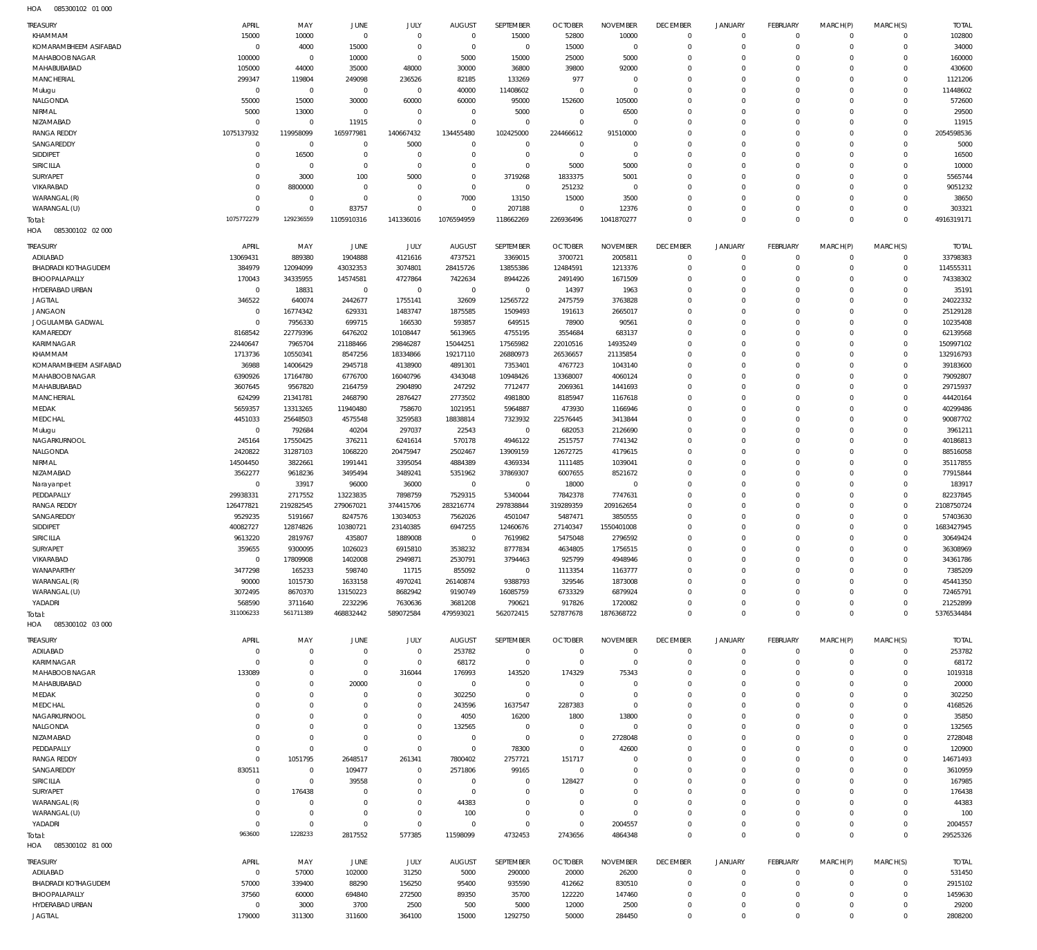HOA 085300102 01 000

| TREASURY | APRIL | MAY | JUNE | JULY | AUGUST | SEPTEMBER | OCTOBER | NOVEMBER | DECEMBER | JANUARY | FEBRUARY | MARCH(P) | MARCH(S) | TOTAL |
|---|---|---|---|---|---|---|---|---|---|---|---|---|---|---|
| KHAMMAM | 15000 | 10000 | 0 | 0 | 0 | 15000 | 52800 | 10000 | 0 | 0 | 0 | 0 | 0 | 102800 |
| KOMARAMBHEEM ASIFABAD | 0 | 4000 | 15000 | 0 | 0 | 0 | 15000 | 0 | 0 | 0 | 0 | 0 | 0 | 34000 |
| MAHABOOB NAGAR | 100000 | 0 | 10000 | 0 | 5000 | 15000 | 25000 | 5000 | 0 | 0 | 0 | 0 | 0 | 160000 |
| MAHABUBABAD | 105000 | 44000 | 35000 | 48000 | 30000 | 36800 | 39800 | 92000 | 0 | 0 | 0 | 0 | 0 | 430600 |
| MANCHERIAL | 299347 | 119804 | 249098 | 236526 | 82185 | 133269 | 977 | 0 | 0 | 0 | 0 | 0 | 0 | 1121206 |
| Mulugu | 0 | 0 | 0 | 0 | 40000 | 11408602 | 0 | 0 | 0 | 0 | 0 | 0 | 0 | 11448602 |
| NALGONDA | 55000 | 15000 | 30000 | 60000 | 60000 | 95000 | 152600 | 105000 | 0 | 0 | 0 | 0 | 0 | 572600 |
| NIRMAL | 5000 | 13000 | 0 | 0 | 0 | 5000 | 0 | 6500 | 0 | 0 | 0 | 0 | 0 | 29500 |
| NIZAMABAD | 0 | 0 | 11915 | 0 | 0 | 0 | 0 | 0 | 0 | 0 | 0 | 0 | 0 | 11915 |
| RANGA REDDY | 1075137932 | 119958099 | 165977981 | 140667432 | 134455480 | 102425000 | 224466612 | 91510000 | 0 | 0 | 0 | 0 | 0 | 2054598536 |
| SANGAREDDY | 0 | 0 | 0 | 5000 | 0 | 0 | 0 | 0 | 0 | 0 | 0 | 0 | 0 | 5000 |
| SIDDIPET | 0 | 16500 | 0 | 0 | 0 | 0 | 0 | 0 | 0 | 0 | 0 | 0 | 0 | 16500 |
| SIRICILLA | 0 | 0 | 0 | 0 | 0 | 0 | 5000 | 5000 | 0 | 0 | 0 | 0 | 0 | 10000 |
| SURYAPET | 0 | 3000 | 100 | 5000 | 0 | 3719268 | 1833375 | 5001 | 0 | 0 | 0 | 0 | 0 | 5565744 |
| VIKARABAD | 0 | 8800000 | 0 | 0 | 0 | 0 | 251232 | 0 | 0 | 0 | 0 | 0 | 0 | 9051232 |
| WARANGAL (R) | 0 | 0 | 0 | 0 | 7000 | 13150 | 15000 | 3500 | 0 | 0 | 0 | 0 | 0 | 38650 |
| WARANGAL (U) | 0 | 0 | 83757 | 0 | 0 | 207188 | 0 | 12376 | 0 | 0 | 0 | 0 | 0 | 303321 |
| Total: | 1075772279 | 129236559 | 1105910316 | 141336016 | 1076594959 | 118662269 | 226936496 | 1041870277 | 0 | 0 | 0 | 0 | 0 | 4916319171 |

HOA 085300102 02 000

| TREASURY | APRIL | MAY | JUNE | JULY | AUGUST | SEPTEMBER | OCTOBER | NOVEMBER | DECEMBER | JANUARY | FEBRUARY | MARCH(P) | MARCH(S) | TOTAL |
|---|---|---|---|---|---|---|---|---|---|---|---|---|---|---|
| ADILABAD | 13069431 | 889380 | 1904888 | 4121616 | 4737521 | 3369015 | 3700721 | 2005811 | 0 | 0 | 0 | 0 | 0 | 33798383 |
| BHADRADI KOTHAGUDEM | 384979 | 12094099 | 43032353 | 3074801 | 28415726 | 13855386 | 12484591 | 1213376 | 0 | 0 | 0 | 0 | 0 | 114555311 |
| BHOOPALAPALLY | 170043 | 34335955 | 14574581 | 4727864 | 7422634 | 8944226 | 2491490 | 1671509 | 0 | 0 | 0 | 0 | 0 | 74338302 |
| HYDERABAD URBAN | 0 | 18831 | 0 | 0 | 0 | 0 | 14397 | 1963 | 0 | 0 | 0 | 0 | 0 | 35191 |
| JAGTIAL | 346522 | 640074 | 2442677 | 1755141 | 32609 | 12565722 | 2475759 | 3763828 | 0 | 0 | 0 | 0 | 0 | 24022332 |
| JANGAON | 0 | 16774342 | 629331 | 1483747 | 1875585 | 1509493 | 191613 | 2665017 | 0 | 0 | 0 | 0 | 0 | 25129128 |
| JOGULAMBA GADWAL | 0 | 7956330 | 699715 | 166530 | 593857 | 649515 | 78900 | 90561 | 0 | 0 | 0 | 0 | 0 | 10235408 |
| KAMAREDDY | 8168542 | 22779396 | 6476202 | 10108447 | 5613965 | 4755195 | 3554684 | 683137 | 0 | 0 | 0 | 0 | 0 | 62139568 |
| KARIMNAGAR | 22440647 | 7965704 | 21188466 | 29846287 | 15044251 | 17565982 | 22010516 | 14935249 | 0 | 0 | 0 | 0 | 0 | 150997102 |
| KHAMMAM | 1713736 | 10550341 | 8547256 | 18334866 | 19217110 | 26880973 | 26536657 | 21135854 | 0 | 0 | 0 | 0 | 0 | 132916793 |
| KOMARAMBHEEM ASIFABAD | 36988 | 14006429 | 2945718 | 4138900 | 4891301 | 7353401 | 4767723 | 1043140 | 0 | 0 | 0 | 0 | 0 | 39183600 |
| MAHABOOB NAGAR | 6390926 | 17164780 | 6776700 | 16040796 | 4343048 | 10948426 | 13368007 | 4060124 | 0 | 0 | 0 | 0 | 0 | 79092807 |
| MAHABUBABAD | 3607645 | 9567820 | 2164759 | 2904890 | 247292 | 7712477 | 2069361 | 1441693 | 0 | 0 | 0 | 0 | 0 | 29715937 |
| MANCHERIAL | 624299 | 21341781 | 2468790 | 2876427 | 2773502 | 4981800 | 8185947 | 1167618 | 0 | 0 | 0 | 0 | 0 | 44420164 |
| MEDAK | 5659357 | 13313265 | 11940480 | 758670 | 1021951 | 5964887 | 473930 | 1166946 | 0 | 0 | 0 | 0 | 0 | 40299486 |
| MEDCHAL | 4451033 | 25648503 | 4575548 | 3259583 | 18838814 | 7323932 | 22576445 | 3413844 | 0 | 0 | 0 | 0 | 0 | 90087702 |
| Mulugu | 0 | 792684 | 40204 | 297037 | 22543 | 0 | 682053 | 2126690 | 0 | 0 | 0 | 0 | 0 | 3961211 |
| NAGARKURNOOL | 245164 | 17550425 | 376211 | 6241614 | 570178 | 4946122 | 2515757 | 7741342 | 0 | 0 | 0 | 0 | 0 | 40186813 |
| NALGONDA | 2420822 | 31287103 | 1068220 | 20475947 | 2502467 | 13909159 | 12672725 | 4179615 | 0 | 0 | 0 | 0 | 0 | 88516058 |
| NIRMAL | 14504450 | 3822661 | 1991441 | 3395054 | 4884389 | 4369334 | 1111485 | 1039041 | 0 | 0 | 0 | 0 | 0 | 35117855 |
| NIZAMABAD | 3562277 | 9618236 | 3495494 | 3489241 | 5351962 | 37869307 | 6007655 | 8521672 | 0 | 0 | 0 | 0 | 0 | 77915844 |
| Narayanpet | 0 | 33917 | 96000 | 36000 | 0 | 0 | 18000 | 0 | 0 | 0 | 0 | 0 | 0 | 183917 |
| PEDDAPALLY | 29938331 | 2717552 | 13223835 | 7898759 | 7529315 | 5340044 | 7842378 | 7747631 | 0 | 0 | 0 | 0 | 0 | 82237845 |
| RANGA REDDY | 126477821 | 219282545 | 279067021 | 374415706 | 283216774 | 297838844 | 319289359 | 209162654 | 0 | 0 | 0 | 0 | 0 | 2108750724 |
| SANGAREDDY | 9529235 | 5191667 | 8247576 | 13034053 | 7562026 | 4501047 | 5487471 | 3850555 | 0 | 0 | 0 | 0 | 0 | 57403630 |
| SIDDIPET | 40082727 | 12874826 | 10380721 | 23140385 | 6947255 | 12460676 | 27140347 | 1550401008 | 0 | 0 | 0 | 0 | 0 | 1683427945 |
| SIRICILLA | 9613220 | 2819767 | 435807 | 1889008 | 0 | 7619982 | 5475048 | 2796592 | 0 | 0 | 0 | 0 | 0 | 30649424 |
| SURYAPET | 359655 | 9300095 | 1026023 | 6915810 | 3538232 | 8777834 | 4634805 | 1756515 | 0 | 0 | 0 | 0 | 0 | 36308969 |
| VIKARABAD | 0 | 17809908 | 1402008 | 2949871 | 2530791 | 3794463 | 925799 | 4948946 | 0 | 0 | 0 | 0 | 0 | 34361786 |
| WANAPARTHY | 3477298 | 165233 | 598740 | 11715 | 855092 | 0 | 1113354 | 1163777 | 0 | 0 | 0 | 0 | 0 | 7385209 |
| WARANGAL (R) | 90000 | 1015730 | 1633158 | 4970241 | 26140874 | 9388793 | 329546 | 1873008 | 0 | 0 | 0 | 0 | 0 | 45441350 |
| WARANGAL (U) | 3072495 | 8670370 | 13150223 | 8682942 | 9190749 | 16085759 | 6733329 | 6879924 | 0 | 0 | 0 | 0 | 0 | 72465791 |
| YADADRI | 568590 | 3711640 | 2232296 | 7630636 | 3681208 | 790621 | 917826 | 1720082 | 0 | 0 | 0 | 0 | 0 | 21252899 |
| Total: | 311006233 | 561711389 | 468832442 | 589072584 | 479593021 | 562072415 | 527877678 | 1876368722 | 0 | 0 | 0 | 0 | 0 | 5376534484 |

HOA 085300102 03 000

| TREASURY | APRIL | MAY | JUNE | JULY | AUGUST | SEPTEMBER | OCTOBER | NOVEMBER | DECEMBER | JANUARY | FEBRUARY | MARCH(P) | MARCH(S) | TOTAL |
|---|---|---|---|---|---|---|---|---|---|---|---|---|---|---|
| ADILABAD | 0 | 0 | 0 | 0 | 253782 | 0 | 0 | 0 | 0 | 0 | 0 | 0 | 0 | 253782 |
| KARIMNAGAR | 0 | 0 | 0 | 0 | 68172 | 0 | 0 | 0 | 0 | 0 | 0 | 0 | 0 | 68172 |
| MAHABOOB NAGAR | 133089 | 0 | 0 | 316044 | 176993 | 143520 | 174329 | 75343 | 0 | 0 | 0 | 0 | 0 | 1019318 |
| MAHABUBABAD | 0 | 0 | 20000 | 0 | 0 | 0 | 0 | 0 | 0 | 0 | 0 | 0 | 0 | 20000 |
| MEDAK | 0 | 0 | 0 | 0 | 302250 | 0 | 0 | 0 | 0 | 0 | 0 | 0 | 0 | 302250 |
| MEDCHAL | 0 | 0 | 0 | 0 | 243596 | 1637547 | 2287383 | 0 | 0 | 0 | 0 | 0 | 0 | 4168526 |
| NAGARKURNOOL | 0 | 0 | 0 | 0 | 4050 | 16200 | 1800 | 13800 | 0 | 0 | 0 | 0 | 0 | 35850 |
| NALGONDA | 0 | 0 | 0 | 0 | 132565 | 0 | 0 | 0 | 0 | 0 | 0 | 0 | 0 | 132565 |
| NIZAMABAD | 0 | 0 | 0 | 0 | 0 | 0 | 0 | 2728048 | 0 | 0 | 0 | 0 | 0 | 2728048 |
| PEDDAPALLY | 0 | 0 | 0 | 0 | 0 | 78300 | 0 | 42600 | 0 | 0 | 0 | 0 | 0 | 120900 |
| RANGA REDDY | 0 | 1051795 | 2648517 | 261341 | 7800402 | 2757721 | 151717 | 0 | 0 | 0 | 0 | 0 | 0 | 14671493 |
| SANGAREDDY | 830511 | 0 | 109477 | 0 | 2571806 | 99165 | 0 | 0 | 0 | 0 | 0 | 0 | 0 | 3610959 |
| SIRICILLA | 0 | 0 | 39558 | 0 | 0 | 0 | 128427 | 0 | 0 | 0 | 0 | 0 | 0 | 167985 |
| SURYAPET | 0 | 176438 | 0 | 0 | 0 | 0 | 0 | 0 | 0 | 0 | 0 | 0 | 0 | 176438 |
| WARANGAL (R) | 0 | 0 | 0 | 0 | 44383 | 0 | 0 | 0 | 0 | 0 | 0 | 0 | 0 | 44383 |
| WARANGAL (U) | 0 | 0 | 0 | 0 | 100 | 0 | 0 | 0 | 0 | 0 | 0 | 0 | 0 | 100 |
| YADADRI | 0 | 0 | 0 | 0 | 0 | 0 | 0 | 2004557 | 0 | 0 | 0 | 0 | 0 | 2004557 |
| Total: | 963600 | 1228233 | 2817552 | 577385 | 11598099 | 4732453 | 2743656 | 4864348 | 0 | 0 | 0 | 0 | 0 | 29525326 |

HOA 085300102 81 000

| TREASURY | APRIL | MAY | JUNE | JULY | AUGUST | SEPTEMBER | OCTOBER | NOVEMBER | DECEMBER | JANUARY | FEBRUARY | MARCH(P) | MARCH(S) | TOTAL |
|---|---|---|---|---|---|---|---|---|---|---|---|---|---|---|
| ADILABAD | 0 | 57000 | 102000 | 31250 | 5000 | 290000 | 20000 | 26200 | 0 | 0 | 0 | 0 | 0 | 531450 |
| BHADRADI KOTHAGUDEM | 57000 | 339400 | 88290 | 156250 | 95400 | 935590 | 412662 | 830510 | 0 | 0 | 0 | 0 | 0 | 2915102 |
| BHOOPALAPALLY | 37560 | 60000 | 694840 | 272500 | 89350 | 35700 | 122220 | 147460 | 0 | 0 | 0 | 0 | 0 | 1459630 |
| HYDERABAD URBAN | 0 | 3000 | 3700 | 2500 | 500 | 5000 | 12000 | 2500 | 0 | 0 | 0 | 0 | 0 | 29200 |
| JAGTIAL | 179000 | 311300 | 311600 | 364100 | 15000 | 1292750 | 50000 | 284450 | 0 | 0 | 0 | 0 | 0 | 2808200 |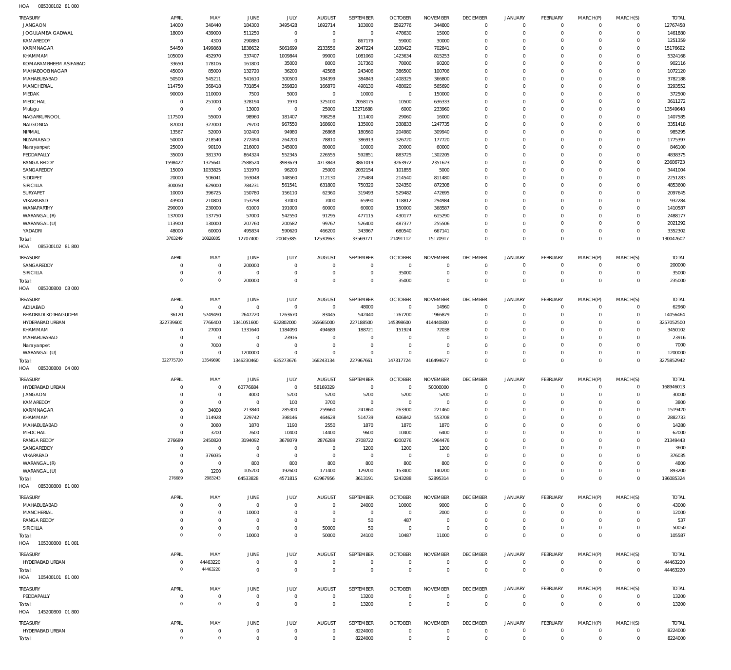HOA 085300102 81 000

| TREASURY | APRIL | MAY | JUNE | JULY | AUGUST | SEPTEMBER | OCTOBER | NOVEMBER | DECEMBER | JANUARY | FEBRUARY | MARCH(P) | MARCH(S) | TOTAL |
|---|---|---|---|---|---|---|---|---|---|---|---|---|---|---|
| JANGAON | 14000 | 340440 | 184300 | 3495428 | 1692714 | 103000 | 6592776 | 344800 | 0 | 0 | 0 | 0 | 0 | 12767458 |
| JOGULAMBA GADWAL | 18000 | 439000 | 511250 | 0 | 0 | 0 | 478630 | 15000 | 0 | 0 | 0 | 0 | 0 | 1461880 |
| KAMAREDDY | 0 | 4300 | 290880 | 0 | 0 | 867179 | 59000 | 30000 | 0 | 0 | 0 | 0 | 0 | 1251359 |
| KARIMNAGAR | 54450 | 1499868 | 1838632 | 5061699 | 2133556 | 2047224 | 1838422 | 702841 | 0 | 0 | 0 | 0 | 0 | 15176692 |
| KHAMMAM | 105000 | 452970 | 337407 | 1009844 | 99000 | 1081060 | 1423634 | 815253 | 0 | 0 | 0 | 0 | 0 | 5324168 |
| KOMARAMBHEEM ASIFABAD | 33650 | 178106 | 161800 | 35000 | 8000 | 317360 | 78000 | 90200 | 0 | 0 | 0 | 0 | 0 | 902116 |
| MAHABOOBNAGAR | 45000 | 85000 | 132720 | 36200 | 42588 | 243406 | 386500 | 100706 | 0 | 0 | 0 | 0 | 0 | 1072120 |
| MAHABUBABAD | 50500 | 545211 | 541610 | 300500 | 184399 | 384843 | 1408325 | 366800 | 0 | 0 | 0 | 0 | 0 | 3782188 |
| MANCHERIAL | 114750 | 368418 | 731854 | 359820 | 166870 | 498130 | 488020 | 565690 | 0 | 0 | 0 | 0 | 0 | 3293552 |
| MEDAK | 90000 | 110000 | 7500 | 5000 | 0 | 10000 | 0 | 150000 | 0 | 0 | 0 | 0 | 0 | 372500 |
| MEDCHAL | 0 | 251000 | 328194 | 1970 | 325100 | 2058175 | 10500 | 636333 | 0 | 0 | 0 | 0 | 0 | 3611272 |
| Mulugu | 0 | 0 | 13000 | 0 | 25000 | 13271688 | 6000 | 233960 | 0 | 0 | 0 | 0 | 0 | 13549648 |
| NAGARKURNOOL | 117500 | 55000 | 98960 | 181407 | 798258 | 111400 | 29060 | 16000 | 0 | 0 | 0 | 0 | 0 | 1407585 |
| NALGONDA | 87000 | 327000 | 79700 | 967550 | 168600 | 135000 | 338833 | 1247735 | 0 | 0 | 0 | 0 | 0 | 3351418 |
| NIRMAL | 13567 | 52000 | 102400 | 94980 | 26868 | 180560 | 204980 | 309940 | 0 | 0 | 0 | 0 | 0 | 985295 |
| NIZAMABAD | 50000 | 218540 | 272494 | 264200 | 78810 | 386913 | 326720 | 177720 | 0 | 0 | 0 | 0 | 0 | 1775397 |
| Narayanpet | 25000 | 90100 | 216000 | 345000 | 80000 | 10000 | 20000 | 60000 | 0 | 0 | 0 | 0 | 0 | 846100 |
| PEDDAPALLY | 35000 | 381370 | 864324 | 552345 | 226555 | 592851 | 883725 | 1302205 | 0 | 0 | 0 | 0 | 0 | 4838375 |
| RANGA REDDY | 1598422 | 1325641 | 2588524 | 3983679 | 4713843 | 3861019 | 3263972 | 2351623 | 0 | 0 | 0 | 0 | 0 | 23686723 |
| SANGAREDDY | 15000 | 1033825 | 131970 | 96200 | 25000 | 2032154 | 101855 | 5000 | 0 | 0 | 0 | 0 | 0 | 3441004 |
| SIDDIPET | 20000 | 506041 | 163048 | 148560 | 112130 | 275484 | 214540 | 811480 | 0 | 0 | 0 | 0 | 0 | 2251283 |
| SIRICILLA | 300050 | 629000 | 784231 | 561541 | 631800 | 750320 | 324350 | 872308 | 0 | 0 | 0 | 0 | 0 | 4853600 |
| SURYAPET | 10000 | 396725 | 150780 | 156110 | 62360 | 319493 | 529482 | 472695 | 0 | 0 | 0 | 0 | 0 | 2097645 |
| VIKARABAD | 43900 | 210800 | 153798 | 37000 | 7000 | 65990 | 118812 | 294984 | 0 | 0 | 0 | 0 | 0 | 932284 |
| WANAPARTHY | 290000 | 230000 | 61000 | 191000 | 60000 | 60000 | 150000 | 368587 | 0 | 0 | 0 | 0 | 0 | 1410587 |
| WARANGAL (R) | 137000 | 137750 | 57000 | 542550 | 91295 | 477115 | 430177 | 615290 | 0 | 0 | 0 | 0 | 0 | 2488177 |
| WARANGAL (U) | 113900 | 130000 | 207760 | 200582 | 99767 | 526400 | 487377 | 255506 | 0 | 0 | 0 | 0 | 0 | 2021292 |
| YADADRI | 48000 | 60000 | 495834 | 590620 | 466200 | 343967 | 680540 | 667141 | 0 | 0 | 0 | 0 | 0 | 3352302 |
| Total: | 3703249 | 10828805 | 12707400 | 20045385 | 12530963 | 33569771 | 21491112 | 15170917 | 0 | 0 | 0 | 0 | 0 | 130047602 |

HOA 085300102 81 800

| TREASURY | APRIL | MAY | JUNE | JULY | AUGUST | SEPTEMBER | OCTOBER | NOVEMBER | DECEMBER | JANUARY | FEBRUARY | MARCH(P) | MARCH(S) | TOTAL |
|---|---|---|---|---|---|---|---|---|---|---|---|---|---|---|
| SANGAREDDY | 0 | 0 | 200000 | 0 | 0 | 0 | 0 | 0 | 0 | 0 | 0 | 0 | 0 | 200000 |
| SIRICILLA | 0 | 0 | 0 | 0 | 0 | 0 | 35000 | 0 | 0 | 0 | 0 | 0 | 0 | 35000 |
| Total: | 0 | 0 | 200000 | 0 | 0 | 0 | 35000 | 0 | 0 | 0 | 0 | 0 | 0 | 235000 |

HOA 085300800 03 000

| TREASURY | APRIL | MAY | JUNE | JULY | AUGUST | SEPTEMBER | OCTOBER | NOVEMBER | DECEMBER | JANUARY | FEBRUARY | MARCH(P) | MARCH(S) | TOTAL |
|---|---|---|---|---|---|---|---|---|---|---|---|---|---|---|
| ADILABAD | 0 | 0 | 0 | 0 | 0 | 48000 | 0 | 14960 | 0 | 0 | 0 | 0 | 0 | 62960 |
| BHADRADI KOTHAGUDEM | 36120 | 5749490 | 2647220 | 1263670 | 83445 | 542440 | 1767200 | 1966879 | 0 | 0 | 0 | 0 | 0 | 14056464 |
| HYDERABAD URBAN | 322739600 | 7766400 | 1341051600 | 632802000 | 165665000 | 227188500 | 145398600 | 414440800 | 0 | 0 | 0 | 0 | 0 | 3257052500 |
| KHAMMAM | 0 | 27000 | 1331640 | 1184090 | 494689 | 188721 | 151924 | 72038 | 0 | 0 | 0 | 0 | 0 | 3450102 |
| MAHABUBABAD | 0 | 0 | 0 | 23916 | 0 | 0 | 0 | 0 | 0 | 0 | 0 | 0 | 0 | 23916 |
| Narayanpet | 0 | 7000 | 0 | 0 | 0 | 0 | 0 | 0 | 0 | 0 | 0 | 0 | 0 | 7000 |
| WARANGAL (U) | 0 | 0 | 1200000 | 0 | 0 | 0 | 0 | 0 | 0 | 0 | 0 | 0 | 0 | 1200000 |
| Total: | 322775720 | 13549890 | 1346230460 | 635273676 | 166243134 | 227967661 | 147317724 | 416494677 | 0 | 0 | 0 | 0 | 0 | 3275852942 |

HOA 085300800 04 000

| TREASURY | APRIL | MAY | JUNE | JULY | AUGUST | SEPTEMBER | OCTOBER | NOVEMBER | DECEMBER | JANUARY | FEBRUARY | MARCH(P) | MARCH(S) | TOTAL |
|---|---|---|---|---|---|---|---|---|---|---|---|---|---|---|
| HYDERABAD URBAN | 0 | 0 | 60776684 | 0 | 58169329 | 0 | 0 | 50000000 | 0 | 0 | 0 | 0 | 0 | 168946013 |
| JANGAON | 0 | 0 | 4000 | 5200 | 5200 | 5200 | 5200 | 5200 | 0 | 0 | 0 | 0 | 0 | 30000 |
| KAMAREDDY | 0 | 0 | 0 | 100 | 3700 | 0 | 0 | 0 | 0 | 0 | 0 | 0 | 0 | 3800 |
| KARIMNAGAR | 0 | 34000 | 213840 | 285300 | 259660 | 241860 | 263300 | 221460 | 0 | 0 | 0 | 0 | 0 | 1519420 |
| KHAMMAM | 0 | 114928 | 229742 | 398146 | 464628 | 514739 | 606842 | 553708 | 0 | 0 | 0 | 0 | 0 | 2882733 |
| MAHABUBABAD | 0 | 3060 | 1870 | 1190 | 2550 | 1870 | 1870 | 1870 | 0 | 0 | 0 | 0 | 0 | 14280 |
| MEDCHAL | 0 | 3200 | 7600 | 10400 | 14400 | 9600 | 10400 | 6400 | 0 | 0 | 0 | 0 | 0 | 62000 |
| RANGA REDDY | 276689 | 2450820 | 3194092 | 3678079 | 2876289 | 2708722 | 4200276 | 1964476 | 0 | 0 | 0 | 0 | 0 | 21349443 |
| SANGAREDDY | 0 | 0 | 0 | 0 | 0 | 1200 | 1200 | 1200 | 0 | 0 | 0 | 0 | 0 | 3600 |
| VIKARABAD | 0 | 376035 | 0 | 0 | 0 | 0 | 0 | 0 | 0 | 0 | 0 | 0 | 0 | 376035 |
| WARANGAL (R) | 0 | 0 | 800 | 800 | 800 | 800 | 800 | 800 | 0 | 0 | 0 | 0 | 0 | 4800 |
| WARANGAL (U) | 0 | 1200 | 105200 | 192600 | 171400 | 129200 | 153400 | 140200 | 0 | 0 | 0 | 0 | 0 | 893200 |
| Total: | 276689 | 2983243 | 64533828 | 4571815 | 61967956 | 3613191 | 5243288 | 52895314 | 0 | 0 | 0 | 0 | 0 | 196085324 |

HOA 085300800 81 000

| TREASURY | APRIL | MAY | JUNE | JULY | AUGUST | SEPTEMBER | OCTOBER | NOVEMBER | DECEMBER | JANUARY | FEBRUARY | MARCH(P) | MARCH(S) | TOTAL |
|---|---|---|---|---|---|---|---|---|---|---|---|---|---|---|
| MAHABUBABAD | 0 | 0 | 0 | 0 | 0 | 24000 | 10000 | 9000 | 0 | 0 | 0 | 0 | 0 | 43000 |
| MANCHERIAL | 0 | 0 | 10000 | 0 | 0 | 0 | 0 | 2000 | 0 | 0 | 0 | 0 | 0 | 12000 |
| RANGA REDDY | 0 | 0 | 0 | 0 | 0 | 50 | 487 | 0 | 0 | 0 | 0 | 0 | 0 | 537 |
| SIRICILLA | 0 | 0 | 0 | 0 | 50000 | 50 | 0 | 0 | 0 | 0 | 0 | 0 | 0 | 50050 |
| Total: | 0 | 0 | 10000 | 0 | 50000 | 24100 | 10487 | 11000 | 0 | 0 | 0 | 0 | 0 | 105587 |

HOA 105300800 81 001

| TREASURY | APRIL | MAY | JUNE | JULY | AUGUST | SEPTEMBER | OCTOBER | NOVEMBER | DECEMBER | JANUARY | FEBRUARY | MARCH(P) | MARCH(S) | TOTAL |
|---|---|---|---|---|---|---|---|---|---|---|---|---|---|---|
| HYDERABAD URBAN | 0 | 44463220 | 0 | 0 | 0 | 0 | 0 | 0 | 0 | 0 | 0 | 0 | 0 | 44463220 |
| Total: | 0 | 44463220 | 0 | 0 | 0 | 0 | 0 | 0 | 0 | 0 | 0 | 0 | 0 | 44463220 |

HOA 105400101 81 000

| TREASURY | APRIL | MAY | JUNE | JULY | AUGUST | SEPTEMBER | OCTOBER | NOVEMBER | DECEMBER | JANUARY | FEBRUARY | MARCH(P) | MARCH(S) | TOTAL |
|---|---|---|---|---|---|---|---|---|---|---|---|---|---|---|
| PEDDAPALLY | 0 | 0 | 0 | 0 | 0 | 13200 | 0 | 0 | 0 | 0 | 0 | 0 | 0 | 13200 |
| Total: | 0 | 0 | 0 | 0 | 0 | 13200 | 0 | 0 | 0 | 0 | 0 | 0 | 0 | 13200 |

HOA 145200800 01 800

| TREASURY | APRIL | MAY | JUNE | JULY | AUGUST | SEPTEMBER | OCTOBER | NOVEMBER | DECEMBER | JANUARY | FEBRUARY | MARCH(P) | MARCH(S) | TOTAL |
|---|---|---|---|---|---|---|---|---|---|---|---|---|---|---|
| HYDERABAD URBAN | 0 | 0 | 0 | 0 | 0 | 8224000 | 0 | 0 | 0 | 0 | 0 | 0 | 0 | 8224000 |
| Total: | 0 | 0 | 0 | 0 | 0 | 8224000 | 0 | 0 | 0 | 0 | 0 | 0 | 0 | 8224000 |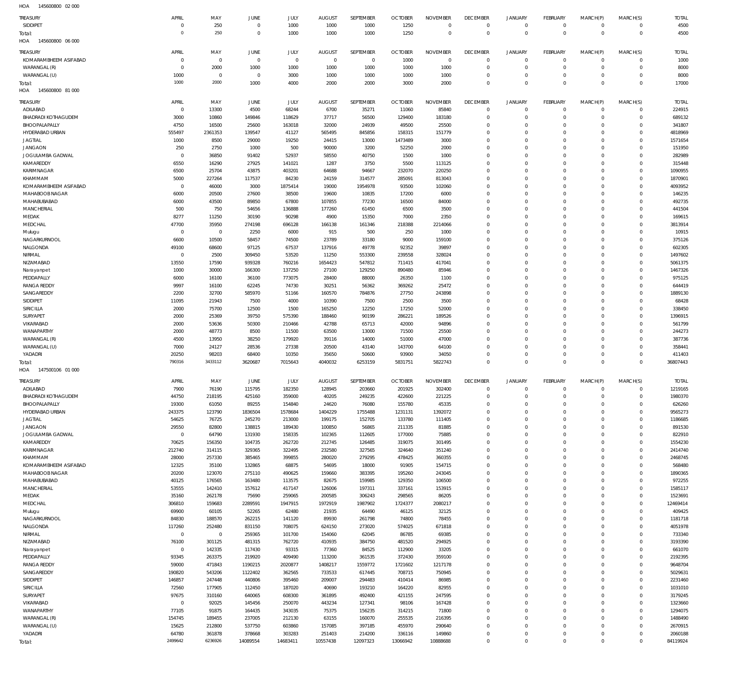HOA 145600800 02 000

| TREASURY | APRIL | MAY | JUNE | JULY | AUGUST | SEPTEMBER | OCTOBER | NOVEMBER | DECEMBER | JANUARY | FEBRUARY | MARCH(P) | MARCH(S) | TOTAL |
|---|---|---|---|---|---|---|---|---|---|---|---|---|---|---|
| SIDDIPET | 0 | 250 | 0 | 1000 | 1000 | 1000 | 1250 | 0 | 0 | 0 | 0 | 0 | 0 | 4500 |
| Total: | 0 | 250 | 0 | 1000 | 1000 | 1000 | 1250 | 0 | 0 | 0 | 0 | 0 | 0 | 4500 |

HOA 145600800 06 000

| TREASURY | APRIL | MAY | JUNE | JULY | AUGUST | SEPTEMBER | OCTOBER | NOVEMBER | DECEMBER | JANUARY | FEBRUARY | MARCH(P) | MARCH(S) | TOTAL |
|---|---|---|---|---|---|---|---|---|---|---|---|---|---|---|
| KOMARAMBHEEM ASIFABAD | 0 | 0 | 0 | 0 | 0 | 0 | 1000 | 0 | 0 | 0 | 0 | 0 | 0 | 1000 |
| WARANGAL (R) | 0 | 2000 | 1000 | 1000 | 1000 | 1000 | 1000 | 1000 | 0 | 0 | 0 | 0 | 0 | 8000 |
| WARANGAL (U) | 1000 | 0 | 0 | 3000 | 1000 | 1000 | 1000 | 1000 | 0 | 0 | 0 | 0 | 0 | 8000 |
| Total: | 1000 | 2000 | 1000 | 4000 | 2000 | 2000 | 3000 | 2000 | 0 | 0 | 0 | 0 | 0 | 17000 |

HOA 145600800 81 000

| TREASURY | APRIL | MAY | JUNE | JULY | AUGUST | SEPTEMBER | OCTOBER | NOVEMBER | DECEMBER | JANUARY | FEBRUARY | MARCH(P) | MARCH(S) | TOTAL |
|---|---|---|---|---|---|---|---|---|---|---|---|---|---|---|
| ADILABAD | 0 | 13300 | 4500 | 68244 | 6700 | 35271 | 11060 | 85840 | 0 | 0 | 0 | 0 | 0 | 224915 |
| BHADRADI KOTHAGUDEM | 3000 | 10860 | 149846 | 118629 | 37717 | 56500 | 129400 | 183180 | 0 | 0 | 0 | 0 | 0 | 689132 |
| BHOOPALAPALLY | 4750 | 16500 | 25600 | 163018 | 32000 | 24939 | 49500 | 25500 | 0 | 0 | 0 | 0 | 0 | 341807 |
| HYDERABAD URBAN | 555497 | 2361353 | 139547 | 41127 | 565495 | 845856 | 158315 | 151779 | 0 | 0 | 0 | 0 | 0 | 4818969 |
| JAGTIAL | 1000 | 8500 | 29000 | 19250 | 24415 | 13000 | 1473489 | 3000 | 0 | 0 | 0 | 0 | 0 | 1571654 |
| JANGAON | 250 | 2750 | 1000 | 500 | 90000 | 3200 | 52250 | 2000 | 0 | 0 | 0 | 0 | 0 | 151950 |
| JOGULAMBA GADWAL | 0 | 36850 | 91402 | 52937 | 58550 | 40750 | 1500 | 1000 | 0 | 0 | 0 | 0 | 0 | 282989 |
| KAMAREDDY | 6550 | 16290 | 27925 | 141021 | 1287 | 3750 | 5500 | 113125 | 0 | 0 | 0 | 0 | 0 | 315448 |
| KARIMNAGAR | 6500 | 25704 | 43875 | 403201 | 64688 | 94667 | 232070 | 220250 | 0 | 0 | 0 | 0 | 0 | 1090955 |
| KHAMMAM | 5000 | 227264 | 117537 | 84230 | 24159 | 314577 | 285091 | 813043 | 0 | 0 | 0 | 0 | 0 | 1870901 |
| KOMARAMBHEEM ASIFABAD | 0 | 46000 | 3000 | 1875414 | 19000 | 1954978 | 93500 | 102060 | 0 | 0 | 0 | 0 | 0 | 4093952 |
| MAHABOOBNAGAR | 6000 | 20500 | 27600 | 38500 | 19600 | 10835 | 17200 | 6000 | 0 | 0 | 0 | 0 | 0 | 146235 |
| MAHABUBABAD | 6000 | 43500 | 89850 | 67800 | 107855 | 77230 | 16500 | 84000 | 0 | 0 | 0 | 0 | 0 | 492735 |
| MANCHERIAL | 500 | 750 | 54656 | 136888 | 177260 | 61450 | 6500 | 3500 | 0 | 0 | 0 | 0 | 0 | 441504 |
| MEDAK | 8277 | 11250 | 30190 | 90298 | 4900 | 15350 | 7000 | 2350 | 0 | 0 | 0 | 0 | 0 | 169615 |
| MEDCHAL | 47700 | 35950 | 274198 | 696128 | 166138 | 161346 | 218388 | 2214066 | 0 | 0 | 0 | 0 | 0 | 3813914 |
| Mulugu | 0 | 0 | 2250 | 6000 | 915 | 500 | 250 | 1000 | 0 | 0 | 0 | 0 | 0 | 10915 |
| NAGARKURNOOL | 6600 | 10500 | 58457 | 74500 | 23789 | 33180 | 9000 | 159100 | 0 | 0 | 0 | 0 | 0 | 375126 |
| NALGONDA | 49100 | 68600 | 97125 | 67537 | 137916 | 49778 | 92352 | 39897 | 0 | 0 | 0 | 0 | 0 | 602305 |
| NIRMAL | 0 | 2500 | 309450 | 53520 | 11250 | 553300 | 239558 | 328024 | 0 | 0 | 0 | 0 | 0 | 1497602 |
| NIZAMABAD | 13550 | 17590 | 939328 | 760216 | 1654423 | 547812 | 711415 | 417041 | 0 | 0 | 0 | 0 | 0 | 5061375 |
| Narayanpet | 1000 | 30000 | 166300 | 137250 | 27100 | 129250 | 890480 | 85946 | 0 | 0 | 0 | 0 | 0 | 1467326 |
| PEDDAPALLY | 6000 | 16100 | 36100 | 773075 | 28400 | 88000 | 26350 | 1100 | 0 | 0 | 0 | 0 | 0 | 975125 |
| RANGA REDDY | 9997 | 16100 | 62245 | 74730 | 30251 | 56362 | 369262 | 25472 | 0 | 0 | 0 | 0 | 0 | 644419 |
| SANGAREDDY | 2200 | 32700 | 585970 | 51166 | 160570 | 784876 | 27750 | 243898 | 0 | 0 | 0 | 0 | 0 | 1889130 |
| SIDDIPET | 11095 | 21943 | 7500 | 4000 | 10390 | 7500 | 2500 | 3500 | 0 | 0 | 0 | 0 | 0 | 68428 |
| SIRICILLA | 2000 | 75700 | 12500 | 1500 | 165250 | 12250 | 17250 | 52000 | 0 | 0 | 0 | 0 | 0 | 338450 |
| SURYAPET | 2000 | 25369 | 39750 | 575390 | 188460 | 90199 | 286221 | 189526 | 0 | 0 | 0 | 0 | 0 | 1396915 |
| VIKARABAD | 2000 | 53636 | 50300 | 210466 | 42788 | 65713 | 42000 | 94896 | 0 | 0 | 0 | 0 | 0 | 561799 |
| WANAPARTHY | 2000 | 48773 | 8500 | 11500 | 63500 | 13000 | 71500 | 25500 | 0 | 0 | 0 | 0 | 0 | 244273 |
| WARANGAL (R) | 4500 | 13950 | 38250 | 179920 | 39116 | 14000 | 51000 | 47000 | 0 | 0 | 0 | 0 | 0 | 387736 |
| WARANGAL (U) | 7000 | 24127 | 28536 | 27338 | 20500 | 43140 | 143700 | 64100 | 0 | 0 | 0 | 0 | 0 | 358441 |
| YADADRI | 20250 | 98203 | 68400 | 10350 | 35650 | 50600 | 93900 | 34050 | 0 | 0 | 0 | 0 | 0 | 411403 |
| Total: | 790316 | 3433112 | 3620687 | 7015643 | 4040032 | 6253159 | 5831751 | 5822743 | 0 | 0 | 0 | 0 | 0 | 36807443 |

HOA 147500106 01 000

| TREASURY | APRIL | MAY | JUNE | JULY | AUGUST | SEPTEMBER | OCTOBER | NOVEMBER | DECEMBER | JANUARY | FEBRUARY | MARCH(P) | MARCH(S) | TOTAL |
|---|---|---|---|---|---|---|---|---|---|---|---|---|---|---|
| ADILABAD | 7900 | 76190 | 115795 | 182350 | 128945 | 203660 | 201925 | 302400 | 0 | 0 | 0 | 0 | 0 | 1219165 |
| BHADRADI KOTHAGUDEM | 44750 | 218195 | 425160 | 359000 | 40205 | 249235 | 422600 | 221225 | 0 | 0 | 0 | 0 | 0 | 1980370 |
| BHOOPALAPALLY | 19300 | 61050 | 89255 | 154840 | 24620 | 76080 | 155780 | 45335 | 0 | 0 | 0 | 0 | 0 | 626260 |
| HYDERABAD URBAN | 243375 | 123790 | 1836504 | 1578684 | 1404229 | 1755488 | 1231131 | 1392072 | 0 | 0 | 0 | 0 | 0 | 9565273 |
| JAGTIAL | 54625 | 76725 | 245270 | 213000 | 199175 | 152705 | 133780 | 111405 | 0 | 0 | 0 | 0 | 0 | 1186685 |
| JANGAON | 29550 | 82800 | 138815 | 189430 | 100850 | 56865 | 211335 | 81885 | 0 | 0 | 0 | 0 | 0 | 891530 |
| JOGULAMBA GADWAL | 0 | 64790 | 131930 | 158335 | 102365 | 112605 | 177000 | 75885 | 0 | 0 | 0 | 0 | 0 | 822910 |
| KAMAREDDY | 70625 | 156350 | 104735 | 262720 | 212745 | 126485 | 319075 | 301495 | 0 | 0 | 0 | 0 | 0 | 1554230 |
| KARIMNAGAR | 212740 | 314115 | 329365 | 322495 | 232580 | 327565 | 324640 | 351240 | 0 | 0 | 0 | 0 | 0 | 2414740 |
| KHAMMAM | 28000 | 257330 | 385465 | 399855 | 280020 | 279295 | 478425 | 360355 | 0 | 0 | 0 | 0 | 0 | 2468745 |
| KOMARAMBHEEM ASIFABAD | 12325 | 35100 | 132865 | 68875 | 54695 | 18000 | 91905 | 154715 | 0 | 0 | 0 | 0 | 0 | 568480 |
| MAHABOOBNAGAR | 20200 | 123070 | 275110 | 490625 | 159660 | 383395 | 195260 | 243045 | 0 | 0 | 0 | 0 | 0 | 1890365 |
| MAHABUBABAD | 40125 | 176565 | 163480 | 113575 | 82675 | 159985 | 129350 | 106500 | 0 | 0 | 0 | 0 | 0 | 972255 |
| MANCHERIAL | 53555 | 142410 | 157612 | 417147 | 126006 | 197311 | 337161 | 153915 | 0 | 0 | 0 | 0 | 0 | 1585117 |
| MEDAK | 35160 | 262178 | 75690 | 259065 | 200585 | 306243 | 298565 | 86205 | 0 | 0 | 0 | 0 | 0 | 1523691 |
| MEDCHAL | 306810 | 159683 | 2289591 | 1947915 | 1972919 | 1987902 | 1724377 | 2080217 | 0 | 0 | 0 | 0 | 0 | 12469414 |
| Mulugu | 69900 | 60105 | 52265 | 62480 | 21935 | 64490 | 46125 | 32125 | 0 | 0 | 0 | 0 | 0 | 409425 |
| NAGARKURNOOL | 84830 | 188570 | 262215 | 141120 | 89930 | 261798 | 74800 | 78455 | 0 | 0 | 0 | 0 | 0 | 1181718 |
| NALGONDA | 117260 | 252480 | 831150 | 708075 | 624150 | 273020 | 574025 | 671818 | 0 | 0 | 0 | 0 | 0 | 4051978 |
| NIRMAL | 0 | 0 | 259365 | 101700 | 154060 | 62045 | 86785 | 69385 | 0 | 0 | 0 | 0 | 0 | 733340 |
| NIZAMABAD | 76100 | 301125 | 481315 | 762720 | 410935 | 384750 | 481520 | 294925 | 0 | 0 | 0 | 0 | 0 | 3193390 |
| Narayanpet | 0 | 142335 | 117430 | 93315 | 77360 | 84525 | 112900 | 33205 | 0 | 0 | 0 | 0 | 0 | 661070 |
| PEDDAPALLY | 93345 | 263375 | 219920 | 409490 | 113200 | 361535 | 372430 | 359100 | 0 | 0 | 0 | 0 | 0 | 2192395 |
| RANGA REDDY | 59000 | 471843 | 1190215 | 2020877 | 1408217 | 1559772 | 1721602 | 1217178 | 0 | 0 | 0 | 0 | 0 | 9648704 |
| SANGAREDDY | 190820 | 543206 | 1122402 | 362565 | 733533 | 617445 | 708715 | 750945 | 0 | 0 | 0 | 0 | 0 | 5029631 |
| SIDDIPET | 146857 | 247448 | 440806 | 395460 | 209007 | 294483 | 410414 | 86985 | 0 | 0 | 0 | 0 | 0 | 2231460 |
| SIRICILLA | 72560 | 177905 | 112450 | 187020 | 40690 | 193210 | 164220 | 82955 | 0 | 0 | 0 | 0 | 0 | 1031010 |
| SURYAPET | 97675 | 310160 | 640065 | 608300 | 361895 | 492400 | 421155 | 247595 | 0 | 0 | 0 | 0 | 0 | 3179245 |
| VIKARABAD | 0 | 92025 | 145456 | 250070 | 443234 | 127341 | 98106 | 167428 | 0 | 0 | 0 | 0 | 0 | 1323660 |
| WANAPARTHY | 77105 | 91875 | 164435 | 343035 | 75375 | 156235 | 314215 | 71800 | 0 | 0 | 0 | 0 | 0 | 1294075 |
| WARANGAL (R) | 154745 | 189455 | 237005 | 212130 | 63155 | 160070 | 255535 | 216395 | 0 | 0 | 0 | 0 | 0 | 1488490 |
| WARANGAL (U) | 15625 | 212800 | 537750 | 603860 | 157085 | 397185 | 455970 | 290640 | 0 | 0 | 0 | 0 | 0 | 2670915 |
| YADADRI | 64780 | 361878 | 378668 | 303283 | 251403 | 214200 | 336116 | 149860 | 0 | 0 | 0 | 0 | 0 | 2060188 |
| Total: | 2499642 | 6236926 | 14089554 | 14683411 | 10557438 | 12097323 | 13066942 | 10888688 | 0 | 0 | 0 | 0 | 0 | 84119924 |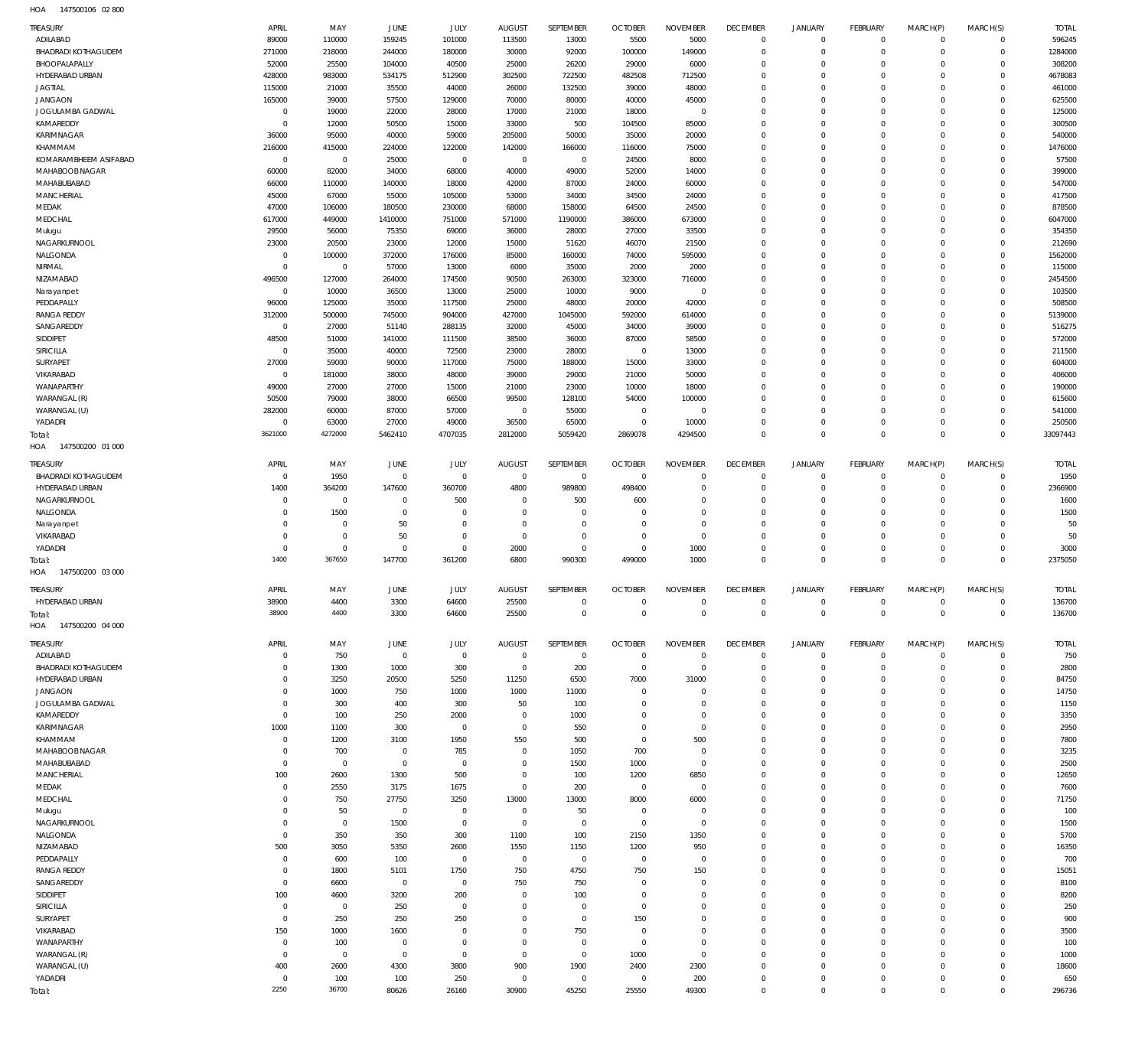HOA 147500106 02 800

| TREASURY | APRIL | MAY | JUNE | JULY | AUGUST | SEPTEMBER | OCTOBER | NOVEMBER | DECEMBER | JANUARY | FEBRUARY | MARCH(P) | MARCH(S) | TOTAL |
|---|---|---|---|---|---|---|---|---|---|---|---|---|---|---|
| ADILABAD | 89000 | 110000 | 159245 | 101000 | 113500 | 13000 | 5500 | 5000 | 0 | 0 | 0 | 0 | 0 | 596245 |
| BHADRADI KOTHAGUDEM | 271000 | 218000 | 244000 | 180000 | 30000 | 92000 | 100000 | 149000 | 0 | 0 | 0 | 0 | 0 | 1284000 |
| BHOOPALAPALLY | 52000 | 25500 | 104000 | 40500 | 25000 | 26200 | 29000 | 6000 | 0 | 0 | 0 | 0 | 0 | 308200 |
| HYDERABAD URBAN | 428000 | 983000 | 534175 | 512900 | 302500 | 722500 | 482508 | 712500 | 0 | 0 | 0 | 0 | 0 | 4678083 |
| JAGTIAL | 115000 | 21000 | 35500 | 44000 | 26000 | 132500 | 39000 | 48000 | 0 | 0 | 0 | 0 | 0 | 461000 |
| JANGAON | 165000 | 39000 | 57500 | 129000 | 70000 | 80000 | 40000 | 45000 | 0 | 0 | 0 | 0 | 0 | 625500 |
| JOGULAMBA GADWAL | 0 | 19000 | 22000 | 28000 | 17000 | 21000 | 18000 | 0 | 0 | 0 | 0 | 0 | 0 | 125000 |
| KAMAREDDY | 0 | 12000 | 50500 | 15000 | 33000 | 500 | 104500 | 85000 | 0 | 0 | 0 | 0 | 0 | 300500 |
| KARIMNAGAR | 36000 | 95000 | 40000 | 59000 | 205000 | 50000 | 35000 | 20000 | 0 | 0 | 0 | 0 | 0 | 540000 |
| KHAMMAM | 216000 | 415000 | 224000 | 122000 | 142000 | 166000 | 116000 | 75000 | 0 | 0 | 0 | 0 | 0 | 1476000 |
| KOMARAMBHEEM ASIFABAD | 0 | 0 | 25000 | 0 | 0 | 0 | 24500 | 8000 | 0 | 0 | 0 | 0 | 0 | 57500 |
| MAHABOOB NAGAR | 60000 | 82000 | 34000 | 68000 | 40000 | 49000 | 52000 | 14000 | 0 | 0 | 0 | 0 | 0 | 399000 |
| MAHABUBABAD | 66000 | 110000 | 140000 | 18000 | 42000 | 87000 | 24000 | 60000 | 0 | 0 | 0 | 0 | 0 | 547000 |
| MANCHERIAL | 45000 | 67000 | 55000 | 105000 | 53000 | 34000 | 34500 | 24000 | 0 | 0 | 0 | 0 | 0 | 417500 |
| MEDAK | 47000 | 106000 | 180500 | 230000 | 68000 | 158000 | 64500 | 24500 | 0 | 0 | 0 | 0 | 0 | 878500 |
| MEDCHAL | 617000 | 449000 | 1410000 | 751000 | 571000 | 1190000 | 386000 | 673000 | 0 | 0 | 0 | 0 | 0 | 6047000 |
| Mulugu | 29500 | 56000 | 75350 | 69000 | 36000 | 28000 | 27000 | 33500 | 0 | 0 | 0 | 0 | 0 | 354350 |
| NAGARKURNOOL | 23000 | 20500 | 23000 | 12000 | 15000 | 51620 | 46070 | 21500 | 0 | 0 | 0 | 0 | 0 | 212690 |
| NALGONDA | 0 | 100000 | 372000 | 176000 | 85000 | 160000 | 74000 | 595000 | 0 | 0 | 0 | 0 | 0 | 1562000 |
| NIRMAL | 0 | 0 | 57000 | 13000 | 6000 | 35000 | 2000 | 2000 | 0 | 0 | 0 | 0 | 0 | 115000 |
| NIZAMABAD | 496500 | 127000 | 264000 | 174500 | 90500 | 263000 | 323000 | 716000 | 0 | 0 | 0 | 0 | 0 | 2454500 |
| Narayanpet | 0 | 10000 | 36500 | 13000 | 25000 | 10000 | 9000 | 0 | 0 | 0 | 0 | 0 | 0 | 103500 |
| PEDDAPALLY | 96000 | 125000 | 35000 | 117500 | 25000 | 48000 | 20000 | 42000 | 0 | 0 | 0 | 0 | 0 | 508500 |
| RANGA REDDY | 312000 | 500000 | 745000 | 904000 | 427000 | 1045000 | 592000 | 614000 | 0 | 0 | 0 | 0 | 0 | 5139000 |
| SANGAREDDY | 0 | 27000 | 51140 | 288135 | 32000 | 45000 | 34000 | 39000 | 0 | 0 | 0 | 0 | 0 | 516275 |
| SIDDIPET | 48500 | 51000 | 141000 | 111500 | 38500 | 36000 | 87000 | 58500 | 0 | 0 | 0 | 0 | 0 | 572000 |
| SIRICILLA | 0 | 35000 | 40000 | 72500 | 23000 | 28000 | 0 | 13000 | 0 | 0 | 0 | 0 | 0 | 211500 |
| SURYAPET | 27000 | 59000 | 90000 | 117000 | 75000 | 188000 | 15000 | 33000 | 0 | 0 | 0 | 0 | 0 | 604000 |
| VIKARABAD | 0 | 181000 | 38000 | 48000 | 39000 | 29000 | 21000 | 50000 | 0 | 0 | 0 | 0 | 0 | 406000 |
| WANAPARTHY | 49000 | 27000 | 27000 | 15000 | 21000 | 23000 | 10000 | 18000 | 0 | 0 | 0 | 0 | 0 | 190000 |
| WARANGAL (R) | 50500 | 79000 | 38000 | 66500 | 99500 | 128100 | 54000 | 100000 | 0 | 0 | 0 | 0 | 0 | 615600 |
| WARANGAL (U) | 282000 | 60000 | 87000 | 57000 | 0 | 55000 | 0 | 0 | 0 | 0 | 0 | 0 | 0 | 541000 |
| YADADRI | 0 | 63000 | 27000 | 49000 | 36500 | 65000 | 0 | 10000 | 0 | 0 | 0 | 0 | 0 | 250500 |
| Total: | 3621000 | 4272000 | 5462410 | 4707035 | 2812000 | 5059420 | 2869078 | 4294500 | 0 | 0 | 0 | 0 | 0 | 33097443 |

HOA 147500200 01 000

| TREASURY | APRIL | MAY | JUNE | JULY | AUGUST | SEPTEMBER | OCTOBER | NOVEMBER | DECEMBER | JANUARY | FEBRUARY | MARCH(P) | MARCH(S) | TOTAL |
|---|---|---|---|---|---|---|---|---|---|---|---|---|---|---|
| BHADRADI KOTHAGUDEM | 0 | 1950 | 0 | 0 | 0 | 0 | 0 | 0 | 0 | 0 | 0 | 0 | 0 | 1950 |
| HYDERABAD URBAN | 1400 | 364200 | 147600 | 360700 | 4800 | 989800 | 498400 | 0 | 0 | 0 | 0 | 0 | 0 | 2366900 |
| NAGARKURNOOL | 0 | 0 | 0 | 500 | 0 | 500 | 600 | 0 | 0 | 0 | 0 | 0 | 0 | 1600 |
| NALGONDA | 0 | 1500 | 0 | 0 | 0 | 0 | 0 | 0 | 0 | 0 | 0 | 0 | 0 | 1500 |
| Narayanpet | 0 | 0 | 50 | 0 | 0 | 0 | 0 | 0 | 0 | 0 | 0 | 0 | 0 | 50 |
| VIKARABAD | 0 | 0 | 50 | 0 | 0 | 0 | 0 | 0 | 0 | 0 | 0 | 0 | 0 | 50 |
| YADADRI | 0 | 0 | 0 | 0 | 2000 | 0 | 0 | 1000 | 0 | 0 | 0 | 0 | 0 | 3000 |
| Total: | 1400 | 367650 | 147700 | 361200 | 6800 | 990300 | 499000 | 1000 | 0 | 0 | 0 | 0 | 0 | 2375050 |

HOA 147500200 03 000

| TREASURY | APRIL | MAY | JUNE | JULY | AUGUST | SEPTEMBER | OCTOBER | NOVEMBER | DECEMBER | JANUARY | FEBRUARY | MARCH(P) | MARCH(S) | TOTAL |
|---|---|---|---|---|---|---|---|---|---|---|---|---|---|---|
| HYDERABAD URBAN | 38900 | 4400 | 3300 | 64600 | 25500 | 0 | 0 | 0 | 0 | 0 | 0 | 0 | 0 | 136700 |
| Total: | 38900 | 4400 | 3300 | 64600 | 25500 | 0 | 0 | 0 | 0 | 0 | 0 | 0 | 0 | 136700 |

HOA 147500200 04 000

| TREASURY | APRIL | MAY | JUNE | JULY | AUGUST | SEPTEMBER | OCTOBER | NOVEMBER | DECEMBER | JANUARY | FEBRUARY | MARCH(P) | MARCH(S) | TOTAL |
|---|---|---|---|---|---|---|---|---|---|---|---|---|---|---|
| ADILABAD | 0 | 750 | 0 | 0 | 0 | 0 | 0 | 0 | 0 | 0 | 0 | 0 | 0 | 750 |
| BHADRADI KOTHAGUDEM | 0 | 1300 | 1000 | 300 | 0 | 200 | 0 | 0 | 0 | 0 | 0 | 0 | 0 | 2800 |
| HYDERABAD URBAN | 0 | 3250 | 20500 | 5250 | 11250 | 6500 | 7000 | 31000 | 0 | 0 | 0 | 0 | 0 | 84750 |
| JANGAON | 0 | 1000 | 750 | 1000 | 1000 | 11000 | 0 | 0 | 0 | 0 | 0 | 0 | 0 | 14750 |
| JOGULAMBA GADWAL | 0 | 300 | 400 | 300 | 50 | 100 | 0 | 0 | 0 | 0 | 0 | 0 | 0 | 1150 |
| KAMAREDDY | 0 | 100 | 250 | 2000 | 0 | 1000 | 0 | 0 | 0 | 0 | 0 | 0 | 0 | 3350 |
| KARIMNAGAR | 1000 | 1100 | 300 | 0 | 0 | 550 | 0 | 0 | 0 | 0 | 0 | 0 | 0 | 2950 |
| KHAMMAM | 0 | 1200 | 3100 | 1950 | 550 | 500 | 0 | 500 | 0 | 0 | 0 | 0 | 0 | 7800 |
| MAHABOOB NAGAR | 0 | 700 | 0 | 785 | 0 | 1050 | 700 | 0 | 0 | 0 | 0 | 0 | 0 | 3235 |
| MAHABUBABAD | 0 | 0 | 0 | 0 | 0 | 1500 | 1000 | 0 | 0 | 0 | 0 | 0 | 0 | 2500 |
| MANCHERIAL | 100 | 2600 | 1300 | 500 | 0 | 100 | 1200 | 6850 | 0 | 0 | 0 | 0 | 0 | 12650 |
| MEDAK | 0 | 2550 | 3175 | 1675 | 0 | 200 | 0 | 0 | 0 | 0 | 0 | 0 | 0 | 7600 |
| MEDCHAL | 0 | 750 | 27750 | 3250 | 13000 | 13000 | 8000 | 6000 | 0 | 0 | 0 | 0 | 0 | 71750 |
| Mulugu | 0 | 50 | 0 | 0 | 0 | 50 | 0 | 0 | 0 | 0 | 0 | 0 | 0 | 100 |
| NAGARKURNOOL | 0 | 0 | 1500 | 0 | 0 | 0 | 0 | 0 | 0 | 0 | 0 | 0 | 0 | 1500 |
| NALGONDA | 0 | 350 | 350 | 300 | 1100 | 100 | 2150 | 1350 | 0 | 0 | 0 | 0 | 0 | 5700 |
| NIZAMABAD | 500 | 3050 | 5350 | 2600 | 1550 | 1150 | 1200 | 950 | 0 | 0 | 0 | 0 | 0 | 16350 |
| PEDDAPALLY | 0 | 600 | 100 | 0 | 0 | 0 | 0 | 0 | 0 | 0 | 0 | 0 | 0 | 700 |
| RANGA REDDY | 0 | 1800 | 5101 | 1750 | 750 | 4750 | 750 | 150 | 0 | 0 | 0 | 0 | 0 | 15051 |
| SANGAREDDY | 0 | 6600 | 0 | 0 | 750 | 750 | 0 | 0 | 0 | 0 | 0 | 0 | 0 | 8100 |
| SIDDIPET | 100 | 4600 | 3200 | 200 | 0 | 100 | 0 | 0 | 0 | 0 | 0 | 0 | 0 | 8200 |
| SIRICILLA | 0 | 0 | 250 | 0 | 0 | 0 | 0 | 0 | 0 | 0 | 0 | 0 | 0 | 250 |
| SURYAPET | 0 | 250 | 250 | 250 | 0 | 0 | 150 | 0 | 0 | 0 | 0 | 0 | 0 | 900 |
| VIKARABAD | 150 | 1000 | 1600 | 0 | 0 | 750 | 0 | 0 | 0 | 0 | 0 | 0 | 0 | 3500 |
| WANAPARTHY | 0 | 100 | 0 | 0 | 0 | 0 | 0 | 0 | 0 | 0 | 0 | 0 | 0 | 100 |
| WARANGAL (R) | 0 | 0 | 0 | 0 | 0 | 0 | 1000 | 0 | 0 | 0 | 0 | 0 | 0 | 1000 |
| WARANGAL (U) | 400 | 2600 | 4300 | 3800 | 900 | 1900 | 2400 | 2300 | 0 | 0 | 0 | 0 | 0 | 18600 |
| YADADRI | 0 | 100 | 100 | 250 | 0 | 0 | 0 | 200 | 0 | 0 | 0 | 0 | 0 | 650 |
| Total: | 2250 | 36700 | 80626 | 26160 | 30900 | 45250 | 25550 | 49300 | 0 | 0 | 0 | 0 | 0 | 296736 |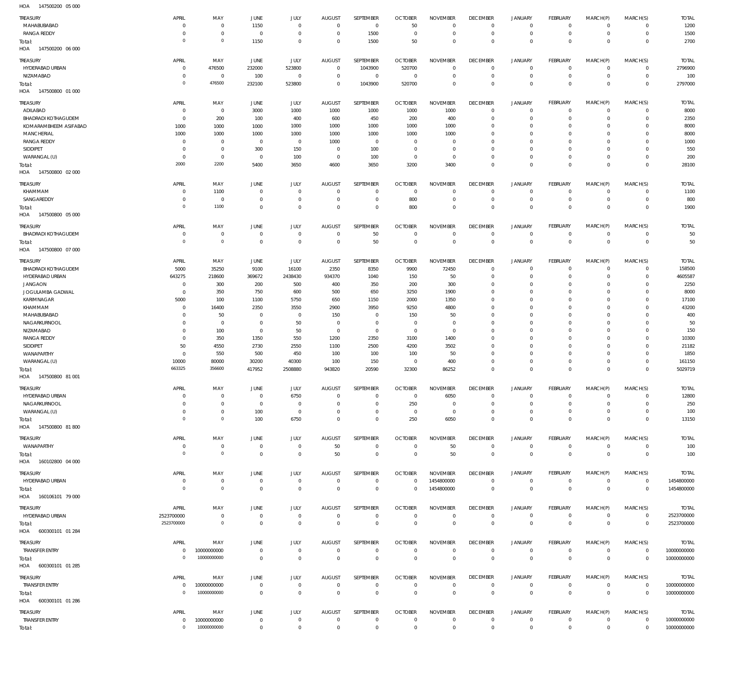HOA 147500200 05 000

| TREASURY | APRIL | MAY | JUNE | JULY | AUGUST | SEPTEMBER | OCTOBER | NOVEMBER | DECEMBER | JANUARY | FEBRUARY | MARCH(P) | MARCH(S) | TOTAL |
|---|---|---|---|---|---|---|---|---|---|---|---|---|---|---|
| MAHABUBABAD | 0 | 0 | 1150 | 0 | 0 | 0 | 50 | 0 | 0 | 0 | 0 | 0 | 0 | 1200 |
| RANGA REDDY | 0 | 0 | 0 | 0 | 0 | 1500 | 0 | 0 | 0 | 0 | 0 | 0 | 0 | 1500 |
| Total: | 0 | 0 | 1150 | 0 | 0 | 1500 | 50 | 0 | 0 | 0 | 0 | 0 | 0 | 2700 |

HOA 147500200 06 000

| TREASURY | APRIL | MAY | JUNE | JULY | AUGUST | SEPTEMBER | OCTOBER | NOVEMBER | DECEMBER | JANUARY | FEBRUARY | MARCH(P) | MARCH(S) | TOTAL |
|---|---|---|---|---|---|---|---|---|---|---|---|---|---|---|
| HYDERABAD URBAN | 0 | 476500 | 232000 | 523800 | 0 | 1043900 | 520700 | 0 | 0 | 0 | 0 | 0 | 0 | 2796900 |
| NIZAMABAD | 0 | 0 | 100 | 0 | 0 | 0 | 0 | 0 | 0 | 0 | 0 | 0 | 0 | 100 |
| Total: | 0 | 476500 | 232100 | 523800 | 0 | 1043900 | 520700 | 0 | 0 | 0 | 0 | 0 | 0 | 2797000 |

HOA 147500800 01 000

| TREASURY | APRIL | MAY | JUNE | JULY | AUGUST | SEPTEMBER | OCTOBER | NOVEMBER | DECEMBER | JANUARY | FEBRUARY | MARCH(P) | MARCH(S) | TOTAL |
|---|---|---|---|---|---|---|---|---|---|---|---|---|---|---|
| ADILABAD | 0 | 0 | 3000 | 1000 | 1000 | 1000 | 1000 | 1000 | 0 | 0 | 0 | 0 | 0 | 8000 |
| BHADRADI KOTHAGUDEM | 0 | 200 | 100 | 400 | 600 | 450 | 200 | 400 | 0 | 0 | 0 | 0 | 0 | 2350 |
| KOMARAMBHEEM ASIFABAD | 1000 | 1000 | 1000 | 1000 | 1000 | 1000 | 1000 | 1000 | 0 | 0 | 0 | 0 | 0 | 8000 |
| MANCHERIAL | 1000 | 1000 | 1000 | 1000 | 1000 | 1000 | 1000 | 1000 | 0 | 0 | 0 | 0 | 0 | 8000 |
| RANGA REDDY | 0 | 0 | 0 | 0 | 1000 | 0 | 0 | 0 | 0 | 0 | 0 | 0 | 0 | 1000 |
| SIDDIPET | 0 | 0 | 300 | 150 | 0 | 100 | 0 | 0 | 0 | 0 | 0 | 0 | 0 | 550 |
| WARANGAL (U) | 0 | 0 | 0 | 100 | 0 | 100 | 0 | 0 | 0 | 0 | 0 | 0 | 0 | 200 |
| Total: | 2000 | 2200 | 5400 | 3650 | 4600 | 3650 | 3200 | 3400 | 0 | 0 | 0 | 0 | 0 | 28100 |

HOA 147500800 02 000

| TREASURY | APRIL | MAY | JUNE | JULY | AUGUST | SEPTEMBER | OCTOBER | NOVEMBER | DECEMBER | JANUARY | FEBRUARY | MARCH(P) | MARCH(S) | TOTAL |
|---|---|---|---|---|---|---|---|---|---|---|---|---|---|---|
| KHAMMAM | 0 | 1100 | 0 | 0 | 0 | 0 | 0 | 0 | 0 | 0 | 0 | 0 | 0 | 1100 |
| SANGAREDDY | 0 | 0 | 0 | 0 | 0 | 0 | 800 | 0 | 0 | 0 | 0 | 0 | 0 | 800 |
| Total: | 0 | 1100 | 0 | 0 | 0 | 0 | 800 | 0 | 0 | 0 | 0 | 0 | 0 | 1900 |

HOA 147500800 05 000

| TREASURY | APRIL | MAY | JUNE | JULY | AUGUST | SEPTEMBER | OCTOBER | NOVEMBER | DECEMBER | JANUARY | FEBRUARY | MARCH(P) | MARCH(S) | TOTAL |
|---|---|---|---|---|---|---|---|---|---|---|---|---|---|---|
| BHADRADI KOTHAGUDEM | 0 | 0 | 0 | 0 | 0 | 50 | 0 | 0 | 0 | 0 | 0 | 0 | 0 | 50 |
| Total: | 0 | 0 | 0 | 0 | 0 | 50 | 0 | 0 | 0 | 0 | 0 | 0 | 0 | 50 |

HOA 147500800 07 000

| TREASURY | APRIL | MAY | JUNE | JULY | AUGUST | SEPTEMBER | OCTOBER | NOVEMBER | DECEMBER | JANUARY | FEBRUARY | MARCH(P) | MARCH(S) | TOTAL |
|---|---|---|---|---|---|---|---|---|---|---|---|---|---|---|
| BHADRADI KOTHAGUDEM | 5000 | 35250 | 9100 | 16100 | 2350 | 8350 | 9900 | 72450 | 0 | 0 | 0 | 0 | 0 | 158500 |
| HYDERABAD URBAN | 643275 | 218600 | 369672 | 2438430 | 934370 | 1040 | 150 | 50 | 0 | 0 | 0 | 0 | 0 | 4605587 |
| JANGAON | 0 | 300 | 200 | 500 | 400 | 350 | 200 | 300 | 0 | 0 | 0 | 0 | 0 | 2250 |
| JOGULAMBA GADWAL | 0 | 350 | 750 | 600 | 500 | 650 | 3250 | 1900 | 0 | 0 | 0 | 0 | 0 | 8000 |
| KARIMNAGAR | 5000 | 100 | 1100 | 5750 | 650 | 1150 | 2000 | 1350 | 0 | 0 | 0 | 0 | 0 | 17100 |
| KHAMMAM | 0 | 16400 | 2350 | 3550 | 2900 | 3950 | 9250 | 4800 | 0 | 0 | 0 | 0 | 0 | 43200 |
| MAHABUBABAD | 0 | 50 | 0 | 0 | 150 | 0 | 150 | 50 | 0 | 0 | 0 | 0 | 0 | 400 |
| NAGARKURNOOL | 0 | 0 | 0 | 50 | 0 | 0 | 0 | 0 | 0 | 0 | 0 | 0 | 0 | 50 |
| NIZAMABAD | 0 | 100 | 0 | 50 | 0 | 0 | 0 | 0 | 0 | 0 | 0 | 0 | 0 | 150 |
| RANGA REDDY | 0 | 350 | 1350 | 550 | 1200 | 2350 | 3100 | 1400 | 0 | 0 | 0 | 0 | 0 | 10300 |
| SIDDIPET | 50 | 4550 | 2730 | 2550 | 1100 | 2500 | 4200 | 3502 | 0 | 0 | 0 | 0 | 0 | 21182 |
| WANAPARTHY | 0 | 550 | 500 | 450 | 100 | 100 | 100 | 50 | 0 | 0 | 0 | 0 | 0 | 1850 |
| WARANGAL (U) | 10000 | 80000 | 30200 | 40300 | 100 | 150 | 0 | 400 | 0 | 0 | 0 | 0 | 0 | 161150 |
| Total: | 663325 | 356600 | 417952 | 2508880 | 943820 | 20590 | 32300 | 86252 | 0 | 0 | 0 | 0 | 0 | 5029719 |

HOA 147500800 81 001

| TREASURY | APRIL | MAY | JUNE | JULY | AUGUST | SEPTEMBER | OCTOBER | NOVEMBER | DECEMBER | JANUARY | FEBRUARY | MARCH(P) | MARCH(S) | TOTAL |
|---|---|---|---|---|---|---|---|---|---|---|---|---|---|---|
| HYDERABAD URBAN | 0 | 0 | 0 | 6750 | 0 | 0 | 0 | 6050 | 0 | 0 | 0 | 0 | 0 | 12800 |
| NAGARKURNOOL | 0 | 0 | 0 | 0 | 0 | 0 | 250 | 0 | 0 | 0 | 0 | 0 | 0 | 250 |
| WARANGAL (U) | 0 | 0 | 100 | 0 | 0 | 0 | 0 | 0 | 0 | 0 | 0 | 0 | 0 | 100 |
| Total: | 0 | 0 | 100 | 6750 | 0 | 0 | 250 | 6050 | 0 | 0 | 0 | 0 | 0 | 13150 |

HOA 147500800 81 800

| TREASURY | APRIL | MAY | JUNE | JULY | AUGUST | SEPTEMBER | OCTOBER | NOVEMBER | DECEMBER | JANUARY | FEBRUARY | MARCH(P) | MARCH(S) | TOTAL |
|---|---|---|---|---|---|---|---|---|---|---|---|---|---|---|
| WANAPARTHY | 0 | 0 | 0 | 0 | 50 | 0 | 0 | 50 | 0 | 0 | 0 | 0 | 0 | 100 |
| Total: | 0 | 0 | 0 | 0 | 50 | 0 | 0 | 50 | 0 | 0 | 0 | 0 | 0 | 100 |

HOA 160102800 04 000

| TREASURY | APRIL | MAY | JUNE | JULY | AUGUST | SEPTEMBER | OCTOBER | NOVEMBER | DECEMBER | JANUARY | FEBRUARY | MARCH(P) | MARCH(S) | TOTAL |
|---|---|---|---|---|---|---|---|---|---|---|---|---|---|---|
| HYDERABAD URBAN | 0 | 0 | 0 | 0 | 0 | 0 | 0 | 1454800000 | 0 | 0 | 0 | 0 | 0 | 1454800000 |
| Total: | 0 | 0 | 0 | 0 | 0 | 0 | 0 | 1454800000 | 0 | 0 | 0 | 0 | 0 | 1454800000 |

HOA 160106101 79 000

| TREASURY | APRIL | MAY | JUNE | JULY | AUGUST | SEPTEMBER | OCTOBER | NOVEMBER | DECEMBER | JANUARY | FEBRUARY | MARCH(P) | MARCH(S) | TOTAL |
|---|---|---|---|---|---|---|---|---|---|---|---|---|---|---|
| HYDERABAD URBAN | 2523700000 | 0 | 0 | 0 | 0 | 0 | 0 | 0 | 0 | 0 | 0 | 0 | 0 | 2523700000 |
| Total: | 2523700000 | 0 | 0 | 0 | 0 | 0 | 0 | 0 | 0 | 0 | 0 | 0 | 0 | 2523700000 |

HOA 600300101 01 284

| TREASURY | APRIL | MAY | JUNE | JULY | AUGUST | SEPTEMBER | OCTOBER | NOVEMBER | DECEMBER | JANUARY | FEBRUARY | MARCH(P) | MARCH(S) | TOTAL |
|---|---|---|---|---|---|---|---|---|---|---|---|---|---|---|
| TRANSFER ENTRY | 0 | 10000000000 | 0 | 0 | 0 | 0 | 0 | 0 | 0 | 0 | 0 | 0 | 0 | 10000000000 |
| Total: | 0 | 10000000000 | 0 | 0 | 0 | 0 | 0 | 0 | 0 | 0 | 0 | 0 | 0 | 10000000000 |

HOA 600300101 01 285

| TREASURY | APRIL | MAY | JUNE | JULY | AUGUST | SEPTEMBER | OCTOBER | NOVEMBER | DECEMBER | JANUARY | FEBRUARY | MARCH(P) | MARCH(S) | TOTAL |
|---|---|---|---|---|---|---|---|---|---|---|---|---|---|---|
| TRANSFER ENTRY | 0 | 10000000000 | 0 | 0 | 0 | 0 | 0 | 0 | 0 | 0 | 0 | 0 | 0 | 10000000000 |
| Total: | 0 | 10000000000 | 0 | 0 | 0 | 0 | 0 | 0 | 0 | 0 | 0 | 0 | 0 | 10000000000 |

HOA 600300101 01 286

| TREASURY | APRIL | MAY | JUNE | JULY | AUGUST | SEPTEMBER | OCTOBER | NOVEMBER | DECEMBER | JANUARY | FEBRUARY | MARCH(P) | MARCH(S) | TOTAL |
|---|---|---|---|---|---|---|---|---|---|---|---|---|---|---|
| TRANSFER ENTRY | 0 | 10000000000 | 0 | 0 | 0 | 0 | 0 | 0 | 0 | 0 | 0 | 0 | 0 | 10000000000 |
| Total: | 0 | 10000000000 | 0 | 0 | 0 | 0 | 0 | 0 | 0 | 0 | 0 | 0 | 0 | 10000000000 |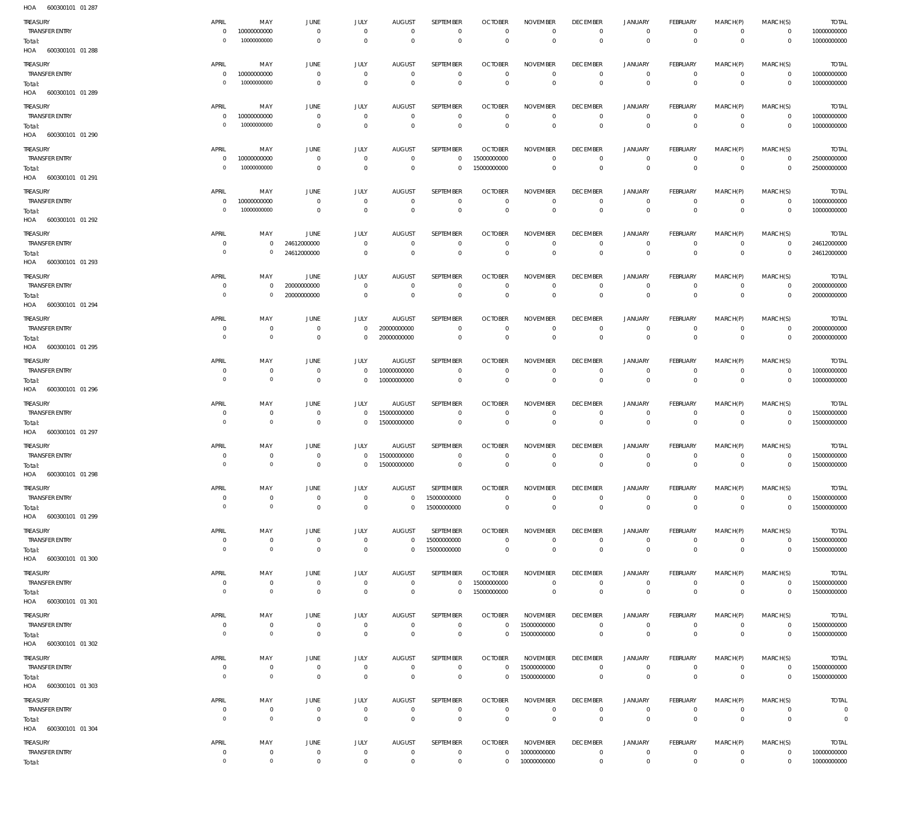HOA 600300101 01 287

| TREASURY | APRIL | MAY | JUNE | JULY | AUGUST | SEPTEMBER | OCTOBER | NOVEMBER | DECEMBER | JANUARY | FEBRUARY | MARCH(P) | MARCH(S) | TOTAL |
|---|---|---|---|---|---|---|---|---|---|---|---|---|---|---|
| TRANSFER ENTRY | 0 | 10000000000 | 0 | 0 | 0 | 0 | 0 | 0 | 0 | 0 | 0 | 0 | 0 | 10000000000 |
| Total: | 0 | 10000000000 | 0 | 0 | 0 | 0 | 0 | 0 | 0 | 0 | 0 | 0 | 0 | 10000000000 |

HOA 600300101 01 288

| TREASURY | APRIL | MAY | JUNE | JULY | AUGUST | SEPTEMBER | OCTOBER | NOVEMBER | DECEMBER | JANUARY | FEBRUARY | MARCH(P) | MARCH(S) | TOTAL |
|---|---|---|---|---|---|---|---|---|---|---|---|---|---|---|
| TRANSFER ENTRY | 0 | 10000000000 | 0 | 0 | 0 | 0 | 0 | 0 | 0 | 0 | 0 | 0 | 0 | 10000000000 |
| Total: | 0 | 10000000000 | 0 | 0 | 0 | 0 | 0 | 0 | 0 | 0 | 0 | 0 | 0 | 10000000000 |

HOA 600300101 01 289

| TREASURY | APRIL | MAY | JUNE | JULY | AUGUST | SEPTEMBER | OCTOBER | NOVEMBER | DECEMBER | JANUARY | FEBRUARY | MARCH(P) | MARCH(S) | TOTAL |
|---|---|---|---|---|---|---|---|---|---|---|---|---|---|---|
| TRANSFER ENTRY | 0 | 10000000000 | 0 | 0 | 0 | 0 | 0 | 0 | 0 | 0 | 0 | 0 | 0 | 10000000000 |
| Total: | 0 | 10000000000 | 0 | 0 | 0 | 0 | 0 | 0 | 0 | 0 | 0 | 0 | 0 | 10000000000 |

HOA 600300101 01 290

| TREASURY | APRIL | MAY | JUNE | JULY | AUGUST | SEPTEMBER | OCTOBER | NOVEMBER | DECEMBER | JANUARY | FEBRUARY | MARCH(P) | MARCH(S) | TOTAL |
|---|---|---|---|---|---|---|---|---|---|---|---|---|---|---|
| TRANSFER ENTRY | 0 | 10000000000 | 0 | 0 | 0 | 0 | 15000000000 | 0 | 0 | 0 | 0 | 0 | 0 | 25000000000 |
| Total: | 0 | 10000000000 | 0 | 0 | 0 | 0 | 15000000000 | 0 | 0 | 0 | 0 | 0 | 0 | 25000000000 |

HOA 600300101 01 291

| TREASURY | APRIL | MAY | JUNE | JULY | AUGUST | SEPTEMBER | OCTOBER | NOVEMBER | DECEMBER | JANUARY | FEBRUARY | MARCH(P) | MARCH(S) | TOTAL |
|---|---|---|---|---|---|---|---|---|---|---|---|---|---|---|
| TRANSFER ENTRY | 0 | 10000000000 | 0 | 0 | 0 | 0 | 0 | 0 | 0 | 0 | 0 | 0 | 0 | 10000000000 |
| Total: | 0 | 10000000000 | 0 | 0 | 0 | 0 | 0 | 0 | 0 | 0 | 0 | 0 | 0 | 10000000000 |

HOA 600300101 01 292

| TREASURY | APRIL | MAY | JUNE | JULY | AUGUST | SEPTEMBER | OCTOBER | NOVEMBER | DECEMBER | JANUARY | FEBRUARY | MARCH(P) | MARCH(S) | TOTAL |
|---|---|---|---|---|---|---|---|---|---|---|---|---|---|---|
| TRANSFER ENTRY | 0 | 0 | 24612000000 | 0 | 0 | 0 | 0 | 0 | 0 | 0 | 0 | 0 | 0 | 24612000000 |
| Total: | 0 | 0 | 24612000000 | 0 | 0 | 0 | 0 | 0 | 0 | 0 | 0 | 0 | 0 | 24612000000 |

HOA 600300101 01 293

| TREASURY | APRIL | MAY | JUNE | JULY | AUGUST | SEPTEMBER | OCTOBER | NOVEMBER | DECEMBER | JANUARY | FEBRUARY | MARCH(P) | MARCH(S) | TOTAL |
|---|---|---|---|---|---|---|---|---|---|---|---|---|---|---|
| TRANSFER ENTRY | 0 | 0 | 20000000000 | 0 | 0 | 0 | 0 | 0 | 0 | 0 | 0 | 0 | 0 | 20000000000 |
| Total: | 0 | 0 | 20000000000 | 0 | 0 | 0 | 0 | 0 | 0 | 0 | 0 | 0 | 0 | 20000000000 |

HOA 600300101 01 294

| TREASURY | APRIL | MAY | JUNE | JULY | AUGUST | SEPTEMBER | OCTOBER | NOVEMBER | DECEMBER | JANUARY | FEBRUARY | MARCH(P) | MARCH(S) | TOTAL |
|---|---|---|---|---|---|---|---|---|---|---|---|---|---|---|
| TRANSFER ENTRY | 0 | 0 | 0 | 0 | 20000000000 | 0 | 0 | 0 | 0 | 0 | 0 | 0 | 0 | 20000000000 |
| Total: | 0 | 0 | 0 | 0 | 20000000000 | 0 | 0 | 0 | 0 | 0 | 0 | 0 | 0 | 20000000000 |

HOA 600300101 01 295

| TREASURY | APRIL | MAY | JUNE | JULY | AUGUST | SEPTEMBER | OCTOBER | NOVEMBER | DECEMBER | JANUARY | FEBRUARY | MARCH(P) | MARCH(S) | TOTAL |
|---|---|---|---|---|---|---|---|---|---|---|---|---|---|---|
| TRANSFER ENTRY | 0 | 0 | 0 | 0 | 10000000000 | 0 | 0 | 0 | 0 | 0 | 0 | 0 | 0 | 10000000000 |
| Total: | 0 | 0 | 0 | 0 | 10000000000 | 0 | 0 | 0 | 0 | 0 | 0 | 0 | 0 | 10000000000 |

HOA 600300101 01 296

| TREASURY | APRIL | MAY | JUNE | JULY | AUGUST | SEPTEMBER | OCTOBER | NOVEMBER | DECEMBER | JANUARY | FEBRUARY | MARCH(P) | MARCH(S) | TOTAL |
|---|---|---|---|---|---|---|---|---|---|---|---|---|---|---|
| TRANSFER ENTRY | 0 | 0 | 0 | 0 | 15000000000 | 0 | 0 | 0 | 0 | 0 | 0 | 0 | 0 | 15000000000 |
| Total: | 0 | 0 | 0 | 0 | 15000000000 | 0 | 0 | 0 | 0 | 0 | 0 | 0 | 0 | 15000000000 |

HOA 600300101 01 297

| TREASURY | APRIL | MAY | JUNE | JULY | AUGUST | SEPTEMBER | OCTOBER | NOVEMBER | DECEMBER | JANUARY | FEBRUARY | MARCH(P) | MARCH(S) | TOTAL |
|---|---|---|---|---|---|---|---|---|---|---|---|---|---|---|
| TRANSFER ENTRY | 0 | 0 | 0 | 0 | 15000000000 | 0 | 0 | 0 | 0 | 0 | 0 | 0 | 0 | 15000000000 |
| Total: | 0 | 0 | 0 | 0 | 15000000000 | 0 | 0 | 0 | 0 | 0 | 0 | 0 | 0 | 15000000000 |

HOA 600300101 01 298

| TREASURY | APRIL | MAY | JUNE | JULY | AUGUST | SEPTEMBER | OCTOBER | NOVEMBER | DECEMBER | JANUARY | FEBRUARY | MARCH(P) | MARCH(S) | TOTAL |
|---|---|---|---|---|---|---|---|---|---|---|---|---|---|---|
| TRANSFER ENTRY | 0 | 0 | 0 | 0 | 0 | 15000000000 | 0 | 0 | 0 | 0 | 0 | 0 | 0 | 15000000000 |
| Total: | 0 | 0 | 0 | 0 | 0 | 15000000000 | 0 | 0 | 0 | 0 | 0 | 0 | 0 | 15000000000 |

HOA 600300101 01 299

| TREASURY | APRIL | MAY | JUNE | JULY | AUGUST | SEPTEMBER | OCTOBER | NOVEMBER | DECEMBER | JANUARY | FEBRUARY | MARCH(P) | MARCH(S) | TOTAL |
|---|---|---|---|---|---|---|---|---|---|---|---|---|---|---|
| TRANSFER ENTRY | 0 | 0 | 0 | 0 | 0 | 15000000000 | 0 | 0 | 0 | 0 | 0 | 0 | 0 | 15000000000 |
| Total: | 0 | 0 | 0 | 0 | 0 | 15000000000 | 0 | 0 | 0 | 0 | 0 | 0 | 0 | 15000000000 |

HOA 600300101 01 300

| TREASURY | APRIL | MAY | JUNE | JULY | AUGUST | SEPTEMBER | OCTOBER | NOVEMBER | DECEMBER | JANUARY | FEBRUARY | MARCH(P) | MARCH(S) | TOTAL |
|---|---|---|---|---|---|---|---|---|---|---|---|---|---|---|
| TRANSFER ENTRY | 0 | 0 | 0 | 0 | 0 | 0 | 15000000000 | 0 | 0 | 0 | 0 | 0 | 0 | 15000000000 |
| Total: | 0 | 0 | 0 | 0 | 0 | 0 | 15000000000 | 0 | 0 | 0 | 0 | 0 | 0 | 15000000000 |

HOA 600300101 01 301

| TREASURY | APRIL | MAY | JUNE | JULY | AUGUST | SEPTEMBER | OCTOBER | NOVEMBER | DECEMBER | JANUARY | FEBRUARY | MARCH(P) | MARCH(S) | TOTAL |
|---|---|---|---|---|---|---|---|---|---|---|---|---|---|---|
| TRANSFER ENTRY | 0 | 0 | 0 | 0 | 0 | 0 | 0 | 15000000000 | 0 | 0 | 0 | 0 | 0 | 15000000000 |
| Total: | 0 | 0 | 0 | 0 | 0 | 0 | 0 | 15000000000 | 0 | 0 | 0 | 0 | 0 | 15000000000 |

HOA 600300101 01 302

| TREASURY | APRIL | MAY | JUNE | JULY | AUGUST | SEPTEMBER | OCTOBER | NOVEMBER | DECEMBER | JANUARY | FEBRUARY | MARCH(P) | MARCH(S) | TOTAL |
|---|---|---|---|---|---|---|---|---|---|---|---|---|---|---|
| TRANSFER ENTRY | 0 | 0 | 0 | 0 | 0 | 0 | 0 | 15000000000 | 0 | 0 | 0 | 0 | 0 | 15000000000 |
| Total: | 0 | 0 | 0 | 0 | 0 | 0 | 0 | 15000000000 | 0 | 0 | 0 | 0 | 0 | 15000000000 |

HOA 600300101 01 303

| TREASURY | APRIL | MAY | JUNE | JULY | AUGUST | SEPTEMBER | OCTOBER | NOVEMBER | DECEMBER | JANUARY | FEBRUARY | MARCH(P) | MARCH(S) | TOTAL |
|---|---|---|---|---|---|---|---|---|---|---|---|---|---|---|
| TRANSFER ENTRY | 0 | 0 | 0 | 0 | 0 | 0 | 0 | 0 | 0 | 0 | 0 | 0 | 0 | 0 |
| Total: | 0 | 0 | 0 | 0 | 0 | 0 | 0 | 0 | 0 | 0 | 0 | 0 | 0 | 0 |

HOA 600300101 01 304

| TREASURY | APRIL | MAY | JUNE | JULY | AUGUST | SEPTEMBER | OCTOBER | NOVEMBER | DECEMBER | JANUARY | FEBRUARY | MARCH(P) | MARCH(S) | TOTAL |
|---|---|---|---|---|---|---|---|---|---|---|---|---|---|---|
| TRANSFER ENTRY | 0 | 0 | 0 | 0 | 0 | 0 | 0 | 10000000000 | 0 | 0 | 0 | 0 | 0 | 10000000000 |
| Total: | 0 | 0 | 0 | 0 | 0 | 0 | 0 | 10000000000 | 0 | 0 | 0 | 0 | 0 | 10000000000 |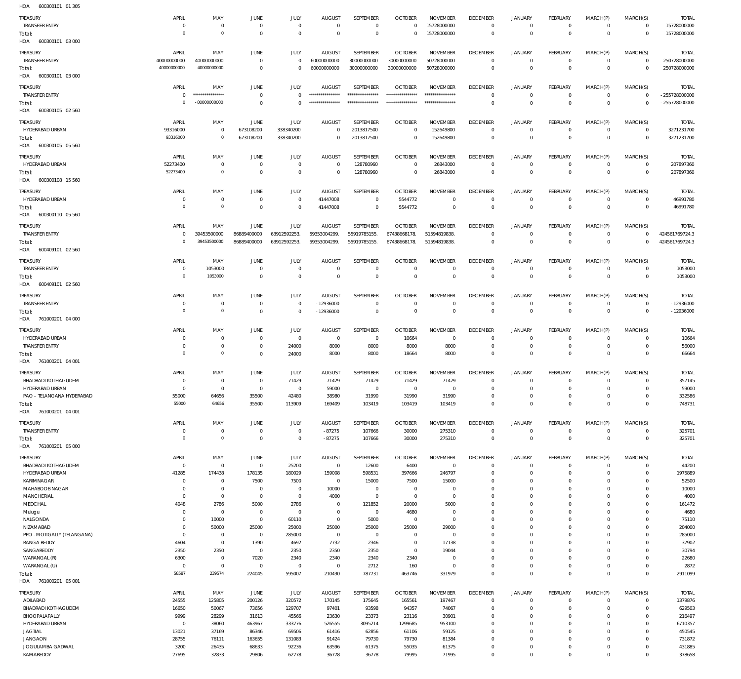HOA 600300101 01 305

| TREASURY | APRIL | MAY | JUNE | JULY | AUGUST | SEPTEMBER | OCTOBER | NOVEMBER | DECEMBER | JANUARY | FEBRUARY | MARCH(P) | MARCH(S) | TOTAL |
|---|---|---|---|---|---|---|---|---|---|---|---|---|---|---|
| TRANSFER ENTRY | 0 | 0 | 0 | 0 | 0 | 0 | 0 | 15728000000 | 0 | 0 | 0 | 0 | 0 | 15728000000 |
| Total: | 0 | 0 | 0 | 0 | 0 | 0 | 0 | 15728000000 | 0 | 0 | 0 | 0 | 0 | 15728000000 |

HOA 600300101 03 000

| TREASURY | APRIL | MAY | JUNE | JULY | AUGUST | SEPTEMBER | OCTOBER | NOVEMBER | DECEMBER | JANUARY | FEBRUARY | MARCH(P) | MARCH(S) | TOTAL |
|---|---|---|---|---|---|---|---|---|---|---|---|---|---|---|
| TRANSFER ENTRY | 40000000000 | 40000000000 | 0 | 0 | 60000000000 | 30000000000 | 30000000000 | 50728000000 | 0 | 0 | 0 | 0 | 0 | 250728000000 |
| Total: | 40000000000 | 40000000000 | 0 | 0 | 60000000000 | 30000000000 | 30000000000 | 50728000000 | 0 | 0 | 0 | 0 | 0 | 250728000000 |

HOA 600300101 03 000

| TREASURY | APRIL | MAY | JUNE | JULY | AUGUST | SEPTEMBER | OCTOBER | NOVEMBER | DECEMBER | JANUARY | FEBRUARY | MARCH(P) | MARCH(S) | TOTAL |
|---|---|---|---|---|---|---|---|---|---|---|---|---|---|---|
| TRANSFER ENTRY | 0 | **************** | 0 | 0 | **************** | **************** | **************** | **************** | 0 | 0 | 0 | 0 | 0 | -255728000000 |
| Total: | 0 | -80000000000 | 0 | 0 | **************** | **************** | **************** | **************** | 0 | 0 | 0 | 0 | 0 | -255728000000 |

HOA 600300105 02 560

| TREASURY | APRIL | MAY | JUNE | JULY | AUGUST | SEPTEMBER | OCTOBER | NOVEMBER | DECEMBER | JANUARY | FEBRUARY | MARCH(P) | MARCH(S) | TOTAL |
|---|---|---|---|---|---|---|---|---|---|---|---|---|---|---|
| HYDERABAD URBAN | 93316000 | 0 | 673108200 | 338340200 | 0 | 2013817500 | 0 | 152649800 | 0 | 0 | 0 | 0 | 0 | 3271231700 |
| Total: | 93316000 | 0 | 673108200 | 338340200 | 0 | 2013817500 | 0 | 152649800 | 0 | 0 | 0 | 0 | 0 | 3271231700 |

HOA 600300105 05 560

| TREASURY | APRIL | MAY | JUNE | JULY | AUGUST | SEPTEMBER | OCTOBER | NOVEMBER | DECEMBER | JANUARY | FEBRUARY | MARCH(P) | MARCH(S) | TOTAL |
|---|---|---|---|---|---|---|---|---|---|---|---|---|---|---|
| HYDERABAD URBAN | 52273400 | 0 | 0 | 0 | 0 | 128780960 | 0 | 26843000 | 0 | 0 | 0 | 0 | 0 | 207897360 |
| Total: | 52273400 | 0 | 0 | 0 | 0 | 128780960 | 0 | 26843000 | 0 | 0 | 0 | 0 | 0 | 207897360 |

HOA 600300108 15 560

| TREASURY | APRIL | MAY | JUNE | JULY | AUGUST | SEPTEMBER | OCTOBER | NOVEMBER | DECEMBER | JANUARY | FEBRUARY | MARCH(P) | MARCH(S) | TOTAL |
|---|---|---|---|---|---|---|---|---|---|---|---|---|---|---|
| HYDERABAD URBAN | 0 | 0 | 0 | 0 | 41447008 | 0 | 5544772 | 0 | 0 | 0 | 0 | 0 | 0 | 46991780 |
| Total: | 0 | 0 | 0 | 0 | 41447008 | 0 | 5544772 | 0 | 0 | 0 | 0 | 0 | 0 | 46991780 |

HOA 600300110 05 560

| TREASURY | APRIL | MAY | JUNE | JULY | AUGUST | SEPTEMBER | OCTOBER | NOVEMBER | DECEMBER | JANUARY | FEBRUARY | MARCH(P) | MARCH(S) | TOTAL |
|---|---|---|---|---|---|---|---|---|---|---|---|---|---|---|
| TRANSFER ENTRY | 0 | 39453500000 | 86889400000 | 63912592253. | 59353004299. | 55919785155. | 67438668178. | 51594819838. | 0 | 0 | 0 | 0 | 0 | 424561769724.3 |
| Total: | 0 | 39453500000 | 86889400000 | 63912592253. | 59353004299. | 55919785155. | 67438668178. | 51594819838. | 0 | 0 | 0 | 0 | 0 | 424561769724.3 |

HOA 600409101 02 560

| TREASURY | APRIL | MAY | JUNE | JULY | AUGUST | SEPTEMBER | OCTOBER | NOVEMBER | DECEMBER | JANUARY | FEBRUARY | MARCH(P) | MARCH(S) | TOTAL |
|---|---|---|---|---|---|---|---|---|---|---|---|---|---|---|
| TRANSFER ENTRY | 0 | 1053000 | 0 | 0 | 0 | 0 | 0 | 0 | 0 | 0 | 0 | 0 | 0 | 1053000 |
| Total: | 0 | 1053000 | 0 | 0 | 0 | 0 | 0 | 0 | 0 | 0 | 0 | 0 | 0 | 1053000 |

HOA 600409101 02 560

| TREASURY | APRIL | MAY | JUNE | JULY | AUGUST | SEPTEMBER | OCTOBER | NOVEMBER | DECEMBER | JANUARY | FEBRUARY | MARCH(P) | MARCH(S) | TOTAL |
|---|---|---|---|---|---|---|---|---|---|---|---|---|---|---|
| TRANSFER ENTRY | 0 | 0 | 0 | 0 | -12936000 | 0 | 0 | 0 | 0 | 0 | 0 | 0 | 0 | -12936000 |
| Total: | 0 | 0 | 0 | 0 | -12936000 | 0 | 0 | 0 | 0 | 0 | 0 | 0 | 0 | -12936000 |

HOA 761000201 04 000

| TREASURY | APRIL | MAY | JUNE | JULY | AUGUST | SEPTEMBER | OCTOBER | NOVEMBER | DECEMBER | JANUARY | FEBRUARY | MARCH(P) | MARCH(S) | TOTAL |
|---|---|---|---|---|---|---|---|---|---|---|---|---|---|---|
| HYDERABAD URBAN | 0 | 0 | 0 | 0 | 0 | 0 | 10664 | 0 | 0 | 0 | 0 | 0 | 0 | 10664 |
| TRANSFER ENTRY | 0 | 0 | 0 | 24000 | 8000 | 8000 | 8000 | 8000 | 0 | 0 | 0 | 0 | 0 | 56000 |
| Total: | 0 | 0 | 0 | 24000 | 8000 | 8000 | 18664 | 8000 | 0 | 0 | 0 | 0 | 0 | 66664 |

HOA 761000201 04 001

| TREASURY | APRIL | MAY | JUNE | JULY | AUGUST | SEPTEMBER | OCTOBER | NOVEMBER | DECEMBER | JANUARY | FEBRUARY | MARCH(P) | MARCH(S) | TOTAL |
|---|---|---|---|---|---|---|---|---|---|---|---|---|---|---|
| BHADRADI KOTHAGUDEM | 0 | 0 | 0 | 71429 | 71429 | 71429 | 71429 | 71429 | 0 | 0 | 0 | 0 | 0 | 357145 |
| HYDERABAD URBAN | 0 | 0 | 0 | 0 | 59000 | 0 | 0 | 0 | 0 | 0 | 0 | 0 | 0 | 59000 |
| PAO - TELANGANA HYDERABAD | 55000 | 64656 | 35500 | 42480 | 38980 | 31990 | 31990 | 31990 | 0 | 0 | 0 | 0 | 0 | 332586 |
| Total: | 55000 | 64656 | 35500 | 113909 | 169409 | 103419 | 103419 | 103419 | 0 | 0 | 0 | 0 | 0 | 748731 |

HOA 761000201 04 001

| TREASURY | APRIL | MAY | JUNE | JULY | AUGUST | SEPTEMBER | OCTOBER | NOVEMBER | DECEMBER | JANUARY | FEBRUARY | MARCH(P) | MARCH(S) | TOTAL |
|---|---|---|---|---|---|---|---|---|---|---|---|---|---|---|
| TRANSFER ENTRY | 0 | 0 | 0 | 0 | -87275 | 107666 | 30000 | 275310 | 0 | 0 | 0 | 0 | 0 | 325701 |
| Total: | 0 | 0 | 0 | 0 | -87275 | 107666 | 30000 | 275310 | 0 | 0 | 0 | 0 | 0 | 325701 |

HOA 761000201 05 000

| TREASURY | APRIL | MAY | JUNE | JULY | AUGUST | SEPTEMBER | OCTOBER | NOVEMBER | DECEMBER | JANUARY | FEBRUARY | MARCH(P) | MARCH(S) | TOTAL |
|---|---|---|---|---|---|---|---|---|---|---|---|---|---|---|
| BHADRADI KOTHAGUDEM | 0 | 0 | 0 | 25200 | 0 | 12600 | 6400 | 0 | 0 | 0 | 0 | 0 | 0 | 44200 |
| HYDERABAD URBAN | 41285 | 174438 | 178135 | 180029 | 159008 | 598531 | 397666 | 246797 | 0 | 0 | 0 | 0 | 0 | 1975889 |
| KARIMNAGAR | 0 | 0 | 7500 | 7500 | 0 | 15000 | 7500 | 15000 | 0 | 0 | 0 | 0 | 0 | 52500 |
| MAHABOOB NAGAR | 0 | 0 | 0 | 0 | 10000 | 0 | 0 | 0 | 0 | 0 | 0 | 0 | 0 | 10000 |
| MANCHERIAL | 0 | 0 | 0 | 0 | 4000 | 0 | 0 | 0 | 0 | 0 | 0 | 0 | 0 | 4000 |
| MEDCHAL | 4048 | 2786 | 5000 | 2786 | 0 | 121852 | 20000 | 5000 | 0 | 0 | 0 | 0 | 0 | 161472 |
| Mulugu | 0 | 0 | 0 | 0 | 0 | 0 | 4680 | 0 | 0 | 0 | 0 | 0 | 0 | 4680 |
| NALGONDA | 0 | 10000 | 0 | 60110 | 0 | 5000 | 0 | 0 | 0 | 0 | 0 | 0 | 0 | 75110 |
| NIZAMABAD | 0 | 50000 | 25000 | 25000 | 25000 | 25000 | 25000 | 29000 | 0 | 0 | 0 | 0 | 0 | 204000 |
| PPO - MOTIGALLY (TELANGANA) | 0 | 0 | 0 | 285000 | 0 | 0 | 0 | 0 | 0 | 0 | 0 | 0 | 0 | 285000 |
| RANGA REDDY | 4604 | 0 | 1390 | 4692 | 7732 | 2346 | 0 | 17138 | 0 | 0 | 0 | 0 | 0 | 37902 |
| SANGAREDDY | 2350 | 2350 | 0 | 2350 | 2350 | 2350 | 0 | 19044 | 0 | 0 | 0 | 0 | 0 | 30794 |
| WARANGAL (R) | 6300 | 0 | 7020 | 2340 | 2340 | 2340 | 2340 | 0 | 0 | 0 | 0 | 0 | 0 | 22680 |
| WARANGAL (U) | 0 | 0 | 0 | 0 | 0 | 2712 | 160 | 0 | 0 | 0 | 0 | 0 | 0 | 2872 |
| Total: | 58587 | 239574 | 224045 | 595007 | 210430 | 787731 | 463746 | 331979 | 0 | 0 | 0 | 0 | 0 | 2911099 |

HOA 761000201 05 001

| TREASURY | APRIL | MAY | JUNE | JULY | AUGUST | SEPTEMBER | OCTOBER | NOVEMBER | DECEMBER | JANUARY | FEBRUARY | MARCH(P) | MARCH(S) | TOTAL |
|---|---|---|---|---|---|---|---|---|---|---|---|---|---|---|
| ADILABAD | 24555 | 125805 | 200126 | 320572 | 170145 | 175645 | 165561 | 197467 | 0 | 0 | 0 | 0 | 0 | 1379876 |
| BHADRADI KOTHAGUDEM | 16650 | 50067 | 73656 | 129707 | 97401 | 93598 | 94357 | 74067 | 0 | 0 | 0 | 0 | 0 | 629503 |
| BHOOPALAPALLY | 9999 | 28299 | 31613 | 45566 | 23630 | 23373 | 23116 | 30901 | 0 | 0 | 0 | 0 | 0 | 216497 |
| HYDERABAD URBAN | 0 | 38060 | 463967 | 333776 | 526555 | 3095214 | 1299685 | 953100 | 0 | 0 | 0 | 0 | 0 | 6710357 |
| JAGTIAL | 13021 | 37169 | 86346 | 69506 | 61416 | 62856 | 61106 | 59125 | 0 | 0 | 0 | 0 | 0 | 450545 |
| JANGAON | 28755 | 76111 | 163655 | 131083 | 91424 | 79730 | 79730 | 81384 | 0 | 0 | 0 | 0 | 0 | 731872 |
| JOGULAMBA GADWAL | 3200 | 26435 | 68633 | 92236 | 63596 | 61375 | 55035 | 61375 | 0 | 0 | 0 | 0 | 0 | 431885 |
| KAMAREDDY | 27695 | 32833 | 29806 | 62778 | 36778 | 36778 | 79995 | 71995 | 0 | 0 | 0 | 0 | 0 | 378658 |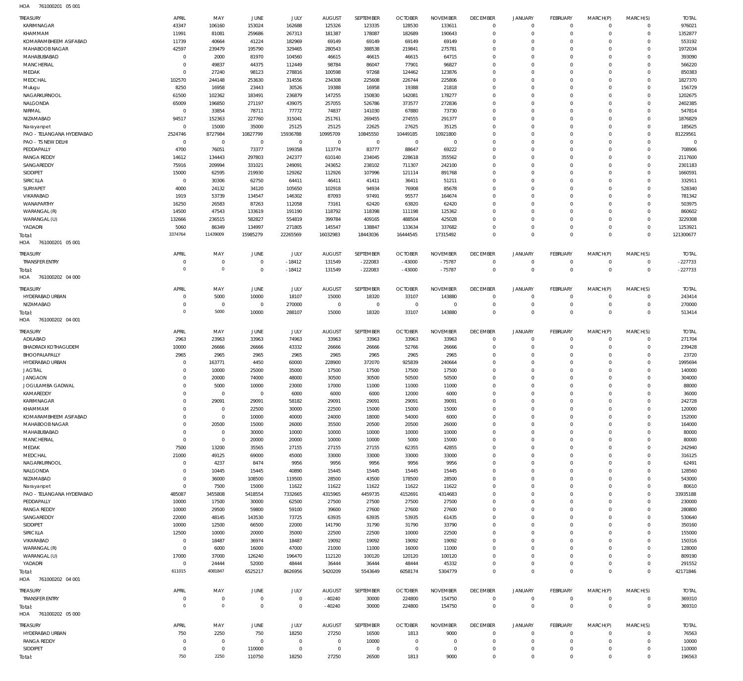HOA 761000201 05 001

| TREASURY | APRIL | MAY | JUNE | JULY | AUGUST | SEPTEMBER | OCTOBER | NOVEMBER | DECEMBER | JANUARY | FEBRUARY | MARCH(P) | MARCH(S) | TOTAL |
|---|---|---|---|---|---|---|---|---|---|---|---|---|---|---|
| KARIMNAGAR | 43347 | 106160 | 153024 | 162688 | 125326 | 123335 | 128530 | 133611 | 0 | 0 | 0 | 0 | 0 | 976021 |
| KHAMMAM | 11991 | 81081 | 259686 | 267313 | 181387 | 178087 | 182689 | 190643 | 0 | 0 | 0 | 0 | 0 | 1352877 |
| KOMARAMBHEEM ASIFABAD | 11739 | 40664 | 41224 | 182969 | 69149 | 69149 | 69149 | 69149 | 0 | 0 | 0 | 0 | 0 | 553192 |
| MAHABOOB NAGAR | 42597 | 239479 | 195790 | 329465 | 280543 | 388538 | 219841 | 275781 | 0 | 0 | 0 | 0 | 0 | 1972034 |
| MAHABUBABAD | 0 | 2000 | 81970 | 104560 | 46615 | 46615 | 46615 | 64715 | 0 | 0 | 0 | 0 | 0 | 393090 |
| MANCHERIAL | 0 | 49837 | 44375 | 112449 | 98784 | 86047 | 77901 | 96827 | 0 | 0 | 0 | 0 | 0 | 566220 |
| MEDAK | 0 | 27240 | 98123 | 278816 | 100598 | 97268 | 124462 | 123876 | 0 | 0 | 0 | 0 | 0 | 850383 |
| MEDCHAL | 102570 | 244148 | 253630 | 314556 | 234308 | 225608 | 226744 | 225806 | 0 | 0 | 0 | 0 | 0 | 1827370 |
| Mulugu | 8250 | 16958 | 23443 | 30526 | 19388 | 16958 | 19388 | 21818 | 0 | 0 | 0 | 0 | 0 | 156729 |
| NAGARKURNOOL | 61500 | 102362 | 183491 | 236879 | 147255 | 150830 | 142081 | 178277 | 0 | 0 | 0 | 0 | 0 | 1202675 |
| NALGONDA | 65009 | 196850 | 271197 | 439075 | 257055 | 526786 | 373577 | 272836 | 0 | 0 | 0 | 0 | 0 | 2402385 |
| NIRMAL | 0 | 33854 | 78711 | 77772 | 74837 | 141030 | 67880 | 73730 | 0 | 0 | 0 | 0 | 0 | 547814 |
| NIZAMABAD | 94517 | 152363 | 227760 | 315041 | 251761 | 269455 | 274555 | 291377 | 0 | 0 | 0 | 0 | 0 | 1876829 |
| Narayanpet | 0 | 15000 | 35000 | 25125 | 25125 | 22625 | 27625 | 35125 | 0 | 0 | 0 | 0 | 0 | 185625 |
| PAO - TELANGANA HYDERABAD | 2524746 | 8727984 | 10827799 | 15936788 | 10995709 | 10845550 | 10449185 | 10921800 | 0 | 0 | 0 | 0 | 0 | 81229561 |
| PAO - TS NEW DELHI | 0 | 0 | 0 | 0 | 0 | 0 | 0 | 0 | 0 | 0 | 0 | 0 | 0 | 0 |
| PEDDAPALLY | 4700 | 76051 | 73377 | 199358 | 113774 | 83777 | 88647 | 69222 | 0 | 0 | 0 | 0 | 0 | 708906 |
| RANGA REDDY | 14612 | 134443 | 297803 | 242377 | 610140 | 234045 | 228618 | 355562 | 0 | 0 | 0 | 0 | 0 | 2117600 |
| SANGAREDDY | 75916 | 209994 | 331021 | 249091 | 243652 | 238102 | 711307 | 242100 | 0 | 0 | 0 | 0 | 0 | 2301183 |
| SIDDIPET | 15000 | 62595 | 219930 | 129262 | 112926 | 107996 | 121114 | 891768 | 0 | 0 | 0 | 0 | 0 | 1660591 |
| SIRICILLA | 0 | 30306 | 62750 | 64411 | 46411 | 41411 | 36411 | 51211 | 0 | 0 | 0 | 0 | 0 | 332911 |
| SURYAPET | 4000 | 24132 | 34120 | 105650 | 102918 | 94934 | 76908 | 85678 | 0 | 0 | 0 | 0 | 0 | 528340 |
| VIKARABAD | 1919 | 53739 | 134547 | 146302 | 87093 | 97491 | 95577 | 164674 | 0 | 0 | 0 | 0 | 0 | 781342 |
| WANAPARTHY | 16250 | 26583 | 87263 | 112058 | 73161 | 62420 | 63820 | 62420 | 0 | 0 | 0 | 0 | 0 | 503975 |
| WARANGAL (R) | 14500 | 47543 | 133619 | 191190 | 118792 | 118398 | 111198 | 125362 | 0 | 0 | 0 | 0 | 0 | 860602 |
| WARANGAL (U) | 132666 | 236515 | 582827 | 554819 | 399784 | 409165 | 488504 | 425028 | 0 | 0 | 0 | 0 | 0 | 3229308 |
| YADADRI | 5060 | 86349 | 134997 | 271805 | 145547 | 138847 | 133634 | 337682 | 0 | 0 | 0 | 0 | 0 | 1253921 |
| Total: | 3374764 | 11439009 | 15985279 | 22265569 | 16032983 | 18443036 | 16444545 | 17315492 | 0 | 0 | 0 | 0 | 0 | 121300677 |

HOA 761000201 05 001

| TREASURY | APRIL | MAY | JUNE | JULY | AUGUST | SEPTEMBER | OCTOBER | NOVEMBER | DECEMBER | JANUARY | FEBRUARY | MARCH(P) | MARCH(S) | TOTAL |
|---|---|---|---|---|---|---|---|---|---|---|---|---|---|---|
| TRANSFER ENTRY | 0 | 0 | 0 | -18412 | 131549 | -222083 | -43000 | -75787 | 0 | 0 | 0 | 0 | 0 | -227733 |
| Total: | 0 | 0 | 0 | -18412 | 131549 | -222083 | -43000 | -75787 | 0 | 0 | 0 | 0 | 0 | -227733 |

HOA 761000202 04 000

| TREASURY | APRIL | MAY | JUNE | JULY | AUGUST | SEPTEMBER | OCTOBER | NOVEMBER | DECEMBER | JANUARY | FEBRUARY | MARCH(P) | MARCH(S) | TOTAL |
|---|---|---|---|---|---|---|---|---|---|---|---|---|---|---|
| HYDERABAD URBAN | 0 | 5000 | 10000 | 18107 | 15000 | 18320 | 33107 | 143880 | 0 | 0 | 0 | 0 | 0 | 243414 |
| NIZAMABAD | 0 | 0 | 0 | 270000 | 0 | 0 | 0 | 0 | 0 | 0 | 0 | 0 | 0 | 270000 |
| Total: | 0 | 5000 | 10000 | 288107 | 15000 | 18320 | 33107 | 143880 | 0 | 0 | 0 | 0 | 0 | 513414 |

HOA 761000202 04 001

| TREASURY | APRIL | MAY | JUNE | JULY | AUGUST | SEPTEMBER | OCTOBER | NOVEMBER | DECEMBER | JANUARY | FEBRUARY | MARCH(P) | MARCH(S) | TOTAL |
|---|---|---|---|---|---|---|---|---|---|---|---|---|---|---|
| ADILABAD | 2963 | 23963 | 33963 | 74963 | 33963 | 33963 | 33963 | 33963 | 0 | 0 | 0 | 0 | 0 | 271704 |
| BHADRADI KOTHAGUDEM | 10000 | 26666 | 26666 | 43332 | 26666 | 26666 | 52766 | 26666 | 0 | 0 | 0 | 0 | 0 | 239428 |
| BHOOPALAPALLY | 2965 | 2965 | 2965 | 2965 | 2965 | 2965 | 2965 | 2965 | 0 | 0 | 0 | 0 | 0 | 23720 |
| HYDERABAD URBAN | 0 | 163771 | 4450 | 60000 | 228900 | 372070 | 925839 | 240664 | 0 | 0 | 0 | 0 | 0 | 1995694 |
| JAGTIAL | 0 | 10000 | 25000 | 35000 | 17500 | 17500 | 17500 | 17500 | 0 | 0 | 0 | 0 | 0 | 140000 |
| JANGAON | 0 | 20000 | 74000 | 48000 | 30500 | 30500 | 50500 | 50500 | 0 | 0 | 0 | 0 | 0 | 304000 |
| JOGULAMBA GADWAL | 0 | 5000 | 10000 | 23000 | 17000 | 11000 | 11000 | 11000 | 0 | 0 | 0 | 0 | 0 | 88000 |
| KAMAREDDY | 0 | 0 | 0 | 6000 | 6000 | 6000 | 12000 | 6000 | 0 | 0 | 0 | 0 | 0 | 36000 |
| KARIMNAGAR | 0 | 29091 | 29091 | 58182 | 29091 | 29091 | 29091 | 39091 | 0 | 0 | 0 | 0 | 0 | 242728 |
| KHAMMAM | 0 | 0 | 22500 | 30000 | 22500 | 15000 | 15000 | 15000 | 0 | 0 | 0 | 0 | 0 | 120000 |
| KOMARAMBHEEM ASIFABAD | 0 | 0 | 10000 | 40000 | 24000 | 18000 | 54000 | 6000 | 0 | 0 | 0 | 0 | 0 | 152000 |
| MAHABOOB NAGAR | 0 | 20500 | 15000 | 26000 | 35500 | 20500 | 20500 | 26000 | 0 | 0 | 0 | 0 | 0 | 164000 |
| MAHABUBABAD | 0 | 0 | 30000 | 10000 | 10000 | 10000 | 10000 | 10000 | 0 | 0 | 0 | 0 | 0 | 80000 |
| MANCHERIAL | 0 | 0 | 20000 | 20000 | 10000 | 10000 | 5000 | 15000 | 0 | 0 | 0 | 0 | 0 | 80000 |
| MEDAK | 7500 | 13200 | 35565 | 27155 | 27155 | 27155 | 62355 | 42855 | 0 | 0 | 0 | 0 | 0 | 242940 |
| MEDCHAL | 21000 | 49125 | 69000 | 45000 | 33000 | 33000 | 33000 | 33000 | 0 | 0 | 0 | 0 | 0 | 316125 |
| NAGARKURNOOL | 0 | 4237 | 8474 | 9956 | 9956 | 9956 | 9956 | 9956 | 0 | 0 | 0 | 0 | 0 | 62491 |
| NALGONDA | 0 | 10445 | 15445 | 40890 | 15445 | 15445 | 15445 | 15445 | 0 | 0 | 0 | 0 | 0 | 128560 |
| NIZAMABAD | 0 | 36000 | 108500 | 119500 | 28500 | 43500 | 178500 | 28500 | 0 | 0 | 0 | 0 | 0 | 543000 |
| Narayanpet | 0 | 7500 | 15000 | 11622 | 11622 | 11622 | 11622 | 11622 | 0 | 0 | 0 | 0 | 0 | 80610 |
| PAO - TELANGANA HYDERABAD | 485087 | 3455808 | 5418554 | 7332665 | 4315965 | 4459735 | 4152691 | 4314683 | 0 | 0 | 0 | 0 | 0 | 33935188 |
| PEDDAPALLY | 10000 | 17500 | 30000 | 62500 | 27500 | 27500 | 27500 | 27500 | 0 | 0 | 0 | 0 | 0 | 230000 |
| RANGA REDDY | 10000 | 29500 | 59800 | 59100 | 39600 | 27600 | 27600 | 27600 | 0 | 0 | 0 | 0 | 0 | 280800 |
| SANGAREDDY | 22000 | 48145 | 143530 | 73725 | 63935 | 63935 | 53935 | 61435 | 0 | 0 | 0 | 0 | 0 | 530640 |
| SIDDIPET | 10000 | 12500 | 66500 | 22000 | 141790 | 31790 | 31790 | 33790 | 0 | 0 | 0 | 0 | 0 | 350160 |
| SIRICILLA | 12500 | 10000 | 20000 | 35000 | 22500 | 22500 | 10000 | 22500 | 0 | 0 | 0 | 0 | 0 | 155000 |
| VIKARABAD | 0 | 18487 | 36974 | 18487 | 19092 | 19092 | 19092 | 19092 | 0 | 0 | 0 | 0 | 0 | 150316 |
| WARANGAL (R) | 0 | 6000 | 16000 | 47000 | 21000 | 11000 | 16000 | 11000 | 0 | 0 | 0 | 0 | 0 | 128000 |
| WARANGAL (U) | 17000 | 37000 | 126240 | 196470 | 112120 | 100120 | 120120 | 100120 | 0 | 0 | 0 | 0 | 0 | 809190 |
| YADADRI | 0 | 24444 | 52000 | 48444 | 36444 | 36444 | 48444 | 45332 | 0 | 0 | 0 | 0 | 0 | 291552 |
| Total: | 611015 | 4081847 | 6525217 | 8626956 | 5420209 | 5543649 | 6058174 | 5304779 | 0 | 0 | 0 | 0 | 0 | 42171846 |

HOA 761000202 04 001

| TREASURY | APRIL | MAY | JUNE | JULY | AUGUST | SEPTEMBER | OCTOBER | NOVEMBER | DECEMBER | JANUARY | FEBRUARY | MARCH(P) | MARCH(S) | TOTAL |
|---|---|---|---|---|---|---|---|---|---|---|---|---|---|---|
| TRANSFER ENTRY | 0 | 0 | 0 | 0 | -40240 | 30000 | 224800 | 154750 | 0 | 0 | 0 | 0 | 0 | 369310 |
| Total: | 0 | 0 | 0 | 0 | -40240 | 30000 | 224800 | 154750 | 0 | 0 | 0 | 0 | 0 | 369310 |

HOA 761000202 05 000

| TREASURY | APRIL | MAY | JUNE | JULY | AUGUST | SEPTEMBER | OCTOBER | NOVEMBER | DECEMBER | JANUARY | FEBRUARY | MARCH(P) | MARCH(S) | TOTAL |
|---|---|---|---|---|---|---|---|---|---|---|---|---|---|---|
| HYDERABAD URBAN | 750 | 2250 | 750 | 18250 | 27250 | 16500 | 1813 | 9000 | 0 | 0 | 0 | 0 | 0 | 76563 |
| RANGA REDDY | 0 | 0 | 0 | 0 | 0 | 10000 | 0 | 0 | 0 | 0 | 0 | 0 | 0 | 10000 |
| SIDDIPET | 0 | 0 | 110000 | 0 | 0 | 0 | 0 | 0 | 0 | 0 | 0 | 0 | 0 | 110000 |
| Total: | 750 | 2250 | 110750 | 18250 | 27250 | 26500 | 1813 | 9000 | 0 | 0 | 0 | 0 | 0 | 196563 |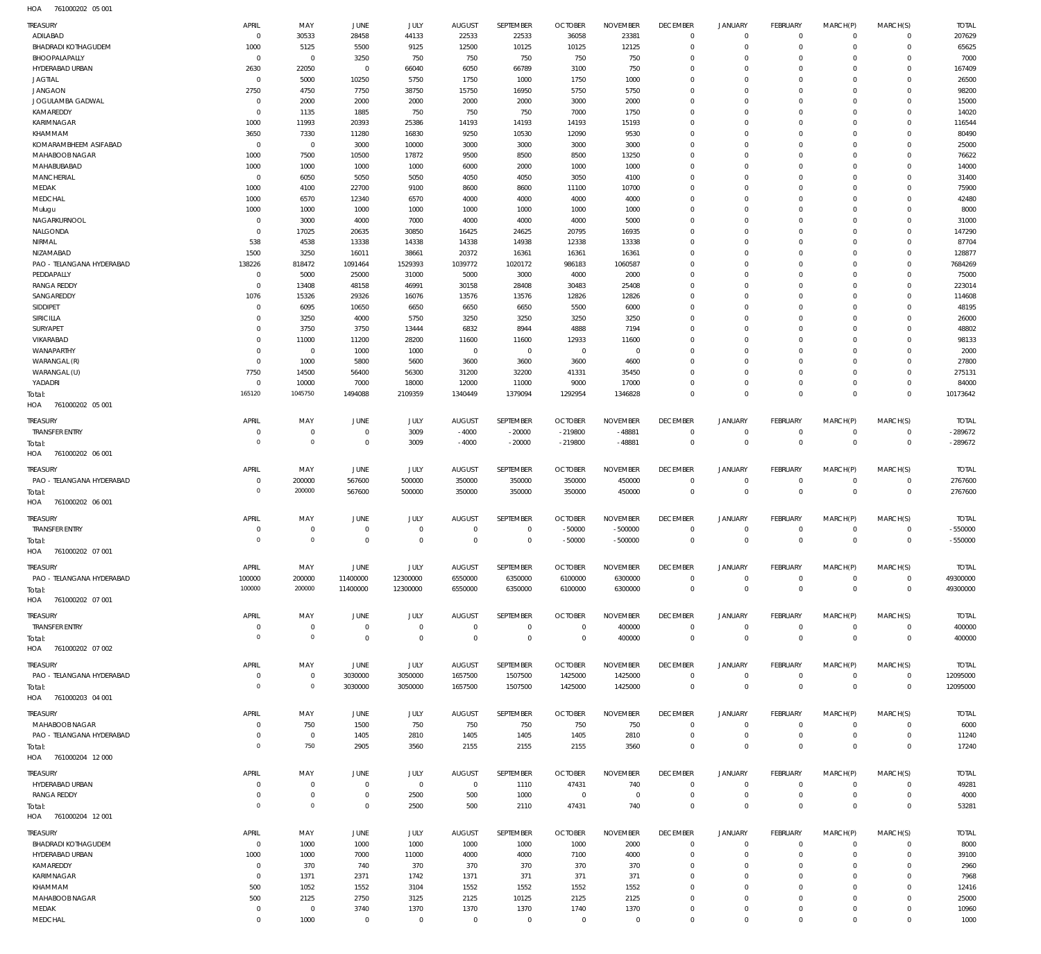HOA 761000202 05 001

| TREASURY | APRIL | MAY | JUNE | JULY | AUGUST | SEPTEMBER | OCTOBER | NOVEMBER | DECEMBER | JANUARY | FEBRUARY | MARCH(P) | MARCH(S) | TOTAL |
|---|---|---|---|---|---|---|---|---|---|---|---|---|---|---|
| ADILABAD | 0 | 30533 | 28458 | 44133 | 22533 | 22533 | 36058 | 23381 | 0 | 0 | 0 | 0 | 0 | 207629 |
| BHADRADI KOTHAGUDEM | 1000 | 5125 | 5500 | 9125 | 12500 | 10125 | 10125 | 12125 | 0 | 0 | 0 | 0 | 0 | 65625 |
| BHOOPALAPALLY | 0 | 0 | 3250 | 750 | 750 | 750 | 750 | 750 | 0 | 0 | 0 | 0 | 0 | 7000 |
| HYDERABAD URBAN | 2630 | 22050 | 0 | 66040 | 6050 | 66789 | 3100 | 750 | 0 | 0 | 0 | 0 | 0 | 167409 |
| JAGTIAL | 0 | 5000 | 10250 | 5750 | 1750 | 1000 | 1750 | 1000 | 0 | 0 | 0 | 0 | 0 | 26500 |
| JANGAON | 2750 | 4750 | 7750 | 38750 | 15750 | 16950 | 5750 | 5750 | 0 | 0 | 0 | 0 | 0 | 98200 |
| JOGULAMBA GADWAL | 0 | 2000 | 2000 | 2000 | 2000 | 2000 | 3000 | 2000 | 0 | 0 | 0 | 0 | 0 | 15000 |
| KAMAREDDY | 0 | 1135 | 1885 | 750 | 750 | 750 | 7000 | 1750 | 0 | 0 | 0 | 0 | 0 | 14020 |
| KARIMNAGAR | 1000 | 11993 | 20393 | 25386 | 14193 | 14193 | 14193 | 15193 | 0 | 0 | 0 | 0 | 0 | 116544 |
| KHAMMAM | 3650 | 7330 | 11280 | 16830 | 9250 | 10530 | 12090 | 9530 | 0 | 0 | 0 | 0 | 0 | 80490 |
| KOMARAMBHEEM ASIFABAD | 0 | 0 | 3000 | 10000 | 3000 | 3000 | 3000 | 3000 | 0 | 0 | 0 | 0 | 0 | 25000 |
| MAHABOOBNAGAR | 1000 | 7500 | 10500 | 17872 | 9500 | 8500 | 8500 | 13250 | 0 | 0 | 0 | 0 | 0 | 76622 |
| MAHABUBABAD | 1000 | 1000 | 1000 | 1000 | 6000 | 2000 | 1000 | 1000 | 0 | 0 | 0 | 0 | 0 | 14000 |
| MANCHERIAL | 0 | 6050 | 5050 | 5050 | 4050 | 4050 | 3050 | 4100 | 0 | 0 | 0 | 0 | 0 | 31400 |
| MEDAK | 1000 | 4100 | 22700 | 9100 | 8600 | 8600 | 11100 | 10700 | 0 | 0 | 0 | 0 | 0 | 75900 |
| MEDCHAL | 1000 | 6570 | 12340 | 6570 | 4000 | 4000 | 4000 | 4000 | 0 | 0 | 0 | 0 | 0 | 42480 |
| Mulugu | 1000 | 1000 | 1000 | 1000 | 1000 | 1000 | 1000 | 1000 | 0 | 0 | 0 | 0 | 0 | 8000 |
| NAGARKURNOOL | 0 | 3000 | 4000 | 7000 | 4000 | 4000 | 4000 | 5000 | 0 | 0 | 0 | 0 | 0 | 31000 |
| NALGONDA | 0 | 17025 | 20635 | 30850 | 16425 | 24625 | 20795 | 16935 | 0 | 0 | 0 | 0 | 0 | 147290 |
| NIRMAL | 538 | 4538 | 13338 | 14338 | 14338 | 14938 | 12338 | 13338 | 0 | 0 | 0 | 0 | 0 | 87704 |
| NIZAMABAD | 1500 | 3250 | 16011 | 38661 | 20372 | 16361 | 16361 | 16361 | 0 | 0 | 0 | 0 | 0 | 128877 |
| PAO - TELANGANA HYDERABAD | 138226 | 818472 | 1091464 | 1529393 | 1039772 | 1020172 | 986183 | 1060587 | 0 | 0 | 0 | 0 | 0 | 7684269 |
| PEDDAPALLY | 0 | 5000 | 25000 | 31000 | 5000 | 3000 | 4000 | 2000 | 0 | 0 | 0 | 0 | 0 | 75000 |
| RANGA REDDY | 0 | 13408 | 48158 | 46991 | 30158 | 28408 | 30483 | 25408 | 0 | 0 | 0 | 0 | 0 | 223014 |
| SANGAREDDY | 1076 | 15326 | 29326 | 16076 | 13576 | 13576 | 12826 | 12826 | 0 | 0 | 0 | 0 | 0 | 114608 |
| SIDDIPET | 0 | 6095 | 10650 | 6650 | 6650 | 6650 | 5500 | 6000 | 0 | 0 | 0 | 0 | 0 | 48195 |
| SIRICILLA | 0 | 3250 | 4000 | 5750 | 3250 | 3250 | 3250 | 3250 | 0 | 0 | 0 | 0 | 0 | 26000 |
| SURYAPET | 0 | 3750 | 3750 | 13444 | 6832 | 8944 | 4888 | 7194 | 0 | 0 | 0 | 0 | 0 | 48802 |
| VIKARABAD | 0 | 11000 | 11200 | 28200 | 11600 | 11600 | 12933 | 11600 | 0 | 0 | 0 | 0 | 0 | 98133 |
| WANAPARTHY | 0 | 0 | 1000 | 1000 | 0 | 0 | 0 | 0 | 0 | 0 | 0 | 0 | 0 | 2000 |
| WARANGAL (R) | 0 | 1000 | 5800 | 5600 | 3600 | 3600 | 3600 | 4600 | 0 | 0 | 0 | 0 | 0 | 27800 |
| WARANGAL (U) | 7750 | 14500 | 56400 | 56300 | 31200 | 32200 | 41331 | 35450 | 0 | 0 | 0 | 0 | 0 | 275131 |
| YADADRI | 0 | 10000 | 7000 | 18000 | 12000 | 11000 | 9000 | 17000 | 0 | 0 | 0 | 0 | 0 | 84000 |
| Total: | 165120 | 1045750 | 1494088 | 2109359 | 1340449 | 1379094 | 1292954 | 1346828 | 0 | 0 | 0 | 0 | 0 | 10173642 |

HOA 761000202 05 001

| TREASURY | APRIL | MAY | JUNE | JULY | AUGUST | SEPTEMBER | OCTOBER | NOVEMBER | DECEMBER | JANUARY | FEBRUARY | MARCH(P) | MARCH(S) | TOTAL |
|---|---|---|---|---|---|---|---|---|---|---|---|---|---|---|
| TRANSFER ENTRY | 0 | 0 | 0 | 3009 | -4000 | -20000 | -219800 | -48881 | 0 | 0 | 0 | 0 | 0 | -289672 |
| Total: | 0 | 0 | 0 | 3009 | -4000 | -20000 | -219800 | -48881 | 0 | 0 | 0 | 0 | 0 | -289672 |

HOA 761000202 06 001

| TREASURY | APRIL | MAY | JUNE | JULY | AUGUST | SEPTEMBER | OCTOBER | NOVEMBER | DECEMBER | JANUARY | FEBRUARY | MARCH(P) | MARCH(S) | TOTAL |
|---|---|---|---|---|---|---|---|---|---|---|---|---|---|---|
| PAO - TELANGANA HYDERABAD | 0 | 200000 | 567600 | 500000 | 350000 | 350000 | 350000 | 450000 | 0 | 0 | 0 | 0 | 0 | 2767600 |
| Total: | 0 | 200000 | 567600 | 500000 | 350000 | 350000 | 350000 | 450000 | 0 | 0 | 0 | 0 | 0 | 2767600 |

HOA 761000202 06 001

| TREASURY | APRIL | MAY | JUNE | JULY | AUGUST | SEPTEMBER | OCTOBER | NOVEMBER | DECEMBER | JANUARY | FEBRUARY | MARCH(P) | MARCH(S) | TOTAL |
|---|---|---|---|---|---|---|---|---|---|---|---|---|---|---|
| TRANSFER ENTRY | 0 | 0 | 0 | 0 | 0 | 0 | -50000 | -500000 | 0 | 0 | 0 | 0 | 0 | -550000 |
| Total: | 0 | 0 | 0 | 0 | 0 | 0 | -50000 | -500000 | 0 | 0 | 0 | 0 | 0 | -550000 |

HOA 761000202 07 001

| TREASURY | APRIL | MAY | JUNE | JULY | AUGUST | SEPTEMBER | OCTOBER | NOVEMBER | DECEMBER | JANUARY | FEBRUARY | MARCH(P) | MARCH(S) | TOTAL |
|---|---|---|---|---|---|---|---|---|---|---|---|---|---|---|
| PAO - TELANGANA HYDERABAD | 100000 | 200000 | 11400000 | 12300000 | 6550000 | 6350000 | 6100000 | 6300000 | 0 | 0 | 0 | 0 | 0 | 49300000 |
| Total: | 100000 | 200000 | 11400000 | 12300000 | 6550000 | 6350000 | 6100000 | 6300000 | 0 | 0 | 0 | 0 | 0 | 49300000 |

HOA 761000202 07 001

| TREASURY | APRIL | MAY | JUNE | JULY | AUGUST | SEPTEMBER | OCTOBER | NOVEMBER | DECEMBER | JANUARY | FEBRUARY | MARCH(P) | MARCH(S) | TOTAL |
|---|---|---|---|---|---|---|---|---|---|---|---|---|---|---|
| TRANSFER ENTRY | 0 | 0 | 0 | 0 | 0 | 0 | 0 | 400000 | 0 | 0 | 0 | 0 | 0 | 400000 |
| Total: | 0 | 0 | 0 | 0 | 0 | 0 | 0 | 400000 | 0 | 0 | 0 | 0 | 0 | 400000 |

HOA 761000202 07 002

| TREASURY | APRIL | MAY | JUNE | JULY | AUGUST | SEPTEMBER | OCTOBER | NOVEMBER | DECEMBER | JANUARY | FEBRUARY | MARCH(P) | MARCH(S) | TOTAL |
|---|---|---|---|---|---|---|---|---|---|---|---|---|---|---|
| PAO - TELANGANA HYDERABAD | 0 | 0 | 3030000 | 3050000 | 1657500 | 1507500 | 1425000 | 1425000 | 0 | 0 | 0 | 0 | 0 | 12095000 |
| Total: | 0 | 0 | 3030000 | 3050000 | 1657500 | 1507500 | 1425000 | 1425000 | 0 | 0 | 0 | 0 | 0 | 12095000 |

HOA 761000203 04 001

| TREASURY | APRIL | MAY | JUNE | JULY | AUGUST | SEPTEMBER | OCTOBER | NOVEMBER | DECEMBER | JANUARY | FEBRUARY | MARCH(P) | MARCH(S) | TOTAL |
|---|---|---|---|---|---|---|---|---|---|---|---|---|---|---|
| MAHABOOBNAGAR | 0 | 750 | 1500 | 750 | 750 | 750 | 750 | 750 | 0 | 0 | 0 | 0 | 0 | 6000 |
| PAO - TELANGANA HYDERABAD | 0 | 0 | 1405 | 2810 | 1405 | 1405 | 1405 | 2810 | 0 | 0 | 0 | 0 | 0 | 11240 |
| Total: | 0 | 750 | 2905 | 3560 | 2155 | 2155 | 2155 | 3560 | 0 | 0 | 0 | 0 | 0 | 17240 |

HOA 761000204 12 000

| TREASURY | APRIL | MAY | JUNE | JULY | AUGUST | SEPTEMBER | OCTOBER | NOVEMBER | DECEMBER | JANUARY | FEBRUARY | MARCH(P) | MARCH(S) | TOTAL |
|---|---|---|---|---|---|---|---|---|---|---|---|---|---|---|
| HYDERABAD URBAN | 0 | 0 | 0 | 0 | 0 | 1110 | 47431 | 740 | 0 | 0 | 0 | 0 | 0 | 49281 |
| RANGA REDDY | 0 | 0 | 0 | 2500 | 500 | 1000 | 0 | 0 | 0 | 0 | 0 | 0 | 0 | 4000 |
| Total: | 0 | 0 | 0 | 2500 | 500 | 2110 | 47431 | 740 | 0 | 0 | 0 | 0 | 0 | 53281 |

HOA 761000204 12 001

| TREASURY | APRIL | MAY | JUNE | JULY | AUGUST | SEPTEMBER | OCTOBER | NOVEMBER | DECEMBER | JANUARY | FEBRUARY | MARCH(P) | MARCH(S) | TOTAL |
|---|---|---|---|---|---|---|---|---|---|---|---|---|---|---|
| BHADRADI KOTHAGUDEM | 0 | 1000 | 1000 | 1000 | 1000 | 1000 | 1000 | 2000 | 0 | 0 | 0 | 0 | 0 | 8000 |
| HYDERABAD URBAN | 1000 | 1000 | 7000 | 11000 | 4000 | 4000 | 7100 | 4000 | 0 | 0 | 0 | 0 | 0 | 39100 |
| KAMAREDDY | 0 | 370 | 740 | 370 | 370 | 370 | 370 | 370 | 0 | 0 | 0 | 0 | 0 | 2960 |
| KARIMNAGAR | 0 | 1371 | 2371 | 1742 | 1371 | 371 | 371 | 371 | 0 | 0 | 0 | 0 | 0 | 7968 |
| KHAMMAM | 500 | 1052 | 1552 | 3104 | 1552 | 1552 | 1552 | 1552 | 0 | 0 | 0 | 0 | 0 | 12416 |
| MAHABOOBNAGAR | 500 | 2125 | 2750 | 3125 | 2125 | 10125 | 2125 | 2125 | 0 | 0 | 0 | 0 | 0 | 25000 |
| MEDAK | 0 | 0 | 3740 | 1370 | 1370 | 1370 | 1740 | 1370 | 0 | 0 | 0 | 0 | 0 | 10960 |
| MEDCHAL | 0 | 1000 | 0 | 0 | 0 | 0 | 0 | 0 | 0 | 0 | 0 | 0 | 0 | 1000 |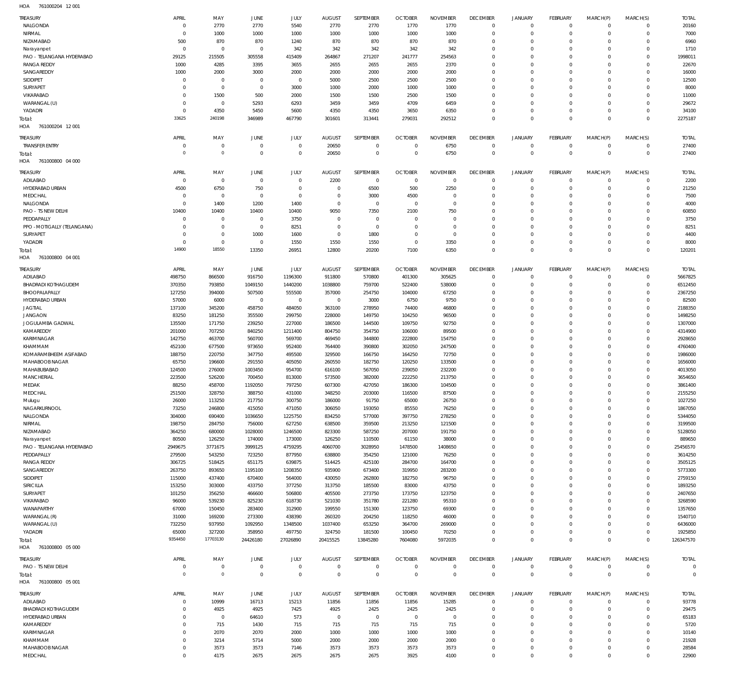HOA 761000204 12 001

| TREASURY | APRIL | MAY | JUNE | JULY | AUGUST | SEPTEMBER | OCTOBER | NOVEMBER | DECEMBER | JANUARY | FEBRUARY | MARCH(P) | MARCH(S) | TOTAL |
|---|---|---|---|---|---|---|---|---|---|---|---|---|---|---|
| NALGONDA | 0 | 2770 | 2770 | 5540 | 2770 | 2770 | 1770 | 1770 | 0 | 0 | 0 | 0 | 0 | 20160 |
| NIRMAL | 0 | 1000 | 1000 | 1000 | 1000 | 1000 | 1000 | 1000 | 0 | 0 | 0 | 0 | 0 | 7000 |
| NIZAMABAD | 500 | 870 | 870 | 1240 | 870 | 870 | 870 | 870 | 0 | 0 | 0 | 0 | 0 | 6960 |
| Narayanpet | 0 | 0 | 0 | 342 | 342 | 342 | 342 | 342 | 0 | 0 | 0 | 0 | 0 | 1710 |
| PAO - TELANGANA HYDERABAD | 29125 | 215505 | 305558 | 415409 | 264867 | 271207 | 241777 | 254563 | 0 | 0 | 0 | 0 | 0 | 1998011 |
| RANGA REDDY | 1000 | 4285 | 3395 | 3655 | 2655 | 2655 | 2655 | 2370 | 0 | 0 | 0 | 0 | 0 | 22670 |
| SANGAREDDY | 1000 | 2000 | 3000 | 2000 | 2000 | 2000 | 2000 | 2000 | 0 | 0 | 0 | 0 | 0 | 16000 |
| SIDDIPET | 0 | 0 | 0 | 0 | 5000 | 2500 | 2500 | 2500 | 0 | 0 | 0 | 0 | 0 | 12500 |
| SURYAPET | 0 | 0 | 0 | 3000 | 1000 | 2000 | 1000 | 1000 | 0 | 0 | 0 | 0 | 0 | 8000 |
| VIKARABAD | 0 | 1500 | 500 | 2000 | 1500 | 1500 | 2500 | 1500 | 0 | 0 | 0 | 0 | 0 | 11000 |
| WARANGAL (U) | 0 | 0 | 5293 | 6293 | 3459 | 3459 | 4709 | 6459 | 0 | 0 | 0 | 0 | 0 | 29672 |
| YADADRI | 0 | 4350 | 5450 | 5600 | 4350 | 4350 | 3650 | 6350 | 0 | 0 | 0 | 0 | 0 | 34100 |
| Total: | 33625 | 240198 | 346989 | 467790 | 301601 | 313441 | 279031 | 292512 | 0 | 0 | 0 | 0 | 0 | 2275187 |

HOA 761000204 12 001

| TREASURY | APRIL | MAY | JUNE | JULY | AUGUST | SEPTEMBER | OCTOBER | NOVEMBER | DECEMBER | JANUARY | FEBRUARY | MARCH(P) | MARCH(S) | TOTAL |
|---|---|---|---|---|---|---|---|---|---|---|---|---|---|---|
| TRANSFER ENTRY | 0 | 0 | 0 | 0 | 20650 | 0 | 0 | 6750 | 0 | 0 | 0 | 0 | 0 | 27400 |
| Total: | 0 | 0 | 0 | 0 | 20650 | 0 | 0 | 6750 | 0 | 0 | 0 | 0 | 0 | 27400 |

HOA 761000800 04 000

| TREASURY | APRIL | MAY | JUNE | JULY | AUGUST | SEPTEMBER | OCTOBER | NOVEMBER | DECEMBER | JANUARY | FEBRUARY | MARCH(P) | MARCH(S) | TOTAL |
|---|---|---|---|---|---|---|---|---|---|---|---|---|---|---|
| ADILABAD | 0 | 0 | 0 | 0 | 2200 | 0 | 0 | 0 | 0 | 0 | 0 | 0 | 0 | 2200 |
| HYDERABAD URBAN | 4500 | 6750 | 750 | 0 | 0 | 6500 | 500 | 2250 | 0 | 0 | 0 | 0 | 0 | 21250 |
| MEDCHAL | 0 | 0 | 0 | 0 | 0 | 3000 | 4500 | 0 | 0 | 0 | 0 | 0 | 0 | 7500 |
| NALGONDA | 0 | 1400 | 1200 | 1400 | 0 | 0 | 0 | 0 | 0 | 0 | 0 | 0 | 0 | 4000 |
| PAO - TS NEW DELHI | 10400 | 10400 | 10400 | 10400 | 9050 | 7350 | 2100 | 750 | 0 | 0 | 0 | 0 | 0 | 60850 |
| PEDDAPALLY | 0 | 0 | 0 | 3750 | 0 | 0 | 0 | 0 | 0 | 0 | 0 | 0 | 0 | 3750 |
| PPO - MOTIGALLY (TELANGANA) | 0 | 0 | 0 | 8251 | 0 | 0 | 0 | 0 | 0 | 0 | 0 | 0 | 0 | 8251 |
| SURYAPET | 0 | 0 | 1000 | 1600 | 0 | 1800 | 0 | 0 | 0 | 0 | 0 | 0 | 0 | 4400 |
| YADADRI | 0 | 0 | 0 | 1550 | 1550 | 1550 | 0 | 3350 | 0 | 0 | 0 | 0 | 0 | 8000 |
| Total: | 14900 | 18550 | 13350 | 26951 | 12800 | 20200 | 7100 | 6350 | 0 | 0 | 0 | 0 | 0 | 120201 |

HOA 761000800 04 001

| TREASURY | APRIL | MAY | JUNE | JULY | AUGUST | SEPTEMBER | OCTOBER | NOVEMBER | DECEMBER | JANUARY | FEBRUARY | MARCH(P) | MARCH(S) | TOTAL |
|---|---|---|---|---|---|---|---|---|---|---|---|---|---|---|
| ADILABAD | 498750 | 866500 | 916750 | 1196300 | 911800 | 570800 | 401300 | 305625 | 0 | 0 | 0 | 0 | 0 | 5667825 |
| BHADRADI KOTHAGUDEM | 370350 | 793850 | 1049150 | 1440200 | 1038800 | 759700 | 522400 | 538000 | 0 | 0 | 0 | 0 | 0 | 6512450 |
| BHOOPALAPALLY | 127250 | 394000 | 507500 | 555500 | 357000 | 254750 | 104000 | 67250 | 0 | 0 | 0 | 0 | 0 | 2367250 |
| HYDERABAD URBAN | 57000 | 6000 | 0 | 0 | 0 | 3000 | 6750 | 9750 | 0 | 0 | 0 | 0 | 0 | 82500 |
| JAGTIAL | 137100 | 345200 | 458750 | 484050 | 363100 | 278950 | 74400 | 46800 | 0 | 0 | 0 | 0 | 0 | 2188350 |
| JANGAON | 83250 | 181250 | 355500 | 299750 | 228000 | 149750 | 104250 | 96500 | 0 | 0 | 0 | 0 | 0 | 1498250 |
| JOGULAMBA GADWAL | 135500 | 171750 | 239250 | 227000 | 186500 | 144500 | 109750 | 92750 | 0 | 0 | 0 | 0 | 0 | 1307000 |
| KAMAREDDY | 201000 | 707250 | 840250 | 1211400 | 804750 | 354750 | 106000 | 89500 | 0 | 0 | 0 | 0 | 0 | 4314900 |
| KARIMNAGAR | 142750 | 463700 | 560700 | 569700 | 469450 | 344800 | 222800 | 154750 | 0 | 0 | 0 | 0 | 0 | 2928650 |
| KHAMMAM | 452100 | 677500 | 973650 | 952400 | 764400 | 390800 | 302050 | 247500 | 0 | 0 | 0 | 0 | 0 | 4760400 |
| KOMARAMBHEEM ASIFABAD | 188750 | 220750 | 347750 | 495500 | 329500 | 166750 | 164250 | 72750 | 0 | 0 | 0 | 0 | 0 | 1986000 |
| MAHABOOB NAGAR | 65750 | 196600 | 291550 | 405050 | 260550 | 182750 | 120250 | 133500 | 0 | 0 | 0 | 0 | 0 | 1656000 |
| MAHABUBABAD | 124500 | 276000 | 1003450 | 954700 | 616100 | 567050 | 239050 | 232200 | 0 | 0 | 0 | 0 | 0 | 4013050 |
| MANCHERIAL | 223500 | 526200 | 700450 | 813000 | 573500 | 382000 | 222250 | 213750 | 0 | 0 | 0 | 0 | 0 | 3654650 |
| MEDAK | 88250 | 458700 | 1192050 | 797250 | 607300 | 427050 | 186300 | 104500 | 0 | 0 | 0 | 0 | 0 | 3861400 |
| MEDCHAL | 251500 | 328750 | 388750 | 431000 | 348250 | 203000 | 116500 | 87500 | 0 | 0 | 0 | 0 | 0 | 2155250 |
| Mulugu | 26000 | 113250 | 217750 | 300750 | 186000 | 91750 | 65000 | 26750 | 0 | 0 | 0 | 0 | 0 | 1027250 |
| NAGARKURNOOL | 73250 | 246800 | 415050 | 471050 | 306050 | 193050 | 85550 | 76250 | 0 | 0 | 0 | 0 | 0 | 1867050 |
| NALGONDA | 304000 | 690400 | 1036650 | 1225750 | 834250 | 577000 | 397750 | 278250 | 0 | 0 | 0 | 0 | 0 | 5344050 |
| NIRMAL | 198750 | 284750 | 756000 | 627250 | 638500 | 359500 | 213250 | 121500 | 0 | 0 | 0 | 0 | 0 | 3199500 |
| NIZAMABAD | 364250 | 680000 | 1028000 | 1246500 | 823300 | 587250 | 207000 | 191750 | 0 | 0 | 0 | 0 | 0 | 5128050 |
| Narayanpet | 80500 | 126250 | 174000 | 173000 | 126250 | 110500 | 61150 | 38000 | 0 | 0 | 0 | 0 | 0 | 889650 |
| PAO - TELANGANA HYDERABAD | 2949675 | 3771675 | 3999125 | 4759295 | 4060700 | 3028950 | 1478500 | 1408650 | 0 | 0 | 0 | 0 | 0 | 25456570 |
| PEDDAPALLY | 279500 | 543250 | 723250 | 877950 | 638800 | 354250 | 121000 | 76250 | 0 | 0 | 0 | 0 | 0 | 3614250 |
| RANGA REDDY | 306725 | 518425 | 651175 | 639875 | 514425 | 425100 | 284700 | 164700 | 0 | 0 | 0 | 0 | 0 | 3505125 |
| SANGAREDDY | 263750 | 893650 | 1195100 | 1208350 | 935900 | 673400 | 319950 | 283200 | 0 | 0 | 0 | 0 | 0 | 5773300 |
| SIDDIPET | 115000 | 437400 | 670400 | 564000 | 430050 | 262800 | 182750 | 96750 | 0 | 0 | 0 | 0 | 0 | 2759150 |
| SIRICILLA | 153250 | 303000 | 433750 | 377250 | 313750 | 185500 | 83000 | 43750 | 0 | 0 | 0 | 0 | 0 | 1893250 |
| SURYAPET | 101250 | 356250 | 466600 | 506800 | 405500 | 273750 | 173750 | 123750 | 0 | 0 | 0 | 0 | 0 | 2407650 |
| VIKARABAD | 96000 | 539230 | 825230 | 618730 | 521030 | 351780 | 221280 | 95310 | 0 | 0 | 0 | 0 | 0 | 3268590 |
| WANAPARTHY | 67000 | 150450 | 283400 | 312900 | 199550 | 151300 | 123750 | 69300 | 0 | 0 | 0 | 0 | 0 | 1357650 |
| WARANGAL (R) | 31000 | 169200 | 273300 | 438390 | 260320 | 204250 | 118250 | 46000 | 0 | 0 | 0 | 0 | 0 | 1540710 |
| WARANGAL (U) | 732250 | 937950 | 1092950 | 1348500 | 1037400 | 653250 | 364700 | 269000 | 0 | 0 | 0 | 0 | 0 | 6436000 |
| YADADRI | 65000 | 327200 | 358950 | 497750 | 324750 | 181500 | 100450 | 70250 | 0 | 0 | 0 | 0 | 0 | 1925850 |
| Total: | 9354450 | 17703130 | 24426180 | 27026890 | 20415525 | 13845280 | 7604080 | 5972035 | 0 | 0 | 0 | 0 | 0 | 126347570 |

HOA 761000800 05 000

| TREASURY | APRIL | MAY | JUNE | JULY | AUGUST | SEPTEMBER | OCTOBER | NOVEMBER | DECEMBER | JANUARY | FEBRUARY | MARCH(P) | MARCH(S) | TOTAL |
|---|---|---|---|---|---|---|---|---|---|---|---|---|---|---|
| PAO - TS NEW DELHI | 0 | 0 | 0 | 0 | 0 | 0 | 0 | 0 | 0 | 0 | 0 | 0 | 0 | 0 |
| Total: | 0 | 0 | 0 | 0 | 0 | 0 | 0 | 0 | 0 | 0 | 0 | 0 | 0 | 0 |

HOA 761000800 05 001

| TREASURY | APRIL | MAY | JUNE | JULY | AUGUST | SEPTEMBER | OCTOBER | NOVEMBER | DECEMBER | JANUARY | FEBRUARY | MARCH(P) | MARCH(S) | TOTAL |
|---|---|---|---|---|---|---|---|---|---|---|---|---|---|---|
| ADILABAD | 0 | 10999 | 16713 | 15213 | 11856 | 11856 | 11856 | 15285 | 0 | 0 | 0 | 0 | 0 | 93778 |
| BHADRADI KOTHAGUDEM | 0 | 4925 | 4925 | 7425 | 4925 | 2425 | 2425 | 2425 | 0 | 0 | 0 | 0 | 0 | 29475 |
| HYDERABAD URBAN | 0 | 0 | 64610 | 573 | 0 | 0 | 0 | 0 | 0 | 0 | 0 | 0 | 0 | 65183 |
| KAMAREDDY | 0 | 715 | 1430 | 715 | 715 | 715 | 715 | 715 | 0 | 0 | 0 | 0 | 0 | 5720 |
| KARIMNAGAR | 0 | 2070 | 2070 | 2000 | 1000 | 1000 | 1000 | 1000 | 0 | 0 | 0 | 0 | 0 | 10140 |
| KHAMMAM | 0 | 3214 | 5714 | 5000 | 2000 | 2000 | 2000 | 2000 | 0 | 0 | 0 | 0 | 0 | 21928 |
| MAHABOOB NAGAR | 0 | 3573 | 3573 | 7146 | 3573 | 3573 | 3573 | 3573 | 0 | 0 | 0 | 0 | 0 | 28584 |
| MEDCHAL | 0 | 4175 | 2675 | 2675 | 2675 | 2675 | 3925 | 4100 | 0 | 0 | 0 | 0 | 0 | 22900 |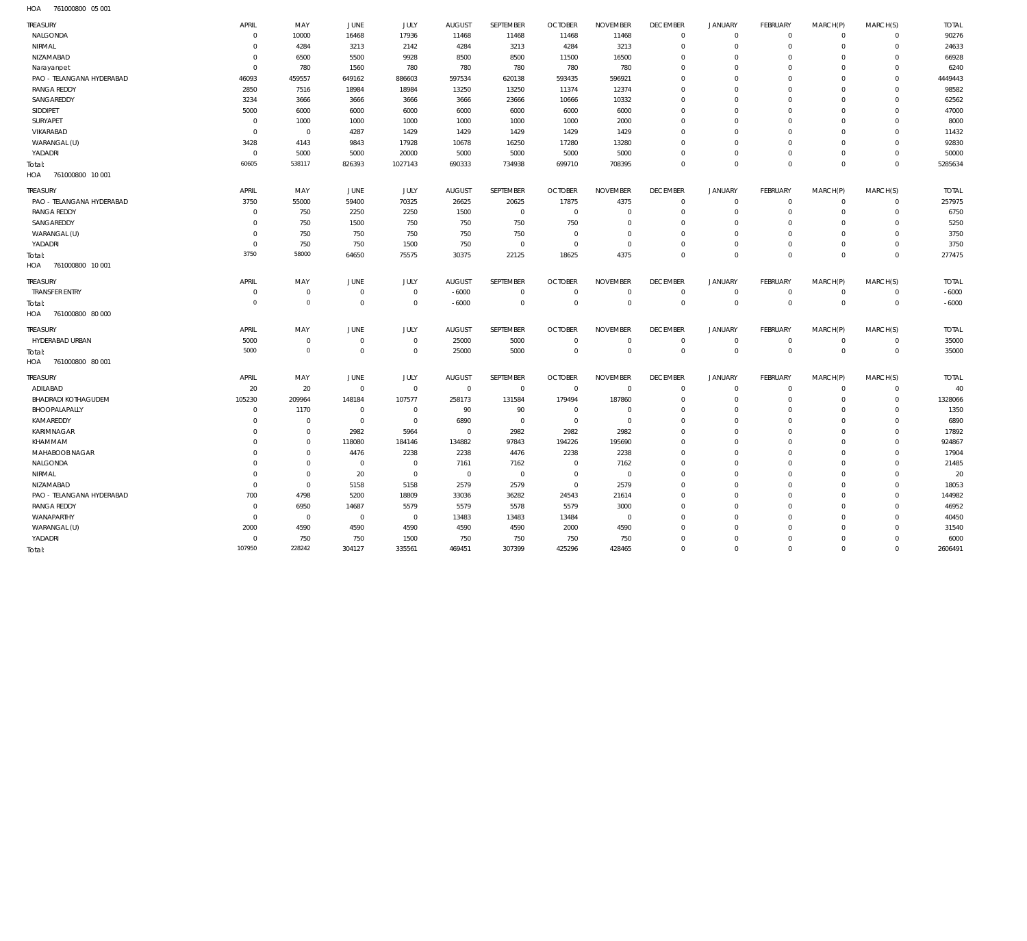HOA 761000800 05 001

| TREASURY | APRIL | MAY | JUNE | JULY | AUGUST | SEPTEMBER | OCTOBER | NOVEMBER | DECEMBER | JANUARY | FEBRUARY | MARCH(P) | MARCH(S) | TOTAL |
|---|---|---|---|---|---|---|---|---|---|---|---|---|---|---|
| NALGONDA | 0 | 10000 | 16468 | 17936 | 11468 | 11468 | 11468 | 11468 | 0 | 0 | 0 | 0 | 0 | 90276 |
| NIRMAL | 0 | 4284 | 3213 | 2142 | 4284 | 3213 | 4284 | 3213 | 0 | 0 | 0 | 0 | 0 | 24633 |
| NIZAMABAD | 0 | 6500 | 5500 | 9928 | 8500 | 8500 | 11500 | 16500 | 0 | 0 | 0 | 0 | 0 | 66928 |
| Narayanpet | 0 | 780 | 1560 | 780 | 780 | 780 | 780 | 780 | 0 | 0 | 0 | 0 | 0 | 6240 |
| PAO - TELANGANA HYDERABAD | 46093 | 459557 | 649162 | 886603 | 597534 | 620138 | 593435 | 596921 | 0 | 0 | 0 | 0 | 0 | 4449443 |
| RANGA REDDY | 2850 | 7516 | 18984 | 18984 | 13250 | 13250 | 11374 | 12374 | 0 | 0 | 0 | 0 | 0 | 98582 |
| SANGAREDDY | 3234 | 3666 | 3666 | 3666 | 3666 | 23666 | 10666 | 10332 | 0 | 0 | 0 | 0 | 0 | 62562 |
| SIDDIPET | 5000 | 6000 | 6000 | 6000 | 6000 | 6000 | 6000 | 6000 | 0 | 0 | 0 | 0 | 0 | 47000 |
| SURYAPET | 0 | 1000 | 1000 | 1000 | 1000 | 1000 | 1000 | 2000 | 0 | 0 | 0 | 0 | 0 | 8000 |
| VIKARABAD | 0 | 0 | 4287 | 1429 | 1429 | 1429 | 1429 | 1429 | 0 | 0 | 0 | 0 | 0 | 11432 |
| WARANGAL (U) | 3428 | 4143 | 9843 | 17928 | 10678 | 16250 | 17280 | 13280 | 0 | 0 | 0 | 0 | 0 | 92830 |
| YADADRI | 0 | 5000 | 5000 | 20000 | 5000 | 5000 | 5000 | 5000 | 0 | 0 | 0 | 0 | 0 | 50000 |
| Total: | 60605 | 538117 | 826393 | 1027143 | 690333 | 734938 | 699710 | 708395 | 0 | 0 | 0 | 0 | 0 | 5285634 |

HOA 761000800 10 001

| TREASURY | APRIL | MAY | JUNE | JULY | AUGUST | SEPTEMBER | OCTOBER | NOVEMBER | DECEMBER | JANUARY | FEBRUARY | MARCH(P) | MARCH(S) | TOTAL |
|---|---|---|---|---|---|---|---|---|---|---|---|---|---|---|
| PAO - TELANGANA HYDERABAD | 3750 | 55000 | 59400 | 70325 | 26625 | 20625 | 17875 | 4375 | 0 | 0 | 0 | 0 | 0 | 257975 |
| RANGA REDDY | 0 | 750 | 2250 | 2250 | 1500 | 0 | 0 | 0 | 0 | 0 | 0 | 0 | 0 | 6750 |
| SANGAREDDY | 0 | 750 | 1500 | 750 | 750 | 750 | 750 | 0 | 0 | 0 | 0 | 0 | 0 | 5250 |
| WARANGAL (U) | 0 | 750 | 750 | 750 | 750 | 750 | 0 | 0 | 0 | 0 | 0 | 0 | 0 | 3750 |
| YADADRI | 0 | 750 | 750 | 1500 | 750 | 0 | 0 | 0 | 0 | 0 | 0 | 0 | 0 | 3750 |
| Total: | 3750 | 58000 | 64650 | 75575 | 30375 | 22125 | 18625 | 4375 | 0 | 0 | 0 | 0 | 0 | 277475 |

HOA 761000800 10 001

| TREASURY | APRIL | MAY | JUNE | JULY | AUGUST | SEPTEMBER | OCTOBER | NOVEMBER | DECEMBER | JANUARY | FEBRUARY | MARCH(P) | MARCH(S) | TOTAL |
|---|---|---|---|---|---|---|---|---|---|---|---|---|---|---|
| TRANSFER ENTRY | 0 | 0 | 0 | 0 | -6000 | 0 | 0 | 0 | 0 | 0 | 0 | 0 | 0 | -6000 |
| Total: | 0 | 0 | 0 | 0 | -6000 | 0 | 0 | 0 | 0 | 0 | 0 | 0 | 0 | -6000 |

HOA 761000800 80 000

| TREASURY | APRIL | MAY | JUNE | JULY | AUGUST | SEPTEMBER | OCTOBER | NOVEMBER | DECEMBER | JANUARY | FEBRUARY | MARCH(P) | MARCH(S) | TOTAL |
|---|---|---|---|---|---|---|---|---|---|---|---|---|---|---|
| HYDERABAD URBAN | 5000 | 0 | 0 | 0 | 25000 | 5000 | 0 | 0 | 0 | 0 | 0 | 0 | 0 | 35000 |
| Total: | 5000 | 0 | 0 | 0 | 25000 | 5000 | 0 | 0 | 0 | 0 | 0 | 0 | 0 | 35000 |

HOA 761000800 80 001

| TREASURY | APRIL | MAY | JUNE | JULY | AUGUST | SEPTEMBER | OCTOBER | NOVEMBER | DECEMBER | JANUARY | FEBRUARY | MARCH(P) | MARCH(S) | TOTAL |
|---|---|---|---|---|---|---|---|---|---|---|---|---|---|---|
| ADILABAD | 20 | 20 | 0 | 0 | 0 | 0 | 0 | 0 | 0 | 0 | 0 | 0 | 0 | 40 |
| BHADRADI KOTHAGUDEM | 105230 | 209964 | 148184 | 107577 | 258173 | 131584 | 179494 | 187860 | 0 | 0 | 0 | 0 | 0 | 1328066 |
| BHOOPALAPALLY | 0 | 1170 | 0 | 0 | 90 | 90 | 0 | 0 | 0 | 0 | 0 | 0 | 0 | 1350 |
| KAMAREDDY | 0 | 0 | 0 | 0 | 6890 | 0 | 0 | 0 | 0 | 0 | 0 | 0 | 0 | 6890 |
| KARIMNAGAR | 0 | 0 | 2982 | 5964 | 0 | 2982 | 2982 | 2982 | 0 | 0 | 0 | 0 | 0 | 17892 |
| KHAMMAM | 0 | 0 | 118080 | 184146 | 134882 | 97843 | 194226 | 195690 | 0 | 0 | 0 | 0 | 0 | 924867 |
| MAHABOOBNAGAR | 0 | 0 | 4476 | 2238 | 2238 | 4476 | 2238 | 2238 | 0 | 0 | 0 | 0 | 0 | 17904 |
| NALGONDA | 0 | 0 | 0 | 0 | 7161 | 7162 | 0 | 7162 | 0 | 0 | 0 | 0 | 0 | 21485 |
| NIRMAL | 0 | 0 | 20 | 0 | 0 | 0 | 0 | 0 | 0 | 0 | 0 | 0 | 0 | 20 |
| NIZAMABAD | 0 | 0 | 5158 | 5158 | 2579 | 2579 | 0 | 2579 | 0 | 0 | 0 | 0 | 0 | 18053 |
| PAO - TELANGANA HYDERABAD | 700 | 4798 | 5200 | 18809 | 33036 | 36282 | 24543 | 21614 | 0 | 0 | 0 | 0 | 0 | 144982 |
| RANGA REDDY | 0 | 6950 | 14687 | 5579 | 5579 | 5578 | 5579 | 3000 | 0 | 0 | 0 | 0 | 0 | 46952 |
| WANAPARTHY | 0 | 0 | 0 | 0 | 13483 | 13483 | 13484 | 0 | 0 | 0 | 0 | 0 | 0 | 40450 |
| WARANGAL (U) | 2000 | 4590 | 4590 | 4590 | 4590 | 4590 | 2000 | 4590 | 0 | 0 | 0 | 0 | 0 | 31540 |
| YADADRI | 0 | 750 | 750 | 1500 | 750 | 750 | 750 | 750 | 0 | 0 | 0 | 0 | 0 | 6000 |
| Total: | 107950 | 228242 | 304127 | 335561 | 469451 | 307399 | 425296 | 428465 | 0 | 0 | 0 | 0 | 0 | 2606491 |